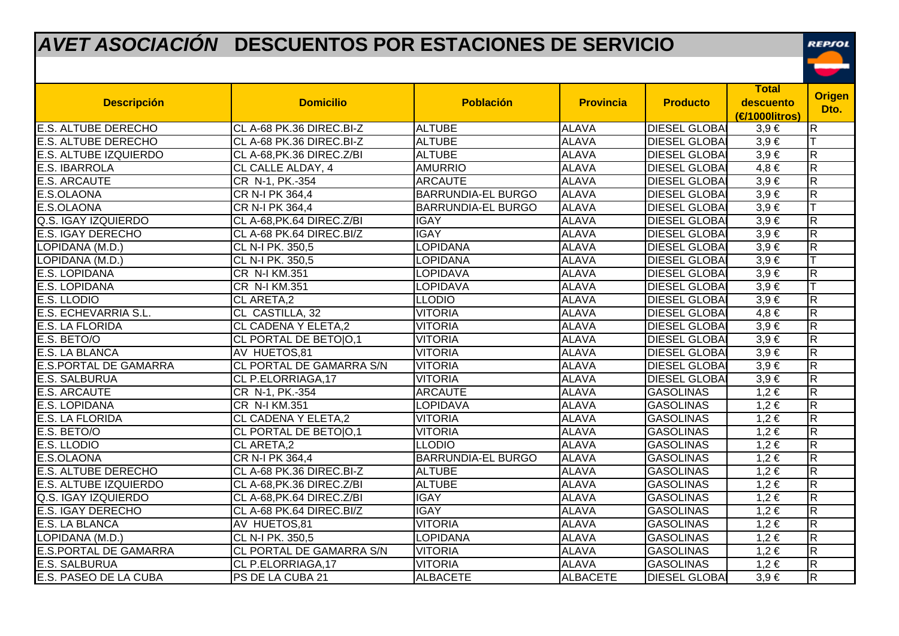# AVET ASOCIACIÓN DESCUENTOS POR ESTACIONES DE SERVICIO

REPSOL

| Descripción | Domicilio | Población | Provincia | Producto | Total descuento (€/1000litros) | Origen Dto. |
|---|---|---|---|---|---|---|
| E.S. ALTUBE DERECHO | CL A-68 PK.36 DIREC.BI-Z | ALTUBE | ALAVA | DIESEL GLOBA | 3,9 € | R |
| E.S. ALTUBE DERECHO | CL A-68 PK.36 DIREC.BI-Z | ALTUBE | ALAVA | DIESEL GLOBA | 3,9 € | T |
| E.S. ALTUBE IZQUIERDO | CL A-68,PK.36 DIREC.Z/BI | ALTUBE | ALAVA | DIESEL GLOBA | 3,9 € | R |
| E.S. IBARROLA | CL CALLE ALDAY, 4 | AMURRIO | ALAVA | DIESEL GLOBA | 4,8 € | R |
| E.S. ARCAUTE | CR N-1, PK.-354 | ARCAUTE | ALAVA | DIESEL GLOBA | 3,9 € | R |
| E.S.OLAONA | CR N-I PK 364,4 | BARRUNDIA-EL BURGO | ALAVA | DIESEL GLOBA | 3,9 € | R |
| E.S.OLAONA | CR N-I PK 364,4 | BARRUNDIA-EL BURGO | ALAVA | DIESEL GLOBA | 3,9 € | T |
| Q.S. IGAY IZQUIERDO | CL A-68,PK.64 DIREC.Z/BI | IGAY | ALAVA | DIESEL GLOBA | 3,9 € | R |
| E.S. IGAY DERECHO | CL A-68 PK.64 DIREC.BI/Z | IGAY | ALAVA | DIESEL GLOBA | 3,9 € | R |
| LOPIDANA (M.D.) | CL N-I PK. 350,5 | LOPIDANA | ALAVA | DIESEL GLOBA | 3,9 € | R |
| LOPIDANA (M.D.) | CL N-I PK. 350,5 | LOPIDANA | ALAVA | DIESEL GLOBA | 3,9 € | T |
| E.S. LOPIDANA | CR N-I KM.351 | LOPIDAVA | ALAVA | DIESEL GLOBA | 3,9 € | R |
| E.S. LOPIDANA | CR N-I KM.351 | LOPIDAVA | ALAVA | DIESEL GLOBA | 3,9 € | T |
| E.S. LLODIO | CL ARETA,2 | LLODIO | ALAVA | DIESEL GLOBA | 3,9 € | R |
| E.S. ECHEVARRIA S.L. | CL CASTILLA, 32 | VITORIA | ALAVA | DIESEL GLOBA | 4,8 € | R |
| E.S. LA FLORIDA | CL CADENA Y ELETA,2 | VITORIA | ALAVA | DIESEL GLOBA | 3,9 € | R |
| E.S. BETO/O | CL PORTAL DE BETO\|O,1 | VITORIA | ALAVA | DIESEL GLOBA | 3,9 € | R |
| E.S. LA BLANCA | AV HUETOS,81 | VITORIA | ALAVA | DIESEL GLOBA | 3,9 € | R |
| E.S.PORTAL DE GAMARRA | CL PORTAL DE GAMARRA S/N | VITORIA | ALAVA | DIESEL GLOBA | 3,9 € | R |
| E.S. SALBURUA | CL P.ELORRIAGA,17 | VITORIA | ALAVA | DIESEL GLOBA | 3,9 € | R |
| E.S. ARCAUTE | CR N-1, PK.-354 | ARCAUTE | ALAVA | GASOLINAS | 1,2 € | R |
| E.S. LOPIDANA | CR N-I KM.351 | LOPIDAVA | ALAVA | GASOLINAS | 1,2 € | R |
| E.S. LA FLORIDA | CL CADENA Y ELETA,2 | VITORIA | ALAVA | GASOLINAS | 1,2 € | R |
| E.S. BETO/O | CL PORTAL DE BETO\|O,1 | VITORIA | ALAVA | GASOLINAS | 1,2 € | R |
| E.S. LLODIO | CL ARETA,2 | LLODIO | ALAVA | GASOLINAS | 1,2 € | R |
| E.S.OLAONA | CR N-I PK 364,4 | BARRUNDIA-EL BURGO | ALAVA | GASOLINAS | 1,2 € | R |
| E.S. ALTUBE DERECHO | CL A-68 PK.36 DIREC.BI-Z | ALTUBE | ALAVA | GASOLINAS | 1,2 € | R |
| E.S. ALTUBE IZQUIERDO | CL A-68,PK.36 DIREC.Z/BI | ALTUBE | ALAVA | GASOLINAS | 1,2 € | R |
| Q.S. IGAY IZQUIERDO | CL A-68,PK.64 DIREC.Z/BI | IGAY | ALAVA | GASOLINAS | 1,2 € | R |
| E.S. IGAY DERECHO | CL A-68 PK.64 DIREC.BI/Z | IGAY | ALAVA | GASOLINAS | 1,2 € | R |
| E.S. LA BLANCA | AV HUETOS,81 | VITORIA | ALAVA | GASOLINAS | 1,2 € | R |
| LOPIDANA (M.D.) | CL N-I PK. 350,5 | LOPIDANA | ALAVA | GASOLINAS | 1,2 € | R |
| E.S.PORTAL DE GAMARRA | CL PORTAL DE GAMARRA S/N | VITORIA | ALAVA | GASOLINAS | 1,2 € | R |
| E.S. SALBURUA | CL P.ELORRIAGA,17 | VITORIA | ALAVA | GASOLINAS | 1,2 € | R |
| E.S. PASEO DE LA CUBA | PS DE LA CUBA 21 | ALBACETE | ALBACETE | DIESEL GLOBA | 3,9 € | R |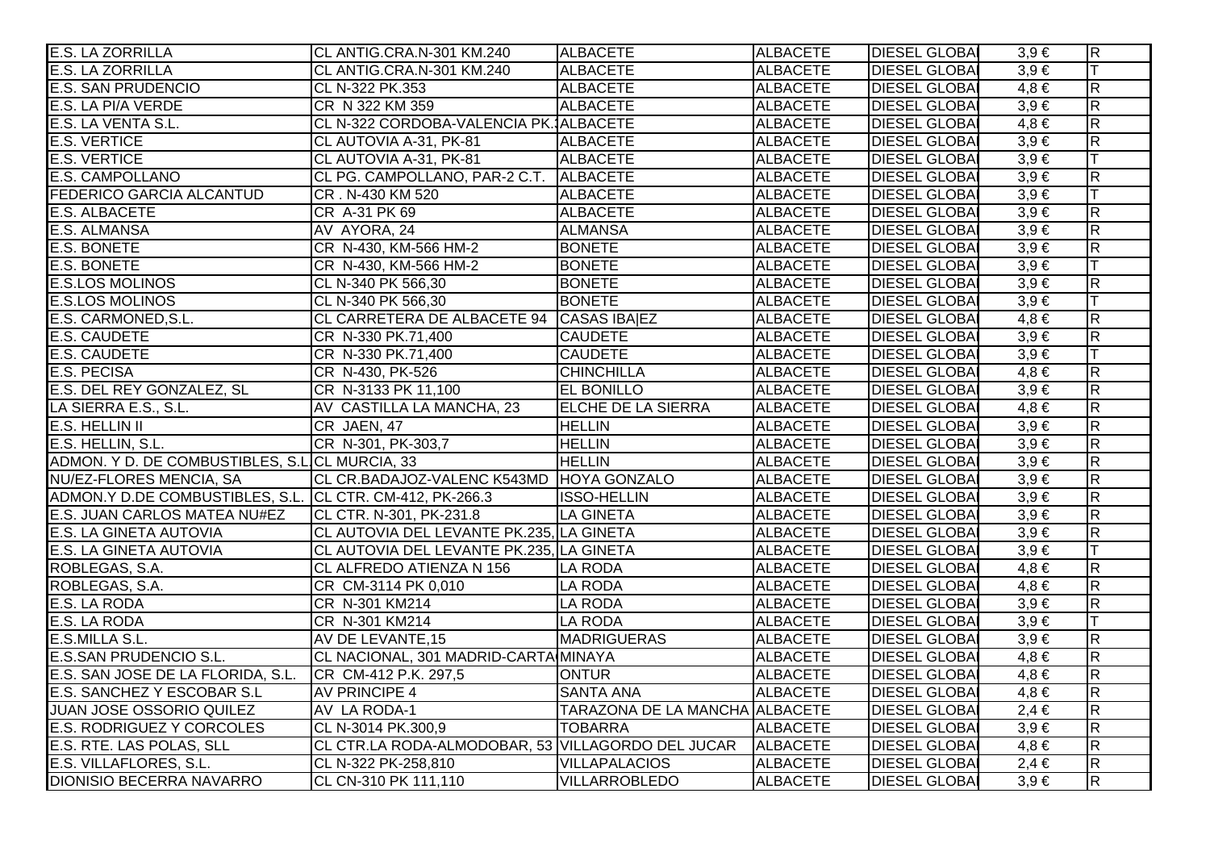| | | | | | | |
|---|---|---|---|---|---|---|
| E.S. LA ZORRILLA | CL ANTIG.CRA.N-301 KM.240 | ALBACETE | ALBACETE | DIESEL GLOBA | 3,9 € | R |
| E.S. LA ZORRILLA | CL ANTIG.CRA.N-301 KM.240 | ALBACETE | ALBACETE | DIESEL GLOBA | 3,9 € | T |
| E.S. SAN PRUDENCIO | CL N-322 PK.353 | ALBACETE | ALBACETE | DIESEL GLOBA | 4,8 € | R |
| E.S. LA PI/A VERDE | CR N 322 KM 359 | ALBACETE | ALBACETE | DIESEL GLOBA | 3,9 € | R |
| E.S. LA VENTA S.L. | CL N-322 CORDOBA-VALENCIA PK.1 | ALBACETE | ALBACETE | DIESEL GLOBA | 4,8 € | R |
| E.S. VERTICE | CL AUTOVIA A-31, PK-81 | ALBACETE | ALBACETE | DIESEL GLOBA | 3,9 € | R |
| E.S. VERTICE | CL AUTOVIA A-31, PK-81 | ALBACETE | ALBACETE | DIESEL GLOBA | 3,9 € | T |
| E.S. CAMPOLLANO | CL PG. CAMPOLLANO, PAR-2 C.T. | ALBACETE | ALBACETE | DIESEL GLOBA | 3,9 € | R |
| FEDERICO GARCIA ALCANTUD | CR . N-430 KM 520 | ALBACETE | ALBACETE | DIESEL GLOBA | 3,9 € | T |
| E.S. ALBACETE | CR A-31 PK 69 | ALBACETE | ALBACETE | DIESEL GLOBA | 3,9 € | R |
| E.S. ALMANSA | AV AYORA, 24 | ALMANSA | ALBACETE | DIESEL GLOBA | 3,9 € | R |
| E.S. BONETE | CR N-430, KM-566 HM-2 | BONETE | ALBACETE | DIESEL GLOBA | 3,9 € | R |
| E.S. BONETE | CR N-430, KM-566 HM-2 | BONETE | ALBACETE | DIESEL GLOBA | 3,9 € | T |
| E.S.LOS MOLINOS | CL N-340 PK 566,30 | BONETE | ALBACETE | DIESEL GLOBA | 3,9 € | R |
| E.S.LOS MOLINOS | CL N-340 PK 566,30 | BONETE | ALBACETE | DIESEL GLOBA | 3,9 € | T |
| E.S. CARMONED,S.L. | CL CARRETERA DE ALBACETE 94 | CASAS IBA|EZ | ALBACETE | DIESEL GLOBA | 4,8 € | R |
| E.S. CAUDETE | CR N-330 PK.71,400 | CAUDETE | ALBACETE | DIESEL GLOBA | 3,9 € | R |
| E.S. CAUDETE | CR N-330 PK.71,400 | CAUDETE | ALBACETE | DIESEL GLOBA | 3,9 € | T |
| E.S. PECISA | CR N-430, PK-526 | CHINCHILLA | ALBACETE | DIESEL GLOBA | 4,8 € | R |
| E.S. DEL REY GONZALEZ, SL | CR N-3133 PK 11,100 | EL BONILLO | ALBACETE | DIESEL GLOBA | 3,9 € | R |
| LA SIERRA E.S., S.L. | AV CASTILLA LA MANCHA, 23 | ELCHE DE LA SIERRA | ALBACETE | DIESEL GLOBA | 4,8 € | R |
| E.S. HELLIN II | CR JAEN, 47 | HELLIN | ALBACETE | DIESEL GLOBA | 3,9 € | R |
| E.S. HELLIN, S.L. | CR N-301, PK-303,7 | HELLIN | ALBACETE | DIESEL GLOBA | 3,9 € | R |
| ADMON. Y D. DE COMBUSTIBLES, S.L. | CL MURCIA, 33 | HELLIN | ALBACETE | DIESEL GLOBA | 3,9 € | R |
| NU/EZ-FLORES MENCIA, SA | CL CR.BADAJOZ-VALENC K543MD | HOYA GONZALO | ALBACETE | DIESEL GLOBA | 3,9 € | R |
| ADMON.Y D.DE COMBUSTIBLES, S.L. | CL CTR. CM-412, PK-266.3 | ISSO-HELLIN | ALBACETE | DIESEL GLOBA | 3,9 € | R |
| E.S. JUAN CARLOS MATEA NU#EZ | CL CTR. N-301, PK-231.8 | LA GINETA | ALBACETE | DIESEL GLOBA | 3,9 € | R |
| E.S. LA GINETA AUTOVIA | CL AUTOVIA DEL LEVANTE PK.235, | LA GINETA | ALBACETE | DIESEL GLOBA | 3,9 € | R |
| E.S. LA GINETA AUTOVIA | CL AUTOVIA DEL LEVANTE PK.235, | LA GINETA | ALBACETE | DIESEL GLOBA | 3,9 € | T |
| ROBLEGAS, S.A. | CL ALFREDO ATIENZA N 156 | LA RODA | ALBACETE | DIESEL GLOBA | 4,8 € | R |
| ROBLEGAS, S.A. | CR CM-3114 PK 0,010 | LA RODA | ALBACETE | DIESEL GLOBA | 4,8 € | R |
| E.S. LA RODA | CR N-301 KM214 | LA RODA | ALBACETE | DIESEL GLOBA | 3,9 € | R |
| E.S. LA RODA | CR N-301 KM214 | LA RODA | ALBACETE | DIESEL GLOBA | 3,9 € | T |
| E.S.MILLA S.L. | AV DE LEVANTE,15 | MADRIGUERAS | ALBACETE | DIESEL GLOBA | 3,9 € | R |
| E.S.SAN PRUDENCIO S.L. | CL NACIONAL, 301 MADRID-CARTA | MINAYA | ALBACETE | DIESEL GLOBA | 4,8 € | R |
| E.S. SAN JOSE DE LA FLORIDA, S.L. | CR CM-412 P.K. 297,5 | ONTUR | ALBACETE | DIESEL GLOBA | 4,8 € | R |
| E.S. SANCHEZ Y ESCOBAR S.L | AV PRINCIPE 4 | SANTA ANA | ALBACETE | DIESEL GLOBA | 4,8 € | R |
| JUAN JOSE OSSORIO QUILEZ | AV LA RODA-1 | TARAZONA DE LA MANCHA | ALBACETE | DIESEL GLOBA | 2,4 € | R |
| E.S. RODRIGUEZ Y CORCOLES | CL N-3014 PK.300,9 | TOBARRA | ALBACETE | DIESEL GLOBA | 3,9 € | R |
| E.S. RTE. LAS POLAS, SLL | CL CTR.LA RODA-ALMODOBAR, 53 | VILLAGORDO DEL JUCAR | ALBACETE | DIESEL GLOBA | 4,8 € | R |
| E.S. VILLAFLORES, S.L. | CL N-322 PK-258,810 | VILLAPALACIOS | ALBACETE | DIESEL GLOBA | 2,4 € | R |
| DIONISIO BECERRA NAVARRO | CL CN-310 PK 111,110 | VILLARROBLEDO | ALBACETE | DIESEL GLOBA | 3,9 € | R |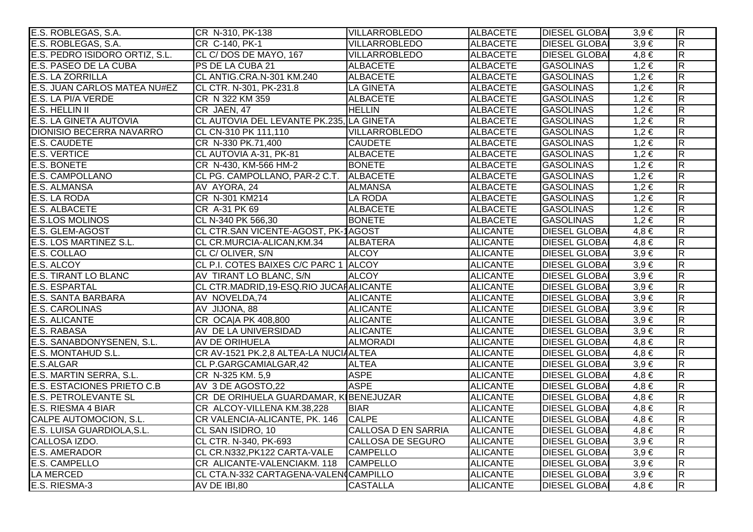| | | | | | | |
|---|---|---|---|---|---|---|
| E.S. ROBLEGAS, S.A. | CR N-310, PK-138 | VILLARROBLEDO | ALBACETE | DIESEL GLOBA | 3,9 € | R |
| E.S. ROBLEGAS, S.A. | CR C-140, PK-1 | VILLARROBLEDO | ALBACETE | DIESEL GLOBA | 3,9 € | R |
| E.S. PEDRO ISIDORO ORTIZ, S.L. | CL C/ DOS DE MAYO, 167 | VILLARROBLEDO | ALBACETE | DIESEL GLOBA | 4,8 € | R |
| E.S. PASEO DE LA CUBA | PS DE LA CUBA 21 | ALBACETE | ALBACETE | GASOLINAS | 1,2 € | R |
| E.S. LA ZORRILLA | CL ANTIG.CRA.N-301 KM.240 | ALBACETE | ALBACETE | GASOLINAS | 1,2 € | R |
| E.S. JUAN CARLOS MATEA NU#EZ | CL CTR. N-301, PK-231.8 | LA GINETA | ALBACETE | GASOLINAS | 1,2 € | R |
| E.S. LA PI/A VERDE | CR N 322 KM 359 | ALBACETE | ALBACETE | GASOLINAS | 1,2 € | R |
| E.S. HELLIN II | CR JAEN, 47 | HELLIN | ALBACETE | GASOLINAS | 1,2 € | R |
| E.S. LA GINETA AUTOVIA | CL AUTOVIA DEL LEVANTE PK.235, | LA GINETA | ALBACETE | GASOLINAS | 1,2 € | R |
| DIONISIO BECERRA NAVARRO | CL CN-310 PK 111,110 | VILLARROBLEDO | ALBACETE | GASOLINAS | 1,2 € | R |
| E.S. CAUDETE | CR N-330 PK.71,400 | CAUDETE | ALBACETE | GASOLINAS | 1,2 € | R |
| E.S. VERTICE | CL AUTOVIA A-31, PK-81 | ALBACETE | ALBACETE | GASOLINAS | 1,2 € | R |
| E.S. BONETE | CR N-430, KM-566 HM-2 | BONETE | ALBACETE | GASOLINAS | 1,2 € | R |
| E.S. CAMPOLLANO | CL PG. CAMPOLLANO, PAR-2 C.T. | ALBACETE | ALBACETE | GASOLINAS | 1,2 € | R |
| E.S. ALMANSA | AV AYORA, 24 | ALMANSA | ALBACETE | GASOLINAS | 1,2 € | R |
| E.S. LA RODA | CR N-301 KM214 | LA RODA | ALBACETE | GASOLINAS | 1,2 € | R |
| E.S. ALBACETE | CR A-31 PK 69 | ALBACETE | ALBACETE | GASOLINAS | 1,2 € | R |
| E.S.LOS MOLINOS | CL N-340 PK 566,30 | BONETE | ALBACETE | GASOLINAS | 1,2 € | R |
| E.S. GLEM-AGOST | CL CTR.SAN VICENTE-AGOST, PK-1 | AGOST | ALICANTE | DIESEL GLOBA | 4,8 € | R |
| E.S. LOS MARTINEZ S.L. | CL CR.MURCIA-ALICAN,KM.34 | ALBATERA | ALICANTE | DIESEL GLOBA | 4,8 € | R |
| E.S. COLLAO | CL C/ OLIVER, S/N | ALCOY | ALICANTE | DIESEL GLOBA | 3,9 € | R |
| E.S. ALCOY | CL P.I. COTES BAIXES C/C PARC 1 | ALCOY | ALICANTE | DIESEL GLOBA | 3,9 € | R |
| E.S. TIRANT LO BLANC | AV TIRANT LO BLANC, S/N | ALCOY | ALICANTE | DIESEL GLOBA | 3,9 € | R |
| E.S. ESPARTAL | CL CTR.MADRID,19-ESQ.RIO JUCAR | ALICANTE | ALICANTE | DIESEL GLOBA | 3,9 € | R |
| E.S. SANTA BARBARA | AV NOVELDA,74 | ALICANTE | ALICANTE | DIESEL GLOBA | 3,9 € | R |
| E.S. CAROLINAS | AV JIJONA, 88 | ALICANTE | ALICANTE | DIESEL GLOBA | 3,9 € | R |
| E.S. ALICANTE | CR OCA\|A PK 408,800 | ALICANTE | ALICANTE | DIESEL GLOBA | 3,9 € | R |
| E.S. RABASA | AV DE LA UNIVERSIDAD | ALICANTE | ALICANTE | DIESEL GLOBA | 3,9 € | R |
| E.S. SANABDONYSENEN, S.L. | AV DE ORIHUELA | ALMORADI | ALICANTE | DIESEL GLOBA | 4,8 € | R |
| E.S. MONTAHUD S.L. | CR AV-1521 PK.2,8 ALTEA-LA NUCIA | ALTEA | ALICANTE | DIESEL GLOBA | 4,8 € | R |
| E.S.ALGAR | CL P.GARGCAMIALGAR,42 | ALTEA | ALICANTE | DIESEL GLOBA | 3,9 € | R |
| E.S. MARTIN SERRA, S.L. | CR N-325 KM. 5,9 | ASPE | ALICANTE | DIESEL GLOBA | 4,8 € | R |
| E.S. ESTACIONES PRIETO C.B | AV 3 DE AGOSTO,22 | ASPE | ALICANTE | DIESEL GLOBA | 4,8 € | R |
| E.S. PETROLEVANTE SL | CR DE ORIHUELA GUARDAMAR, K | BENEJUZAR | ALICANTE | DIESEL GLOBA | 4,8 € | R |
| E.S. RIESMA 4 BIAR | CR ALCOY-VILLENA KM.38,228 | BIAR | ALICANTE | DIESEL GLOBA | 4,8 € | R |
| CALPE AUTOMOCION, S.L. | CR VALENCIA-ALICANTE, PK. 146 | CALPE | ALICANTE | DIESEL GLOBA | 4,8 € | R |
| E.S. LUISA GUARDIOLA,S.L. | CL SAN ISIDRO, 10 | CALLOSA D EN SARRIA | ALICANTE | DIESEL GLOBA | 4,8 € | R |
| CALLOSA IZDO. | CL CTR. N-340, PK-693 | CALLOSA DE SEGURO | ALICANTE | DIESEL GLOBA | 3,9 € | R |
| E.S. AMERADOR | CL CR.N332,PK122 CARTA-VALE | CAMPELLO | ALICANTE | DIESEL GLOBA | 3,9 € | R |
| E.S. CAMPELLO | CR ALICANTE-VALENCIAKM. 118 | CAMPELLO | ALICANTE | DIESEL GLOBA | 3,9 € | R |
| LA MERCED | CL CTA.N-332 CARTAGENA-VALEN( | CAMPILLO | ALICANTE | DIESEL GLOBA | 3,9 € | R |
| E.S. RIESMA-3 | AV DE IBI,80 | CASTALLA | ALICANTE | DIESEL GLOBA | 4,8 € | R |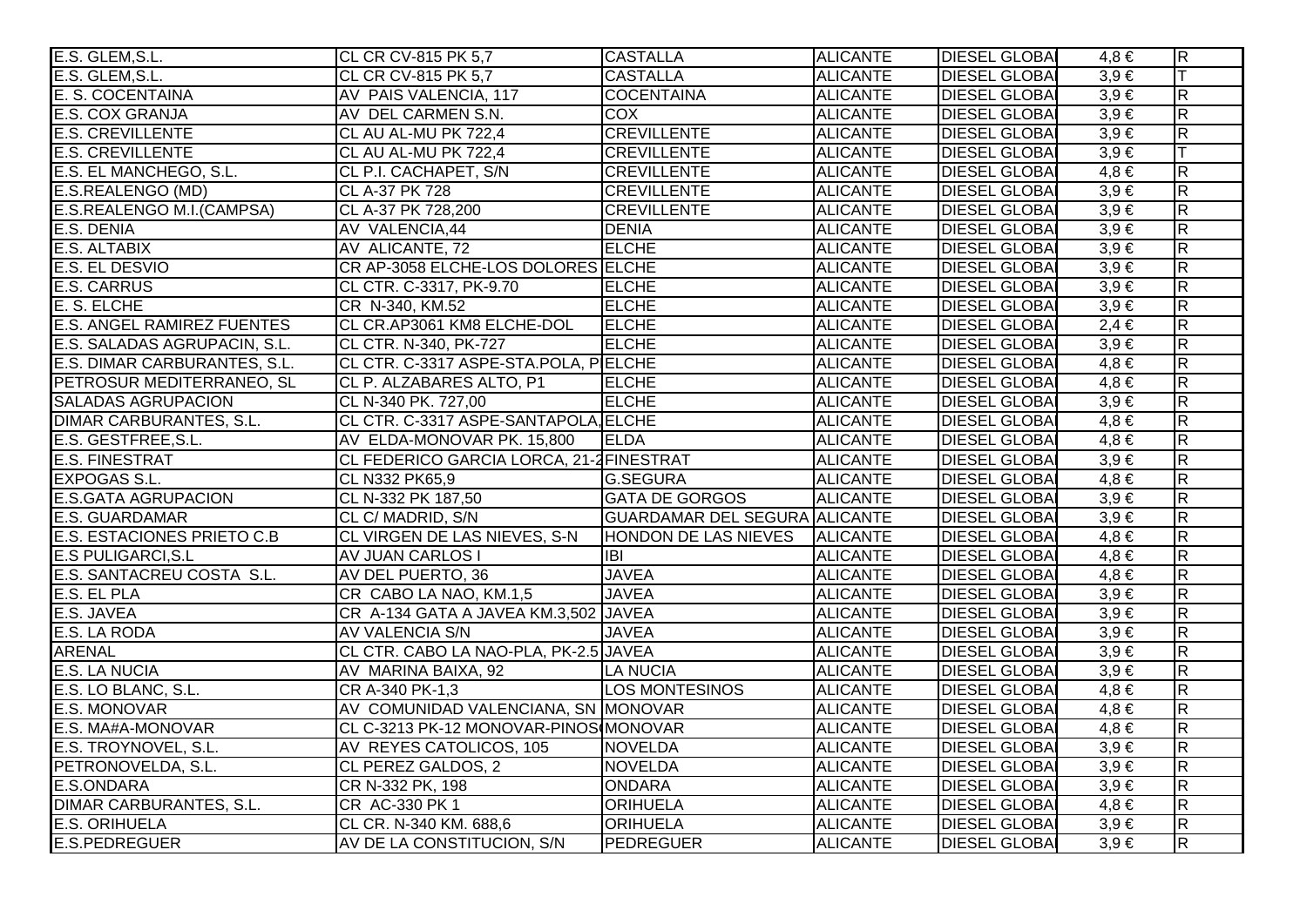| | | | | | | |
|---|---|---|---|---|---|---|
| E.S. GLEM,S.L. | CL CR CV-815 PK 5,7 | CASTALLA | ALICANTE | DIESEL GLOBA | 4,8 € | R |
| E.S. GLEM,S.L. | CL CR CV-815 PK 5,7 | CASTALLA | ALICANTE | DIESEL GLOBA | 3,9 € | T |
| E. S. COCENTAINA | AV PAIS VALENCIA, 117 | COCENTAINA | ALICANTE | DIESEL GLOBA | 3,9 € | R |
| E.S. COX GRANJA | AV DEL CARMEN S.N. | COX | ALICANTE | DIESEL GLOBA | 3,9 € | R |
| E.S. CREVILLENTE | CL AU AL-MU PK 722,4 | CREVILLENTE | ALICANTE | DIESEL GLOBA | 3,9 € | R |
| E.S. CREVILLENTE | CL AU AL-MU PK 722,4 | CREVILLENTE | ALICANTE | DIESEL GLOBA | 3,9 € | T |
| E.S. EL MANCHEGO, S.L. | CL P.I. CACHAPET, S/N | CREVILLENTE | ALICANTE | DIESEL GLOBA | 4,8 € | R |
| E.S.REALENGO (MD) | CL A-37 PK 728 | CREVILLENTE | ALICANTE | DIESEL GLOBA | 3,9 € | R |
| E.S.REALENGO M.I.(CAMPSA) | CL A-37 PK 728,200 | CREVILLENTE | ALICANTE | DIESEL GLOBA | 3,9 € | R |
| E.S. DENIA | AV VALENCIA,44 | DENIA | ALICANTE | DIESEL GLOBA | 3,9 € | R |
| E.S. ALTABIX | AV ALICANTE, 72 | ELCHE | ALICANTE | DIESEL GLOBA | 3,9 € | R |
| E.S. EL DESVIO | CR AP-3058 ELCHE-LOS DOLORES | ELCHE | ALICANTE | DIESEL GLOBA | 3,9 € | R |
| E.S. CARRUS | CL CTR. C-3317, PK-9.70 | ELCHE | ALICANTE | DIESEL GLOBA | 3,9 € | R |
| E. S. ELCHE | CR N-340, KM.52 | ELCHE | ALICANTE | DIESEL GLOBA | 3,9 € | R |
| E.S. ANGEL RAMIREZ FUENTES | CL CR.AP3061 KM8 ELCHE-DOL | ELCHE | ALICANTE | DIESEL GLOBA | 2,4 € | R |
| E.S. SALADAS AGRUPACIN, S.L. | CL CTR. N-340, PK-727 | ELCHE | ALICANTE | DIESEL GLOBA | 3,9 € | R |
| E.S. DIMAR CARBURANTES, S.L. | CL CTR. C-3317 ASPE-STA.POLA, P | ELCHE | ALICANTE | DIESEL GLOBA | 4,8 € | R |
| PETROSUR MEDITERRANEO, SL | CL P. ALZABARES ALTO, P1 | ELCHE | ALICANTE | DIESEL GLOBA | 4,8 € | R |
| SALADAS AGRUPACION | CL N-340 PK. 727,00 | ELCHE | ALICANTE | DIESEL GLOBA | 3,9 € | R |
| DIMAR CARBURANTES, S.L. | CL CTR. C-3317 ASPE-SANTAPOLA, | ELCHE | ALICANTE | DIESEL GLOBA | 4,8 € | R |
| E.S. GESTFREE,S.L. | AV ELDA-MONOVAR PK. 15,800 | ELDA | ALICANTE | DIESEL GLOBA | 4,8 € | R |
| E.S. FINESTRAT | CL FEDERICO GARCIA LORCA, 21-2 | FINESTRAT | ALICANTE | DIESEL GLOBA | 3,9 € | R |
| EXPOGAS S.L. | CL N332 PK65,9 | G.SEGURA | ALICANTE | DIESEL GLOBA | 4,8 € | R |
| E.S.GATA AGRUPACION | CL N-332 PK 187,50 | GATA DE GORGOS | ALICANTE | DIESEL GLOBA | 3,9 € | R |
| E.S. GUARDAMAR | CL C/ MADRID, S/N | GUARDAMAR DEL SEGURA | ALICANTE | DIESEL GLOBA | 3,9 € | R |
| E.S. ESTACIONES PRIETO C.B | CL VIRGEN DE LAS NIEVES, S-N | HONDON DE LAS NIEVES | ALICANTE | DIESEL GLOBA | 4,8 € | R |
| E.S PULIGARCI,S.L | AV JUAN CARLOS I | IBI | ALICANTE | DIESEL GLOBA | 4,8 € | R |
| E.S. SANTACREU COSTA S.L. | AV DEL PUERTO, 36 | JAVEA | ALICANTE | DIESEL GLOBA | 4,8 € | R |
| E.S. EL PLA | CR CABO LA NAO, KM.1,5 | JAVEA | ALICANTE | DIESEL GLOBA | 3,9 € | R |
| E.S. JAVEA | CR A-134 GATA A JAVEA KM.3,502 | JAVEA | ALICANTE | DIESEL GLOBA | 3,9 € | R |
| E.S. LA RODA | AV VALENCIA S/N | JAVEA | ALICANTE | DIESEL GLOBA | 3,9 € | R |
| ARENAL | CL CTR. CABO LA NAO-PLA, PK-2.5 | JAVEA | ALICANTE | DIESEL GLOBA | 3,9 € | R |
| E.S. LA NUCIA | AV MARINA BAIXA, 92 | LA NUCIA | ALICANTE | DIESEL GLOBA | 3,9 € | R |
| E.S. LO BLANC, S.L. | CR A-340 PK-1,3 | LOS MONTESINOS | ALICANTE | DIESEL GLOBA | 4,8 € | R |
| E.S. MONOVAR | AV COMUNIDAD VALENCIANA, SN | MONOVAR | ALICANTE | DIESEL GLOBA | 4,8 € | R |
| E.S. MA#A-MONOVAR | CL C-3213 PK-12 MONOVAR-PINOS | MONOVAR | ALICANTE | DIESEL GLOBA | 4,8 € | R |
| E.S. TROYNOVEL, S.L. | AV REYES CATOLICOS, 105 | NOVELDA | ALICANTE | DIESEL GLOBA | 3,9 € | R |
| PETRONOVELDA, S.L. | CL PEREZ GALDOS, 2 | NOVELDA | ALICANTE | DIESEL GLOBA | 3,9 € | R |
| E.S.ONDARA | CR N-332 PK, 198 | ONDARA | ALICANTE | DIESEL GLOBA | 3,9 € | R |
| DIMAR CARBURANTES, S.L. | CR AC-330 PK 1 | ORIHUELA | ALICANTE | DIESEL GLOBA | 4,8 € | R |
| E.S. ORIHUELA | CL CR. N-340 KM. 688,6 | ORIHUELA | ALICANTE | DIESEL GLOBA | 3,9 € | R |
| E.S.PEDREGUER | AV DE LA CONSTITUCION, S/N | PEDREGUER | ALICANTE | DIESEL GLOBA | 3,9 € | R |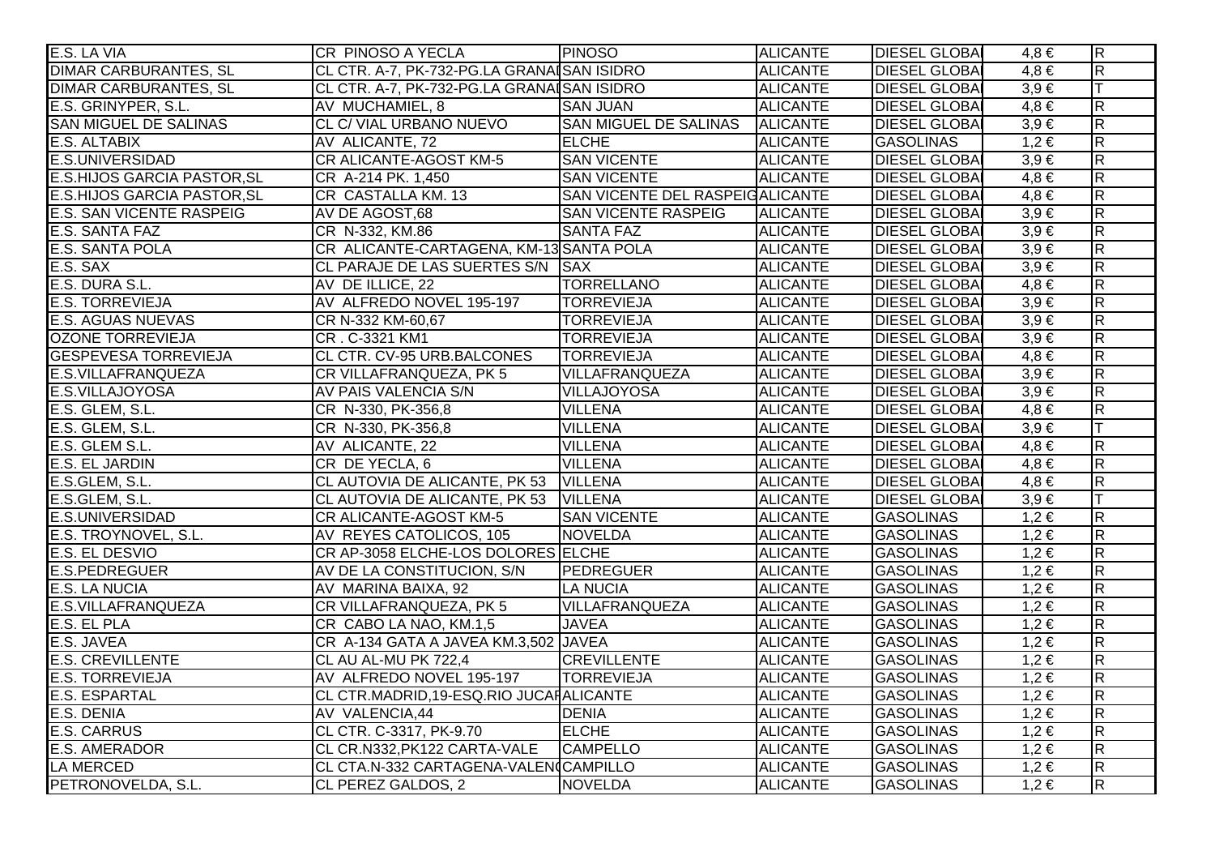| | | | | | | |
|---|---|---|---|---|---|---|
| E.S. LA VIA | CR PINOSO A YECLA | PINOSO | ALICANTE | DIESEL GLOBA | 4,8 € | R |
| DIMAR CARBURANTES, SL | CL CTR. A-7, PK-732-PG.LA GRANA | SAN ISIDRO | ALICANTE | DIESEL GLOBA | 4,8 € | R |
| DIMAR CARBURANTES, SL | CL CTR. A-7, PK-732-PG.LA GRANA | SAN ISIDRO | ALICANTE | DIESEL GLOBA | 3,9 € | T |
| E.S. GRINYPER, S.L. | AV MUCHAMIEL, 8 | SAN JUAN | ALICANTE | DIESEL GLOBA | 4,8 € | R |
| SAN MIGUEL DE SALINAS | CL C/ VIAL URBANO NUEVO | SAN MIGUEL DE SALINAS | ALICANTE | DIESEL GLOBA | 3,9 € | R |
| E.S. ALTABIX | AV ALICANTE, 72 | ELCHE | ALICANTE | GASOLINAS | 1,2 € | R |
| E.S.UNIVERSIDAD | CR ALICANTE-AGOST KM-5 | SAN VICENTE | ALICANTE | DIESEL GLOBA | 3,9 € | R |
| E.S.HIJOS GARCIA PASTOR,SL | CR A-214 PK. 1,450 | SAN VICENTE | ALICANTE | DIESEL GLOBA | 4,8 € | R |
| E.S.HIJOS GARCIA PASTOR,SL | CR CASTALLA KM. 13 | SAN VICENTE DEL RASPEIG | ALICANTE | DIESEL GLOBA | 4,8 € | R |
| E.S. SAN VICENTE RASPEIG | AV DE AGOST,68 | SAN VICENTE RASPEIG | ALICANTE | DIESEL GLOBA | 3,9 € | R |
| E.S. SANTA FAZ | CR N-332, KM.86 | SANTA FAZ | ALICANTE | DIESEL GLOBA | 3,9 € | R |
| E.S. SANTA POLA | CR ALICANTE-CARTAGENA, KM-13 | SANTA POLA | ALICANTE | DIESEL GLOBA | 3,9 € | R |
| E.S. SAX | CL PARAJE DE LAS SUERTES S/N | SAX | ALICANTE | DIESEL GLOBA | 3,9 € | R |
| E.S. DURA S.L. | AV DE ILLICE, 22 | TORRELLANO | ALICANTE | DIESEL GLOBA | 4,8 € | R |
| E.S. TORREVIEJA | AV ALFREDO NOVEL 195-197 | TORREVIEJA | ALICANTE | DIESEL GLOBA | 3,9 € | R |
| E.S. AGUAS NUEVAS | CR N-332 KM-60,67 | TORREVIEJA | ALICANTE | DIESEL GLOBA | 3,9 € | R |
| OZONE TORREVIEJA | CR . C-3321 KM1 | TORREVIEJA | ALICANTE | DIESEL GLOBA | 3,9 € | R |
| GESPEVESA TORREVIEJA | CL CTR. CV-95 URB.BALCONES | TORREVIEJA | ALICANTE | DIESEL GLOBA | 4,8 € | R |
| E.S.VILLAFRANQUEZA | CR VILLAFRANQUEZA, PK 5 | VILLAFRANQUEZA | ALICANTE | DIESEL GLOBA | 3,9 € | R |
| E.S.VILLAJOYOSA | AV PAIS VALENCIA S/N | VILLAJOYOSA | ALICANTE | DIESEL GLOBA | 3,9 € | R |
| E.S. GLEM, S.L. | CR N-330, PK-356,8 | VILLENA | ALICANTE | DIESEL GLOBA | 4,8 € | R |
| E.S. GLEM, S.L. | CR N-330, PK-356,8 | VILLENA | ALICANTE | DIESEL GLOBA | 3,9 € | T |
| E.S. GLEM S.L. | AV ALICANTE, 22 | VILLENA | ALICANTE | DIESEL GLOBA | 4,8 € | R |
| E.S. EL JARDIN | CR DE YECLA, 6 | VILLENA | ALICANTE | DIESEL GLOBA | 4,8 € | R |
| E.S.GLEM, S.L. | CL AUTOVIA DE ALICANTE, PK 53 | VILLENA | ALICANTE | DIESEL GLOBA | 4,8 € | R |
| E.S.GLEM, S.L. | CL AUTOVIA DE ALICANTE, PK 53 | VILLENA | ALICANTE | DIESEL GLOBA | 3,9 € | T |
| E.S.UNIVERSIDAD | CR ALICANTE-AGOST KM-5 | SAN VICENTE | ALICANTE | GASOLINAS | 1,2 € | R |
| E.S. TROYNOVEL, S.L. | AV REYES CATOLICOS, 105 | NOVELDA | ALICANTE | GASOLINAS | 1,2 € | R |
| E.S. EL DESVIO | CR AP-3058 ELCHE-LOS DOLORES | ELCHE | ALICANTE | GASOLINAS | 1,2 € | R |
| E.S.PEDREGUER | AV DE LA CONSTITUCION, S/N | PEDREGUER | ALICANTE | GASOLINAS | 1,2 € | R |
| E.S. LA NUCIA | AV MARINA BAIXA, 92 | LA NUCIA | ALICANTE | GASOLINAS | 1,2 € | R |
| E.S.VILLAFRANQUEZA | CR VILLAFRANQUEZA, PK 5 | VILLAFRANQUEZA | ALICANTE | GASOLINAS | 1,2 € | R |
| E.S. EL PLA | CR CABO LA NAO, KM.1,5 | JAVEA | ALICANTE | GASOLINAS | 1,2 € | R |
| E.S. JAVEA | CR A-134 GATA A JAVEA KM.3,502 | JAVEA | ALICANTE | GASOLINAS | 1,2 € | R |
| E.S. CREVILLENTE | CL AU AL-MU PK 722,4 | CREVILLENTE | ALICANTE | GASOLINAS | 1,2 € | R |
| E.S. TORREVIEJA | AV ALFREDO NOVEL 195-197 | TORREVIEJA | ALICANTE | GASOLINAS | 1,2 € | R |
| E.S. ESPARTAL | CL CTR.MADRID,19-ESQ.RIO JUCAR | ALICANTE | ALICANTE | GASOLINAS | 1,2 € | R |
| E.S. DENIA | AV VALENCIA,44 | DENIA | ALICANTE | GASOLINAS | 1,2 € | R |
| E.S. CARRUS | CL CTR. C-3317, PK-9.70 | ELCHE | ALICANTE | GASOLINAS | 1,2 € | R |
| E.S. AMERADOR | CL CR.N332,PK122 CARTA-VALE | CAMPELLO | ALICANTE | GASOLINAS | 1,2 € | R |
| LA MERCED | CL CTA.N-332 CARTAGENA-VALEN | CAMPILLO | ALICANTE | GASOLINAS | 1,2 € | R |
| PETRONOVELDA, S.L. | CL PEREZ GALDOS, 2 | NOVELDA | ALICANTE | GASOLINAS | 1,2 € | R |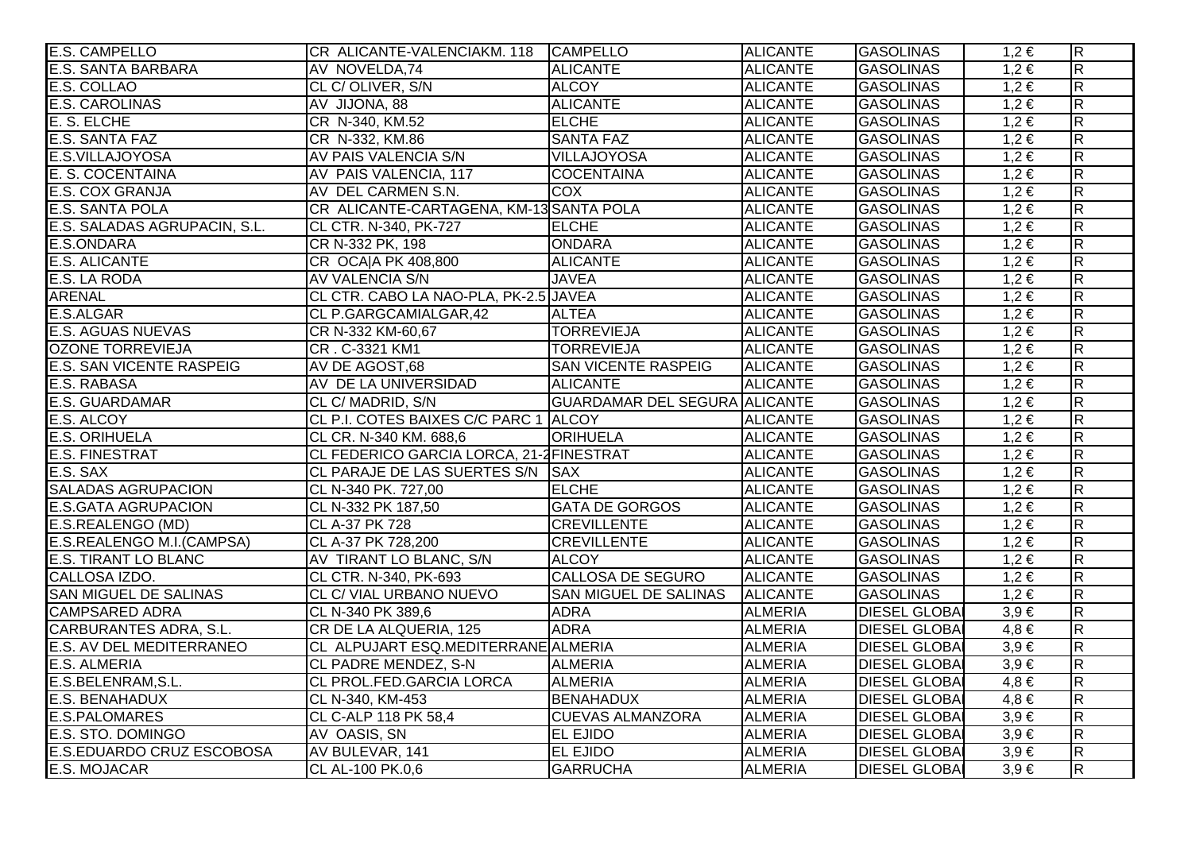| | | | | | | |
|---|---|---|---|---|---|---|
| E.S. CAMPELLO | CR ALICANTE-VALENCIAKM. 118 | CAMPELLO | ALICANTE | GASOLINAS | 1,2 € | R |
| E.S. SANTA BARBARA | AV NOVELDA,74 | ALICANTE | ALICANTE | GASOLINAS | 1,2 € | R |
| E.S. COLLAO | CL C/ OLIVER, S/N | ALCOY | ALICANTE | GASOLINAS | 1,2 € | R |
| E.S. CAROLINAS | AV JIJONA, 88 | ALICANTE | ALICANTE | GASOLINAS | 1,2 € | R |
| E. S. ELCHE | CR N-340, KM.52 | ELCHE | ALICANTE | GASOLINAS | 1,2 € | R |
| E.S. SANTA FAZ | CR N-332, KM.86 | SANTA FAZ | ALICANTE | GASOLINAS | 1,2 € | R |
| E.S.VILLAJOYOSA | AV PAIS VALENCIA S/N | VILLAJOYOSA | ALICANTE | GASOLINAS | 1,2 € | R |
| E. S. COCENTAINA | AV PAIS VALENCIA, 117 | COCENTAINA | ALICANTE | GASOLINAS | 1,2 € | R |
| E.S. COX GRANJA | AV DEL CARMEN S.N. | COX | ALICANTE | GASOLINAS | 1,2 € | R |
| E.S. SANTA POLA | CR ALICANTE-CARTAGENA, KM-13 | SANTA POLA | ALICANTE | GASOLINAS | 1,2 € | R |
| E.S. SALADAS AGRUPACIN, S.L. | CL CTR. N-340, PK-727 | ELCHE | ALICANTE | GASOLINAS | 1,2 € | R |
| E.S.ONDARA | CR N-332 PK, 198 | ONDARA | ALICANTE | GASOLINAS | 1,2 € | R |
| E.S. ALICANTE | CR OCA\|A PK 408,800 | ALICANTE | ALICANTE | GASOLINAS | 1,2 € | R |
| E.S. LA RODA | AV VALENCIA S/N | JAVEA | ALICANTE | GASOLINAS | 1,2 € | R |
| ARENAL | CL CTR. CABO LA NAO-PLA, PK-2.5 | JAVEA | ALICANTE | GASOLINAS | 1,2 € | R |
| E.S.ALGAR | CL P.GARGCAMIALGAR,42 | ALTEA | ALICANTE | GASOLINAS | 1,2 € | R |
| E.S. AGUAS NUEVAS | CR N-332 KM-60,67 | TORREVIEJA | ALICANTE | GASOLINAS | 1,2 € | R |
| OZONE TORREVIEJA | CR . C-3321 KM1 | TORREVIEJA | ALICANTE | GASOLINAS | 1,2 € | R |
| E.S. SAN VICENTE RASPEIG | AV DE AGOST,68 | SAN VICENTE RASPEIG | ALICANTE | GASOLINAS | 1,2 € | R |
| E.S. RABASA | AV DE LA UNIVERSIDAD | ALICANTE | ALICANTE | GASOLINAS | 1,2 € | R |
| E.S. GUARDAMAR | CL C/ MADRID, S/N | GUARDAMAR DEL SEGURA | ALICANTE | GASOLINAS | 1,2 € | R |
| E.S. ALCOY | CL P.I. COTES BAIXES C/C PARC 1 | ALCOY | ALICANTE | GASOLINAS | 1,2 € | R |
| E.S. ORIHUELA | CL CR. N-340 KM. 688,6 | ORIHUELA | ALICANTE | GASOLINAS | 1,2 € | R |
| E.S. FINESTRAT | CL FEDERICO GARCIA LORCA, 21-2 | FINESTRAT | ALICANTE | GASOLINAS | 1,2 € | R |
| E.S. SAX | CL PARAJE DE LAS SUERTES S/N | SAX | ALICANTE | GASOLINAS | 1,2 € | R |
| SALADAS AGRUPACION | CL N-340 PK. 727,00 | ELCHE | ALICANTE | GASOLINAS | 1,2 € | R |
| E.S.GATA AGRUPACION | CL N-332 PK 187,50 | GATA DE GORGOS | ALICANTE | GASOLINAS | 1,2 € | R |
| E.S.REALENGO (MD) | CL A-37 PK 728 | CREVILLENTE | ALICANTE | GASOLINAS | 1,2 € | R |
| E.S.REALENGO M.I.(CAMPSA) | CL A-37 PK 728,200 | CREVILLENTE | ALICANTE | GASOLINAS | 1,2 € | R |
| E.S. TIRANT LO BLANC | AV TIRANT LO BLANC, S/N | ALCOY | ALICANTE | GASOLINAS | 1,2 € | R |
| CALLOSA IZDO. | CL CTR. N-340, PK-693 | CALLOSA DE SEGURO | ALICANTE | GASOLINAS | 1,2 € | R |
| SAN MIGUEL DE SALINAS | CL C/ VIAL URBANO NUEVO | SAN MIGUEL DE SALINAS | ALICANTE | GASOLINAS | 1,2 € | R |
| CAMPSARED ADRA | CL N-340 PK 389,6 | ADRA | ALMERIA | DIESEL GLOBAL | 3,9 € | R |
| CARBURANTES ADRA, S.L. | CR DE LA ALQUERIA, 125 | ADRA | ALMERIA | DIESEL GLOBAL | 4,8 € | R |
| E.S. AV DEL MEDITERRANEO | CL ALPUJART ESQ.MEDITERRANE | ALMERIA | ALMERIA | DIESEL GLOBAL | 3,9 € | R |
| E.S. ALMERIA | CL PADRE MENDEZ, S-N | ALMERIA | ALMERIA | DIESEL GLOBAL | 3,9 € | R |
| E.S.BELENRAM,S.L. | CL PROL.FED.GARCIA LORCA | ALMERIA | ALMERIA | DIESEL GLOBAL | 4,8 € | R |
| E.S. BENAHADUX | CL N-340, KM-453 | BENAHADUX | ALMERIA | DIESEL GLOBAL | 4,8 € | R |
| E.S.PALOMARES | CL C-ALP 118 PK 58,4 | CUEVAS ALMANZORA | ALMERIA | DIESEL GLOBAL | 3,9 € | R |
| E.S. STO. DOMINGO | AV OASIS, SN | EL EJIDO | ALMERIA | DIESEL GLOBAL | 3,9 € | R |
| E.S.EDUARDO CRUZ ESCOBOSA | AV BULEVAR, 141 | EL EJIDO | ALMERIA | DIESEL GLOBAL | 3,9 € | R |
| E.S. MOJACAR | CL AL-100 PK.0,6 | GARRUCHA | ALMERIA | DIESEL GLOBAL | 3,9 € | R |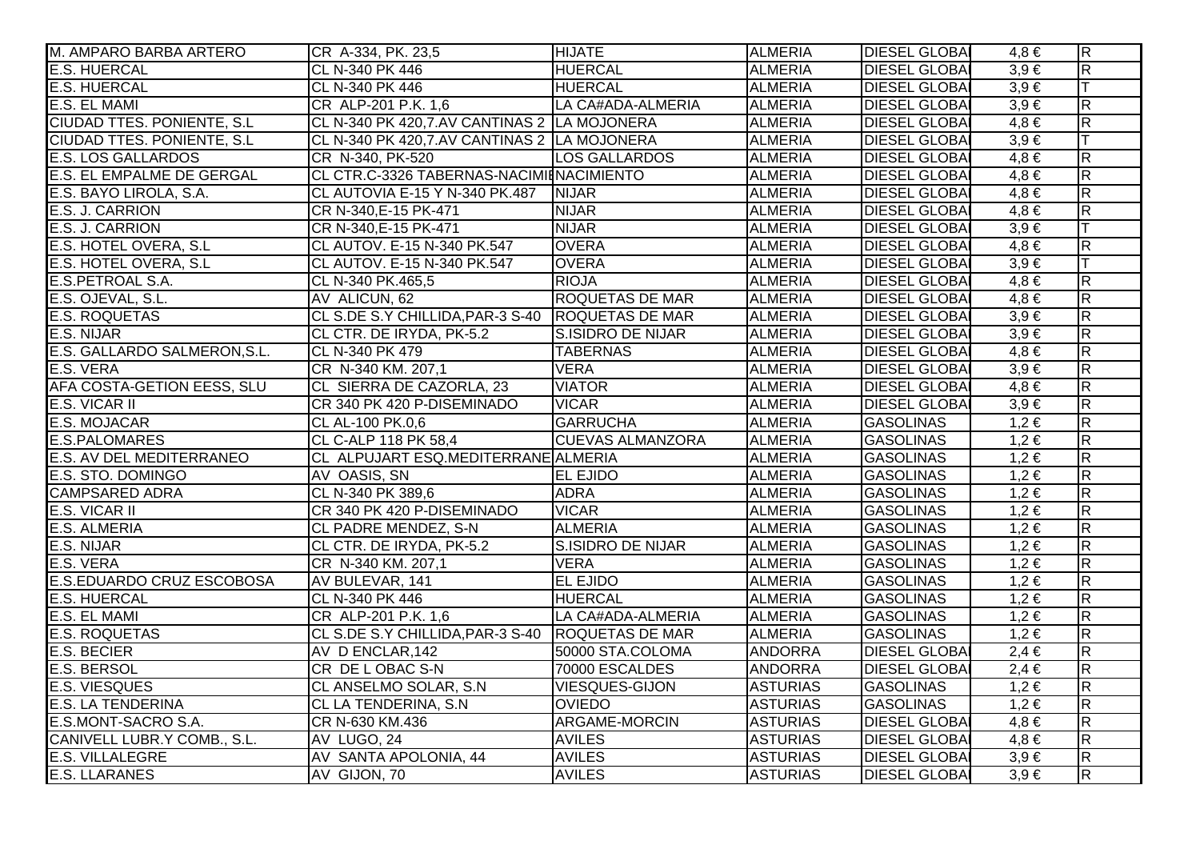| | | | | | | |
|---|---|---|---|---|---|---|
| M. AMPARO BARBA ARTERO | CR A-334, PK. 23,5 | HIJATE | ALMERIA | DIESEL GLOBA | 4,8 € | R |
| E.S. HUERCAL | CL N-340 PK 446 | HUERCAL | ALMERIA | DIESEL GLOBA | 3,9 € | R |
| E.S. HUERCAL | CL N-340 PK 446 | HUERCAL | ALMERIA | DIESEL GLOBA | 3,9 € | T |
| E.S. EL MAMI | CR ALP-201 P.K. 1,6 | LA CA#ADA-ALMERIA | ALMERIA | DIESEL GLOBA | 3,9 € | R |
| CIUDAD TTES. PONIENTE, S.L | CL N-340 PK 420,7.AV CANTINAS 2 | LA MOJONERA | ALMERIA | DIESEL GLOBA | 4,8 € | R |
| CIUDAD TTES. PONIENTE, S.L | CL N-340 PK 420,7.AV CANTINAS 2 | LA MOJONERA | ALMERIA | DIESEL GLOBA | 3,9 € | T |
| E.S. LOS GALLARDOS | CR N-340, PK-520 | LOS GALLARDOS | ALMERIA | DIESEL GLOBA | 4,8 € | R |
| E.S. EL EMPALME DE GERGAL | CL CTR.C-3326 TABERNAS-NACIMI | NACIMIENTO | ALMERIA | DIESEL GLOBA | 4,8 € | R |
| E.S. BAYO LIROLA, S.A. | CL AUTOVIA E-15 Y N-340 PK.487 | NIJAR | ALMERIA | DIESEL GLOBA | 4,8 € | R |
| E.S. J. CARRION | CR N-340,E-15 PK-471 | NIJAR | ALMERIA | DIESEL GLOBA | 4,8 € | R |
| E.S. J. CARRION | CR N-340,E-15 PK-471 | NIJAR | ALMERIA | DIESEL GLOBA | 3,9 € | T |
| E.S. HOTEL OVERA, S.L | CL AUTOV. E-15 N-340 PK.547 | OVERA | ALMERIA | DIESEL GLOBA | 4,8 € | R |
| E.S. HOTEL OVERA, S.L | CL AUTOV. E-15 N-340 PK.547 | OVERA | ALMERIA | DIESEL GLOBA | 3,9 € | T |
| E.S.PETROAL S.A. | CL N-340 PK.465,5 | RIOJA | ALMERIA | DIESEL GLOBA | 4,8 € | R |
| E.S. OJEVAL, S.L. | AV ALICUN, 62 | ROQUETAS DE MAR | ALMERIA | DIESEL GLOBA | 4,8 € | R |
| E.S. ROQUETAS | CL S.DE S.Y CHILLIDA,PAR-3 S-40 | ROQUETAS DE MAR | ALMERIA | DIESEL GLOBA | 3,9 € | R |
| E.S. NIJAR | CL CTR. DE IRYDA, PK-5.2 | S.ISIDRO DE NIJAR | ALMERIA | DIESEL GLOBA | 3,9 € | R |
| E.S. GALLARDO SALMERON,S.L. | CL N-340 PK 479 | TABERNAS | ALMERIA | DIESEL GLOBA | 4,8 € | R |
| E.S. VERA | CR N-340 KM. 207,1 | VERA | ALMERIA | DIESEL GLOBA | 3,9 € | R |
| AFA COSTA-GETION EESS, SLU | CL SIERRA DE CAZORLA, 23 | VIATOR | ALMERIA | DIESEL GLOBA | 4,8 € | R |
| E.S. VICAR II | CR 340 PK 420 P-DISEMINADO | VICAR | ALMERIA | DIESEL GLOBA | 3,9 € | R |
| E.S. MOJACAR | CL AL-100 PK.0,6 | GARRUCHA | ALMERIA | GASOLINAS | 1,2 € | R |
| E.S.PALOMARES | CL C-ALP 118 PK 58,4 | CUEVAS ALMANZORA | ALMERIA | GASOLINAS | 1,2 € | R |
| E.S. AV DEL MEDITERRANEO | CL ALPUJART ESQ.MEDITERRANE | ALMERIA | ALMERIA | GASOLINAS | 1,2 € | R |
| E.S. STO. DOMINGO | AV OASIS, SN | EL EJIDO | ALMERIA | GASOLINAS | 1,2 € | R |
| CAMPSARED ADRA | CL N-340 PK 389,6 | ADRA | ALMERIA | GASOLINAS | 1,2 € | R |
| E.S. VICAR II | CR 340 PK 420 P-DISEMINADO | VICAR | ALMERIA | GASOLINAS | 1,2 € | R |
| E.S. ALMERIA | CL PADRE MENDEZ, S-N | ALMERIA | ALMERIA | GASOLINAS | 1,2 € | R |
| E.S. NIJAR | CL CTR. DE IRYDA, PK-5.2 | S.ISIDRO DE NIJAR | ALMERIA | GASOLINAS | 1,2 € | R |
| E.S. VERA | CR N-340 KM. 207,1 | VERA | ALMERIA | GASOLINAS | 1,2 € | R |
| E.S.EDUARDO CRUZ ESCOBOSA | AV BULEVAR, 141 | EL EJIDO | ALMERIA | GASOLINAS | 1,2 € | R |
| E.S. HUERCAL | CL N-340 PK 446 | HUERCAL | ALMERIA | GASOLINAS | 1,2 € | R |
| E.S. EL MAMI | CR ALP-201 P.K. 1,6 | LA CA#ADA-ALMERIA | ALMERIA | GASOLINAS | 1,2 € | R |
| E.S. ROQUETAS | CL S.DE S.Y CHILLIDA,PAR-3 S-40 | ROQUETAS DE MAR | ALMERIA | GASOLINAS | 1,2 € | R |
| E.S. BECIER | AV D ENCLAR,142 | 50000 STA.COLOMA | ANDORRA | DIESEL GLOBA | 2,4 € | R |
| E.S. BERSOL | CR DE L OBAC S-N | 70000 ESCALDES | ANDORRA | DIESEL GLOBA | 2,4 € | R |
| E.S. VIESQUES | CL ANSELMO SOLAR, S.N | VIESQUES-GIJON | ASTURIAS | GASOLINAS | 1,2 € | R |
| E.S. LA TENDERINA | CL LA TENDERINA, S.N | OVIEDO | ASTURIAS | GASOLINAS | 1,2 € | R |
| E.S.MONT-SACRO S.A. | CR N-630 KM.436 | ARGAME-MORCIN | ASTURIAS | DIESEL GLOBA | 4,8 € | R |
| CANIVELL LUBR.Y COMB., S.L. | AV LUGO, 24 | AVILES | ASTURIAS | DIESEL GLOBA | 4,8 € | R |
| E.S. VILLALEGRE | AV SANTA APOLONIA, 44 | AVILES | ASTURIAS | DIESEL GLOBA | 3,9 € | R |
| E.S. LLARANES | AV GIJON, 70 | AVILES | ASTURIAS | DIESEL GLOBA | 3,9 € | R |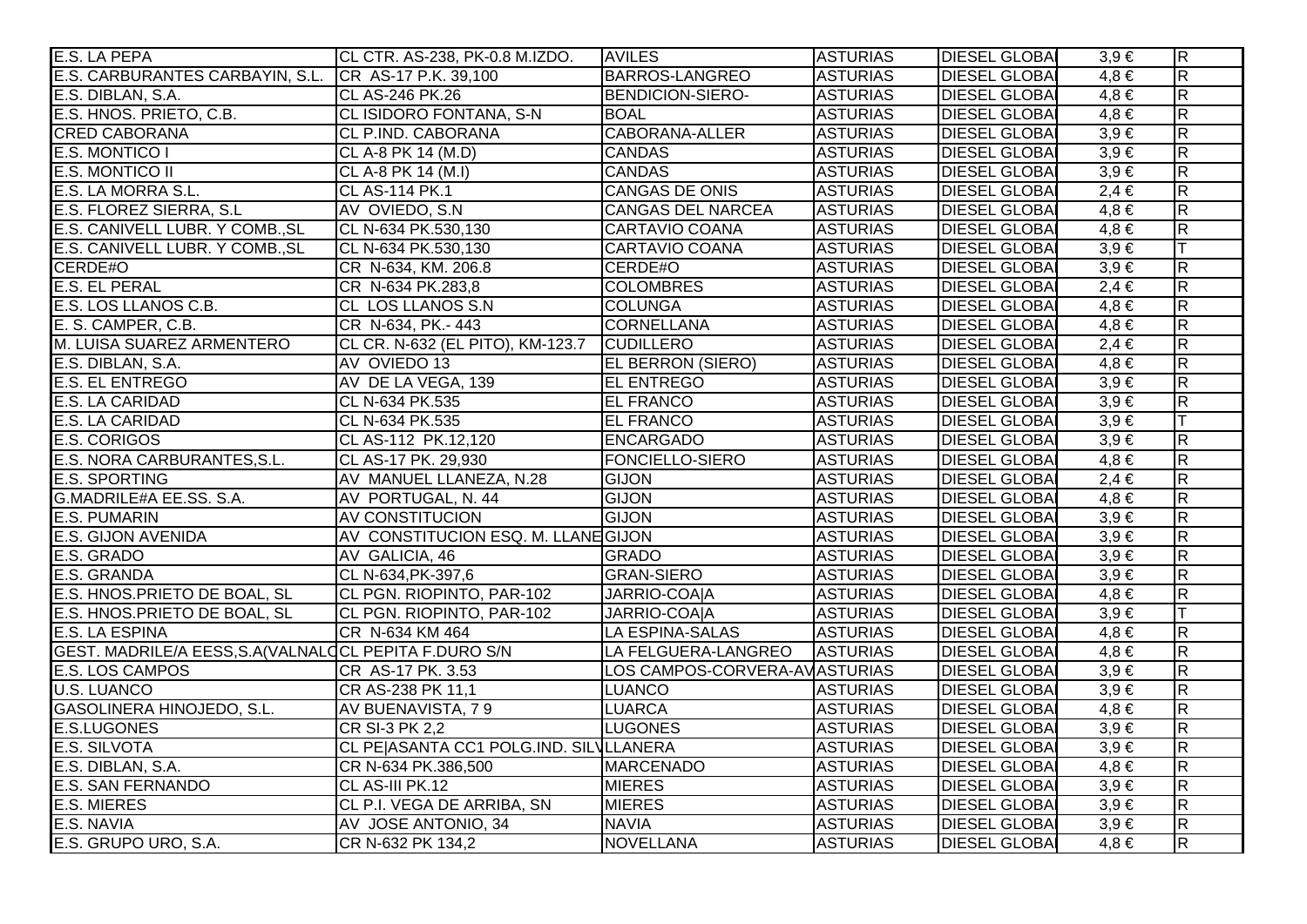| | | | | | | |
|---|---|---|---|---|---|---|
| E.S. LA PEPA | CL CTR. AS-238, PK-0.8 M.IZDO. | AVILES | ASTURIAS | DIESEL GLOBA | 3,9 € | R |
| E.S. CARBURANTES CARBAYIN, S.L. | CR AS-17 P.K. 39,100 | BARROS-LANGREO | ASTURIAS | DIESEL GLOBA | 4,8 € | R |
| E.S. DIBLAN, S.A. | CL AS-246 PK.26 | BENDICION-SIERO- | ASTURIAS | DIESEL GLOBA | 4,8 € | R |
| E.S. HNOS. PRIETO, C.B. | CL ISIDORO FONTANA, S-N | BOAL | ASTURIAS | DIESEL GLOBA | 4,8 € | R |
| CRED CABORANA | CL P.IND. CABORANA | CABORANA-ALLER | ASTURIAS | DIESEL GLOBA | 3,9 € | R |
| E.S. MONTICO I | CL A-8 PK 14 (M.D) | CANDAS | ASTURIAS | DIESEL GLOBA | 3,9 € | R |
| E.S. MONTICO II | CL A-8 PK 14 (M.I) | CANDAS | ASTURIAS | DIESEL GLOBA | 3,9 € | R |
| E.S. LA MORRA S.L. | CL AS-114 PK.1 | CANGAS DE ONIS | ASTURIAS | DIESEL GLOBA | 2,4 € | R |
| E.S. FLOREZ SIERRA, S.L | AV OVIEDO, S.N | CANGAS DEL NARCEA | ASTURIAS | DIESEL GLOBA | 4,8 € | R |
| E.S. CANIVELL LUBR. Y COMB.,SL | CL N-634 PK.530,130 | CARTAVIO COANA | ASTURIAS | DIESEL GLOBA | 4,8 € | R |
| E.S. CANIVELL LUBR. Y COMB.,SL | CL N-634 PK.530,130 | CARTAVIO COANA | ASTURIAS | DIESEL GLOBA | 3,9 € | T |
| CERDE#O | CR N-634, KM. 206.8 | CERDE#O | ASTURIAS | DIESEL GLOBA | 3,9 € | R |
| E.S. EL PERAL | CR N-634 PK.283,8 | COLOMBRES | ASTURIAS | DIESEL GLOBA | 2,4 € | R |
| E.S. LOS LLANOS C.B. | CL LOS LLANOS S.N | COLUNGA | ASTURIAS | DIESEL GLOBA | 4,8 € | R |
| E. S. CAMPER, C.B. | CR N-634, PK.- 443 | CORNELLANA | ASTURIAS | DIESEL GLOBA | 4,8 € | R |
| M. LUISA SUAREZ ARMENTERO | CL CR. N-632 (EL PITO), KM-123.7 | CUDILLERO | ASTURIAS | DIESEL GLOBA | 2,4 € | R |
| E.S. DIBLAN, S.A. | AV OVIEDO 13 | EL BERRON (SIERO) | ASTURIAS | DIESEL GLOBA | 4,8 € | R |
| E.S. EL ENTREGO | AV DE LA VEGA, 139 | EL ENTREGO | ASTURIAS | DIESEL GLOBA | 3,9 € | R |
| E.S. LA CARIDAD | CL N-634 PK.535 | EL FRANCO | ASTURIAS | DIESEL GLOBA | 3,9 € | R |
| E.S. LA CARIDAD | CL N-634 PK.535 | EL FRANCO | ASTURIAS | DIESEL GLOBA | 3,9 € | T |
| E.S. CORIGOS | CL AS-112 PK.12,120 | ENCARGADO | ASTURIAS | DIESEL GLOBA | 3,9 € | R |
| E.S. NORA CARBURANTES,S.L. | CL AS-17 PK. 29,930 | FONCIELLO-SIERO | ASTURIAS | DIESEL GLOBA | 4,8 € | R |
| E.S. SPORTING | AV MANUEL LLANEZA, N.28 | GIJON | ASTURIAS | DIESEL GLOBA | 2,4 € | R |
| G.MADRILE#A EE.SS. S.A. | AV PORTUGAL, N. 44 | GIJON | ASTURIAS | DIESEL GLOBA | 4,8 € | R |
| E.S. PUMARIN | AV CONSTITUCION | GIJON | ASTURIAS | DIESEL GLOBA | 3,9 € | R |
| E.S. GIJON AVENIDA | AV CONSTITUCION ESQ. M. LLANE | GIJON | ASTURIAS | DIESEL GLOBA | 3,9 € | R |
| E.S. GRADO | AV GALICIA, 46 | GRADO | ASTURIAS | DIESEL GLOBA | 3,9 € | R |
| E.S. GRANDA | CL N-634,PK-397,6 | GRAN-SIERO | ASTURIAS | DIESEL GLOBA | 3,9 € | R |
| E.S. HNOS.PRIETO DE BOAL, SL | CL PGN. RIOPINTO, PAR-102 | JARRIO-COA\|A | ASTURIAS | DIESEL GLOBA | 4,8 € | R |
| E.S. HNOS.PRIETO DE BOAL, SL | CL PGN. RIOPINTO, PAR-102 | JARRIO-COA\|A | ASTURIAS | DIESEL GLOBA | 3,9 € | T |
| E.S. LA ESPINA | CR N-634 KM 464 | LA ESPINA-SALAS | ASTURIAS | DIESEL GLOBA | 4,8 € | R |
| GEST. MADRILE/A EESS,S.A(VALNALC | CL PEPITA F.DURO S/N | LA FELGUERA-LANGREO | ASTURIAS | DIESEL GLOBA | 4,8 € | R |
| E.S. LOS CAMPOS | CR AS-17 PK. 3.53 | LOS CAMPOS-CORVERA-AV | ASTURIAS | DIESEL GLOBA | 3,9 € | R |
| U.S. LUANCO | CR AS-238 PK 11,1 | LUANCO | ASTURIAS | DIESEL GLOBA | 3,9 € | R |
| GASOLINERA HINOJEDO, S.L. | AV BUENAVISTA, 7 9 | LUARCA | ASTURIAS | DIESEL GLOBA | 4,8 € | R |
| E.S.LUGONES | CR SI-3 PK 2,2 | LUGONES | ASTURIAS | DIESEL GLOBA | 3,9 € | R |
| E.S. SILVOTA | CL PE\|ASANTA CC1 POLG.IND. SILV | LLANERA | ASTURIAS | DIESEL GLOBA | 3,9 € | R |
| E.S. DIBLAN, S.A. | CR N-634 PK.386,500 | MARCENADO | ASTURIAS | DIESEL GLOBA | 4,8 € | R |
| E.S. SAN FERNANDO | CL AS-III PK.12 | MIERES | ASTURIAS | DIESEL GLOBA | 3,9 € | R |
| E.S. MIERES | CL P.I. VEGA DE ARRIBA, SN | MIERES | ASTURIAS | DIESEL GLOBA | 3,9 € | R |
| E.S. NAVIA | AV JOSE ANTONIO, 34 | NAVIA | ASTURIAS | DIESEL GLOBA | 3,9 € | R |
| E.S. GRUPO URO, S.A. | CR N-632 PK 134,2 | NOVELLANA | ASTURIAS | DIESEL GLOBA | 4,8 € | R |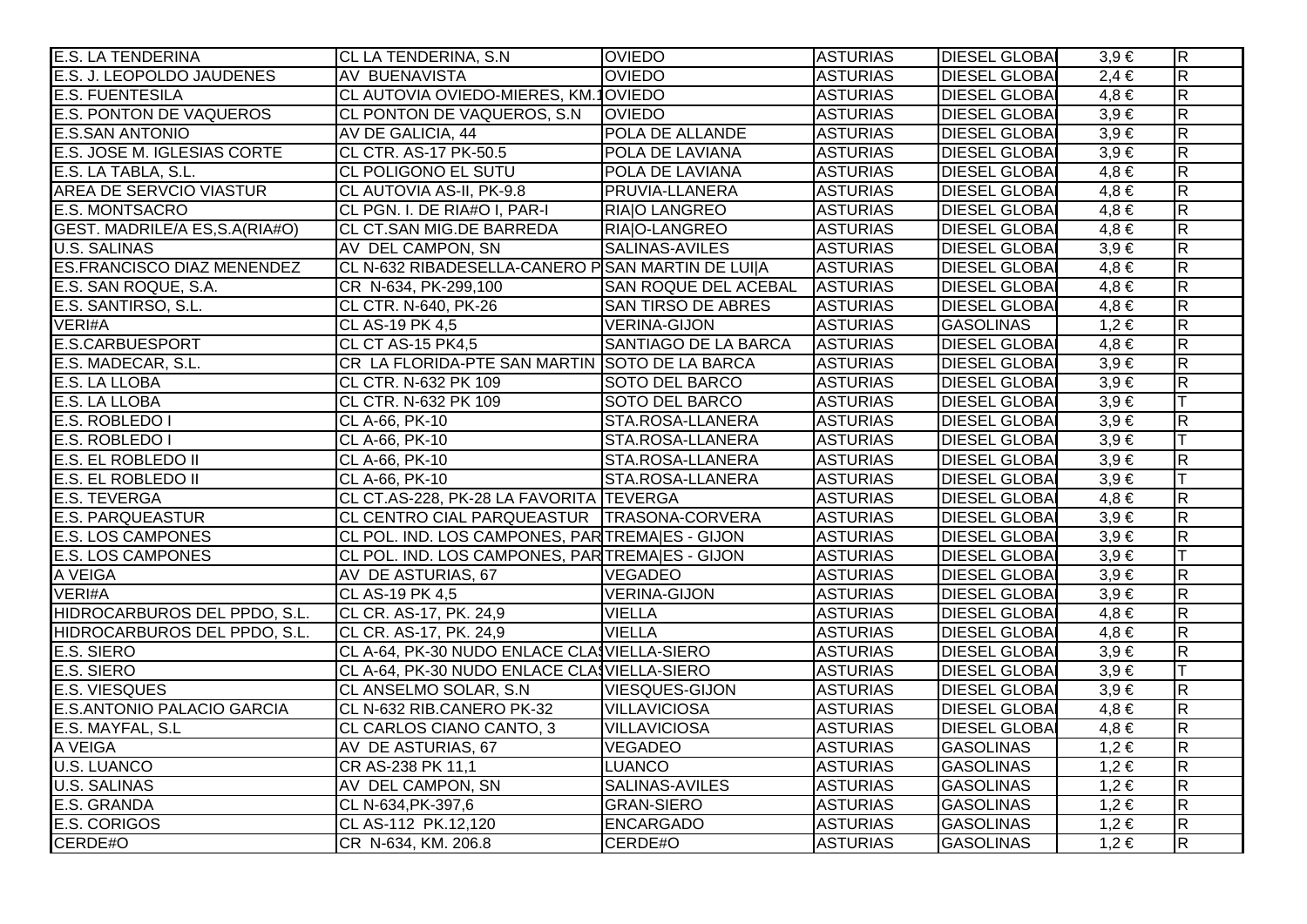| | | | | | | |
|---|---|---|---|---|---|---|
| E.S. LA TENDERINA | CL LA TENDERINA, S.N | OVIEDO | ASTURIAS | DIESEL GLOBA | 3,9 € | R |
| E.S. J. LEOPOLDO JAUDENES | AV BUENAVISTA | OVIEDO | ASTURIAS | DIESEL GLOBA | 2,4 € | R |
| E.S. FUENTESILA | CL AUTOVIA OVIEDO-MIERES, KM.1 | OVIEDO | ASTURIAS | DIESEL GLOBA | 4,8 € | R |
| E.S. PONTON DE VAQUEROS | CL PONTON DE VAQUEROS, S.N | OVIEDO | ASTURIAS | DIESEL GLOBA | 3,9 € | R |
| E.S.SAN ANTONIO | AV DE GALICIA, 44 | POLA DE ALLANDE | ASTURIAS | DIESEL GLOBA | 3,9 € | R |
| E.S. JOSE M. IGLESIAS CORTE | CL CTR. AS-17 PK-50.5 | POLA DE LAVIANA | ASTURIAS | DIESEL GLOBA | 3,9 € | R |
| E.S. LA TABLA, S.L. | CL POLIGONO EL SUTU | POLA DE LAVIANA | ASTURIAS | DIESEL GLOBA | 4,8 € | R |
| AREA DE SERVCIO VIASTUR | CL AUTOVIA AS-II, PK-9.8 | PRUVIA-LLANERA | ASTURIAS | DIESEL GLOBA | 4,8 € | R |
| E.S. MONTSACRO | CL PGN. I. DE RIA#O I, PAR-I | RIA\|O LANGREO | ASTURIAS | DIESEL GLOBA | 4,8 € | R |
| GEST. MADRILE/A ES,S.A(RIA#O) | CL CT.SAN MIG.DE BARREDA | RIA\|O-LANGREO | ASTURIAS | DIESEL GLOBA | 4,8 € | R |
| U.S. SALINAS | AV DEL CAMPON, SN | SALINAS-AVILES | ASTURIAS | DIESEL GLOBA | 3,9 € | R |
| ES.FRANCISCO DIAZ MENENDEZ | CL N-632 RIBADESELLA-CANERO P | SAN MARTIN DE LUI\|A | ASTURIAS | DIESEL GLOBA | 4,8 € | R |
| E.S. SAN ROQUE, S.A. | CR N-634, PK-299,100 | SAN ROQUE DEL ACEBAL | ASTURIAS | DIESEL GLOBA | 4,8 € | R |
| E.S. SANTIRSO, S.L. | CL CTR. N-640, PK-26 | SAN TIRSO DE ABRES | ASTURIAS | DIESEL GLOBA | 4,8 € | R |
| VERI#A | CL AS-19 PK 4,5 | VERINA-GIJON | ASTURIAS | GASOLINAS | 1,2 € | R |
| E.S.CARBUESPORT | CL CT AS-15 PK4,5 | SANTIAGO DE LA BARCA | ASTURIAS | DIESEL GLOBA | 4,8 € | R |
| E.S. MADECAR, S.L. | CR LA FLORIDA-PTE SAN MARTIN | SOTO DE LA BARCA | ASTURIAS | DIESEL GLOBA | 3,9 € | R |
| E.S. LA LLOBA | CL CTR. N-632 PK 109 | SOTO DEL BARCO | ASTURIAS | DIESEL GLOBA | 3,9 € | R |
| E.S. LA LLOBA | CL CTR. N-632 PK 109 | SOTO DEL BARCO | ASTURIAS | DIESEL GLOBA | 3,9 € | T |
| E.S. ROBLEDO I | CL A-66, PK-10 | STA.ROSA-LLANERA | ASTURIAS | DIESEL GLOBA | 3,9 € | R |
| E.S. ROBLEDO I | CL A-66, PK-10 | STA.ROSA-LLANERA | ASTURIAS | DIESEL GLOBA | 3,9 € | T |
| E.S. EL ROBLEDO II | CL A-66, PK-10 | STA.ROSA-LLANERA | ASTURIAS | DIESEL GLOBA | 3,9 € | R |
| E.S. EL ROBLEDO II | CL A-66, PK-10 | STA.ROSA-LLANERA | ASTURIAS | DIESEL GLOBA | 3,9 € | T |
| E.S. TEVERGA | CL CT.AS-228, PK-28 LA FAVORITA | TEVERGA | ASTURIAS | DIESEL GLOBA | 4,8 € | R |
| E.S. PARQUEASTUR | CL CENTRO CIAL PARQUEASTUR | TRASONA-CORVERA | ASTURIAS | DIESEL GLOBA | 3,9 € | R |
| E.S. LOS CAMPONES | CL POL. IND. LOS CAMPONES, PAR | TREMA\|ES - GIJON | ASTURIAS | DIESEL GLOBA | 3,9 € | R |
| E.S. LOS CAMPONES | CL POL. IND. LOS CAMPONES, PAR | TREMA\|ES - GIJON | ASTURIAS | DIESEL GLOBA | 3,9 € | T |
| A VEIGA | AV DE ASTURIAS, 67 | VEGADEO | ASTURIAS | DIESEL GLOBA | 3,9 € | R |
| VERI#A | CL AS-19 PK 4,5 | VERINA-GIJON | ASTURIAS | DIESEL GLOBA | 3,9 € | R |
| HIDROCARBUROS DEL PPDO, S.L. | CL CR. AS-17, PK. 24,9 | VIELLA | ASTURIAS | DIESEL GLOBA | 4,8 € | R |
| HIDROCARBUROS DEL PPDO, S.L. | CL CR. AS-17, PK. 24,9 | VIELLA | ASTURIAS | DIESEL GLOBA | 4,8 € | R |
| E.S. SIERO | CL A-64, PK-30 NUDO ENLACE CLA | VIELLA-SIERO | ASTURIAS | DIESEL GLOBA | 3,9 € | R |
| E.S. SIERO | CL A-64, PK-30 NUDO ENLACE CLA | VIELLA-SIERO | ASTURIAS | DIESEL GLOBA | 3,9 € | T |
| E.S. VIESQUES | CL ANSELMO SOLAR, S.N | VIESQUES-GIJON | ASTURIAS | DIESEL GLOBA | 3,9 € | R |
| E.S.ANTONIO PALACIO GARCIA | CL N-632 RIB.CANERO PK-32 | VILLAVICIOSA | ASTURIAS | DIESEL GLOBA | 4,8 € | R |
| E.S. MAYFAL, S.L | CL CARLOS CIANO CANTO, 3 | VILLAVICIOSA | ASTURIAS | DIESEL GLOBA | 4,8 € | R |
| A VEIGA | AV DE ASTURIAS, 67 | VEGADEO | ASTURIAS | GASOLINAS | 1,2 € | R |
| U.S. LUANCO | CR AS-238 PK 11,1 | LUANCO | ASTURIAS | GASOLINAS | 1,2 € | R |
| U.S. SALINAS | AV DEL CAMPON, SN | SALINAS-AVILES | ASTURIAS | GASOLINAS | 1,2 € | R |
| E.S. GRANDA | CL N-634,PK-397,6 | GRAN-SIERO | ASTURIAS | GASOLINAS | 1,2 € | R |
| E.S. CORIGOS | CL AS-112 PK.12,120 | ENCARGADO | ASTURIAS | GASOLINAS | 1,2 € | R |
| CERDE#O | CR N-634, KM. 206.8 | CERDE#O | ASTURIAS | GASOLINAS | 1,2 € | R |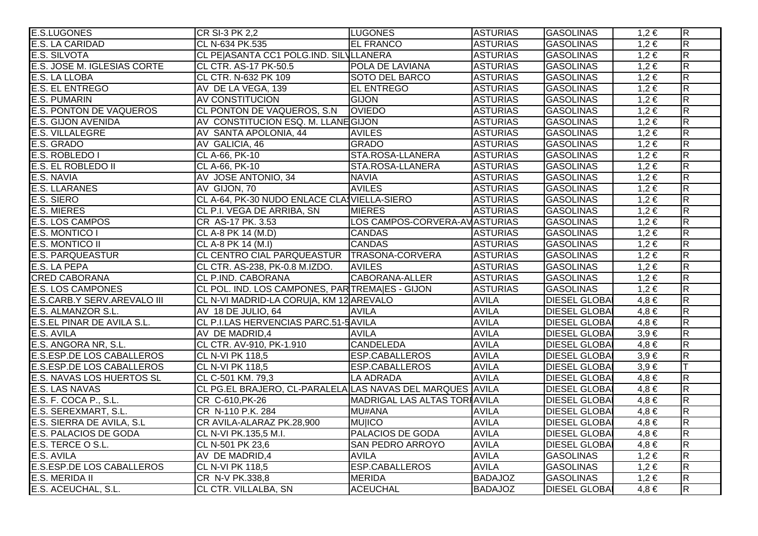| | | | | | | |
|---|---|---|---|---|---|---|
| E.S.LUGONES | CR SI-3 PK 2,2 | LUGONES | ASTURIAS | GASOLINAS | 1,2 € | R |
| E.S. LA CARIDAD | CL N-634 PK.535 | EL FRANCO | ASTURIAS | GASOLINAS | 1,2 € | R |
| E.S. SILVOTA | CL PE\|ASANTA CC1 POLG.IND. SILV | LLANERA | ASTURIAS | GASOLINAS | 1,2 € | R |
| E.S. JOSE M. IGLESIAS CORTE | CL CTR. AS-17 PK-50.5 | POLA DE LAVIANA | ASTURIAS | GASOLINAS | 1,2 € | R |
| E.S. LA LLOBA | CL CTR. N-632 PK 109 | SOTO DEL BARCO | ASTURIAS | GASOLINAS | 1,2 € | R |
| E.S. EL ENTREGO | AV DE LA VEGA, 139 | EL ENTREGO | ASTURIAS | GASOLINAS | 1,2 € | R |
| E.S. PUMARIN | AV CONSTITUCION | GIJON | ASTURIAS | GASOLINAS | 1,2 € | R |
| E.S. PONTON DE VAQUEROS | CL PONTON DE VAQUEROS, S.N | OVIEDO | ASTURIAS | GASOLINAS | 1,2 € | R |
| E.S. GIJON AVENIDA | AV CONSTITUCION ESQ. M. LLANE | GIJON | ASTURIAS | GASOLINAS | 1,2 € | R |
| E.S. VILLALEGRE | AV SANTA APOLONIA, 44 | AVILES | ASTURIAS | GASOLINAS | 1,2 € | R |
| E.S. GRADO | AV GALICIA, 46 | GRADO | ASTURIAS | GASOLINAS | 1,2 € | R |
| E.S. ROBLEDO I | CL A-66, PK-10 | STA.ROSA-LLANERA | ASTURIAS | GASOLINAS | 1,2 € | R |
| E.S. EL ROBLEDO II | CL A-66, PK-10 | STA.ROSA-LLANERA | ASTURIAS | GASOLINAS | 1,2 € | R |
| E.S. NAVIA | AV JOSE ANTONIO, 34 | NAVIA | ASTURIAS | GASOLINAS | 1,2 € | R |
| E.S. LLARANES | AV GIJON, 70 | AVILES | ASTURIAS | GASOLINAS | 1,2 € | R |
| E.S. SIERO | CL A-64, PK-30 NUDO ENLACE CLA | VIELLA-SIERO | ASTURIAS | GASOLINAS | 1,2 € | R |
| E.S. MIERES | CL P.I. VEGA DE ARRIBA, SN | MIERES | ASTURIAS | GASOLINAS | 1,2 € | R |
| E.S. LOS CAMPOS | CR AS-17 PK. 3.53 | LOS CAMPOS-CORVERA-AV | ASTURIAS | GASOLINAS | 1,2 € | R |
| E.S. MONTICO I | CL A-8 PK 14 (M.D) | CANDAS | ASTURIAS | GASOLINAS | 1,2 € | R |
| E.S. MONTICO II | CL A-8 PK 14 (M.I) | CANDAS | ASTURIAS | GASOLINAS | 1,2 € | R |
| E.S. PARQUEASTUR | CL CENTRO CIAL PARQUEASTUR | TRASONA-CORVERA | ASTURIAS | GASOLINAS | 1,2 € | R |
| E.S. LA PEPA | CL CTR. AS-238, PK-0.8 M.IZDO. | AVILES | ASTURIAS | GASOLINAS | 1,2 € | R |
| CRED CABORANA | CL P.IND. CABORANA | CABORANA-ALLER | ASTURIAS | GASOLINAS | 1,2 € | R |
| E.S. LOS CAMPONES | CL POL. IND. LOS CAMPONES, PAR | TREMA\|ES - GIJON | ASTURIAS | GASOLINAS | 1,2 € | R |
| E.S.CARB.Y SERV.AREVALO III | CL N-VI MADRID-LA CORU\|A, KM 12 | AREVALO | AVILA | DIESEL GLOBA | 4,8 € | R |
| E.S. ALMANZOR S.L. | AV 18 DE JULIO, 64 | AVILA | AVILA | DIESEL GLOBA | 4,8 € | R |
| E.S.EL PINAR DE AVILA S.L. | CL P.I.LAS HERVENCIAS PARC.51-5 | AVILA | AVILA | DIESEL GLOBA | 4,8 € | R |
| E.S. AVILA | AV DE MADRID,4 | AVILA | AVILA | DIESEL GLOBA | 3,9 € | R |
| E.S. ANGORA NR, S.L. | CL CTR. AV-910, PK-1.910 | CANDELEDA | AVILA | DIESEL GLOBA | 4,8 € | R |
| E.S.ESP.DE LOS CABALLEROS | CL N-VI PK 118,5 | ESP.CABALLEROS | AVILA | DIESEL GLOBA | 3,9 € | R |
| E.S.ESP.DE LOS CABALLEROS | CL N-VI PK 118,5 | ESP.CABALLEROS | AVILA | DIESEL GLOBA | 3,9 € | T |
| E.S. NAVAS LOS HUERTOS SL | CL C-501 KM. 79,3 | LA ADRADA | AVILA | DIESEL GLOBA | 4,8 € | R |
| E.S. LAS NAVAS | CL PG.EL BRAJERO, CL-PARALELA | LAS NAVAS DEL MARQUES | AVILA | DIESEL GLOBA | 4,8 € | R |
| E.S. F. COCA P., S.L. | CR C-610,PK-26 | MADRIGAL LAS ALTAS TORI | AVILA | DIESEL GLOBA | 4,8 € | R |
| E.S. SEREXMART, S.L. | CR N-110 P.K. 284 | MU#ANA | AVILA | DIESEL GLOBA | 4,8 € | R |
| E.S. SIERRA DE AVILA, S.L | CR AVILA-ALARAZ PK.28,900 | MU\|ICO | AVILA | DIESEL GLOBA | 4,8 € | R |
| E.S. PALACIOS DE GODA | CL N-VI PK.135,5 M.I. | PALACIOS DE GODA | AVILA | DIESEL GLOBA | 4,8 € | R |
| E.S. TERCE O S.L. | CL N-501 PK 23,6 | SAN PEDRO ARROYO | AVILA | DIESEL GLOBA | 4,8 € | R |
| E.S. AVILA | AV DE MADRID,4 | AVILA | AVILA | GASOLINAS | 1,2 € | R |
| E.S.ESP.DE LOS CABALLEROS | CL N-VI PK 118,5 | ESP.CABALLEROS | AVILA | GASOLINAS | 1,2 € | R |
| E.S. MERIDA II | CR N-V PK.338,8 | MERIDA | BADAJOZ | GASOLINAS | 1,2 € | R |
| E.S. ACEUCHAL, S.L. | CL CTR. VILLALBA, SN | ACEUCHAL | BADAJOZ | DIESEL GLOBA | 4,8 € | R |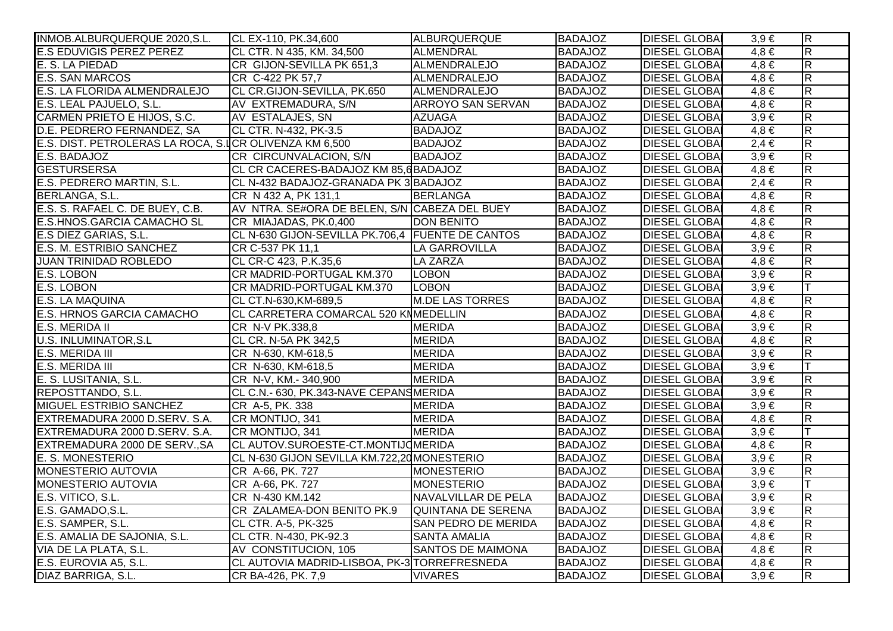| | | | | | | |
|---|---|---|---|---|---|---|
| INMOB.ALBURQUERQUE 2020,S.L. | CL EX-110, PK.34,600 | ALBURQUERQUE | BADAJOZ | DIESEL GLOBA | 3,9 € | R |
| E.S EDUVIGIS PEREZ PEREZ | CL CTR. N 435, KM. 34,500 | ALMENDRAL | BADAJOZ | DIESEL GLOBA | 4,8 € | R |
| E. S. LA PIEDAD | CR GIJON-SEVILLA PK 651,3 | ALMENDRALEJO | BADAJOZ | DIESEL GLOBA | 4,8 € | R |
| E.S. SAN MARCOS | CR C-422 PK 57,7 | ALMENDRALEJO | BADAJOZ | DIESEL GLOBA | 4,8 € | R |
| E.S. LA FLORIDA ALMENDRALEJO | CL CR.GIJON-SEVILLA, PK.650 | ALMENDRALEJO | BADAJOZ | DIESEL GLOBA | 4,8 € | R |
| E.S. LEAL PAJUELO, S.L. | AV EXTREMADURA, S/N | ARROYO SAN SERVAN | BADAJOZ | DIESEL GLOBA | 4,8 € | R |
| CARMEN PRIETO E HIJOS, S.C. | AV ESTALAJES, SN | AZUAGA | BADAJOZ | DIESEL GLOBA | 3,9 € | R |
| D.E. PEDRERO FERNANDEZ, SA | CL CTR. N-432, PK-3.5 | BADAJOZ | BADAJOZ | DIESEL GLOBA | 4,8 € | R |
| E.S. DIST. PETROLERAS LA ROCA, S.L | CR OLIVENZA KM 6,500 | BADAJOZ | BADAJOZ | DIESEL GLOBA | 2,4 € | R |
| E.S. BADAJOZ | CR CIRCUNVALACION, S/N | BADAJOZ | BADAJOZ | DIESEL GLOBA | 3,9 € | R |
| GESTURSERSA | CL CR CACERES-BADAJOZ KM 85,6 | BADAJOZ | BADAJOZ | DIESEL GLOBA | 4,8 € | R |
| E.S. PEDRERO MARTIN, S.L. | CL N-432 BADAJOZ-GRANADA PK 3 | BADAJOZ | BADAJOZ | DIESEL GLOBA | 2,4 € | R |
| BERLANGA, S.L. | CR N 432 A, PK 131,1 | BERLANGA | BADAJOZ | DIESEL GLOBA | 4,8 € | R |
| E.S. S. RAFAEL C. DE BUEY, C.B. | AV NTRA. SE#ORA DE BELEN, S/N | CABEZA DEL BUEY | BADAJOZ | DIESEL GLOBA | 4,8 € | R |
| E.S.HNOS.GARCIA CAMACHO SL | CR MIAJADAS, PK.0,400 | DON BENITO | BADAJOZ | DIESEL GLOBA | 4,8 € | R |
| E.S DIEZ GARIAS, S.L. | CL N-630 GIJON-SEVILLA PK.706,4 | FUENTE DE CANTOS | BADAJOZ | DIESEL GLOBA | 4,8 € | R |
| E.S. M. ESTRIBIO SANCHEZ | CR C-537 PK 11,1 | LA GARROVILLA | BADAJOZ | DIESEL GLOBA | 3,9 € | R |
| JUAN TRINIDAD ROBLEDO | CL CR-C 423, P.K.35,6 | LA ZARZA | BADAJOZ | DIESEL GLOBA | 4,8 € | R |
| E.S. LOBON | CR MADRID-PORTUGAL KM.370 | LOBON | BADAJOZ | DIESEL GLOBA | 3,9 € | R |
| E.S. LOBON | CR MADRID-PORTUGAL KM.370 | LOBON | BADAJOZ | DIESEL GLOBA | 3,9 € | T |
| E.S. LA MAQUINA | CL CT.N-630,KM-689,5 | M.DE LAS TORRES | BADAJOZ | DIESEL GLOBA | 4,8 € | R |
| E.S. HRNOS GARCIA CAMACHO | CL CARRETERA COMARCAL 520 KM | MEDELLIN | BADAJOZ | DIESEL GLOBA | 4,8 € | R |
| E.S. MERIDA II | CR N-V PK.338,8 | MERIDA | BADAJOZ | DIESEL GLOBA | 3,9 € | R |
| U.S. INLUMINATOR,S.L | CL CR. N-5A PK 342,5 | MERIDA | BADAJOZ | DIESEL GLOBA | 4,8 € | R |
| E.S. MERIDA III | CR N-630, KM-618,5 | MERIDA | BADAJOZ | DIESEL GLOBA | 3,9 € | R |
| E.S. MERIDA III | CR N-630, KM-618,5 | MERIDA | BADAJOZ | DIESEL GLOBA | 3,9 € | T |
| E. S. LUSITANIA, S.L. | CR N-V, KM.- 340,900 | MERIDA | BADAJOZ | DIESEL GLOBA | 3,9 € | R |
| REPOSTTANDO, S.L. | CL C.N.- 630, PK.343-NAVE CEPANS | MERIDA | BADAJOZ | DIESEL GLOBA | 3,9 € | R |
| MIGUEL ESTRIBIO SANCHEZ | CR A-5, PK. 338 | MERIDA | BADAJOZ | DIESEL GLOBA | 3,9 € | R |
| EXTREMADURA 2000 D.SERV. S.A. | CR MONTIJO, 341 | MERIDA | BADAJOZ | DIESEL GLOBA | 4,8 € | R |
| EXTREMADURA 2000 D.SERV. S.A. | CR MONTIJO, 341 | MERIDA | BADAJOZ | DIESEL GLOBA | 3,9 € | T |
| EXTREMADURA 2000 DE SERV.,SA | CL AUTOV.SUROESTE-CT.MONTIJO | MERIDA | BADAJOZ | DIESEL GLOBA | 4,8 € | R |
| E. S. MONESTERIO | CL N-630 GIJON SEVILLA KM.722,20 | MONESTERIO | BADAJOZ | DIESEL GLOBA | 3,9 € | R |
| MONESTERIO AUTOVIA | CR A-66, PK. 727 | MONESTERIO | BADAJOZ | DIESEL GLOBA | 3,9 € | R |
| MONESTERIO AUTOVIA | CR A-66, PK. 727 | MONESTERIO | BADAJOZ | DIESEL GLOBA | 3,9 € | T |
| E.S. VITICO, S.L. | CR N-430 KM.142 | NAVALVILLAR DE PELA | BADAJOZ | DIESEL GLOBA | 3,9 € | R |
| E.S. GAMADO,S.L. | CR ZALAMEA-DON BENITO PK.9 | QUINTANA DE SERENA | BADAJOZ | DIESEL GLOBA | 3,9 € | R |
| E.S. SAMPER, S.L. | CL CTR. A-5, PK-325 | SAN PEDRO DE MERIDA | BADAJOZ | DIESEL GLOBA | 4,8 € | R |
| E.S. AMALIA DE SAJONIA, S.L. | CL CTR. N-430, PK-92.3 | SANTA AMALIA | BADAJOZ | DIESEL GLOBA | 4,8 € | R |
| VIA DE LA PLATA, S.L. | AV CONSTITUCION, 105 | SANTOS DE MAIMONA | BADAJOZ | DIESEL GLOBA | 4,8 € | R |
| E.S. EUROVIA A5, S.L. | CL AUTOVIA MADRID-LISBOA, PK-3 | TORREFRESNEDA | BADAJOZ | DIESEL GLOBA | 4,8 € | R |
| DIAZ BARRIGA, S.L. | CR BA-426, PK. 7,9 | VIVARES | BADAJOZ | DIESEL GLOBA | 3,9 € | R |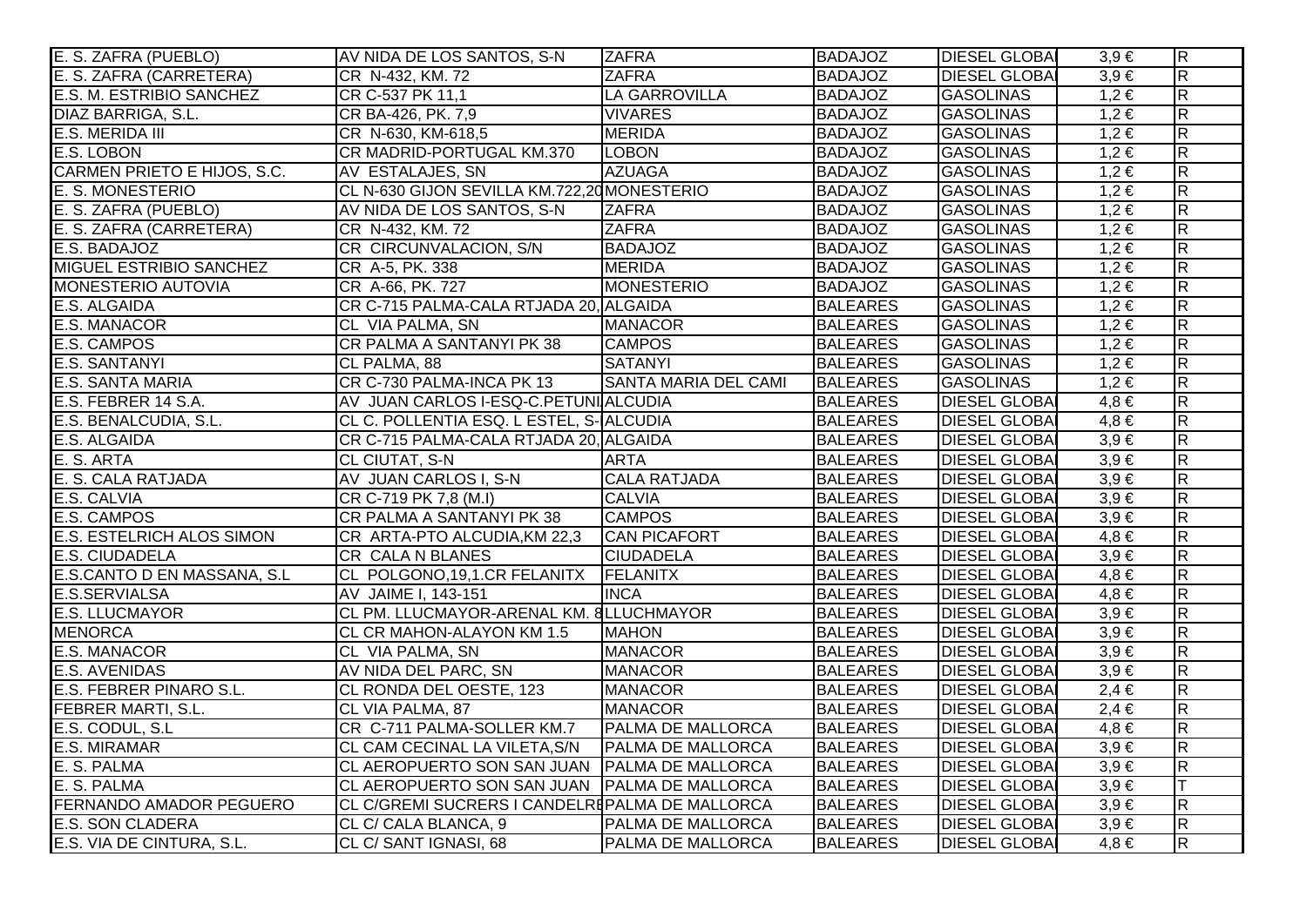| | | | | | | |
|---|---|---|---|---|---|---|
| E. S. ZAFRA (PUEBLO) | AV NIDA DE LOS SANTOS, S-N | ZAFRA | BADAJOZ | DIESEL GLOBA | 3,9 € | R |
| E. S. ZAFRA (CARRETERA) | CR N-432, KM. 72 | ZAFRA | BADAJOZ | DIESEL GLOBA | 3,9 € | R |
| E.S. M. ESTRIBIO SANCHEZ | CR C-537 PK 11,1 | LA GARROVILLA | BADAJOZ | GASOLINAS | 1,2 € | R |
| DIAZ BARRIGA, S.L. | CR BA-426, PK. 7,9 | VIVARES | BADAJOZ | GASOLINAS | 1,2 € | R |
| E.S. MERIDA III | CR N-630, KM-618,5 | MERIDA | BADAJOZ | GASOLINAS | 1,2 € | R |
| E.S. LOBON | CR MADRID-PORTUGAL KM.370 | LOBON | BADAJOZ | GASOLINAS | 1,2 € | R |
| CARMEN PRIETO E HIJOS, S.C. | AV ESTALAJES, SN | AZUAGA | BADAJOZ | GASOLINAS | 1,2 € | R |
| E. S. MONESTERIO | CL N-630 GIJON SEVILLA KM.722,20 | MONESTERIO | BADAJOZ | GASOLINAS | 1,2 € | R |
| E. S. ZAFRA (PUEBLO) | AV NIDA DE LOS SANTOS, S-N | ZAFRA | BADAJOZ | GASOLINAS | 1,2 € | R |
| E. S. ZAFRA (CARRETERA) | CR N-432, KM. 72 | ZAFRA | BADAJOZ | GASOLINAS | 1,2 € | R |
| E.S. BADAJOZ | CR CIRCUNVALACION, S/N | BADAJOZ | BADAJOZ | GASOLINAS | 1,2 € | R |
| MIGUEL ESTRIBIO SANCHEZ | CR A-5, PK. 338 | MERIDA | BADAJOZ | GASOLINAS | 1,2 € | R |
| MONESTERIO AUTOVIA | CR A-66, PK. 727 | MONESTERIO | BADAJOZ | GASOLINAS | 1,2 € | R |
| E.S. ALGAIDA | CR C-715 PALMA-CALA RTJADA 20, | ALGAIDA | BALEARES | GASOLINAS | 1,2 € | R |
| E.S. MANACOR | CL VIA PALMA, SN | MANACOR | BALEARES | GASOLINAS | 1,2 € | R |
| E.S. CAMPOS | CR PALMA A SANTANYI PK 38 | CAMPOS | BALEARES | GASOLINAS | 1,2 € | R |
| E.S. SANTANYI | CL PALMA, 88 | SATANYI | BALEARES | GASOLINAS | 1,2 € | R |
| E.S. SANTA MARIA | CR C-730 PALMA-INCA PK 13 | SANTA MARIA DEL CAMI | BALEARES | GASOLINAS | 1,2 € | R |
| E.S. FEBRER 14 S.A. | AV JUAN CARLOS I-ESQ-C.PETUNI | ALCUDIA | BALEARES | DIESEL GLOBA | 4,8 € | R |
| E.S. BENALCUDIA, S.L. | CL C. POLLENTIA ESQ. L ESTEL, S- | ALCUDIA | BALEARES | DIESEL GLOBA | 4,8 € | R |
| E.S. ALGAIDA | CR C-715 PALMA-CALA RTJADA 20, | ALGAIDA | BALEARES | DIESEL GLOBA | 3,9 € | R |
| E. S. ARTA | CL CIUTAT, S-N | ARTA | BALEARES | DIESEL GLOBA | 3,9 € | R |
| E. S. CALA RATJADA | AV JUAN CARLOS I, S-N | CALA RATJADA | BALEARES | DIESEL GLOBA | 3,9 € | R |
| E.S. CALVIA | CR C-719 PK 7,8 (M.I) | CALVIA | BALEARES | DIESEL GLOBA | 3,9 € | R |
| E.S. CAMPOS | CR PALMA A SANTANYI PK 38 | CAMPOS | BALEARES | DIESEL GLOBA | 3,9 € | R |
| E.S. ESTELRICH ALOS SIMON | CR ARTA-PTO ALCUDIA,KM 22,3 | CAN PICAFORT | BALEARES | DIESEL GLOBA | 4,8 € | R |
| E.S. CIUDADELA | CR CALA N BLANES | CIUDADELA | BALEARES | DIESEL GLOBA | 3,9 € | R |
| E.S.CANTO D EN MASSANA, S.L | CL POLGONO,19,1.CR FELANITX | FELANITX | BALEARES | DIESEL GLOBA | 4,8 € | R |
| E.S.SERVIALSA | AV JAIME I, 143-151 | INCA | BALEARES | DIESEL GLOBA | 4,8 € | R |
| E.S. LLUCMAYOR | CL PM. LLUCMAYOR-ARENAL KM. 8 | LLUCHMAYOR | BALEARES | DIESEL GLOBA | 3,9 € | R |
| MENORCA | CL CR MAHON-ALAYON KM 1.5 | MAHON | BALEARES | DIESEL GLOBA | 3,9 € | R |
| E.S. MANACOR | CL VIA PALMA, SN | MANACOR | BALEARES | DIESEL GLOBA | 3,9 € | R |
| E.S. AVENIDAS | AV NIDA DEL PARC, SN | MANACOR | BALEARES | DIESEL GLOBA | 3,9 € | R |
| E.S. FEBRER PINARO S.L. | CL RONDA DEL OESTE, 123 | MANACOR | BALEARES | DIESEL GLOBA | 2,4 € | R |
| FEBRER MARTI, S.L. | CL VIA PALMA, 87 | MANACOR | BALEARES | DIESEL GLOBA | 2,4 € | R |
| E.S. CODUL, S.L | CR C-711 PALMA-SOLLER KM.7 | PALMA DE MALLORCA | BALEARES | DIESEL GLOBA | 4,8 € | R |
| E.S. MIRAMAR | CL CAM CECINAL LA VILETA,S/N | PALMA DE MALLORCA | BALEARES | DIESEL GLOBA | 3,9 € | R |
| E. S. PALMA | CL AEROPUERTO SON SAN JUAN | PALMA DE MALLORCA | BALEARES | DIESEL GLOBA | 3,9 € | R |
| E. S. PALMA | CL AEROPUERTO SON SAN JUAN | PALMA DE MALLORCA | BALEARES | DIESEL GLOBA | 3,9 € | T |
| FERNANDO AMADOR PEGUERO | CL C/GREMI SUCRERS I CANDELRI | PALMA DE MALLORCA | BALEARES | DIESEL GLOBA | 3,9 € | R |
| E.S. SON CLADERA | CL C/ CALA BLANCA, 9 | PALMA DE MALLORCA | BALEARES | DIESEL GLOBA | 3,9 € | R |
| E.S. VIA DE CINTURA, S.L. | CL C/ SANT IGNASI, 68 | PALMA DE MALLORCA | BALEARES | DIESEL GLOBA | 4,8 € | R |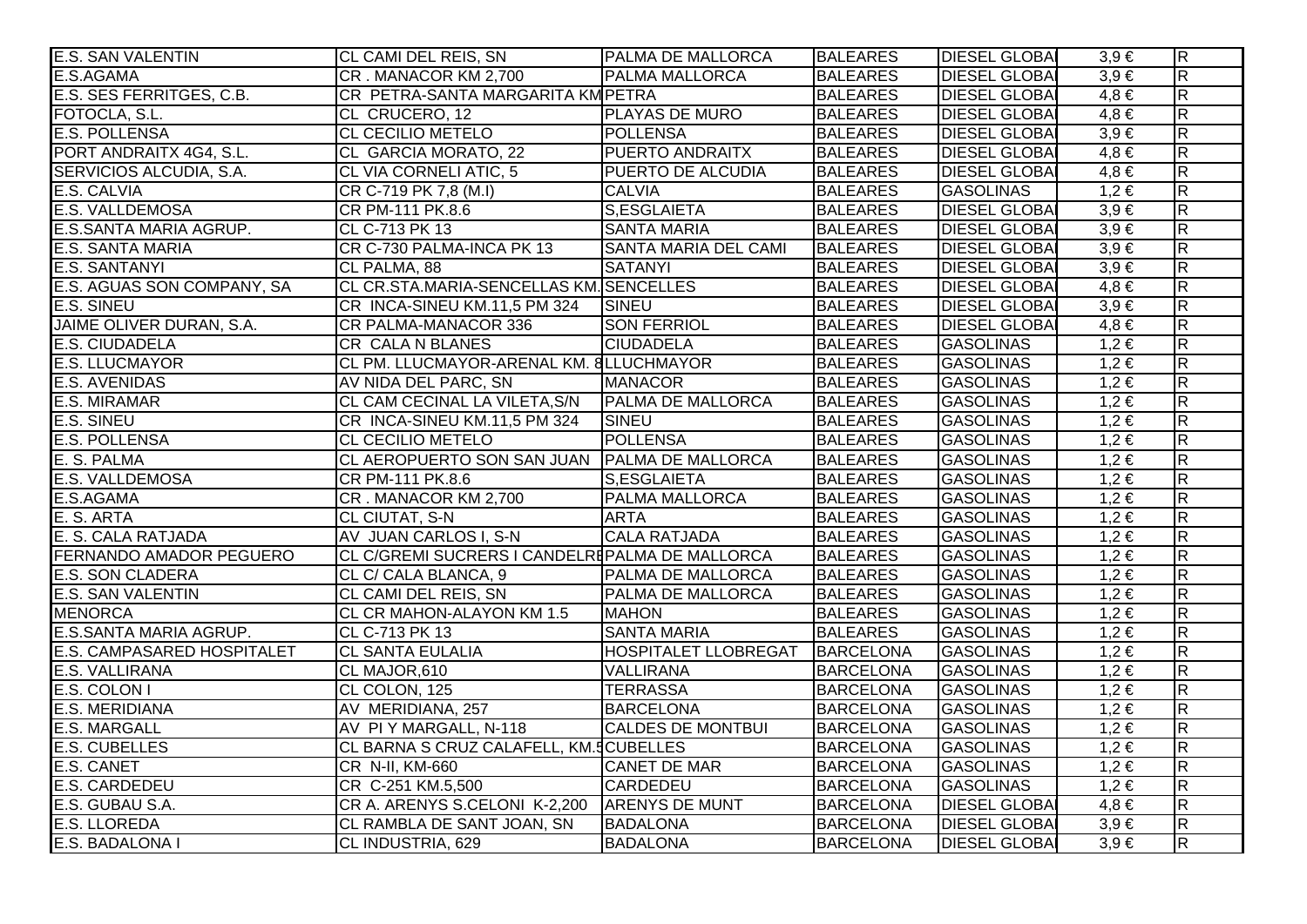| | | | | | | |
|---|---|---|---|---|---|---|
| E.S. SAN VALENTIN | CL CAMI DEL REIS, SN | PALMA DE MALLORCA | BALEARES | DIESEL GLOBA | 3,9 € | R |
| E.S.AGAMA | CR . MANACOR KM 2,700 | PALMA MALLORCA | BALEARES | DIESEL GLOBA | 3,9 € | R |
| E.S. SES FERRITGES, C.B. | CR PETRA-SANTA MARGARITA KM | PETRA | BALEARES | DIESEL GLOBA | 4,8 € | R |
| FOTOCLA, S.L. | CL CRUCERO, 12 | PLAYAS DE MURO | BALEARES | DIESEL GLOBA | 4,8 € | R |
| E.S. POLLENSA | CL CECILIO METELO | POLLENSA | BALEARES | DIESEL GLOBA | 3,9 € | R |
| PORT ANDRAITX 4G4, S.L. | CL GARCIA MORATO, 22 | PUERTO ANDRAITX | BALEARES | DIESEL GLOBA | 4,8 € | R |
| SERVICIOS ALCUDIA, S.A. | CL VIA CORNELI ATIC, 5 | PUERTO DE ALCUDIA | BALEARES | DIESEL GLOBA | 4,8 € | R |
| E.S. CALVIA | CR C-719 PK 7,8 (M.I) | CALVIA | BALEARES | GASOLINAS | 1,2 € | R |
| E.S. VALLDEMOSA | CR PM-111 PK.8.6 | S,ESGLAIETA | BALEARES | DIESEL GLOBA | 3,9 € | R |
| E.S.SANTA MARIA AGRUP. | CL C-713 PK 13 | SANTA MARIA | BALEARES | DIESEL GLOBA | 3,9 € | R |
| E.S. SANTA MARIA | CR C-730 PALMA-INCA PK 13 | SANTA MARIA DEL CAMI | BALEARES | DIESEL GLOBA | 3,9 € | R |
| E.S. SANTANYI | CL PALMA, 88 | SATANYI | BALEARES | DIESEL GLOBA | 3,9 € | R |
| E.S. AGUAS SON COMPANY, SA | CL CR.STA.MARIA-SENCELLAS KM. | SENCELLES | BALEARES | DIESEL GLOBA | 4,8 € | R |
| E.S. SINEU | CR INCA-SINEU KM.11,5 PM 324 | SINEU | BALEARES | DIESEL GLOBA | 3,9 € | R |
| JAIME OLIVER DURAN, S.A. | CR PALMA-MANACOR 336 | SON FERRIOL | BALEARES | DIESEL GLOBA | 4,8 € | R |
| E.S. CIUDADELA | CR CALA N BLANES | CIUDADELA | BALEARES | GASOLINAS | 1,2 € | R |
| E.S. LLUCMAYOR | CL PM. LLUCMAYOR-ARENAL KM. 8 | LLUCHMAYOR | BALEARES | GASOLINAS | 1,2 € | R |
| E.S. AVENIDAS | AV NIDA DEL PARC, SN | MANACOR | BALEARES | GASOLINAS | 1,2 € | R |
| E.S. MIRAMAR | CL CAM CECINAL LA VILETA,S/N | PALMA DE MALLORCA | BALEARES | GASOLINAS | 1,2 € | R |
| E.S. SINEU | CR INCA-SINEU KM.11,5 PM 324 | SINEU | BALEARES | GASOLINAS | 1,2 € | R |
| E.S. POLLENSA | CL CECILIO METELO | POLLENSA | BALEARES | GASOLINAS | 1,2 € | R |
| E. S. PALMA | CL AEROPUERTO SON SAN JUAN | PALMA DE MALLORCA | BALEARES | GASOLINAS | 1,2 € | R |
| E.S. VALLDEMOSA | CR PM-111 PK.8.6 | S,ESGLAIETA | BALEARES | GASOLINAS | 1,2 € | R |
| E.S.AGAMA | CR . MANACOR KM 2,700 | PALMA MALLORCA | BALEARES | GASOLINAS | 1,2 € | R |
| E. S. ARTA | CL CIUTAT, S-N | ARTA | BALEARES | GASOLINAS | 1,2 € | R |
| E. S. CALA RATJADA | AV JUAN CARLOS I, S-N | CALA RATJADA | BALEARES | GASOLINAS | 1,2 € | R |
| FERNANDO AMADOR PEGUERO | CL C/GREMI SUCRERS I CANDELRE | PALMA DE MALLORCA | BALEARES | GASOLINAS | 1,2 € | R |
| E.S. SON CLADERA | CL C/ CALA BLANCA, 9 | PALMA DE MALLORCA | BALEARES | GASOLINAS | 1,2 € | R |
| E.S. SAN VALENTIN | CL CAMI DEL REIS, SN | PALMA DE MALLORCA | BALEARES | GASOLINAS | 1,2 € | R |
| MENORCA | CL CR MAHON-ALAYON KM 1.5 | MAHON | BALEARES | GASOLINAS | 1,2 € | R |
| E.S.SANTA MARIA AGRUP. | CL C-713 PK 13 | SANTA MARIA | BALEARES | GASOLINAS | 1,2 € | R |
| E.S. CAMPASARED HOSPITALET | CL SANTA EULALIA | HOSPITALET LLOBREGAT | BARCELONA | GASOLINAS | 1,2 € | R |
| E.S. VALLIRANA | CL MAJOR,610 | VALLIRANA | BARCELONA | GASOLINAS | 1,2 € | R |
| E.S. COLON I | CL COLON, 125 | TERRASSA | BARCELONA | GASOLINAS | 1,2 € | R |
| E.S. MERIDIANA | AV MERIDIANA, 257 | BARCELONA | BARCELONA | GASOLINAS | 1,2 € | R |
| E.S. MARGALL | AV PI Y MARGALL, N-118 | CALDES DE MONTBUI | BARCELONA | GASOLINAS | 1,2 € | R |
| E.S. CUBELLES | CL BARNA S CRUZ CALAFELL, KM.5 | CUBELLES | BARCELONA | GASOLINAS | 1,2 € | R |
| E.S. CANET | CR N-II, KM-660 | CANET DE MAR | BARCELONA | GASOLINAS | 1,2 € | R |
| E.S. CARDEDEU | CR C-251 KM.5,500 | CARDEDEU | BARCELONA | GASOLINAS | 1,2 € | R |
| E.S. GUBAU S.A. | CR A. ARENYS S.CELONI K-2,200 | ARENYS DE MUNT | BARCELONA | DIESEL GLOBA | 4,8 € | R |
| E.S. LLOREDA | CL RAMBLA DE SANT JOAN, SN | BADALONA | BARCELONA | DIESEL GLOBA | 3,9 € | R |
| E.S. BADALONA I | CL INDUSTRIA, 629 | BADALONA | BARCELONA | DIESEL GLOBA | 3,9 € | R |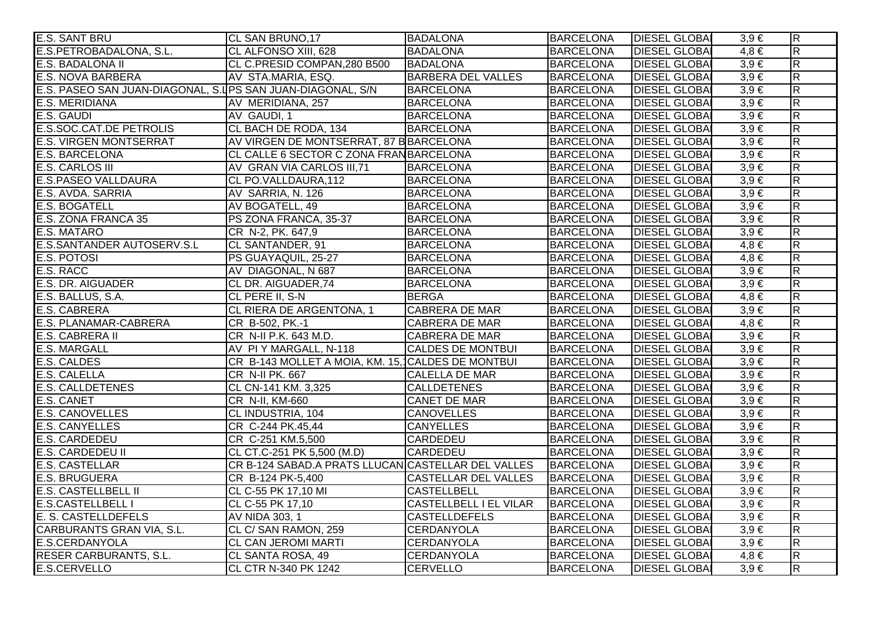| | | | | | | |
|---|---|---|---|---|---|---|
| E.S. SANT BRU | CL SAN BRUNO,17 | BADALONA | BARCELONA | DIESEL GLOBA | 3,9 € | R |
| E.S.PETROBADALONA, S.L. | CL ALFONSO XIII, 628 | BADALONA | BARCELONA | DIESEL GLOBA | 4,8 € | R |
| E.S. BADALONA II | CL C.PRESID COMPAN,280 B500 | BADALONA | BARCELONA | DIESEL GLOBA | 3,9 € | R |
| E.S. NOVA BARBERA | AV STA.MARIA, ESQ. | BARBERA DEL VALLES | BARCELONA | DIESEL GLOBA | 3,9 € | R |
| E.S. PASEO SAN JUAN-DIAGONAL, S.L | PS SAN JUAN-DIAGONAL, S/N | BARCELONA | BARCELONA | DIESEL GLOBA | 3,9 € | R |
| E.S. MERIDIANA | AV MERIDIANA, 257 | BARCELONA | BARCELONA | DIESEL GLOBA | 3,9 € | R |
| E.S. GAUDI | AV GAUDI, 1 | BARCELONA | BARCELONA | DIESEL GLOBA | 3,9 € | R |
| E.S.SOC.CAT.DE PETROLIS | CL BACH DE RODA, 134 | BARCELONA | BARCELONA | DIESEL GLOBA | 3,9 € | R |
| E.S. VIRGEN MONTSERRAT | AV VIRGEN DE MONTSERRAT, 87 B | BARCELONA | BARCELONA | DIESEL GLOBA | 3,9 € | R |
| E.S. BARCELONA | CL CALLE 6 SECTOR C ZONA FRAN | BARCELONA | BARCELONA | DIESEL GLOBA | 3,9 € | R |
| E.S. CARLOS III | AV GRAN VIA CARLOS III,71 | BARCELONA | BARCELONA | DIESEL GLOBA | 3,9 € | R |
| E.S.PASEO VALLDAURA | CL PO.VALLDAURA,112 | BARCELONA | BARCELONA | DIESEL GLOBA | 3,9 € | R |
| E.S. AVDA. SARRIA | AV SARRIA, N. 126 | BARCELONA | BARCELONA | DIESEL GLOBA | 3,9 € | R |
| E.S. BOGATELL | AV BOGATELL, 49 | BARCELONA | BARCELONA | DIESEL GLOBA | 3,9 € | R |
| E.S. ZONA FRANCA 35 | PS ZONA FRANCA, 35-37 | BARCELONA | BARCELONA | DIESEL GLOBA | 3,9 € | R |
| E.S. MATARO | CR N-2, PK. 647,9 | BARCELONA | BARCELONA | DIESEL GLOBA | 3,9 € | R |
| E.S.SANTANDER AUTOSERV.S.L | CL SANTANDER, 91 | BARCELONA | BARCELONA | DIESEL GLOBA | 4,8 € | R |
| E.S. POTOSI | PS GUAYAQUIL, 25-27 | BARCELONA | BARCELONA | DIESEL GLOBA | 4,8 € | R |
| E.S. RACC | AV DIAGONAL, N 687 | BARCELONA | BARCELONA | DIESEL GLOBA | 3,9 € | R |
| E.S. DR. AIGUADER | CL DR. AIGUADER,74 | BARCELONA | BARCELONA | DIESEL GLOBA | 3,9 € | R |
| E.S. BALLUS, S.A. | CL PERE II, S-N | BERGA | BARCELONA | DIESEL GLOBA | 4,8 € | R |
| E.S. CABRERA | CL RIERA DE ARGENTONA, 1 | CABRERA DE MAR | BARCELONA | DIESEL GLOBA | 3,9 € | R |
| E.S. PLANAMAR-CABRERA | CR B-502, PK.-1 | CABRERA DE MAR | BARCELONA | DIESEL GLOBA | 4,8 € | R |
| E.S. CABRERA II | CR N-II P.K. 643 M.D. | CABRERA DE MAR | BARCELONA | DIESEL GLOBA | 3,9 € | R |
| E.S. MARGALL | AV PI Y MARGALL, N-118 | CALDES DE MONTBUI | BARCELONA | DIESEL GLOBA | 3,9 € | R |
| E.S. CALDES | CR B-143 MOLLET A MOIA, KM. 15,1 | CALDES DE MONTBUI | BARCELONA | DIESEL GLOBA | 3,9 € | R |
| E.S. CALELLA | CR N-II PK. 667 | CALELLA DE MAR | BARCELONA | DIESEL GLOBA | 3,9 € | R |
| E.S. CALLDETENES | CL CN-141 KM. 3,325 | CALLDETENES | BARCELONA | DIESEL GLOBA | 3,9 € | R |
| E.S. CANET | CR N-II, KM-660 | CANET DE MAR | BARCELONA | DIESEL GLOBA | 3,9 € | R |
| E.S. CANOVELLES | CL INDUSTRIA, 104 | CANOVELLES | BARCELONA | DIESEL GLOBA | 3,9 € | R |
| E.S. CANYELLES | CR C-244 PK.45,44 | CANYELLES | BARCELONA | DIESEL GLOBA | 3,9 € | R |
| E.S. CARDEDEU | CR C-251 KM.5,500 | CARDEDEU | BARCELONA | DIESEL GLOBA | 3,9 € | R |
| E.S. CARDEDEU II | CL CT.C-251 PK 5,500 (M.D) | CARDEDEU | BARCELONA | DIESEL GLOBA | 3,9 € | R |
| E.S. CASTELLAR | CR B-124 SABAD.A PRATS LLUCAN | CASTELLAR DEL VALLES | BARCELONA | DIESEL GLOBA | 3,9 € | R |
| E.S. BRUGUERA | CR B-124 PK-5,400 | CASTELLAR DEL VALLES | BARCELONA | DIESEL GLOBA | 3,9 € | R |
| E.S. CASTELLBELL II | CL C-55 PK 17,10 MI | CASTELLBELL | BARCELONA | DIESEL GLOBA | 3,9 € | R |
| E.S.CASTELLBELL I | CL C-55 PK 17,10 | CASTELLBELL I EL VILAR | BARCELONA | DIESEL GLOBA | 3,9 € | R |
| E. S. CASTELLDEFELS | AV NIDA 303, 1 | CASTELLDEFELS | BARCELONA | DIESEL GLOBA | 3,9 € | R |
| CARBURANTS GRAN VIA, S.L. | CL C/ SAN RAMON, 259 | CERDANYOLA | BARCELONA | DIESEL GLOBA | 3,9 € | R |
| E.S.CERDANYOLA | CL CAN JEROMI MARTI | CERDANYOLA | BARCELONA | DIESEL GLOBA | 3,9 € | R |
| RESER CARBURANTS, S.L. | CL SANTA ROSA, 49 | CERDANYOLA | BARCELONA | DIESEL GLOBA | 4,8 € | R |
| E.S.CERVELLO | CL CTR N-340 PK 1242 | CERVELLO | BARCELONA | DIESEL GLOBA | 3,9 € | R |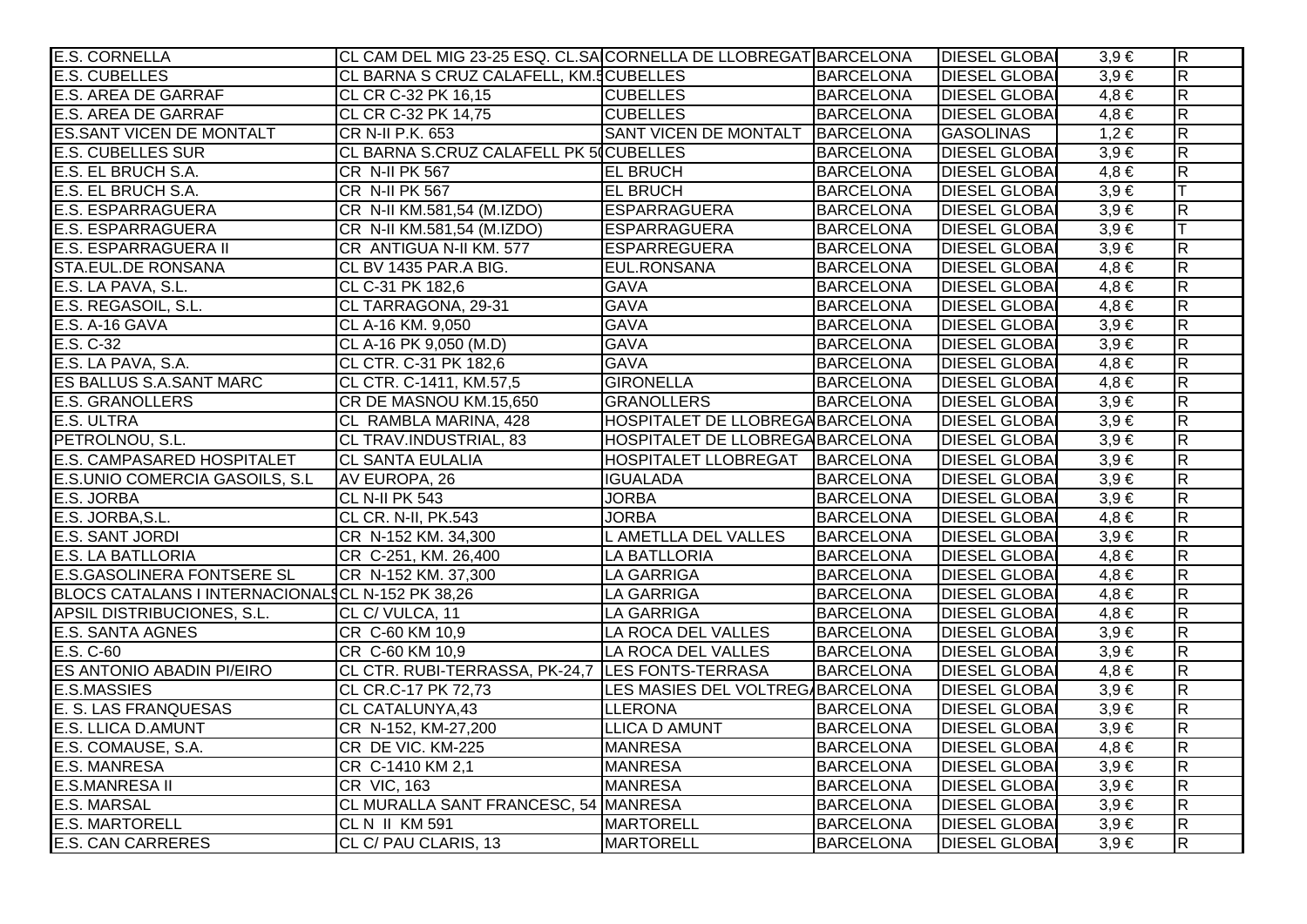| | | | | | | |
|---|---|---|---|---|---|---|
| E.S. CORNELLA | CL CAM DEL MIG 23-25 ESQ. CL.SA | CORNELLA DE LLOBREGAT | BARCELONA | DIESEL GLOBA | 3,9 € | R |
| E.S. CUBELLES | CL BARNA S CRUZ CALAFELL, KM.5 | CUBELLES | BARCELONA | DIESEL GLOBA | 3,9 € | R |
| E.S. AREA DE GARRAF | CL CR C-32 PK 16,15 | CUBELLES | BARCELONA | DIESEL GLOBA | 4,8 € | R |
| E.S. AREA DE GARRAF | CL CR C-32 PK 14,75 | CUBELLES | BARCELONA | DIESEL GLOBA | 4,8 € | R |
| ES.SANT VICEN DE MONTALT | CR N-II P.K. 653 | SANT VICEN DE MONTALT | BARCELONA | GASOLINAS | 1,2 € | R |
| E.S. CUBELLES SUR | CL BARNA S.CRUZ CALAFELL PK 50 | CUBELLES | BARCELONA | DIESEL GLOBA | 3,9 € | R |
| E.S. EL BRUCH S.A. | CR N-II PK 567 | EL BRUCH | BARCELONA | DIESEL GLOBA | 4,8 € | R |
| E.S. EL BRUCH S.A. | CR N-II PK 567 | EL BRUCH | BARCELONA | DIESEL GLOBA | 3,9 € | T |
| E.S. ESPARRAGUERA | CR N-II KM.581,54 (M.IZDO) | ESPARRAGUERA | BARCELONA | DIESEL GLOBA | 3,9 € | R |
| E.S. ESPARRAGUERA | CR N-II KM.581,54 (M.IZDO) | ESPARRAGUERA | BARCELONA | DIESEL GLOBA | 3,9 € | T |
| E.S. ESPARRAGUERA II | CR ANTIGUA N-II KM. 577 | ESPARREGUERA | BARCELONA | DIESEL GLOBA | 3,9 € | R |
| STA.EUL.DE RONSANA | CL BV 1435 PAR.A BIG. | EUL.RONSANA | BARCELONA | DIESEL GLOBA | 4,8 € | R |
| E.S. LA PAVA, S.L. | CL C-31 PK 182,6 | GAVA | BARCELONA | DIESEL GLOBA | 4,8 € | R |
| E.S. REGASOIL, S.L. | CL TARRAGONA, 29-31 | GAVA | BARCELONA | DIESEL GLOBA | 4,8 € | R |
| E.S. A-16 GAVA | CL A-16 KM. 9,050 | GAVA | BARCELONA | DIESEL GLOBA | 3,9 € | R |
| E.S. C-32 | CL A-16 PK 9,050 (M.D) | GAVA | BARCELONA | DIESEL GLOBA | 3,9 € | R |
| E.S. LA PAVA, S.A. | CL CTR. C-31 PK 182,6 | GAVA | BARCELONA | DIESEL GLOBA | 4,8 € | R |
| ES BALLUS S.A.SANT MARC | CL CTR. C-1411, KM.57,5 | GIRONELLA | BARCELONA | DIESEL GLOBA | 4,8 € | R |
| E.S. GRANOLLERS | CR DE MASNOU KM.15,650 | GRANOLLERS | BARCELONA | DIESEL GLOBA | 3,9 € | R |
| E.S. ULTRA | CL RAMBLA MARINA, 428 | HOSPITALET DE LLOBREGA | BARCELONA | DIESEL GLOBA | 3,9 € | R |
| PETROLNOU, S.L. | CL TRAV.INDUSTRIAL, 83 | HOSPITALET DE LLOBREGA | BARCELONA | DIESEL GLOBA | 3,9 € | R |
| E.S. CAMPASARED HOSPITALET | CL SANTA EULALIA | HOSPITALET LLOBREGAT | BARCELONA | DIESEL GLOBA | 3,9 € | R |
| E.S.UNIO COMERCIA GASOILS, S.L | AV EUROPA, 26 | IGUALADA | BARCELONA | DIESEL GLOBA | 3,9 € | R |
| E.S. JORBA | CL N-II PK 543 | JORBA | BARCELONA | DIESEL GLOBA | 3,9 € | R |
| E.S. JORBA,S.L. | CL CR. N-II, PK.543 | JORBA | BARCELONA | DIESEL GLOBA | 4,8 € | R |
| E.S. SANT JORDI | CR N-152 KM. 34,300 | L AMETLLA DEL VALLES | BARCELONA | DIESEL GLOBA | 3,9 € | R |
| E.S. LA BATLLORIA | CR C-251, KM. 26,400 | LA BATLLORIA | BARCELONA | DIESEL GLOBA | 4,8 € | R |
| E.S.GASOLINERA FONTSERE SL | CR N-152 KM. 37,300 | LA GARRIGA | BARCELONA | DIESEL GLOBA | 4,8 € | R |
| BLOCS CATALANS I INTERNACIONALS | CL N-152 PK 38,26 | LA GARRIGA | BARCELONA | DIESEL GLOBA | 4,8 € | R |
| APSIL DISTRIBUCIONES, S.L. | CL C/ VULCA, 11 | LA GARRIGA | BARCELONA | DIESEL GLOBA | 4,8 € | R |
| E.S. SANTA AGNES | CR C-60 KM 10,9 | LA ROCA DEL VALLES | BARCELONA | DIESEL GLOBA | 3,9 € | R |
| E.S. C-60 | CR C-60 KM 10,9 | LA ROCA DEL VALLES | BARCELONA | DIESEL GLOBA | 3,9 € | R |
| ES ANTONIO ABADIN PI/EIRO | CL CTR. RUBI-TERRASSA, PK-24,7 | LES FONTS-TERRASA | BARCELONA | DIESEL GLOBA | 4,8 € | R |
| E.S.MASSIES | CL CR.C-17 PK 72,73 | LES MASIES DEL VOLTREGA | BARCELONA | DIESEL GLOBA | 3,9 € | R |
| E. S. LAS FRANQUESAS | CL CATALUNYA,43 | LLERONA | BARCELONA | DIESEL GLOBA | 3,9 € | R |
| E.S. LLICA D.AMUNT | CR N-152, KM-27,200 | LLICA D AMUNT | BARCELONA | DIESEL GLOBA | 3,9 € | R |
| E.S. COMAUSE, S.A. | CR DE VIC. KM-225 | MANRESA | BARCELONA | DIESEL GLOBA | 4,8 € | R |
| E.S. MANRESA | CR C-1410 KM 2,1 | MANRESA | BARCELONA | DIESEL GLOBA | 3,9 € | R |
| E.S.MANRESA II | CR VIC, 163 | MANRESA | BARCELONA | DIESEL GLOBA | 3,9 € | R |
| E.S. MARSAL | CL MURALLA SANT FRANCESC, 54 | MANRESA | BARCELONA | DIESEL GLOBA | 3,9 € | R |
| E.S. MARTORELL | CL N II KM 591 | MARTORELL | BARCELONA | DIESEL GLOBA | 3,9 € | R |
| E.S. CAN CARRERES | CL C/ PAU CLARIS, 13 | MARTORELL | BARCELONA | DIESEL GLOBA | 3,9 € | R |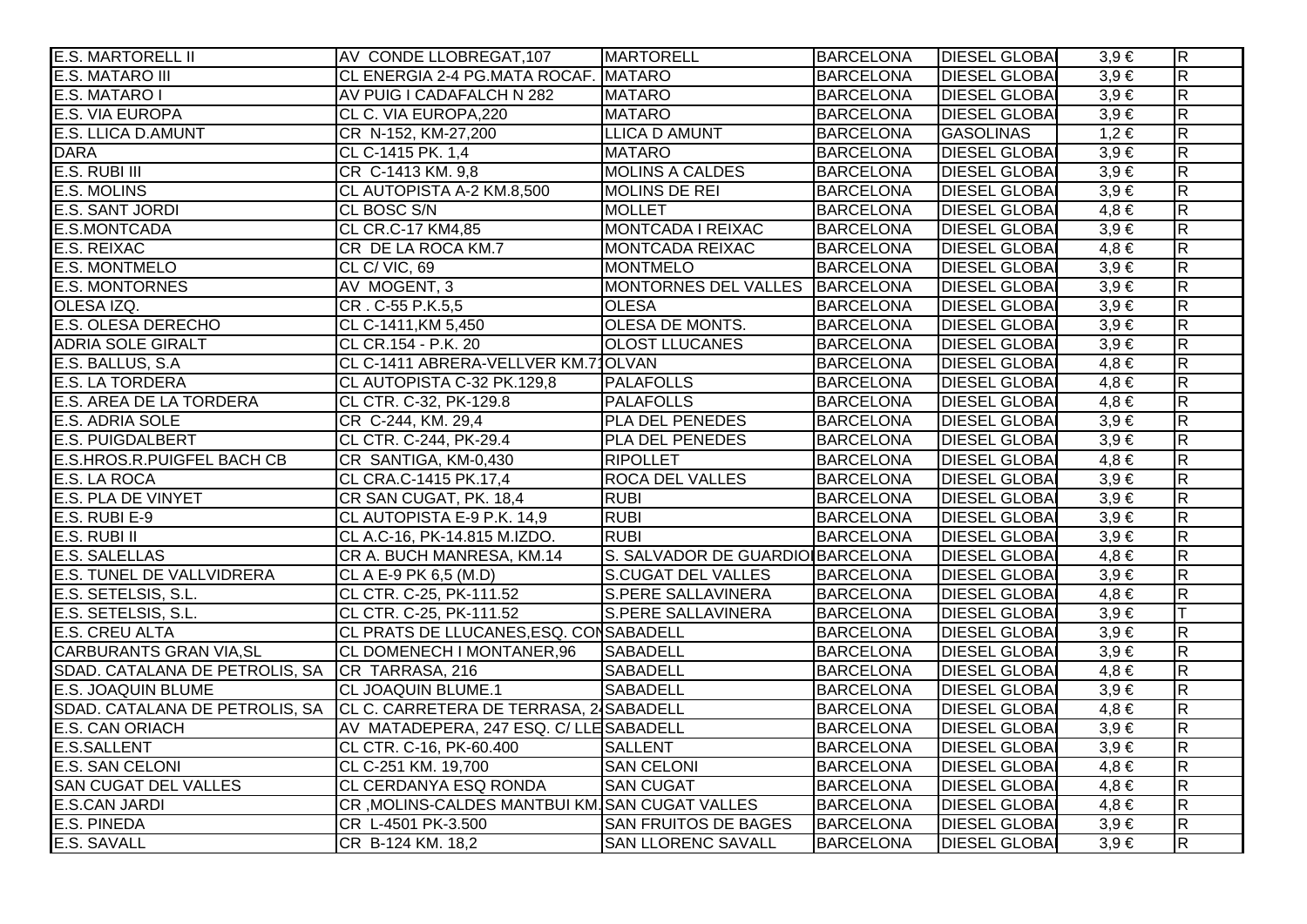| | | | | | | |
|---|---|---|---|---|---|---|
| E.S. MARTORELL II | AV CONDE LLOBREGAT,107 | MARTORELL | BARCELONA | DIESEL GLOBA | 3,9 € | R |
| E.S. MATARO III | CL ENERGIA 2-4 PG.MATA ROCAF. | MATARO | BARCELONA | DIESEL GLOBA | 3,9 € | R |
| E.S. MATARO I | AV PUIG I CADAFALCH N 282 | MATARO | BARCELONA | DIESEL GLOBA | 3,9 € | R |
| E.S. VIA EUROPA | CL C. VIA EUROPA,220 | MATARO | BARCELONA | DIESEL GLOBA | 3,9 € | R |
| E.S. LLICA D.AMUNT | CR N-152, KM-27,200 | LLICA D AMUNT | BARCELONA | GASOLINAS | 1,2 € | R |
| DARA | CL C-1415 PK. 1,4 | MATARO | BARCELONA | DIESEL GLOBA | 3,9 € | R |
| E.S. RUBI III | CR C-1413 KM. 9,8 | MOLINS A CALDES | BARCELONA | DIESEL GLOBA | 3,9 € | R |
| E.S. MOLINS | CL AUTOPISTA A-2 KM.8,500 | MOLINS DE REI | BARCELONA | DIESEL GLOBA | 3,9 € | R |
| E.S. SANT JORDI | CL BOSC S/N | MOLLET | BARCELONA | DIESEL GLOBA | 4,8 € | R |
| E.S.MONTCADA | CL CR.C-17 KM4,85 | MONTCADA I REIXAC | BARCELONA | DIESEL GLOBA | 3,9 € | R |
| E.S. REIXAC | CR DE LA ROCA KM.7 | MONTCADA REIXAC | BARCELONA | DIESEL GLOBA | 4,8 € | R |
| E.S. MONTMELO | CL C/ VIC, 69 | MONTMELO | BARCELONA | DIESEL GLOBA | 3,9 € | R |
| E.S. MONTORNES | AV MOGENT, 3 | MONTORNES DEL VALLES | BARCELONA | DIESEL GLOBA | 3,9 € | R |
| OLESA IZQ. | CR . C-55 P.K.5,5 | OLESA | BARCELONA | DIESEL GLOBA | 3,9 € | R |
| E.S. OLESA DERECHO | CL C-1411,KM 5,450 | OLESA DE MONTS. | BARCELONA | DIESEL GLOBA | 3,9 € | R |
| ADRIA SOLE GIRALT | CL CR.154 - P.K. 20 | OLOST LLUCANES | BARCELONA | DIESEL GLOBA | 3,9 € | R |
| E.S. BALLUS, S.A | CL C-1411 ABRERA-VELLVER KM.71 | OLVAN | BARCELONA | DIESEL GLOBA | 4,8 € | R |
| E.S. LA TORDERA | CL AUTOPISTA C-32 PK.129,8 | PALAFOLLS | BARCELONA | DIESEL GLOBA | 4,8 € | R |
| E.S. AREA DE LA TORDERA | CL CTR. C-32, PK-129.8 | PALAFOLLS | BARCELONA | DIESEL GLOBA | 4,8 € | R |
| E.S. ADRIA SOLE | CR C-244, KM. 29,4 | PLA DEL PENEDES | BARCELONA | DIESEL GLOBA | 3,9 € | R |
| E.S. PUIGDALBERT | CL CTR. C-244, PK-29.4 | PLA DEL PENEDES | BARCELONA | DIESEL GLOBA | 3,9 € | R |
| E.S.HROS.R.PUIGFEL BACH CB | CR SANTIGA, KM-0,430 | RIPOLLET | BARCELONA | DIESEL GLOBA | 4,8 € | R |
| E.S. LA ROCA | CL CRA.C-1415 PK.17,4 | ROCA DEL VALLES | BARCELONA | DIESEL GLOBA | 3,9 € | R |
| E.S. PLA DE VINYET | CR SAN CUGAT, PK. 18,4 | RUBI | BARCELONA | DIESEL GLOBA | 3,9 € | R |
| E.S. RUBI E-9 | CL AUTOPISTA E-9 P.K. 14,9 | RUBI | BARCELONA | DIESEL GLOBA | 3,9 € | R |
| E.S. RUBI II | CL A.C-16, PK-14.815 M.IZDO. | RUBI | BARCELONA | DIESEL GLOBA | 3,9 € | R |
| E.S. SALELLAS | CR A. BUCH MANRESA, KM.14 | S. SALVADOR DE GUARDIO | BARCELONA | DIESEL GLOBA | 4,8 € | R |
| E.S. TUNEL DE VALLVIDRERA | CL A E-9 PK 6,5 (M.D) | S.CUGAT DEL VALLES | BARCELONA | DIESEL GLOBA | 3,9 € | R |
| E.S. SETELSIS, S.L. | CL CTR. C-25, PK-111.52 | S.PERE SALLAVINERA | BARCELONA | DIESEL GLOBA | 4,8 € | R |
| E.S. SETELSIS, S.L. | CL CTR. C-25, PK-111.52 | S.PERE SALLAVINERA | BARCELONA | DIESEL GLOBA | 3,9 € | T |
| E.S. CREU ALTA | CL PRATS DE LLUCANES,ESQ. CON | SABADELL | BARCELONA | DIESEL GLOBA | 3,9 € | R |
| CARBURANTS GRAN VIA,SL | CL DOMENECH I MONTANER,96 | SABADELL | BARCELONA | DIESEL GLOBA | 3,9 € | R |
| SDAD. CATALANA DE PETROLIS, SA | CR TARRASA, 216 | SABADELL | BARCELONA | DIESEL GLOBA | 4,8 € | R |
| E.S. JOAQUIN BLUME | CL JOAQUIN BLUME.1 | SABADELL | BARCELONA | DIESEL GLOBA | 3,9 € | R |
| SDAD. CATALANA DE PETROLIS, SA | CL C. CARRETERA DE TERRASA, 2 | SABADELL | BARCELONA | DIESEL GLOBA | 4,8 € | R |
| E.S. CAN ORIACH | AV MATADEPERA, 247 ESQ. C/ LLE | SABADELL | BARCELONA | DIESEL GLOBA | 3,9 € | R |
| E.S.SALLENT | CL CTR. C-16, PK-60.400 | SALLENT | BARCELONA | DIESEL GLOBA | 3,9 € | R |
| E.S. SAN CELONI | CL C-251 KM. 19,700 | SAN CELONI | BARCELONA | DIESEL GLOBA | 4,8 € | R |
| SAN CUGAT DEL VALLES | CL CERDANYA ESQ RONDA | SAN CUGAT | BARCELONA | DIESEL GLOBA | 4,8 € | R |
| E.S.CAN JARDI | CR ,MOLINS-CALDES MANTBUI KM. | SAN CUGAT VALLES | BARCELONA | DIESEL GLOBA | 4,8 € | R |
| E.S. PINEDA | CR L-4501 PK-3.500 | SAN FRUITOS DE BAGES | BARCELONA | DIESEL GLOBA | 3,9 € | R |
| E.S. SAVALL | CR B-124 KM. 18,2 | SAN LLORENC SAVALL | BARCELONA | DIESEL GLOBA | 3,9 € | R |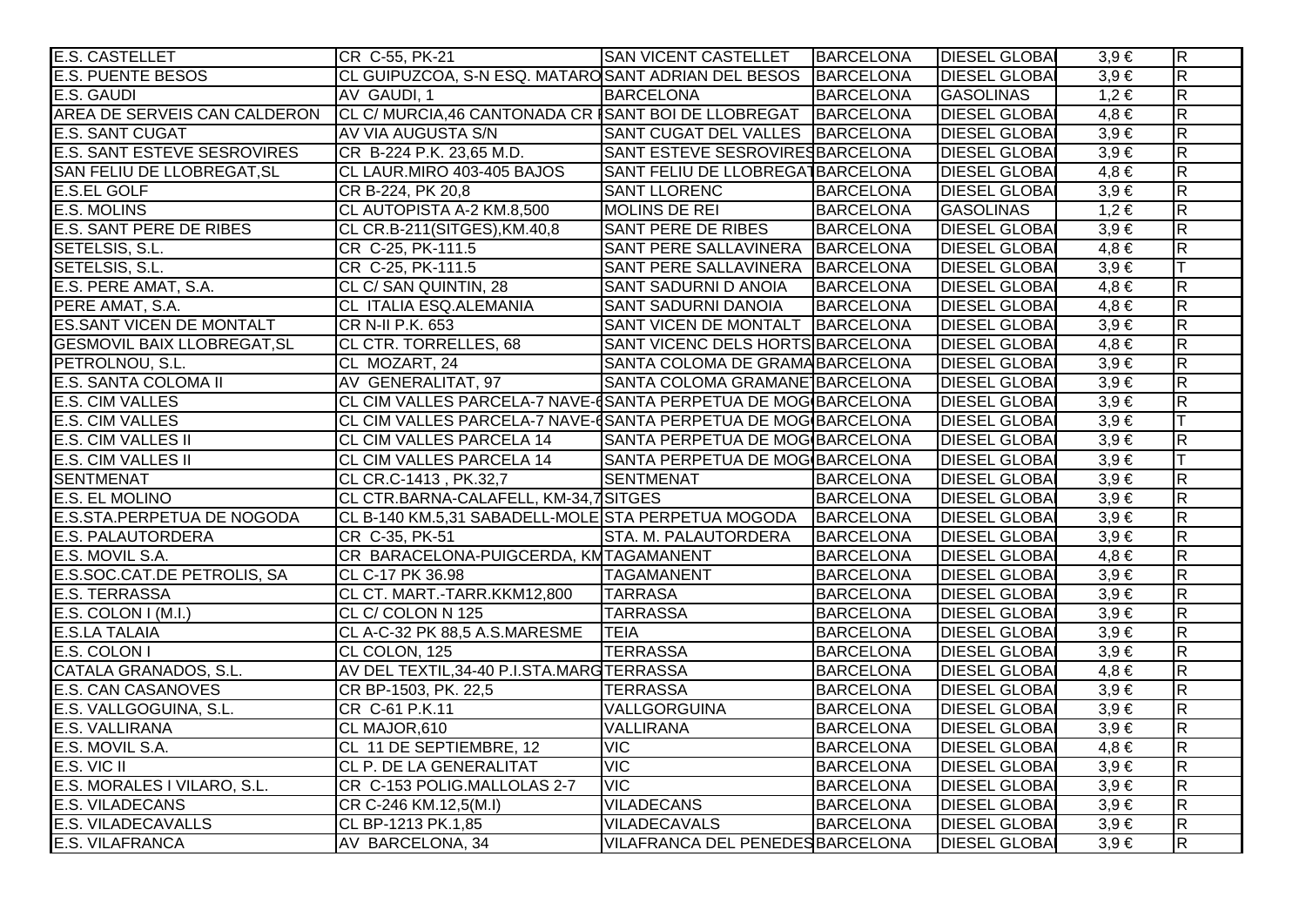| | | | | | | |
|---|---|---|---|---|---|---|
| E.S. CASTELLET | CR C-55, PK-21 | SAN VICENT CASTELLET | BARCELONA | DIESEL GLOBA | 3,9 € | R |
| E.S. PUENTE BESOS | CL GUIPUZCOA, S-N ESQ. MATARO | SANT ADRIAN DEL BESOS | BARCELONA | DIESEL GLOBA | 3,9 € | R |
| E.S. GAUDI | AV GAUDI, 1 | BARCELONA | BARCELONA | GASOLINAS | 1,2 € | R |
| AREA DE SERVEIS CAN CALDERON | CL C/ MURCIA,46 CANTONADA CR I | SANT BOI DE LLOBREGAT | BARCELONA | DIESEL GLOBA | 4,8 € | R |
| E.S. SANT CUGAT | AV VIA AUGUSTA S/N | SANT CUGAT DEL VALLES | BARCELONA | DIESEL GLOBA | 3,9 € | R |
| E.S. SANT ESTEVE SESROVIRES | CR B-224 P.K. 23,65 M.D. | SANT ESTEVE SESROVIRES | BARCELONA | DIESEL GLOBA | 3,9 € | R |
| SAN FELIU DE LLOBREGAT,SL | CL LAUR.MIRO 403-405 BAJOS | SANT FELIU DE LLOBREGAT | BARCELONA | DIESEL GLOBA | 4,8 € | R |
| E.S.EL GOLF | CR B-224, PK 20,8 | SANT LLORENC | BARCELONA | DIESEL GLOBA | 3,9 € | R |
| E.S. MOLINS | CL AUTOPISTA A-2 KM.8,500 | MOLINS DE REI | BARCELONA | GASOLINAS | 1,2 € | R |
| E.S. SANT PERE DE RIBES | CL CR.B-211(SITGES),KM.40,8 | SANT PERE DE RIBES | BARCELONA | DIESEL GLOBA | 3,9 € | R |
| SETELSIS, S.L. | CR C-25, PK-111.5 | SANT PERE SALLAVINERA | BARCELONA | DIESEL GLOBA | 4,8 € | R |
| SETELSIS, S.L. | CR C-25, PK-111.5 | SANT PERE SALLAVINERA | BARCELONA | DIESEL GLOBA | 3,9 € | T |
| E.S. PERE AMAT, S.A. | CL C/ SAN QUINTIN, 28 | SANT SADURNI D ANOIA | BARCELONA | DIESEL GLOBA | 4,8 € | R |
| PERE AMAT, S.A. | CL ITALIA ESQ.ALEMANIA | SANT SADURNI DANOIA | BARCELONA | DIESEL GLOBA | 4,8 € | R |
| ES.SANT VICEN DE MONTALT | CR N-II P.K. 653 | SANT VICEN DE MONTALT | BARCELONA | DIESEL GLOBA | 3,9 € | R |
| GESMOVIL BAIX LLOBREGAT,SL | CL CTR. TORRELLES, 68 | SANT VICENC DELS HORTS | BARCELONA | DIESEL GLOBA | 4,8 € | R |
| PETROLNOU, S.L. | CL MOZART, 24 | SANTA COLOMA DE GRAMA | BARCELONA | DIESEL GLOBA | 3,9 € | R |
| E.S. SANTA COLOMA II | AV GENERALITAT, 97 | SANTA COLOMA GRAMANET | BARCELONA | DIESEL GLOBA | 3,9 € | R |
| E.S. CIM VALLES | CL CIM VALLES PARCELA-7 NAVE-6 | SANTA PERPETUA DE MOG | BARCELONA | DIESEL GLOBA | 3,9 € | R |
| E.S. CIM VALLES | CL CIM VALLES PARCELA-7 NAVE-6 | SANTA PERPETUA DE MOG | BARCELONA | DIESEL GLOBA | 3,9 € | T |
| E.S. CIM VALLES II | CL CIM VALLES PARCELA 14 | SANTA PERPETUA DE MOG | BARCELONA | DIESEL GLOBA | 3,9 € | R |
| E.S. CIM VALLES II | CL CIM VALLES PARCELA 14 | SANTA PERPETUA DE MOG | BARCELONA | DIESEL GLOBA | 3,9 € | T |
| SENTMENAT | CL CR.C-1413 , PK.32,7 | SENTMENAT | BARCELONA | DIESEL GLOBA | 3,9 € | R |
| E.S. EL MOLINO | CL CTR.BARNA-CALAFELL, KM-34,7 | SITGES | BARCELONA | DIESEL GLOBA | 3,9 € | R |
| E.S.STA.PERPETUA DE NOGODA | CL B-140 KM.5,31 SABADELL-MOLE | STA PERPETUA MOGODA | BARCELONA | DIESEL GLOBA | 3,9 € | R |
| E.S. PALAUTORDERA | CR C-35, PK-51 | STA. M. PALAUTORDERA | BARCELONA | DIESEL GLOBA | 3,9 € | R |
| E.S. MOVIL S.A. | CR BARACELONA-PUIGCERDA, KM | TAGAMANENT | BARCELONA | DIESEL GLOBA | 4,8 € | R |
| E.S.SOC.CAT.DE PETROLIS, SA | CL C-17 PK 36.98 | TAGAMANENT | BARCELONA | DIESEL GLOBA | 3,9 € | R |
| E.S. TERRASSA | CL CT. MART.-TARR.KKM12,800 | TARRASA | BARCELONA | DIESEL GLOBA | 3,9 € | R |
| E.S. COLON I (M.I.) | CL C/ COLON N 125 | TARRASSA | BARCELONA | DIESEL GLOBA | 3,9 € | R |
| E.S.LA TALAIA | CL A-C-32 PK 88,5 A.S.MARESME | TEIA | BARCELONA | DIESEL GLOBA | 3,9 € | R |
| E.S. COLON I | CL COLON, 125 | TERRASSA | BARCELONA | DIESEL GLOBA | 3,9 € | R |
| CATALA GRANADOS, S.L. | AV DEL TEXTIL,34-40 P.I.STA.MARG | TERRASSA | BARCELONA | DIESEL GLOBA | 4,8 € | R |
| E.S. CAN CASANOVES | CR BP-1503, PK. 22,5 | TERRASSA | BARCELONA | DIESEL GLOBA | 3,9 € | R |
| E.S. VALLGOGUINA, S.L. | CR C-61 P.K.11 | VALLGORGUINA | BARCELONA | DIESEL GLOBA | 3,9 € | R |
| E.S. VALLIRANA | CL MAJOR,610 | VALLIRANA | BARCELONA | DIESEL GLOBA | 3,9 € | R |
| E.S. MOVIL S.A. | CL 11 DE SEPTIEMBRE, 12 | VIC | BARCELONA | DIESEL GLOBA | 4,8 € | R |
| E.S. VIC II | CL P. DE LA GENERALITAT | VIC | BARCELONA | DIESEL GLOBA | 3,9 € | R |
| E.S. MORALES I VILARO, S.L. | CR C-153 POLIG.MALLOLAS 2-7 | VIC | BARCELONA | DIESEL GLOBA | 3,9 € | R |
| E.S. VILADECANS | CR C-246 KM.12,5(M.I) | VILADECANS | BARCELONA | DIESEL GLOBA | 3,9 € | R |
| E.S. VILADECAVALLS | CL BP-1213 PK.1,85 | VILADECAVALS | BARCELONA | DIESEL GLOBA | 3,9 € | R |
| E.S. VILAFRANCA | AV BARCELONA, 34 | VILAFRANCA DEL PENEDES | BARCELONA | DIESEL GLOBA | 3,9 € | R |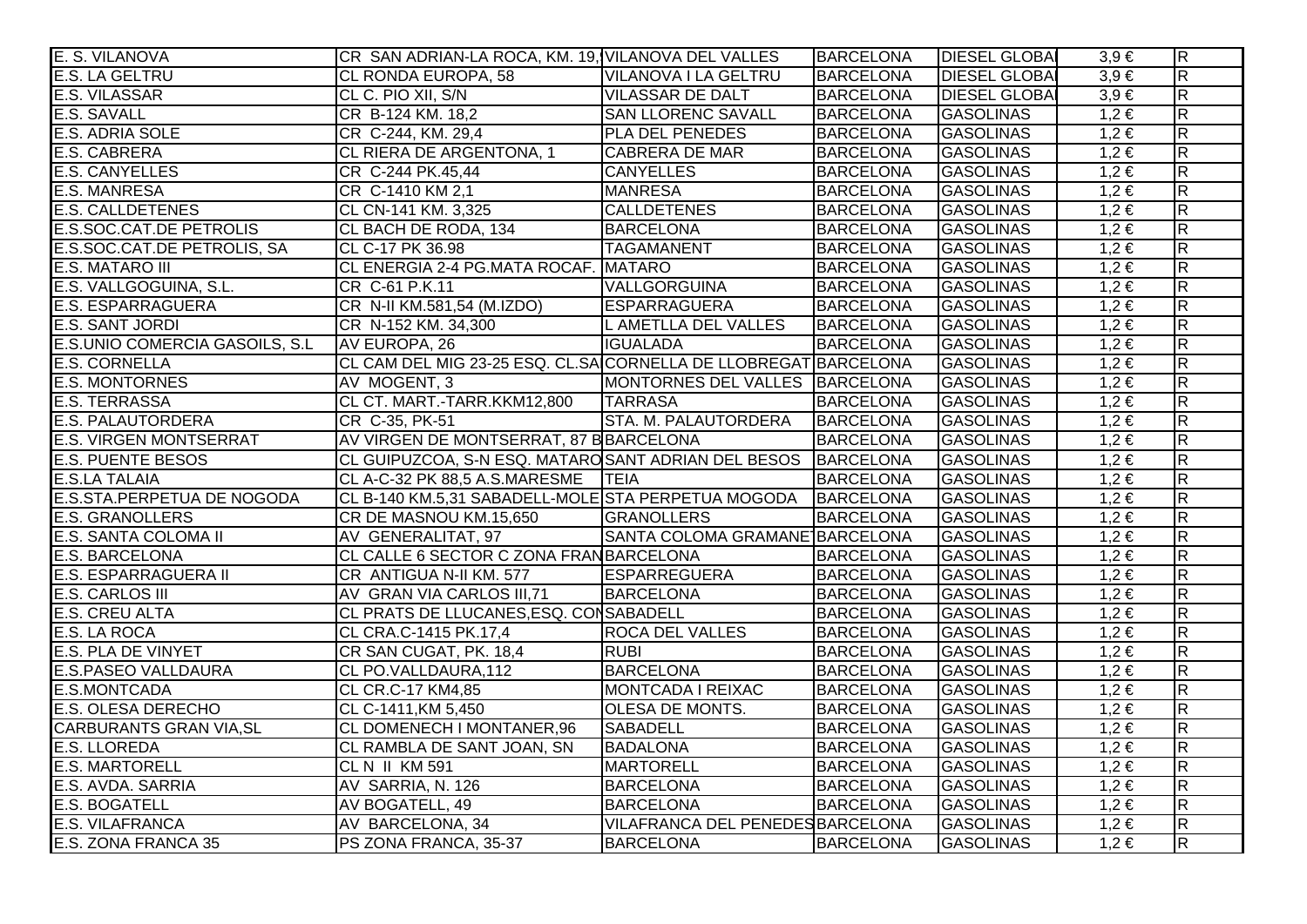| | | | | | | |
|---|---|---|---|---|---|---|
| E. S. VILANOVA | CR SAN ADRIAN-LA ROCA, KM. 19, | VILANOVA DEL VALLES | BARCELONA | DIESEL GLOBAL | 3,9 € | R |
| E.S. LA GELTRU | CL RONDA EUROPA, 58 | VILANOVA I LA GELTRU | BARCELONA | DIESEL GLOBAL | 3,9 € | R |
| E.S. VILASSAR | CL C. PIO XII, S/N | VILASSAR DE DALT | BARCELONA | DIESEL GLOBAL | 3,9 € | R |
| E.S. SAVALL | CR B-124 KM. 18,2 | SAN LLORENC SAVALL | BARCELONA | GASOLINAS | 1,2 € | R |
| E.S. ADRIA SOLE | CR C-244, KM. 29,4 | PLA DEL PENEDES | BARCELONA | GASOLINAS | 1,2 € | R |
| E.S. CABRERA | CL RIERA DE ARGENTONA, 1 | CABRERA DE MAR | BARCELONA | GASOLINAS | 1,2 € | R |
| E.S. CANYELLES | CR C-244 PK.45,44 | CANYELLES | BARCELONA | GASOLINAS | 1,2 € | R |
| E.S. MANRESA | CR C-1410 KM 2,1 | MANRESA | BARCELONA | GASOLINAS | 1,2 € | R |
| E.S. CALLDETENES | CL CN-141 KM. 3,325 | CALLDETENES | BARCELONA | GASOLINAS | 1,2 € | R |
| E.S.SOC.CAT.DE PETROLIS | CL BACH DE RODA, 134 | BARCELONA | BARCELONA | GASOLINAS | 1,2 € | R |
| E.S.SOC.CAT.DE PETROLIS, SA | CL C-17 PK 36.98 | TAGAMANENT | BARCELONA | GASOLINAS | 1,2 € | R |
| E.S. MATARO III | CL ENERGIA 2-4 PG.MATA ROCAF. | MATARO | BARCELONA | GASOLINAS | 1,2 € | R |
| E.S. VALLGOGUINA, S.L. | CR C-61 P.K.11 | VALLGORGUINA | BARCELONA | GASOLINAS | 1,2 € | R |
| E.S. ESPARRAGUERA | CR N-II KM.581,54 (M.IZDO) | ESPARRAGUERA | BARCELONA | GASOLINAS | 1,2 € | R |
| E.S. SANT JORDI | CR N-152 KM. 34,300 | L AMETLLA DEL VALLES | BARCELONA | GASOLINAS | 1,2 € | R |
| E.S.UNIO COMERCIA GASOILS, S.L | AV EUROPA, 26 | IGUALADA | BARCELONA | GASOLINAS | 1,2 € | R |
| E.S. CORNELLA | CL CAM DEL MIG 23-25 ESQ. CL.SA | CORNELLA DE LLOBREGAT | BARCELONA | GASOLINAS | 1,2 € | R |
| E.S. MONTORNES | AV MOGENT, 3 | MONTORNES DEL VALLES | BARCELONA | GASOLINAS | 1,2 € | R |
| E.S. TERRASSA | CL CT. MART.-TARR.KKM12,800 | TARRASA | BARCELONA | GASOLINAS | 1,2 € | R |
| E.S. PALAUTORDERA | CR C-35, PK-51 | STA. M. PALAUTORDERA | BARCELONA | GASOLINAS | 1,2 € | R |
| E.S. VIRGEN MONTSERRAT | AV VIRGEN DE MONTSERRAT, 87 B | BARCELONA | BARCELONA | GASOLINAS | 1,2 € | R |
| E.S. PUENTE BESOS | CL GUIPUZCOA, S-N ESQ. MATARO | SANT ADRIAN DEL BESOS | BARCELONA | GASOLINAS | 1,2 € | R |
| E.S.LA TALAIA | CL A-C-32 PK 88,5 A.S.MARESME | TEIA | BARCELONA | GASOLINAS | 1,2 € | R |
| E.S.STA.PERPETUA DE NOGODA | CL B-140 KM.5,31 SABADELL-MOLE | STA PERPETUA MOGODA | BARCELONA | GASOLINAS | 1,2 € | R |
| E.S. GRANOLLERS | CR DE MASNOU KM.15,650 | GRANOLLERS | BARCELONA | GASOLINAS | 1,2 € | R |
| E.S. SANTA COLOMA II | AV GENERALITAT, 97 | SANTA COLOMA GRAMANET | BARCELONA | GASOLINAS | 1,2 € | R |
| E.S. BARCELONA | CL CALLE 6 SECTOR C ZONA FRAN | BARCELONA | BARCELONA | GASOLINAS | 1,2 € | R |
| E.S. ESPARRAGUERA II | CR ANTIGUA N-II KM. 577 | ESPARREGUERA | BARCELONA | GASOLINAS | 1,2 € | R |
| E.S. CARLOS III | AV GRAN VIA CARLOS III,71 | BARCELONA | BARCELONA | GASOLINAS | 1,2 € | R |
| E.S. CREU ALTA | CL PRATS DE LLUCANES,ESQ. CON | SABADELL | BARCELONA | GASOLINAS | 1,2 € | R |
| E.S. LA ROCA | CL CRA.C-1415 PK.17,4 | ROCA DEL VALLES | BARCELONA | GASOLINAS | 1,2 € | R |
| E.S. PLA DE VINYET | CR SAN CUGAT, PK. 18,4 | RUBI | BARCELONA | GASOLINAS | 1,2 € | R |
| E.S.PASEO VALLDAURA | CL PO.VALLDAURA,112 | BARCELONA | BARCELONA | GASOLINAS | 1,2 € | R |
| E.S.MONTCADA | CL CR.C-17 KM4,85 | MONTCADA I REIXAC | BARCELONA | GASOLINAS | 1,2 € | R |
| E.S. OLESA DERECHO | CL C-1411,KM 5,450 | OLESA DE MONTS. | BARCELONA | GASOLINAS | 1,2 € | R |
| CARBURANTS GRAN VIA,SL | CL DOMENECH I MONTANER,96 | SABADELL | BARCELONA | GASOLINAS | 1,2 € | R |
| E.S. LLOREDA | CL RAMBLA DE SANT JOAN, SN | BADALONA | BARCELONA | GASOLINAS | 1,2 € | R |
| E.S. MARTORELL | CL N II KM 591 | MARTORELL | BARCELONA | GASOLINAS | 1,2 € | R |
| E.S. AVDA. SARRIA | AV SARRIA, N. 126 | BARCELONA | BARCELONA | GASOLINAS | 1,2 € | R |
| E.S. BOGATELL | AV BOGATELL, 49 | BARCELONA | BARCELONA | GASOLINAS | 1,2 € | R |
| E.S. VILAFRANCA | AV BARCELONA, 34 | VILAFRANCA DEL PENEDES | BARCELONA | GASOLINAS | 1,2 € | R |
| E.S. ZONA FRANCA 35 | PS ZONA FRANCA, 35-37 | BARCELONA | BARCELONA | GASOLINAS | 1,2 € | R |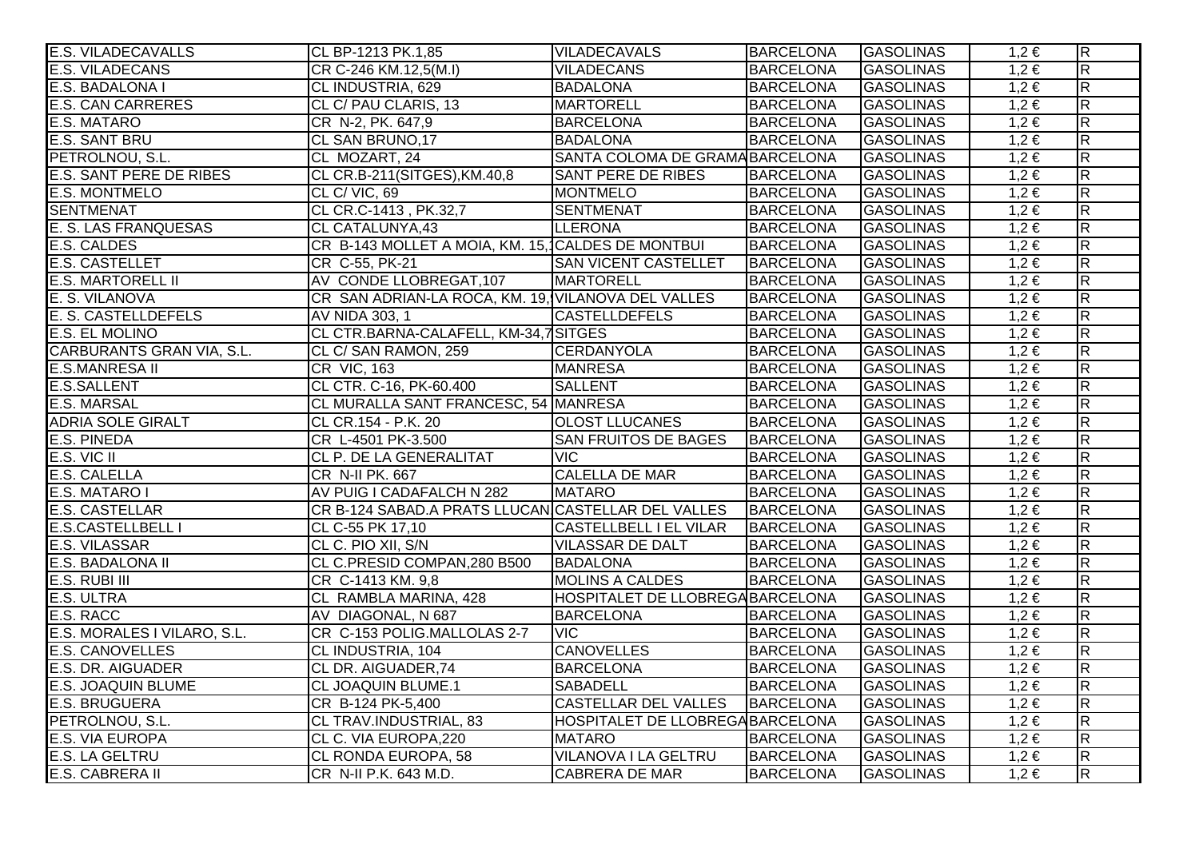| | | | | | | |
|---|---|---|---|---|---|---|
| E.S. VILADECAVALLS | CL BP-1213 PK.1,85 | VILADECAVALS | BARCELONA | GASOLINAS | 1,2 € | R |
| E.S. VILADECANS | CR C-246 KM.12,5(M.I) | VILADECANS | BARCELONA | GASOLINAS | 1,2 € | R |
| E.S. BADALONA I | CL INDUSTRIA, 629 | BADALONA | BARCELONA | GASOLINAS | 1,2 € | R |
| E.S. CAN CARRERES | CL C/ PAU CLARIS, 13 | MARTORELL | BARCELONA | GASOLINAS | 1,2 € | R |
| E.S. MATARO | CR N-2, PK. 647,9 | BARCELONA | BARCELONA | GASOLINAS | 1,2 € | R |
| E.S. SANT BRU | CL SAN BRUNO,17 | BADALONA | BARCELONA | GASOLINAS | 1,2 € | R |
| PETROLNOU, S.L. | CL MOZART, 24 | SANTA COLOMA DE GRAMA | BARCELONA | GASOLINAS | 1,2 € | R |
| E.S. SANT PERE DE RIBES | CL CR.B-211(SITGES),KM.40,8 | SANT PERE DE RIBES | BARCELONA | GASOLINAS | 1,2 € | R |
| E.S. MONTMELO | CL C/ VIC, 69 | MONTMELO | BARCELONA | GASOLINAS | 1,2 € | R |
| SENTMENAT | CL CR.C-1413 , PK.32,7 | SENTMENAT | BARCELONA | GASOLINAS | 1,2 € | R |
| E. S. LAS FRANQUESAS | CL CATALUNYA,43 | LLERONA | BARCELONA | GASOLINAS | 1,2 € | R |
| E.S. CALDES | CR B-143 MOLLET A MOIA, KM. 15,1 | CALDES DE MONTBUI | BARCELONA | GASOLINAS | 1,2 € | R |
| E.S. CASTELLET | CR C-55, PK-21 | SAN VICENT CASTELLET | BARCELONA | GASOLINAS | 1,2 € | R |
| E.S. MARTORELL II | AV CONDE LLOBREGAT,107 | MARTORELL | BARCELONA | GASOLINAS | 1,2 € | R |
| E. S. VILANOVA | CR SAN ADRIAN-LA ROCA, KM. 19, | VILANOVA DEL VALLES | BARCELONA | GASOLINAS | 1,2 € | R |
| E. S. CASTELLDEFELS | AV NIDA 303, 1 | CASTELLDEFELS | BARCELONA | GASOLINAS | 1,2 € | R |
| E.S. EL MOLINO | CL CTR.BARNA-CALAFELL, KM-34,7 | SITGES | BARCELONA | GASOLINAS | 1,2 € | R |
| CARBURANTS GRAN VIA, S.L. | CL C/ SAN RAMON, 259 | CERDANYOLA | BARCELONA | GASOLINAS | 1,2 € | R |
| E.S.MANRESA II | CR VIC, 163 | MANRESA | BARCELONA | GASOLINAS | 1,2 € | R |
| E.S.SALLENT | CL CTR. C-16, PK-60.400 | SALLENT | BARCELONA | GASOLINAS | 1,2 € | R |
| E.S. MARSAL | CL MURALLA SANT FRANCESC, 54 | MANRESA | BARCELONA | GASOLINAS | 1,2 € | R |
| ADRIA SOLE GIRALT | CL CR.154 - P.K. 20 | OLOST LLUCANES | BARCELONA | GASOLINAS | 1,2 € | R |
| E.S. PINEDA | CR L-4501 PK-3.500 | SAN FRUITOS DE BAGES | BARCELONA | GASOLINAS | 1,2 € | R |
| E.S. VIC II | CL P. DE LA GENERALITAT | VIC | BARCELONA | GASOLINAS | 1,2 € | R |
| E.S. CALELLA | CR N-II PK. 667 | CALELLA DE MAR | BARCELONA | GASOLINAS | 1,2 € | R |
| E.S. MATARO I | AV PUIG I CADAFALCH N 282 | MATARO | BARCELONA | GASOLINAS | 1,2 € | R |
| E.S. CASTELLAR | CR B-124 SABAD.A PRATS LLUCAN | CASTELLAR DEL VALLES | BARCELONA | GASOLINAS | 1,2 € | R |
| E.S.CASTELLBELL I | CL C-55 PK 17,10 | CASTELLBELL I EL VILAR | BARCELONA | GASOLINAS | 1,2 € | R |
| E.S. VILASSAR | CL C. PIO XII, S/N | VILASSAR DE DALT | BARCELONA | GASOLINAS | 1,2 € | R |
| E.S. BADALONA II | CL C.PRESID COMPAN,280 B500 | BADALONA | BARCELONA | GASOLINAS | 1,2 € | R |
| E.S. RUBI III | CR C-1413 KM. 9,8 | MOLINS A CALDES | BARCELONA | GASOLINAS | 1,2 € | R |
| E.S. ULTRA | CL RAMBLA MARINA, 428 | HOSPITALET DE LLOBREGA | BARCELONA | GASOLINAS | 1,2 € | R |
| E.S. RACC | AV DIAGONAL, N 687 | BARCELONA | BARCELONA | GASOLINAS | 1,2 € | R |
| E.S. MORALES I VILARO, S.L. | CR C-153 POLIG.MALLOLAS 2-7 | VIC | BARCELONA | GASOLINAS | 1,2 € | R |
| E.S. CANOVELLES | CL INDUSTRIA, 104 | CANOVELLES | BARCELONA | GASOLINAS | 1,2 € | R |
| E.S. DR. AIGUADER | CL DR. AIGUADER,74 | BARCELONA | BARCELONA | GASOLINAS | 1,2 € | R |
| E.S. JOAQUIN BLUME | CL JOAQUIN BLUME.1 | SABADELL | BARCELONA | GASOLINAS | 1,2 € | R |
| E.S. BRUGUERA | CR B-124 PK-5,400 | CASTELLAR DEL VALLES | BARCELONA | GASOLINAS | 1,2 € | R |
| PETROLNOU, S.L. | CL TRAV.INDUSTRIAL, 83 | HOSPITALET DE LLOBREGA | BARCELONA | GASOLINAS | 1,2 € | R |
| E.S. VIA EUROPA | CL C. VIA EUROPA,220 | MATARO | BARCELONA | GASOLINAS | 1,2 € | R |
| E.S. LA GELTRU | CL RONDA EUROPA, 58 | VILANOVA I LA GELTRU | BARCELONA | GASOLINAS | 1,2 € | R |
| E.S. CABRERA II | CR N-II P.K. 643 M.D. | CABRERA DE MAR | BARCELONA | GASOLINAS | 1,2 € | R |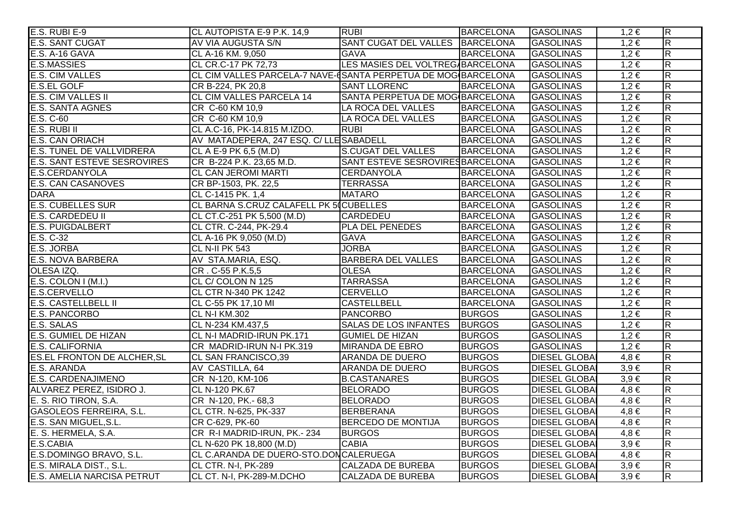| | | | | | | |
|---|---|---|---|---|---|---|
| E.S. RUBI E-9 | CL AUTOPISTA E-9 P.K. 14,9 | RUBI | BARCELONA | GASOLINAS | 1,2 € | R |
| E.S. SANT CUGAT | AV VIA AUGUSTA S/N | SANT CUGAT DEL VALLES | BARCELONA | GASOLINAS | 1,2 € | R |
| E.S. A-16 GAVA | CL A-16 KM. 9,050 | GAVA | BARCELONA | GASOLINAS | 1,2 € | R |
| E.S.MASSIES | CL CR.C-17 PK 72,73 | LES MASIES DEL VOLTREGA | BARCELONA | GASOLINAS | 1,2 € | R |
| E.S. CIM VALLES | CL CIM VALLES PARCELA-7 NAVE-6 | SANTA PERPETUA DE MOG | BARCELONA | GASOLINAS | 1,2 € | R |
| E.S.EL GOLF | CR B-224, PK 20,8 | SANT LLORENC | BARCELONA | GASOLINAS | 1,2 € | R |
| E.S. CIM VALLES II | CL CIM VALLES PARCELA 14 | SANTA PERPETUA DE MOG | BARCELONA | GASOLINAS | 1,2 € | R |
| E.S. SANTA AGNES | CR C-60 KM 10,9 | LA ROCA DEL VALLES | BARCELONA | GASOLINAS | 1,2 € | R |
| E.S. C-60 | CR C-60 KM 10,9 | LA ROCA DEL VALLES | BARCELONA | GASOLINAS | 1,2 € | R |
| E.S. RUBI II | CL A.C-16, PK-14.815 M.IZDO. | RUBI | BARCELONA | GASOLINAS | 1,2 € | R |
| E.S. CAN ORIACH | AV MATADEPERA, 247 ESQ. C/ LLE | SABADELL | BARCELONA | GASOLINAS | 1,2 € | R |
| E.S. TUNEL DE VALLVIDRERA | CL A E-9 PK 6,5 (M.D) | S.CUGAT DEL VALLES | BARCELONA | GASOLINAS | 1,2 € | R |
| E.S. SANT ESTEVE SESROVIRES | CR B-224 P.K. 23,65 M.D. | SANT ESTEVE SESROVIRES | BARCELONA | GASOLINAS | 1,2 € | R |
| E.S.CERDANYOLA | CL CAN JEROMI MARTI | CERDANYOLA | BARCELONA | GASOLINAS | 1,2 € | R |
| E.S. CAN CASANOVES | CR BP-1503, PK. 22,5 | TERRASSA | BARCELONA | GASOLINAS | 1,2 € | R |
| DARA | CL C-1415 PK. 1,4 | MATARO | BARCELONA | GASOLINAS | 1,2 € | R |
| E.S. CUBELLES SUR | CL BARNA S.CRUZ CALAFELL PK 50 | CUBELLES | BARCELONA | GASOLINAS | 1,2 € | R |
| E.S. CARDEDEU II | CL CT.C-251 PK 5,500 (M.D) | CARDEDEU | BARCELONA | GASOLINAS | 1,2 € | R |
| E.S. PUIGDALBERT | CL CTR. C-244, PK-29.4 | PLA DEL PENEDES | BARCELONA | GASOLINAS | 1,2 € | R |
| E.S. C-32 | CL A-16 PK 9,050 (M.D) | GAVA | BARCELONA | GASOLINAS | 1,2 € | R |
| E.S. JORBA | CL N-II PK 543 | JORBA | BARCELONA | GASOLINAS | 1,2 € | R |
| E.S. NOVA BARBERA | AV STA.MARIA, ESQ. | BARBERA DEL VALLES | BARCELONA | GASOLINAS | 1,2 € | R |
| OLESA IZQ. | CR . C-55 P.K.5,5 | OLESA | BARCELONA | GASOLINAS | 1,2 € | R |
| E.S. COLON I (M.I.) | CL C/ COLON N 125 | TARRASSA | BARCELONA | GASOLINAS | 1,2 € | R |
| E.S.CERVELLO | CL CTR N-340 PK 1242 | CERVELLO | BARCELONA | GASOLINAS | 1,2 € | R |
| E.S. CASTELLBELL II | CL C-55 PK 17,10 MI | CASTELLBELL | BARCELONA | GASOLINAS | 1,2 € | R |
| E.S. PANCORBO | CL N-I KM.302 | PANCORBO | BURGOS | GASOLINAS | 1,2 € | R |
| E.S. SALAS | CL N-234 KM.437,5 | SALAS DE LOS INFANTES | BURGOS | GASOLINAS | 1,2 € | R |
| E.S. GUMIEL DE HIZAN | CL N-I MADRID-IRUN PK.171 | GUMIEL DE HIZAN | BURGOS | GASOLINAS | 1,2 € | R |
| E.S. CALIFORNIA | CR MADRID-IRUN N-I PK.319 | MIRANDA DE EBRO | BURGOS | GASOLINAS | 1,2 € | R |
| ES.EL FRONTON DE ALCHER,SL | CL SAN FRANCISCO,39 | ARANDA DE DUERO | BURGOS | DIESEL GLOBA | 4,8 € | R |
| E.S. ARANDA | AV CASTILLA, 64 | ARANDA DE DUERO | BURGOS | DIESEL GLOBA | 3,9 € | R |
| E.S. CARDENAJIMENO | CR N-120, KM-106 | B.CASTANARES | BURGOS | DIESEL GLOBA | 3,9 € | R |
| ALVAREZ PEREZ, ISIDRO J. | CL N-120 PK.67 | BELORADO | BURGOS | DIESEL GLOBA | 4,8 € | R |
| E. S. RIO TIRON, S.A. | CR N-120, PK.- 68,3 | BELORADO | BURGOS | DIESEL GLOBA | 4,8 € | R |
| GASOLEOS FERREIRA, S.L. | CL CTR. N-625, PK-337 | BERBERANA | BURGOS | DIESEL GLOBA | 4,8 € | R |
| E.S. SAN MIGUEL,S.L. | CR C-629, PK-60 | BERCEDO DE MONTIJA | BURGOS | DIESEL GLOBA | 4,8 € | R |
| E. S. HERMELA, S.A. | CR R-I MADRID-IRUN, PK.- 234 | BURGOS | BURGOS | DIESEL GLOBA | 4,8 € | R |
| E.S.CABIA | CL N-620 PK 18,800 (M.D) | CABIA | BURGOS | DIESEL GLOBA | 3,9 € | R |
| E.S.DOMINGO BRAVO, S.L. | CL C.ARANDA DE DUERO-STO.DOM | CALERUEGA | BURGOS | DIESEL GLOBA | 4,8 € | R |
| E.S. MIRALA DIST., S.L. | CL CTR. N-I, PK-289 | CALZADA DE BUREBA | BURGOS | DIESEL GLOBA | 3,9 € | R |
| E.S. AMELIA NARCISA PETRUT | CL CT. N-I, PK-289-M.DCHO | CALZADA DE BUREBA | BURGOS | DIESEL GLOBA | 3,9 € | R |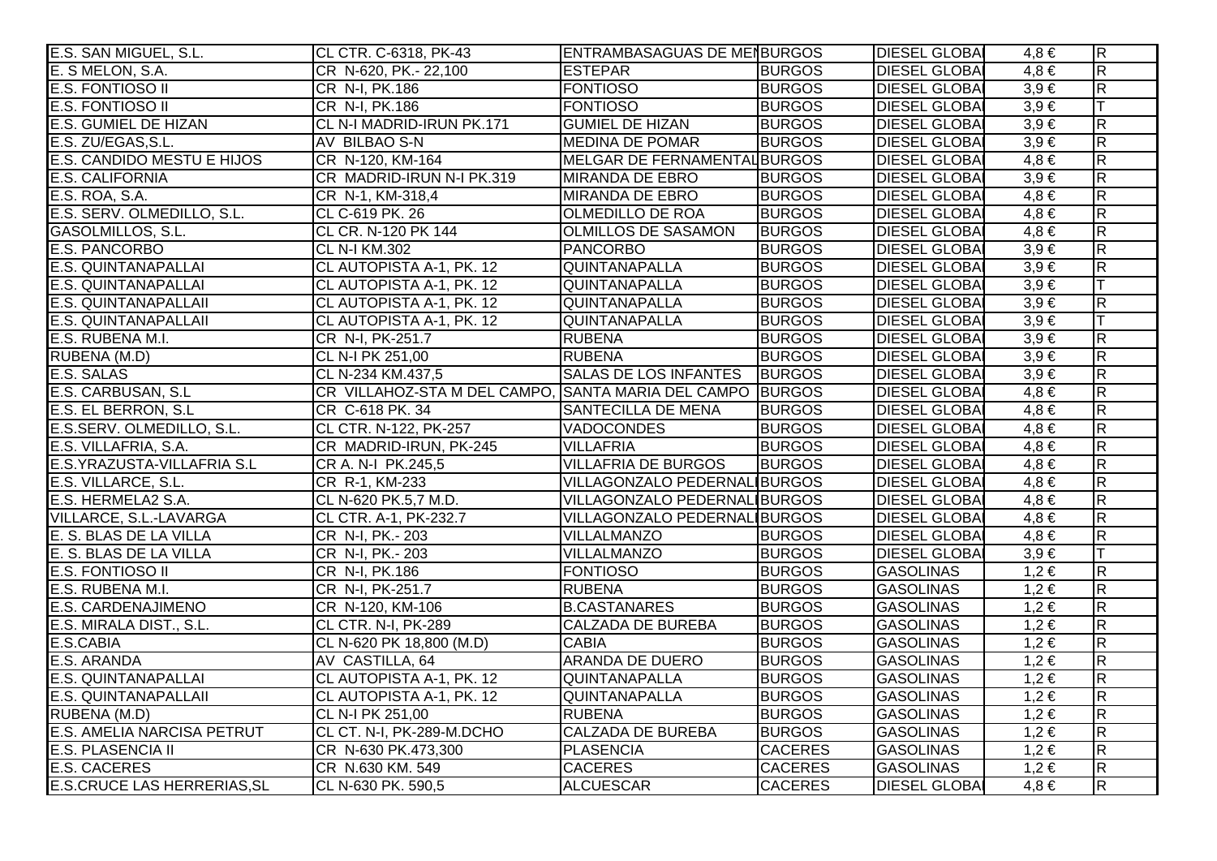| | | | | | | |
|---|---|---|---|---|---|---|
| E.S. SAN MIGUEL, S.L. | CL CTR. C-6318, PK-43 | ENTRAMBASAGUAS DE ME | BURGOS | DIESEL GLOBA | 4,8 € | R |
| E. S MELON, S.A. | CR N-620, PK.- 22,100 | ESTEPAR | BURGOS | DIESEL GLOBA | 4,8 € | R |
| E.S. FONTIOSO II | CR N-I, PK.186 | FONTIOSO | BURGOS | DIESEL GLOBA | 3,9 € | R |
| E.S. FONTIOSO II | CR N-I, PK.186 | FONTIOSO | BURGOS | DIESEL GLOBA | 3,9 € | T |
| E.S. GUMIEL DE HIZAN | CL N-I MADRID-IRUN PK.171 | GUMIEL DE HIZAN | BURGOS | DIESEL GLOBA | 3,9 € | R |
| E.S. ZU/EGAS,S.L. | AV BILBAO S-N | MEDINA DE POMAR | BURGOS | DIESEL GLOBA | 3,9 € | R |
| E.S. CANDIDO MESTU E HIJOS | CR N-120, KM-164 | MELGAR DE FERNAMENTAL | BURGOS | DIESEL GLOBA | 4,8 € | R |
| E.S. CALIFORNIA | CR MADRID-IRUN N-I PK.319 | MIRANDA DE EBRO | BURGOS | DIESEL GLOBA | 3,9 € | R |
| E.S. ROA, S.A. | CR N-1, KM-318,4 | MIRANDA DE EBRO | BURGOS | DIESEL GLOBA | 4,8 € | R |
| E.S. SERV. OLMEDILLO, S.L. | CL C-619 PK. 26 | OLMEDILLO DE ROA | BURGOS | DIESEL GLOBA | 4,8 € | R |
| GASOLMILLOS, S.L. | CL CR. N-120 PK 144 | OLMILLOS DE SASAMON | BURGOS | DIESEL GLOBA | 4,8 € | R |
| E.S. PANCORBO | CL N-I KM.302 | PANCORBO | BURGOS | DIESEL GLOBA | 3,9 € | R |
| E.S. QUINTANAPALLAI | CL AUTOPISTA A-1, PK. 12 | QUINTANAPALLA | BURGOS | DIESEL GLOBA | 3,9 € | R |
| E.S. QUINTANAPALLAI | CL AUTOPISTA A-1, PK. 12 | QUINTANAPALLA | BURGOS | DIESEL GLOBA | 3,9 € | T |
| E.S. QUINTANAPALLAII | CL AUTOPISTA A-1, PK. 12 | QUINTANAPALLA | BURGOS | DIESEL GLOBA | 3,9 € | R |
| E.S. QUINTANAPALLAII | CL AUTOPISTA A-1, PK. 12 | QUINTANAPALLA | BURGOS | DIESEL GLOBA | 3,9 € | T |
| E.S. RUBENA M.I. | CR N-I, PK-251.7 | RUBENA | BURGOS | DIESEL GLOBA | 3,9 € | R |
| RUBENA (M.D) | CL N-I PK 251,00 | RUBENA | BURGOS | DIESEL GLOBA | 3,9 € | R |
| E.S. SALAS | CL N-234 KM.437,5 | SALAS DE LOS INFANTES | BURGOS | DIESEL GLOBA | 3,9 € | R |
| E.S. CARBUSAN, S.L | CR VILLAHOZ-STA M DEL CAMPO, | SANTA MARIA DEL CAMPO | BURGOS | DIESEL GLOBA | 4,8 € | R |
| E.S. EL BERRON, S.L | CR C-618 PK. 34 | SANTECILLA DE MENA | BURGOS | DIESEL GLOBA | 4,8 € | R |
| E.S.SERV. OLMEDILLO, S.L. | CL CTR. N-122, PK-257 | VADOCONDES | BURGOS | DIESEL GLOBA | 4,8 € | R |
| E.S. VILLAFRIA, S.A. | CR MADRID-IRUN, PK-245 | VILLAFRIA | BURGOS | DIESEL GLOBA | 4,8 € | R |
| E.S.YRAZUSTA-VILLAFRIA S.L | CR A. N-I PK.245,5 | VILLAFRIA DE BURGOS | BURGOS | DIESEL GLOBA | 4,8 € | R |
| E.S. VILLARCE, S.L. | CR R-1, KM-233 | VILLAGONZALO PEDERNALI | BURGOS | DIESEL GLOBA | 4,8 € | R |
| E.S. HERMELA2 S.A. | CL N-620 PK.5,7 M.D. | VILLAGONZALO PEDERNALI | BURGOS | DIESEL GLOBA | 4,8 € | R |
| VILLARCE, S.L.-LAVARGA | CL CTR. A-1, PK-232.7 | VILLAGONZALO PEDERNALI | BURGOS | DIESEL GLOBA | 4,8 € | R |
| E. S. BLAS DE LA VILLA | CR N-I, PK.- 203 | VILLALMANZO | BURGOS | DIESEL GLOBA | 4,8 € | R |
| E. S. BLAS DE LA VILLA | CR N-I, PK.- 203 | VILLALMANZO | BURGOS | DIESEL GLOBA | 3,9 € | T |
| E.S. FONTIOSO II | CR N-I, PK.186 | FONTIOSO | BURGOS | GASOLINAS | 1,2 € | R |
| E.S. RUBENA M.I. | CR N-I, PK-251.7 | RUBENA | BURGOS | GASOLINAS | 1,2 € | R |
| E.S. CARDENAJIMENO | CR N-120, KM-106 | B.CASTANARES | BURGOS | GASOLINAS | 1,2 € | R |
| E.S. MIRALA DIST., S.L. | CL CTR. N-I, PK-289 | CALZADA DE BUREBA | BURGOS | GASOLINAS | 1,2 € | R |
| E.S.CABIA | CL N-620 PK 18,800 (M.D) | CABIA | BURGOS | GASOLINAS | 1,2 € | R |
| E.S. ARANDA | AV CASTILLA, 64 | ARANDA DE DUERO | BURGOS | GASOLINAS | 1,2 € | R |
| E.S. QUINTANAPALLAI | CL AUTOPISTA A-1, PK. 12 | QUINTANAPALLA | BURGOS | GASOLINAS | 1,2 € | R |
| E.S. QUINTANAPALLAII | CL AUTOPISTA A-1, PK. 12 | QUINTANAPALLA | BURGOS | GASOLINAS | 1,2 € | R |
| RUBENA (M.D) | CL N-I PK 251,00 | RUBENA | BURGOS | GASOLINAS | 1,2 € | R |
| E.S. AMELIA NARCISA PETRUT | CL CT. N-I, PK-289-M.DCHO | CALZADA DE BUREBA | BURGOS | GASOLINAS | 1,2 € | R |
| E.S. PLASENCIA II | CR N-630 PK.473,300 | PLASENCIA | CACERES | GASOLINAS | 1,2 € | R |
| E.S. CACERES | CR N.630 KM. 549 | CACERES | CACERES | GASOLINAS | 1,2 € | R |
| E.S.CRUCE LAS HERRERIAS,SL | CL N-630 PK. 590,5 | ALCUESCAR | CACERES | DIESEL GLOBA | 4,8 € | R |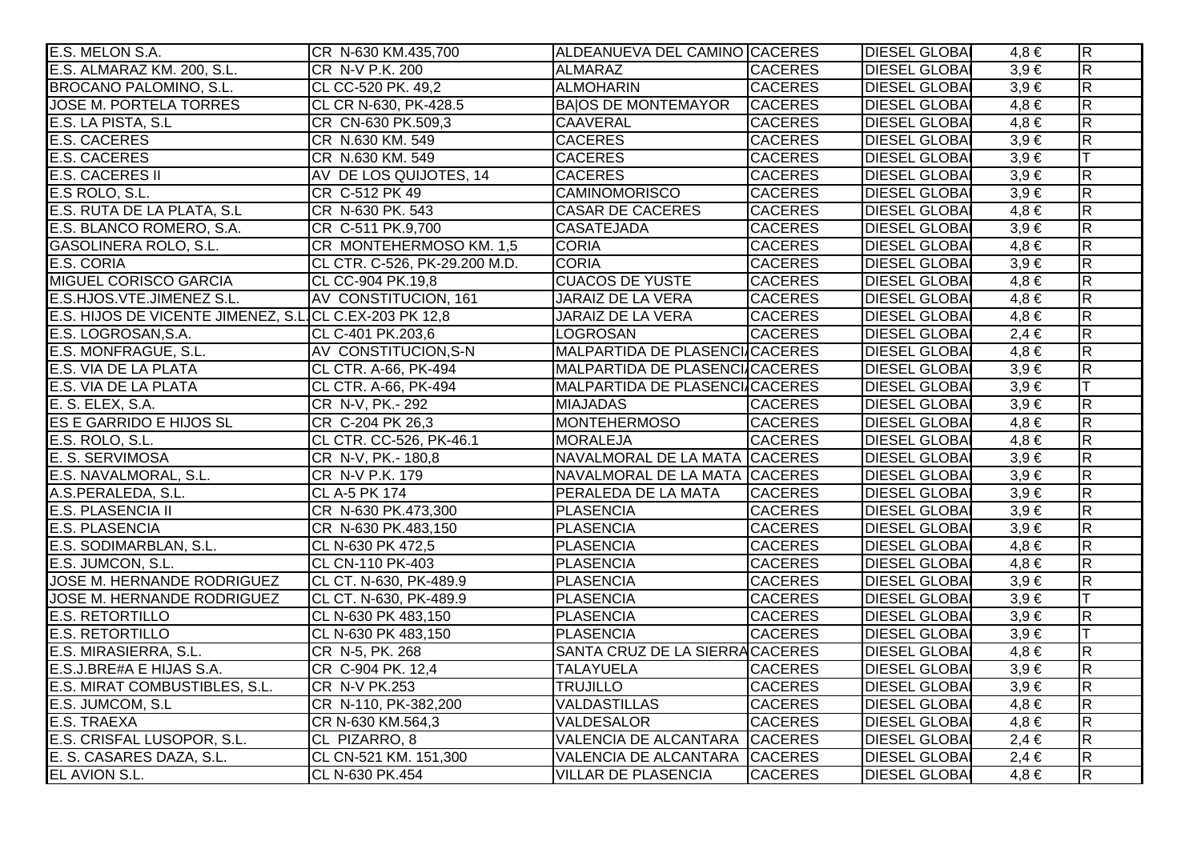| | | | | | | |
|---|---|---|---|---|---|---|
| E.S. MELON S.A. | CR N-630 KM.435,700 | ALDEANUEVA DEL CAMINO | CACERES | DIESEL GLOBA | 4,8 € | R |
| E.S. ALMARAZ KM. 200, S.L. | CR N-V P.K. 200 | ALMARAZ | CACERES | DIESEL GLOBA | 3,9 € | R |
| BROCANO PALOMINO, S.L. | CL CC-520 PK. 49,2 | ALMOHARIN | CACERES | DIESEL GLOBA | 3,9 € | R |
| JOSE M. PORTELA TORRES | CL CR N-630, PK-428.5 | BA\|OS DE MONTEMAYOR | CACERES | DIESEL GLOBA | 4,8 € | R |
| E.S. LA PISTA, S.L | CR CN-630 PK.509,3 | CAAVERAL | CACERES | DIESEL GLOBA | 4,8 € | R |
| E.S. CACERES | CR N.630 KM. 549 | CACERES | CACERES | DIESEL GLOBA | 3,9 € | R |
| E.S. CACERES | CR N.630 KM. 549 | CACERES | CACERES | DIESEL GLOBA | 3,9 € | T |
| E.S. CACERES II | AV DE LOS QUIJOTES, 14 | CACERES | CACERES | DIESEL GLOBA | 3,9 € | R |
| E.S ROLO, S.L. | CR C-512 PK 49 | CAMINOMORISCO | CACERES | DIESEL GLOBA | 3,9 € | R |
| E.S. RUTA DE LA PLATA, S.L | CR N-630 PK. 543 | CASAR DE CACERES | CACERES | DIESEL GLOBA | 4,8 € | R |
| E.S. BLANCO ROMERO, S.A. | CR C-511 PK.9,700 | CASATEJADA | CACERES | DIESEL GLOBA | 3,9 € | R |
| GASOLINERA ROLO, S.L. | CR MONTEHERMOSO KM. 1,5 | CORIA | CACERES | DIESEL GLOBA | 4,8 € | R |
| E.S. CORIA | CL CTR. C-526, PK-29.200 M.D. | CORIA | CACERES | DIESEL GLOBA | 3,9 € | R |
| MIGUEL CORISCO GARCIA | CL CC-904 PK.19,8 | CUACOS DE YUSTE | CACERES | DIESEL GLOBA | 4,8 € | R |
| E.S.HJOS.VTE.JIMENEZ S.L. | AV CONSTITUCION, 161 | JARAIZ DE LA VERA | CACERES | DIESEL GLOBA | 4,8 € | R |
| E.S. HIJOS DE VICENTE JIMENEZ, S.L. | CL C.EX-203 PK 12,8 | JARAIZ DE LA VERA | CACERES | DIESEL GLOBA | 4,8 € | R |
| E.S. LOGROSAN,S.A. | CL C-401 PK.203,6 | LOGROSAN | CACERES | DIESEL GLOBA | 2,4 € | R |
| E.S. MONFRAGUE, S.L. | AV CONSTITUCION,S-N | MALPARTIDA DE PLASENCI | CACERES | DIESEL GLOBA | 4,8 € | R |
| E.S. VIA DE LA PLATA | CL CTR. A-66, PK-494 | MALPARTIDA DE PLASENCI | CACERES | DIESEL GLOBA | 3,9 € | R |
| E.S. VIA DE LA PLATA | CL CTR. A-66, PK-494 | MALPARTIDA DE PLASENCI | CACERES | DIESEL GLOBA | 3,9 € | T |
| E. S. ELEX, S.A. | CR N-V, PK.- 292 | MIAJADAS | CACERES | DIESEL GLOBA | 3,9 € | R |
| ES E GARRIDO E HIJOS SL | CR C-204 PK 26,3 | MONTEHERMOSO | CACERES | DIESEL GLOBA | 4,8 € | R |
| E.S. ROLO, S.L. | CL CTR. CC-526, PK-46.1 | MORALEJA | CACERES | DIESEL GLOBA | 4,8 € | R |
| E. S. SERVIMOSA | CR N-V, PK.- 180,8 | NAVALMORAL DE LA MATA | CACERES | DIESEL GLOBA | 3,9 € | R |
| E.S. NAVALMORAL, S.L. | CR N-V P.K. 179 | NAVALMORAL DE LA MATA | CACERES | DIESEL GLOBA | 3,9 € | R |
| A.S.PERALEDA, S.L. | CL A-5 PK 174 | PERALEDA DE LA MATA | CACERES | DIESEL GLOBA | 3,9 € | R |
| E.S. PLASENCIA II | CR N-630 PK.473,300 | PLASENCIA | CACERES | DIESEL GLOBA | 3,9 € | R |
| E.S. PLASENCIA | CR N-630 PK.483,150 | PLASENCIA | CACERES | DIESEL GLOBA | 3,9 € | R |
| E.S. SODIMARBLAN, S.L. | CL N-630 PK 472,5 | PLASENCIA | CACERES | DIESEL GLOBA | 4,8 € | R |
| E.S. JUMCON, S.L. | CL CN-110 PK-403 | PLASENCIA | CACERES | DIESEL GLOBA | 4,8 € | R |
| JOSE M. HERNANDE RODRIGUEZ | CL CT. N-630, PK-489.9 | PLASENCIA | CACERES | DIESEL GLOBA | 3,9 € | R |
| JOSE M. HERNANDE RODRIGUEZ | CL CT. N-630, PK-489.9 | PLASENCIA | CACERES | DIESEL GLOBA | 3,9 € | T |
| E.S. RETORTILLO | CL N-630 PK 483,150 | PLASENCIA | CACERES | DIESEL GLOBA | 3,9 € | R |
| E.S. RETORTILLO | CL N-630 PK 483,150 | PLASENCIA | CACERES | DIESEL GLOBA | 3,9 € | T |
| E.S. MIRASIERRA, S.L. | CR N-5, PK. 268 | SANTA CRUZ DE LA SIERRA | CACERES | DIESEL GLOBA | 4,8 € | R |
| E.S.J.BRE#A E HIJAS S.A. | CR C-904 PK. 12,4 | TALAYUELA | CACERES | DIESEL GLOBA | 3,9 € | R |
| E.S. MIRAT COMBUSTIBLES, S.L. | CR N-V PK.253 | TRUJILLO | CACERES | DIESEL GLOBA | 3,9 € | R |
| E.S. JUMCOM, S.L | CR N-110, PK-382,200 | VALDASTILLAS | CACERES | DIESEL GLOBA | 4,8 € | R |
| E.S. TRAEXA | CR N-630 KM.564,3 | VALDESALOR | CACERES | DIESEL GLOBA | 4,8 € | R |
| E.S. CRISFAL LUSOPOR, S.L. | CL PIZARRO, 8 | VALENCIA DE ALCANTARA | CACERES | DIESEL GLOBA | 2,4 € | R |
| E. S. CASARES DAZA, S.L. | CL CN-521 KM. 151,300 | VALENCIA DE ALCANTARA | CACERES | DIESEL GLOBA | 2,4 € | R |
| EL AVION S.L. | CL N-630 PK.454 | VILLAR DE PLASENCIA | CACERES | DIESEL GLOBA | 4,8 € | R |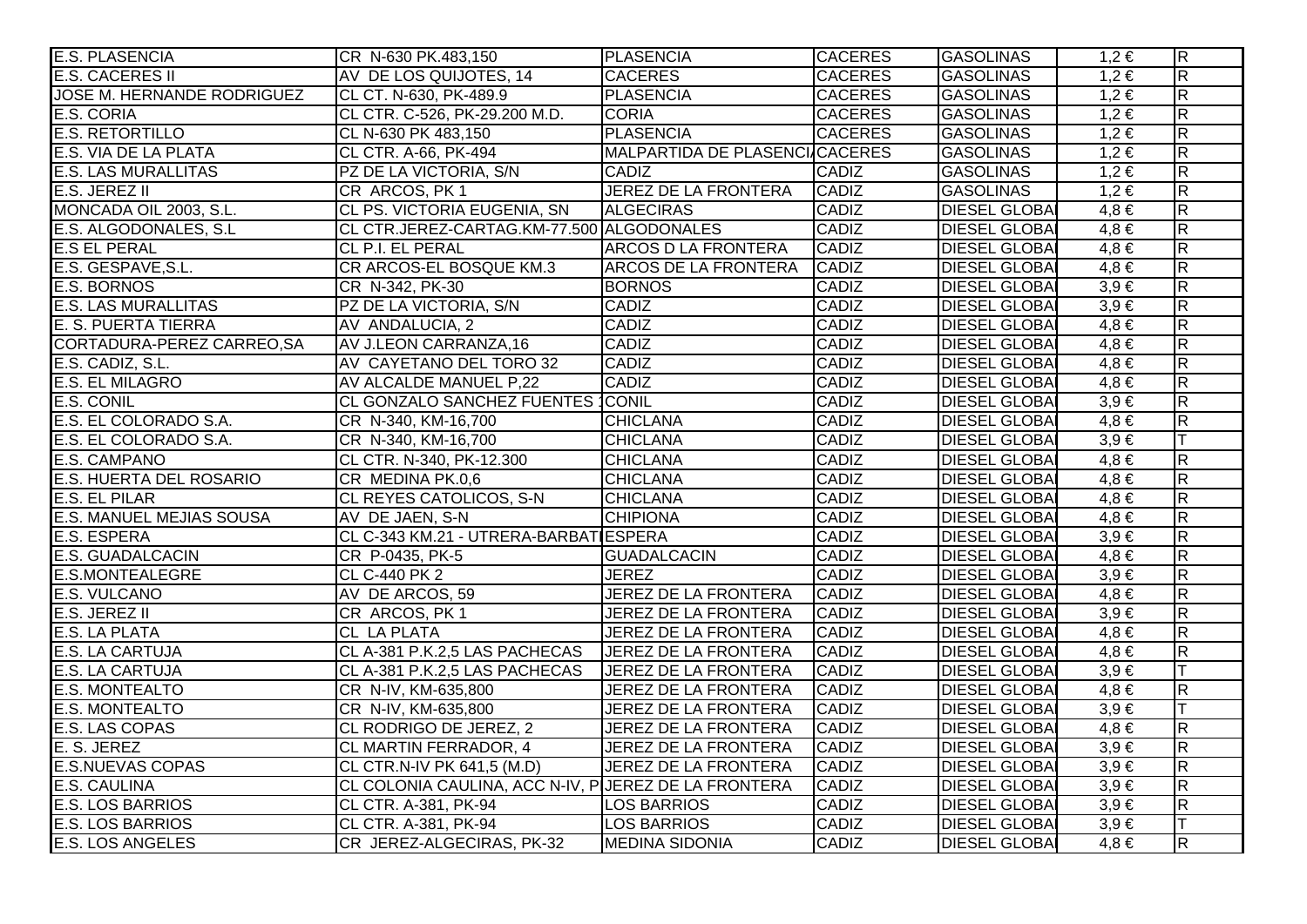| | | | | | | |
|---|---|---|---|---|---|---|
| E.S. PLASENCIA | CR N-630 PK.483,150 | PLASENCIA | CACERES | GASOLINAS | 1,2 € | R |
| E.S. CACERES II | AV DE LOS QUIJOTES, 14 | CACERES | CACERES | GASOLINAS | 1,2 € | R |
| JOSE M. HERNANDE RODRIGUEZ | CL CT. N-630, PK-489.9 | PLASENCIA | CACERES | GASOLINAS | 1,2 € | R |
| E.S. CORIA | CL CTR. C-526, PK-29.200 M.D. | CORIA | CACERES | GASOLINAS | 1,2 € | R |
| E.S. RETORTILLO | CL N-630 PK 483,150 | PLASENCIA | CACERES | GASOLINAS | 1,2 € | R |
| E.S. VIA DE LA PLATA | CL CTR. A-66, PK-494 | MALPARTIDA DE PLASENCI | CACERES | GASOLINAS | 1,2 € | R |
| E.S. LAS MURALLITAS | PZ DE LA VICTORIA, S/N | CADIZ | CADIZ | GASOLINAS | 1,2 € | R |
| E.S. JEREZ II | CR ARCOS, PK 1 | JEREZ DE LA FRONTERA | CADIZ | GASOLINAS | 1,2 € | R |
| MONCADA OIL 2003, S.L. | CL PS. VICTORIA EUGENIA, SN | ALGECIRAS | CADIZ | DIESEL GLOBA | 4,8 € | R |
| E.S. ALGODONALES, S.L | CL CTR.JEREZ-CARTAG.KM-77.500 | ALGODONALES | CADIZ | DIESEL GLOBA | 4,8 € | R |
| E.S EL PERAL | CL P.I. EL PERAL | ARCOS D LA FRONTERA | CADIZ | DIESEL GLOBA | 4,8 € | R |
| E.S. GESPAVE,S.L. | CR ARCOS-EL BOSQUE KM.3 | ARCOS DE LA FRONTERA | CADIZ | DIESEL GLOBA | 4,8 € | R |
| E.S. BORNOS | CR N-342, PK-30 | BORNOS | CADIZ | DIESEL GLOBA | 3,9 € | R |
| E.S. LAS MURALLITAS | PZ DE LA VICTORIA, S/N | CADIZ | CADIZ | DIESEL GLOBA | 3,9 € | R |
| E. S. PUERTA TIERRA | AV ANDALUCIA, 2 | CADIZ | CADIZ | DIESEL GLOBA | 4,8 € | R |
| CORTADURA-PEREZ CARREO,SA | AV J.LEON CARRANZA,16 | CADIZ | CADIZ | DIESEL GLOBA | 4,8 € | R |
| E.S. CADIZ, S.L. | AV CAYETANO DEL TORO 32 | CADIZ | CADIZ | DIESEL GLOBA | 4,8 € | R |
| E.S. EL MILAGRO | AV ALCALDE MANUEL P,22 | CADIZ | CADIZ | DIESEL GLOBA | 4,8 € | R |
| E.S. CONIL | CL GONZALO SANCHEZ FUENTES 1 | CONIL | CADIZ | DIESEL GLOBA | 3,9 € | R |
| E.S. EL COLORADO S.A. | CR N-340, KM-16,700 | CHICLANA | CADIZ | DIESEL GLOBA | 4,8 € | R |
| E.S. EL COLORADO S.A. | CR N-340, KM-16,700 | CHICLANA | CADIZ | DIESEL GLOBA | 3,9 € | T |
| E.S. CAMPANO | CL CTR. N-340, PK-12.300 | CHICLANA | CADIZ | DIESEL GLOBA | 4,8 € | R |
| E.S. HUERTA DEL ROSARIO | CR MEDINA PK.0,6 | CHICLANA | CADIZ | DIESEL GLOBA | 4,8 € | R |
| E.S. EL PILAR | CL REYES CATOLICOS, S-N | CHICLANA | CADIZ | DIESEL GLOBA | 4,8 € | R |
| E.S. MANUEL MEJIAS SOUSA | AV DE JAEN, S-N | CHIPIONA | CADIZ | DIESEL GLOBA | 4,8 € | R |
| E.S. ESPERA | CL C-343 KM.21 - UTRERA-BARBATI | ESPERA | CADIZ | DIESEL GLOBA | 3,9 € | R |
| E.S. GUADALCACIN | CR P-0435, PK-5 | GUADALCACIN | CADIZ | DIESEL GLOBA | 4,8 € | R |
| E.S.MONTEALEGRE | CL C-440 PK 2 | JEREZ | CADIZ | DIESEL GLOBA | 3,9 € | R |
| E.S. VULCANO | AV DE ARCOS, 59 | JEREZ DE LA FRONTERA | CADIZ | DIESEL GLOBA | 4,8 € | R |
| E.S. JEREZ II | CR ARCOS, PK 1 | JEREZ DE LA FRONTERA | CADIZ | DIESEL GLOBA | 3,9 € | R |
| E.S. LA PLATA | CL LA PLATA | JEREZ DE LA FRONTERA | CADIZ | DIESEL GLOBA | 4,8 € | R |
| E.S. LA CARTUJA | CL A-381 P.K.2,5 LAS PACHECAS | JEREZ DE LA FRONTERA | CADIZ | DIESEL GLOBA | 4,8 € | R |
| E.S. LA CARTUJA | CL A-381 P.K.2,5 LAS PACHECAS | JEREZ DE LA FRONTERA | CADIZ | DIESEL GLOBA | 3,9 € | T |
| E.S. MONTEALTO | CR N-IV, KM-635,800 | JEREZ DE LA FRONTERA | CADIZ | DIESEL GLOBA | 4,8 € | R |
| E.S. MONTEALTO | CR N-IV, KM-635,800 | JEREZ DE LA FRONTERA | CADIZ | DIESEL GLOBA | 3,9 € | T |
| E.S. LAS COPAS | CL RODRIGO DE JEREZ, 2 | JEREZ DE LA FRONTERA | CADIZ | DIESEL GLOBA | 4,8 € | R |
| E. S. JEREZ | CL MARTIN FERRADOR, 4 | JEREZ DE LA FRONTERA | CADIZ | DIESEL GLOBA | 3,9 € | R |
| E.S.NUEVAS COPAS | CL CTR.N-IV PK 641,5 (M.D) | JEREZ DE LA FRONTERA | CADIZ | DIESEL GLOBA | 3,9 € | R |
| E.S. CAULINA | CL COLONIA CAULINA, ACC N-IV, P | JEREZ DE LA FRONTERA | CADIZ | DIESEL GLOBA | 3,9 € | R |
| E.S. LOS BARRIOS | CL CTR. A-381, PK-94 | LOS BARRIOS | CADIZ | DIESEL GLOBA | 3,9 € | R |
| E.S. LOS BARRIOS | CL CTR. A-381, PK-94 | LOS BARRIOS | CADIZ | DIESEL GLOBA | 3,9 € | T |
| E.S. LOS ANGELES | CR JEREZ-ALGECIRAS, PK-32 | MEDINA SIDONIA | CADIZ | DIESEL GLOBA | 4,8 € | R |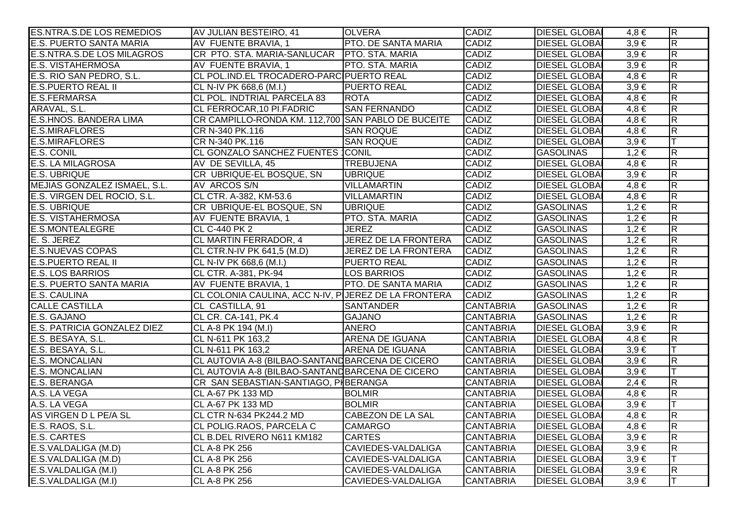| | | | | | | |
|---|---|---|---|---|---|---|
| ES.NTRA.S.DE LOS REMEDIOS | AV JULIAN BESTEIRO, 41 | OLVERA | CADIZ | DIESEL GLOBA | 4,8 € | R |
| E.S. PUERTO SANTA MARIA | AV FUENTE BRAVIA, 1 | PTO. DE SANTA MARIA | CADIZ | DIESEL GLOBA | 3,9 € | R |
| E.S.NTRA.S.DE LOS MILAGROS | CR PTO. STA. MARIA-SANLUCAR | PTO. STA. MARIA | CADIZ | DIESEL GLOBA | 3,9 € | R |
| E.S. VISTAHERMOSA | AV FUENTE BRAVIA, 1 | PTO. STA. MARIA | CADIZ | DIESEL GLOBA | 3,9 € | R |
| E.S. RIO SAN PEDRO, S.L. | CL POL.IND.EL TROCADERO-PARC | PUERTO REAL | CADIZ | DIESEL GLOBA | 4,8 € | R |
| E.S.PUERTO REAL II | CL N-IV PK 668,6 (M.I.) | PUERTO REAL | CADIZ | DIESEL GLOBA | 3,9 € | R |
| E.S.FERMARSA | CL POL. INDTRIAL PARCELA 83 | ROTA | CADIZ | DIESEL GLOBA | 4,8 € | R |
| ARAVAL, S.L. | CL FERROCAR,10 PI.FADRIC | SAN FERNANDO | CADIZ | DIESEL GLOBA | 4,8 € | R |
| E.S.HNOS. BANDERA LIMA | CR CAMPILLO-RONDA KM. 112,700 | SAN PABLO DE BUCEITE | CADIZ | DIESEL GLOBA | 4,8 € | R |
| E.S.MIRAFLORES | CR N-340 PK.116 | SAN ROQUE | CADIZ | DIESEL GLOBA | 4,8 € | R |
| E.S.MIRAFLORES | CR N-340 PK.116 | SAN ROQUE | CADIZ | DIESEL GLOBA | 3,9 € | T |
| E.S. CONIL | CL GONZALO SANCHEZ FUENTES 1 | CONIL | CADIZ | GASOLINAS | 1,2 € | R |
| E.S. LA MILAGROSA | AV DE SEVILLA, 45 | TREBUJENA | CADIZ | DIESEL GLOBA | 4,8 € | R |
| E.S. UBRIQUE | CR UBRIQUE-EL BOSQUE, SN | UBRIQUE | CADIZ | DIESEL GLOBA | 3,9 € | R |
| MEJIAS GONZALEZ ISMAEL, S.L. | AV ARCOS S/N | VILLAMARTIN | CADIZ | DIESEL GLOBA | 4,8 € | R |
| E.S. VIRGEN DEL ROCIO, S.L. | CL CTR. A-382, KM-53.6 | VILLAMARTIN | CADIZ | DIESEL GLOBA | 4,8 € | R |
| E.S. UBRIQUE | CR UBRIQUE-EL BOSQUE, SN | UBRIQUE | CADIZ | GASOLINAS | 1,2 € | R |
| E.S. VISTAHERMOSA | AV FUENTE BRAVIA, 1 | PTO. STA. MARIA | CADIZ | GASOLINAS | 1,2 € | R |
| E.S.MONTEALEGRE | CL C-440 PK 2 | JEREZ | CADIZ | GASOLINAS | 1,2 € | R |
| E. S. JEREZ | CL MARTIN FERRADOR, 4 | JEREZ DE LA FRONTERA | CADIZ | GASOLINAS | 1,2 € | R |
| E.S.NUEVAS COPAS | CL CTR.N-IV PK 641,5 (M.D) | JEREZ DE LA FRONTERA | CADIZ | GASOLINAS | 1,2 € | R |
| E.S.PUERTO REAL II | CL N-IV PK 668,6 (M.I.) | PUERTO REAL | CADIZ | GASOLINAS | 1,2 € | R |
| E.S. LOS BARRIOS | CL CTR. A-381, PK-94 | LOS BARRIOS | CADIZ | GASOLINAS | 1,2 € | R |
| E.S. PUERTO SANTA MARIA | AV FUENTE BRAVIA, 1 | PTO. DE SANTA MARIA | CADIZ | GASOLINAS | 1,2 € | R |
| E.S. CAULINA | CL COLONIA CAULINA, ACC N-IV, P | JEREZ DE LA FRONTERA | CADIZ | GASOLINAS | 1,2 € | R |
| CALLE CASTILLA | CL CASTILLA, 91 | SANTANDER | CANTABRIA | GASOLINAS | 1,2 € | R |
| E.S. GAJANO | CL CR. CA-141, PK.4 | GAJANO | CANTABRIA | GASOLINAS | 1,2 € | R |
| E.S. PATRICIA GONZALEZ DIEZ | CL A-8 PK 194 (M.I) | ANERO | CANTABRIA | DIESEL GLOBA | 3,9 € | R |
| E.S. BESAYA, S.L. | CL N-611 PK 163,2 | ARENA DE IGUANA | CANTABRIA | DIESEL GLOBA | 4,8 € | R |
| E.S. BESAYA, S.L. | CL N-611 PK 163,2 | ARENA DE IGUANA | CANTABRIA | DIESEL GLOBA | 3,9 € | T |
| E.S. MONCALIAN | CL AUTOVIA A-8 (BILBAO-SANTAND | BARCENA DE CICERO | CANTABRIA | DIESEL GLOBA | 3,9 € | R |
| E.S. MONCALIAN | CL AUTOVIA A-8 (BILBAO-SANTAND | BARCENA DE CICERO | CANTABRIA | DIESEL GLOBA | 3,9 € | T |
| E.S. BERANGA | CR SAN SEBASTIAN-SANTIAGO, PK | BERANGA | CANTABRIA | DIESEL GLOBA | 2,4 € | R |
| A.S. LA VEGA | CL A-67 PK 133 MD | BOLMIR | CANTABRIA | DIESEL GLOBA | 4,8 € | R |
| A.S. LA VEGA | CL A-67 PK 133 MD | BOLMIR | CANTABRIA | DIESEL GLOBA | 3,9 € | T |
| AS VIRGEN D L PE/A SL | CL CTR N-634 PK244.2 MD | CABEZON DE LA SAL | CANTABRIA | DIESEL GLOBA | 4,8 € | R |
| E.S. RAOS, S.L. | CL POLIG.RAOS, PARCELA C | CAMARGO | CANTABRIA | DIESEL GLOBA | 4,8 € | R |
| E.S. CARTES | CL B.DEL RIVERO N611 KM182 | CARTES | CANTABRIA | DIESEL GLOBA | 3,9 € | R |
| E.S.VALDALIGA (M.D) | CL A-8 PK 256 | CAVIEDES-VALDALIGA | CANTABRIA | DIESEL GLOBA | 3,9 € | R |
| E.S.VALDALIGA (M.D) | CL A-8 PK 256 | CAVIEDES-VALDALIGA | CANTABRIA | DIESEL GLOBA | 3,9 € | T |
| E.S.VALDALIGA (M.I) | CL A-8 PK 256 | CAVIEDES-VALDALIGA | CANTABRIA | DIESEL GLOBA | 3,9 € | R |
| E.S.VALDALIGA (M.I) | CL A-8 PK 256 | CAVIEDES-VALDALIGA | CANTABRIA | DIESEL GLOBA | 3,9 € | T |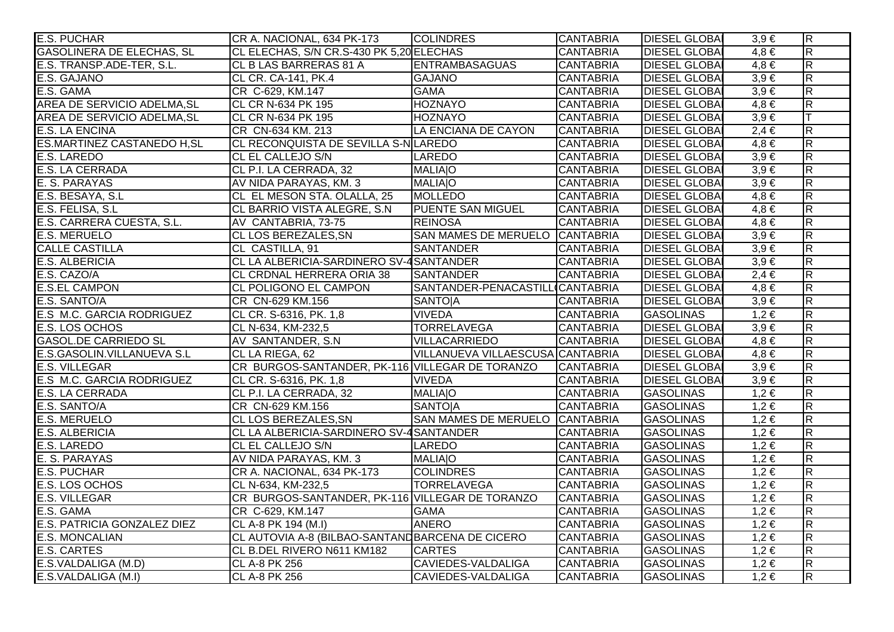| E.S. PUCHAR | CR A. NACIONAL, 634 PK-173 | COLINDRES | CANTABRIA | DIESEL GLOBAL | 3,9 € | R |
|---|---|---|---|---|---|---|
| GASOLINERA DE ELECHAS, SL | CL ELECHAS, S/N CR.S-430 PK 5,20 | ELECHAS | CANTABRIA | DIESEL GLOBAL | 4,8 € | R |
| E.S. TRANSP.ADE-TER, S.L. | CL B LAS BARRERAS 81 A | ENTRAMBASAGUAS | CANTABRIA | DIESEL GLOBAL | 4,8 € | R |
| E.S. GAJANO | CL CR. CA-141, PK.4 | GAJANO | CANTABRIA | DIESEL GLOBAL | 3,9 € | R |
| E.S. GAMA | CR C-629, KM.147 | GAMA | CANTABRIA | DIESEL GLOBAL | 3,9 € | R |
| AREA DE SERVICIO ADELMA,SL | CL CR N-634 PK 195 | HOZNAYO | CANTABRIA | DIESEL GLOBAL | 4,8 € | R |
| AREA DE SERVICIO ADELMA,SL | CL CR N-634 PK 195 | HOZNAYO | CANTABRIA | DIESEL GLOBAL | 3,9 € | T |
| E.S. LA ENCINA | CR CN-634 KM. 213 | LA ENCIANA DE CAYON | CANTABRIA | DIESEL GLOBAL | 2,4 € | R |
| ES.MARTINEZ CASTANEDO H,SL | CL RECONQUISTA DE SEVILLA S-N | LAREDO | CANTABRIA | DIESEL GLOBAL | 4,8 € | R |
| E.S. LAREDO | CL EL CALLEJO S/N | LAREDO | CANTABRIA | DIESEL GLOBAL | 3,9 € | R |
| E.S. LA CERRADA | CL P.I. LA CERRADA, 32 | MALIA\|O | CANTABRIA | DIESEL GLOBAL | 3,9 € | R |
| E. S. PARAYAS | AV NIDA PARAYAS, KM. 3 | MALIA\|O | CANTABRIA | DIESEL GLOBAL | 3,9 € | R |
| E.S. BESAYA, S.L | CL EL MESON STA. OLALLA, 25 | MOLLEDO | CANTABRIA | DIESEL GLOBAL | 4,8 € | R |
| E.S. FELISA, S.L | CL BARRIO VISTA ALEGRE, S.N | PUENTE SAN MIGUEL | CANTABRIA | DIESEL GLOBAL | 4,8 € | R |
| E.S. CARRERA CUESTA, S.L. | AV CANTABRIA, 73-75 | REINOSA | CANTABRIA | DIESEL GLOBAL | 4,8 € | R |
| E.S. MERUELO | CL LOS BEREZALES,SN | SAN MAMES DE MERUELO | CANTABRIA | DIESEL GLOBAL | 3,9 € | R |
| CALLE CASTILLA | CL CASTILLA, 91 | SANTANDER | CANTABRIA | DIESEL GLOBAL | 3,9 € | R |
| E.S. ALBERICIA | CL LA ALBERICIA-SARDINERO SV-4 | SANTANDER | CANTABRIA | DIESEL GLOBAL | 3,9 € | R |
| E.S. CAZO/A | CL CRDNAL HERRERA ORIA 38 | SANTANDER | CANTABRIA | DIESEL GLOBAL | 2,4 € | R |
| E.S.EL CAMPON | CL POLIGONO EL CAMPON | SANTANDER-PENACASTILL | CANTABRIA | DIESEL GLOBAL | 4,8 € | R |
| E.S. SANTO/A | CR CN-629 KM.156 | SANTO\|A | CANTABRIA | DIESEL GLOBAL | 3,9 € | R |
| E.S M.C. GARCIA RODRIGUEZ | CL CR. S-6316, PK. 1,8 | VIVEDA | CANTABRIA | GASOLINAS | 1,2 € | R |
| E.S. LOS OCHOS | CL N-634, KM-232,5 | TORRELAVEGA | CANTABRIA | DIESEL GLOBAL | 3,9 € | R |
| GASOL.DE CARRIEDO SL | AV SANTANDER, S.N | VILLACARRIEDO | CANTABRIA | DIESEL GLOBAL | 4,8 € | R |
| E.S.GASOLIN.VILLANUEVA S.L | CL LA RIEGA, 62 | VILLANUEVA VILLAESCUSA | CANTABRIA | DIESEL GLOBAL | 4,8 € | R |
| E.S. VILLEGAR | CR BURGOS-SANTANDER, PK-116 | VILLEGAR DE TORANZO | CANTABRIA | DIESEL GLOBAL | 3,9 € | R |
| E.S M.C. GARCIA RODRIGUEZ | CL CR. S-6316, PK. 1,8 | VIVEDA | CANTABRIA | DIESEL GLOBAL | 3,9 € | R |
| E.S. LA CERRADA | CL P.I. LA CERRADA, 32 | MALIA\|O | CANTABRIA | GASOLINAS | 1,2 € | R |
| E.S. SANTO/A | CR CN-629 KM.156 | SANTO\|A | CANTABRIA | GASOLINAS | 1,2 € | R |
| E.S. MERUELO | CL LOS BEREZALES,SN | SAN MAMES DE MERUELO | CANTABRIA | GASOLINAS | 1,2 € | R |
| E.S. ALBERICIA | CL LA ALBERICIA-SARDINERO SV-4 | SANTANDER | CANTABRIA | GASOLINAS | 1,2 € | R |
| E.S. LAREDO | CL EL CALLEJO S/N | LAREDO | CANTABRIA | GASOLINAS | 1,2 € | R |
| E. S. PARAYAS | AV NIDA PARAYAS, KM. 3 | MALIA\|O | CANTABRIA | GASOLINAS | 1,2 € | R |
| E.S. PUCHAR | CR A. NACIONAL, 634 PK-173 | COLINDRES | CANTABRIA | GASOLINAS | 1,2 € | R |
| E.S. LOS OCHOS | CL N-634, KM-232,5 | TORRELAVEGA | CANTABRIA | GASOLINAS | 1,2 € | R |
| E.S. VILLEGAR | CR BURGOS-SANTANDER, PK-116 | VILLEGAR DE TORANZO | CANTABRIA | GASOLINAS | 1,2 € | R |
| E.S. GAMA | CR C-629, KM.147 | GAMA | CANTABRIA | GASOLINAS | 1,2 € | R |
| E.S. PATRICIA GONZALEZ DIEZ | CL A-8 PK 194 (M.I) | ANERO | CANTABRIA | GASOLINAS | 1,2 € | R |
| E.S. MONCALIAN | CL AUTOVIA A-8 (BILBAO-SANTAND | BARCENA DE CICERO | CANTABRIA | GASOLINAS | 1,2 € | R |
| E.S. CARTES | CL B.DEL RIVERO N611 KM182 | CARTES | CANTABRIA | GASOLINAS | 1,2 € | R |
| E.S.VALDALIGA (M.D) | CL A-8 PK 256 | CAVIEDES-VALDALIGA | CANTABRIA | GASOLINAS | 1,2 € | R |
| E.S.VALDALIGA (M.I) | CL A-8 PK 256 | CAVIEDES-VALDALIGA | CANTABRIA | GASOLINAS | 1,2 € | R |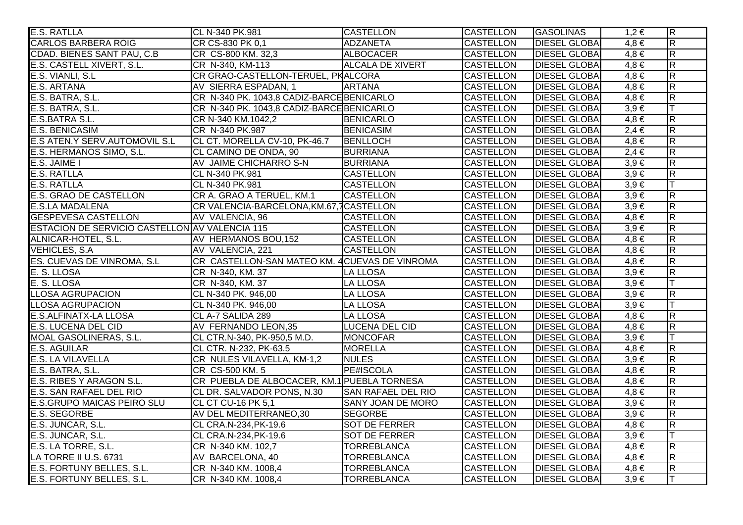| | | | | | | |
|---|---|---|---|---|---|---|
| E.S. RATLLA | CL N-340 PK.981 | CASTELLON | CASTELLON | GASOLINAS | 1,2 € | R |
| CARLOS BARBERA ROIG | CR CS-830 PK 0,1 | ADZANETA | CASTELLON | DIESEL GLOBA | 4,8 € | R |
| CDAD. BIENES SANT PAU, C.B | CR CS-800 KM. 32,3 | ALBOCACER | CASTELLON | DIESEL GLOBA | 4,8 € | R |
| E.S. CASTELL XIVERT, S.L. | CR N-340, KM-113 | ALCALA DE XIVERT | CASTELLON | DIESEL GLOBA | 4,8 € | R |
| E.S. VIANLI, S.L | CR GRAO-CASTELLON-TERUEL, PK | ALCORA | CASTELLON | DIESEL GLOBA | 4,8 € | R |
| E.S. ARTANA | AV SIERRA ESPADAN, 1 | ARTANA | CASTELLON | DIESEL GLOBA | 4,8 € | R |
| E.S. BATRA, S.L. | CR N-340 PK. 1043,8 CADIZ-BARCE | BENICARLO | CASTELLON | DIESEL GLOBA | 4,8 € | R |
| E.S. BATRA, S.L. | CR N-340 PK. 1043,8 CADIZ-BARCE | BENICARLO | CASTELLON | DIESEL GLOBA | 3,9 € | T |
| E.S.BATRA S.L. | CR N-340 KM.1042,2 | BENICARLO | CASTELLON | DIESEL GLOBA | 4,8 € | R |
| E.S. BENICASIM | CR N-340 PK.987 | BENICASIM | CASTELLON | DIESEL GLOBA | 2,4 € | R |
| E.S ATEN.Y SERV.AUTOMOVIL S.L | CL CT. MORELLA CV-10, PK-46.7 | BENLLOCH | CASTELLON | DIESEL GLOBA | 4,8 € | R |
| E.S. HERMANOS SIMO, S.L. | CL CAMINO DE ONDA, 90 | BURRIANA | CASTELLON | DIESEL GLOBA | 2,4 € | R |
| E.S. JAIME I | AV JAIME CHICHARRO S-N | BURRIANA | CASTELLON | DIESEL GLOBA | 3,9 € | R |
| E.S. RATLLA | CL N-340 PK.981 | CASTELLON | CASTELLON | DIESEL GLOBA | 3,9 € | R |
| E.S. RATLLA | CL N-340 PK.981 | CASTELLON | CASTELLON | DIESEL GLOBA | 3,9 € | T |
| E.S. GRAO DE CASTELLON | CR A. GRAO A TERUEL, KM.1 | CASTELLON | CASTELLON | DIESEL GLOBA | 3,9 € | R |
| E.S.LA MADALENA | CR VALENCIA-BARCELONA,KM.67,7 | CASTELLON | CASTELLON | DIESEL GLOBA | 3,9 € | R |
| GESPEVESA CASTELLON | AV VALENCIA, 96 | CASTELLON | CASTELLON | DIESEL GLOBA | 4,8 € | R |
| ESTACION DE SERVICIO CASTELLON | AV VALENCIA 115 | CASTELLON | CASTELLON | DIESEL GLOBA | 3,9 € | R |
| ALNICAR-HOTEL, S.L. | AV HERMANOS BOU,152 | CASTELLON | CASTELLON | DIESEL GLOBA | 4,8 € | R |
| VEHICLES, S.A | AV VALENCIA, 221 | CASTELLON | CASTELLON | DIESEL GLOBA | 4,8 € | R |
| ES. CUEVAS DE VINROMA, S.L | CR CASTELLON-SAN MATEO KM. 4 | CUEVAS DE VINROMA | CASTELLON | DIESEL GLOBA | 4,8 € | R |
| E. S. LLOSA | CR N-340, KM. 37 | LA LLOSA | CASTELLON | DIESEL GLOBA | 3,9 € | R |
| E. S. LLOSA | CR N-340, KM. 37 | LA LLOSA | CASTELLON | DIESEL GLOBA | 3,9 € | T |
| LLOSA AGRUPACION | CL N-340 PK. 946,00 | LA LLOSA | CASTELLON | DIESEL GLOBA | 3,9 € | R |
| LLOSA AGRUPACION | CL N-340 PK. 946,00 | LA LLOSA | CASTELLON | DIESEL GLOBA | 3,9 € | T |
| E.S.ALFINATX-LA LLOSA | CL A-7 SALIDA 289 | LA LLOSA | CASTELLON | DIESEL GLOBA | 4,8 € | R |
| E.S. LUCENA DEL CID | AV FERNANDO LEON,35 | LUCENA DEL CID | CASTELLON | DIESEL GLOBA | 4,8 € | R |
| MOAL GASOLINERAS, S.L. | CL CTR.N-340, PK-950,5 M.D. | MONCOFAR | CASTELLON | DIESEL GLOBA | 3,9 € | T |
| E.S. AGUILAR | CL CTR. N-232, PK-63.5 | MORELLA | CASTELLON | DIESEL GLOBA | 4,8 € | R |
| E.S. LA VILAVELLA | CR NULES VILAVELLA, KM-1,2 | NULES | CASTELLON | DIESEL GLOBA | 3,9 € | R |
| E.S. BATRA, S.L. | CR CS-500 KM. 5 | PE#ISCOLA | CASTELLON | DIESEL GLOBA | 4,8 € | R |
| E.S. RIBES Y ARAGON S.L. | CR PUEBLA DE ALBOCACER, KM.1 | PUEBLA TORNESA | CASTELLON | DIESEL GLOBA | 4,8 € | R |
| E.S. SAN RAFAEL DEL RIO | CL DR. SALVADOR PONS, N.30 | SAN RAFAEL DEL RIO | CASTELLON | DIESEL GLOBA | 4,8 € | R |
| E.S.GRUPO MAICAS PEIRO SLU | CL CT CU-16 PK 5,1 | SANY JOAN DE MORO | CASTELLON | DIESEL GLOBA | 3,9 € | R |
| E.S. SEGORBE | AV DEL MEDITERRANEO,30 | SEGORBE | CASTELLON | DIESEL GLOBA | 3,9 € | R |
| E.S. JUNCAR, S.L. | CL CRA.N-234,PK-19.6 | SOT DE FERRER | CASTELLON | DIESEL GLOBA | 4,8 € | R |
| E.S. JUNCAR, S.L. | CL CRA.N-234,PK-19.6 | SOT DE FERRER | CASTELLON | DIESEL GLOBA | 3,9 € | T |
| E.S. LA TORRE, S.L. | CR N-340 KM. 102,7 | TORREBLANCA | CASTELLON | DIESEL GLOBA | 4,8 € | R |
| LA TORRE II U.S. 6731 | AV BARCELONA, 40 | TORREBLANCA | CASTELLON | DIESEL GLOBA | 4,8 € | R |
| E.S. FORTUNY BELLES, S.L. | CR N-340 KM. 1008,4 | TORREBLANCA | CASTELLON | DIESEL GLOBA | 4,8 € | R |
| E.S. FORTUNY BELLES, S.L. | CR N-340 KM. 1008,4 | TORREBLANCA | CASTELLON | DIESEL GLOBA | 3,9 € | T |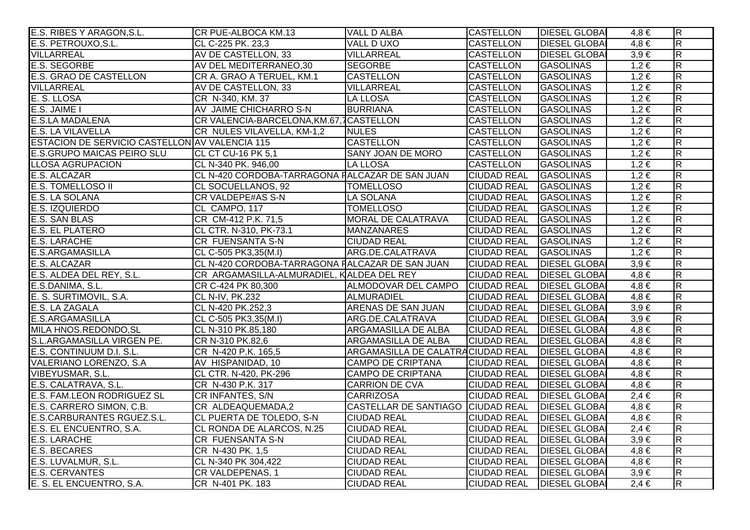| | | | | | | |
|---|---|---|---|---|---|---|
| E.S. RIBES Y ARAGON,S.L. | CR PUE-ALBOCA KM.13 | VALL D ALBA | CASTELLON | DIESEL GLOBA | 4,8 € | R |
| E.S. PETROUXO,S.L. | CL C-225 PK. 23,3 | VALL D UXO | CASTELLON | DIESEL GLOBA | 4,8 € | R |
| VILLARREAL | AV DE CASTELLON, 33 | VILLARREAL | CASTELLON | DIESEL GLOBA | 3,9 € | R |
| E.S. SEGORBE | AV DEL MEDITERRANEO,30 | SEGORBE | CASTELLON | GASOLINAS | 1,2 € | R |
| E.S. GRAO DE CASTELLON | CR A. GRAO A TERUEL, KM.1 | CASTELLON | CASTELLON | GASOLINAS | 1,2 € | R |
| VILLARREAL | AV DE CASTELLON, 33 | VILLARREAL | CASTELLON | GASOLINAS | 1,2 € | R |
| E. S. LLOSA | CR N-340, KM. 37 | LA LLOSA | CASTELLON | GASOLINAS | 1,2 € | R |
| E.S. JAIME I | AV JAIME CHICHARRO S-N | BURRIANA | CASTELLON | GASOLINAS | 1,2 € | R |
| E.S.LA MADALENA | CR VALENCIA-BARCELONA,KM.67,7 | CASTELLON | CASTELLON | GASOLINAS | 1,2 € | R |
| E.S. LA VILAVELLA | CR NULES VILAVELLA, KM-1,2 | NULES | CASTELLON | GASOLINAS | 1,2 € | R |
| ESTACION DE SERVICIO CASTELLON | AV VALENCIA 115 | CASTELLON | CASTELLON | GASOLINAS | 1,2 € | R |
| E.S.GRUPO MAICAS PEIRO SLU | CL CT CU-16 PK 5,1 | SANY JOAN DE MORO | CASTELLON | GASOLINAS | 1,2 € | R |
| LLOSA AGRUPACION | CL N-340 PK. 946,00 | LA LLOSA | CASTELLON | GASOLINAS | 1,2 € | R |
| E.S. ALCAZAR | CL N-420 CORDOBA-TARRAGONA F | ALCAZAR DE SAN JUAN | CIUDAD REAL | GASOLINAS | 1,2 € | R |
| E.S. TOMELLOSO II | CL SOCUELLANOS, 92 | TOMELLOSO | CIUDAD REAL | GASOLINAS | 1,2 € | R |
| E.S. LA SOLANA | CR VALDEPE#AS S-N | LA SOLANA | CIUDAD REAL | GASOLINAS | 1,2 € | R |
| E.S. IZQUIERDO | CL CAMPO, 117 | TOMELLOSO | CIUDAD REAL | GASOLINAS | 1,2 € | R |
| E.S. SAN BLAS | CR CM-412 P.K. 71,5 | MORAL DE CALATRAVA | CIUDAD REAL | GASOLINAS | 1,2 € | R |
| E.S. EL PLATERO | CL CTR. N-310, PK-73.1 | MANZANARES | CIUDAD REAL | GASOLINAS | 1,2 € | R |
| E.S. LARACHE | CR FUENSANTA S-N | CIUDAD REAL | CIUDAD REAL | GASOLINAS | 1,2 € | R |
| E.S.ARGAMASILLA | CL C-505 PK3,35(M.I) | ARG.DE.CALATRAVA | CIUDAD REAL | GASOLINAS | 1,2 € | R |
| E.S. ALCAZAR | CL N-420 CORDOBA-TARRAGONA F | ALCAZAR DE SAN JUAN | CIUDAD REAL | DIESEL GLOBA | 3,9 € | R |
| E.S. ALDEA DEL REY, S.L. | CR ARGAMASILLA-ALMURADIEL, K | ALDEA DEL REY | CIUDAD REAL | DIESEL GLOBA | 4,8 € | R |
| E.S.DANIMA, S.L. | CR C-424 PK 80,300 | ALMODOVAR DEL CAMPO | CIUDAD REAL | DIESEL GLOBA | 4,8 € | R |
| E. S. SURTIMOVIL, S.A. | CL N-IV, PK.232 | ALMURADIEL | CIUDAD REAL | DIESEL GLOBA | 4,8 € | R |
| E.S. LA ZAGALA | CL N-420 PK.252,3 | ARENAS DE SAN JUAN | CIUDAD REAL | DIESEL GLOBA | 3,9 € | R |
| E.S.ARGAMASILLA | CL C-505 PK3,35(M.I) | ARG.DE.CALATRAVA | CIUDAD REAL | DIESEL GLOBA | 3,9 € | R |
| MILA HNOS.REDONDO,SL | CL N-310 PK.85,180 | ARGAMASILLA DE ALBA | CIUDAD REAL | DIESEL GLOBA | 4,8 € | R |
| S.L.ARGAMASILLA VIRGEN PE. | CR N-310 PK.82,6 | ARGAMASILLA DE ALBA | CIUDAD REAL | DIESEL GLOBA | 4,8 € | R |
| E.S. CONTINUUM D.I. S.L. | CR N-420 P.K. 165,5 | ARGAMASILLA DE CALATRA | CIUDAD REAL | DIESEL GLOBA | 4,8 € | R |
| VALERIANO LORENZO, S.A | AV HISPANIDAD, 10 | CAMPO DE CRIPTANA | CIUDAD REAL | DIESEL GLOBA | 4,8 € | R |
| VIBEYUSMAR, S.L. | CL CTR. N-420, PK-296 | CAMPO DE CRIPTANA | CIUDAD REAL | DIESEL GLOBA | 4,8 € | R |
| E.S. CALATRAVA, S.L. | CR N-430 P.K. 317 | CARRION DE CVA | CIUDAD REAL | DIESEL GLOBA | 4,8 € | R |
| E.S. FAM.LEON RODRIGUEZ SL | CR INFANTES, S/N | CARRIZOSA | CIUDAD REAL | DIESEL GLOBA | 2,4 € | R |
| E.S. CARRERO SIMON, C.B. | CR ALDEAQUEMADA,2 | CASTELLAR DE SANTIAGO | CIUDAD REAL | DIESEL GLOBA | 4,8 € | R |
| E.S.CARBURANTES RGUEZ.S.L. | CL PUERTA DE TOLEDO, S-N | CIUDAD REAL | CIUDAD REAL | DIESEL GLOBA | 4,8 € | R |
| E.S. EL ENCUENTRO, S.A. | CL RONDA DE ALARCOS, N.25 | CIUDAD REAL | CIUDAD REAL | DIESEL GLOBA | 2,4 € | R |
| E.S. LARACHE | CR FUENSANTA S-N | CIUDAD REAL | CIUDAD REAL | DIESEL GLOBA | 3,9 € | R |
| E.S. BECARES | CR N-430 PK. 1,5 | CIUDAD REAL | CIUDAD REAL | DIESEL GLOBA | 4,8 € | R |
| E.S. LUVALMUR, S.L. | CL N-340 PK 304,422 | CIUDAD REAL | CIUDAD REAL | DIESEL GLOBA | 4,8 € | R |
| E.S. CERVANTES | CR VALDEPENAS, 1 | CIUDAD REAL | CIUDAD REAL | DIESEL GLOBA | 3,9 € | R |
| E. S. EL ENCUENTRO, S.A. | CR N-401 PK. 183 | CIUDAD REAL | CIUDAD REAL | DIESEL GLOBA | 2,4 € | R |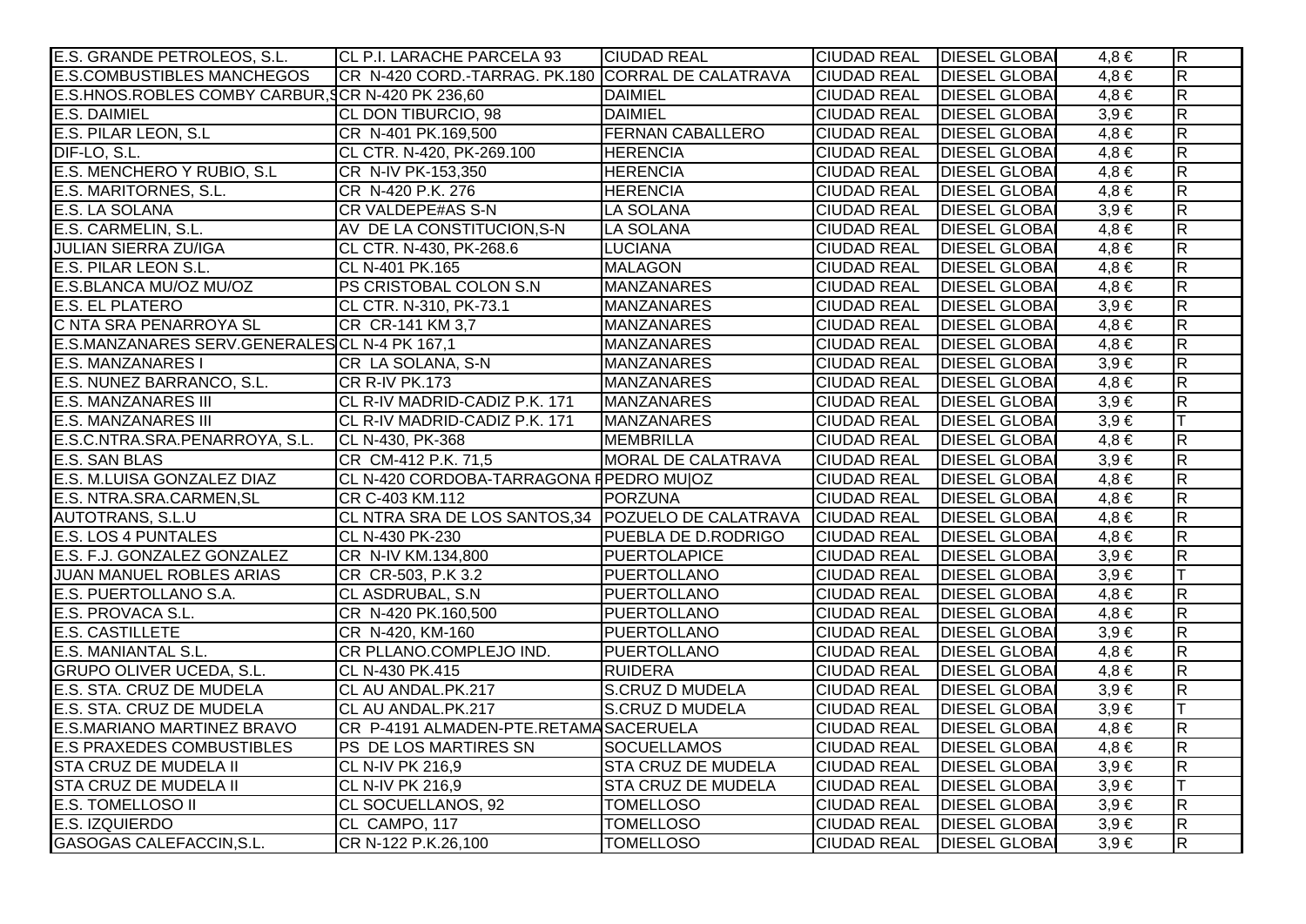| | | | | | | |
|---|---|---|---|---|---|---|
| E.S. GRANDE PETROLEOS, S.L. | CL P.I. LARACHE PARCELA 93 | CIUDAD REAL | CIUDAD REAL | DIESEL GLOBA | 4,8 € | R |
| E.S.COMBUSTIBLES MANCHEGOS | CR N-420 CORD.-TARRAG. PK.180 | CORRAL DE CALATRAVA | CIUDAD REAL | DIESEL GLOBA | 4,8 € | R |
| E.S.HNOS.ROBLES COMBY CARBUR,S | CR N-420 PK 236,60 | DAIMIEL | CIUDAD REAL | DIESEL GLOBA | 4,8 € | R |
| E.S. DAIMIEL | CL DON TIBURCIO, 98 | DAIMIEL | CIUDAD REAL | DIESEL GLOBA | 3,9 € | R |
| E.S. PILAR LEON, S.L | CR N-401 PK.169,500 | FERNAN CABALLERO | CIUDAD REAL | DIESEL GLOBA | 4,8 € | R |
| DIF-LO, S.L. | CL CTR. N-420, PK-269.100 | HERENCIA | CIUDAD REAL | DIESEL GLOBA | 4,8 € | R |
| E.S. MENCHERO Y RUBIO, S.L | CR N-IV PK-153,350 | HERENCIA | CIUDAD REAL | DIESEL GLOBA | 4,8 € | R |
| E.S. MARITORNES, S.L. | CR N-420 P.K. 276 | HERENCIA | CIUDAD REAL | DIESEL GLOBA | 4,8 € | R |
| E.S. LA SOLANA | CR VALDEPE#AS S-N | LA SOLANA | CIUDAD REAL | DIESEL GLOBA | 3,9 € | R |
| E.S. CARMELIN, S.L. | AV DE LA CONSTITUCION,S-N | LA SOLANA | CIUDAD REAL | DIESEL GLOBA | 4,8 € | R |
| JULIAN SIERRA ZU/IGA | CL CTR. N-430, PK-268.6 | LUCIANA | CIUDAD REAL | DIESEL GLOBA | 4,8 € | R |
| E.S. PILAR LEON S.L. | CL N-401 PK.165 | MALAGON | CIUDAD REAL | DIESEL GLOBA | 4,8 € | R |
| E.S.BLANCA MU/OZ MU/OZ | PS CRISTOBAL COLON S.N | MANZANARES | CIUDAD REAL | DIESEL GLOBA | 4,8 € | R |
| E.S. EL PLATERO | CL CTR. N-310, PK-73.1 | MANZANARES | CIUDAD REAL | DIESEL GLOBA | 3,9 € | R |
| C NTA SRA PENARROYA SL | CR CR-141 KM 3,7 | MANZANARES | CIUDAD REAL | DIESEL GLOBA | 4,8 € | R |
| E.S.MANZANARES SERV.GENERALES | CL N-4 PK 167,1 | MANZANARES | CIUDAD REAL | DIESEL GLOBA | 4,8 € | R |
| E.S. MANZANARES I | CR LA SOLANA, S-N | MANZANARES | CIUDAD REAL | DIESEL GLOBA | 3,9 € | R |
| E.S. NUNEZ BARRANCO, S.L. | CR R-IV PK.173 | MANZANARES | CIUDAD REAL | DIESEL GLOBA | 4,8 € | R |
| E.S. MANZANARES III | CL R-IV MADRID-CADIZ P.K. 171 | MANZANARES | CIUDAD REAL | DIESEL GLOBA | 3,9 € | R |
| E.S. MANZANARES III | CL R-IV MADRID-CADIZ P.K. 171 | MANZANARES | CIUDAD REAL | DIESEL GLOBA | 3,9 € | T |
| E.S.C.NTRA.SRA.PENARROYA, S.L. | CL N-430, PK-368 | MEMBRILLA | CIUDAD REAL | DIESEL GLOBA | 4,8 € | R |
| E.S. SAN BLAS | CR CM-412 P.K. 71,5 | MORAL DE CALATRAVA | CIUDAD REAL | DIESEL GLOBA | 3,9 € | R |
| E.S. M.LUISA GONZALEZ DIAZ | CL N-420 CORDOBA-TARRAGONA F | PEDRO MU\|OZ | CIUDAD REAL | DIESEL GLOBA | 4,8 € | R |
| E.S. NTRA.SRA.CARMEN,SL | CR C-403 KM.112 | PORZUNA | CIUDAD REAL | DIESEL GLOBA | 4,8 € | R |
| AUTOTRANS, S.L.U | CL NTRA SRA DE LOS SANTOS,34 | POZUELO DE CALATRAVA | CIUDAD REAL | DIESEL GLOBA | 4,8 € | R |
| E.S. LOS 4 PUNTALES | CL N-430 PK-230 | PUEBLA DE D.RODRIGO | CIUDAD REAL | DIESEL GLOBA | 4,8 € | R |
| E.S. F.J. GONZALEZ GONZALEZ | CR N-IV KM.134,800 | PUERTOLAPICE | CIUDAD REAL | DIESEL GLOBA | 3,9 € | R |
| JUAN MANUEL ROBLES ARIAS | CR CR-503, P.K 3.2 | PUERTOLLANO | CIUDAD REAL | DIESEL GLOBA | 3,9 € | T |
| E.S. PUERTOLLANO S.A. | CL ASDRUBAL, S.N | PUERTOLLANO | CIUDAD REAL | DIESEL GLOBA | 4,8 € | R |
| E.S. PROVACA S.L. | CR N-420 PK.160,500 | PUERTOLLANO | CIUDAD REAL | DIESEL GLOBA | 4,8 € | R |
| E.S. CASTILLETE | CR N-420, KM-160 | PUERTOLLANO | CIUDAD REAL | DIESEL GLOBA | 3,9 € | R |
| E.S. MANIANTAL S.L. | CR PLLANO.COMPLEJO IND. | PUERTOLLANO | CIUDAD REAL | DIESEL GLOBA | 4,8 € | R |
| GRUPO OLIVER UCEDA, S.L. | CL N-430 PK.415 | RUIDERA | CIUDAD REAL | DIESEL GLOBA | 4,8 € | R |
| E.S. STA. CRUZ DE MUDELA | CL AU ANDAL.PK.217 | S.CRUZ D MUDELA | CIUDAD REAL | DIESEL GLOBA | 3,9 € | R |
| E.S. STA. CRUZ DE MUDELA | CL AU ANDAL.PK.217 | S.CRUZ D MUDELA | CIUDAD REAL | DIESEL GLOBA | 3,9 € | T |
| E.S.MARIANO MARTINEZ BRAVO | CR P-4191 ALMADEN-PTE.RETAMA | SACERUELA | CIUDAD REAL | DIESEL GLOBA | 4,8 € | R |
| E.S PRAXEDES COMBUSTIBLES | PS DE LOS MARTIRES SN | SOCUELLAMOS | CIUDAD REAL | DIESEL GLOBA | 4,8 € | R |
| STA CRUZ DE MUDELA II | CL N-IV PK 216,9 | STA CRUZ DE MUDELA | CIUDAD REAL | DIESEL GLOBA | 3,9 € | R |
| STA CRUZ DE MUDELA II | CL N-IV PK 216,9 | STA CRUZ DE MUDELA | CIUDAD REAL | DIESEL GLOBA | 3,9 € | T |
| E.S. TOMELLOSO II | CL SOCUELLANOS, 92 | TOMELLOSO | CIUDAD REAL | DIESEL GLOBA | 3,9 € | R |
| E.S. IZQUIERDO | CL CAMPO, 117 | TOMELLOSO | CIUDAD REAL | DIESEL GLOBA | 3,9 € | R |
| GASOGAS CALEFACCIN,S.L. | CR N-122 P.K.26,100 | TOMELLOSO | CIUDAD REAL | DIESEL GLOBA | 3,9 € | R |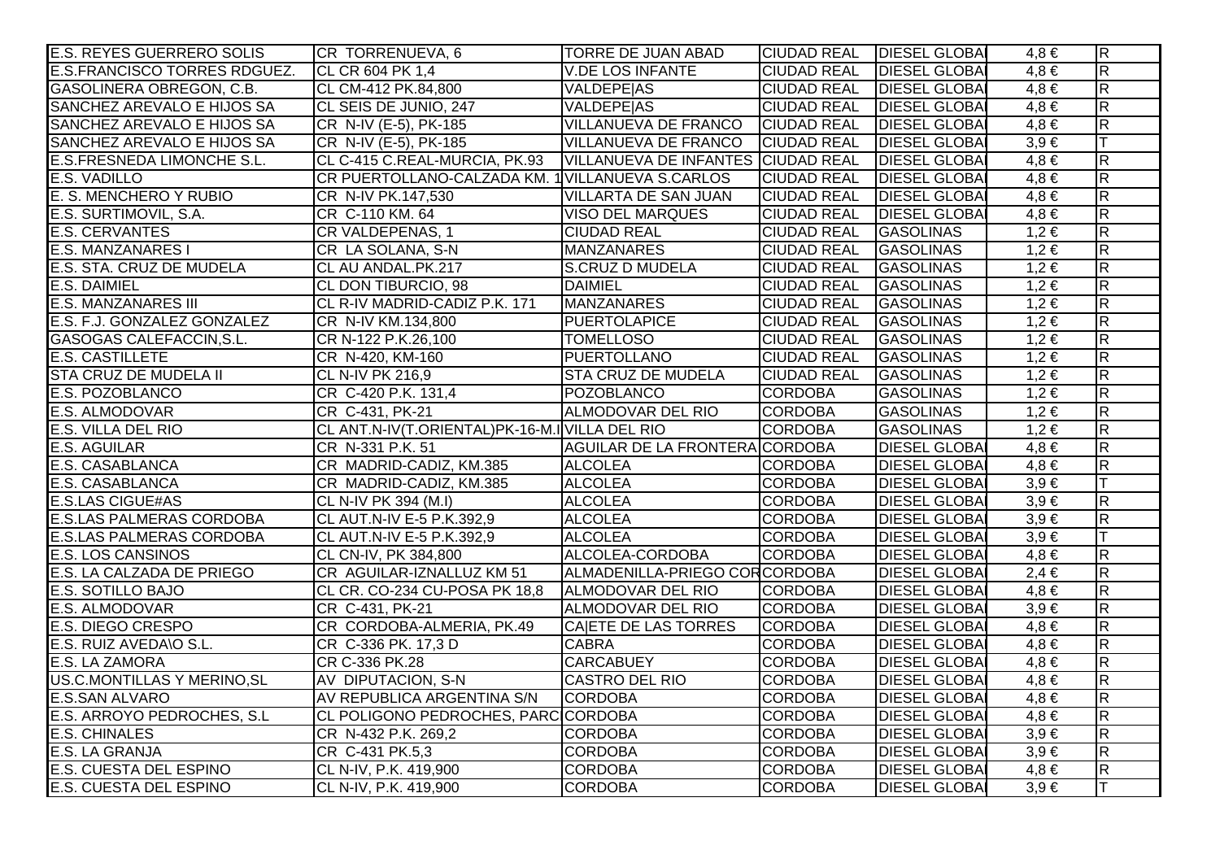| | | | | | | |
|---|---|---|---|---|---|---|
| E.S. REYES GUERRERO SOLIS | CR TORRENUEVA, 6 | TORRE DE JUAN ABAD | CIUDAD REAL | DIESEL GLOBA | 4,8 € | R |
| E.S.FRANCISCO TORRES RDGUEZ. | CL CR 604 PK 1,4 | V.DE LOS INFANTE | CIUDAD REAL | DIESEL GLOBA | 4,8 € | R |
| GASOLINERA OBREGON, C.B. | CL CM-412 PK.84,800 | VALDEPE\|AS | CIUDAD REAL | DIESEL GLOBA | 4,8 € | R |
| SANCHEZ AREVALO E HIJOS SA | CL SEIS DE JUNIO, 247 | VALDEPE\|AS | CIUDAD REAL | DIESEL GLOBA | 4,8 € | R |
| SANCHEZ AREVALO E HIJOS SA | CR N-IV (E-5), PK-185 | VILLANUEVA DE FRANCO | CIUDAD REAL | DIESEL GLOBA | 4,8 € | R |
| SANCHEZ AREVALO E HIJOS SA | CR N-IV (E-5), PK-185 | VILLANUEVA DE FRANCO | CIUDAD REAL | DIESEL GLOBA | 3,9 € | T |
| E.S.FRESNEDA LIMONCHE S.L. | CL C-415 C.REAL-MURCIA, PK.93 | VILLANUEVA DE INFANTES | CIUDAD REAL | DIESEL GLOBA | 4,8 € | R |
| E.S. VADILLO | CR PUERTOLLANO-CALZADA KM. 1 | VILLANUEVA S.CARLOS | CIUDAD REAL | DIESEL GLOBA | 4,8 € | R |
| E. S. MENCHERO Y RUBIO | CR N-IV PK.147,530 | VILLARTA DE SAN JUAN | CIUDAD REAL | DIESEL GLOBA | 4,8 € | R |
| E.S. SURTIMOVIL, S.A. | CR C-110 KM. 64 | VISO DEL MARQUES | CIUDAD REAL | DIESEL GLOBA | 4,8 € | R |
| E.S. CERVANTES | CR VALDEPENAS, 1 | CIUDAD REAL | CIUDAD REAL | GASOLINAS | 1,2 € | R |
| E.S. MANZANARES I | CR LA SOLANA, S-N | MANZANARES | CIUDAD REAL | GASOLINAS | 1,2 € | R |
| E.S. STA. CRUZ DE MUDELA | CL AU ANDAL.PK.217 | S.CRUZ D MUDELA | CIUDAD REAL | GASOLINAS | 1,2 € | R |
| E.S. DAIMIEL | CL DON TIBURCIO, 98 | DAIMIEL | CIUDAD REAL | GASOLINAS | 1,2 € | R |
| E.S. MANZANARES III | CL R-IV MADRID-CADIZ P.K. 171 | MANZANARES | CIUDAD REAL | GASOLINAS | 1,2 € | R |
| E.S. F.J. GONZALEZ GONZALEZ | CR N-IV KM.134,800 | PUERTOLAPICE | CIUDAD REAL | GASOLINAS | 1,2 € | R |
| GASOGAS CALEFACCIN,S.L. | CR N-122 P.K.26,100 | TOMELLOSO | CIUDAD REAL | GASOLINAS | 1,2 € | R |
| E.S. CASTILLETE | CR N-420, KM-160 | PUERTOLLANO | CIUDAD REAL | GASOLINAS | 1,2 € | R |
| STA CRUZ DE MUDELA II | CL N-IV PK 216,9 | STA CRUZ DE MUDELA | CIUDAD REAL | GASOLINAS | 1,2 € | R |
| E.S. POZOBLANCO | CR C-420 P.K. 131,4 | POZOBLANCO | CORDOBA | GASOLINAS | 1,2 € | R |
| E.S. ALMODOVAR | CR C-431, PK-21 | ALMODOVAR DEL RIO | CORDOBA | GASOLINAS | 1,2 € | R |
| E.S. VILLA DEL RIO | CL ANT.N-IV(T.ORIENTAL)PK-16-M.I | VILLA DEL RIO | CORDOBA | GASOLINAS | 1,2 € | R |
| E.S. AGUILAR | CR N-331 P.K. 51 | AGUILAR DE LA FRONTERA | CORDOBA | DIESEL GLOBA | 4,8 € | R |
| E.S. CASABLANCA | CR MADRID-CADIZ, KM.385 | ALCOLEA | CORDOBA | DIESEL GLOBA | 4,8 € | R |
| E.S. CASABLANCA | CR MADRID-CADIZ, KM.385 | ALCOLEA | CORDOBA | DIESEL GLOBA | 3,9 € | T |
| E.S.LAS CIGUE#AS | CL N-IV PK 394 (M.I) | ALCOLEA | CORDOBA | DIESEL GLOBA | 3,9 € | R |
| E.S.LAS PALMERAS CORDOBA | CL AUT.N-IV E-5 P.K.392,9 | ALCOLEA | CORDOBA | DIESEL GLOBA | 3,9 € | R |
| E.S.LAS PALMERAS CORDOBA | CL AUT.N-IV E-5 P.K.392,9 | ALCOLEA | CORDOBA | DIESEL GLOBA | 3,9 € | T |
| E.S. LOS CANSINOS | CL CN-IV, PK 384,800 | ALCOLEA-CORDOBA | CORDOBA | DIESEL GLOBA | 4,8 € | R |
| E.S. LA CALZADA DE PRIEGO | CR AGUILAR-IZNALLUZ KM 51 | ALMADENILLA-PRIEGO COR | CORDOBA | DIESEL GLOBA | 2,4 € | R |
| E.S. SOTILLO BAJO | CL CR. CO-234 CU-POSA PK 18,8 | ALMODOVAR DEL RIO | CORDOBA | DIESEL GLOBA | 4,8 € | R |
| E.S. ALMODOVAR | CR C-431, PK-21 | ALMODOVAR DEL RIO | CORDOBA | DIESEL GLOBA | 3,9 € | R |
| E.S. DIEGO CRESPO | CR CORDOBA-ALMERIA, PK.49 | CA\|ETE DE LAS TORRES | CORDOBA | DIESEL GLOBA | 4,8 € | R |
| E.S. RUIZ AVEDA\O S.L. | CR C-336 PK. 17,3 D | CABRA | CORDOBA | DIESEL GLOBA | 4,8 € | R |
| E.S. LA ZAMORA | CR C-336 PK.28 | CARCABUEY | CORDOBA | DIESEL GLOBA | 4,8 € | R |
| US.C.MONTILLAS Y MERINO,SL | AV DIPUTACION, S-N | CASTRO DEL RIO | CORDOBA | DIESEL GLOBA | 4,8 € | R |
| E.S.SAN ALVARO | AV REPUBLICA ARGENTINA S/N | CORDOBA | CORDOBA | DIESEL GLOBA | 4,8 € | R |
| E.S. ARROYO PEDROCHES, S.L | CL POLIGONO PEDROCHES, PARC | CORDOBA | CORDOBA | DIESEL GLOBA | 4,8 € | R |
| E.S. CHINALES | CR N-432 P.K. 269,2 | CORDOBA | CORDOBA | DIESEL GLOBA | 3,9 € | R |
| E.S. LA GRANJA | CR C-431 PK.5,3 | CORDOBA | CORDOBA | DIESEL GLOBA | 3,9 € | R |
| E.S. CUESTA DEL ESPINO | CL N-IV, P.K. 419,900 | CORDOBA | CORDOBA | DIESEL GLOBA | 4,8 € | R |
| E.S. CUESTA DEL ESPINO | CL N-IV, P.K. 419,900 | CORDOBA | CORDOBA | DIESEL GLOBA | 3,9 € | T |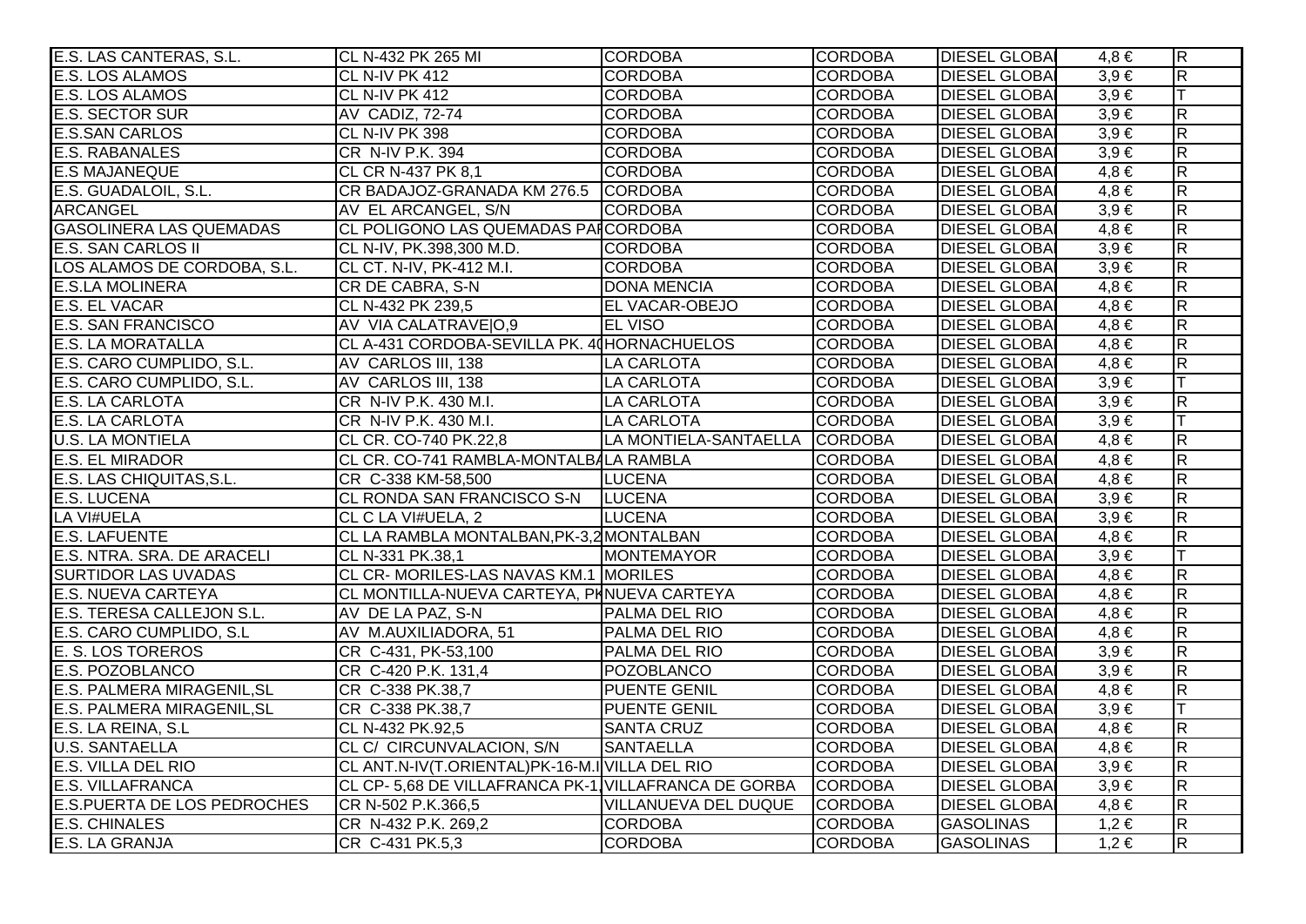| | | | | | | |
|---|---|---|---|---|---|---|
| E.S. LAS CANTERAS, S.L. | CL N-432 PK 265 MI | CORDOBA | CORDOBA | DIESEL GLOBA | 4,8 € | R |
| E.S. LOS ALAMOS | CL N-IV PK 412 | CORDOBA | CORDOBA | DIESEL GLOBA | 3,9 € | R |
| E.S. LOS ALAMOS | CL N-IV PK 412 | CORDOBA | CORDOBA | DIESEL GLOBA | 3,9 € | T |
| E.S. SECTOR SUR | AV CADIZ, 72-74 | CORDOBA | CORDOBA | DIESEL GLOBA | 3,9 € | R |
| E.S.SAN CARLOS | CL N-IV PK 398 | CORDOBA | CORDOBA | DIESEL GLOBA | 3,9 € | R |
| E.S. RABANALES | CR N-IV P.K. 394 | CORDOBA | CORDOBA | DIESEL GLOBA | 3,9 € | R |
| E.S MAJANEQUE | CL CR N-437 PK 8,1 | CORDOBA | CORDOBA | DIESEL GLOBA | 4,8 € | R |
| E.S. GUADALOIL, S.L. | CR BADAJOZ-GRANADA KM 276.5 | CORDOBA | CORDOBA | DIESEL GLOBA | 4,8 € | R |
| ARCANGEL | AV EL ARCANGEL, S/N | CORDOBA | CORDOBA | DIESEL GLOBA | 3,9 € | R |
| GASOLINERA LAS QUEMADAS | CL POLIGONO LAS QUEMADAS PA | CORDOBA | CORDOBA | DIESEL GLOBA | 4,8 € | R |
| E.S. SAN CARLOS II | CL N-IV, PK.398,300 M.D. | CORDOBA | CORDOBA | DIESEL GLOBA | 3,9 € | R |
| LOS ALAMOS DE CORDOBA, S.L. | CL CT. N-IV, PK-412 M.I. | CORDOBA | CORDOBA | DIESEL GLOBA | 3,9 € | R |
| E.S.LA MOLINERA | CR DE CABRA, S-N | DONA MENCIA | CORDOBA | DIESEL GLOBA | 4,8 € | R |
| E.S. EL VACAR | CL N-432 PK 239,5 | EL VACAR-OBEJO | CORDOBA | DIESEL GLOBA | 4,8 € | R |
| E.S. SAN FRANCISCO | AV VIA CALATRAVE\|O,9 | EL VISO | CORDOBA | DIESEL GLOBA | 4,8 € | R |
| E.S. LA MORATALLA | CL A-431 CORDOBA-SEVILLA PK. 4 | HORNACHUELOS | CORDOBA | DIESEL GLOBA | 4,8 € | R |
| E.S. CARO CUMPLIDO, S.L. | AV CARLOS III, 138 | LA CARLOTA | CORDOBA | DIESEL GLOBA | 4,8 € | R |
| E.S. CARO CUMPLIDO, S.L. | AV CARLOS III, 138 | LA CARLOTA | CORDOBA | DIESEL GLOBA | 3,9 € | T |
| E.S. LA CARLOTA | CR N-IV P.K. 430 M.I. | LA CARLOTA | CORDOBA | DIESEL GLOBA | 3,9 € | R |
| E.S. LA CARLOTA | CR N-IV P.K. 430 M.I. | LA CARLOTA | CORDOBA | DIESEL GLOBA | 3,9 € | T |
| U.S. LA MONTIELA | CL CR. CO-740 PK.22,8 | LA MONTIELA-SANTAELLA | CORDOBA | DIESEL GLOBA | 4,8 € | R |
| E.S. EL MIRADOR | CL CR. CO-741 RAMBLA-MONTALBA | LA RAMBLA | CORDOBA | DIESEL GLOBA | 4,8 € | R |
| E.S. LAS CHIQUITAS,S.L. | CR C-338 KM-58,500 | LUCENA | CORDOBA | DIESEL GLOBA | 4,8 € | R |
| E.S. LUCENA | CL RONDA SAN FRANCISCO S-N | LUCENA | CORDOBA | DIESEL GLOBA | 3,9 € | R |
| LA VI#UELA | CL C LA VI#UELA, 2 | LUCENA | CORDOBA | DIESEL GLOBA | 3,9 € | R |
| E.S. LAFUENTE | CL LA RAMBLA MONTALBAN,PK-3,2 | MONTALBAN | CORDOBA | DIESEL GLOBA | 4,8 € | R |
| E.S. NTRA. SRA. DE ARACELI | CL N-331 PK.38,1 | MONTEMAYOR | CORDOBA | DIESEL GLOBA | 3,9 € | T |
| SURTIDOR LAS UVADAS | CL CR- MORILES-LAS NAVAS KM.1 | MORILES | CORDOBA | DIESEL GLOBA | 4,8 € | R |
| E.S. NUEVA CARTEYA | CL MONTILLA-NUEVA CARTEYA, PK | NUEVA CARTEYA | CORDOBA | DIESEL GLOBA | 4,8 € | R |
| E.S. TERESA CALLEJON S.L. | AV DE LA PAZ, S-N | PALMA DEL RIO | CORDOBA | DIESEL GLOBA | 4,8 € | R |
| E.S. CARO CUMPLIDO, S.L | AV M.AUXILIADORA, 51 | PALMA DEL RIO | CORDOBA | DIESEL GLOBA | 4,8 € | R |
| E. S. LOS TOREROS | CR C-431, PK-53,100 | PALMA DEL RIO | CORDOBA | DIESEL GLOBA | 3,9 € | R |
| E.S. POZOBLANCO | CR C-420 P.K. 131,4 | POZOBLANCO | CORDOBA | DIESEL GLOBA | 3,9 € | R |
| E.S. PALMERA MIRAGENIL,SL | CR C-338 PK.38,7 | PUENTE GENIL | CORDOBA | DIESEL GLOBA | 4,8 € | R |
| E.S. PALMERA MIRAGENIL,SL | CR C-338 PK.38,7 | PUENTE GENIL | CORDOBA | DIESEL GLOBA | 3,9 € | T |
| E.S. LA REINA, S.L | CL N-432 PK.92,5 | SANTA CRUZ | CORDOBA | DIESEL GLOBA | 4,8 € | R |
| U.S. SANTAELLA | CL C/ CIRCUNVALACION, S/N | SANTAELLA | CORDOBA | DIESEL GLOBA | 4,8 € | R |
| E.S. VILLA DEL RIO | CL ANT.N-IV(T.ORIENTAL)PK-16-M.I | VILLA DEL RIO | CORDOBA | DIESEL GLOBA | 3,9 € | R |
| E.S. VILLAFRANCA | CL CP- 5,68 DE VILLAFRANCA PK-1 | VILLAFRANCA DE GORBA | CORDOBA | DIESEL GLOBA | 3,9 € | R |
| E.S.PUERTA DE LOS PEDROCHES | CR N-502 P.K.366,5 | VILLANUEVA DEL DUQUE | CORDOBA | DIESEL GLOBA | 4,8 € | R |
| E.S. CHINALES | CR N-432 P.K. 269,2 | CORDOBA | CORDOBA | GASOLINAS | 1,2 € | R |
| E.S. LA GRANJA | CR C-431 PK.5,3 | CORDOBA | CORDOBA | GASOLINAS | 1,2 € | R |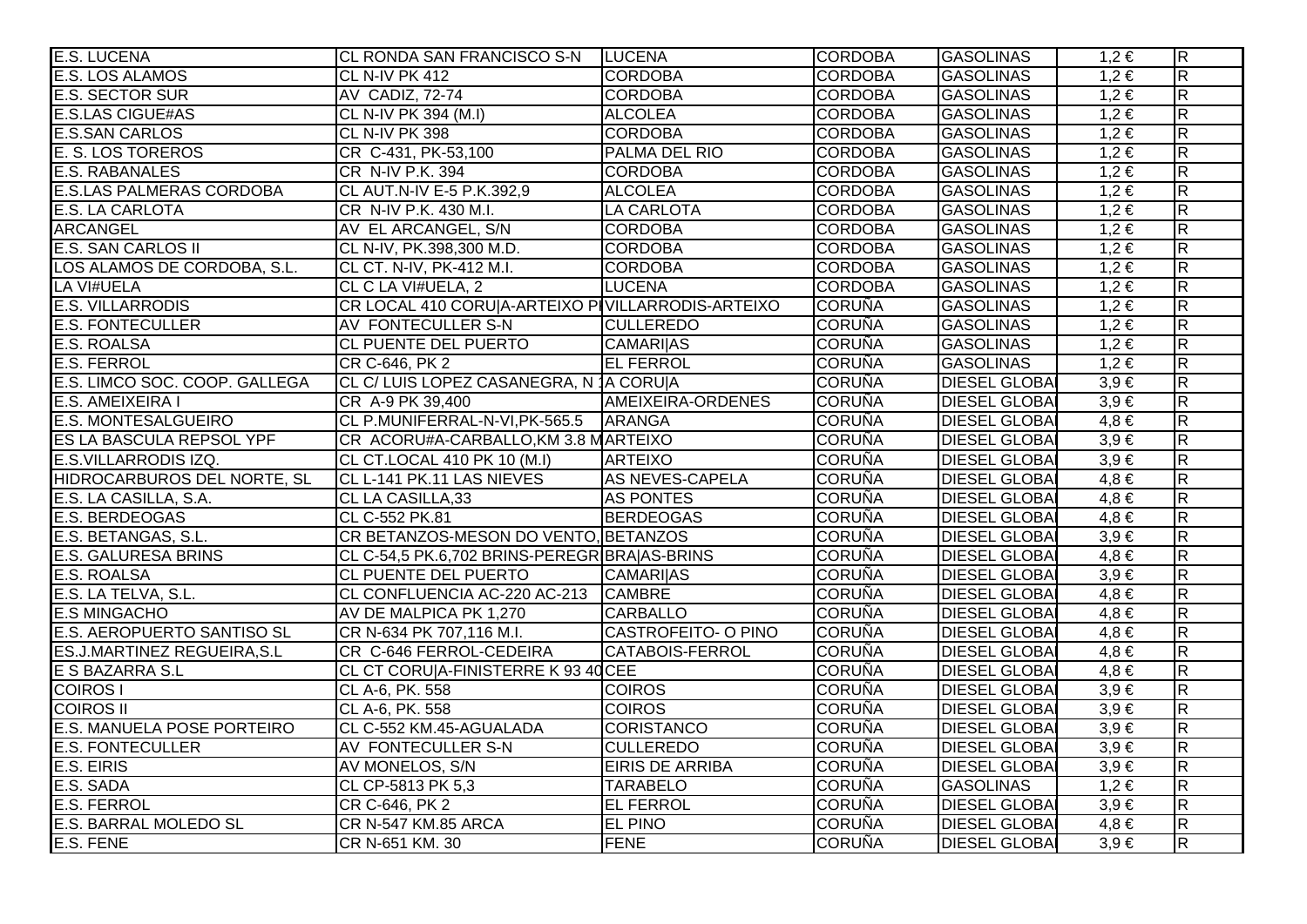| | | | | | | |
|---|---|---|---|---|---|---|
| E.S. LUCENA | CL RONDA SAN FRANCISCO S-N | LUCENA | CORDOBA | GASOLINAS | 1,2 € | R |
| E.S. LOS ALAMOS | CL N-IV PK 412 | CORDOBA | CORDOBA | GASOLINAS | 1,2 € | R |
| E.S. SECTOR SUR | AV CADIZ, 72-74 | CORDOBA | CORDOBA | GASOLINAS | 1,2 € | R |
| E.S.LAS CIGUE#AS | CL N-IV PK 394 (M.I) | ALCOLEA | CORDOBA | GASOLINAS | 1,2 € | R |
| E.S.SAN CARLOS | CL N-IV PK 398 | CORDOBA | CORDOBA | GASOLINAS | 1,2 € | R |
| E. S. LOS TOREROS | CR C-431, PK-53,100 | PALMA DEL RIO | CORDOBA | GASOLINAS | 1,2 € | R |
| E.S. RABANALES | CR N-IV P.K. 394 | CORDOBA | CORDOBA | GASOLINAS | 1,2 € | R |
| E.S.LAS PALMERAS CORDOBA | CL AUT.N-IV E-5 P.K.392,9 | ALCOLEA | CORDOBA | GASOLINAS | 1,2 € | R |
| E.S. LA CARLOTA | CR N-IV P.K. 430 M.I. | LA CARLOTA | CORDOBA | GASOLINAS | 1,2 € | R |
| ARCANGEL | AV EL ARCANGEL, S/N | CORDOBA | CORDOBA | GASOLINAS | 1,2 € | R |
| E.S. SAN CARLOS II | CL N-IV, PK.398,300 M.D. | CORDOBA | CORDOBA | GASOLINAS | 1,2 € | R |
| LOS ALAMOS DE CORDOBA, S.L. | CL CT. N-IV, PK-412 M.I. | CORDOBA | CORDOBA | GASOLINAS | 1,2 € | R |
| LA VI#UELA | CL C LA VI#UELA, 2 | LUCENA | CORDOBA | GASOLINAS | 1,2 € | R |
| E.S. VILLARRODIS | CR LOCAL 410 CORU\|A-ARTEIXO PI | VILLARRODIS-ARTEIXO | CORUÑA | GASOLINAS | 1,2 € | R |
| E.S. FONTECULLER | AV FONTECULLER S-N | CULLEREDO | CORUÑA | GASOLINAS | 1,2 € | R |
| E.S. ROALSA | CL PUENTE DEL PUERTO | CAMARI\|AS | CORUÑA | GASOLINAS | 1,2 € | R |
| E.S. FERROL | CR C-646, PK 2 | EL FERROL | CORUÑA | GASOLINAS | 1,2 € | R |
| E.S. LIMCO SOC. COOP. GALLEGA | CL C/ LUIS LOPEZ CASANEGRA, N 1 | A CORU\|A | CORUÑA | DIESEL GLOBA | 3,9 € | R |
| E.S. AMEIXEIRA I | CR A-9 PK 39,400 | AMEIXEIRA-ORDENES | CORUÑA | DIESEL GLOBA | 3,9 € | R |
| E.S. MONTESALGUEIRO | CL P.MUNIFERRAL-N-VI,PK-565.5 | ARANGA | CORUÑA | DIESEL GLOBA | 4,8 € | R |
| ES LA BASCULA REPSOL YPF | CR ACORU#A-CARBALLO,KM 3.8 M | ARTEIXO | CORUÑA | DIESEL GLOBA | 3,9 € | R |
| E.S.VILLARRODIS IZQ. | CL CT.LOCAL 410 PK 10 (M.I) | ARTEIXO | CORUÑA | DIESEL GLOBA | 3,9 € | R |
| HIDROCARBUROS DEL NORTE, SL | CL L-141 PK.11 LAS NIEVES | AS NEVES-CAPELA | CORUÑA | DIESEL GLOBA | 4,8 € | R |
| E.S. LA CASILLA, S.A. | CL LA CASILLA,33 | AS PONTES | CORUÑA | DIESEL GLOBA | 4,8 € | R |
| E.S. BERDEOGAS | CL C-552 PK.81 | BERDEOGAS | CORUÑA | DIESEL GLOBA | 4,8 € | R |
| E.S. BETANGAS, S.L. | CR BETANZOS-MESON DO VENTO, | BETANZOS | CORUÑA | DIESEL GLOBA | 3,9 € | R |
| E.S. GALURESA BRINS | CL C-54,5 PK.6,702 BRINS-PEREGR | BRA\|AS-BRINS | CORUÑA | DIESEL GLOBA | 4,8 € | R |
| E.S. ROALSA | CL PUENTE DEL PUERTO | CAMARI\|AS | CORUÑA | DIESEL GLOBA | 3,9 € | R |
| E.S. LA TELVA, S.L. | CL CONFLUENCIA AC-220 AC-213 | CAMBRE | CORUÑA | DIESEL GLOBA | 4,8 € | R |
| E.S MINGACHO | AV DE MALPICA PK 1,270 | CARBALLO | CORUÑA | DIESEL GLOBA | 4,8 € | R |
| E.S. AEROPUERTO SANTISO SL | CR N-634 PK 707,116 M.I. | CASTROFEITO- O PINO | CORUÑA | DIESEL GLOBA | 4,8 € | R |
| ES.J.MARTINEZ REGUEIRA,S.L | CR C-646 FERROL-CEDEIRA | CATABOIS-FERROL | CORUÑA | DIESEL GLOBA | 4,8 € | R |
| E S BAZARRA S.L | CL CT CORU\|A-FINISTERRE K 93 40 | CEE | CORUÑA | DIESEL GLOBA | 4,8 € | R |
| COIROS I | CL A-6, PK. 558 | COIROS | CORUÑA | DIESEL GLOBA | 3,9 € | R |
| COIROS II | CL A-6, PK. 558 | COIROS | CORUÑA | DIESEL GLOBA | 3,9 € | R |
| E.S. MANUELA POSE PORTEIRO | CL C-552 KM.45-AGUALADA | CORISTANCO | CORUÑA | DIESEL GLOBA | 3,9 € | R |
| E.S. FONTECULLER | AV FONTECULLER S-N | CULLEREDO | CORUÑA | DIESEL GLOBA | 3,9 € | R |
| E.S. EIRIS | AV MONELOS, S/N | EIRIS DE ARRIBA | CORUÑA | DIESEL GLOBA | 3,9 € | R |
| E.S. SADA | CL CP-5813 PK 5,3 | TARABELO | CORUÑA | GASOLINAS | 1,2 € | R |
| E.S. FERROL | CR C-646, PK 2 | EL FERROL | CORUÑA | DIESEL GLOBA | 3,9 € | R |
| E.S. BARRAL MOLEDO SL | CR N-547 KM.85 ARCA | EL PINO | CORUÑA | DIESEL GLOBA | 4,8 € | R |
| E.S. FENE | CR N-651 KM. 30 | FENE | CORUÑA | DIESEL GLOBA | 3,9 € | R |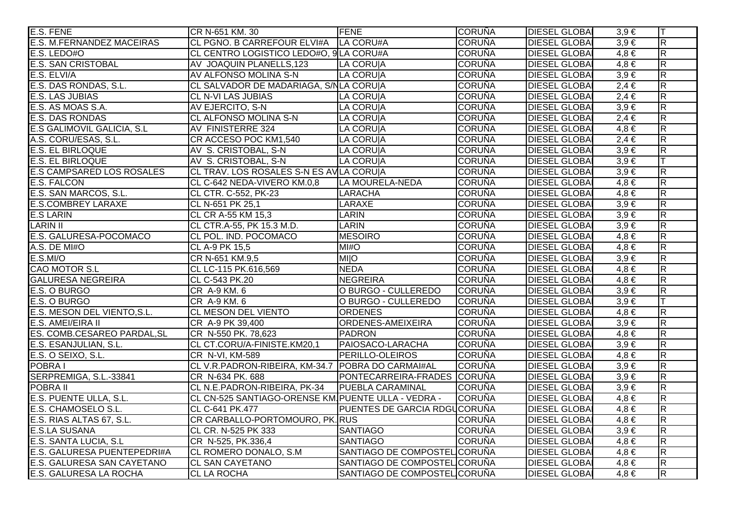| | | | | | | |
|---|---|---|---|---|---|---|
| E.S. FENE | CR N-651 KM. 30 | FENE | CORUÑA | DIESEL GLOBA | 3,9 € | T |
| E.S. M.FERNANDEZ MACEIRAS | CL PGNO. B CARREFOUR ELVI#A | LA CORU#A | CORUÑA | DIESEL GLOBA | 3,9 € | R |
| E.S. LEDO#O | CL CENTRO LOGISTICO LEDO#O, 9 | LA CORU#A | CORUÑA | DIESEL GLOBA | 4,8 € | R |
| E.S. SAN CRISTOBAL | AV JOAQUIN PLANELLS,123 | LA CORU\|A | CORUÑA | DIESEL GLOBA | 4,8 € | R |
| E.S. ELVI/A | AV ALFONSO MOLINA S-N | LA CORU\|A | CORUÑA | DIESEL GLOBA | 3,9 € | R |
| E.S. DAS RONDAS, S.L. | CL SALVADOR DE MADARIAGA, S/N | LA CORU\|A | CORUÑA | DIESEL GLOBA | 2,4 € | R |
| E.S. LAS JUBIAS | CL N-VI LAS JUBIAS | LA CORU\|A | CORUÑA | DIESEL GLOBA | 2,4 € | R |
| E.S. AS MOAS S.A. | AV EJERCITO, S-N | LA CORU\|A | CORUÑA | DIESEL GLOBA | 3,9 € | R |
| E.S. DAS RONDAS | CL ALFONSO MOLINA S-N | LA CORU\|A | CORUÑA | DIESEL GLOBA | 2,4 € | R |
| E.S GALIMOVIL GALICIA, S.L | AV FINISTERRE 324 | LA CORU\|A | CORUÑA | DIESEL GLOBA | 4,8 € | R |
| A.S. CORU/ESAS, S.L. | CR ACCESO POC KM1,540 | LA CORU\|A | CORUÑA | DIESEL GLOBA | 2,4 € | R |
| E.S. EL BIRLOQUE | AV S. CRISTOBAL, S-N | LA CORU\|A | CORUÑA | DIESEL GLOBA | 3,9 € | R |
| E.S. EL BIRLOQUE | AV S. CRISTOBAL, S-N | LA CORU\|A | CORUÑA | DIESEL GLOBA | 3,9 € | T |
| E.S CAMPSARED LOS ROSALES | CL TRAV. LOS ROSALES S-N ES AV | LA CORU\|A | CORUÑA | DIESEL GLOBA | 3,9 € | R |
| E.S. FALCON | CL C-642 NEDA-VIVERO KM.0,8 | LA MOURELA-NEDA | CORUÑA | DIESEL GLOBA | 4,8 € | R |
| E.S. SAN MARCOS, S.L. | CL CTR. C-552, PK-23 | LARACHA | CORUÑA | DIESEL GLOBA | 4,8 € | R |
| E.S.COMBREY LARAXE | CL N-651 PK 25,1 | LARAXE | CORUÑA | DIESEL GLOBA | 3,9 € | R |
| E.S LARIN | CL CR A-55 KM 15,3 | LARIN | CORUÑA | DIESEL GLOBA | 3,9 € | R |
| LARIN II | CL CTR.A-55, PK 15.3 M.D. | LARIN | CORUÑA | DIESEL GLOBA | 3,9 € | R |
| E.S. GALURESA-POCOMACO | CL POL. IND. POCOMACO | MESOIRO | CORUÑA | DIESEL GLOBA | 4,8 € | R |
| A.S. DE MI#O | CL A-9 PK 15,5 | MI#O | CORUÑA | DIESEL GLOBA | 4,8 € | R |
| E.S.MI/O | CR N-651 KM.9,5 | MI\|O | CORUÑA | DIESEL GLOBA | 3,9 € | R |
| CAO MOTOR S.L | CL LC-115 PK.616,569 | NEDA | CORUÑA | DIESEL GLOBA | 4,8 € | R |
| GALURESA NEGREIRA | CL C-543 PK.20 | NEGREIRA | CORUÑA | DIESEL GLOBA | 4,8 € | R |
| E.S. O BURGO | CR A-9 KM. 6 | O BURGO - CULLEREDO | CORUÑA | DIESEL GLOBA | 3,9 € | R |
| E.S. O BURGO | CR A-9 KM. 6 | O BURGO - CULLEREDO | CORUÑA | DIESEL GLOBA | 3,9 € | T |
| E.S. MESON DEL VIENTO,S.L. | CL MESON DEL VIENTO | ORDENES | CORUÑA | DIESEL GLOBA | 4,8 € | R |
| E.S. AMEI/EIRA II | CR A-9 PK 39,400 | ORDENES-AMEIXEIRA | CORUÑA | DIESEL GLOBA | 3,9 € | R |
| ES. COMB.CESAREO PARDAL,SL | CR N-550 PK. 78,623 | PADRON | CORUÑA | DIESEL GLOBA | 4,8 € | R |
| E.S. ESANJULIAN, S.L. | CL CT.CORU/A-FINISTE.KM20,1 | PAIOSACO-LARACHA | CORUÑA | DIESEL GLOBA | 3,9 € | R |
| E.S. O SEIXO, S.L. | CR N-VI, KM-589 | PERILLO-OLEIROS | CORUÑA | DIESEL GLOBA | 4,8 € | R |
| POBRA I | CL V.R.PADRON-RIBEIRA, KM-34.7 | POBRA DO CARMAI#AL | CORUÑA | DIESEL GLOBA | 3,9 € | R |
| SERPREMIGA, S.L.-33841 | CR N-634 PK. 688 | PONTECARREIRA-FRADES | CORUÑA | DIESEL GLOBA | 3,9 € | R |
| POBRA II | CL N.E.PADRON-RIBEIRA, PK-34 | PUEBLA CARAMINAL | CORUÑA | DIESEL GLOBA | 3,9 € | R |
| E.S. PUENTE ULLA, S.L. | CL CN-525 SANTIAGO-ORENSE KM. | PUENTE ULLA - VEDRA - | CORUÑA | DIESEL GLOBA | 4,8 € | R |
| E.S. CHAMOSELO S.L. | CL C-641 PK.477 | PUENTES DE GARCIA RDGU | CORUÑA | DIESEL GLOBA | 4,8 € | R |
| E.S. RIAS ALTAS 67, S.L. | CR CARBALLO-PORTOMOURO, PK. | RUS | CORUÑA | DIESEL GLOBA | 4,8 € | R |
| E.S.LA SUSANA | CL CR. N-525 PK 333 | SANTIAGO | CORUÑA | DIESEL GLOBA | 3,9 € | R |
| E.S. SANTA LUCIA, S.L | CR N-525, PK.336,4 | SANTIAGO | CORUÑA | DIESEL GLOBA | 4,8 € | R |
| E.S. GALURESA PUENTEPEDRI#A | CL ROMERO DONALO, S.M | SANTIAGO DE COMPOSTEL | CORUÑA | DIESEL GLOBA | 4,8 € | R |
| E.S. GALURESA SAN CAYETANO | CL SAN CAYETANO | SANTIAGO DE COMPOSTEL | CORUÑA | DIESEL GLOBA | 4,8 € | R |
| E.S. GALURESA LA ROCHA | CL LA ROCHA | SANTIAGO DE COMPOSTEL | CORUÑA | DIESEL GLOBA | 4,8 € | R |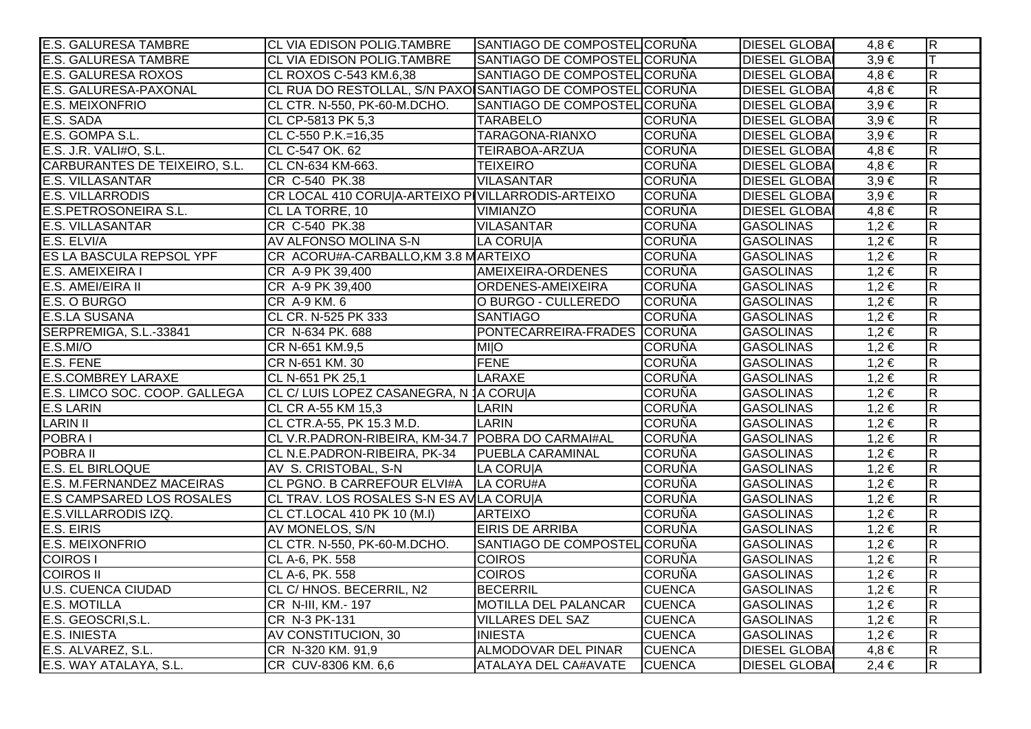| | | | | | | |
|---|---|---|---|---|---|---|
| E.S. GALURESA TAMBRE | CL VIA EDISON POLIG.TAMBRE | SANTIAGO DE COMPOSTEL | CORUÑA | DIESEL GLOBA | 4,8 € | R |
| E.S. GALURESA TAMBRE | CL VIA EDISON POLIG.TAMBRE | SANTIAGO DE COMPOSTEL | CORUÑA | DIESEL GLOBA | 3,9 € | T |
| E.S. GALURESA ROXOS | CL ROXOS C-543 KM.6,38 | SANTIAGO DE COMPOSTEL | CORUÑA | DIESEL GLOBA | 4,8 € | R |
| E.S. GALURESA-PAXONAL | CL RUA DO RESTOLLAL, S/N PAXO | SANTIAGO DE COMPOSTEL | CORUÑA | DIESEL GLOBA | 4,8 € | R |
| E.S. MEIXONFRIO | CL CTR. N-550, PK-60-M.DCHO. | SANTIAGO DE COMPOSTEL | CORUÑA | DIESEL GLOBA | 3,9 € | R |
| E.S. SADA | CL CP-5813 PK 5,3 | TARABELO | CORUÑA | DIESEL GLOBA | 3,9 € | R |
| E.S. GOMPA S.L. | CL C-550 P.K.=16,35 | TARAGONA-RIANXO | CORUÑA | DIESEL GLOBA | 3,9 € | R |
| E.S. J.R. VALI#O, S.L. | CL C-547 OK. 62 | TEIRABOA-ARZUA | CORUÑA | DIESEL GLOBA | 4,8 € | R |
| CARBURANTES DE TEIXEIRO, S.L. | CL CN-634 KM-663. | TEIXEIRO | CORUÑA | DIESEL GLOBA | 4,8 € | R |
| E.S. VILLASANTAR | CR C-540 PK.38 | VILASANTAR | CORUÑA | DIESEL GLOBA | 3,9 € | R |
| E.S. VILLARRODIS | CR LOCAL 410 CORU\|A-ARTEIXO P | VILLARRODIS-ARTEIXO | CORUÑA | DIESEL GLOBA | 3,9 € | R |
| E.S.PETROSONEIRA S.L. | CL LA TORRE, 10 | VIMIANZO | CORUÑA | DIESEL GLOBA | 4,8 € | R |
| E.S. VILLASANTAR | CR C-540 PK.38 | VILASANTAR | CORUÑA | GASOLINAS | 1,2 € | R |
| E.S. ELVI/A | AV ALFONSO MOLINA S-N | LA CORU\|A | CORUÑA | GASOLINAS | 1,2 € | R |
| ES LA BASCULA REPSOL YPF | CR ACORU#A-CARBALLO,KM 3.8 M | ARTEIXO | CORUÑA | GASOLINAS | 1,2 € | R |
| E.S. AMEIXEIRA I | CR A-9 PK 39,400 | AMEIXEIRA-ORDENES | CORUÑA | GASOLINAS | 1,2 € | R |
| E.S. AMEI/EIRA II | CR A-9 PK 39,400 | ORDENES-AMEIXEIRA | CORUÑA | GASOLINAS | 1,2 € | R |
| E.S. O BURGO | CR A-9 KM. 6 | O BURGO - CULLEREDO | CORUÑA | GASOLINAS | 1,2 € | R |
| E.S.LA SUSANA | CL CR. N-525 PK 333 | SANTIAGO | CORUÑA | GASOLINAS | 1,2 € | R |
| SERPREMIGA, S.L.-33841 | CR N-634 PK. 688 | PONTECARREIRA-FRADES | CORUÑA | GASOLINAS | 1,2 € | R |
| E.S.MI/O | CR N-651 KM.9,5 | MI\|O | CORUÑA | GASOLINAS | 1,2 € | R |
| E.S. FENE | CR N-651 KM. 30 | FENE | CORUÑA | GASOLINAS | 1,2 € | R |
| E.S.COMBREY LARAXE | CL N-651 PK 25,1 | LARAXE | CORUÑA | GASOLINAS | 1,2 € | R |
| E.S. LIMCO SOC. COOP. GALLEGA | CL C/ LUIS LOPEZ CASANEGRA, N 1 | A CORU\|A | CORUÑA | GASOLINAS | 1,2 € | R |
| E.S LARIN | CL CR A-55 KM 15,3 | LARIN | CORUÑA | GASOLINAS | 1,2 € | R |
| LARIN II | CL CTR.A-55, PK 15.3 M.D. | LARIN | CORUÑA | GASOLINAS | 1,2 € | R |
| POBRA I | CL V.R.PADRON-RIBEIRA, KM-34.7 | POBRA DO CARMAI#AL | CORUÑA | GASOLINAS | 1,2 € | R |
| POBRA II | CL N.E.PADRON-RIBEIRA, PK-34 | PUEBLA CARAMINAL | CORUÑA | GASOLINAS | 1,2 € | R |
| E.S. EL BIRLOQUE | AV S. CRISTOBAL, S-N | LA CORU\|A | CORUÑA | GASOLINAS | 1,2 € | R |
| E.S. M.FERNANDEZ MACEIRAS | CL PGNO. B CARREFOUR ELVI#A | LA CORU#A | CORUÑA | GASOLINAS | 1,2 € | R |
| E.S CAMPSARED LOS ROSALES | CL TRAV. LOS ROSALES S-N ES AV | LA CORU\|A | CORUÑA | GASOLINAS | 1,2 € | R |
| E.S.VILLARRODIS IZQ. | CL CT.LOCAL 410 PK 10 (M.I) | ARTEIXO | CORUÑA | GASOLINAS | 1,2 € | R |
| E.S. EIRIS | AV MONELOS, S/N | EIRIS DE ARRIBA | CORUÑA | GASOLINAS | 1,2 € | R |
| E.S. MEIXONFRIO | CL CTR. N-550, PK-60-M.DCHO. | SANTIAGO DE COMPOSTEL | CORUÑA | GASOLINAS | 1,2 € | R |
| COIROS I | CL A-6, PK. 558 | COIROS | CORUÑA | GASOLINAS | 1,2 € | R |
| COIROS II | CL A-6, PK. 558 | COIROS | CORUÑA | GASOLINAS | 1,2 € | R |
| U.S. CUENCA CIUDAD | CL C/ HNOS. BECERRIL, N2 | BECERRIL | CUENCA | GASOLINAS | 1,2 € | R |
| E.S. MOTILLA | CR N-III, KM.- 197 | MOTILLA DEL PALANCAR | CUENCA | GASOLINAS | 1,2 € | R |
| E.S. GEOSCRI,S.L. | CR N-3 PK-131 | VILLARES DEL SAZ | CUENCA | GASOLINAS | 1,2 € | R |
| E.S. INIESTA | AV CONSTITUCION, 30 | INIESTA | CUENCA | GASOLINAS | 1,2 € | R |
| E.S. ALVAREZ, S.L. | CR N-320 KM. 91,9 | ALMODOVAR DEL PINAR | CUENCA | DIESEL GLOBA | 4,8 € | R |
| E.S. WAY ATALAYA, S.L. | CR CUV-8306 KM. 6,6 | ATALAYA DEL CA#AVATE | CUENCA | DIESEL GLOBA | 2,4 € | R |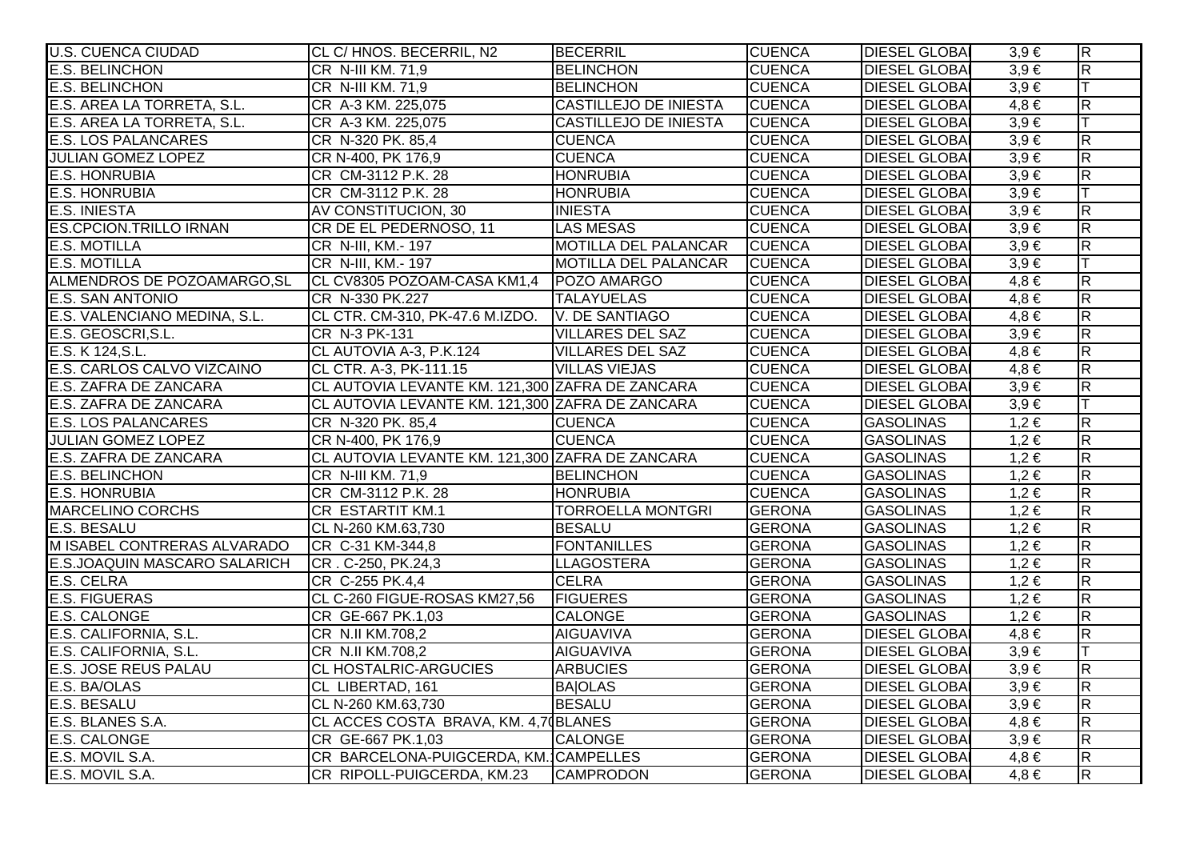| | | | | | | |
|---|---|---|---|---|---|---|
| U.S. CUENCA CIUDAD | CL C/ HNOS. BECERRIL, N2 | BECERRIL | CUENCA | DIESEL GLOBA | 3,9 € | R |
| E.S. BELINCHON | CR N-III KM. 71,9 | BELINCHON | CUENCA | DIESEL GLOBA | 3,9 € | R |
| E.S. BELINCHON | CR N-III KM. 71,9 | BELINCHON | CUENCA | DIESEL GLOBA | 3,9 € | T |
| E.S. AREA LA TORRETA, S.L. | CR A-3 KM. 225,075 | CASTILLEJO DE INIESTA | CUENCA | DIESEL GLOBA | 4,8 € | R |
| E.S. AREA LA TORRETA, S.L. | CR A-3 KM. 225,075 | CASTILLEJO DE INIESTA | CUENCA | DIESEL GLOBA | 3,9 € | T |
| E.S. LOS PALANCARES | CR N-320 PK. 85,4 | CUENCA | CUENCA | DIESEL GLOBA | 3,9 € | R |
| JULIAN GOMEZ LOPEZ | CR N-400, PK 176,9 | CUENCA | CUENCA | DIESEL GLOBA | 3,9 € | R |
| E.S. HONRUBIA | CR CM-3112 P.K. 28 | HONRUBIA | CUENCA | DIESEL GLOBA | 3,9 € | R |
| E.S. HONRUBIA | CR CM-3112 P.K. 28 | HONRUBIA | CUENCA | DIESEL GLOBA | 3,9 € | T |
| E.S. INIESTA | AV CONSTITUCION, 30 | INIESTA | CUENCA | DIESEL GLOBA | 3,9 € | R |
| ES.CPCION.TRILLO IRNAN | CR DE EL PEDERNOSO, 11 | LAS MESAS | CUENCA | DIESEL GLOBA | 3,9 € | R |
| E.S. MOTILLA | CR N-III, KM.- 197 | MOTILLA DEL PALANCAR | CUENCA | DIESEL GLOBA | 3,9 € | R |
| E.S. MOTILLA | CR N-III, KM.- 197 | MOTILLA DEL PALANCAR | CUENCA | DIESEL GLOBA | 3,9 € | T |
| ALMENDROS DE POZOAMARGO,SL | CL CV8305 POZOAM-CASA KM1,4 | POZO AMARGO | CUENCA | DIESEL GLOBA | 4,8 € | R |
| E.S. SAN ANTONIO | CR N-330 PK.227 | TALAYUELAS | CUENCA | DIESEL GLOBA | 4,8 € | R |
| E.S. VALENCIANO MEDINA, S.L. | CL CTR. CM-310, PK-47.6 M.IZDO. | V. DE SANTIAGO | CUENCA | DIESEL GLOBA | 4,8 € | R |
| E.S. GEOSCRI,S.L. | CR N-3 PK-131 | VILLARES DEL SAZ | CUENCA | DIESEL GLOBA | 3,9 € | R |
| E.S. K 124,S.L. | CL AUTOVIA A-3, P.K.124 | VILLARES DEL SAZ | CUENCA | DIESEL GLOBA | 4,8 € | R |
| E.S. CARLOS CALVO VIZCAINO | CL CTR. A-3, PK-111.15 | VILLAS VIEJAS | CUENCA | DIESEL GLOBA | 4,8 € | R |
| E.S. ZAFRA DE ZANCARA | CL AUTOVIA LEVANTE KM. 121,300 | ZAFRA DE ZANCARA | CUENCA | DIESEL GLOBA | 3,9 € | R |
| E.S. ZAFRA DE ZANCARA | CL AUTOVIA LEVANTE KM. 121,300 | ZAFRA DE ZANCARA | CUENCA | DIESEL GLOBA | 3,9 € | T |
| E.S. LOS PALANCARES | CR N-320 PK. 85,4 | CUENCA | CUENCA | GASOLINAS | 1,2 € | R |
| JULIAN GOMEZ LOPEZ | CR N-400, PK 176,9 | CUENCA | CUENCA | GASOLINAS | 1,2 € | R |
| E.S. ZAFRA DE ZANCARA | CL AUTOVIA LEVANTE KM. 121,300 | ZAFRA DE ZANCARA | CUENCA | GASOLINAS | 1,2 € | R |
| E.S. BELINCHON | CR N-III KM. 71,9 | BELINCHON | CUENCA | GASOLINAS | 1,2 € | R |
| E.S. HONRUBIA | CR CM-3112 P.K. 28 | HONRUBIA | CUENCA | GASOLINAS | 1,2 € | R |
| MARCELINO CORCHS | CR ESTARTIT KM.1 | TORROELLA MONTGRI | GERONA | GASOLINAS | 1,2 € | R |
| E.S. BESALU | CL N-260 KM.63,730 | BESALU | GERONA | GASOLINAS | 1,2 € | R |
| M ISABEL CONTRERAS ALVARADO | CR C-31 KM-344,8 | FONTANILLES | GERONA | GASOLINAS | 1,2 € | R |
| E.S.JOAQUIN MASCARO SALARICH | CR . C-250, PK.24,3 | LLAGOSTERA | GERONA | GASOLINAS | 1,2 € | R |
| E.S. CELRA | CR C-255 PK.4,4 | CELRA | GERONA | GASOLINAS | 1,2 € | R |
| E.S. FIGUERAS | CL C-260 FIGUE-ROSAS KM27,56 | FIGUERES | GERONA | GASOLINAS | 1,2 € | R |
| E.S. CALONGE | CR GE-667 PK.1,03 | CALONGE | GERONA | GASOLINAS | 1,2 € | R |
| E.S. CALIFORNIA, S.L. | CR N.II KM.708,2 | AIGUAVIVA | GERONA | DIESEL GLOBA | 4,8 € | R |
| E.S. CALIFORNIA, S.L. | CR N.II KM.708,2 | AIGUAVIVA | GERONA | DIESEL GLOBA | 3,9 € | T |
| E.S. JOSE REUS PALAU | CL HOSTALRIC-ARGUCIES | ARBUCIES | GERONA | DIESEL GLOBA | 3,9 € | R |
| E.S. BA/OLAS | CL LIBERTAD, 161 | BA\|OLAS | GERONA | DIESEL GLOBA | 3,9 € | R |
| E.S. BESALU | CL N-260 KM.63,730 | BESALU | GERONA | DIESEL GLOBA | 3,9 € | R |
| E.S. BLANES S.A. | CL ACCES COSTA BRAVA, KM. 4,70 | BLANES | GERONA | DIESEL GLOBA | 4,8 € | R |
| E.S. CALONGE | CR GE-667 PK.1,03 | CALONGE | GERONA | DIESEL GLOBA | 3,9 € | R |
| E.S. MOVIL S.A. | CR BARCELONA-PUIGCERDA, KM. | CAMPELLES | GERONA | DIESEL GLOBA | 4,8 € | R |
| E.S. MOVIL S.A. | CR RIPOLL-PUIGCERDA, KM.23 | CAMPRODON | GERONA | DIESEL GLOBA | 4,8 € | R |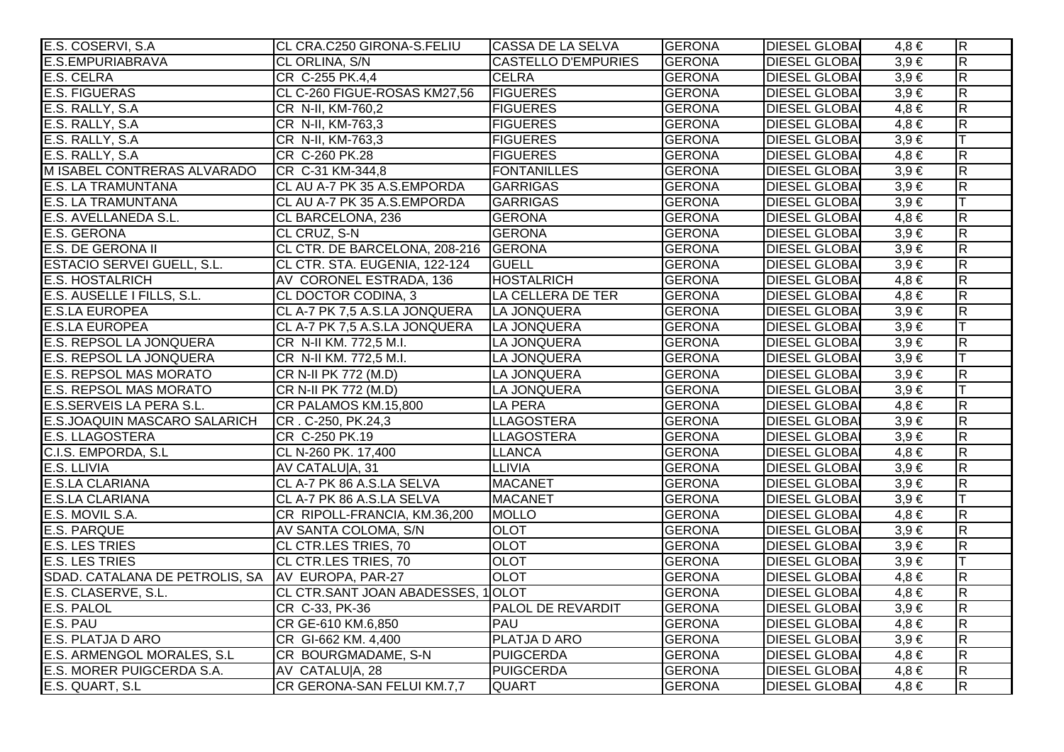| | | | | | | |
|---|---|---|---|---|---|---|
| E.S. COSERVI, S.A | CL CRA.C250 GIRONA-S.FELIU | CASSA DE LA SELVA | GERONA | DIESEL GLOBAL | 4,8 € | R |
| E.S.EMPURIABRAVA | CL ORLINA, S/N | CASTELLO D'EMPURIES | GERONA | DIESEL GLOBAL | 3,9 € | R |
| E.S. CELRA | CR C-255 PK.4,4 | CELRA | GERONA | DIESEL GLOBAL | 3,9 € | R |
| E.S. FIGUERAS | CL C-260 FIGUE-ROSAS KM27,56 | FIGUERES | GERONA | DIESEL GLOBAL | 3,9 € | R |
| E.S. RALLY, S.A | CR N-II, KM-760,2 | FIGUERES | GERONA | DIESEL GLOBAL | 4,8 € | R |
| E.S. RALLY, S.A | CR N-II, KM-763,3 | FIGUERES | GERONA | DIESEL GLOBAL | 4,8 € | R |
| E.S. RALLY, S.A | CR N-II, KM-763,3 | FIGUERES | GERONA | DIESEL GLOBAL | 3,9 € | T |
| E.S. RALLY, S.A | CR C-260 PK.28 | FIGUERES | GERONA | DIESEL GLOBAL | 4,8 € | R |
| M ISABEL CONTRERAS ALVARADO | CR C-31 KM-344,8 | FONTANILLES | GERONA | DIESEL GLOBAL | 3,9 € | R |
| E.S. LA TRAMUNTANA | CL AU A-7 PK 35 A.S.EMPORDA | GARRIGAS | GERONA | DIESEL GLOBAL | 3,9 € | R |
| E.S. LA TRAMUNTANA | CL AU A-7 PK 35 A.S.EMPORDA | GARRIGAS | GERONA | DIESEL GLOBAL | 3,9 € | T |
| E.S. AVELLANEDA S.L. | CL BARCELONA, 236 | GERONA | GERONA | DIESEL GLOBAL | 4,8 € | R |
| E.S. GERONA | CL CRUZ, S-N | GERONA | GERONA | DIESEL GLOBAL | 3,9 € | R |
| E.S. DE GERONA II | CL CTR. DE BARCELONA, 208-216 | GERONA | GERONA | DIESEL GLOBAL | 3,9 € | R |
| ESTACIO SERVEI GUELL, S.L. | CL CTR. STA. EUGENIA, 122-124 | GUELL | GERONA | DIESEL GLOBAL | 3,9 € | R |
| E.S. HOSTALRICH | AV CORONEL ESTRADA, 136 | HOSTALRICH | GERONA | DIESEL GLOBAL | 4,8 € | R |
| E.S. AUSELLE I FILLS, S.L. | CL DOCTOR CODINA, 3 | LA CELLERA DE TER | GERONA | DIESEL GLOBAL | 4,8 € | R |
| E.S.LA EUROPEA | CL A-7 PK 7,5 A.S.LA JONQUERA | LA JONQUERA | GERONA | DIESEL GLOBAL | 3,9 € | R |
| E.S.LA EUROPEA | CL A-7 PK 7,5 A.S.LA JONQUERA | LA JONQUERA | GERONA | DIESEL GLOBAL | 3,9 € | T |
| E.S. REPSOL LA JONQUERA | CR N-II KM. 772,5 M.I. | LA JONQUERA | GERONA | DIESEL GLOBAL | 3,9 € | R |
| E.S. REPSOL LA JONQUERA | CR N-II KM. 772,5 M.I. | LA JONQUERA | GERONA | DIESEL GLOBAL | 3,9 € | T |
| E.S. REPSOL MAS MORATO | CR N-II PK 772 (M.D) | LA JONQUERA | GERONA | DIESEL GLOBAL | 3,9 € | R |
| E.S. REPSOL MAS MORATO | CR N-II PK 772 (M.D) | LA JONQUERA | GERONA | DIESEL GLOBAL | 3,9 € | T |
| E.S.SERVEIS LA PERA S.L. | CR PALAMOS KM.15,800 | LA PERA | GERONA | DIESEL GLOBAL | 4,8 € | R |
| E.S.JOAQUIN MASCARO SALARICH | CR . C-250, PK.24,3 | LLAGOSTERA | GERONA | DIESEL GLOBAL | 3,9 € | R |
| E.S. LLAGOSTERA | CR C-250 PK.19 | LLAGOSTERA | GERONA | DIESEL GLOBAL | 3,9 € | R |
| C.I.S. EMPORDA, S.L | CL N-260 PK. 17,400 | LLANCA | GERONA | DIESEL GLOBAL | 4,8 € | R |
| E.S. LLIVIA | AV CATALU\|A, 31 | LLIVIA | GERONA | DIESEL GLOBAL | 3,9 € | R |
| E.S.LA CLARIANA | CL A-7 PK 86 A.S.LA SELVA | MACANET | GERONA | DIESEL GLOBAL | 3,9 € | R |
| E.S.LA CLARIANA | CL A-7 PK 86 A.S.LA SELVA | MACANET | GERONA | DIESEL GLOBAL | 3,9 € | T |
| E.S. MOVIL S.A. | CR RIPOLL-FRANCIA, KM.36,200 | MOLLO | GERONA | DIESEL GLOBAL | 4,8 € | R |
| E.S. PARQUE | AV SANTA COLOMA, S/N | OLOT | GERONA | DIESEL GLOBAL | 3,9 € | R |
| E.S. LES TRIES | CL CTR.LES TRIES, 70 | OLOT | GERONA | DIESEL GLOBAL | 3,9 € | R |
| E.S. LES TRIES | CL CTR.LES TRIES, 70 | OLOT | GERONA | DIESEL GLOBAL | 3,9 € | T |
| SDAD. CATALANA DE PETROLIS, SA | AV EUROPA, PAR-27 | OLOT | GERONA | DIESEL GLOBAL | 4,8 € | R |
| E.S. CLASERVE, S.L. | CL CTR.SANT JOAN ABADESSES, 1 | OLOT | GERONA | DIESEL GLOBAL | 4,8 € | R |
| E.S. PALOL | CR C-33, PK-36 | PALOL DE REVARDIT | GERONA | DIESEL GLOBAL | 3,9 € | R |
| E.S. PAU | CR GE-610 KM.6,850 | PAU | GERONA | DIESEL GLOBAL | 4,8 € | R |
| E.S. PLATJA D ARO | CR GI-662 KM. 4,400 | PLATJA D ARO | GERONA | DIESEL GLOBAL | 3,9 € | R |
| E.S. ARMENGOL MORALES, S.L | CR BOURGMADAME, S-N | PUIGCERDA | GERONA | DIESEL GLOBAL | 4,8 € | R |
| E.S. MORER PUIGCERDA S.A. | AV CATALU\|A, 28 | PUIGCERDA | GERONA | DIESEL GLOBAL | 4,8 € | R |
| E.S. QUART, S.L | CR GERONA-SAN FELUI KM.7,7 | QUART | GERONA | DIESEL GLOBAL | 4,8 € | R |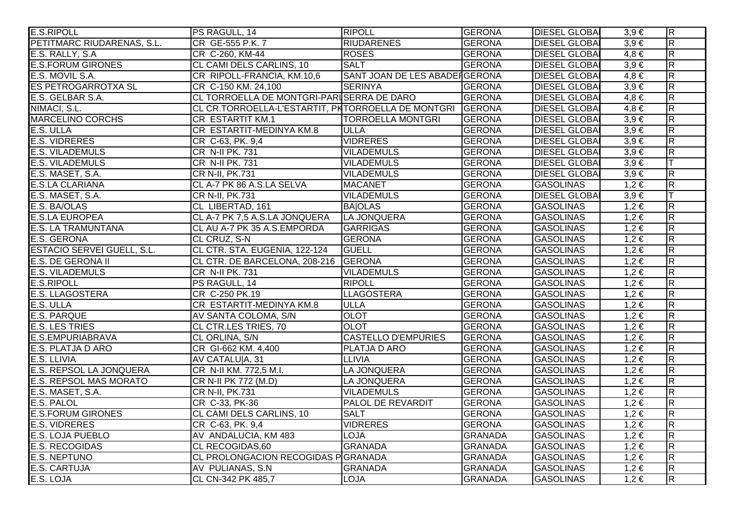| | | | | | | |
|---|---|---|---|---|---|---|
| E.S.RIPOLL | PS RAGULL, 14 | RIPOLL | GERONA | DIESEL GLOBAL | 3,9 € | R |
| PETITMARC RIUDARENAS, S.L. | CR GE-555 P.K. 7 | RIUDARENES | GERONA | DIESEL GLOBAL | 3,9 € | R |
| E.S. RALLY, S.A | CR C-260, KM-44 | ROSES | GERONA | DIESEL GLOBAL | 4,8 € | R |
| E.S.FORUM GIRONES | CL CAMI DELS CARLINS, 10 | SALT | GERONA | DIESEL GLOBAL | 3,9 € | R |
| E.S. MOVIL S.A. | CR RIPOLL-FRANCIA, KM.10,6 | SANT JOAN DE LES ABADESSES | GERONA | DIESEL GLOBAL | 4,8 € | R |
| ES PETROGARROTXA SL | CR C-150 KM. 24,100 | SERINYA | GERONA | DIESEL GLOBAL | 3,9 € | R |
| E.S. GELBAR S.A. | CL TORROELLA DE MONTGRI-PALS | SERRA DE DARO | GERONA | DIESEL GLOBAL | 4,8 € | R |
| NIMACI, S.L. | CL CR.TORROELLA-L'ESTARTIT, PK | TORROELLA DE MONTGRI | GERONA | DIESEL GLOBAL | 4,8 € | R |
| MARCELINO CORCHS | CR ESTARTIT KM.1 | TORROELLA MONTGRI | GERONA | DIESEL GLOBAL | 3,9 € | R |
| E.S. ULLA | CR ESTARTIT-MEDINYA KM.8 | ULLA | GERONA | DIESEL GLOBAL | 3,9 € | R |
| E.S. VIDRERES | CR C-63, PK. 9,4 | VIDRERES | GERONA | DIESEL GLOBAL | 3,9 € | R |
| E.S. VILADEMULS | CR N-II PK. 731 | VILADEMULS | GERONA | DIESEL GLOBAL | 3,9 € | R |
| E.S. VILADEMULS | CR N-II PK. 731 | VILADEMULS | GERONA | DIESEL GLOBAL | 3,9 € | T |
| E.S. MASET, S.A. | CR N-II, PK.731 | VILADEMULS | GERONA | DIESEL GLOBAL | 3,9 € | R |
| E.S.LA CLARIANA | CL A-7 PK 86 A.S.LA SELVA | MACANET | GERONA | GASOLINAS | 1,2 € | R |
| E.S. MASET, S.A. | CR N-II, PK.731 | VILADEMULS | GERONA | DIESEL GLOBAL | 3,9 € | T |
| E.S. BA/OLAS | CL LIBERTAD, 161 | BA\|OLAS | GERONA | GASOLINAS | 1,2 € | R |
| E.S.LA EUROPEA | CL A-7 PK 7,5 A.S.LA JONQUERA | LA JONQUERA | GERONA | GASOLINAS | 1,2 € | R |
| E.S. LA TRAMUNTANA | CL AU A-7 PK 35 A.S.EMPORDA | GARRIGAS | GERONA | GASOLINAS | 1,2 € | R |
| E.S. GERONA | CL CRUZ, S-N | GERONA | GERONA | GASOLINAS | 1,2 € | R |
| ESTACIO SERVEI GUELL, S.L. | CL CTR. STA. EUGENIA, 122-124 | GUELL | GERONA | GASOLINAS | 1,2 € | R |
| E.S. DE GERONA II | CL CTR. DE BARCELONA, 208-216 | GERONA | GERONA | GASOLINAS | 1,2 € | R |
| E.S. VILADEMULS | CR N-II PK. 731 | VILADEMULS | GERONA | GASOLINAS | 1,2 € | R |
| E.S.RIPOLL | PS RAGULL, 14 | RIPOLL | GERONA | GASOLINAS | 1,2 € | R |
| E.S. LLAGOSTERA | CR C-250 PK.19 | LLAGOSTERA | GERONA | GASOLINAS | 1,2 € | R |
| E.S. ULLA | CR ESTARTIT-MEDINYA KM.8 | ULLA | GERONA | GASOLINAS | 1,2 € | R |
| E.S. PARQUE | AV SANTA COLOMA, S/N | OLOT | GERONA | GASOLINAS | 1,2 € | R |
| E.S. LES TRIES | CL CTR.LES TRIES, 70 | OLOT | GERONA | GASOLINAS | 1,2 € | R |
| E.S.EMPURIABRAVA | CL ORLINA, S/N | CASTELLO D'EMPURIES | GERONA | GASOLINAS | 1,2 € | R |
| E.S. PLATJA D ARO | CR GI-662 KM. 4,400 | PLATJA D ARO | GERONA | GASOLINAS | 1,2 € | R |
| E.S. LLIVIA | AV CATALU\|A, 31 | LLIVIA | GERONA | GASOLINAS | 1,2 € | R |
| E.S. REPSOL LA JONQUERA | CR N-II KM. 772,5 M.I. | LA JONQUERA | GERONA | GASOLINAS | 1,2 € | R |
| E.S. REPSOL MAS MORATO | CR N-II PK 772 (M.D) | LA JONQUERA | GERONA | GASOLINAS | 1,2 € | R |
| E.S. MASET, S.A. | CR N-II, PK.731 | VILADEMULS | GERONA | GASOLINAS | 1,2 € | R |
| E.S. PALOL | CR C-33, PK-36 | PALOL DE REVARDIT | GERONA | GASOLINAS | 1,2 € | R |
| E.S.FORUM GIRONES | CL CAMI DELS CARLINS, 10 | SALT | GERONA | GASOLINAS | 1,2 € | R |
| E.S. VIDRERES | CR C-63, PK. 9,4 | VIDRERES | GERONA | GASOLINAS | 1,2 € | R |
| E.S. LOJA PUEBLO | AV ANDALUCIA, KM 483 | LOJA | GRANADA | GASOLINAS | 1,2 € | R |
| E.S. RECOGIDAS | CL RECOGIDAS,60 | GRANADA | GRANADA | GASOLINAS | 1,2 € | R |
| E.S. NEPTUNO | CL PROLONGACION RECOGIDAS P | GRANADA | GRANADA | GASOLINAS | 1,2 € | R |
| E.S. CARTUJA | AV PULIANAS, S.N | GRANADA | GRANADA | GASOLINAS | 1,2 € | R |
| E.S. LOJA | CL CN-342 PK 485,7 | LOJA | GRANADA | GASOLINAS | 1,2 € | R |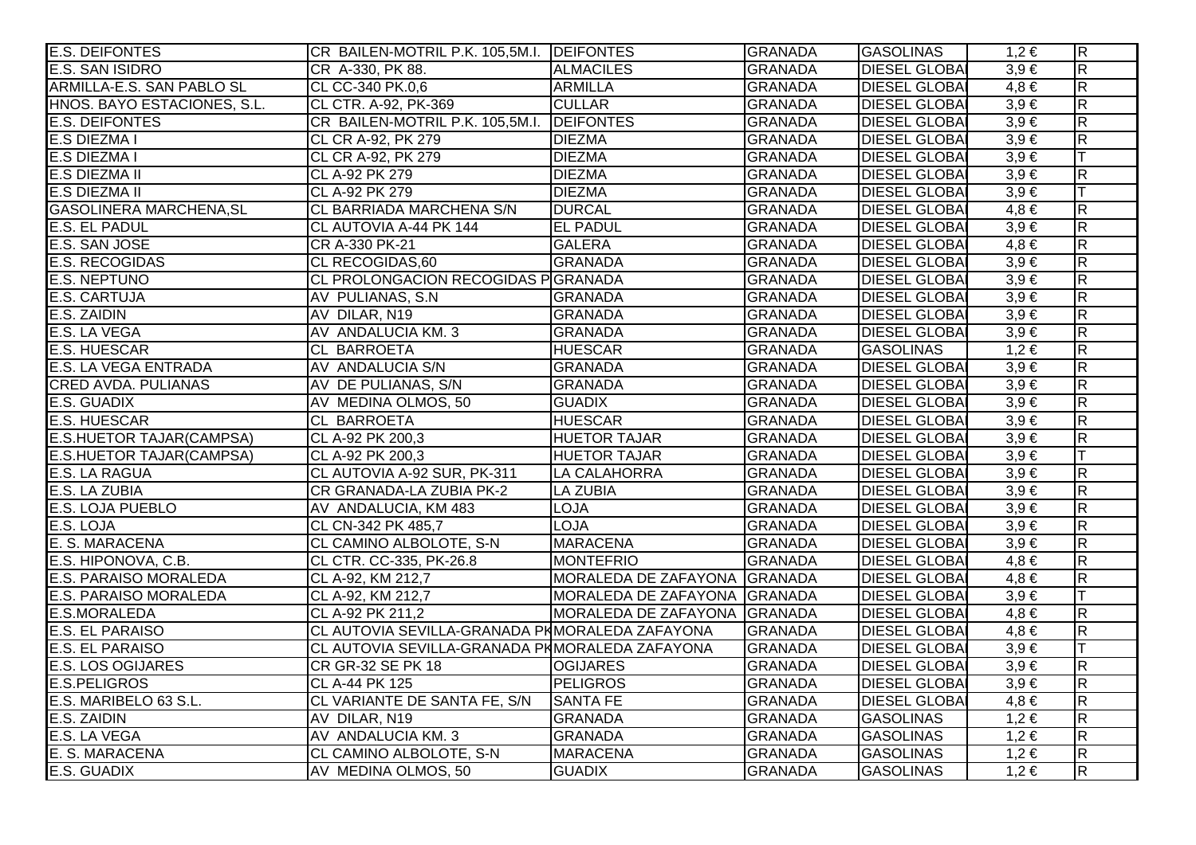| | | | | | | |
|---|---|---|---|---|---|---|
| E.S. DEIFONTES | CR BAILEN-MOTRIL P.K. 105,5M.I. | DEIFONTES | GRANADA | GASOLINAS | 1,2 € | R |
| E.S. SAN ISIDRO | CR A-330, PK 88. | ALMACILES | GRANADA | DIESEL GLOBA | 3,9 € | R |
| ARMILLA-E.S. SAN PABLO SL | CL CC-340 PK.0,6 | ARMILLA | GRANADA | DIESEL GLOBA | 4,8 € | R |
| HNOS. BAYO ESTACIONES, S.L. | CL CTR. A-92, PK-369 | CULLAR | GRANADA | DIESEL GLOBA | 3,9 € | R |
| E.S. DEIFONTES | CR BAILEN-MOTRIL P.K. 105,5M.I. | DEIFONTES | GRANADA | DIESEL GLOBA | 3,9 € | R |
| E.S DIEZMA I | CL CR A-92, PK 279 | DIEZMA | GRANADA | DIESEL GLOBA | 3,9 € | R |
| E.S DIEZMA I | CL CR A-92, PK 279 | DIEZMA | GRANADA | DIESEL GLOBA | 3,9 € | T |
| E.S DIEZMA II | CL A-92 PK 279 | DIEZMA | GRANADA | DIESEL GLOBA | 3,9 € | R |
| E.S DIEZMA II | CL A-92 PK 279 | DIEZMA | GRANADA | DIESEL GLOBA | 3,9 € | T |
| GASOLINERA MARCHENA,SL | CL BARRIADA MARCHENA S/N | DURCAL | GRANADA | DIESEL GLOBA | 4,8 € | R |
| E.S. EL PADUL | CL AUTOVIA A-44 PK 144 | EL PADUL | GRANADA | DIESEL GLOBA | 3,9 € | R |
| E.S. SAN JOSE | CR A-330 PK-21 | GALERA | GRANADA | DIESEL GLOBA | 4,8 € | R |
| E.S. RECOGIDAS | CL RECOGIDAS,60 | GRANADA | GRANADA | DIESEL GLOBA | 3,9 € | R |
| E.S. NEPTUNO | CL PROLONGACION RECOGIDAS P | GRANADA | GRANADA | DIESEL GLOBA | 3,9 € | R |
| E.S. CARTUJA | AV PULIANAS, S.N | GRANADA | GRANADA | DIESEL GLOBA | 3,9 € | R |
| E.S. ZAIDIN | AV DILAR, N19 | GRANADA | GRANADA | DIESEL GLOBA | 3,9 € | R |
| E.S. LA VEGA | AV ANDALUCIA KM. 3 | GRANADA | GRANADA | DIESEL GLOBA | 3,9 € | R |
| E.S. HUESCAR | CL BARROETA | HUESCAR | GRANADA | GASOLINAS | 1,2 € | R |
| E.S. LA VEGA ENTRADA | AV ANDALUCIA S/N | GRANADA | GRANADA | DIESEL GLOBA | 3,9 € | R |
| CRED AVDA. PULIANAS | AV DE PULIANAS, S/N | GRANADA | GRANADA | DIESEL GLOBA | 3,9 € | R |
| E.S. GUADIX | AV MEDINA OLMOS, 50 | GUADIX | GRANADA | DIESEL GLOBA | 3,9 € | R |
| E.S. HUESCAR | CL BARROETA | HUESCAR | GRANADA | DIESEL GLOBA | 3,9 € | R |
| E.S.HUETOR TAJAR(CAMPSA) | CL A-92 PK 200,3 | HUETOR TAJAR | GRANADA | DIESEL GLOBA | 3,9 € | R |
| E.S.HUETOR TAJAR(CAMPSA) | CL A-92 PK 200,3 | HUETOR TAJAR | GRANADA | DIESEL GLOBA | 3,9 € | T |
| E.S. LA RAGUA | CL AUTOVIA A-92 SUR, PK-311 | LA CALAHORRA | GRANADA | DIESEL GLOBA | 3,9 € | R |
| E.S. LA ZUBIA | CR GRANADA-LA ZUBIA PK-2 | LA ZUBIA | GRANADA | DIESEL GLOBA | 3,9 € | R |
| E.S. LOJA PUEBLO | AV ANDALUCIA, KM 483 | LOJA | GRANADA | DIESEL GLOBA | 3,9 € | R |
| E.S. LOJA | CL CN-342 PK 485,7 | LOJA | GRANADA | DIESEL GLOBA | 3,9 € | R |
| E. S. MARACENA | CL CAMINO ALBOLOTE, S-N | MARACENA | GRANADA | DIESEL GLOBA | 3,9 € | R |
| E.S. HIPONOVA, C.B. | CL CTR. CC-335, PK-26.8 | MONTEFRIO | GRANADA | DIESEL GLOBA | 4,8 € | R |
| E.S. PARAISO MORALEDA | CL A-92, KM 212,7 | MORALEDA DE ZAFAYONA | GRANADA | DIESEL GLOBA | 4,8 € | R |
| E.S. PARAISO MORALEDA | CL A-92, KM 212,7 | MORALEDA DE ZAFAYONA | GRANADA | DIESEL GLOBA | 3,9 € | T |
| E.S.MORALEDA | CL A-92 PK 211,2 | MORALEDA DE ZAFAYONA | GRANADA | DIESEL GLOBA | 4,8 € | R |
| E.S. EL PARAISO | CL AUTOVIA SEVILLA-GRANADA PK | MORALEDA ZAFAYONA | GRANADA | DIESEL GLOBA | 4,8 € | R |
| E.S. EL PARAISO | CL AUTOVIA SEVILLA-GRANADA PK | MORALEDA ZAFAYONA | GRANADA | DIESEL GLOBA | 3,9 € | T |
| E.S. LOS OGIJARES | CR GR-32 SE PK 18 | OGIJARES | GRANADA | DIESEL GLOBA | 3,9 € | R |
| E.S.PELIGROS | CL A-44 PK 125 | PELIGROS | GRANADA | DIESEL GLOBA | 3,9 € | R |
| E.S. MARIBELO 63 S.L. | CL VARIANTE DE SANTA FE, S/N | SANTA FE | GRANADA | DIESEL GLOBA | 4,8 € | R |
| E.S. ZAIDIN | AV DILAR, N19 | GRANADA | GRANADA | GASOLINAS | 1,2 € | R |
| E.S. LA VEGA | AV ANDALUCIA KM. 3 | GRANADA | GRANADA | GASOLINAS | 1,2 € | R |
| E. S. MARACENA | CL CAMINO ALBOLOTE, S-N | MARACENA | GRANADA | GASOLINAS | 1,2 € | R |
| E.S. GUADIX | AV MEDINA OLMOS, 50 | GUADIX | GRANADA | GASOLINAS | 1,2 € | R |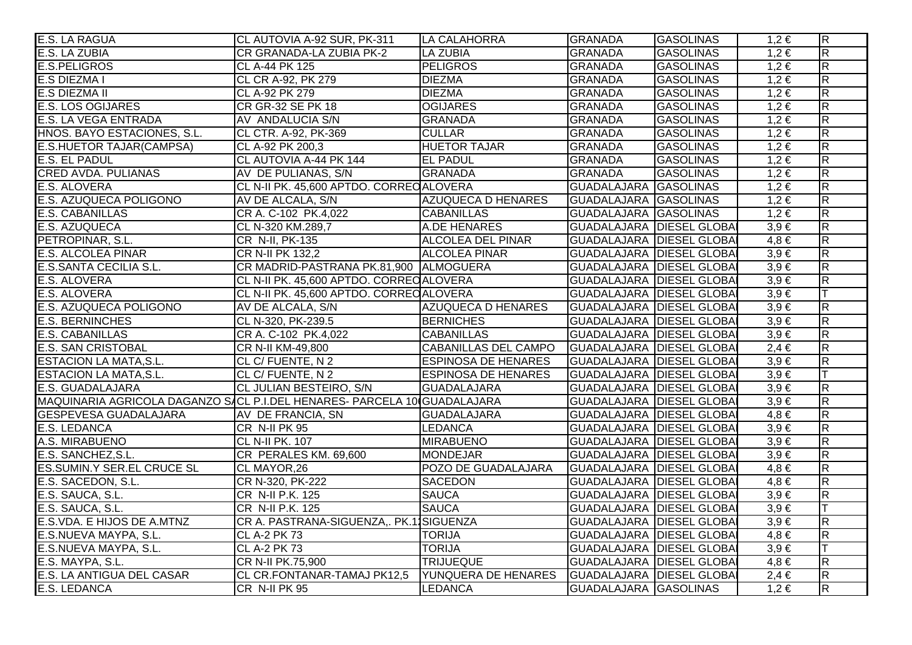| | | | | | | |
|---|---|---|---|---|---|---|
| E.S. LA RAGUA | CL AUTOVIA A-92 SUR, PK-311 | LA CALAHORRA | GRANADA | GASOLINAS | 1,2 € | R |
| E.S. LA ZUBIA | CR GRANADA-LA ZUBIA PK-2 | LA ZUBIA | GRANADA | GASOLINAS | 1,2 € | R |
| E.S.PELIGROS | CL A-44 PK 125 | PELIGROS | GRANADA | GASOLINAS | 1,2 € | R |
| E.S DIEZMA I | CL CR A-92, PK 279 | DIEZMA | GRANADA | GASOLINAS | 1,2 € | R |
| E.S DIEZMA II | CL A-92 PK 279 | DIEZMA | GRANADA | GASOLINAS | 1,2 € | R |
| E.S. LOS OGIJARES | CR GR-32 SE PK 18 | OGIJARES | GRANADA | GASOLINAS | 1,2 € | R |
| E.S. LA VEGA ENTRADA | AV ANDALUCIA S/N | GRANADA | GRANADA | GASOLINAS | 1,2 € | R |
| HNOS. BAYO ESTACIONES, S.L. | CL CTR. A-92, PK-369 | CULLAR | GRANADA | GASOLINAS | 1,2 € | R |
| E.S.HUETOR TAJAR(CAMPSA) | CL A-92 PK 200,3 | HUETOR TAJAR | GRANADA | GASOLINAS | 1,2 € | R |
| E.S. EL PADUL | CL AUTOVIA A-44 PK 144 | EL PADUL | GRANADA | GASOLINAS | 1,2 € | R |
| CRED AVDA. PULIANAS | AV DE PULIANAS, S/N | GRANADA | GRANADA | GASOLINAS | 1,2 € | R |
| E.S. ALOVERA | CL N-II PK. 45,600 APTDO. CORREO | ALOVERA | GUADALAJARA | GASOLINAS | 1,2 € | R |
| E.S. AZUQUECA POLIGONO | AV DE ALCALA, S/N | AZUQUECA D HENARES | GUADALAJARA | GASOLINAS | 1,2 € | R |
| E.S. CABANILLAS | CR A. C-102 PK.4,022 | CABANILLAS | GUADALAJARA | GASOLINAS | 1,2 € | R |
| E.S. AZUQUECA | CL N-320 KM.289,7 | A.DE HENARES | GUADALAJARA | DIESEL GLOBA | 3,9 € | R |
| PETROPINAR, S.L. | CR N-II, PK-135 | ALCOLEA DEL PINAR | GUADALAJARA | DIESEL GLOBA | 4,8 € | R |
| E.S. ALCOLEA PINAR | CR N-II PK 132,2 | ALCOLEA PINAR | GUADALAJARA | DIESEL GLOBA | 3,9 € | R |
| E.S.SANTA CECILIA S.L. | CR MADRID-PASTRANA PK.81,900 | ALMOGUERA | GUADALAJARA | DIESEL GLOBA | 3,9 € | R |
| E.S. ALOVERA | CL N-II PK. 45,600 APTDO. CORREO | ALOVERA | GUADALAJARA | DIESEL GLOBA | 3,9 € | R |
| E.S. ALOVERA | CL N-II PK. 45,600 APTDO. CORREO | ALOVERA | GUADALAJARA | DIESEL GLOBA | 3,9 € | T |
| E.S. AZUQUECA POLIGONO | AV DE ALCALA, S/N | AZUQUECA D HENARES | GUADALAJARA | DIESEL GLOBA | 3,9 € | R |
| E.S. BERNINCHES | CL N-320, PK-239.5 | BERNICHES | GUADALAJARA | DIESEL GLOBA | 3,9 € | R |
| E.S. CABANILLAS | CR A. C-102 PK.4,022 | CABANILLAS | GUADALAJARA | DIESEL GLOBA | 3,9 € | R |
| E.S. SAN CRISTOBAL | CR N-II KM-49,800 | CABANILLAS DEL CAMPO | GUADALAJARA | DIESEL GLOBA | 2,4 € | R |
| ESTACION LA MATA,S.L. | CL C/ FUENTE, N 2 | ESPINOSA DE HENARES | GUADALAJARA | DIESEL GLOBA | 3,9 € | R |
| ESTACION LA MATA,S.L. | CL C/ FUENTE, N 2 | ESPINOSA DE HENARES | GUADALAJARA | DIESEL GLOBA | 3,9 € | T |
| E.S. GUADALAJARA | CL JULIAN BESTEIRO, S/N | GUADALAJARA | GUADALAJARA | DIESEL GLOBA | 3,9 € | R |
| MAQUINARIA AGRICOLA DAGANZO S/ | CL P.I.DEL HENARES- PARCELA 10 | GUADALAJARA | GUADALAJARA | DIESEL GLOBA | 3,9 € | R |
| GESPEVESA GUADALAJARA | AV DE FRANCIA, SN | GUADALAJARA | GUADALAJARA | DIESEL GLOBA | 4,8 € | R |
| E.S. LEDANCA | CR N-II PK 95 | LEDANCA | GUADALAJARA | DIESEL GLOBA | 3,9 € | R |
| A.S. MIRABUENO | CL N-II PK. 107 | MIRABUENO | GUADALAJARA | DIESEL GLOBA | 3,9 € | R |
| E.S. SANCHEZ,S.L. | CR PERALES KM. 69,600 | MONDEJAR | GUADALAJARA | DIESEL GLOBA | 3,9 € | R |
| ES.SUMIN.Y SER.EL CRUCE SL | CL MAYOR,26 | POZO DE GUADALAJARA | GUADALAJARA | DIESEL GLOBA | 4,8 € | R |
| E.S. SACEDON, S.L. | CR N-320, PK-222 | SACEDON | GUADALAJARA | DIESEL GLOBA | 4,8 € | R |
| E.S. SAUCA, S.L. | CR N-II P.K. 125 | SAUCA | GUADALAJARA | DIESEL GLOBA | 3,9 € | R |
| E.S. SAUCA, S.L. | CR N-II P.K. 125 | SAUCA | GUADALAJARA | DIESEL GLOBA | 3,9 € | T |
| E.S.VDA. E HIJOS DE A.MTNZ | CR A. PASTRANA-SIGUENZA,. PK.1 | SIGUENZA | GUADALAJARA | DIESEL GLOBA | 3,9 € | R |
| E.S.NUEVA MAYPA, S.L. | CL A-2 PK 73 | TORIJA | GUADALAJARA | DIESEL GLOBA | 4,8 € | R |
| E.S.NUEVA MAYPA, S.L. | CL A-2 PK 73 | TORIJA | GUADALAJARA | DIESEL GLOBA | 3,9 € | T |
| E.S. MAYPA, S.L. | CR N-II PK.75,900 | TRIJUEQUE | GUADALAJARA | DIESEL GLOBA | 4,8 € | R |
| E.S. LA ANTIGUA DEL CASAR | CL CR.FONTANAR-TAMAJ PK12,5 | YUNQUERA DE HENARES | GUADALAJARA | DIESEL GLOBA | 2,4 € | R |
| E.S. LEDANCA | CR N-II PK 95 | LEDANCA | GUADALAJARA | GASOLINAS | 1,2 € | R |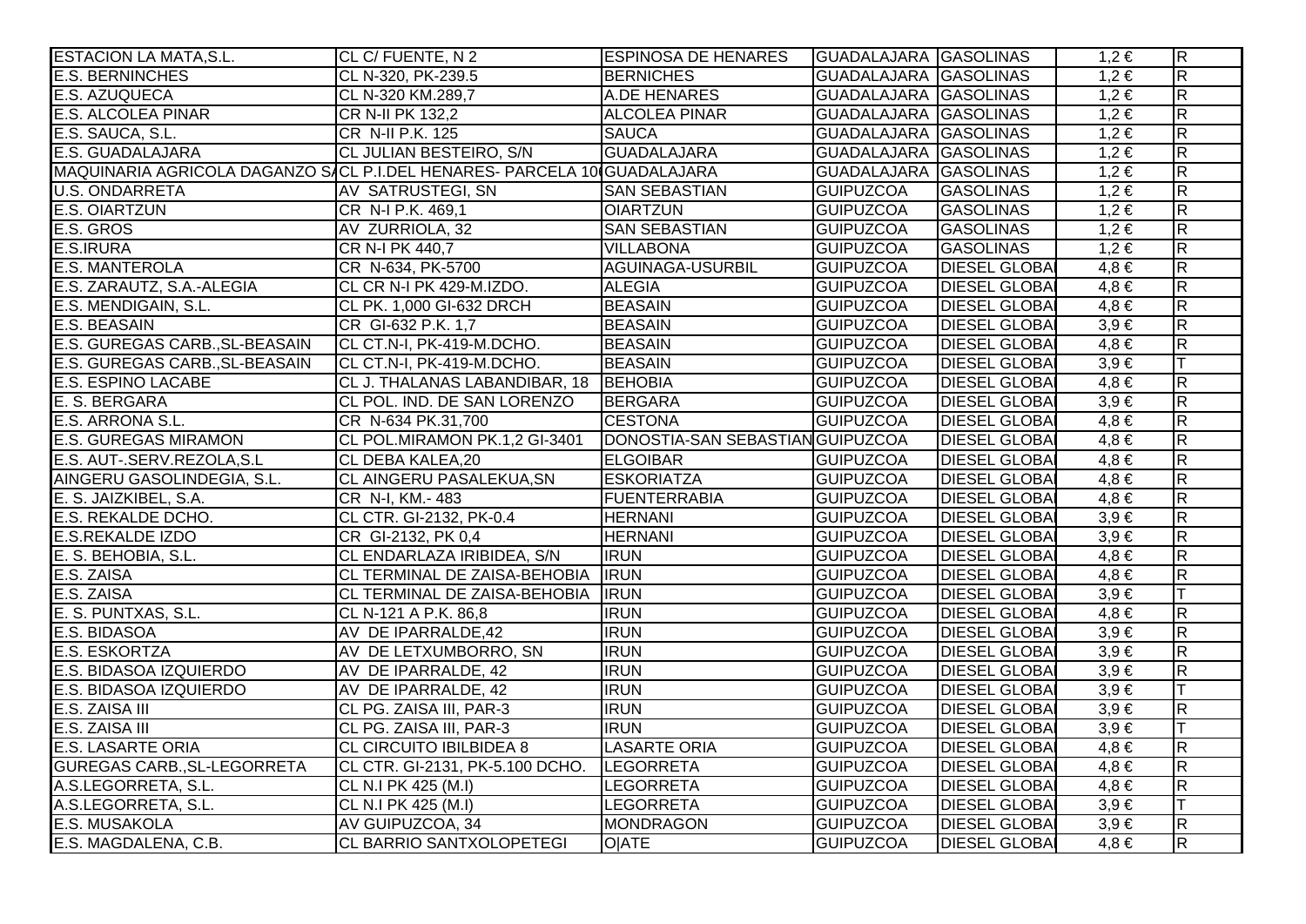| | | | | | | |
|---|---|---|---|---|---|---|
| ESTACION LA MATA,S.L. | CL C/ FUENTE, N 2 | ESPINOSA DE HENARES | GUADALAJARA | GASOLINAS | 1,2 € | R |
| E.S. BERNINCHES | CL N-320, PK-239.5 | BERNICHES | GUADALAJARA | GASOLINAS | 1,2 € | R |
| E.S. AZUQUECA | CL N-320 KM.289,7 | A.DE HENARES | GUADALAJARA | GASOLINAS | 1,2 € | R |
| E.S. ALCOLEA PINAR | CR N-II PK 132,2 | ALCOLEA PINAR | GUADALAJARA | GASOLINAS | 1,2 € | R |
| E.S. SAUCA, S.L. | CR N-II P.K. 125 | SAUCA | GUADALAJARA | GASOLINAS | 1,2 € | R |
| E.S. GUADALAJARA | CL JULIAN BESTEIRO, S/N | GUADALAJARA | GUADALAJARA | GASOLINAS | 1,2 € | R |
| MAQUINARIA AGRICOLA DAGANZO S/ | CL P.I.DEL HENARES- PARCELA 10 | GUADALAJARA | GUADALAJARA | GASOLINAS | 1,2 € | R |
| U.S. ONDARRETA | AV SATRUSTEGI, SN | SAN SEBASTIAN | GUIPUZCOA | GASOLINAS | 1,2 € | R |
| E.S. OIARTZUN | CR N-I P.K. 469,1 | OIARTZUN | GUIPUZCOA | GASOLINAS | 1,2 € | R |
| E.S. GROS | AV ZURRIOLA, 32 | SAN SEBASTIAN | GUIPUZCOA | GASOLINAS | 1,2 € | R |
| E.S.IRURA | CR N-I PK 440,7 | VILLABONA | GUIPUZCOA | GASOLINAS | 1,2 € | R |
| E.S. MANTEROLA | CR N-634, PK-5700 | AGUINAGA-USURBIL | GUIPUZCOA | DIESEL GLOBA | 4,8 € | R |
| E.S. ZARAUTZ, S.A.-ALEGIA | CL CR N-I PK 429-M.IZDO. | ALEGIA | GUIPUZCOA | DIESEL GLOBA | 4,8 € | R |
| E.S. MENDIGAIN, S.L. | CL PK. 1,000 GI-632 DRCH | BEASAIN | GUIPUZCOA | DIESEL GLOBA | 4,8 € | R |
| E.S. BEASAIN | CR GI-632 P.K. 1,7 | BEASAIN | GUIPUZCOA | DIESEL GLOBA | 3,9 € | R |
| E.S. GUREGAS CARB.,SL-BEASAIN | CL CT.N-I, PK-419-M.DCHO. | BEASAIN | GUIPUZCOA | DIESEL GLOBA | 4,8 € | R |
| E.S. GUREGAS CARB.,SL-BEASAIN | CL CT.N-I, PK-419-M.DCHO. | BEASAIN | GUIPUZCOA | DIESEL GLOBA | 3,9 € | T |
| E.S. ESPINO LACABE | CL J. THALANAS LABANDIBAR, 18 | BEHOBIA | GUIPUZCOA | DIESEL GLOBA | 4,8 € | R |
| E. S. BERGARA | CL POL. IND. DE SAN LORENZO | BERGARA | GUIPUZCOA | DIESEL GLOBA | 3,9 € | R |
| E.S. ARRONA S.L. | CR N-634 PK.31,700 | CESTONA | GUIPUZCOA | DIESEL GLOBA | 4,8 € | R |
| E.S. GUREGAS MIRAMON | CL POL.MIRAMON PK.1,2 GI-3401 | DONOSTIA-SAN SEBASTIAN | GUIPUZCOA | DIESEL GLOBA | 4,8 € | R |
| E.S. AUT-.SERV.REZOLA,S.L | CL DEBA KALEA,20 | ELGOIBAR | GUIPUZCOA | DIESEL GLOBA | 4,8 € | R |
| AINGERU GASOLINDEGIA, S.L. | CL AINGERU PASALEKUA,SN | ESKORIATZA | GUIPUZCOA | DIESEL GLOBA | 4,8 € | R |
| E. S. JAIZKIBEL, S.A. | CR N-I, KM.- 483 | FUENTERRABIA | GUIPUZCOA | DIESEL GLOBA | 4,8 € | R |
| E.S. REKALDE DCHO. | CL CTR. GI-2132, PK-0.4 | HERNANI | GUIPUZCOA | DIESEL GLOBA | 3,9 € | R |
| E.S.REKALDE IZDO | CR GI-2132, PK 0,4 | HERNANI | GUIPUZCOA | DIESEL GLOBA | 3,9 € | R |
| E. S. BEHOBIA, S.L. | CL ENDARLAZA IRIBIDEA, S/N | IRUN | GUIPUZCOA | DIESEL GLOBA | 4,8 € | R |
| E.S. ZAISA | CL TERMINAL DE ZAISA-BEHOBIA | IRUN | GUIPUZCOA | DIESEL GLOBA | 4,8 € | R |
| E.S. ZAISA | CL TERMINAL DE ZAISA-BEHOBIA | IRUN | GUIPUZCOA | DIESEL GLOBA | 3,9 € | T |
| E. S. PUNTXAS, S.L. | CL N-121 A P.K. 86,8 | IRUN | GUIPUZCOA | DIESEL GLOBA | 4,8 € | R |
| E.S. BIDASOA | AV DE IPARRALDE,42 | IRUN | GUIPUZCOA | DIESEL GLOBA | 3,9 € | R |
| E.S. ESKORTZA | AV DE LETXUMBORRO, SN | IRUN | GUIPUZCOA | DIESEL GLOBA | 3,9 € | R |
| E.S. BIDASOA IZQUIERDO | AV DE IPARRALDE, 42 | IRUN | GUIPUZCOA | DIESEL GLOBA | 3,9 € | R |
| E.S. BIDASOA IZQUIERDO | AV DE IPARRALDE, 42 | IRUN | GUIPUZCOA | DIESEL GLOBA | 3,9 € | T |
| E.S. ZAISA III | CL PG. ZAISA III, PAR-3 | IRUN | GUIPUZCOA | DIESEL GLOBA | 3,9 € | R |
| E.S. ZAISA III | CL PG. ZAISA III, PAR-3 | IRUN | GUIPUZCOA | DIESEL GLOBA | 3,9 € | T |
| E.S. LASARTE ORIA | CL CIRCUITO IBILBIDEA 8 | LASARTE ORIA | GUIPUZCOA | DIESEL GLOBA | 4,8 € | R |
| GUREGAS CARB.,SL-LEGORRETA | CL CTR. GI-2131, PK-5.100 DCHO. | LEGORRETA | GUIPUZCOA | DIESEL GLOBA | 4,8 € | R |
| A.S.LEGORRETA, S.L. | CL N.I PK 425 (M.I) | LEGORRETA | GUIPUZCOA | DIESEL GLOBA | 4,8 € | R |
| A.S.LEGORRETA, S.L. | CL N.I PK 425 (M.I) | LEGORRETA | GUIPUZCOA | DIESEL GLOBA | 3,9 € | T |
| E.S. MUSAKOLA | AV GUIPUZCOA, 34 | MONDRAGON | GUIPUZCOA | DIESEL GLOBA | 3,9 € | R |
| E.S. MAGDALENA, C.B. | CL BARRIO SANTXOLOPETEGI | O\|ATE | GUIPUZCOA | DIESEL GLOBA | 4,8 € | R |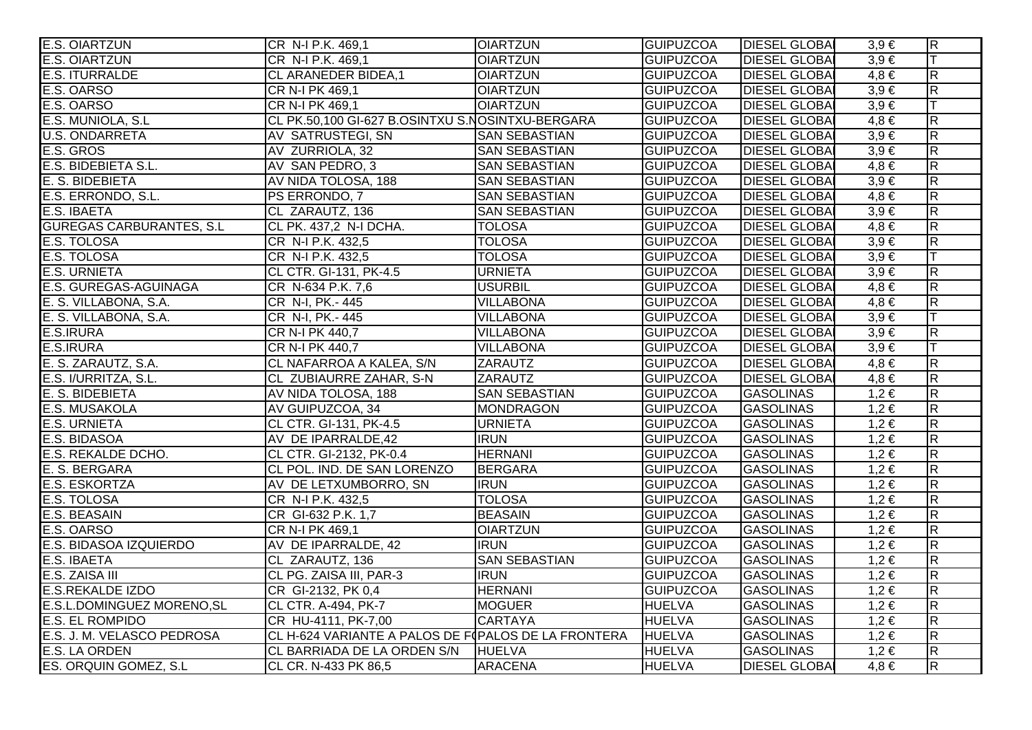| E.S. OIARTZUN | CR N-I P.K. 469,1 | OIARTZUN | GUIPUZCOA | DIESEL GLOBAl | 3,9 € | R |
|---|---|---|---|---|---|---|
| E.S. OIARTZUN | CR N-I P.K. 469,1 | OIARTZUN | GUIPUZCOA | DIESEL GLOBAl | 3,9 € | T |
| E.S. ITURRALDE | CL ARANEDER BIDEA,1 | OIARTZUN | GUIPUZCOA | DIESEL GLOBAl | 4,8 € | R |
| E.S. OARSO | CR N-I PK 469,1 | OIARTZUN | GUIPUZCOA | DIESEL GLOBAl | 3,9 € | R |
| E.S. OARSO | CR N-I PK 469,1 | OIARTZUN | GUIPUZCOA | DIESEL GLOBAl | 3,9 € | T |
| E.S. MUNIOLA, S.L | CL PK.50,100 GI-627 B.OSINTXU S.N | OSINTXU-BERGARA | GUIPUZCOA | DIESEL GLOBAl | 4,8 € | R |
| U.S. ONDARRETA | AV SATRUSTEGI, SN | SAN SEBASTIAN | GUIPUZCOA | DIESEL GLOBAl | 3,9 € | R |
| E.S. GROS | AV ZURRIOLA, 32 | SAN SEBASTIAN | GUIPUZCOA | DIESEL GLOBAl | 3,9 € | R |
| E.S. BIDEBIETA S.L. | AV SAN PEDRO, 3 | SAN SEBASTIAN | GUIPUZCOA | DIESEL GLOBAl | 4,8 € | R |
| E. S. BIDEBIETA | AV NIDA TOLOSA, 188 | SAN SEBASTIAN | GUIPUZCOA | DIESEL GLOBAl | 3,9 € | R |
| E.S. ERRONDO, S.L. | PS ERRONDO, 7 | SAN SEBASTIAN | GUIPUZCOA | DIESEL GLOBAl | 4,8 € | R |
| E.S. IBAETA | CL ZARAUTZ, 136 | SAN SEBASTIAN | GUIPUZCOA | DIESEL GLOBAl | 3,9 € | R |
| GUREGAS CARBURANTES, S.L | CL PK. 437,2 N-I DCHA. | TOLOSA | GUIPUZCOA | DIESEL GLOBAl | 4,8 € | R |
| E.S. TOLOSA | CR N-I P.K. 432,5 | TOLOSA | GUIPUZCOA | DIESEL GLOBAl | 3,9 € | R |
| E.S. TOLOSA | CR N-I P.K. 432,5 | TOLOSA | GUIPUZCOA | DIESEL GLOBAl | 3,9 € | T |
| E.S. URNIETA | CL CTR. GI-131, PK-4.5 | URNIETA | GUIPUZCOA | DIESEL GLOBAl | 3,9 € | R |
| E.S. GUREGAS-AGUINAGA | CR N-634 P.K. 7,6 | USURBIL | GUIPUZCOA | DIESEL GLOBAl | 4,8 € | R |
| E. S. VILLABONA, S.A. | CR N-I, PK.- 445 | VILLABONA | GUIPUZCOA | DIESEL GLOBAl | 4,8 € | R |
| E. S. VILLABONA, S.A. | CR N-I, PK.- 445 | VILLABONA | GUIPUZCOA | DIESEL GLOBAl | 3,9 € | T |
| E.S.IRURA | CR N-I PK 440,7 | VILLABONA | GUIPUZCOA | DIESEL GLOBAl | 3,9 € | R |
| E.S.IRURA | CR N-I PK 440,7 | VILLABONA | GUIPUZCOA | DIESEL GLOBAl | 3,9 € | T |
| E. S. ZARAUTZ, S.A. | CL NAFARROA A KALEA, S/N | ZARAUTZ | GUIPUZCOA | DIESEL GLOBAl | 4,8 € | R |
| E.S. I/URRITZA, S.L. | CL ZUBIAURRE ZAHAR, S-N | ZARAUTZ | GUIPUZCOA | DIESEL GLOBAl | 4,8 € | R |
| E. S. BIDEBIETA | AV NIDA TOLOSA, 188 | SAN SEBASTIAN | GUIPUZCOA | GASOLINAS | 1,2 € | R |
| E.S. MUSAKOLA | AV GUIPUZCOA, 34 | MONDRAGON | GUIPUZCOA | GASOLINAS | 1,2 € | R |
| E.S. URNIETA | CL CTR. GI-131, PK-4.5 | URNIETA | GUIPUZCOA | GASOLINAS | 1,2 € | R |
| E.S. BIDASOA | AV DE IPARRALDE,42 | IRUN | GUIPUZCOA | GASOLINAS | 1,2 € | R |
| E.S. REKALDE DCHO. | CL CTR. GI-2132, PK-0.4 | HERNANI | GUIPUZCOA | GASOLINAS | 1,2 € | R |
| E. S. BERGARA | CL POL. IND. DE SAN LORENZO | BERGARA | GUIPUZCOA | GASOLINAS | 1,2 € | R |
| E.S. ESKORTZA | AV DE LETXUMBORRO, SN | IRUN | GUIPUZCOA | GASOLINAS | 1,2 € | R |
| E.S. TOLOSA | CR N-I P.K. 432,5 | TOLOSA | GUIPUZCOA | GASOLINAS | 1,2 € | R |
| E.S. BEASAIN | CR GI-632 P.K. 1,7 | BEASAIN | GUIPUZCOA | GASOLINAS | 1,2 € | R |
| E.S. OARSO | CR N-I PK 469,1 | OIARTZUN | GUIPUZCOA | GASOLINAS | 1,2 € | R |
| E.S. BIDASOA IZQUIERDO | AV DE IPARRALDE, 42 | IRUN | GUIPUZCOA | GASOLINAS | 1,2 € | R |
| E.S. IBAETA | CL ZARAUTZ, 136 | SAN SEBASTIAN | GUIPUZCOA | GASOLINAS | 1,2 € | R |
| E.S. ZAISA III | CL PG. ZAISA III, PAR-3 | IRUN | GUIPUZCOA | GASOLINAS | 1,2 € | R |
| E.S.REKALDE IZDO | CR GI-2132, PK 0,4 | HERNANI | GUIPUZCOA | GASOLINAS | 1,2 € | R |
| E.S.L.DOMINGUEZ MORENO,SL | CL CTR. A-494, PK-7 | MOGUER | HUELVA | GASOLINAS | 1,2 € | R |
| E.S. EL ROMPIDO | CR HU-4111, PK-7,00 | CARTAYA | HUELVA | GASOLINAS | 1,2 € | R |
| E.S. J. M. VELASCO PEDROSA | CL H-624 VARIANTE A PALOS DE F | PALOS DE LA FRONTERA | HUELVA | GASOLINAS | 1,2 € | R |
| E.S. LA ORDEN | CL BARRIADA DE LA ORDEN S/N | HUELVA | HUELVA | GASOLINAS | 1,2 € | R |
| ES. ORQUIN GOMEZ, S.L | CL CR. N-433 PK 86,5 | ARACENA | HUELVA | DIESEL GLOBAl | 4,8 € | R |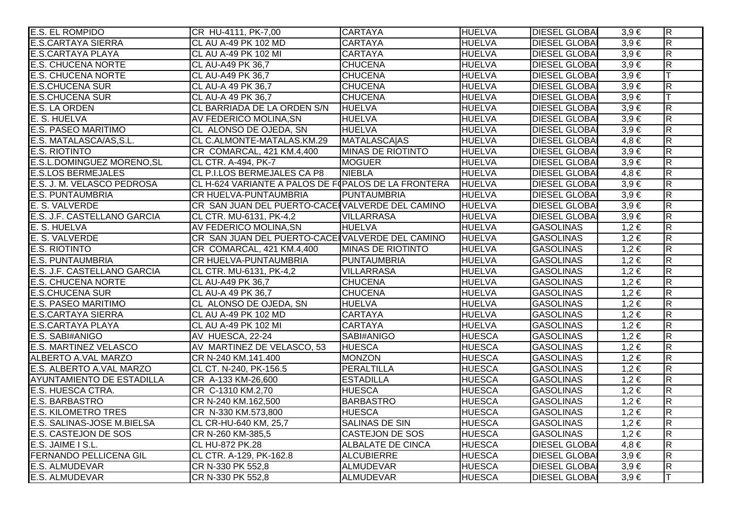| | | | | | | |
|---|---|---|---|---|---|---|
| E.S. EL ROMPIDO | CR HU-4111, PK-7,00 | CARTAYA | HUELVA | DIESEL GLOBAL | 3,9 € | R |
| E.S.CARTAYA SIERRA | CL AU A-49 PK 102 MD | CARTAYA | HUELVA | DIESEL GLOBAL | 3,9 € | R |
| E.S.CARTAYA PLAYA | CL AU A-49 PK 102 MI | CARTAYA | HUELVA | DIESEL GLOBAL | 3,9 € | R |
| E.S. CHUCENA NORTE | CL AU-A49 PK 36,7 | CHUCENA | HUELVA | DIESEL GLOBAL | 3,9 € | R |
| E.S. CHUCENA NORTE | CL AU-A49 PK 36,7 | CHUCENA | HUELVA | DIESEL GLOBAL | 3,9 € | T |
| E.S.CHUCENA SUR | CL AU-A 49 PK 36,7 | CHUCENA | HUELVA | DIESEL GLOBAL | 3,9 € | R |
| E.S.CHUCENA SUR | CL AU-A 49 PK 36,7 | CHUCENA | HUELVA | DIESEL GLOBAL | 3,9 € | T |
| E.S. LA ORDEN | CL BARRIADA DE LA ORDEN S/N | HUELVA | HUELVA | DIESEL GLOBAL | 3,9 € | R |
| E. S. HUELVA | AV FEDERICO MOLINA,SN | HUELVA | HUELVA | DIESEL GLOBAL | 3,9 € | R |
| E.S. PASEO MARITIMO | CL ALONSO DE OJEDA, SN | HUELVA | HUELVA | DIESEL GLOBAL | 3,9 € | R |
| E.S. MATALASCA/AS,S.L. | CL C.ALMONTE-MATALAS.KM.29 | MATALASCA\|AS | HUELVA | DIESEL GLOBAL | 4,8 € | R |
| E.S. RIOTINTO | CR COMARCAL, 421 KM.4,400 | MINAS DE RIOTINTO | HUELVA | DIESEL GLOBAL | 3,9 € | R |
| E.S.L.DOMINGUEZ MORENO,SL | CL CTR. A-494, PK-7 | MOGUER | HUELVA | DIESEL GLOBAL | 3,9 € | R |
| E.S.LOS BERMEJALES | CL P.I.LOS BERMEJALES CA P8 | NIEBLA | HUELVA | DIESEL GLOBAL | 4,8 € | R |
| E.S. J. M. VELASCO PEDROSA | CL H-624 VARIANTE A PALOS DE F | PALOS DE LA FRONTERA | HUELVA | DIESEL GLOBAL | 3,9 € | R |
| E.S. PUNTAUMBRIA | CR HUELVA-PUNTAUMBRIA | PUNTAUMBRIA | HUELVA | DIESEL GLOBAL | 3,9 € | R |
| E. S. VALVERDE | CR SAN JUAN DEL PUERTO-CACE | VALVERDE DEL CAMINO | HUELVA | DIESEL GLOBAL | 3,9 € | R |
| E.S. J.F. CASTELLANO GARCIA | CL CTR. MU-6131, PK-4,2 | VILLARRASA | HUELVA | DIESEL GLOBAL | 3,9 € | R |
| E. S. HUELVA | AV FEDERICO MOLINA,SN | HUELVA | HUELVA | GASOLINAS | 1,2 € | R |
| E. S. VALVERDE | CR SAN JUAN DEL PUERTO-CACE | VALVERDE DEL CAMINO | HUELVA | GASOLINAS | 1,2 € | R |
| E.S. RIOTINTO | CR COMARCAL, 421 KM.4,400 | MINAS DE RIOTINTO | HUELVA | GASOLINAS | 1,2 € | R |
| E.S. PUNTAUMBRIA | CR HUELVA-PUNTAUMBRIA | PUNTAUMBRIA | HUELVA | GASOLINAS | 1,2 € | R |
| E.S. J.F. CASTELLANO GARCIA | CL CTR. MU-6131, PK-4,2 | VILLARRASA | HUELVA | GASOLINAS | 1,2 € | R |
| E.S. CHUCENA NORTE | CL AU-A49 PK 36,7 | CHUCENA | HUELVA | GASOLINAS | 1,2 € | R |
| E.S.CHUCENA SUR | CL AU-A 49 PK 36,7 | CHUCENA | HUELVA | GASOLINAS | 1,2 € | R |
| E.S. PASEO MARITIMO | CL ALONSO DE OJEDA, SN | HUELVA | HUELVA | GASOLINAS | 1,2 € | R |
| E.S.CARTAYA SIERRA | CL AU A-49 PK 102 MD | CARTAYA | HUELVA | GASOLINAS | 1,2 € | R |
| E.S.CARTAYA PLAYA | CL AU A-49 PK 102 MI | CARTAYA | HUELVA | GASOLINAS | 1,2 € | R |
| E.S. SABI#ANIGO | AV HUESCA, 22-24 | SABI#ANIGO | HUESCA | GASOLINAS | 1,2 € | R |
| E.S. MARTINEZ VELASCO | AV MARTINEZ DE VELASCO, 53 | HUESCA | HUESCA | GASOLINAS | 1,2 € | R |
| ALBERTO A.VAL MARZO | CR N-240 KM.141.400 | MONZON | HUESCA | GASOLINAS | 1,2 € | R |
| E.S. ALBERTO A.VAL MARZO | CL CT. N-240, PK-156.5 | PERALTILLA | HUESCA | GASOLINAS | 1,2 € | R |
| AYUNTAMIENTO DE ESTADILLA | CR A-133 KM-26,600 | ESTADILLA | HUESCA | GASOLINAS | 1,2 € | R |
| E.S. HUESCA CTRA. | CR C-1310 KM.2,70 | HUESCA | HUESCA | GASOLINAS | 1,2 € | R |
| E.S. BARBASTRO | CR N-240 KM.162,500 | BARBASTRO | HUESCA | GASOLINAS | 1,2 € | R |
| E.S. KILOMETRO TRES | CR N-330 KM.573,800 | HUESCA | HUESCA | GASOLINAS | 1,2 € | R |
| E.S. SALINAS-JOSE M.BIELSA | CL CR-HU-640 KM, 25,7 | SALINAS DE SIN | HUESCA | GASOLINAS | 1,2 € | R |
| E.S. CASTEJON DE SOS | CR N-260 KM-385,5 | CASTEJON DE SOS | HUESCA | GASOLINAS | 1,2 € | R |
| E.S. JAIME I S.L. | CL HU-872 PK.28 | ALBALATE DE CINCA | HUESCA | DIESEL GLOBAL | 4,8 € | R |
| FERNANDO PELLICENA GIL | CL CTR. A-129, PK-162.8 | ALCUBIERRE | HUESCA | DIESEL GLOBAL | 3,9 € | R |
| E.S. ALMUDEVAR | CR N-330 PK 552,8 | ALMUDEVAR | HUESCA | DIESEL GLOBAL | 3,9 € | R |
| E.S. ALMUDEVAR | CR N-330 PK 552,8 | ALMUDEVAR | HUESCA | DIESEL GLOBAL | 3,9 € | T |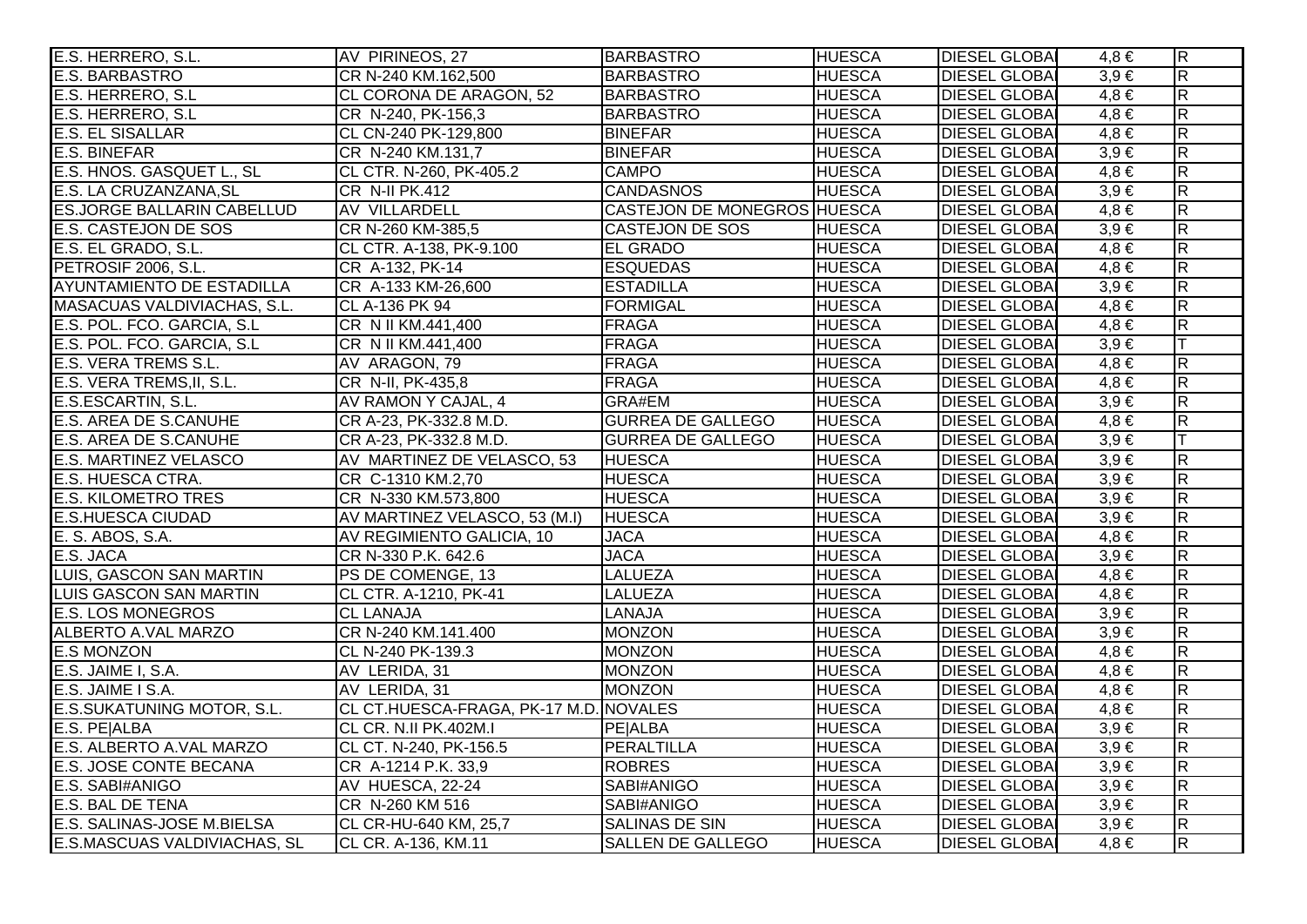| | | | | | | |
|---|---|---|---|---|---|---|
| E.S. HERRERO, S.L. | AV PIRINEOS, 27 | BARBASTRO | HUESCA | DIESEL GLOBA | 4,8 € | R |
| E.S. BARBASTRO | CR N-240 KM.162,500 | BARBASTRO | HUESCA | DIESEL GLOBA | 3,9 € | R |
| E.S. HERRERO, S.L | CL CORONA DE ARAGON, 52 | BARBASTRO | HUESCA | DIESEL GLOBA | 4,8 € | R |
| E.S. HERRERO, S.L | CR N-240, PK-156,3 | BARBASTRO | HUESCA | DIESEL GLOBA | 4,8 € | R |
| E.S. EL SISALLAR | CL CN-240 PK-129,800 | BINEFAR | HUESCA | DIESEL GLOBA | 4,8 € | R |
| E.S. BINEFAR | CR N-240 KM.131,7 | BINEFAR | HUESCA | DIESEL GLOBA | 3,9 € | R |
| E.S. HNOS. GASQUET L., SL | CL CTR. N-260, PK-405.2 | CAMPO | HUESCA | DIESEL GLOBA | 4,8 € | R |
| E.S. LA CRUZANZANA,SL | CR N-II PK.412 | CANDASNOS | HUESCA | DIESEL GLOBA | 3,9 € | R |
| ES.JORGE BALLARIN CABELLUD | AV VILLARDELL | CASTEJON DE MONEGROS | HUESCA | DIESEL GLOBA | 4,8 € | R |
| E.S. CASTEJON DE SOS | CR N-260 KM-385,5 | CASTEJON DE SOS | HUESCA | DIESEL GLOBA | 3,9 € | R |
| E.S. EL GRADO, S.L. | CL CTR. A-138, PK-9.100 | EL GRADO | HUESCA | DIESEL GLOBA | 4,8 € | R |
| PETROSIF 2006, S.L. | CR A-132, PK-14 | ESQUEDAS | HUESCA | DIESEL GLOBA | 4,8 € | R |
| AYUNTAMIENTO DE ESTADILLA | CR A-133 KM-26,600 | ESTADILLA | HUESCA | DIESEL GLOBA | 3,9 € | R |
| MASACUAS VALDIVIACHAS, S.L. | CL A-136 PK 94 | FORMIGAL | HUESCA | DIESEL GLOBA | 4,8 € | R |
| E.S. POL. FCO. GARCIA, S.L | CR N II KM.441,400 | FRAGA | HUESCA | DIESEL GLOBA | 4,8 € | R |
| E.S. POL. FCO. GARCIA, S.L | CR N II KM.441,400 | FRAGA | HUESCA | DIESEL GLOBA | 3,9 € | T |
| E.S. VERA TREMS S.L. | AV ARAGON, 79 | FRAGA | HUESCA | DIESEL GLOBA | 4,8 € | R |
| E.S. VERA TREMS,II, S.L. | CR N-II, PK-435,8 | FRAGA | HUESCA | DIESEL GLOBA | 4,8 € | R |
| E.S.ESCARTIN, S.L. | AV RAMON Y CAJAL, 4 | GRA#EM | HUESCA | DIESEL GLOBA | 3,9 € | R |
| E.S. AREA DE S.CANUHE | CR A-23, PK-332.8 M.D. | GURREA DE GALLEGO | HUESCA | DIESEL GLOBA | 4,8 € | R |
| E.S. AREA DE S.CANUHE | CR A-23, PK-332.8 M.D. | GURREA DE GALLEGO | HUESCA | DIESEL GLOBA | 3,9 € | T |
| E.S. MARTINEZ VELASCO | AV MARTINEZ DE VELASCO, 53 | HUESCA | HUESCA | DIESEL GLOBA | 3,9 € | R |
| E.S. HUESCA CTRA. | CR C-1310 KM.2,70 | HUESCA | HUESCA | DIESEL GLOBA | 3,9 € | R |
| E.S. KILOMETRO TRES | CR N-330 KM.573,800 | HUESCA | HUESCA | DIESEL GLOBA | 3,9 € | R |
| E.S.HUESCA CIUDAD | AV MARTINEZ VELASCO, 53 (M.I) | HUESCA | HUESCA | DIESEL GLOBA | 3,9 € | R |
| E. S. ABOS, S.A. | AV REGIMIENTO GALICIA, 10 | JACA | HUESCA | DIESEL GLOBA | 4,8 € | R |
| E.S. JACA | CR N-330 P.K. 642.6 | JACA | HUESCA | DIESEL GLOBA | 3,9 € | R |
| LUIS, GASCON SAN MARTIN | PS DE COMENGE, 13 | LALUEZA | HUESCA | DIESEL GLOBA | 4,8 € | R |
| LUIS GASCON SAN MARTIN | CL CTR. A-1210, PK-41 | LALUEZA | HUESCA | DIESEL GLOBA | 4,8 € | R |
| E.S. LOS MONEGROS | CL LANAJA | LANAJA | HUESCA | DIESEL GLOBA | 3,9 € | R |
| ALBERTO A.VAL MARZO | CR N-240 KM.141.400 | MONZON | HUESCA | DIESEL GLOBA | 3,9 € | R |
| E.S MONZON | CL N-240 PK-139.3 | MONZON | HUESCA | DIESEL GLOBA | 4,8 € | R |
| E.S. JAIME I, S.A. | AV LERIDA, 31 | MONZON | HUESCA | DIESEL GLOBA | 4,8 € | R |
| E.S. JAIME I S.A. | AV LERIDA, 31 | MONZON | HUESCA | DIESEL GLOBA | 4,8 € | R |
| E.S.SUKATUNING MOTOR, S.L. | CL CT.HUESCA-FRAGA, PK-17 M.D. | NOVALES | HUESCA | DIESEL GLOBA | 4,8 € | R |
| E.S. PE\|ALBA | CL CR. N.II PK.402M.I | PE\|ALBA | HUESCA | DIESEL GLOBA | 3,9 € | R |
| E.S. ALBERTO A.VAL MARZO | CL CT. N-240, PK-156.5 | PERALTILLA | HUESCA | DIESEL GLOBA | 3,9 € | R |
| E.S. JOSE CONTE BECANA | CR A-1214 P.K. 33,9 | ROBRES | HUESCA | DIESEL GLOBA | 3,9 € | R |
| E.S. SABI#ANIGO | AV HUESCA, 22-24 | SABI#ANIGO | HUESCA | DIESEL GLOBA | 3,9 € | R |
| E.S. BAL DE TENA | CR N-260 KM 516 | SABI#ANIGO | HUESCA | DIESEL GLOBA | 3,9 € | R |
| E.S. SALINAS-JOSE M.BIELSA | CL CR-HU-640 KM, 25,7 | SALINAS DE SIN | HUESCA | DIESEL GLOBA | 3,9 € | R |
| E.S.MASCUAS VALDIVIACHAS, SL | CL CR. A-136, KM.11 | SALLEN DE GALLEGO | HUESCA | DIESEL GLOBA | 4,8 € | R |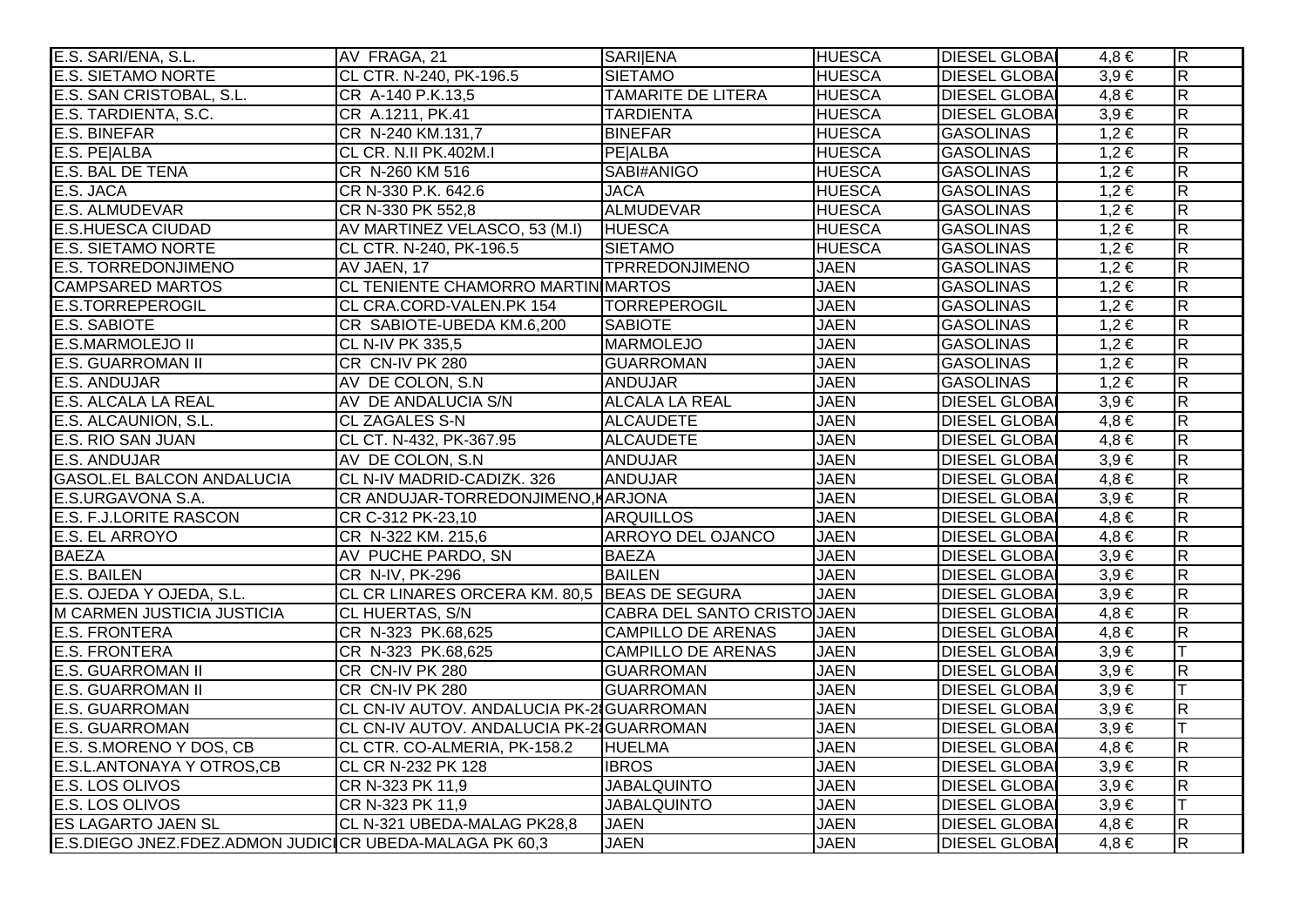| | | | | | | |
|---|---|---|---|---|---|---|
| E.S. SARI/ENA, S.L. | AV FRAGA, 21 | SARI\|ENA | HUESCA | DIESEL GLOBA | 4,8 € | R |
| E.S. SIETAMO NORTE | CL CTR. N-240, PK-196.5 | SIETAMO | HUESCA | DIESEL GLOBA | 3,9 € | R |
| E.S. SAN CRISTOBAL, S.L. | CR A-140 P.K.13,5 | TAMARITE DE LITERA | HUESCA | DIESEL GLOBA | 4,8 € | R |
| E.S. TARDIENTA, S.C. | CR A.1211, PK.41 | TARDIENTA | HUESCA | DIESEL GLOBA | 3,9 € | R |
| E.S. BINEFAR | CR N-240 KM.131,7 | BINEFAR | HUESCA | GASOLINAS | 1,2 € | R |
| E.S. PE\|ALBA | CL CR. N.II PK.402M.I | PE\|ALBA | HUESCA | GASOLINAS | 1,2 € | R |
| E.S. BAL DE TENA | CR N-260 KM 516 | SABI#ANIGO | HUESCA | GASOLINAS | 1,2 € | R |
| E.S. JACA | CR N-330 P.K. 642.6 | JACA | HUESCA | GASOLINAS | 1,2 € | R |
| E.S. ALMUDEVAR | CR N-330 PK 552,8 | ALMUDEVAR | HUESCA | GASOLINAS | 1,2 € | R |
| E.S.HUESCA CIUDAD | AV MARTINEZ VELASCO, 53 (M.I) | HUESCA | HUESCA | GASOLINAS | 1,2 € | R |
| E.S. SIETAMO NORTE | CL CTR. N-240, PK-196.5 | SIETAMO | HUESCA | GASOLINAS | 1,2 € | R |
| E.S. TORREDONJIMENO | AV JAEN, 17 | TPRREDONJIMENO | JAEN | GASOLINAS | 1,2 € | R |
| CAMPSARED MARTOS | CL TENIENTE CHAMORRO MARTIN | MARTOS | JAEN | GASOLINAS | 1,2 € | R |
| E.S.TORREPEROGIL | CL CRA.CORD-VALEN.PK 154 | TORREPEROGIL | JAEN | GASOLINAS | 1,2 € | R |
| E.S. SABIOTE | CR SABIOTE-UBEDA KM.6,200 | SABIOTE | JAEN | GASOLINAS | 1,2 € | R |
| E.S.MARMOLEJO II | CL N-IV PK 335,5 | MARMOLEJO | JAEN | GASOLINAS | 1,2 € | R |
| E.S. GUARROMAN II | CR CN-IV PK 280 | GUARROMAN | JAEN | GASOLINAS | 1,2 € | R |
| E.S. ANDUJAR | AV DE COLON, S.N | ANDUJAR | JAEN | GASOLINAS | 1,2 € | R |
| E.S. ALCALA LA REAL | AV DE ANDALUCIA S/N | ALCALA LA REAL | JAEN | DIESEL GLOBA | 3,9 € | R |
| E.S. ALCAUNION, S.L. | CL ZAGALES S-N | ALCAUDETE | JAEN | DIESEL GLOBA | 4,8 € | R |
| E.S. RIO SAN JUAN | CL CT. N-432, PK-367.95 | ALCAUDETE | JAEN | DIESEL GLOBA | 4,8 € | R |
| E.S. ANDUJAR | AV DE COLON, S.N | ANDUJAR | JAEN | DIESEL GLOBA | 3,9 € | R |
| GASOL.EL BALCON ANDALUCIA | CL N-IV MADRID-CADIZK. 326 | ANDUJAR | JAEN | DIESEL GLOBA | 4,8 € | R |
| E.S.URGAVONA S.A. | CR ANDUJAR-TORREDONJIMENO,K | ARJONA | JAEN | DIESEL GLOBA | 3,9 € | R |
| E.S. F.J.LORITE RASCON | CR C-312 PK-23,10 | ARQUILLOS | JAEN | DIESEL GLOBA | 4,8 € | R |
| E.S. EL ARROYO | CR N-322 KM. 215,6 | ARROYO DEL OJANCO | JAEN | DIESEL GLOBA | 4,8 € | R |
| BAEZA | AV PUCHE PARDO, SN | BAEZA | JAEN | DIESEL GLOBA | 3,9 € | R |
| E.S. BAILEN | CR N-IV, PK-296 | BAILEN | JAEN | DIESEL GLOBA | 3,9 € | R |
| E.S. OJEDA Y OJEDA, S.L. | CL CR LINARES ORCERA KM. 80,5 | BEAS DE SEGURA | JAEN | DIESEL GLOBA | 3,9 € | R |
| M CARMEN JUSTICIA JUSTICIA | CL HUERTAS, S/N | CABRA DEL SANTO CRISTO | JAEN | DIESEL GLOBA | 4,8 € | R |
| E.S. FRONTERA | CR N-323 PK.68,625 | CAMPILLO DE ARENAS | JAEN | DIESEL GLOBA | 4,8 € | R |
| E.S. FRONTERA | CR N-323 PK.68,625 | CAMPILLO DE ARENAS | JAEN | DIESEL GLOBA | 3,9 € | T |
| E.S. GUARROMAN II | CR CN-IV PK 280 | GUARROMAN | JAEN | DIESEL GLOBA | 3,9 € | R |
| E.S. GUARROMAN II | CR CN-IV PK 280 | GUARROMAN | JAEN | DIESEL GLOBA | 3,9 € | T |
| E.S. GUARROMAN | CL CN-IV AUTOV. ANDALUCIA PK-2 | GUARROMAN | JAEN | DIESEL GLOBA | 3,9 € | R |
| E.S. GUARROMAN | CL CN-IV AUTOV. ANDALUCIA PK-2 | GUARROMAN | JAEN | DIESEL GLOBA | 3,9 € | T |
| E.S. S.MORENO Y DOS, CB | CL CTR. CO-ALMERIA, PK-158.2 | HUELMA | JAEN | DIESEL GLOBA | 4,8 € | R |
| E.S.L.ANTONAYA Y OTROS,CB | CL CR N-232 PK 128 | IBROS | JAEN | DIESEL GLOBA | 3,9 € | R |
| E.S. LOS OLIVOS | CR N-323 PK 11,9 | JABALQUINTO | JAEN | DIESEL GLOBA | 3,9 € | R |
| E.S. LOS OLIVOS | CR N-323 PK 11,9 | JABALQUINTO | JAEN | DIESEL GLOBA | 3,9 € | T |
| ES LAGARTO JAEN SL | CL N-321 UBEDA-MALAG PK28,8 | JAEN | JAEN | DIESEL GLOBA | 4,8 € | R |
| E.S.DIEGO JNEZ.FDEZ.ADMON JUDICI | CR UBEDA-MALAGA PK 60,3 | JAEN | JAEN | DIESEL GLOBA | 4,8 € | R |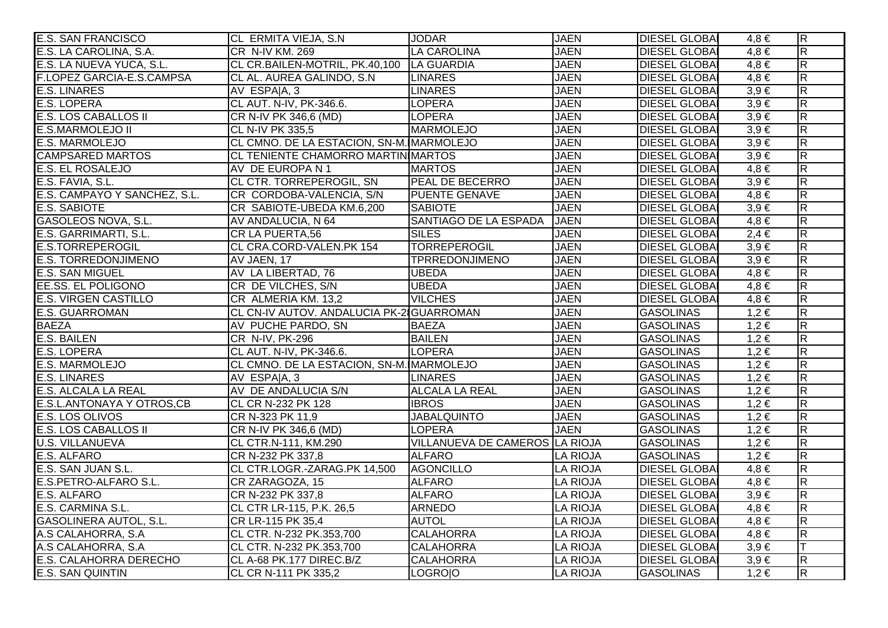| | | | | | | |
|---|---|---|---|---|---|---|
| E.S. SAN FRANCISCO | CL ERMITA VIEJA, S.N | JODAR | JAEN | DIESEL GLOBA | 4,8 € | R |
| E.S. LA CAROLINA, S.A. | CR N-IV KM. 269 | LA CAROLINA | JAEN | DIESEL GLOBA | 4,8 € | R |
| E.S. LA NUEVA YUCA, S.L. | CL CR.BAILEN-MOTRIL, PK.40,100 | LA GUARDIA | JAEN | DIESEL GLOBA | 4,8 € | R |
| F.LOPEZ GARCIA-E.S.CAMPSA | CL AL. AUREA GALINDO, S.N | LINARES | JAEN | DIESEL GLOBA | 4,8 € | R |
| E.S. LINARES | AV ESPA\|A, 3 | LINARES | JAEN | DIESEL GLOBA | 3,9 € | R |
| E.S. LOPERA | CL AUT. N-IV, PK-346.6. | LOPERA | JAEN | DIESEL GLOBA | 3,9 € | R |
| E.S. LOS CABALLOS II | CR N-IV PK 346,6 (MD) | LOPERA | JAEN | DIESEL GLOBA | 3,9 € | R |
| E.S.MARMOLEJO II | CL N-IV PK 335,5 | MARMOLEJO | JAEN | DIESEL GLOBA | 3,9 € | R |
| E.S. MARMOLEJO | CL CMNO. DE LA ESTACION, SN-M. | MARMOLEJO | JAEN | DIESEL GLOBA | 3,9 € | R |
| CAMPSARED MARTOS | CL TENIENTE CHAMORRO MARTIN | MARTOS | JAEN | DIESEL GLOBA | 3,9 € | R |
| E.S. EL ROSALEJO | AV DE EUROPA N 1 | MARTOS | JAEN | DIESEL GLOBA | 4,8 € | R |
| E.S. FAVIA, S.L. | CL CTR. TORREPEROGIL, SN | PEAL DE BECERRO | JAEN | DIESEL GLOBA | 3,9 € | R |
| E.S. CAMPAYO Y SANCHEZ, S.L. | CR CORDOBA-VALENCIA, S/N | PUENTE GENAVE | JAEN | DIESEL GLOBA | 4,8 € | R |
| E.S. SABIOTE | CR SABIOTE-UBEDA KM.6,200 | SABIOTE | JAEN | DIESEL GLOBA | 3,9 € | R |
| GASOLEOS NOVA, S.L. | AV ANDALUCIA, N 64 | SANTIAGO DE LA ESPADA | JAEN | DIESEL GLOBA | 4,8 € | R |
| E.S. GARRIMARTI, S.L. | CR LA PUERTA,56 | SILES | JAEN | DIESEL GLOBA | 2,4 € | R |
| E.S.TORREPEROGIL | CL CRA.CORD-VALEN.PK 154 | TORREPEROGIL | JAEN | DIESEL GLOBA | 3,9 € | R |
| E.S. TORREDONJIMENO | AV JAEN, 17 | TPRREDONJIMENO | JAEN | DIESEL GLOBA | 3,9 € | R |
| E.S. SAN MIGUEL | AV LA LIBERTAD, 76 | UBEDA | JAEN | DIESEL GLOBA | 4,8 € | R |
| EE.SS. EL POLIGONO | CR DE VILCHES, S/N | UBEDA | JAEN | DIESEL GLOBA | 4,8 € | R |
| E.S. VIRGEN CASTILLO | CR ALMERIA KM. 13,2 | VILCHES | JAEN | DIESEL GLOBA | 4,8 € | R |
| E.S. GUARROMAN | CL CN-IV AUTOV. ANDALUCIA PK-2 | GUARROMAN | JAEN | GASOLINAS | 1,2 € | R |
| BAEZA | AV PUCHE PARDO, SN | BAEZA | JAEN | GASOLINAS | 1,2 € | R |
| E.S. BAILEN | CR N-IV, PK-296 | BAILEN | JAEN | GASOLINAS | 1,2 € | R |
| E.S. LOPERA | CL AUT. N-IV, PK-346.6. | LOPERA | JAEN | GASOLINAS | 1,2 € | R |
| E.S. MARMOLEJO | CL CMNO. DE LA ESTACION, SN-M. | MARMOLEJO | JAEN | GASOLINAS | 1,2 € | R |
| E.S. LINARES | AV ESPA\|A, 3 | LINARES | JAEN | GASOLINAS | 1,2 € | R |
| E.S. ALCALA LA REAL | AV DE ANDALUCIA S/N | ALCALA LA REAL | JAEN | GASOLINAS | 1,2 € | R |
| E.S.L.ANTONAYA Y OTROS,CB | CL CR N-232 PK 128 | IBROS | JAEN | GASOLINAS | 1,2 € | R |
| E.S. LOS OLIVOS | CR N-323 PK 11,9 | JABALQUINTO | JAEN | GASOLINAS | 1,2 € | R |
| E.S. LOS CABALLOS II | CR N-IV PK 346,6 (MD) | LOPERA | JAEN | GASOLINAS | 1,2 € | R |
| U.S. VILLANUEVA | CL CTR.N-111, KM.290 | VILLANUEVA DE CAMEROS | LA RIOJA | GASOLINAS | 1,2 € | R |
| E.S. ALFARO | CR N-232 PK 337,8 | ALFARO | LA RIOJA | GASOLINAS | 1,2 € | R |
| E.S. SAN JUAN S.L. | CL CTR.LOGR.-ZARAG.PK 14,500 | AGONCILLO | LA RIOJA | DIESEL GLOBA | 4,8 € | R |
| E.S.PETRO-ALFARO S.L. | CR ZARAGOZA, 15 | ALFARO | LA RIOJA | DIESEL GLOBA | 4,8 € | R |
| E.S. ALFARO | CR N-232 PK 337,8 | ALFARO | LA RIOJA | DIESEL GLOBA | 3,9 € | R |
| E.S. CARMINA S.L. | CL CTR LR-115, P.K. 26,5 | ARNEDO | LA RIOJA | DIESEL GLOBA | 4,8 € | R |
| GASOLINERA AUTOL, S.L. | CR LR-115 PK 35,4 | AUTOL | LA RIOJA | DIESEL GLOBA | 4,8 € | R |
| A.S CALAHORRA, S.A | CL CTR. N-232 PK.353,700 | CALAHORRA | LA RIOJA | DIESEL GLOBA | 4,8 € | R |
| A.S CALAHORRA, S.A | CL CTR. N-232 PK.353,700 | CALAHORRA | LA RIOJA | DIESEL GLOBA | 3,9 € | T |
| E.S. CALAHORRA DERECHO | CL A-68 PK.177 DIREC.B/Z | CALAHORRA | LA RIOJA | DIESEL GLOBA | 3,9 € | R |
| E.S. SAN QUINTIN | CL CR N-111 PK 335,2 | LOGRO\|O | LA RIOJA | GASOLINAS | 1,2 € | R |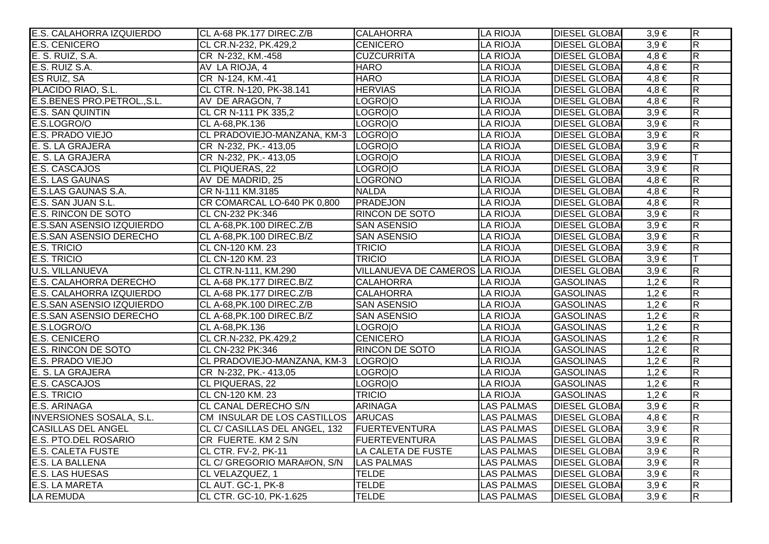| | | | | | | |
|---|---|---|---|---|---|---|
| E.S. CALAHORRA IZQUIERDO | CL A-68 PK.177 DIREC.Z/B | CALAHORRA | LA RIOJA | DIESEL GLOBA | 3,9 € | R |
| E.S. CENICERO | CL CR.N-232, PK.429,2 | CENICERO | LA RIOJA | DIESEL GLOBA | 3,9 € | R |
| E. S. RUIZ, S.A. | CR N-232, KM.-458 | CUZCURRITA | LA RIOJA | DIESEL GLOBA | 4,8 € | R |
| E.S. RUIZ S.A. | AV LA RIOJA, 4 | HARO | LA RIOJA | DIESEL GLOBA | 4,8 € | R |
| ES RUIZ, SA | CR N-124, KM.-41 | HARO | LA RIOJA | DIESEL GLOBA | 4,8 € | R |
| PLACIDO RIAO, S.L. | CL CTR. N-120, PK-38.141 | HERVIAS | LA RIOJA | DIESEL GLOBA | 4,8 € | R |
| E.S.BENES PRO.PETROL.,S.L. | AV DE ARAGON, 7 | LOGRO\|O | LA RIOJA | DIESEL GLOBA | 4,8 € | R |
| E.S. SAN QUINTIN | CL CR N-111 PK 335,2 | LOGRO\|O | LA RIOJA | DIESEL GLOBA | 3,9 € | R |
| E.S.LOGRO/O | CL A-68,PK.136 | LOGRO\|O | LA RIOJA | DIESEL GLOBA | 3,9 € | R |
| E.S. PRADO VIEJO | CL PRADOVIEJO-MANZANA, KM-3 | LOGRO\|O | LA RIOJA | DIESEL GLOBA | 3,9 € | R |
| E. S. LA GRAJERA | CR N-232, PK.- 413,05 | LOGRO\|O | LA RIOJA | DIESEL GLOBA | 3,9 € | R |
| E. S. LA GRAJERA | CR N-232, PK.- 413,05 | LOGRO\|O | LA RIOJA | DIESEL GLOBA | 3,9 € | T |
| E.S. CASCAJOS | CL PIQUERAS, 22 | LOGRO\|O | LA RIOJA | DIESEL GLOBA | 3,9 € | R |
| E.S. LAS GAUNAS | AV DE MADRID, 25 | LOGRONO | LA RIOJA | DIESEL GLOBA | 4,8 € | R |
| E.S.LAS GAUNAS S.A. | CR N-111 KM.3185 | NALDA | LA RIOJA | DIESEL GLOBA | 4,8 € | R |
| E.S. SAN JUAN S.L. | CR COMARCAL LO-640 PK 0,800 | PRADEJON | LA RIOJA | DIESEL GLOBA | 4,8 € | R |
| E.S. RINCON DE SOTO | CL CN-232 PK:346 | RINCON DE SOTO | LA RIOJA | DIESEL GLOBA | 3,9 € | R |
| E.S.SAN ASENSIO IZQUIERDO | CL A-68,PK.100 DIREC.Z/B | SAN ASENSIO | LA RIOJA | DIESEL GLOBA | 3,9 € | R |
| E.S.SAN ASENSIO DERECHO | CL A-68,PK.100 DIREC.B/Z | SAN ASENSIO | LA RIOJA | DIESEL GLOBA | 3,9 € | R |
| E.S. TRICIO | CL CN-120 KM. 23 | TRICIO | LA RIOJA | DIESEL GLOBA | 3,9 € | R |
| E.S. TRICIO | CL CN-120 KM. 23 | TRICIO | LA RIOJA | DIESEL GLOBA | 3,9 € | T |
| U.S. VILLANUEVA | CL CTR.N-111, KM.290 | VILLANUEVA DE CAMEROS | LA RIOJA | DIESEL GLOBA | 3,9 € | R |
| E.S. CALAHORRA DERECHO | CL A-68 PK.177 DIREC.B/Z | CALAHORRA | LA RIOJA | GASOLINAS | 1,2 € | R |
| E.S. CALAHORRA IZQUIERDO | CL A-68 PK.177 DIREC.Z/B | CALAHORRA | LA RIOJA | GASOLINAS | 1,2 € | R |
| E.S.SAN ASENSIO IZQUIERDO | CL A-68,PK.100 DIREC.Z/B | SAN ASENSIO | LA RIOJA | GASOLINAS | 1,2 € | R |
| E.S.SAN ASENSIO DERECHO | CL A-68,PK.100 DIREC.B/Z | SAN ASENSIO | LA RIOJA | GASOLINAS | 1,2 € | R |
| E.S.LOGRO/O | CL A-68,PK.136 | LOGRO\|O | LA RIOJA | GASOLINAS | 1,2 € | R |
| E.S. CENICERO | CL CR.N-232, PK.429,2 | CENICERO | LA RIOJA | GASOLINAS | 1,2 € | R |
| E.S. RINCON DE SOTO | CL CN-232 PK:346 | RINCON DE SOTO | LA RIOJA | GASOLINAS | 1,2 € | R |
| E.S. PRADO VIEJO | CL PRADOVIEJO-MANZANA, KM-3 | LOGRO\|O | LA RIOJA | GASOLINAS | 1,2 € | R |
| E. S. LA GRAJERA | CR N-232, PK.- 413,05 | LOGRO\|O | LA RIOJA | GASOLINAS | 1,2 € | R |
| E.S. CASCAJOS | CL PIQUERAS, 22 | LOGRO\|O | LA RIOJA | GASOLINAS | 1,2 € | R |
| E.S. TRICIO | CL CN-120 KM. 23 | TRICIO | LA RIOJA | GASOLINAS | 1,2 € | R |
| E.S. ARINAGA | CL CANAL DERECHO S/N | ARINAGA | LAS PALMAS | DIESEL GLOBA | 3,9 € | R |
| INVERSIONES SOSALA, S.L. | CM INSULAR DE LOS CASTILLOS | ARUCAS | LAS PALMAS | DIESEL GLOBA | 4,8 € | R |
| CASILLAS DEL ANGEL | CL C/ CASILLAS DEL ANGEL, 132 | FUERTEVENTURA | LAS PALMAS | DIESEL GLOBA | 3,9 € | R |
| E.S. PTO.DEL ROSARIO | CR FUERTE. KM 2 S/N | FUERTEVENTURA | LAS PALMAS | DIESEL GLOBA | 3,9 € | R |
| E.S. CALETA FUSTE | CL CTR. FV-2, PK-11 | LA CALETA DE FUSTE | LAS PALMAS | DIESEL GLOBA | 3,9 € | R |
| E.S. LA BALLENA | CL C/ GREGORIO MARA#ON, S/N | LAS PALMAS | LAS PALMAS | DIESEL GLOBA | 3,9 € | R |
| E.S. LAS HUESAS | CL VELAZQUEZ, 1 | TELDE | LAS PALMAS | DIESEL GLOBA | 3,9 € | R |
| E.S. LA MARETA | CL AUT. GC-1, PK-8 | TELDE | LAS PALMAS | DIESEL GLOBA | 3,9 € | R |
| LA REMUDA | CL CTR. GC-10, PK-1.625 | TELDE | LAS PALMAS | DIESEL GLOBA | 3,9 € | R |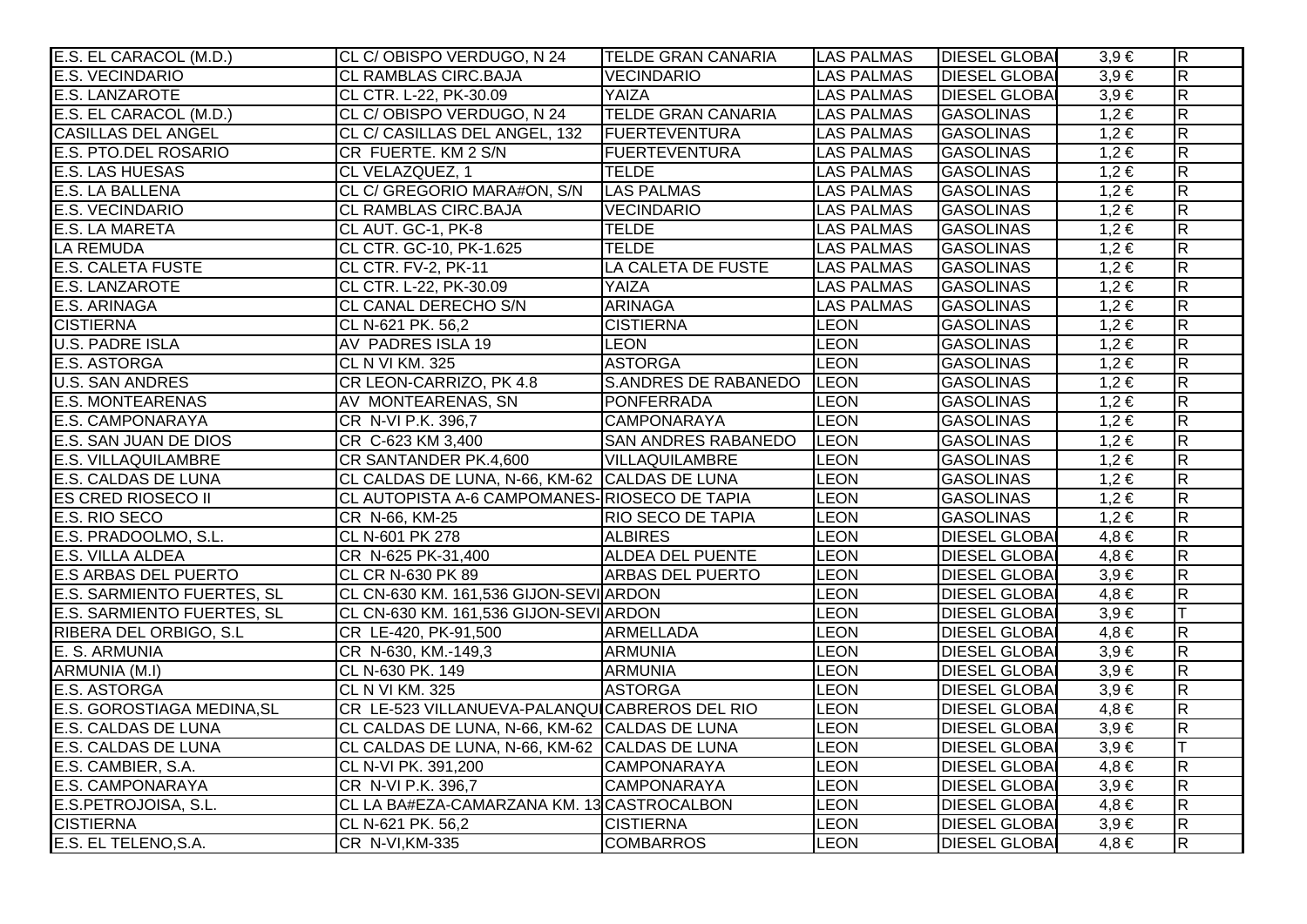| | | | | | | |
|---|---|---|---|---|---|---|
| E.S. EL CARACOL (M.D.) | CL C/ OBISPO VERDUGO, N 24 | TELDE GRAN CANARIA | LAS PALMAS | DIESEL GLOBA | 3,9 € | R |
| E.S. VECINDARIO | CL RAMBLAS CIRC.BAJA | VECINDARIO | LAS PALMAS | DIESEL GLOBA | 3,9 € | R |
| E.S. LANZAROTE | CL CTR. L-22, PK-30.09 | YAIZA | LAS PALMAS | DIESEL GLOBA | 3,9 € | R |
| E.S. EL CARACOL (M.D.) | CL C/ OBISPO VERDUGO, N 24 | TELDE GRAN CANARIA | LAS PALMAS | GASOLINAS | 1,2 € | R |
| CASILLAS DEL ANGEL | CL C/ CASILLAS DEL ANGEL, 132 | FUERTEVENTURA | LAS PALMAS | GASOLINAS | 1,2 € | R |
| E.S. PTO.DEL ROSARIO | CR FUERTE. KM 2 S/N | FUERTEVENTURA | LAS PALMAS | GASOLINAS | 1,2 € | R |
| E.S. LAS HUESAS | CL VELAZQUEZ, 1 | TELDE | LAS PALMAS | GASOLINAS | 1,2 € | R |
| E.S. LA BALLENA | CL C/ GREGORIO MARA#ON, S/N | LAS PALMAS | LAS PALMAS | GASOLINAS | 1,2 € | R |
| E.S. VECINDARIO | CL RAMBLAS CIRC.BAJA | VECINDARIO | LAS PALMAS | GASOLINAS | 1,2 € | R |
| E.S. LA MARETA | CL AUT. GC-1, PK-8 | TELDE | LAS PALMAS | GASOLINAS | 1,2 € | R |
| LA REMUDA | CL CTR. GC-10, PK-1.625 | TELDE | LAS PALMAS | GASOLINAS | 1,2 € | R |
| E.S. CALETA FUSTE | CL CTR. FV-2, PK-11 | LA CALETA DE FUSTE | LAS PALMAS | GASOLINAS | 1,2 € | R |
| E.S. LANZAROTE | CL CTR. L-22, PK-30.09 | YAIZA | LAS PALMAS | GASOLINAS | 1,2 € | R |
| E.S. ARINAGA | CL CANAL DERECHO S/N | ARINAGA | LAS PALMAS | GASOLINAS | 1,2 € | R |
| CISTIERNA | CL N-621 PK. 56,2 | CISTIERNA | LEON | GASOLINAS | 1,2 € | R |
| U.S. PADRE ISLA | AV PADRES ISLA 19 | LEON | LEON | GASOLINAS | 1,2 € | R |
| E.S. ASTORGA | CL N VI KM. 325 | ASTORGA | LEON | GASOLINAS | 1,2 € | R |
| U.S. SAN ANDRES | CR LEON-CARRIZO, PK 4.8 | S.ANDRES DE RABANEDO | LEON | GASOLINAS | 1,2 € | R |
| E.S. MONTEARENAS | AV MONTEARENAS, SN | PONFERRADA | LEON | GASOLINAS | 1,2 € | R |
| E.S. CAMPONARAYA | CR N-VI P.K. 396,7 | CAMPONARAYA | LEON | GASOLINAS | 1,2 € | R |
| E.S. SAN JUAN DE DIOS | CR C-623 KM 3,400 | SAN ANDRES RABANEDO | LEON | GASOLINAS | 1,2 € | R |
| E.S. VILLAQUILAMBRE | CR SANTANDER PK.4,600 | VILLAQUILAMBRE | LEON | GASOLINAS | 1,2 € | R |
| E.S. CALDAS DE LUNA | CL CALDAS DE LUNA, N-66, KM-62 | CALDAS DE LUNA | LEON | GASOLINAS | 1,2 € | R |
| ES CRED RIOSECO II | CL AUTOPISTA A-6 CAMPOMANES- | RIOSECO DE TAPIA | LEON | GASOLINAS | 1,2 € | R |
| E.S. RIO SECO | CR N-66, KM-25 | RIO SECO DE TAPIA | LEON | GASOLINAS | 1,2 € | R |
| E.S. PRADOOLMO, S.L. | CL N-601 PK 278 | ALBIRES | LEON | DIESEL GLOBA | 4,8 € | R |
| E.S. VILLA ALDEA | CR N-625 PK-31,400 | ALDEA DEL PUENTE | LEON | DIESEL GLOBA | 4,8 € | R |
| E.S ARBAS DEL PUERTO | CL CR N-630 PK 89 | ARBAS DEL PUERTO | LEON | DIESEL GLOBA | 3,9 € | R |
| E.S. SARMIENTO FUERTES, SL | CL CN-630 KM. 161,536 GIJON-SEVI | ARDON | LEON | DIESEL GLOBA | 4,8 € | R |
| E.S. SARMIENTO FUERTES, SL | CL CN-630 KM. 161,536 GIJON-SEVI | ARDON | LEON | DIESEL GLOBA | 3,9 € | T |
| RIBERA DEL ORBIGO, S.L | CR LE-420, PK-91,500 | ARMELLADA | LEON | DIESEL GLOBA | 4,8 € | R |
| E. S. ARMUNIA | CR N-630, KM.-149,3 | ARMUNIA | LEON | DIESEL GLOBA | 3,9 € | R |
| ARMUNIA (M.I) | CL N-630 PK. 149 | ARMUNIA | LEON | DIESEL GLOBA | 3,9 € | R |
| E.S. ASTORGA | CL N VI KM. 325 | ASTORGA | LEON | DIESEL GLOBA | 3,9 € | R |
| E.S. GOROSTIAGA MEDINA,SL | CR LE-523 VILLANUEVA-PALANQUI | CABREROS DEL RIO | LEON | DIESEL GLOBA | 4,8 € | R |
| E.S. CALDAS DE LUNA | CL CALDAS DE LUNA, N-66, KM-62 | CALDAS DE LUNA | LEON | DIESEL GLOBA | 3,9 € | R |
| E.S. CALDAS DE LUNA | CL CALDAS DE LUNA, N-66, KM-62 | CALDAS DE LUNA | LEON | DIESEL GLOBA | 3,9 € | T |
| E.S. CAMBIER, S.A. | CL N-VI PK. 391,200 | CAMPONARAYA | LEON | DIESEL GLOBA | 4,8 € | R |
| E.S. CAMPONARAYA | CR N-VI P.K. 396,7 | CAMPONARAYA | LEON | DIESEL GLOBA | 3,9 € | R |
| E.S.PETROJOISA, S.L. | CL LA BA#EZA-CAMARZANA KM. 13 | CASTROCALBON | LEON | DIESEL GLOBA | 4,8 € | R |
| CISTIERNA | CL N-621 PK. 56,2 | CISTIERNA | LEON | DIESEL GLOBA | 3,9 € | R |
| E.S. EL TELENO,S.A. | CR N-VI,KM-335 | COMBARROS | LEON | DIESEL GLOBA | 4,8 € | R |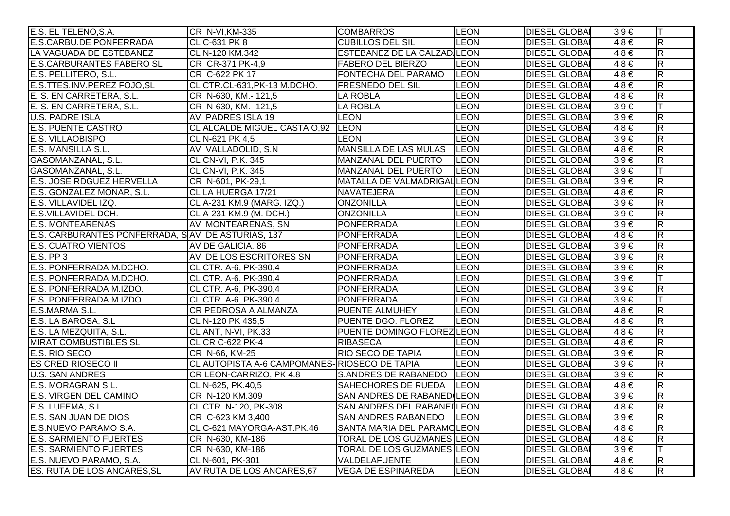| | | | | | | |
|---|---|---|---|---|---|---|
| E.S. EL TELENO,S.A. | CR N-VI,KM-335 | COMBARROS | LEON | DIESEL GLOBA | 3,9 € | T |
| E.S.CARBU.DE PONFERRADA | CL C-631 PK 8 | CUBILLOS DEL SIL | LEON | DIESEL GLOBA | 4,8 € | R |
| LA VAGUADA DE ESTEBANEZ | CL N-120 KM.342 | ESTEBANEZ DE LA CALZAD | LEON | DIESEL GLOBA | 4,8 € | R |
| E.S.CARBURANTES FABERO SL | CR CR-371 PK-4,9 | FABERO DEL BIERZO | LEON | DIESEL GLOBA | 4,8 € | R |
| E.S. PELLITERO, S.L. | CR C-622 PK 17 | FONTECHA DEL PARAMO | LEON | DIESEL GLOBA | 4,8 € | R |
| E.S.TTES.INV.PEREZ FOJO,SL | CL CTR.CL-631,PK-13 M.DCHO. | FRESNEDO DEL SIL | LEON | DIESEL GLOBA | 4,8 € | R |
| E. S. EN CARRETERA, S.L. | CR N-630, KM.- 121,5 | LA ROBLA | LEON | DIESEL GLOBA | 4,8 € | R |
| E. S. EN CARRETERA, S.L. | CR N-630, KM.- 121,5 | LA ROBLA | LEON | DIESEL GLOBA | 3,9 € | T |
| U.S. PADRE ISLA | AV PADRES ISLA 19 | LEON | LEON | DIESEL GLOBA | 3,9 € | R |
| E.S. PUENTE CASTRO | CL ALCALDE MIGUEL CASTA\|O,92 | LEON | LEON | DIESEL GLOBA | 4,8 € | R |
| E.S. VILLAOBISPO | CL N-621 PK 4,5 | LEON | LEON | DIESEL GLOBA | 3,9 € | R |
| E.S. MANSILLA S.L. | AV VALLADOLID, S.N | MANSILLA DE LAS MULAS | LEON | DIESEL GLOBA | 4,8 € | R |
| GASOMANZANAL, S.L. | CL CN-VI, P.K. 345 | MANZANAL DEL PUERTO | LEON | DIESEL GLOBA | 3,9 € | R |
| GASOMANZANAL, S.L. | CL CN-VI, P.K. 345 | MANZANAL DEL PUERTO | LEON | DIESEL GLOBA | 3,9 € | T |
| E.S. JOSE RDGUEZ HERVELLA | CR N-601, PK-29,1 | MATALLA DE VALMADRIGAL | LEON | DIESEL GLOBA | 3,9 € | R |
| E.S. GONZALEZ MONAR, S.L. | CL LA HUERGA 17/21 | NAVATEJERA | LEON | DIESEL GLOBA | 4,8 € | R |
| E.S. VILLAVIDEL IZQ. | CL A-231 KM.9 (MARG. IZQ.) | ONZONILLA | LEON | DIESEL GLOBA | 3,9 € | R |
| E.S.VILLAVIDEL DCH. | CL A-231 KM.9 (M. DCH.) | ONZONILLA | LEON | DIESEL GLOBA | 3,9 € | R |
| E.S. MONTEARENAS | AV MONTEARENAS, SN | PONFERRADA | LEON | DIESEL GLOBA | 3,9 € | R |
| E.S. CARBURANTES PONFERRADA, S | AV DE ASTURIAS, 137 | PONFERRADA | LEON | DIESEL GLOBA | 4,8 € | R |
| E.S. CUATRO VIENTOS | AV DE GALICIA, 86 | PONFERRADA | LEON | DIESEL GLOBA | 3,9 € | R |
| E.S. PP 3 | AV DE LOS ESCRITORES SN | PONFERRADA | LEON | DIESEL GLOBA | 3,9 € | R |
| E.S. PONFERRADA M.DCHO. | CL CTR. A-6, PK-390,4 | PONFERRADA | LEON | DIESEL GLOBA | 3,9 € | R |
| E.S. PONFERRADA M.DCHO. | CL CTR. A-6, PK-390,4 | PONFERRADA | LEON | DIESEL GLOBA | 3,9 € | T |
| E.S. PONFERRADA M.IZDO. | CL CTR. A-6, PK-390,4 | PONFERRADA | LEON | DIESEL GLOBA | 3,9 € | R |
| E.S. PONFERRADA M.IZDO. | CL CTR. A-6, PK-390,4 | PONFERRADA | LEON | DIESEL GLOBA | 3,9 € | T |
| E.S.MARMA S.L. | CR PEDROSA A ALMANZA | PUENTE ALMUHEY | LEON | DIESEL GLOBA | 4,8 € | R |
| E.S. LA BAROSA, S.L | CL N-120 PK 435,5 | PUENTE DGO. FLOREZ | LEON | DIESEL GLOBA | 4,8 € | R |
| E.S. LA MEZQUITA, S.L. | CL ANT, N-VI, PK.33 | PUENTE DOMINGO FLOREZ | LEON | DIESEL GLOBA | 4,8 € | R |
| MIRAT COMBUSTIBLES SL | CL CR C-622 PK-4 | RIBASECA | LEON | DIESEL GLOBA | 4,8 € | R |
| E.S. RIO SECO | CR N-66, KM-25 | RIO SECO DE TAPIA | LEON | DIESEL GLOBA | 3,9 € | R |
| ES CRED RIOSECO II | CL AUTOPISTA A-6 CAMPOMANES- | RIOSECO DE TAPIA | LEON | DIESEL GLOBA | 3,9 € | R |
| U.S. SAN ANDRES | CR LEON-CARRIZO, PK 4.8 | S.ANDRES DE RABANEDO | LEON | DIESEL GLOBA | 3,9 € | R |
| E.S. MORAGRAN S.L. | CL N-625, PK.40,5 | SAHECHORES DE RUEDA | LEON | DIESEL GLOBA | 4,8 € | R |
| E.S. VIRGEN DEL CAMINO | CR N-120 KM.309 | SAN ANDRES DE RABANED | LEON | DIESEL GLOBA | 3,9 € | R |
| E.S. LUFEMA, S.L. | CL CTR. N-120, PK-308 | SAN ANDRES DEL RABANEI | LEON | DIESEL GLOBA | 4,8 € | R |
| E.S. SAN JUAN DE DIOS | CR C-623 KM 3,400 | SAN ANDRES RABANEDO | LEON | DIESEL GLOBA | 3,9 € | R |
| E.S.NUEVO PARAMO S.A. | CL C-621 MAYORGA-AST.PK.46 | SANTA MARIA DEL PARAMO | LEON | DIESEL GLOBA | 4,8 € | R |
| E.S. SARMIENTO FUERTES | CR N-630, KM-186 | TORAL DE LOS GUZMANES | LEON | DIESEL GLOBA | 4,8 € | R |
| E.S. SARMIENTO FUERTES | CR N-630, KM-186 | TORAL DE LOS GUZMANES | LEON | DIESEL GLOBA | 3,9 € | T |
| E.S. NUEVO PARAMO, S.A. | CL N-601, PK-301 | VALDELAFUENTE | LEON | DIESEL GLOBA | 4,8 € | R |
| ES. RUTA DE LOS ANCARES,SL | AV RUTA DE LOS ANCARES,67 | VEGA DE ESPINAREDA | LEON | DIESEL GLOBA | 4,8 € | R |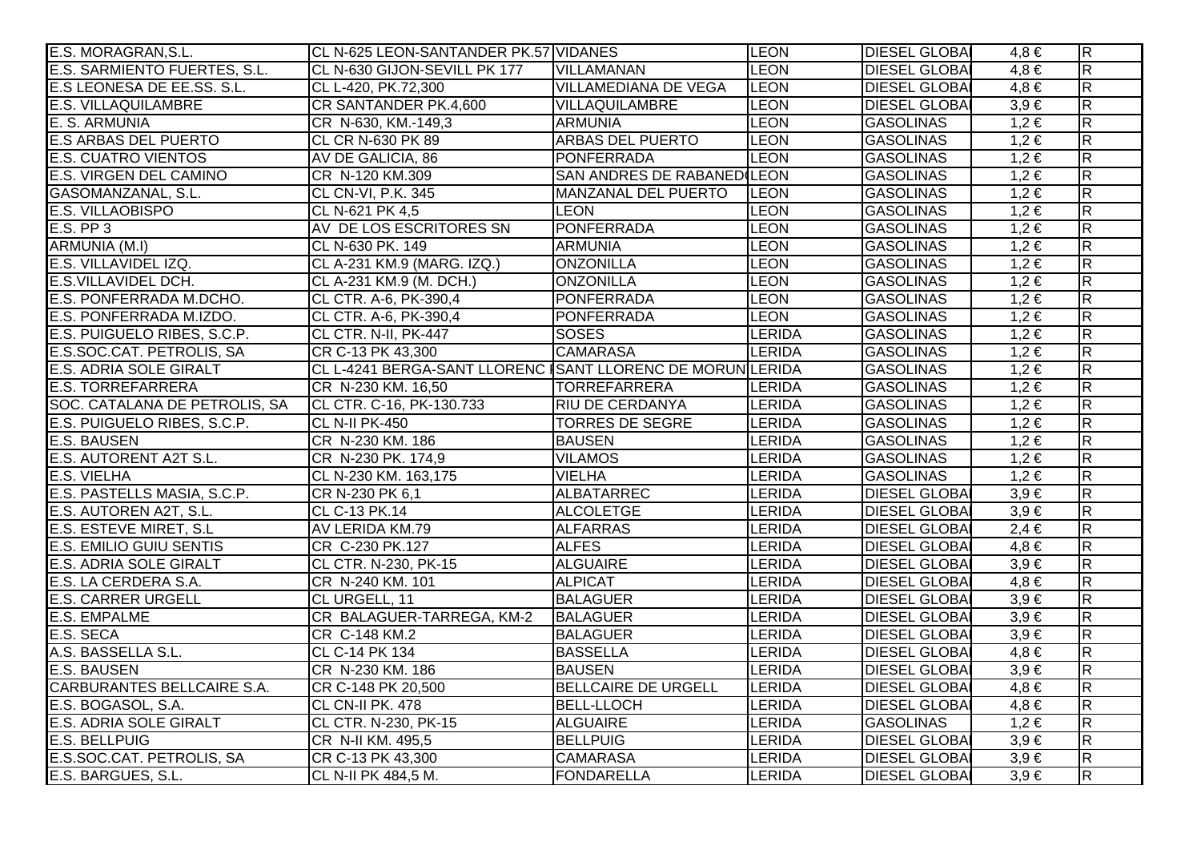| E.S. MORAGRAN,S.L. | CL N-625 LEON-SANTANDER PK.57 | VIDANES | LEON | DIESEL GLOBA | 4,8 € | R |
|---|---|---|---|---|---|---|
| E.S. SARMIENTO FUERTES, S.L. | CL N-630 GIJON-SEVILL PK 177 | VILLAMANAN | LEON | DIESEL GLOBA | 4,8 € | R |
| E.S LEONESA DE EE.SS. S.L. | CL L-420, PK.72,300 | VILLAMEDIANA DE VEGA | LEON | DIESEL GLOBA | 4,8 € | R |
| E.S. VILLAQUILAMBRE | CR SANTANDER PK.4,600 | VILLAQUILAMBRE | LEON | DIESEL GLOBA | 3,9 € | R |
| E. S. ARMUNIA | CR N-630, KM.-149,3 | ARMUNIA | LEON | GASOLINAS | 1,2 € | R |
| E.S ARBAS DEL PUERTO | CL CR N-630 PK 89 | ARBAS DEL PUERTO | LEON | GASOLINAS | 1,2 € | R |
| E.S. CUATRO VIENTOS | AV DE GALICIA, 86 | PONFERRADA | LEON | GASOLINAS | 1,2 € | R |
| E.S. VIRGEN DEL CAMINO | CR N-120 KM.309 | SAN ANDRES DE RABANED | LEON | GASOLINAS | 1,2 € | R |
| GASOMANZANAL, S.L. | CL CN-VI, P.K. 345 | MANZANAL DEL PUERTO | LEON | GASOLINAS | 1,2 € | R |
| E.S. VILLAOBISPO | CL N-621 PK 4,5 | LEON | LEON | GASOLINAS | 1,2 € | R |
| E.S. PP 3 | AV DE LOS ESCRITORES SN | PONFERRADA | LEON | GASOLINAS | 1,2 € | R |
| ARMUNIA (M.I) | CL N-630 PK. 149 | ARMUNIA | LEON | GASOLINAS | 1,2 € | R |
| E.S. VILLAVIDEL IZQ. | CL A-231 KM.9 (MARG. IZQ.) | ONZONILLA | LEON | GASOLINAS | 1,2 € | R |
| E.S.VILLAVIDEL DCH. | CL A-231 KM.9 (M. DCH.) | ONZONILLA | LEON | GASOLINAS | 1,2 € | R |
| E.S. PONFERRADA M.DCHO. | CL CTR. A-6, PK-390,4 | PONFERRADA | LEON | GASOLINAS | 1,2 € | R |
| E.S. PONFERRADA M.IZDO. | CL CTR. A-6, PK-390,4 | PONFERRADA | LEON | GASOLINAS | 1,2 € | R |
| E.S. PUIGUELO RIBES, S.C.P. | CL CTR. N-II, PK-447 | SOSES | LERIDA | GASOLINAS | 1,2 € | R |
| E.S.SOC.CAT. PETROLIS, SA | CR C-13 PK 43,300 | CAMARASA | LERIDA | GASOLINAS | 1,2 € | R |
| E.S. ADRIA SOLE GIRALT | CL L-4241 BERGA-SANT LLORENC | SANT LLORENC DE MORUN | LERIDA | GASOLINAS | 1,2 € | R |
| E.S. TORREFARRERA | CR N-230 KM. 16,50 | TORREFARRERA | LERIDA | GASOLINAS | 1,2 € | R |
| SOC. CATALANA DE PETROLIS, SA | CL CTR. C-16, PK-130.733 | RIU DE CERDANYA | LERIDA | GASOLINAS | 1,2 € | R |
| E.S. PUIGUELO RIBES, S.C.P. | CL N-II PK-450 | TORRES DE SEGRE | LERIDA | GASOLINAS | 1,2 € | R |
| E.S. BAUSEN | CR N-230 KM. 186 | BAUSEN | LERIDA | GASOLINAS | 1,2 € | R |
| E.S. AUTORENT A2T S.L. | CR N-230 PK. 174,9 | VILAMOS | LERIDA | GASOLINAS | 1,2 € | R |
| E.S. VIELHA | CL N-230 KM. 163,175 | VIELHA | LERIDA | GASOLINAS | 1,2 € | R |
| E.S. PASTELLS MASIA, S.C.P. | CR N-230 PK 6,1 | ALBATARREC | LERIDA | DIESEL GLOBA | 3,9 € | R |
| E.S. AUTOREN A2T, S.L. | CL C-13 PK.14 | ALCOLETGE | LERIDA | DIESEL GLOBA | 3,9 € | R |
| E.S. ESTEVE MIRET, S.L | AV LERIDA KM.79 | ALFARRAS | LERIDA | DIESEL GLOBA | 2,4 € | R |
| E.S. EMILIO GUIU SENTIS | CR C-230 PK.127 | ALFES | LERIDA | DIESEL GLOBA | 4,8 € | R |
| E.S. ADRIA SOLE GIRALT | CL CTR. N-230, PK-15 | ALGUAIRE | LERIDA | DIESEL GLOBA | 3,9 € | R |
| E.S. LA CERDERA S.A. | CR N-240 KM. 101 | ALPICAT | LERIDA | DIESEL GLOBA | 4,8 € | R |
| E.S. CARRER URGELL | CL URGELL, 11 | BALAGUER | LERIDA | DIESEL GLOBA | 3,9 € | R |
| E.S. EMPALME | CR BALAGUER-TARREGA, KM-2 | BALAGUER | LERIDA | DIESEL GLOBA | 3,9 € | R |
| E.S. SECA | CR C-148 KM.2 | BALAGUER | LERIDA | DIESEL GLOBA | 3,9 € | R |
| A.S. BASSELLA S.L. | CL C-14 PK 134 | BASSELLA | LERIDA | DIESEL GLOBA | 4,8 € | R |
| E.S. BAUSEN | CR N-230 KM. 186 | BAUSEN | LERIDA | DIESEL GLOBA | 3,9 € | R |
| CARBURANTES BELLCAIRE S.A. | CR C-148 PK 20,500 | BELLCAIRE DE URGELL | LERIDA | DIESEL GLOBA | 4,8 € | R |
| E.S. BOGASOL, S.A. | CL CN-II PK. 478 | BELL-LLOCH | LERIDA | DIESEL GLOBA | 4,8 € | R |
| E.S. ADRIA SOLE GIRALT | CL CTR. N-230, PK-15 | ALGUAIRE | LERIDA | GASOLINAS | 1,2 € | R |
| E.S. BELLPUIG | CR N-II KM. 495,5 | BELLPUIG | LERIDA | DIESEL GLOBA | 3,9 € | R |
| E.S.SOC.CAT. PETROLIS, SA | CR C-13 PK 43,300 | CAMARASA | LERIDA | DIESEL GLOBA | 3,9 € | R |
| E.S. BARGUES, S.L. | CL N-II PK 484,5 M. | FONDARELLA | LERIDA | DIESEL GLOBA | 3,9 € | R |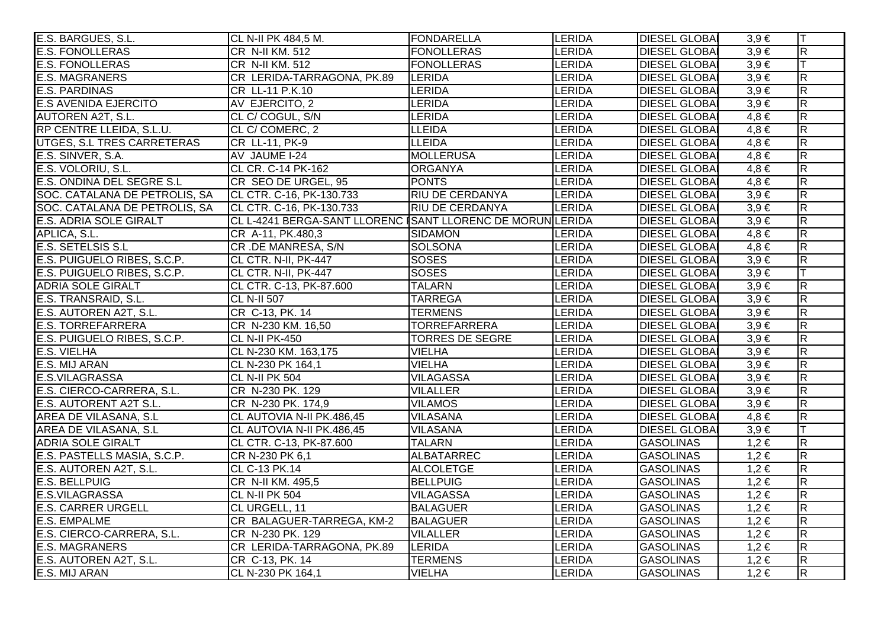| | | | | | | |
|---|---|---|---|---|---|---|
| E.S. BARGUES, S.L. | CL N-II PK 484,5 M. | FONDARELLA | LERIDA | DIESEL GLOBA | 3,9 € | T |
| E.S. FONOLLERAS | CR N-II KM. 512 | FONOLLERAS | LERIDA | DIESEL GLOBA | 3,9 € | R |
| E.S. FONOLLERAS | CR N-II KM. 512 | FONOLLERAS | LERIDA | DIESEL GLOBA | 3,9 € | T |
| E.S. MAGRANERS | CR LERIDA-TARRAGONA, PK.89 | LERIDA | LERIDA | DIESEL GLOBA | 3,9 € | R |
| E.S. PARDINAS | CR LL-11 P.K.10 | LERIDA | LERIDA | DIESEL GLOBA | 3,9 € | R |
| E.S AVENIDA EJERCITO | AV EJERCITO, 2 | LERIDA | LERIDA | DIESEL GLOBA | 3,9 € | R |
| AUTOREN A2T, S.L. | CL C/ COGUL, S/N | LERIDA | LERIDA | DIESEL GLOBA | 4,8 € | R |
| RP CENTRE LLEIDA, S.L.U. | CL C/ COMERC, 2 | LLEIDA | LERIDA | DIESEL GLOBA | 4,8 € | R |
| UTGES, S.L TRES CARRETERAS | CR LL-11, PK-9 | LLEIDA | LERIDA | DIESEL GLOBA | 4,8 € | R |
| E.S. SINVER, S.A. | AV JAUME I-24 | MOLLERUSA | LERIDA | DIESEL GLOBA | 4,8 € | R |
| E.S. VOLORIU, S.L. | CL CR. C-14 PK-162 | ORGANYA | LERIDA | DIESEL GLOBA | 4,8 € | R |
| E.S. ONDINA DEL SEGRE S.L | CR SEO DE URGEL, 95 | PONTS | LERIDA | DIESEL GLOBA | 4,8 € | R |
| SOC. CATALANA DE PETROLIS, SA | CL CTR. C-16, PK-130.733 | RIU DE CERDANYA | LERIDA | DIESEL GLOBA | 3,9 € | R |
| SOC. CATALANA DE PETROLIS, SA | CL CTR. C-16, PK-130.733 | RIU DE CERDANYA | LERIDA | DIESEL GLOBA | 3,9 € | R |
| E.S. ADRIA SOLE GIRALT | CL L-4241 BERGA-SANT LLORENC I | SANT LLORENC DE MORUN | LERIDA | DIESEL GLOBA | 3,9 € | R |
| APLICA, S.L. | CR A-11, PK.480,3 | SIDAMON | LERIDA | DIESEL GLOBA | 4,8 € | R |
| E.S. SETELSIS S.L | CR .DE MANRESA, S/N | SOLSONA | LERIDA | DIESEL GLOBA | 4,8 € | R |
| E.S. PUIGUELO RIBES, S.C.P. | CL CTR. N-II, PK-447 | SOSES | LERIDA | DIESEL GLOBA | 3,9 € | R |
| E.S. PUIGUELO RIBES, S.C.P. | CL CTR. N-II, PK-447 | SOSES | LERIDA | DIESEL GLOBA | 3,9 € | T |
| ADRIA SOLE GIRALT | CL CTR. C-13, PK-87.600 | TALARN | LERIDA | DIESEL GLOBA | 3,9 € | R |
| E.S. TRANSRAID, S.L. | CL N-II 507 | TARREGA | LERIDA | DIESEL GLOBA | 3,9 € | R |
| E.S. AUTOREN A2T, S.L. | CR C-13, PK. 14 | TERMENS | LERIDA | DIESEL GLOBA | 3,9 € | R |
| E.S. TORREFARRERA | CR N-230 KM. 16,50 | TORREFARRERA | LERIDA | DIESEL GLOBA | 3,9 € | R |
| E.S. PUIGUELO RIBES, S.C.P. | CL N-II PK-450 | TORRES DE SEGRE | LERIDA | DIESEL GLOBA | 3,9 € | R |
| E.S. VIELHA | CL N-230 KM. 163,175 | VIELHA | LERIDA | DIESEL GLOBA | 3,9 € | R |
| E.S. MIJ ARAN | CL N-230 PK 164,1 | VIELHA | LERIDA | DIESEL GLOBA | 3,9 € | R |
| E.S.VILAGRASSA | CL N-II PK 504 | VILAGASSA | LERIDA | DIESEL GLOBA | 3,9 € | R |
| E.S. CIERCO-CARRERA, S.L. | CR N-230 PK. 129 | VILALLER | LERIDA | DIESEL GLOBA | 3,9 € | R |
| E.S. AUTORENT A2T S.L. | CR N-230 PK. 174,9 | VILAMOS | LERIDA | DIESEL GLOBA | 3,9 € | R |
| AREA DE VILASANA, S.L | CL AUTOVIA N-II PK.486,45 | VILASANA | LERIDA | DIESEL GLOBA | 4,8 € | R |
| AREA DE VILASANA, S.L | CL AUTOVIA N-II PK.486,45 | VILASANA | LERIDA | DIESEL GLOBA | 3,9 € | T |
| ADRIA SOLE GIRALT | CL CTR. C-13, PK-87.600 | TALARN | LERIDA | GASOLINAS | 1,2 € | R |
| E.S. PASTELLS MASIA, S.C.P. | CR N-230 PK 6,1 | ALBATARREC | LERIDA | GASOLINAS | 1,2 € | R |
| E.S. AUTOREN A2T, S.L. | CL C-13 PK.14 | ALCOLETGE | LERIDA | GASOLINAS | 1,2 € | R |
| E.S. BELLPUIG | CR N-II KM. 495,5 | BELLPUIG | LERIDA | GASOLINAS | 1,2 € | R |
| E.S.VILAGRASSA | CL N-II PK 504 | VILAGASSA | LERIDA | GASOLINAS | 1,2 € | R |
| E.S. CARRER URGELL | CL URGELL, 11 | BALAGUER | LERIDA | GASOLINAS | 1,2 € | R |
| E.S. EMPALME | CR BALAGUER-TARREGA, KM-2 | BALAGUER | LERIDA | GASOLINAS | 1,2 € | R |
| E.S. CIERCO-CARRERA, S.L. | CR N-230 PK. 129 | VILALLER | LERIDA | GASOLINAS | 1,2 € | R |
| E.S. MAGRANERS | CR LERIDA-TARRAGONA, PK.89 | LERIDA | LERIDA | GASOLINAS | 1,2 € | R |
| E.S. AUTOREN A2T, S.L. | CR C-13, PK. 14 | TERMENS | LERIDA | GASOLINAS | 1,2 € | R |
| E.S. MIJ ARAN | CL N-230 PK 164,1 | VIELHA | LERIDA | GASOLINAS | 1,2 € | R |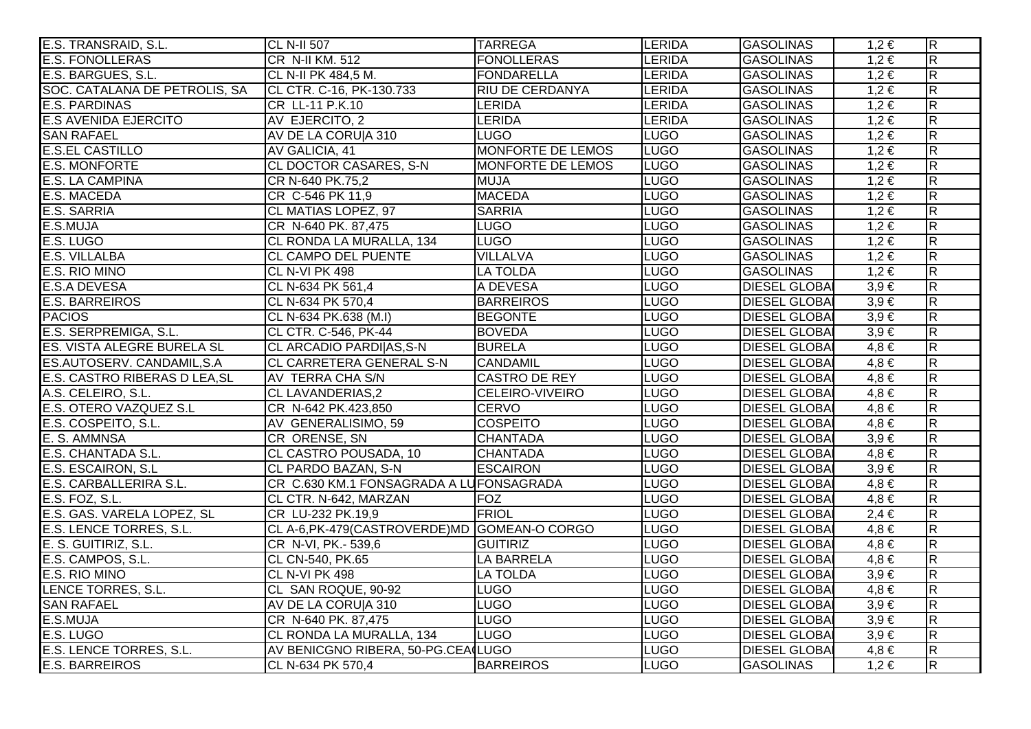| | | | | | | |
|---|---|---|---|---|---|---|
| E.S. TRANSRAID, S.L. | CL N-II 507 | TARREGA | LERIDA | GASOLINAS | 1,2 € | R |
| E.S. FONOLLERAS | CR N-II KM. 512 | FONOLLERAS | LERIDA | GASOLINAS | 1,2 € | R |
| E.S. BARGUES, S.L. | CL N-II PK 484,5 M. | FONDARELLA | LERIDA | GASOLINAS | 1,2 € | R |
| SOC. CATALANA DE PETROLIS, SA | CL CTR. C-16, PK-130.733 | RIU DE CERDANYA | LERIDA | GASOLINAS | 1,2 € | R |
| E.S. PARDINAS | CR LL-11 P.K.10 | LERIDA | LERIDA | GASOLINAS | 1,2 € | R |
| E.S AVENIDA EJERCITO | AV EJERCITO, 2 | LERIDA | LERIDA | GASOLINAS | 1,2 € | R |
| SAN RAFAEL | AV DE LA CORU\|A 310 | LUGO | LUGO | GASOLINAS | 1,2 € | R |
| E.S.EL CASTILLO | AV GALICIA, 41 | MONFORTE DE LEMOS | LUGO | GASOLINAS | 1,2 € | R |
| E.S. MONFORTE | CL DOCTOR CASARES, S-N | MONFORTE DE LEMOS | LUGO | GASOLINAS | 1,2 € | R |
| E.S. LA CAMPINA | CR N-640 PK.75,2 | MUJA | LUGO | GASOLINAS | 1,2 € | R |
| E.S. MACEDA | CR C-546 PK 11,9 | MACEDA | LUGO | GASOLINAS | 1,2 € | R |
| E.S. SARRIA | CL MATIAS LOPEZ, 97 | SARRIA | LUGO | GASOLINAS | 1,2 € | R |
| E.S.MUJA | CR N-640 PK. 87,475 | LUGO | LUGO | GASOLINAS | 1,2 € | R |
| E.S. LUGO | CL RONDA LA MURALLA, 134 | LUGO | LUGO | GASOLINAS | 1,2 € | R |
| E.S. VILLALBA | CL CAMPO DEL PUENTE | VILLALVA | LUGO | GASOLINAS | 1,2 € | R |
| E.S. RIO MINO | CL N-VI PK 498 | LA TOLDA | LUGO | GASOLINAS | 1,2 € | R |
| E.S.A DEVESA | CL N-634 PK 561,4 | A DEVESA | LUGO | DIESEL GLOBA | 3,9 € | R |
| E.S. BARREIROS | CL N-634 PK 570,4 | BARREIROS | LUGO | DIESEL GLOBA | 3,9 € | R |
| PACIOS | CL N-634 PK.638 (M.I) | BEGONTE | LUGO | DIESEL GLOBA | 3,9 € | R |
| E.S. SERPREMIGA, S.L. | CL CTR. C-546, PK-44 | BOVEDA | LUGO | DIESEL GLOBA | 3,9 € | R |
| ES. VISTA ALEGRE BURELA SL | CL ARCADIO PARDI\|AS,S-N | BURELA | LUGO | DIESEL GLOBA | 4,8 € | R |
| ES.AUTOSERV. CANDAMIL,S.A | CL CARRETERA GENERAL S-N | CANDAMIL | LUGO | DIESEL GLOBA | 4,8 € | R |
| E.S. CASTRO RIBERAS D LEA,SL | AV TERRA CHA S/N | CASTRO DE REY | LUGO | DIESEL GLOBA | 4,8 € | R |
| A.S. CELEIRO, S.L. | CL LAVANDERIAS,2 | CELEIRO-VIVEIRO | LUGO | DIESEL GLOBA | 4,8 € | R |
| E.S. OTERO VAZQUEZ S.L | CR N-642 PK.423,850 | CERVO | LUGO | DIESEL GLOBA | 4,8 € | R |
| E.S. COSPEITO, S.L. | AV GENERALISIMO, 59 | COSPEITO | LUGO | DIESEL GLOBA | 4,8 € | R |
| E. S. AMMNSA | CR ORENSE, SN | CHANTADA | LUGO | DIESEL GLOBA | 3,9 € | R |
| E.S. CHANTADA S.L. | CL CASTRO POUSADA, 10 | CHANTADA | LUGO | DIESEL GLOBA | 4,8 € | R |
| E.S. ESCAIRON, S.L | CL PARDO BAZAN, S-N | ESCAIRON | LUGO | DIESEL GLOBA | 3,9 € | R |
| E.S. CARBALLERIRA S.L. | CR C.630 KM.1 FONSAGRADA A LU | FONSAGRADA | LUGO | DIESEL GLOBA | 4,8 € | R |
| E.S. FOZ, S.L. | CL CTR. N-642, MARZAN | FOZ | LUGO | DIESEL GLOBA | 4,8 € | R |
| E.S. GAS. VARELA LOPEZ, SL | CR LU-232 PK.19,9 | FRIOL | LUGO | DIESEL GLOBA | 2,4 € | R |
| E.S. LENCE TORRES, S.L. | CL A-6,PK-479(CASTROVERDE)MD | GOMEAN-O CORGO | LUGO | DIESEL GLOBA | 4,8 € | R |
| E. S. GUITIRIZ, S.L. | CR N-VI, PK.- 539,6 | GUITIRIZ | LUGO | DIESEL GLOBA | 4,8 € | R |
| E.S. CAMPOS, S.L. | CL CN-540, PK.65 | LA BARRELA | LUGO | DIESEL GLOBA | 4,8 € | R |
| E.S. RIO MINO | CL N-VI PK 498 | LA TOLDA | LUGO | DIESEL GLOBA | 3,9 € | R |
| LENCE TORRES, S.L. | CL SAN ROQUE, 90-92 | LUGO | LUGO | DIESEL GLOBA | 4,8 € | R |
| SAN RAFAEL | AV DE LA CORU\|A 310 | LUGO | LUGO | DIESEL GLOBA | 3,9 € | R |
| E.S.MUJA | CR N-640 PK. 87,475 | LUGO | LUGO | DIESEL GLOBA | 3,9 € | R |
| E.S. LUGO | CL RONDA LA MURALLA, 134 | LUGO | LUGO | DIESEL GLOBA | 3,9 € | R |
| E.S. LENCE TORRES, S.L. | AV BENICGNO RIBERA, 50-PG.CEA | LUGO | LUGO | DIESEL GLOBA | 4,8 € | R |
| E.S. BARREIROS | CL N-634 PK 570,4 | BARREIROS | LUGO | GASOLINAS | 1,2 € | R |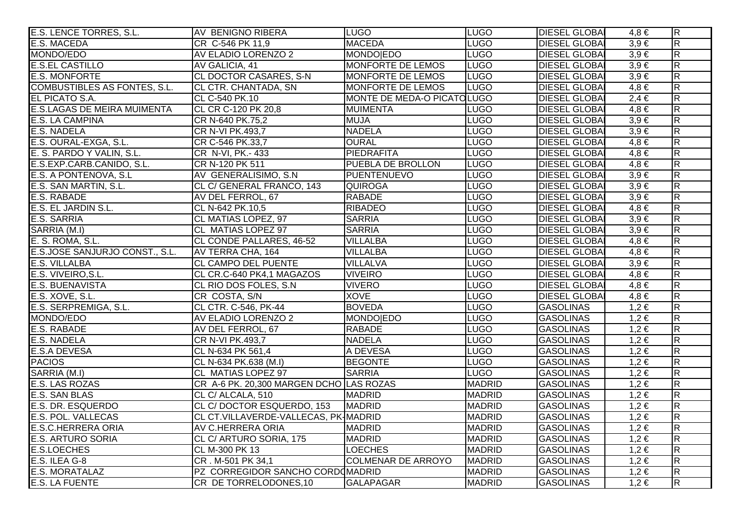| | | | | | | |
|---|---|---|---|---|---|---|
| E.S. LENCE TORRES, S.L. | AV BENIGNO RIBERA | LUGO | LUGO | DIESEL GLOBA | 4,8 € | R |
| E.S. MACEDA | CR C-546 PK 11,9 | MACEDA | LUGO | DIESEL GLOBA | 3,9 € | R |
| MONDO/EDO | AV ELADIO LORENZO 2 | MONDO\|EDO | LUGO | DIESEL GLOBA | 3,9 € | R |
| E.S.EL CASTILLO | AV GALICIA, 41 | MONFORTE DE LEMOS | LUGO | DIESEL GLOBA | 3,9 € | R |
| E.S. MONFORTE | CL DOCTOR CASARES, S-N | MONFORTE DE LEMOS | LUGO | DIESEL GLOBA | 3,9 € | R |
| COMBUSTIBLES AS FONTES, S.L. | CL CTR. CHANTADA, SN | MONFORTE DE LEMOS | LUGO | DIESEL GLOBA | 4,8 € | R |
| EL PICATO S.A. | CL C-540 PK.10 | MONTE DE MEDA-O PICATO | LUGO | DIESEL GLOBA | 2,4 € | R |
| E.S.LAGAS DE MEIRA MUIMENTA | CL CR C-120 PK 20,8 | MUIMENTA | LUGO | DIESEL GLOBA | 4,8 € | R |
| E.S. LA CAMPINA | CR N-640 PK.75,2 | MUJA | LUGO | DIESEL GLOBA | 3,9 € | R |
| E.S. NADELA | CR N-VI PK.493,7 | NADELA | LUGO | DIESEL GLOBA | 3,9 € | R |
| E.S. OURAL-EXGA, S.L. | CR C-546 PK.33,7 | OURAL | LUGO | DIESEL GLOBA | 4,8 € | R |
| E. S. PARDO Y VALIN, S.L. | CR N-VI, PK.- 433 | PIEDRAFITA | LUGO | DIESEL GLOBA | 4,8 € | R |
| E.S.EXP.CARB.CANIDO, S.L. | CR N-120 PK 511 | PUEBLA DE BROLLON | LUGO | DIESEL GLOBA | 4,8 € | R |
| E.S. A PONTENOVA, S.L | AV GENERALISIMO, S.N | PUENTENUEVO | LUGO | DIESEL GLOBA | 3,9 € | R |
| E.S. SAN MARTIN, S.L. | CL C/ GENERAL FRANCO, 143 | QUIROGA | LUGO | DIESEL GLOBA | 3,9 € | R |
| E.S. RABADE | AV DEL FERROL, 67 | RABADE | LUGO | DIESEL GLOBA | 3,9 € | R |
| E.S. EL JARDIN S.L. | CL N-642 PK.10,5 | RIBADEO | LUGO | DIESEL GLOBA | 4,8 € | R |
| E.S. SARRIA | CL MATIAS LOPEZ, 97 | SARRIA | LUGO | DIESEL GLOBA | 3,9 € | R |
| SARRIA (M.I) | CL MATIAS LOPEZ 97 | SARRIA | LUGO | DIESEL GLOBA | 3,9 € | R |
| E. S. ROMA, S.L. | CL CONDE PALLARES, 46-52 | VILLALBA | LUGO | DIESEL GLOBA | 4,8 € | R |
| E.S.JOSE SANJURJO CONST., S.L. | AV TERRA CHA, 164 | VILLALBA | LUGO | DIESEL GLOBA | 4,8 € | R |
| E.S. VILLALBA | CL CAMPO DEL PUENTE | VILLALVA | LUGO | DIESEL GLOBA | 3,9 € | R |
| E.S. VIVEIRO,S.L. | CL CR.C-640 PK4,1 MAGAZOS | VIVEIRO | LUGO | DIESEL GLOBA | 4,8 € | R |
| E.S. BUENAVISTA | CL RIO DOS FOLES, S.N | VIVERO | LUGO | DIESEL GLOBA | 4,8 € | R |
| E.S. XOVE, S.L. | CR COSTA, S/N | XOVE | LUGO | DIESEL GLOBA | 4,8 € | R |
| E.S. SERPREMIGA, S.L. | CL CTR. C-546, PK-44 | BOVEDA | LUGO | GASOLINAS | 1,2 € | R |
| MONDO/EDO | AV ELADIO LORENZO 2 | MONDO\|EDO | LUGO | GASOLINAS | 1,2 € | R |
| E.S. RABADE | AV DEL FERROL, 67 | RABADE | LUGO | GASOLINAS | 1,2 € | R |
| E.S. NADELA | CR N-VI PK.493,7 | NADELA | LUGO | GASOLINAS | 1,2 € | R |
| E.S.A DEVESA | CL N-634 PK 561,4 | A DEVESA | LUGO | GASOLINAS | 1,2 € | R |
| PACIOS | CL N-634 PK.638 (M.I) | BEGONTE | LUGO | GASOLINAS | 1,2 € | R |
| SARRIA (M.I) | CL MATIAS LOPEZ 97 | SARRIA | LUGO | GASOLINAS | 1,2 € | R |
| E.S. LAS ROZAS | CR A-6 PK. 20,300 MARGEN DCHO | LAS ROZAS | MADRID | GASOLINAS | 1,2 € | R |
| E.S. SAN BLAS | CL C/ ALCALA, 510 | MADRID | MADRID | GASOLINAS | 1,2 € | R |
| E.S. DR. ESQUERDO | CL C/ DOCTOR ESQUERDO, 153 | MADRID | MADRID | GASOLINAS | 1,2 € | R |
| E.S. POL. VALLECAS | CL CT.VILLAVERDE-VALLECAS, PK- | MADRID | MADRID | GASOLINAS | 1,2 € | R |
| E.S.C.HERRERA ORIA | AV C.HERRERA ORIA | MADRID | MADRID | GASOLINAS | 1,2 € | R |
| E.S. ARTURO SORIA | CL C/ ARTURO SORIA, 175 | MADRID | MADRID | GASOLINAS | 1,2 € | R |
| E.S.LOECHES | CL M-300 PK 13 | LOECHES | MADRID | GASOLINAS | 1,2 € | R |
| E.S. ILEA G-8 | CR . M-501 PK 34,1 | COLMENAR DE ARROYO | MADRID | GASOLINAS | 1,2 € | R |
| E.S. MORATALAZ | PZ CORREGIDOR SANCHO CORDO | MADRID | MADRID | GASOLINAS | 1,2 € | R |
| E.S. LA FUENTE | CR DE TORRELODONES,10 | GALAPAGAR | MADRID | GASOLINAS | 1,2 € | R |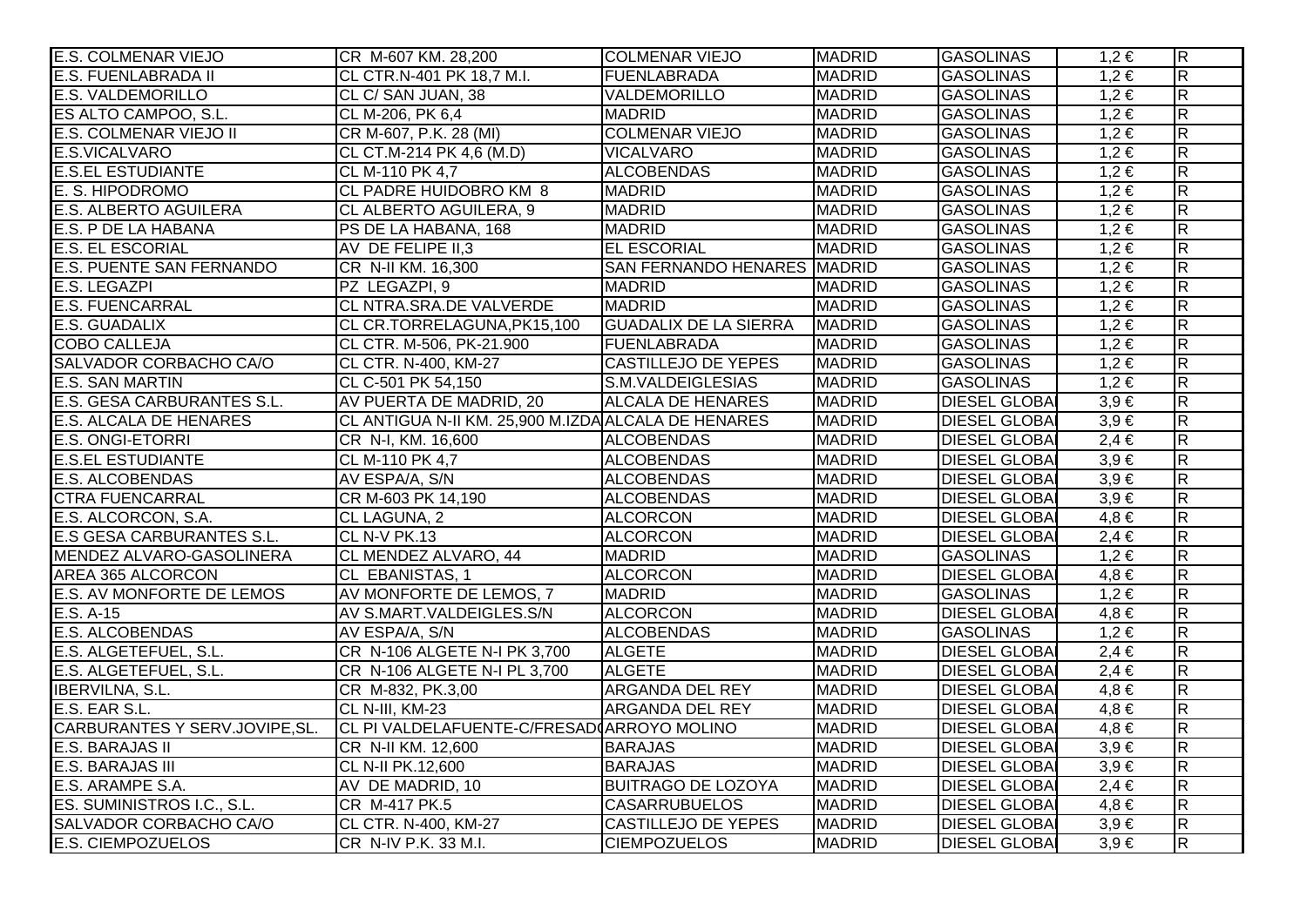| E.S. COLMENAR VIEJO | CR M-607 KM. 28,200 | COLMENAR VIEJO | MADRID | GASOLINAS | 1,2 € | R |
|---|---|---|---|---|---|---|
| E.S. FUENLABRADA II | CL CTR.N-401 PK 18,7 M.I. | FUENLABRADA | MADRID | GASOLINAS | 1,2 € | R |
| E.S. VALDEMORILLO | CL C/ SAN JUAN, 38 | VALDEMORILLO | MADRID | GASOLINAS | 1,2 € | R |
| ES ALTO CAMPOO, S.L. | CL M-206, PK 6,4 | MADRID | MADRID | GASOLINAS | 1,2 € | R |
| E.S. COLMENAR VIEJO II | CR M-607, P.K. 28 (MI) | COLMENAR VIEJO | MADRID | GASOLINAS | 1,2 € | R |
| E.S.VICALVARO | CL CT.M-214 PK 4,6 (M.D) | VICALVARO | MADRID | GASOLINAS | 1,2 € | R |
| E.S.EL ESTUDIANTE | CL M-110 PK 4,7 | ALCOBENDAS | MADRID | GASOLINAS | 1,2 € | R |
| E. S. HIPODROMO | CL PADRE HUIDOBRO KM 8 | MADRID | MADRID | GASOLINAS | 1,2 € | R |
| E.S. ALBERTO AGUILERA | CL ALBERTO AGUILERA, 9 | MADRID | MADRID | GASOLINAS | 1,2 € | R |
| E.S. P DE LA HABANA | PS DE LA HABANA, 168 | MADRID | MADRID | GASOLINAS | 1,2 € | R |
| E.S. EL ESCORIAL | AV DE FELIPE II,3 | EL ESCORIAL | MADRID | GASOLINAS | 1,2 € | R |
| E.S. PUENTE SAN FERNANDO | CR N-II KM. 16,300 | SAN FERNANDO HENARES | MADRID | GASOLINAS | 1,2 € | R |
| E.S. LEGAZPI | PZ LEGAZPI, 9 | MADRID | MADRID | GASOLINAS | 1,2 € | R |
| E.S. FUENCARRAL | CL NTRA.SRA.DE VALVERDE | MADRID | MADRID | GASOLINAS | 1,2 € | R |
| E.S. GUADALIX | CL CR.TORRELAGUNA,PK15,100 | GUADALIX DE LA SIERRA | MADRID | GASOLINAS | 1,2 € | R |
| COBO CALLEJA | CL CTR. M-506, PK-21.900 | FUENLABRADA | MADRID | GASOLINAS | 1,2 € | R |
| SALVADOR CORBACHO CA/O | CL CTR. N-400, KM-27 | CASTILLEJO DE YEPES | MADRID | GASOLINAS | 1,2 € | R |
| E.S. SAN MARTIN | CL C-501 PK 54,150 | S.M.VALDEIGLESIAS | MADRID | GASOLINAS | 1,2 € | R |
| E.S. GESA CARBURANTES S.L. | AV PUERTA DE MADRID, 20 | ALCALA DE HENARES | MADRID | DIESEL GLOBA | 3,9 € | R |
| E.S. ALCALA DE HENARES | CL ANTIGUA N-II KM. 25,900 M.IZDA | ALCALA DE HENARES | MADRID | DIESEL GLOBA | 3,9 € | R |
| E.S. ONGI-ETORRI | CR N-I, KM. 16,600 | ALCOBENDAS | MADRID | DIESEL GLOBA | 2,4 € | R |
| E.S.EL ESTUDIANTE | CL M-110 PK 4,7 | ALCOBENDAS | MADRID | DIESEL GLOBA | 3,9 € | R |
| E.S. ALCOBENDAS | AV ESPA/A, S/N | ALCOBENDAS | MADRID | DIESEL GLOBA | 3,9 € | R |
| CTRA FUENCARRAL | CR M-603 PK 14,190 | ALCOBENDAS | MADRID | DIESEL GLOBA | 3,9 € | R |
| E.S. ALCORCON, S.A. | CL LAGUNA, 2 | ALCORCON | MADRID | DIESEL GLOBA | 4,8 € | R |
| E.S GESA CARBURANTES S.L. | CL N-V PK.13 | ALCORCON | MADRID | DIESEL GLOBA | 2,4 € | R |
| MENDEZ ALVARO-GASOLINERA | CL MENDEZ ALVARO, 44 | MADRID | MADRID | GASOLINAS | 1,2 € | R |
| AREA 365 ALCORCON | CL EBANISTAS, 1 | ALCORCON | MADRID | DIESEL GLOBA | 4,8 € | R |
| E.S. AV MONFORTE DE LEMOS | AV MONFORTE DE LEMOS, 7 | MADRID | MADRID | GASOLINAS | 1,2 € | R |
| E.S. A-15 | AV S.MART.VALDEIGLES.S/N | ALCORCON | MADRID | DIESEL GLOBA | 4,8 € | R |
| E.S. ALCOBENDAS | AV ESPA/A, S/N | ALCOBENDAS | MADRID | GASOLINAS | 1,2 € | R |
| E.S. ALGETEFUEL, S.L. | CR N-106 ALGETE N-I PK 3,700 | ALGETE | MADRID | DIESEL GLOBA | 2,4 € | R |
| E.S. ALGETEFUEL, S.L. | CR N-106 ALGETE N-I PL 3,700 | ALGETE | MADRID | DIESEL GLOBA | 2,4 € | R |
| IBERVILNA, S.L. | CR M-832, PK.3,00 | ARGANDA DEL REY | MADRID | DIESEL GLOBA | 4,8 € | R |
| E.S. EAR S.L. | CL N-III, KM-23 | ARGANDA DEL REY | MADRID | DIESEL GLOBA | 4,8 € | R |
| CARBURANTES Y SERV.JOVIPE,SL. | CL PI VALDELAFUENTE-C/FRESADO | ARROYO MOLINO | MADRID | DIESEL GLOBA | 4,8 € | R |
| E.S. BARAJAS II | CR N-II KM. 12,600 | BARAJAS | MADRID | DIESEL GLOBA | 3,9 € | R |
| E.S. BARAJAS III | CL N-II PK.12,600 | BARAJAS | MADRID | DIESEL GLOBA | 3,9 € | R |
| E.S. ARAMPE S.A. | AV DE MADRID, 10 | BUITRAGO DE LOZOYA | MADRID | DIESEL GLOBA | 2,4 € | R |
| ES. SUMINISTROS I.C., S.L. | CR M-417 PK.5 | CASARRUBUELOS | MADRID | DIESEL GLOBA | 4,8 € | R |
| SALVADOR CORBACHO CA/O | CL CTR. N-400, KM-27 | CASTILLEJO DE YEPES | MADRID | DIESEL GLOBA | 3,9 € | R |
| E.S. CIEMPOZUELOS | CR N-IV P.K. 33 M.I. | CIEMPOZUELOS | MADRID | DIESEL GLOBA | 3,9 € | R |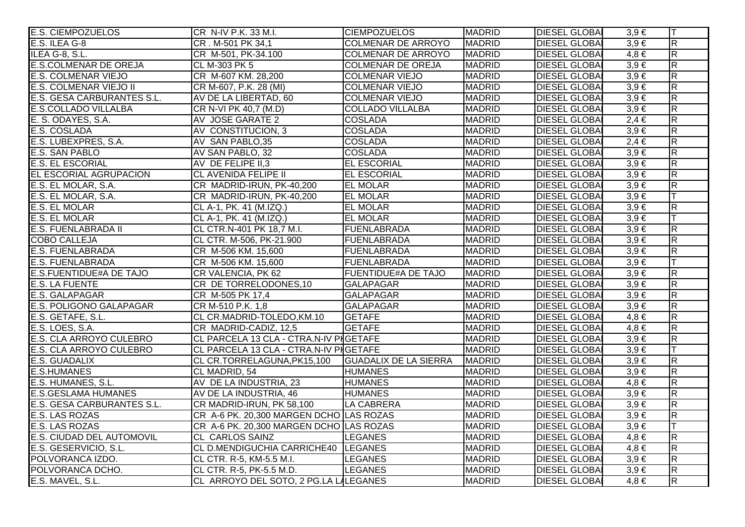| | | | | | | |
|---|---|---|---|---|---|---|
| E.S. CIEMPOZUELOS | CR N-IV P.K. 33 M.I. | CIEMPOZUELOS | MADRID | DIESEL GLOBA | 3,9 € | T |
| E.S. ILEA G-8 | CR . M-501 PK 34,1 | COLMENAR DE ARROYO | MADRID | DIESEL GLOBA | 3,9 € | R |
| ILEA G-8, S.L. | CR M-501, PK-34.100 | COLMENAR DE ARROYO | MADRID | DIESEL GLOBA | 4,8 € | R |
| E.S.COLMENAR DE OREJA | CL M-303 PK 5 | COLMENAR DE OREJA | MADRID | DIESEL GLOBA | 3,9 € | R |
| E.S. COLMENAR VIEJO | CR M-607 KM. 28,200 | COLMENAR VIEJO | MADRID | DIESEL GLOBA | 3,9 € | R |
| E.S. COLMENAR VIEJO II | CR M-607, P.K. 28 (MI) | COLMENAR VIEJO | MADRID | DIESEL GLOBA | 3,9 € | R |
| E.S. GESA CARBURANTES S.L. | AV DE LA LIBERTAD, 60 | COLMENAR VIEJO | MADRID | DIESEL GLOBA | 3,9 € | R |
| E.S.COLLADO VILLALBA | CR N-VI PK 40,7 (M.D) | COLLADO VILLALBA | MADRID | DIESEL GLOBA | 3,9 € | R |
| E. S. ODAYES, S.A. | AV JOSE GARATE 2 | COSLADA | MADRID | DIESEL GLOBA | 2,4 € | R |
| E.S. COSLADA | AV CONSTITUCION, 3 | COSLADA | MADRID | DIESEL GLOBA | 3,9 € | R |
| E.S. LUBEXPRES, S.A. | AV SAN PABLO,35 | COSLADA | MADRID | DIESEL GLOBA | 2,4 € | R |
| E.S. SAN PABLO | AV SAN PABLO, 32 | COSLADA | MADRID | DIESEL GLOBA | 3,9 € | R |
| E.S. EL ESCORIAL | AV DE FELIPE II,3 | EL ESCORIAL | MADRID | DIESEL GLOBA | 3,9 € | R |
| EL ESCORIAL AGRUPACION | CL AVENIDA FELIPE II | EL ESCORIAL | MADRID | DIESEL GLOBA | 3,9 € | R |
| E.S. EL MOLAR, S.A. | CR MADRID-IRUN, PK-40,200 | EL MOLAR | MADRID | DIESEL GLOBA | 3,9 € | R |
| E.S. EL MOLAR, S.A. | CR MADRID-IRUN, PK-40,200 | EL MOLAR | MADRID | DIESEL GLOBA | 3,9 € | T |
| E.S. EL MOLAR | CL A-1, PK. 41 (M.IZQ.) | EL MOLAR | MADRID | DIESEL GLOBA | 3,9 € | R |
| E.S. EL MOLAR | CL A-1, PK. 41 (M.IZQ.) | EL MOLAR | MADRID | DIESEL GLOBA | 3,9 € | T |
| E.S. FUENLABRADA II | CL CTR.N-401 PK 18,7 M.I. | FUENLABRADA | MADRID | DIESEL GLOBA | 3,9 € | R |
| COBO CALLEJA | CL CTR. M-506, PK-21.900 | FUENLABRADA | MADRID | DIESEL GLOBA | 3,9 € | R |
| E.S. FUENLABRADA | CR M-506 KM. 15,600 | FUENLABRADA | MADRID | DIESEL GLOBA | 3,9 € | R |
| E.S. FUENLABRADA | CR M-506 KM. 15,600 | FUENLABRADA | MADRID | DIESEL GLOBA | 3,9 € | T |
| E.S.FUENTIDUE#A DE TAJO | CR VALENCIA, PK 62 | FUENTIDUE#A DE TAJO | MADRID | DIESEL GLOBA | 3,9 € | R |
| E.S. LA FUENTE | CR DE TORRELODONES,10 | GALAPAGAR | MADRID | DIESEL GLOBA | 3,9 € | R |
| E.S. GALAPAGAR | CR M-505 PK 17,4 | GALAPAGAR | MADRID | DIESEL GLOBA | 3,9 € | R |
| E.S. POLIGONO GALAPAGAR | CR M-510 P.K. 1,8 | GALAPAGAR | MADRID | DIESEL GLOBA | 3,9 € | R |
| E.S. GETAFE, S.L. | CL CR.MADRID-TOLEDO,KM.10 | GETAFE | MADRID | DIESEL GLOBA | 4,8 € | R |
| E.S. LOES, S.A. | CR MADRID-CADIZ, 12,5 | GETAFE | MADRID | DIESEL GLOBA | 4,8 € | R |
| E.S. CLA ARROYO CULEBRO | CL PARCELA 13 CLA - CTRA.N-IV PI | GETAFE | MADRID | DIESEL GLOBA | 3,9 € | R |
| E.S. CLA ARROYO CULEBRO | CL PARCELA 13 CLA - CTRA.N-IV PI | GETAFE | MADRID | DIESEL GLOBA | 3,9 € | T |
| E.S. GUADALIX | CL CR.TORRELAGUNA,PK15,100 | GUADALIX DE LA SIERRA | MADRID | DIESEL GLOBA | 3,9 € | R |
| E.S.HUMANES | CL MADRID, 54 | HUMANES | MADRID | DIESEL GLOBA | 3,9 € | R |
| E.S. HUMANES, S.L. | AV DE LA INDUSTRIA, 23 | HUMANES | MADRID | DIESEL GLOBA | 4,8 € | R |
| E.S.GESLAMA HUMANES | AV DE LA INDUSTRIA, 46 | HUMANES | MADRID | DIESEL GLOBA | 3,9 € | R |
| E.S. GESA CARBURANTES S.L. | CR MADRID-IRUN, PK 58,100 | LA CABRERA | MADRID | DIESEL GLOBA | 3,9 € | R |
| E.S. LAS ROZAS | CR A-6 PK. 20,300 MARGEN DCHO | LAS ROZAS | MADRID | DIESEL GLOBA | 3,9 € | R |
| E.S. LAS ROZAS | CR A-6 PK. 20,300 MARGEN DCHO | LAS ROZAS | MADRID | DIESEL GLOBA | 3,9 € | T |
| E.S. CIUDAD DEL AUTOMOVIL | CL CARLOS SAINZ | LEGANES | MADRID | DIESEL GLOBA | 4,8 € | R |
| E.S. GESERVICIO, S.L. | CL D.MENDIGUCHIA CARRICHE40 | LEGANES | MADRID | DIESEL GLOBA | 4,8 € | R |
| POLVORANCA IZDO. | CL CTR. R-5, KM-5.5 M.I. | LEGANES | MADRID | DIESEL GLOBA | 3,9 € | R |
| POLVORANCA DCHO. | CL CTR. R-5, PK-5.5 M.D. | LEGANES | MADRID | DIESEL GLOBA | 3,9 € | R |
| E.S. MAVEL, S.L. | CL ARROYO DEL SOTO, 2 PG.LA L | LEGANES | MADRID | DIESEL GLOBA | 4,8 € | R |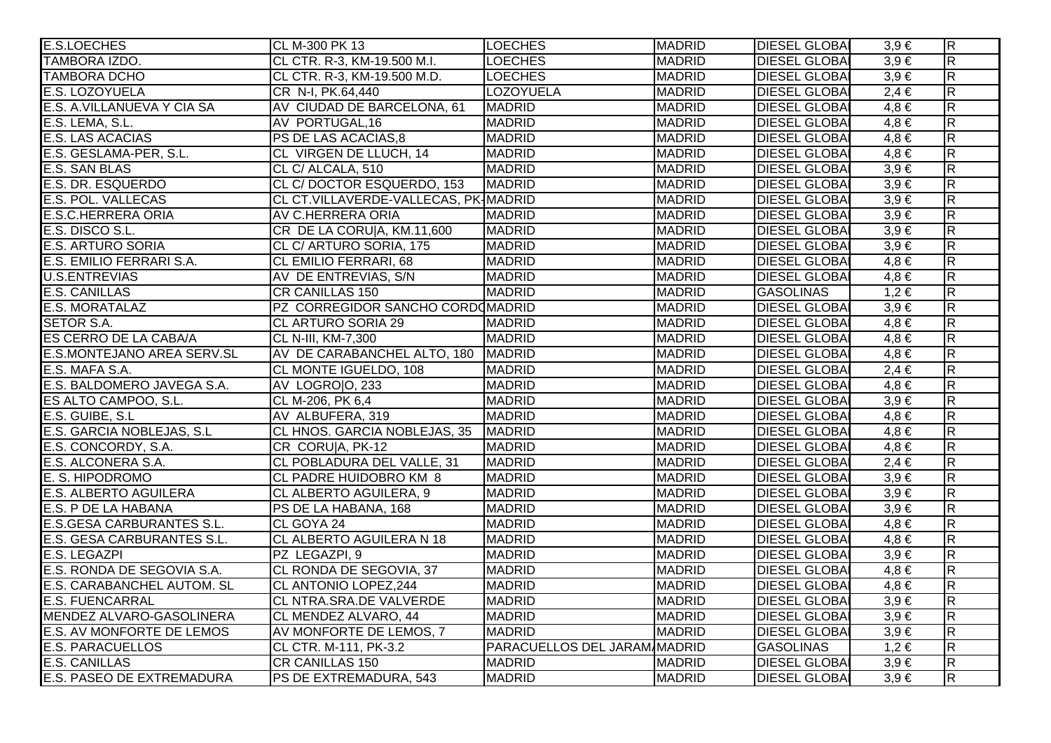| | | | | | | |
|---|---|---|---|---|---|---|
| E.S.LOECHES | CL M-300 PK 13 | LOECHES | MADRID | DIESEL GLOBA | 3,9 € | R |
| TAMBORA IZDO. | CL CTR. R-3, KM-19.500 M.I. | LOECHES | MADRID | DIESEL GLOBA | 3,9 € | R |
| TAMBORA DCHO | CL CTR. R-3, KM-19.500 M.D. | LOECHES | MADRID | DIESEL GLOBA | 3,9 € | R |
| E.S. LOZOYUELA | CR N-I, PK.64,440 | LOZOYUELA | MADRID | DIESEL GLOBA | 2,4 € | R |
| E.S. A.VILLANUEVA Y CIA SA | AV CIUDAD DE BARCELONA, 61 | MADRID | MADRID | DIESEL GLOBA | 4,8 € | R |
| E.S. LEMA, S.L. | AV PORTUGAL,16 | MADRID | MADRID | DIESEL GLOBA | 4,8 € | R |
| E.S. LAS ACACIAS | PS DE LAS ACACIAS,8 | MADRID | MADRID | DIESEL GLOBA | 4,8 € | R |
| E.S. GESLAMA-PER, S.L. | CL VIRGEN DE LLUCH, 14 | MADRID | MADRID | DIESEL GLOBA | 4,8 € | R |
| E.S. SAN BLAS | CL C/ ALCALA, 510 | MADRID | MADRID | DIESEL GLOBA | 3,9 € | R |
| E.S. DR. ESQUERDO | CL C/ DOCTOR ESQUERDO, 153 | MADRID | MADRID | DIESEL GLOBA | 3,9 € | R |
| E.S. POL. VALLECAS | CL CT.VILLAVERDE-VALLECAS, PK- | MADRID | MADRID | DIESEL GLOBA | 3,9 € | R |
| E.S.C.HERRERA ORIA | AV C.HERRERA ORIA | MADRID | MADRID | DIESEL GLOBA | 3,9 € | R |
| E.S. DISCO S.L. | CR DE LA CORU\|A, KM.11,600 | MADRID | MADRID | DIESEL GLOBA | 3,9 € | R |
| E.S. ARTURO SORIA | CL C/ ARTURO SORIA, 175 | MADRID | MADRID | DIESEL GLOBA | 3,9 € | R |
| E.S. EMILIO FERRARI S.A. | CL EMILIO FERRARI, 68 | MADRID | MADRID | DIESEL GLOBA | 4,8 € | R |
| U.S.ENTREVIAS | AV DE ENTREVIAS, S/N | MADRID | MADRID | DIESEL GLOBA | 4,8 € | R |
| E.S. CANILLAS | CR CANILLAS 150 | MADRID | MADRID | GASOLINAS | 1,2 € | R |
| E.S. MORATALAZ | PZ CORREGIDOR SANCHO CORDO | MADRID | MADRID | DIESEL GLOBA | 3,9 € | R |
| SETOR S.A. | CL ARTURO SORIA 29 | MADRID | MADRID | DIESEL GLOBA | 4,8 € | R |
| ES CERRO DE LA CABA/A | CL N-III, KM-7,300 | MADRID | MADRID | DIESEL GLOBA | 4,8 € | R |
| E.S.MONTEJANO AREA SERV.SL | AV DE CARABANCHEL ALTO, 180 | MADRID | MADRID | DIESEL GLOBA | 4,8 € | R |
| E.S. MAFA S.A. | CL MONTE IGUELDO, 108 | MADRID | MADRID | DIESEL GLOBA | 2,4 € | R |
| E.S. BALDOMERO JAVEGA S.A. | AV LOGRO\|O, 233 | MADRID | MADRID | DIESEL GLOBA | 4,8 € | R |
| ES ALTO CAMPOO, S.L. | CL M-206, PK 6,4 | MADRID | MADRID | DIESEL GLOBA | 3,9 € | R |
| E.S. GUIBE, S.L | AV ALBUFERA, 319 | MADRID | MADRID | DIESEL GLOBA | 4,8 € | R |
| E.S. GARCIA NOBLEJAS, S.L | CL HNOS. GARCIA NOBLEJAS, 35 | MADRID | MADRID | DIESEL GLOBA | 4,8 € | R |
| E.S. CONCORDY, S.A. | CR CORU\|A, PK-12 | MADRID | MADRID | DIESEL GLOBA | 4,8 € | R |
| E.S. ALCONERA S.A. | CL POBLADURA DEL VALLE, 31 | MADRID | MADRID | DIESEL GLOBA | 2,4 € | R |
| E. S. HIPODROMO | CL PADRE HUIDOBRO KM 8 | MADRID | MADRID | DIESEL GLOBA | 3,9 € | R |
| E.S. ALBERTO AGUILERA | CL ALBERTO AGUILERA, 9 | MADRID | MADRID | DIESEL GLOBA | 3,9 € | R |
| E.S. P DE LA HABANA | PS DE LA HABANA, 168 | MADRID | MADRID | DIESEL GLOBA | 3,9 € | R |
| E.S.GESA CARBURANTES S.L. | CL GOYA 24 | MADRID | MADRID | DIESEL GLOBA | 4,8 € | R |
| E.S. GESA CARBURANTES S.L. | CL ALBERTO AGUILERA N 18 | MADRID | MADRID | DIESEL GLOBA | 4,8 € | R |
| E.S. LEGAZPI | PZ LEGAZPI, 9 | MADRID | MADRID | DIESEL GLOBA | 3,9 € | R |
| E.S. RONDA DE SEGOVIA S.A. | CL RONDA DE SEGOVIA, 37 | MADRID | MADRID | DIESEL GLOBA | 4,8 € | R |
| E.S. CARABANCHEL AUTOM. SL | CL ANTONIO LOPEZ,244 | MADRID | MADRID | DIESEL GLOBA | 4,8 € | R |
| E.S. FUENCARRAL | CL NTRA.SRA.DE VALVERDE | MADRID | MADRID | DIESEL GLOBA | 3,9 € | R |
| MENDEZ ALVARO-GASOLINERA | CL MENDEZ ALVARO, 44 | MADRID | MADRID | DIESEL GLOBA | 3,9 € | R |
| E.S. AV MONFORTE DE LEMOS | AV MONFORTE DE LEMOS, 7 | MADRID | MADRID | DIESEL GLOBA | 3,9 € | R |
| E.S. PARACUELLOS | CL CTR. M-111, PK-3.2 | PARACUELLOS DEL JARAM | MADRID | GASOLINAS | 1,2 € | R |
| E.S. CANILLAS | CR CANILLAS 150 | MADRID | MADRID | DIESEL GLOBA | 3,9 € | R |
| E.S. PASEO DE EXTREMADURA | PS DE EXTREMADURA, 543 | MADRID | MADRID | DIESEL GLOBA | 3,9 € | R |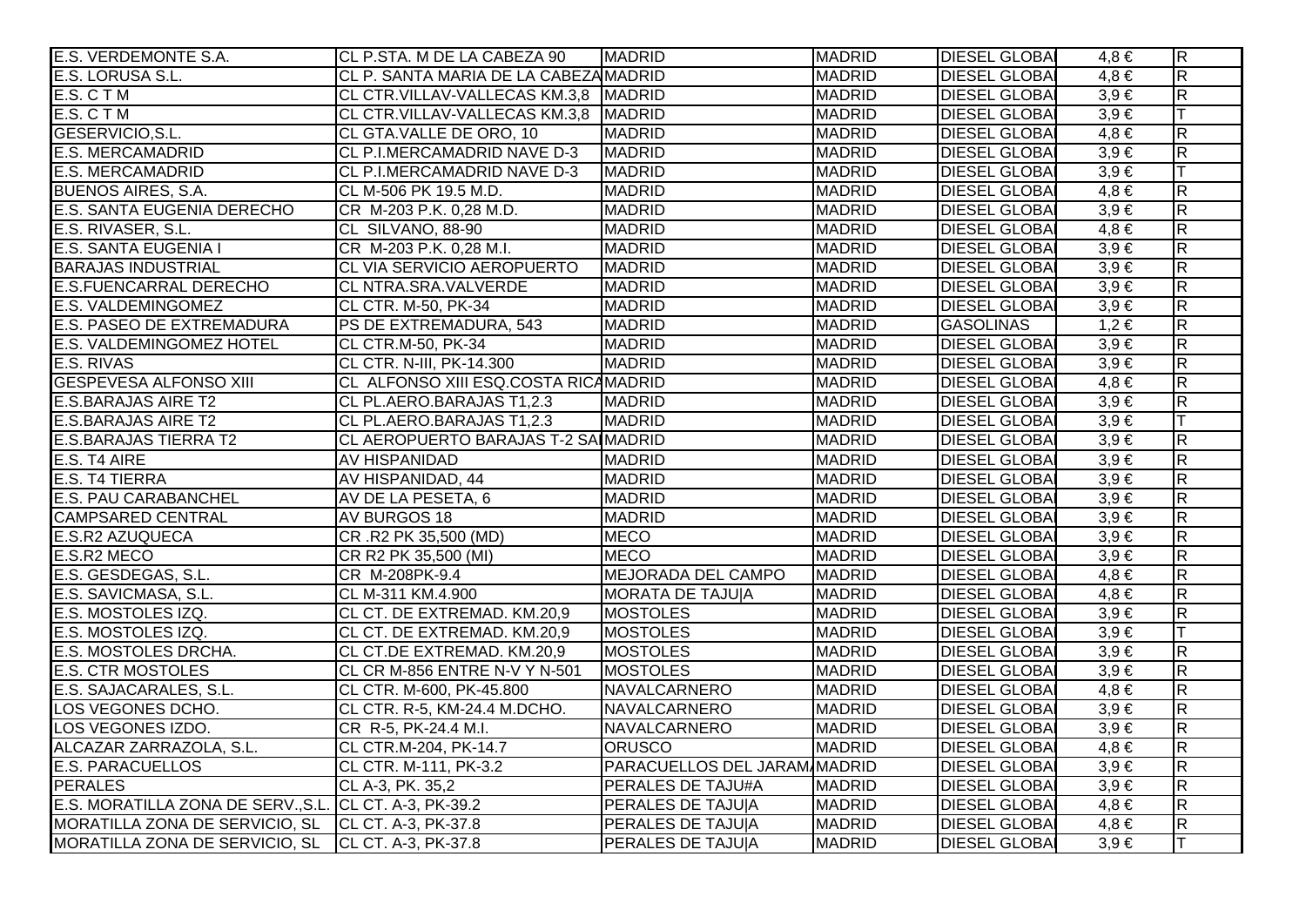| | | | | | | |
|---|---|---|---|---|---|---|
| E.S. VERDEMONTE S.A. | CL P.STA. M DE LA CABEZA 90 | MADRID | MADRID | DIESEL GLOBA | 4,8 € | R |
| E.S. LORUSA S.L. | CL P. SANTA MARIA DE LA CABEZA | MADRID | MADRID | DIESEL GLOBA | 4,8 € | R |
| E.S. C T M | CL CTR.VILLAV-VALLECAS KM.3,8 | MADRID | MADRID | DIESEL GLOBA | 3,9 € | R |
| E.S. C T M | CL CTR.VILLAV-VALLECAS KM.3,8 | MADRID | MADRID | DIESEL GLOBA | 3,9 € | T |
| GESERVICIO,S.L. | CL GTA.VALLE DE ORO, 10 | MADRID | MADRID | DIESEL GLOBA | 4,8 € | R |
| E.S. MERCAMADRID | CL P.I.MERCAMADRID NAVE D-3 | MADRID | MADRID | DIESEL GLOBA | 3,9 € | R |
| E.S. MERCAMADRID | CL P.I.MERCAMADRID NAVE D-3 | MADRID | MADRID | DIESEL GLOBA | 3,9 € | T |
| BUENOS AIRES, S.A. | CL M-506 PK 19.5 M.D. | MADRID | MADRID | DIESEL GLOBA | 4,8 € | R |
| E.S. SANTA EUGENIA DERECHO | CR M-203 P.K. 0,28 M.D. | MADRID | MADRID | DIESEL GLOBA | 3,9 € | R |
| E.S. RIVASER, S.L. | CL SILVANO, 88-90 | MADRID | MADRID | DIESEL GLOBA | 4,8 € | R |
| E.S. SANTA EUGENIA I | CR M-203 P.K. 0,28 M.I. | MADRID | MADRID | DIESEL GLOBA | 3,9 € | R |
| BARAJAS INDUSTRIAL | CL VIA SERVICIO AEROPUERTO | MADRID | MADRID | DIESEL GLOBA | 3,9 € | R |
| E.S.FUENCARRAL DERECHO | CL NTRA.SRA.VALVERDE | MADRID | MADRID | DIESEL GLOBA | 3,9 € | R |
| E.S. VALDEMINGOMEZ | CL CTR. M-50, PK-34 | MADRID | MADRID | DIESEL GLOBA | 3,9 € | R |
| E.S. PASEO DE EXTREMADURA | PS DE EXTREMADURA, 543 | MADRID | MADRID | GASOLINAS | 1,2 € | R |
| E.S. VALDEMINGOMEZ HOTEL | CL CTR.M-50, PK-34 | MADRID | MADRID | DIESEL GLOBA | 3,9 € | R |
| E.S. RIVAS | CL CTR. N-III, PK-14.300 | MADRID | MADRID | DIESEL GLOBA | 3,9 € | R |
| GESPEVESA ALFONSO XIII | CL ALFONSO XIII ESQ.COSTA RICA | MADRID | MADRID | DIESEL GLOBA | 4,8 € | R |
| E.S.BARAJAS AIRE T2 | CL PL.AERO.BARAJAS T1,2.3 | MADRID | MADRID | DIESEL GLOBA | 3,9 € | R |
| E.S.BARAJAS AIRE T2 | CL PL.AERO.BARAJAS T1,2.3 | MADRID | MADRID | DIESEL GLOBA | 3,9 € | T |
| E.S.BARAJAS TIERRA T2 | CL AEROPUERTO BARAJAS T-2 SA | MADRID | MADRID | DIESEL GLOBA | 3,9 € | R |
| E.S. T4 AIRE | AV HISPANIDAD | MADRID | MADRID | DIESEL GLOBA | 3,9 € | R |
| E.S. T4 TIERRA | AV HISPANIDAD, 44 | MADRID | MADRID | DIESEL GLOBA | 3,9 € | R |
| E.S. PAU CARABANCHEL | AV DE LA PESETA, 6 | MADRID | MADRID | DIESEL GLOBA | 3,9 € | R |
| CAMPSARED CENTRAL | AV BURGOS 18 | MADRID | MADRID | DIESEL GLOBA | 3,9 € | R |
| E.S.R2 AZUQUECA | CR .R2 PK 35,500 (MD) | MECO | MADRID | DIESEL GLOBA | 3,9 € | R |
| E.S.R2 MECO | CR R2 PK 35,500 (MI) | MECO | MADRID | DIESEL GLOBA | 3,9 € | R |
| E.S. GESDEGAS, S.L. | CR M-208PK-9.4 | MEJORADA DEL CAMPO | MADRID | DIESEL GLOBA | 4,8 € | R |
| E.S. SAVICMASA, S.L. | CL M-311 KM.4.900 | MORATA DE TAJU\|A | MADRID | DIESEL GLOBA | 4,8 € | R |
| E.S. MOSTOLES IZQ. | CL CT. DE EXTREMAD. KM.20,9 | MOSTOLES | MADRID | DIESEL GLOBA | 3,9 € | R |
| E.S. MOSTOLES IZQ. | CL CT. DE EXTREMAD. KM.20,9 | MOSTOLES | MADRID | DIESEL GLOBA | 3,9 € | T |
| E.S. MOSTOLES DRCHA. | CL CT.DE EXTREMAD. KM.20,9 | MOSTOLES | MADRID | DIESEL GLOBA | 3,9 € | R |
| E.S. CTR MOSTOLES | CL CR M-856 ENTRE N-V Y N-501 | MOSTOLES | MADRID | DIESEL GLOBA | 3,9 € | R |
| E.S. SAJACARALES, S.L. | CL CTR. M-600, PK-45.800 | NAVALCARNERO | MADRID | DIESEL GLOBA | 4,8 € | R |
| LOS VEGONES DCHO. | CL CTR. R-5, KM-24.4 M.DCHO. | NAVALCARNERO | MADRID | DIESEL GLOBA | 3,9 € | R |
| LOS VEGONES IZDO. | CR R-5, PK-24.4 M.I. | NAVALCARNERO | MADRID | DIESEL GLOBA | 3,9 € | R |
| ALCAZAR ZARRAZOLA, S.L. | CL CTR.M-204, PK-14.7 | ORUSCO | MADRID | DIESEL GLOBA | 4,8 € | R |
| E.S. PARACUELLOS | CL CTR. M-111, PK-3.2 | PARACUELLOS DEL JARAM | MADRID | DIESEL GLOBA | 3,9 € | R |
| PERALES | CL A-3, PK. 35,2 | PERALES DE TAJU#A | MADRID | DIESEL GLOBA | 3,9 € | R |
| E.S. MORATILLA ZONA DE SERV.,S.L. | CL CT. A-3, PK-39.2 | PERALES DE TAJU\|A | MADRID | DIESEL GLOBA | 4,8 € | R |
| MORATILLA ZONA DE SERVICIO, SL | CL CT. A-3, PK-37.8 | PERALES DE TAJU\|A | MADRID | DIESEL GLOBA | 4,8 € | R |
| MORATILLA ZONA DE SERVICIO, SL | CL CT. A-3, PK-37.8 | PERALES DE TAJU\|A | MADRID | DIESEL GLOBA | 3,9 € | T |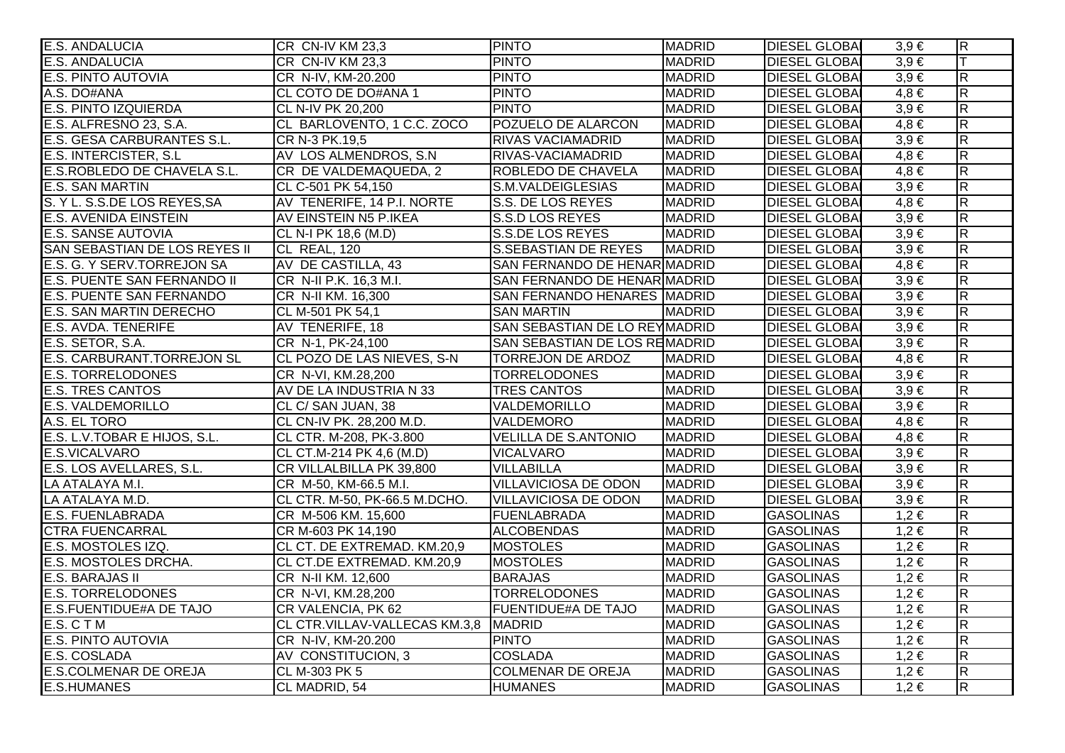| | | | | | | |
|---|---|---|---|---|---|---|
| E.S. ANDALUCIA | CR CN-IV KM 23,3 | PINTO | MADRID | DIESEL GLOBA | 3,9 € | R |
| E.S. ANDALUCIA | CR CN-IV KM 23,3 | PINTO | MADRID | DIESEL GLOBA | 3,9 € | T |
| E.S. PINTO AUTOVIA | CR N-IV, KM-20.200 | PINTO | MADRID | DIESEL GLOBA | 3,9 € | R |
| A.S. DO#ANA | CL COTO DE DO#ANA 1 | PINTO | MADRID | DIESEL GLOBA | 4,8 € | R |
| E.S. PINTO IZQUIERDA | CL N-IV PK 20,200 | PINTO | MADRID | DIESEL GLOBA | 3,9 € | R |
| E.S. ALFRESNO 23, S.A. | CL BARLOVENTO, 1 C.C. ZOCO | POZUELO DE ALARCON | MADRID | DIESEL GLOBA | 4,8 € | R |
| E.S. GESA CARBURANTES S.L. | CR N-3 PK.19,5 | RIVAS VACIAMADRID | MADRID | DIESEL GLOBA | 3,9 € | R |
| E.S. INTERCISTER, S.L | AV LOS ALMENDROS, S.N | RIVAS-VACIAMADRID | MADRID | DIESEL GLOBA | 4,8 € | R |
| E.S.ROBLEDO DE CHAVELA S.L. | CR DE VALDEMAQUEDA, 2 | ROBLEDO DE CHAVELA | MADRID | DIESEL GLOBA | 4,8 € | R |
| E.S. SAN MARTIN | CL C-501 PK 54,150 | S.M.VALDEIGLESIAS | MADRID | DIESEL GLOBA | 3,9 € | R |
| S. Y L. S.S.DE LOS REYES,SA | AV TENERIFE, 14 P.I. NORTE | S.S. DE LOS REYES | MADRID | DIESEL GLOBA | 4,8 € | R |
| E.S. AVENIDA EINSTEIN | AV EINSTEIN N5 P.IKEA | S.S.D LOS REYES | MADRID | DIESEL GLOBA | 3,9 € | R |
| E.S. SANSE AUTOVIA | CL N-I PK 18,6 (M.D) | S.S.DE LOS REYES | MADRID | DIESEL GLOBA | 3,9 € | R |
| SAN SEBASTIAN DE LOS REYES II | CL REAL, 120 | S.SEBASTIAN DE REYES | MADRID | DIESEL GLOBA | 3,9 € | R |
| E.S. G. Y SERV.TORREJON SA | AV DE CASTILLA, 43 | SAN FERNANDO DE HENAR | MADRID | DIESEL GLOBA | 4,8 € | R |
| E.S. PUENTE SAN FERNANDO II | CR N-II P.K. 16,3 M.I. | SAN FERNANDO DE HENAR | MADRID | DIESEL GLOBA | 3,9 € | R |
| E.S. PUENTE SAN FERNANDO | CR N-II KM. 16,300 | SAN FERNANDO HENARES | MADRID | DIESEL GLOBA | 3,9 € | R |
| E.S. SAN MARTIN DERECHO | CL M-501 PK 54,1 | SAN MARTIN | MADRID | DIESEL GLOBA | 3,9 € | R |
| E.S. AVDA. TENERIFE | AV TENERIFE, 18 | SAN SEBASTIAN DE LO REY | MADRID | DIESEL GLOBA | 3,9 € | R |
| E.S. SETOR, S.A. | CR N-1, PK-24,100 | SAN SEBASTIAN DE LOS RE | MADRID | DIESEL GLOBA | 3,9 € | R |
| E.S. CARBURANT.TORREJON SL | CL POZO DE LAS NIEVES, S-N | TORREJON DE ARDOZ | MADRID | DIESEL GLOBA | 4,8 € | R |
| E.S. TORRELODONES | CR N-VI, KM.28,200 | TORRELODONES | MADRID | DIESEL GLOBA | 3,9 € | R |
| E.S. TRES CANTOS | AV DE LA INDUSTRIA N 33 | TRES CANTOS | MADRID | DIESEL GLOBA | 3,9 € | R |
| E.S. VALDEMORILLO | CL C/ SAN JUAN, 38 | VALDEMORILLO | MADRID | DIESEL GLOBA | 3,9 € | R |
| A.S. EL TORO | CL CN-IV PK. 28,200 M.D. | VALDEMORO | MADRID | DIESEL GLOBA | 4,8 € | R |
| E.S. L.V.TOBAR E HIJOS, S.L. | CL CTR. M-208, PK-3.800 | VELILLA DE S.ANTONIO | MADRID | DIESEL GLOBA | 4,8 € | R |
| E.S.VICALVARO | CL CT.M-214 PK 4,6 (M.D) | VICALVARO | MADRID | DIESEL GLOBA | 3,9 € | R |
| E.S. LOS AVELLARES, S.L. | CR VILLALBILLA PK 39,800 | VILLABILLA | MADRID | DIESEL GLOBA | 3,9 € | R |
| LA ATALAYA M.I. | CR M-50, KM-66.5 M.I. | VILLAVICIOSA DE ODON | MADRID | DIESEL GLOBA | 3,9 € | R |
| LA ATALAYA M.D. | CL CTR. M-50, PK-66.5 M.DCHO. | VILLAVICIOSA DE ODON | MADRID | DIESEL GLOBA | 3,9 € | R |
| E.S. FUENLABRADA | CR M-506 KM. 15,600 | FUENLABRADA | MADRID | GASOLINAS | 1,2 € | R |
| CTRA FUENCARRAL | CR M-603 PK 14,190 | ALCOBENDAS | MADRID | GASOLINAS | 1,2 € | R |
| E.S. MOSTOLES IZQ. | CL CT. DE EXTREMAD. KM.20,9 | MOSTOLES | MADRID | GASOLINAS | 1,2 € | R |
| E.S. MOSTOLES DRCHA. | CL CT.DE EXTREMAD. KM.20,9 | MOSTOLES | MADRID | GASOLINAS | 1,2 € | R |
| E.S. BARAJAS II | CR N-II KM. 12,600 | BARAJAS | MADRID | GASOLINAS | 1,2 € | R |
| E.S. TORRELODONES | CR N-VI, KM.28,200 | TORRELODONES | MADRID | GASOLINAS | 1,2 € | R |
| E.S.FUENTIDUE#A DE TAJO | CR VALENCIA, PK 62 | FUENTIDUE#A DE TAJO | MADRID | GASOLINAS | 1,2 € | R |
| E.S. C T M | CL CTR.VILLAV-VALLECAS KM.3,8 | MADRID | MADRID | GASOLINAS | 1,2 € | R |
| E.S. PINTO AUTOVIA | CR N-IV, KM-20.200 | PINTO | MADRID | GASOLINAS | 1,2 € | R |
| E.S. COSLADA | AV CONSTITUCION, 3 | COSLADA | MADRID | GASOLINAS | 1,2 € | R |
| E.S.COLMENAR DE OREJA | CL M-303 PK 5 | COLMENAR DE OREJA | MADRID | GASOLINAS | 1,2 € | R |
| E.S.HUMANES | CL MADRID, 54 | HUMANES | MADRID | GASOLINAS | 1,2 € | R |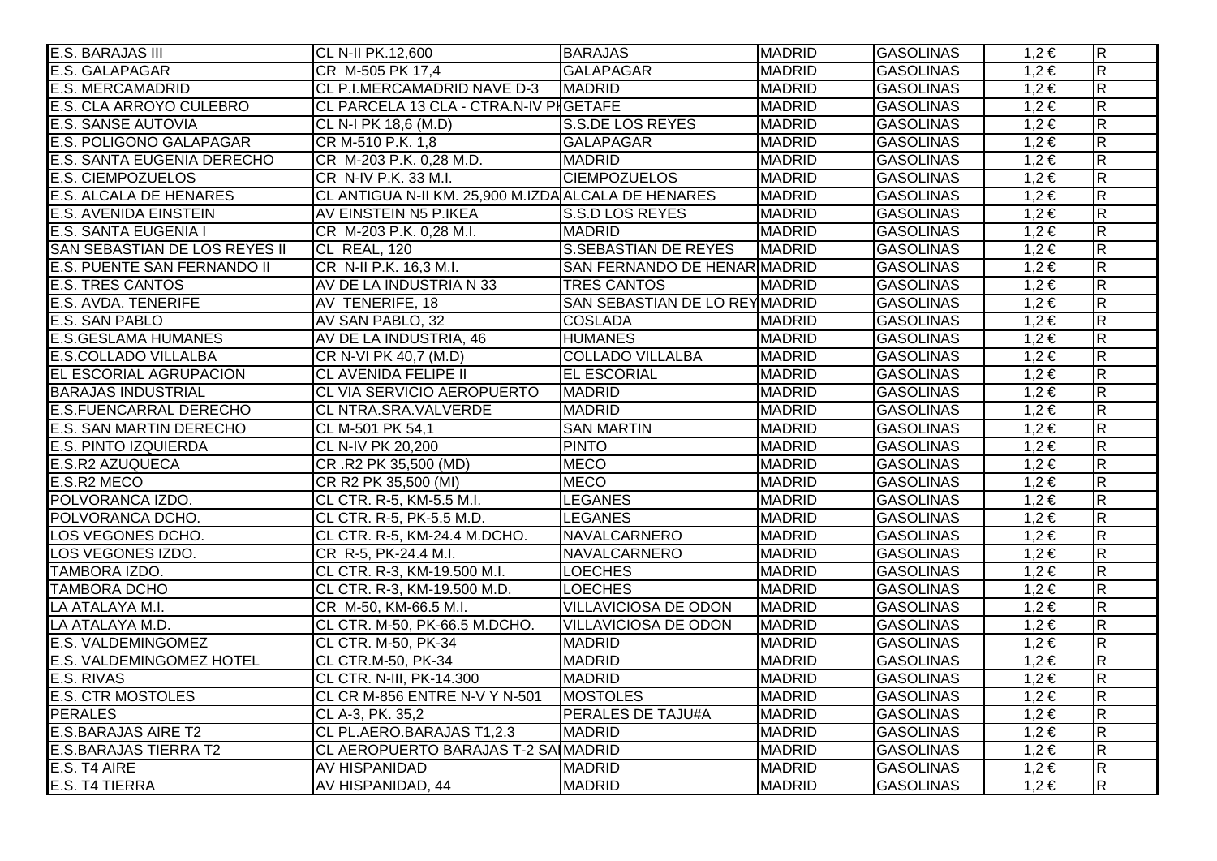| | | | | | | |
|---|---|---|---|---|---|---|
| E.S. BARAJAS III | CL N-II PK.12,600 | BARAJAS | MADRID | GASOLINAS | 1,2 € | R |
| E.S. GALAPAGAR | CR M-505 PK 17,4 | GALAPAGAR | MADRID | GASOLINAS | 1,2 € | R |
| E.S. MERCAMADRID | CL P.I.MERCAMADRID NAVE D-3 | MADRID | MADRID | GASOLINAS | 1,2 € | R |
| E.S. CLA ARROYO CULEBRO | CL PARCELA 13 CLA - CTRA.N-IV PK | GETAFE | MADRID | GASOLINAS | 1,2 € | R |
| E.S. SANSE AUTOVIA | CL N-I PK 18,6 (M.D) | S.S.DE LOS REYES | MADRID | GASOLINAS | 1,2 € | R |
| E.S. POLIGONO GALAPAGAR | CR M-510 P.K. 1,8 | GALAPAGAR | MADRID | GASOLINAS | 1,2 € | R |
| E.S. SANTA EUGENIA DERECHO | CR M-203 P.K. 0,28 M.D. | MADRID | MADRID | GASOLINAS | 1,2 € | R |
| E.S. CIEMPOZUELOS | CR N-IV P.K. 33 M.I. | CIEMPOZUELOS | MADRID | GASOLINAS | 1,2 € | R |
| E.S. ALCALA DE HENARES | CL ANTIGUA N-II KM. 25,900 M.IZDA | ALCALA DE HENARES | MADRID | GASOLINAS | 1,2 € | R |
| E.S. AVENIDA EINSTEIN | AV EINSTEIN N5 P.IKEA | S.S.D LOS REYES | MADRID | GASOLINAS | 1,2 € | R |
| E.S. SANTA EUGENIA I | CR M-203 P.K. 0,28 M.I. | MADRID | MADRID | GASOLINAS | 1,2 € | R |
| SAN SEBASTIAN DE LOS REYES II | CL REAL, 120 | S.SEBASTIAN DE REYES | MADRID | GASOLINAS | 1,2 € | R |
| E.S. PUENTE SAN FERNANDO II | CR N-II P.K. 16,3 M.I. | SAN FERNANDO DE HENAR | MADRID | GASOLINAS | 1,2 € | R |
| E.S. TRES CANTOS | AV DE LA INDUSTRIA N 33 | TRES CANTOS | MADRID | GASOLINAS | 1,2 € | R |
| E.S. AVDA. TENERIFE | AV TENERIFE, 18 | SAN SEBASTIAN DE LO REY | MADRID | GASOLINAS | 1,2 € | R |
| E.S. SAN PABLO | AV SAN PABLO, 32 | COSLADA | MADRID | GASOLINAS | 1,2 € | R |
| E.S.GESLAMA HUMANES | AV DE LA INDUSTRIA, 46 | HUMANES | MADRID | GASOLINAS | 1,2 € | R |
| E.S.COLLADO VILLALBA | CR N-VI PK 40,7 (M.D) | COLLADO VILLALBA | MADRID | GASOLINAS | 1,2 € | R |
| EL ESCORIAL AGRUPACION | CL AVENIDA FELIPE II | EL ESCORIAL | MADRID | GASOLINAS | 1,2 € | R |
| BARAJAS INDUSTRIAL | CL VIA SERVICIO AEROPUERTO | MADRID | MADRID | GASOLINAS | 1,2 € | R |
| E.S.FUENCARRAL DERECHO | CL NTRA.SRA.VALVERDE | MADRID | MADRID | GASOLINAS | 1,2 € | R |
| E.S. SAN MARTIN DERECHO | CL M-501 PK 54,1 | SAN MARTIN | MADRID | GASOLINAS | 1,2 € | R |
| E.S. PINTO IZQUIERDA | CL N-IV PK 20,200 | PINTO | MADRID | GASOLINAS | 1,2 € | R |
| E.S.R2 AZUQUECA | CR .R2 PK 35,500 (MD) | MECO | MADRID | GASOLINAS | 1,2 € | R |
| E.S.R2 MECO | CR R2 PK 35,500 (MI) | MECO | MADRID | GASOLINAS | 1,2 € | R |
| POLVORANCA IZDO. | CL CTR. R-5, KM-5.5 M.I. | LEGANES | MADRID | GASOLINAS | 1,2 € | R |
| POLVORANCA DCHO. | CL CTR. R-5, PK-5.5 M.D. | LEGANES | MADRID | GASOLINAS | 1,2 € | R |
| LOS VEGONES DCHO. | CL CTR. R-5, KM-24.4 M.DCHO. | NAVALCARNERO | MADRID | GASOLINAS | 1,2 € | R |
| LOS VEGONES IZDO. | CR R-5, PK-24.4 M.I. | NAVALCARNERO | MADRID | GASOLINAS | 1,2 € | R |
| TAMBORA IZDO. | CL CTR. R-3, KM-19.500 M.I. | LOECHES | MADRID | GASOLINAS | 1,2 € | R |
| TAMBORA DCHO | CL CTR. R-3, KM-19.500 M.D. | LOECHES | MADRID | GASOLINAS | 1,2 € | R |
| LA ATALAYA M.I. | CR M-50, KM-66.5 M.I. | VILLAVICIOSA DE ODON | MADRID | GASOLINAS | 1,2 € | R |
| LA ATALAYA M.D. | CL CTR. M-50, PK-66.5 M.DCHO. | VILLAVICIOSA DE ODON | MADRID | GASOLINAS | 1,2 € | R |
| E.S. VALDEMINGOMEZ | CL CTR. M-50, PK-34 | MADRID | MADRID | GASOLINAS | 1,2 € | R |
| E.S. VALDEMINGOMEZ HOTEL | CL CTR.M-50, PK-34 | MADRID | MADRID | GASOLINAS | 1,2 € | R |
| E.S. RIVAS | CL CTR. N-III, PK-14.300 | MADRID | MADRID | GASOLINAS | 1,2 € | R |
| E.S. CTR MOSTOLES | CL CR M-856 ENTRE N-V Y N-501 | MOSTOLES | MADRID | GASOLINAS | 1,2 € | R |
| PERALES | CL A-3, PK. 35,2 | PERALES DE TAJU#A | MADRID | GASOLINAS | 1,2 € | R |
| E.S.BARAJAS AIRE T2 | CL PL.AERO.BARAJAS T1,2.3 | MADRID | MADRID | GASOLINAS | 1,2 € | R |
| E.S.BARAJAS TIERRA T2 | CL AEROPUERTO BARAJAS T-2 SAI | MADRID | MADRID | GASOLINAS | 1,2 € | R |
| E.S. T4 AIRE | AV HISPANIDAD | MADRID | MADRID | GASOLINAS | 1,2 € | R |
| E.S. T4 TIERRA | AV HISPANIDAD, 44 | MADRID | MADRID | GASOLINAS | 1,2 € | R |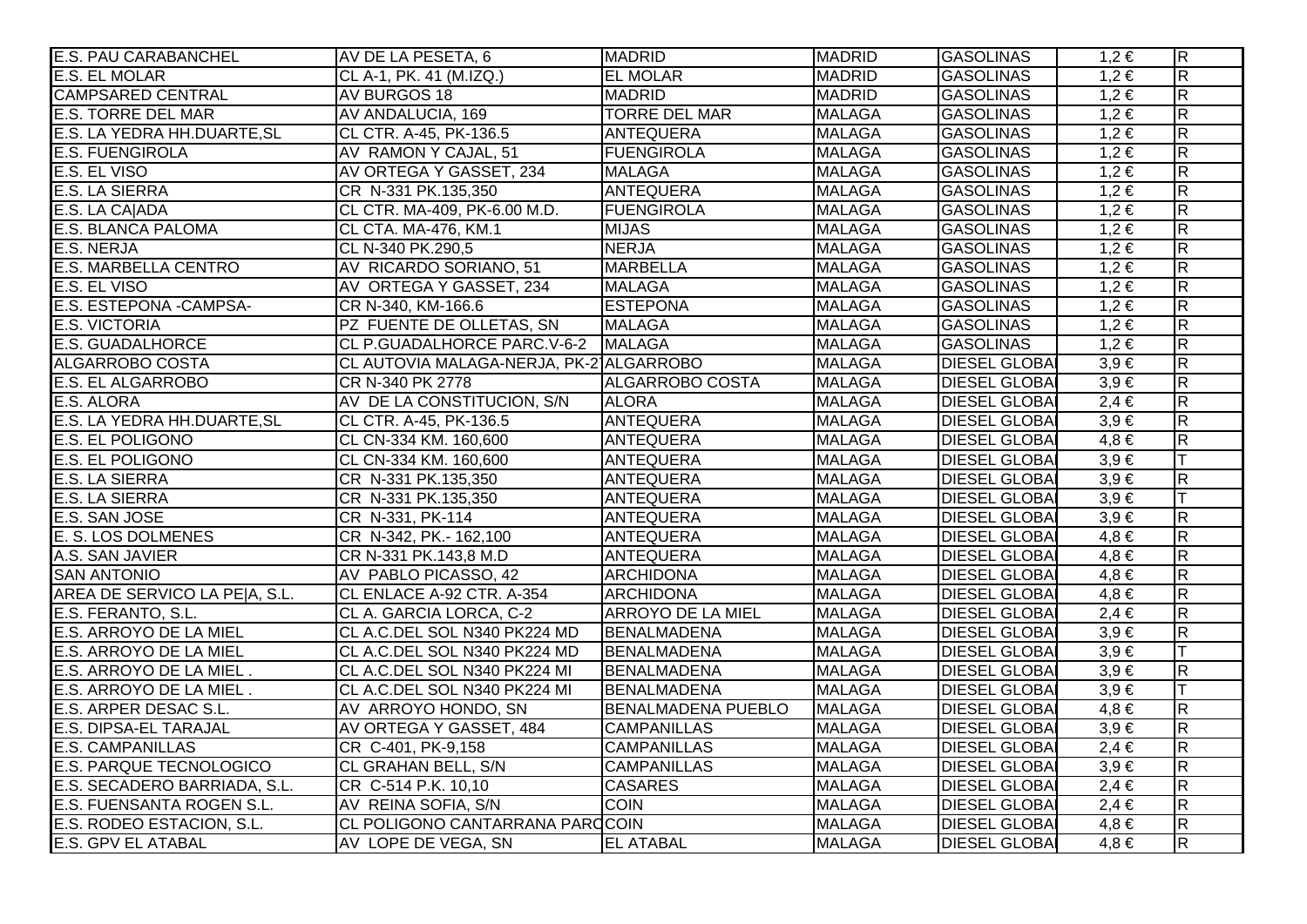| | | | | | | |
|---|---|---|---|---|---|---|
| E.S. PAU CARABANCHEL | AV DE LA PESETA, 6 | MADRID | MADRID | GASOLINAS | 1,2 € | R |
| E.S. EL MOLAR | CL A-1, PK. 41 (M.IZQ.) | EL MOLAR | MADRID | GASOLINAS | 1,2 € | R |
| CAMPSARED CENTRAL | AV BURGOS 18 | MADRID | MADRID | GASOLINAS | 1,2 € | R |
| E.S. TORRE DEL MAR | AV ANDALUCIA, 169 | TORRE DEL MAR | MALAGA | GASOLINAS | 1,2 € | R |
| E.S. LA YEDRA HH.DUARTE,SL | CL CTR. A-45, PK-136.5 | ANTEQUERA | MALAGA | GASOLINAS | 1,2 € | R |
| E.S. FUENGIROLA | AV RAMON Y CAJAL, 51 | FUENGIROLA | MALAGA | GASOLINAS | 1,2 € | R |
| E.S. EL VISO | AV ORTEGA Y GASSET, 234 | MALAGA | MALAGA | GASOLINAS | 1,2 € | R |
| E.S. LA SIERRA | CR N-331 PK.135,350 | ANTEQUERA | MALAGA | GASOLINAS | 1,2 € | R |
| E.S. LA CA\|ADA | CL CTR. MA-409, PK-6.00 M.D. | FUENGIROLA | MALAGA | GASOLINAS | 1,2 € | R |
| E.S. BLANCA PALOMA | CL CTA. MA-476, KM.1 | MIJAS | MALAGA | GASOLINAS | 1,2 € | R |
| E.S. NERJA | CL N-340 PK.290,5 | NERJA | MALAGA | GASOLINAS | 1,2 € | R |
| E.S. MARBELLA CENTRO | AV RICARDO SORIANO, 51 | MARBELLA | MALAGA | GASOLINAS | 1,2 € | R |
| E.S. EL VISO | AV ORTEGA Y GASSET, 234 | MALAGA | MALAGA | GASOLINAS | 1,2 € | R |
| E.S. ESTEPONA -CAMPSA- | CR N-340, KM-166.6 | ESTEPONA | MALAGA | GASOLINAS | 1,2 € | R |
| E.S. VICTORIA | PZ FUENTE DE OLLETAS, SN | MALAGA | MALAGA | GASOLINAS | 1,2 € | R |
| E.S. GUADALHORCE | CL P.GUADALHORCE PARC.V-6-2 | MALAGA | MALAGA | GASOLINAS | 1,2 € | R |
| ALGARROBO COSTA | CL AUTOVIA MALAGA-NERJA, PK-2 | ALGARROBO | MALAGA | DIESEL GLOBA | 3,9 € | R |
| E.S. EL ALGARROBO | CR N-340 PK 2778 | ALGARROBO COSTA | MALAGA | DIESEL GLOBA | 3,9 € | R |
| E.S. ALORA | AV DE LA CONSTITUCION, S/N | ALORA | MALAGA | DIESEL GLOBA | 2,4 € | R |
| E.S. LA YEDRA HH.DUARTE,SL | CL CTR. A-45, PK-136.5 | ANTEQUERA | MALAGA | DIESEL GLOBA | 3,9 € | R |
| E.S. EL POLIGONO | CL CN-334 KM. 160,600 | ANTEQUERA | MALAGA | DIESEL GLOBA | 4,8 € | R |
| E.S. EL POLIGONO | CL CN-334 KM. 160,600 | ANTEQUERA | MALAGA | DIESEL GLOBA | 3,9 € | T |
| E.S. LA SIERRA | CR N-331 PK.135,350 | ANTEQUERA | MALAGA | DIESEL GLOBA | 3,9 € | R |
| E.S. LA SIERRA | CR N-331 PK.135,350 | ANTEQUERA | MALAGA | DIESEL GLOBA | 3,9 € | T |
| E.S. SAN JOSE | CR N-331, PK-114 | ANTEQUERA | MALAGA | DIESEL GLOBA | 3,9 € | R |
| E. S. LOS DOLMENES | CR N-342, PK.- 162,100 | ANTEQUERA | MALAGA | DIESEL GLOBA | 4,8 € | R |
| A.S. SAN JAVIER | CR N-331 PK.143,8 M.D | ANTEQUERA | MALAGA | DIESEL GLOBA | 4,8 € | R |
| SAN ANTONIO | AV PABLO PICASSO, 42 | ARCHIDONA | MALAGA | DIESEL GLOBA | 4,8 € | R |
| AREA DE SERVICO LA PE\|A, S.L. | CL ENLACE A-92 CTR. A-354 | ARCHIDONA | MALAGA | DIESEL GLOBA | 4,8 € | R |
| E.S. FERANTO, S.L. | CL A. GARCIA LORCA, C-2 | ARROYO DE LA MIEL | MALAGA | DIESEL GLOBA | 2,4 € | R |
| E.S. ARROYO DE LA MIEL | CL A.C.DEL SOL N340 PK224 MD | BENALMADENA | MALAGA | DIESEL GLOBA | 3,9 € | R |
| E.S. ARROYO DE LA MIEL | CL A.C.DEL SOL N340 PK224 MD | BENALMADENA | MALAGA | DIESEL GLOBA | 3,9 € | T |
| E.S. ARROYO DE LA MIEL . | CL A.C.DEL SOL N340 PK224 MI | BENALMADENA | MALAGA | DIESEL GLOBA | 3,9 € | R |
| E.S. ARROYO DE LA MIEL . | CL A.C.DEL SOL N340 PK224 MI | BENALMADENA | MALAGA | DIESEL GLOBA | 3,9 € | T |
| E.S. ARPER DESAC S.L. | AV ARROYO HONDO, SN | BENALMADENA PUEBLO | MALAGA | DIESEL GLOBA | 4,8 € | R |
| E.S. DIPSA-EL TARAJAL | AV ORTEGA Y GASSET, 484 | CAMPANILLAS | MALAGA | DIESEL GLOBA | 3,9 € | R |
| E.S. CAMPANILLAS | CR C-401, PK-9,158 | CAMPANILLAS | MALAGA | DIESEL GLOBA | 2,4 € | R |
| E.S. PARQUE TECNOLOGICO | CL GRAHAN BELL, S/N | CAMPANILLAS | MALAGA | DIESEL GLOBA | 3,9 € | R |
| E.S. SECADERO BARRIADA, S.L. | CR C-514 P.K. 10,10 | CASARES | MALAGA | DIESEL GLOBA | 2,4 € | R |
| E.S. FUENSANTA ROGEN S.L. | AV REINA SOFIA, S/N | COIN | MALAGA | DIESEL GLOBA | 2,4 € | R |
| E.S. RODEO ESTACION, S.L. | CL POLIGONO CANTARRANA PARC | COIN | MALAGA | DIESEL GLOBA | 4,8 € | R |
| E.S. GPV EL ATABAL | AV LOPE DE VEGA, SN | EL ATABAL | MALAGA | DIESEL GLOBA | 4,8 € | R |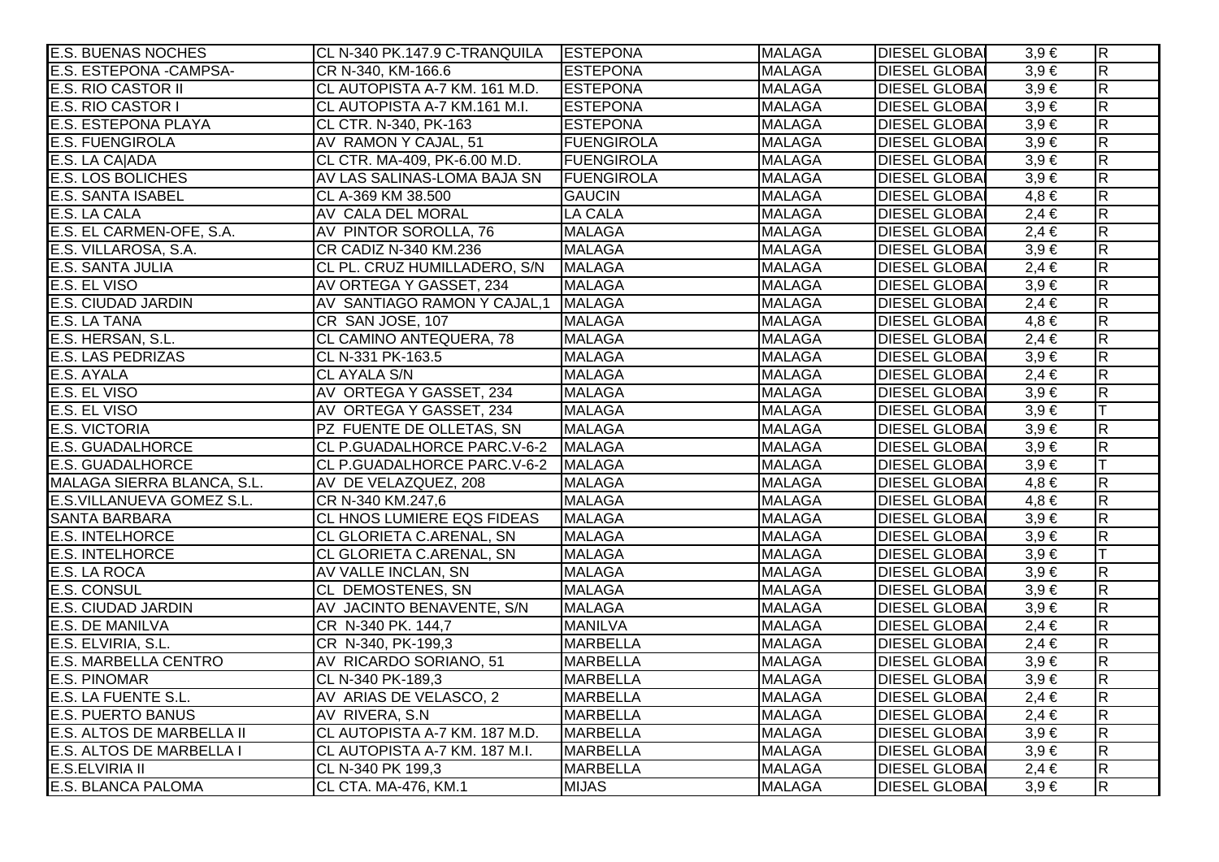| | | | | | | |
|---|---|---|---|---|---|---|
| E.S. BUENAS NOCHES | CL N-340 PK.147.9 C-TRANQUILA | ESTEPONA | MALAGA | DIESEL GLOBA | 3,9 € | R |
| E.S. ESTEPONA -CAMPSA- | CR N-340, KM-166.6 | ESTEPONA | MALAGA | DIESEL GLOBA | 3,9 € | R |
| E.S. RIO CASTOR II | CL AUTOPISTA A-7 KM. 161 M.D. | ESTEPONA | MALAGA | DIESEL GLOBA | 3,9 € | R |
| E.S. RIO CASTOR I | CL AUTOPISTA A-7 KM.161 M.I. | ESTEPONA | MALAGA | DIESEL GLOBA | 3,9 € | R |
| E.S. ESTEPONA PLAYA | CL CTR. N-340, PK-163 | ESTEPONA | MALAGA | DIESEL GLOBA | 3,9 € | R |
| E.S. FUENGIROLA | AV RAMON Y CAJAL, 51 | FUENGIROLA | MALAGA | DIESEL GLOBA | 3,9 € | R |
| E.S. LA CA\|ADA | CL CTR. MA-409, PK-6.00 M.D. | FUENGIROLA | MALAGA | DIESEL GLOBA | 3,9 € | R |
| E.S. LOS BOLICHES | AV LAS SALINAS-LOMA BAJA SN | FUENGIROLA | MALAGA | DIESEL GLOBA | 3,9 € | R |
| E.S. SANTA ISABEL | CL A-369 KM 38.500 | GAUCIN | MALAGA | DIESEL GLOBA | 4,8 € | R |
| E.S. LA CALA | AV CALA DEL MORAL | LA CALA | MALAGA | DIESEL GLOBA | 2,4 € | R |
| E.S. EL CARMEN-OFE, S.A. | AV PINTOR SOROLLA, 76 | MALAGA | MALAGA | DIESEL GLOBA | 2,4 € | R |
| E.S. VILLAROSA, S.A. | CR CADIZ N-340 KM.236 | MALAGA | MALAGA | DIESEL GLOBA | 3,9 € | R |
| E.S. SANTA JULIA | CL PL. CRUZ HUMILLADERO, S/N | MALAGA | MALAGA | DIESEL GLOBA | 2,4 € | R |
| E.S. EL VISO | AV ORTEGA Y GASSET, 234 | MALAGA | MALAGA | DIESEL GLOBA | 3,9 € | R |
| E.S. CIUDAD JARDIN | AV SANTIAGO RAMON Y CAJAL,1 | MALAGA | MALAGA | DIESEL GLOBA | 2,4 € | R |
| E.S. LA TANA | CR SAN JOSE, 107 | MALAGA | MALAGA | DIESEL GLOBA | 4,8 € | R |
| E.S. HERSAN, S.L. | CL CAMINO ANTEQUERA, 78 | MALAGA | MALAGA | DIESEL GLOBA | 2,4 € | R |
| E.S. LAS PEDRIZAS | CL N-331 PK-163.5 | MALAGA | MALAGA | DIESEL GLOBA | 3,9 € | R |
| E.S. AYALA | CL AYALA S/N | MALAGA | MALAGA | DIESEL GLOBA | 2,4 € | R |
| E.S. EL VISO | AV ORTEGA Y GASSET, 234 | MALAGA | MALAGA | DIESEL GLOBA | 3,9 € | R |
| E.S. EL VISO | AV ORTEGA Y GASSET, 234 | MALAGA | MALAGA | DIESEL GLOBA | 3,9 € | T |
| E.S. VICTORIA | PZ FUENTE DE OLLETAS, SN | MALAGA | MALAGA | DIESEL GLOBA | 3,9 € | R |
| E.S. GUADALHORCE | CL P.GUADALHORCE PARC.V-6-2 | MALAGA | MALAGA | DIESEL GLOBA | 3,9 € | R |
| E.S. GUADALHORCE | CL P.GUADALHORCE PARC.V-6-2 | MALAGA | MALAGA | DIESEL GLOBA | 3,9 € | T |
| MALAGA SIERRA BLANCA, S.L. | AV DE VELAZQUEZ, 208 | MALAGA | MALAGA | DIESEL GLOBA | 4,8 € | R |
| E.S.VILLANUEVA GOMEZ S.L. | CR N-340 KM.247,6 | MALAGA | MALAGA | DIESEL GLOBA | 4,8 € | R |
| SANTA BARBARA | CL HNOS LUMIERE EQS FIDEAS | MALAGA | MALAGA | DIESEL GLOBA | 3,9 € | R |
| E.S. INTELHORCE | CL GLORIETA C.ARENAL, SN | MALAGA | MALAGA | DIESEL GLOBA | 3,9 € | R |
| E.S. INTELHORCE | CL GLORIETA C.ARENAL, SN | MALAGA | MALAGA | DIESEL GLOBA | 3,9 € | T |
| E.S. LA ROCA | AV VALLE INCLAN, SN | MALAGA | MALAGA | DIESEL GLOBA | 3,9 € | R |
| E.S. CONSUL | CL DEMOSTENES, SN | MALAGA | MALAGA | DIESEL GLOBA | 3,9 € | R |
| E.S. CIUDAD JARDIN | AV JACINTO BENAVENTE, S/N | MALAGA | MALAGA | DIESEL GLOBA | 3,9 € | R |
| E.S. DE MANILVA | CR N-340 PK. 144,7 | MANILVA | MALAGA | DIESEL GLOBA | 2,4 € | R |
| E.S. ELVIRIA, S.L. | CR N-340, PK-199,3 | MARBELLA | MALAGA | DIESEL GLOBA | 2,4 € | R |
| E.S. MARBELLA CENTRO | AV RICARDO SORIANO, 51 | MARBELLA | MALAGA | DIESEL GLOBA | 3,9 € | R |
| E.S. PINOMAR | CL N-340 PK-189,3 | MARBELLA | MALAGA | DIESEL GLOBA | 3,9 € | R |
| E.S. LA FUENTE S.L. | AV ARIAS DE VELASCO, 2 | MARBELLA | MALAGA | DIESEL GLOBA | 2,4 € | R |
| E.S. PUERTO BANUS | AV RIVERA, S.N | MARBELLA | MALAGA | DIESEL GLOBA | 2,4 € | R |
| E.S. ALTOS DE MARBELLA II | CL AUTOPISTA A-7 KM. 187 M.D. | MARBELLA | MALAGA | DIESEL GLOBA | 3,9 € | R |
| E.S. ALTOS DE MARBELLA I | CL AUTOPISTA A-7 KM. 187 M.I. | MARBELLA | MALAGA | DIESEL GLOBA | 3,9 € | R |
| E.S.ELVIRIA II | CL N-340 PK 199,3 | MARBELLA | MALAGA | DIESEL GLOBA | 2,4 € | R |
| E.S. BLANCA PALOMA | CL CTA. MA-476, KM.1 | MIJAS | MALAGA | DIESEL GLOBA | 3,9 € | R |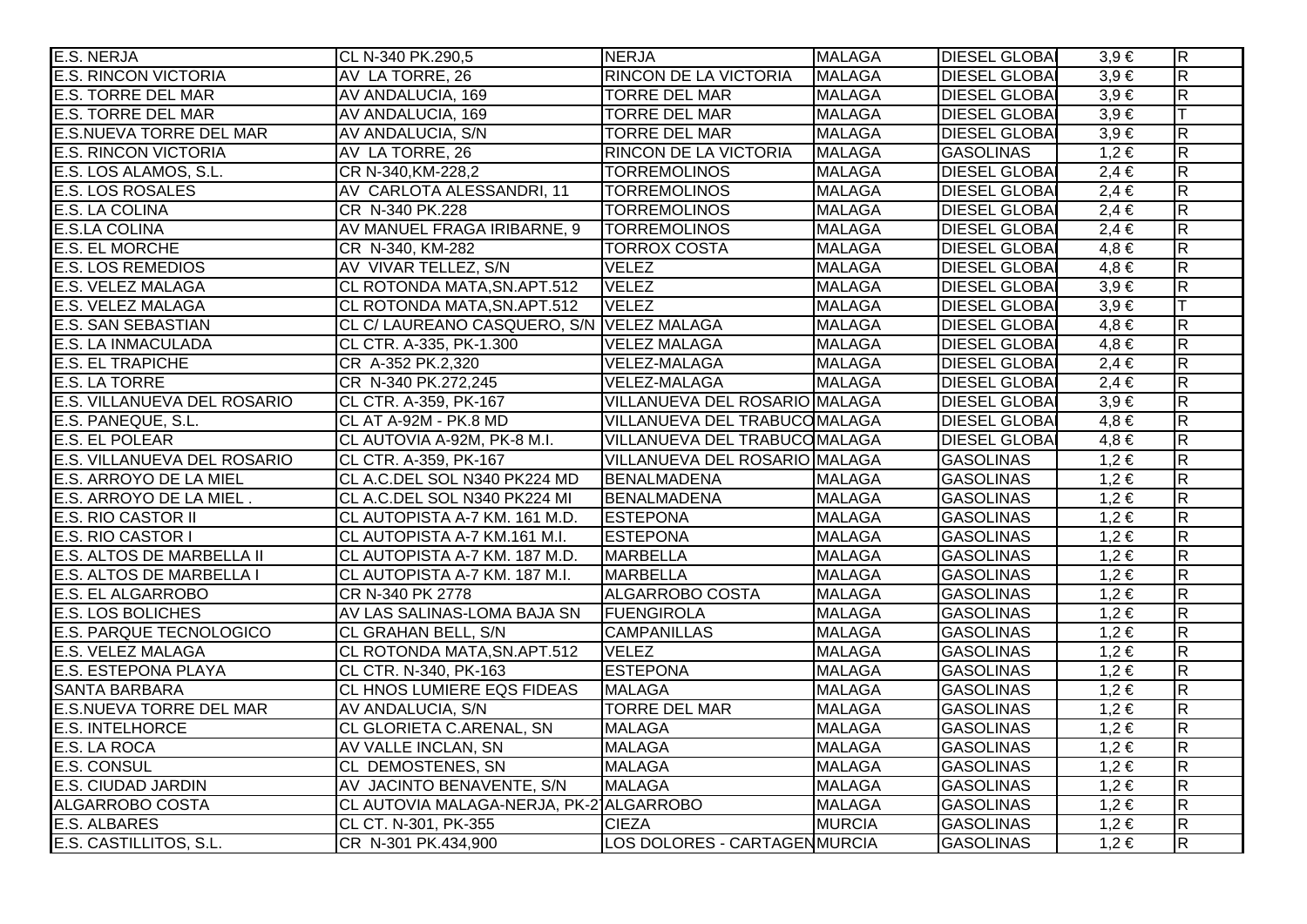| | | | | | | |
|---|---|---|---|---|---|---|
| E.S. NERJA | CL N-340 PK.290,5 | NERJA | MALAGA | DIESEL GLOBA | 3,9 € | R |
| E.S. RINCON VICTORIA | AV LA TORRE, 26 | RINCON DE LA VICTORIA | MALAGA | DIESEL GLOBA | 3,9 € | R |
| E.S. TORRE DEL MAR | AV ANDALUCIA, 169 | TORRE DEL MAR | MALAGA | DIESEL GLOBA | 3,9 € | R |
| E.S. TORRE DEL MAR | AV ANDALUCIA, 169 | TORRE DEL MAR | MALAGA | DIESEL GLOBA | 3,9 € | T |
| E.S.NUEVA TORRE DEL MAR | AV ANDALUCIA, S/N | TORRE DEL MAR | MALAGA | DIESEL GLOBA | 3,9 € | R |
| E.S. RINCON VICTORIA | AV LA TORRE, 26 | RINCON DE LA VICTORIA | MALAGA | GASOLINAS | 1,2 € | R |
| E.S. LOS ALAMOS, S.L. | CR N-340,KM-228,2 | TORREMOLINOS | MALAGA | DIESEL GLOBA | 2,4 € | R |
| E.S. LOS ROSALES | AV CARLOTA ALESSANDRI, 11 | TORREMOLINOS | MALAGA | DIESEL GLOBA | 2,4 € | R |
| E.S. LA COLINA | CR N-340 PK.228 | TORREMOLINOS | MALAGA | DIESEL GLOBA | 2,4 € | R |
| E.S.LA COLINA | AV MANUEL FRAGA IRIBARNE, 9 | TORREMOLINOS | MALAGA | DIESEL GLOBA | 2,4 € | R |
| E.S. EL MORCHE | CR N-340, KM-282 | TORROX COSTA | MALAGA | DIESEL GLOBA | 4,8 € | R |
| E.S. LOS REMEDIOS | AV VIVAR TELLEZ, S/N | VELEZ | MALAGA | DIESEL GLOBA | 4,8 € | R |
| E.S. VELEZ MALAGA | CL ROTONDA MATA,SN.APT.512 | VELEZ | MALAGA | DIESEL GLOBA | 3,9 € | R |
| E.S. VELEZ MALAGA | CL ROTONDA MATA,SN.APT.512 | VELEZ | MALAGA | DIESEL GLOBA | 3,9 € | T |
| E.S. SAN SEBASTIAN | CL C/ LAUREANO CASQUERO, S/N | VELEZ MALAGA | MALAGA | DIESEL GLOBA | 4,8 € | R |
| E.S. LA INMACULADA | CL CTR. A-335, PK-1.300 | VELEZ MALAGA | MALAGA | DIESEL GLOBA | 4,8 € | R |
| E.S. EL TRAPICHE | CR A-352 PK.2,320 | VELEZ-MALAGA | MALAGA | DIESEL GLOBA | 2,4 € | R |
| E.S. LA TORRE | CR N-340 PK.272,245 | VELEZ-MALAGA | MALAGA | DIESEL GLOBA | 2,4 € | R |
| E.S. VILLANUEVA DEL ROSARIO | CL CTR. A-359, PK-167 | VILLANUEVA DEL ROSARIO | MALAGA | DIESEL GLOBA | 3,9 € | R |
| E.S. PANEQUE, S.L. | CL AT A-92M - PK.8 MD | VILLANUEVA DEL TRABUCO | MALAGA | DIESEL GLOBA | 4,8 € | R |
| E.S. EL POLEAR | CL AUTOVIA A-92M, PK-8 M.I. | VILLANUEVA DEL TRABUCO | MALAGA | DIESEL GLOBA | 4,8 € | R |
| E.S. VILLANUEVA DEL ROSARIO | CL CTR. A-359, PK-167 | VILLANUEVA DEL ROSARIO | MALAGA | GASOLINAS | 1,2 € | R |
| E.S. ARROYO DE LA MIEL | CL A.C.DEL SOL N340 PK224 MD | BENALMADENA | MALAGA | GASOLINAS | 1,2 € | R |
| E.S. ARROYO DE LA MIEL . | CL A.C.DEL SOL N340 PK224 MI | BENALMADENA | MALAGA | GASOLINAS | 1,2 € | R |
| E.S. RIO CASTOR II | CL AUTOPISTA A-7 KM. 161 M.D. | ESTEPONA | MALAGA | GASOLINAS | 1,2 € | R |
| E.S. RIO CASTOR I | CL AUTOPISTA A-7 KM.161 M.I. | ESTEPONA | MALAGA | GASOLINAS | 1,2 € | R |
| E.S. ALTOS DE MARBELLA II | CL AUTOPISTA A-7 KM. 187 M.D. | MARBELLA | MALAGA | GASOLINAS | 1,2 € | R |
| E.S. ALTOS DE MARBELLA I | CL AUTOPISTA A-7 KM. 187 M.I. | MARBELLA | MALAGA | GASOLINAS | 1,2 € | R |
| E.S. EL ALGARROBO | CR N-340 PK 2778 | ALGARROBO COSTA | MALAGA | GASOLINAS | 1,2 € | R |
| E.S. LOS BOLICHES | AV LAS SALINAS-LOMA BAJA SN | FUENGIROLA | MALAGA | GASOLINAS | 1,2 € | R |
| E.S. PARQUE TECNOLOGICO | CL GRAHAN BELL, S/N | CAMPANILLAS | MALAGA | GASOLINAS | 1,2 € | R |
| E.S. VELEZ MALAGA | CL ROTONDA MATA,SN.APT.512 | VELEZ | MALAGA | GASOLINAS | 1,2 € | R |
| E.S. ESTEPONA PLAYA | CL CTR. N-340, PK-163 | ESTEPONA | MALAGA | GASOLINAS | 1,2 € | R |
| SANTA BARBARA | CL HNOS LUMIERE EQS FIDEAS | MALAGA | MALAGA | GASOLINAS | 1,2 € | R |
| E.S.NUEVA TORRE DEL MAR | AV ANDALUCIA, S/N | TORRE DEL MAR | MALAGA | GASOLINAS | 1,2 € | R |
| E.S. INTELHORCE | CL GLORIETA C.ARENAL, SN | MALAGA | MALAGA | GASOLINAS | 1,2 € | R |
| E.S. LA ROCA | AV VALLE INCLAN, SN | MALAGA | MALAGA | GASOLINAS | 1,2 € | R |
| E.S. CONSUL | CL DEMOSTENES, SN | MALAGA | MALAGA | GASOLINAS | 1,2 € | R |
| E.S. CIUDAD JARDIN | AV JACINTO BENAVENTE, S/N | MALAGA | MALAGA | GASOLINAS | 1,2 € | R |
| ALGARROBO COSTA | CL AUTOVIA MALAGA-NERJA, PK-2 | ALGARROBO | MALAGA | GASOLINAS | 1,2 € | R |
| E.S. ALBARES | CL CT. N-301, PK-355 | CIEZA | MURCIA | GASOLINAS | 1,2 € | R |
| E.S. CASTILLITOS, S.L. | CR N-301 PK.434,900 | LOS DOLORES - CARTAGEN | MURCIA | GASOLINAS | 1,2 € | R |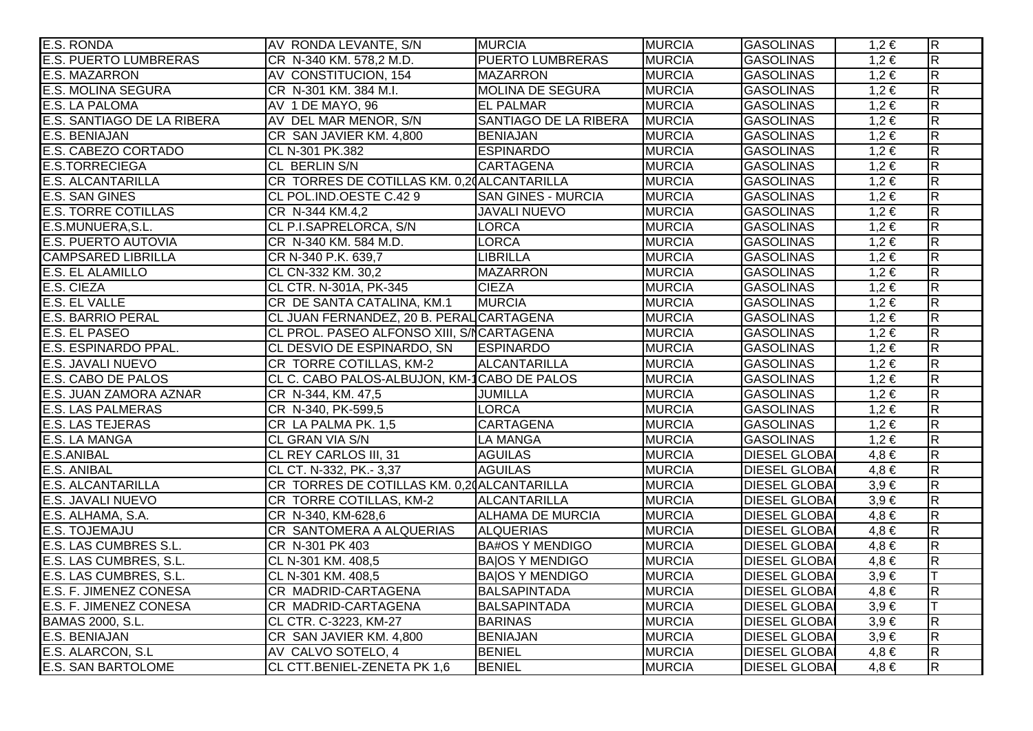| | | | | | | |
|---|---|---|---|---|---|---|
| E.S. RONDA | AV RONDA LEVANTE, S/N | MURCIA | MURCIA | GASOLINAS | 1,2 € | R |
| E.S. PUERTO LUMBRERAS | CR N-340 KM. 578,2 M.D. | PUERTO LUMBRERAS | MURCIA | GASOLINAS | 1,2 € | R |
| E.S. MAZARRON | AV CONSTITUCION, 154 | MAZARRON | MURCIA | GASOLINAS | 1,2 € | R |
| E.S. MOLINA SEGURA | CR N-301 KM. 384 M.I. | MOLINA DE SEGURA | MURCIA | GASOLINAS | 1,2 € | R |
| E.S. LA PALOMA | AV 1 DE MAYO, 96 | EL PALMAR | MURCIA | GASOLINAS | 1,2 € | R |
| E.S. SANTIAGO DE LA RIBERA | AV DEL MAR MENOR, S/N | SANTIAGO DE LA RIBERA | MURCIA | GASOLINAS | 1,2 € | R |
| E.S. BENIAJAN | CR SAN JAVIER KM. 4,800 | BENIAJAN | MURCIA | GASOLINAS | 1,2 € | R |
| E.S. CABEZO CORTADO | CL N-301 PK.382 | ESPINARDO | MURCIA | GASOLINAS | 1,2 € | R |
| E.S.TORRECIEGA | CL BERLIN S/N | CARTAGENA | MURCIA | GASOLINAS | 1,2 € | R |
| E.S. ALCANTARILLA | CR TORRES DE COTILLAS KM. 0,2( | ALCANTARILLA | MURCIA | GASOLINAS | 1,2 € | R |
| E.S. SAN GINES | CL POL.IND.OESTE C.42 9 | SAN GINES - MURCIA | MURCIA | GASOLINAS | 1,2 € | R |
| E.S. TORRE COTILLAS | CR N-344 KM.4,2 | JAVALI NUEVO | MURCIA | GASOLINAS | 1,2 € | R |
| E.S.MUNUERA,S.L. | CL P.I.SAPRELORCA, S/N | LORCA | MURCIA | GASOLINAS | 1,2 € | R |
| E.S. PUERTO AUTOVIA | CR N-340 KM. 584 M.D. | LORCA | MURCIA | GASOLINAS | 1,2 € | R |
| CAMPSARED LIBRILLA | CR N-340 P.K. 639,7 | LIBRILLA | MURCIA | GASOLINAS | 1,2 € | R |
| E.S. EL ALAMILLO | CL CN-332 KM. 30,2 | MAZARRON | MURCIA | GASOLINAS | 1,2 € | R |
| E.S. CIEZA | CL CTR. N-301A, PK-345 | CIEZA | MURCIA | GASOLINAS | 1,2 € | R |
| E.S. EL VALLE | CR DE SANTA CATALINA, KM.1 | MURCIA | MURCIA | GASOLINAS | 1,2 € | R |
| E.S. BARRIO PERAL | CL JUAN FERNANDEZ, 20 B. PERAL | CARTAGENA | MURCIA | GASOLINAS | 1,2 € | R |
| E.S. EL PASEO | CL PROL. PASEO ALFONSO XIII, S/N | CARTAGENA | MURCIA | GASOLINAS | 1,2 € | R |
| E.S. ESPINARDO PPAL. | CL DESVIO DE ESPINARDO, SN | ESPINARDO | MURCIA | GASOLINAS | 1,2 € | R |
| E.S. JAVALI NUEVO | CR TORRE COTILLAS, KM-2 | ALCANTARILLA | MURCIA | GASOLINAS | 1,2 € | R |
| E.S. CABO DE PALOS | CL C. CABO PALOS-ALBUJON, KM-1 | CABO DE PALOS | MURCIA | GASOLINAS | 1,2 € | R |
| E.S. JUAN ZAMORA AZNAR | CR N-344, KM. 47,5 | JUMILLA | MURCIA | GASOLINAS | 1,2 € | R |
| E.S. LAS PALMERAS | CR N-340, PK-599,5 | LORCA | MURCIA | GASOLINAS | 1,2 € | R |
| E.S. LAS TEJERAS | CR LA PALMA PK. 1,5 | CARTAGENA | MURCIA | GASOLINAS | 1,2 € | R |
| E.S. LA MANGA | CL GRAN VIA S/N | LA MANGA | MURCIA | GASOLINAS | 1,2 € | R |
| E.S.ANIBAL | CL REY CARLOS III, 31 | AGUILAS | MURCIA | DIESEL GLOBAL | 4,8 € | R |
| E.S. ANIBAL | CL CT. N-332, PK.- 3,37 | AGUILAS | MURCIA | DIESEL GLOBAL | 4,8 € | R |
| E.S. ALCANTARILLA | CR TORRES DE COTILLAS KM. 0,2( | ALCANTARILLA | MURCIA | DIESEL GLOBAL | 3,9 € | R |
| E.S. JAVALI NUEVO | CR TORRE COTILLAS, KM-2 | ALCANTARILLA | MURCIA | DIESEL GLOBAL | 3,9 € | R |
| E.S. ALHAMA, S.A. | CR N-340, KM-628,6 | ALHAMA DE MURCIA | MURCIA | DIESEL GLOBAL | 4,8 € | R |
| E.S. TOJEMAJU | CR SANTOMERA A ALQUERIAS | ALQUERIAS | MURCIA | DIESEL GLOBAL | 4,8 € | R |
| E.S. LAS CUMBRES S.L. | CR N-301 PK 403 | BA#OS Y MENDIGO | MURCIA | DIESEL GLOBAL | 4,8 € | R |
| E.S. LAS CUMBRES, S.L. | CL N-301 KM. 408,5 | BA\|OS Y MENDIGO | MURCIA | DIESEL GLOBAL | 4,8 € | R |
| E.S. LAS CUMBRES, S.L. | CL N-301 KM. 408,5 | BA\|OS Y MENDIGO | MURCIA | DIESEL GLOBAL | 3,9 € | T |
| E.S. F. JIMENEZ CONESA | CR MADRID-CARTAGENA | BALSAPINTADA | MURCIA | DIESEL GLOBAL | 4,8 € | R |
| E.S. F. JIMENEZ CONESA | CR MADRID-CARTAGENA | BALSAPINTADA | MURCIA | DIESEL GLOBAL | 3,9 € | T |
| BAMAS 2000, S.L. | CL CTR. C-3223, KM-27 | BARINAS | MURCIA | DIESEL GLOBAL | 3,9 € | R |
| E.S. BENIAJAN | CR SAN JAVIER KM. 4,800 | BENIAJAN | MURCIA | DIESEL GLOBAL | 3,9 € | R |
| E.S. ALARCON, S.L | AV CALVO SOTELO, 4 | BENIEL | MURCIA | DIESEL GLOBAL | 4,8 € | R |
| E.S. SAN BARTOLOME | CL CTT.BENIEL-ZENETA PK 1,6 | BENIEL | MURCIA | DIESEL GLOBAL | 4,8 € | R |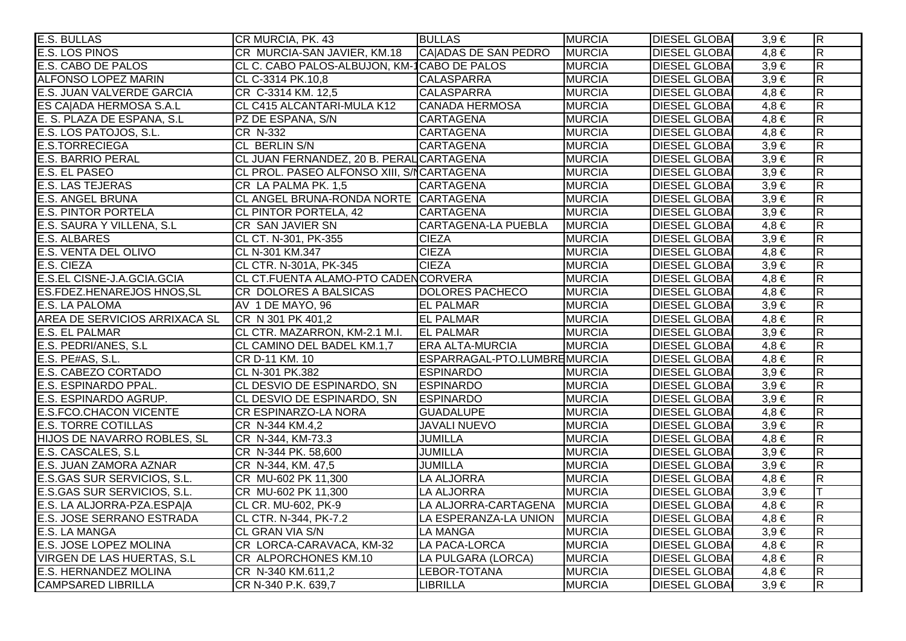| | | | | | | |
|---|---|---|---|---|---|---|
| E.S. BULLAS | CR MURCIA, PK. 43 | BULLAS | MURCIA | DIESEL GLOBA | 3,9 € | R |
| E.S. LOS PINOS | CR MURCIA-SAN JAVIER, KM.18 | CA\|ADAS DE SAN PEDRO | MURCIA | DIESEL GLOBA | 4,8 € | R |
| E.S. CABO DE PALOS | CL C. CABO PALOS-ALBUJON, KM-1 | CABO DE PALOS | MURCIA | DIESEL GLOBA | 3,9 € | R |
| ALFONSO LOPEZ MARIN | CL C-3314 PK.10,8 | CALASPARRA | MURCIA | DIESEL GLOBA | 3,9 € | R |
| E.S. JUAN VALVERDE GARCIA | CR C-3314 KM. 12,5 | CALASPARRA | MURCIA | DIESEL GLOBA | 4,8 € | R |
| ES CA\|ADA HERMOSA S.A.L | CL C415 ALCANTARI-MULA K12 | CANADA HERMOSA | MURCIA | DIESEL GLOBA | 4,8 € | R |
| E. S. PLAZA DE ESPANA, S.L | PZ DE ESPANA, S/N | CARTAGENA | MURCIA | DIESEL GLOBA | 4,8 € | R |
| E.S. LOS PATOJOS, S.L. | CR N-332 | CARTAGENA | MURCIA | DIESEL GLOBA | 4,8 € | R |
| E.S.TORRECIEGA | CL BERLIN S/N | CARTAGENA | MURCIA | DIESEL GLOBA | 3,9 € | R |
| E.S. BARRIO PERAL | CL JUAN FERNANDEZ, 20 B. PERAL | CARTAGENA | MURCIA | DIESEL GLOBA | 3,9 € | R |
| E.S. EL PASEO | CL PROL. PASEO ALFONSO XIII, S/N | CARTAGENA | MURCIA | DIESEL GLOBA | 3,9 € | R |
| E.S. LAS TEJERAS | CR LA PALMA PK. 1,5 | CARTAGENA | MURCIA | DIESEL GLOBA | 3,9 € | R |
| E.S. ANGEL BRUNA | CL ANGEL BRUNA-RONDA NORTE | CARTAGENA | MURCIA | DIESEL GLOBA | 3,9 € | R |
| E.S. PINTOR PORTELA | CL PINTOR PORTELA, 42 | CARTAGENA | MURCIA | DIESEL GLOBA | 3,9 € | R |
| E.S. SAURA Y VILLENA, S.L | CR SAN JAVIER SN | CARTAGENA-LA PUEBLA | MURCIA | DIESEL GLOBA | 4,8 € | R |
| E.S. ALBARES | CL CT. N-301, PK-355 | CIEZA | MURCIA | DIESEL GLOBA | 3,9 € | R |
| E.S. VENTA DEL OLIVO | CL N-301 KM.347 | CIEZA | MURCIA | DIESEL GLOBA | 4,8 € | R |
| E.S. CIEZA | CL CTR. N-301A, PK-345 | CIEZA | MURCIA | DIESEL GLOBA | 3,9 € | R |
| E.S.EL CISNE-J.A.GCIA.GCIA | CL CT.FUENTA ALAMO-PTO CADEN | CORVERA | MURCIA | DIESEL GLOBA | 4,8 € | R |
| ES.FDEZ.HENAREJOS HNOS,SL | CR DOLORES A BALSICAS | DOLORES PACHECO | MURCIA | DIESEL GLOBA | 4,8 € | R |
| E.S. LA PALOMA | AV 1 DE MAYO, 96 | EL PALMAR | MURCIA | DIESEL GLOBA | 3,9 € | R |
| AREA DE SERVICIOS ARRIXACA SL | CR N 301 PK 401,2 | EL PALMAR | MURCIA | DIESEL GLOBA | 4,8 € | R |
| E.S. EL PALMAR | CL CTR. MAZARRON, KM-2.1 M.I. | EL PALMAR | MURCIA | DIESEL GLOBA | 3,9 € | R |
| E.S. PEDRI/ANES, S.L | CL CAMINO DEL BADEL KM.1,7 | ERA ALTA-MURCIA | MURCIA | DIESEL GLOBA | 4,8 € | R |
| E.S. PE#AS, S.L. | CR D-11 KM. 10 | ESPARRAGAL-PTO.LUMBRE | MURCIA | DIESEL GLOBA | 4,8 € | R |
| E.S. CABEZO CORTADO | CL N-301 PK.382 | ESPINARDO | MURCIA | DIESEL GLOBA | 3,9 € | R |
| E.S. ESPINARDO PPAL. | CL DESVIO DE ESPINARDO, SN | ESPINARDO | MURCIA | DIESEL GLOBA | 3,9 € | R |
| E.S. ESPINARDO AGRUP. | CL DESVIO DE ESPINARDO, SN | ESPINARDO | MURCIA | DIESEL GLOBA | 3,9 € | R |
| E.S.FCO.CHACON VICENTE | CR ESPINARZO-LA NORA | GUADALUPE | MURCIA | DIESEL GLOBA | 4,8 € | R |
| E.S. TORRE COTILLAS | CR N-344 KM.4,2 | JAVALI NUEVO | MURCIA | DIESEL GLOBA | 3,9 € | R |
| HIJOS DE NAVARRO ROBLES, SL | CR N-344, KM-73.3 | JUMILLA | MURCIA | DIESEL GLOBA | 4,8 € | R |
| E.S. CASCALES, S.L | CR N-344 PK. 58,600 | JUMILLA | MURCIA | DIESEL GLOBA | 3,9 € | R |
| E.S. JUAN ZAMORA AZNAR | CR N-344, KM. 47,5 | JUMILLA | MURCIA | DIESEL GLOBA | 3,9 € | R |
| E.S.GAS SUR SERVICIOS, S.L. | CR MU-602 PK 11,300 | LA ALJORRA | MURCIA | DIESEL GLOBA | 4,8 € | R |
| E.S.GAS SUR SERVICIOS, S.L. | CR MU-602 PK 11,300 | LA ALJORRA | MURCIA | DIESEL GLOBA | 3,9 € | T |
| E.S. LA ALJORRA-PZA.ESPA\|A | CL CR. MU-602, PK-9 | LA ALJORRA-CARTAGENA | MURCIA | DIESEL GLOBA | 4,8 € | R |
| E.S. JOSE SERRANO ESTRADA | CL CTR. N-344, PK-7.2 | LA ESPERANZA-LA UNION | MURCIA | DIESEL GLOBA | 4,8 € | R |
| E.S. LA MANGA | CL GRAN VIA S/N | LA MANGA | MURCIA | DIESEL GLOBA | 3,9 € | R |
| E.S. JOSE LOPEZ MOLINA | CR LORCA-CARAVACA, KM-32 | LA PACA-LORCA | MURCIA | DIESEL GLOBA | 4,8 € | R |
| VIRGEN DE LAS HUERTAS, S.L | CR ALPORCHONES KM.10 | LA PULGARA (LORCA) | MURCIA | DIESEL GLOBA | 4,8 € | R |
| E.S. HERNANDEZ MOLINA | CR N-340 KM.611,2 | LEBOR-TOTANA | MURCIA | DIESEL GLOBA | 4,8 € | R |
| CAMPSARED LIBRILLA | CR N-340 P.K. 639,7 | LIBRILLA | MURCIA | DIESEL GLOBA | 3,9 € | R |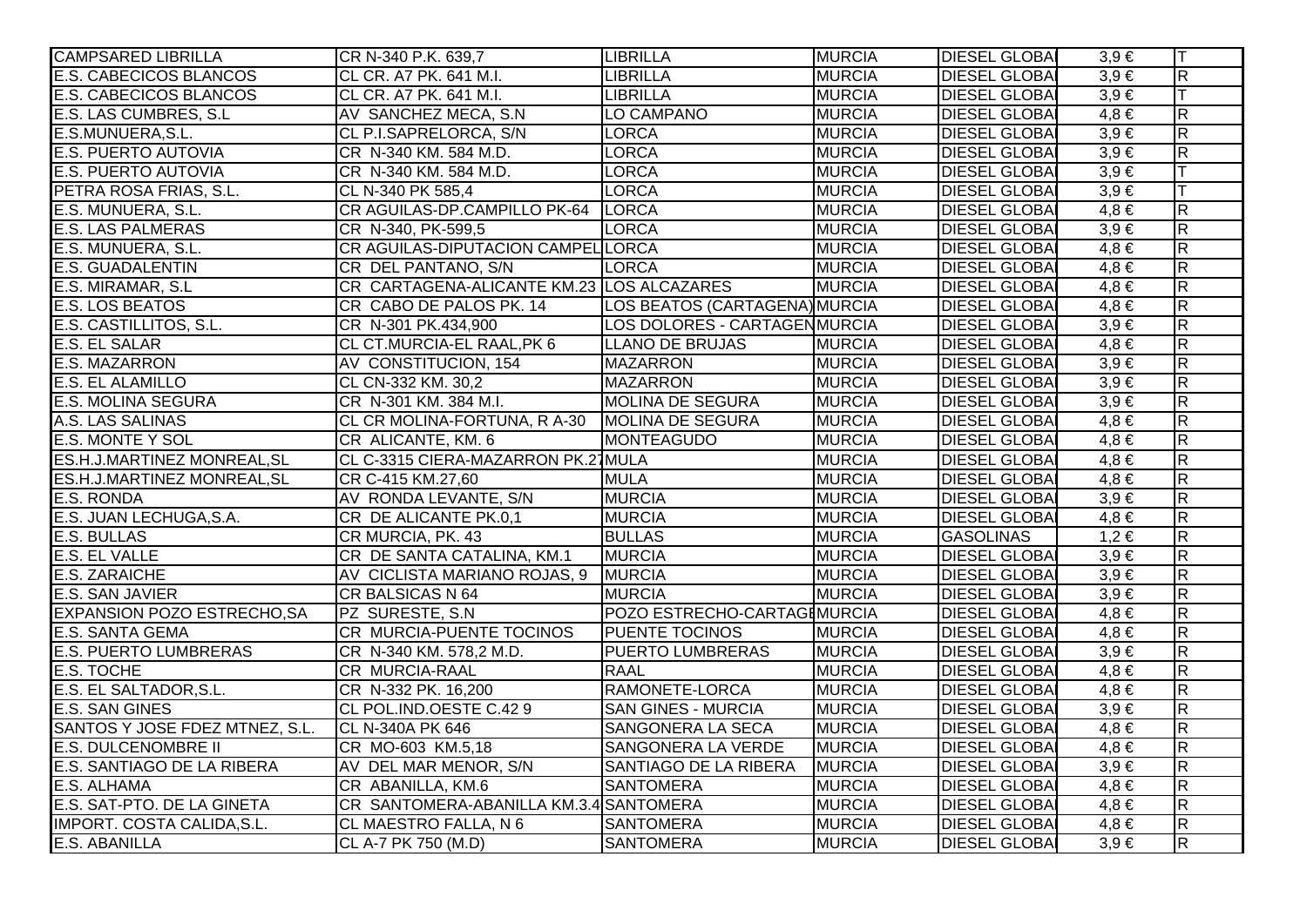| | | | | | | |
|---|---|---|---|---|---|---|
| CAMPSARED LIBRILLA | CR N-340 P.K. 639,7 | LIBRILLA | MURCIA | DIESEL GLOBA | 3,9 € | T |
| E.S. CABECICOS BLANCOS | CL CR. A7 PK. 641 M.I. | LIBRILLA | MURCIA | DIESEL GLOBA | 3,9 € | R |
| E.S. CABECICOS BLANCOS | CL CR. A7 PK. 641 M.I. | LIBRILLA | MURCIA | DIESEL GLOBA | 3,9 € | T |
| E.S. LAS CUMBRES, S.L | AV SANCHEZ MECA, S.N | LO CAMPANO | MURCIA | DIESEL GLOBA | 4,8 € | R |
| E.S.MUNUERA,S.L. | CL P.I.SAPRELORCA, S/N | LORCA | MURCIA | DIESEL GLOBA | 3,9 € | R |
| E.S. PUERTO AUTOVIA | CR N-340 KM. 584 M.D. | LORCA | MURCIA | DIESEL GLOBA | 3,9 € | R |
| E.S. PUERTO AUTOVIA | CR N-340 KM. 584 M.D. | LORCA | MURCIA | DIESEL GLOBA | 3,9 € | T |
| PETRA ROSA FRIAS, S.L. | CL N-340 PK 585,4 | LORCA | MURCIA | DIESEL GLOBA | 3,9 € | T |
| E.S. MUNUERA, S.L. | CR AGUILAS-DP.CAMPILLO PK-64 | LORCA | MURCIA | DIESEL GLOBA | 4,8 € | R |
| E.S. LAS PALMERAS | CR N-340, PK-599,5 | LORCA | MURCIA | DIESEL GLOBA | 3,9 € | R |
| E.S. MUNUERA, S.L. | CR AGUILAS-DIPUTACION CAMPEL | LORCA | MURCIA | DIESEL GLOBA | 4,8 € | R |
| E.S. GUADALENTIN | CR DEL PANTANO, S/N | LORCA | MURCIA | DIESEL GLOBA | 4,8 € | R |
| E.S. MIRAMAR, S.L | CR CARTAGENA-ALICANTE KM.23 | LOS ALCAZARES | MURCIA | DIESEL GLOBA | 4,8 € | R |
| E.S. LOS BEATOS | CR CABO DE PALOS PK. 14 | LOS BEATOS (CARTAGENA) | MURCIA | DIESEL GLOBA | 4,8 € | R |
| E.S. CASTILLITOS, S.L. | CR N-301 PK.434,900 | LOS DOLORES - CARTAGEN | MURCIA | DIESEL GLOBA | 3,9 € | R |
| E.S. EL SALAR | CL CT.MURCIA-EL RAAL,PK 6 | LLANO DE BRUJAS | MURCIA | DIESEL GLOBA | 4,8 € | R |
| E.S. MAZARRON | AV CONSTITUCION, 154 | MAZARRON | MURCIA | DIESEL GLOBA | 3,9 € | R |
| E.S. EL ALAMILLO | CL CN-332 KM. 30,2 | MAZARRON | MURCIA | DIESEL GLOBA | 3,9 € | R |
| E.S. MOLINA SEGURA | CR N-301 KM. 384 M.I. | MOLINA DE SEGURA | MURCIA | DIESEL GLOBA | 3,9 € | R |
| A.S. LAS SALINAS | CL CR MOLINA-FORTUNA, R A-30 | MOLINA DE SEGURA | MURCIA | DIESEL GLOBA | 4,8 € | R |
| E.S. MONTE Y SOL | CR ALICANTE, KM. 6 | MONTEAGUDO | MURCIA | DIESEL GLOBA | 4,8 € | R |
| ES.H.J.MARTINEZ MONREAL,SL | CL C-3315 CIERA-MAZARRON PK.27 | MULA | MURCIA | DIESEL GLOBA | 4,8 € | R |
| ES.H.J.MARTINEZ MONREAL,SL | CR C-415 KM.27,60 | MULA | MURCIA | DIESEL GLOBA | 4,8 € | R |
| E.S. RONDA | AV RONDA LEVANTE, S/N | MURCIA | MURCIA | DIESEL GLOBA | 3,9 € | R |
| E.S. JUAN LECHUGA,S.A. | CR DE ALICANTE PK.0,1 | MURCIA | MURCIA | DIESEL GLOBA | 4,8 € | R |
| E.S. BULLAS | CR MURCIA, PK. 43 | BULLAS | MURCIA | GASOLINAS | 1,2 € | R |
| E.S. EL VALLE | CR DE SANTA CATALINA, KM.1 | MURCIA | MURCIA | DIESEL GLOBA | 3,9 € | R |
| E.S. ZARAICHE | AV CICLISTA MARIANO ROJAS, 9 | MURCIA | MURCIA | DIESEL GLOBA | 3,9 € | R |
| E.S. SAN JAVIER | CR BALSICAS N 64 | MURCIA | MURCIA | DIESEL GLOBA | 3,9 € | R |
| EXPANSION POZO ESTRECHO,SA | PZ SURESTE, S.N | POZO ESTRECHO-CARTAGE | MURCIA | DIESEL GLOBA | 4,8 € | R |
| E.S. SANTA GEMA | CR MURCIA-PUENTE TOCINOS | PUENTE TOCINOS | MURCIA | DIESEL GLOBA | 4,8 € | R |
| E.S. PUERTO LUMBRERAS | CR N-340 KM. 578,2 M.D. | PUERTO LUMBRERAS | MURCIA | DIESEL GLOBA | 3,9 € | R |
| E.S. TOCHE | CR MURCIA-RAAL | RAAL | MURCIA | DIESEL GLOBA | 4,8 € | R |
| E.S. EL SALTADOR,S.L. | CR N-332 PK. 16,200 | RAMONETE-LORCA | MURCIA | DIESEL GLOBA | 4,8 € | R |
| E.S. SAN GINES | CL POL.IND.OESTE C.42 9 | SAN GINES - MURCIA | MURCIA | DIESEL GLOBA | 3,9 € | R |
| SANTOS Y JOSE FDEZ MTNEZ, S.L. | CL N-340A PK 646 | SANGONERA LA SECA | MURCIA | DIESEL GLOBA | 4,8 € | R |
| E.S. DULCENOMBRE II | CR MO-603 KM.5,18 | SANGONERA LA VERDE | MURCIA | DIESEL GLOBA | 4,8 € | R |
| E.S. SANTIAGO DE LA RIBERA | AV DEL MAR MENOR, S/N | SANTIAGO DE LA RIBERA | MURCIA | DIESEL GLOBA | 3,9 € | R |
| E.S. ALHAMA | CR ABANILLA, KM.6 | SANTOMERA | MURCIA | DIESEL GLOBA | 4,8 € | R |
| E.S. SAT-PTO. DE LA GINETA | CR SANTOMERA-ABANILLA KM.3.4 | SANTOMERA | MURCIA | DIESEL GLOBA | 4,8 € | R |
| IMPORT. COSTA CALIDA,S.L. | CL MAESTRO FALLA, N 6 | SANTOMERA | MURCIA | DIESEL GLOBA | 4,8 € | R |
| E.S. ABANILLA | CL A-7 PK 750 (M.D) | SANTOMERA | MURCIA | DIESEL GLOBA | 3,9 € | R |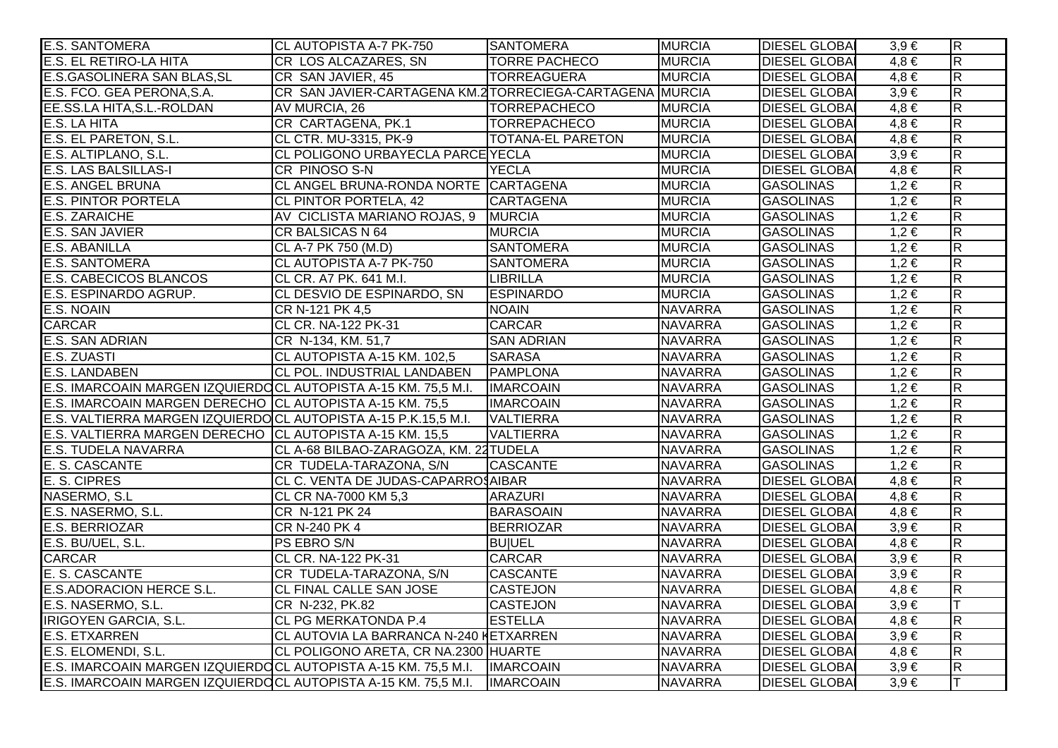| | | | | | | |
|---|---|---|---|---|---|---|
| E.S. SANTOMERA | CL AUTOPISTA A-7 PK-750 | SANTOMERA | MURCIA | DIESEL GLOBA | 3,9 € | R |
| E.S. EL RETIRO-LA HITA | CR LOS ALCAZARES, SN | TORRE PACHECO | MURCIA | DIESEL GLOBA | 4,8 € | R |
| E.S.GASOLINERA SAN BLAS,SL | CR SAN JAVIER, 45 | TORREAGUERA | MURCIA | DIESEL GLOBA | 4,8 € | R |
| E.S. FCO. GEA PERONA,S.A. | CR SAN JAVIER-CARTAGENA KM.2 | TORRECIEGA-CARTAGENA | MURCIA | DIESEL GLOBA | 3,9 € | R |
| EE.SS.LA HITA,S.L.-ROLDAN | AV MURCIA, 26 | TORREPACHECO | MURCIA | DIESEL GLOBA | 4,8 € | R |
| E.S. LA HITA | CR CARTAGENA, PK.1 | TORREPACHECO | MURCIA | DIESEL GLOBA | 4,8 € | R |
| E.S. EL PARETON, S.L. | CL CTR. MU-3315, PK-9 | TOTANA-EL PARETON | MURCIA | DIESEL GLOBA | 4,8 € | R |
| E.S. ALTIPLANO, S.L. | CL POLIGONO URBAYECLA PARCE | YECLA | MURCIA | DIESEL GLOBA | 3,9 € | R |
| E.S. LAS BALSILLAS-I | CR PINOSO S-N | YECLA | MURCIA | DIESEL GLOBA | 4,8 € | R |
| E.S. ANGEL BRUNA | CL ANGEL BRUNA-RONDA NORTE | CARTAGENA | MURCIA | GASOLINAS | 1,2 € | R |
| E.S. PINTOR PORTELA | CL PINTOR PORTELA, 42 | CARTAGENA | MURCIA | GASOLINAS | 1,2 € | R |
| E.S. ZARAICHE | AV CICLISTA MARIANO ROJAS, 9 | MURCIA | MURCIA | GASOLINAS | 1,2 € | R |
| E.S. SAN JAVIER | CR BALSICAS N 64 | MURCIA | MURCIA | GASOLINAS | 1,2 € | R |
| E.S. ABANILLA | CL A-7 PK 750 (M.D) | SANTOMERA | MURCIA | GASOLINAS | 1,2 € | R |
| E.S. SANTOMERA | CL AUTOPISTA A-7 PK-750 | SANTOMERA | MURCIA | GASOLINAS | 1,2 € | R |
| E.S. CABECICOS BLANCOS | CL CR. A7 PK. 641 M.I. | LIBRILLA | MURCIA | GASOLINAS | 1,2 € | R |
| E.S. ESPINARDO AGRUP. | CL DESVIO DE ESPINARDO, SN | ESPINARDO | MURCIA | GASOLINAS | 1,2 € | R |
| E.S. NOAIN | CR N-121 PK 4,5 | NOAIN | NAVARRA | GASOLINAS | 1,2 € | R |
| CARCAR | CL CR. NA-122 PK-31 | CARCAR | NAVARRA | GASOLINAS | 1,2 € | R |
| E.S. SAN ADRIAN | CR N-134, KM. 51,7 | SAN ADRIAN | NAVARRA | GASOLINAS | 1,2 € | R |
| E.S. ZUASTI | CL AUTOPISTA A-15 KM. 102,5 | SARASA | NAVARRA | GASOLINAS | 1,2 € | R |
| E.S. LANDABEN | CL POL. INDUSTRIAL LANDABEN | PAMPLONA | NAVARRA | GASOLINAS | 1,2 € | R |
| E.S. IMARCOAIN MARGEN IZQUIERDO | CL AUTOPISTA A-15 KM. 75,5 M.I. | IMARCOAIN | NAVARRA | GASOLINAS | 1,2 € | R |
| E.S. IMARCOAIN MARGEN DERECHO | CL AUTOPISTA A-15 KM. 75,5 | IMARCOAIN | NAVARRA | GASOLINAS | 1,2 € | R |
| E.S. VALTIERRA MARGEN IZQUIERDO | CL AUTOPISTA A-15 P.K.15,5 M.I. | VALTIERRA | NAVARRA | GASOLINAS | 1,2 € | R |
| E.S. VALTIERRA MARGEN DERECHO | CL AUTOPISTA A-15 KM. 15,5 | VALTIERRA | NAVARRA | GASOLINAS | 1,2 € | R |
| E.S. TUDELA NAVARRA | CL A-68 BILBAO-ZARAGOZA, KM. 22 | TUDELA | NAVARRA | GASOLINAS | 1,2 € | R |
| E. S. CASCANTE | CR TUDELA-TARAZONA, S/N | CASCANTE | NAVARRA | GASOLINAS | 1,2 € | R |
| E. S. CIPRES | CL C. VENTA DE JUDAS-CAPARROS | AIBAR | NAVARRA | DIESEL GLOBA | 4,8 € | R |
| NASERMO, S.L | CL CR NA-7000 KM 5,3 | ARAZURI | NAVARRA | DIESEL GLOBA | 4,8 € | R |
| E.S. NASERMO, S.L. | CR N-121 PK 24 | BARASOAIN | NAVARRA | DIESEL GLOBA | 4,8 € | R |
| E.S. BERRIOZAR | CR N-240 PK 4 | BERRIOZAR | NAVARRA | DIESEL GLOBA | 3,9 € | R |
| E.S. BU/UEL, S.L. | PS EBRO S/N | BU\|UEL | NAVARRA | DIESEL GLOBA | 4,8 € | R |
| CARCAR | CL CR. NA-122 PK-31 | CARCAR | NAVARRA | DIESEL GLOBA | 3,9 € | R |
| E. S. CASCANTE | CR TUDELA-TARAZONA, S/N | CASCANTE | NAVARRA | DIESEL GLOBA | 3,9 € | R |
| E.S.ADORACION HERCE S.L. | CL FINAL CALLE SAN JOSE | CASTEJON | NAVARRA | DIESEL GLOBA | 4,8 € | R |
| E.S. NASERMO, S.L. | CR N-232, PK.82 | CASTEJON | NAVARRA | DIESEL GLOBA | 3,9 € | T |
| IRIGOYEN GARCIA, S.L. | CL PG MERKATONDA P.4 | ESTELLA | NAVARRA | DIESEL GLOBA | 4,8 € | R |
| E.S. ETXARREN | CL AUTOVIA LA BARRANCA N-240 K | ETXARREN | NAVARRA | DIESEL GLOBA | 3,9 € | R |
| E.S. ELOMENDI, S.L. | CL POLIGONO ARETA, CR NA.2300 | HUARTE | NAVARRA | DIESEL GLOBA | 4,8 € | R |
| E.S. IMARCOAIN MARGEN IZQUIERDO | CL AUTOPISTA A-15 KM. 75,5 M.I. | IMARCOAIN | NAVARRA | DIESEL GLOBA | 3,9 € | R |
| E.S. IMARCOAIN MARGEN IZQUIERDO | CL AUTOPISTA A-15 KM. 75,5 M.I. | IMARCOAIN | NAVARRA | DIESEL GLOBA | 3,9 € | T |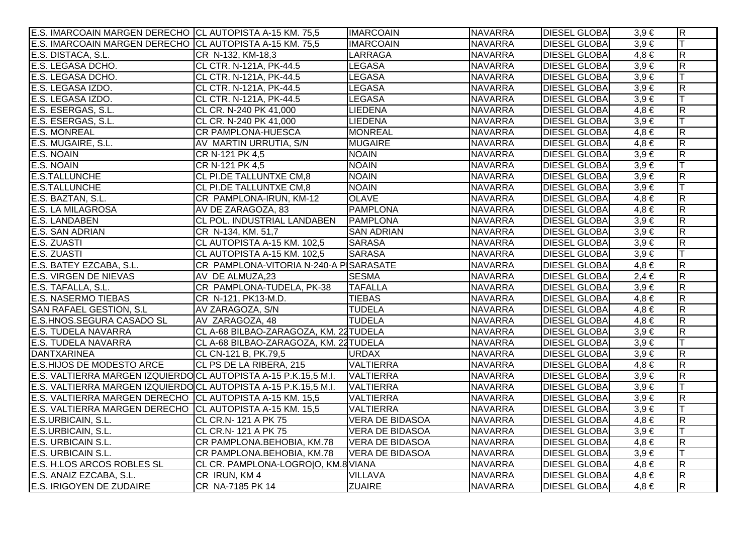| | | | | | | |
|---|---|---|---|---|---|---|
| E.S. IMARCOAIN MARGEN DERECHO | CL AUTOPISTA A-15 KM. 75,5 | IMARCOAIN | NAVARRA | DIESEL GLOBA | 3,9 € | R |
| E.S. IMARCOAIN MARGEN DERECHO | CL AUTOPISTA A-15 KM. 75,5 | IMARCOAIN | NAVARRA | DIESEL GLOBA | 3,9 € | T |
| E.S. DISTACA, S.L. | CR N-132, KM-18,3 | LARRAGA | NAVARRA | DIESEL GLOBA | 4,8 € | R |
| E.S. LEGASA DCHO. | CL CTR. N-121A, PK-44.5 | LEGASA | NAVARRA | DIESEL GLOBA | 3,9 € | R |
| E.S. LEGASA DCHO. | CL CTR. N-121A, PK-44.5 | LEGASA | NAVARRA | DIESEL GLOBA | 3,9 € | T |
| E.S. LEGASA IZDO. | CL CTR. N-121A, PK-44.5 | LEGASA | NAVARRA | DIESEL GLOBA | 3,9 € | R |
| E.S. LEGASA IZDO. | CL CTR. N-121A, PK-44.5 | LEGASA | NAVARRA | DIESEL GLOBA | 3,9 € | T |
| E.S. ESERGAS, S.L. | CL CR. N-240 PK 41,000 | LIEDENA | NAVARRA | DIESEL GLOBA | 4,8 € | R |
| E.S. ESERGAS, S.L. | CL CR. N-240 PK 41,000 | LIEDENA | NAVARRA | DIESEL GLOBA | 3,9 € | T |
| E.S. MONREAL | CR PAMPLONA-HUESCA | MONREAL | NAVARRA | DIESEL GLOBA | 4,8 € | R |
| E.S. MUGAIRE, S.L. | AV MARTIN URRUTIA, S/N | MUGAIRE | NAVARRA | DIESEL GLOBA | 4,8 € | R |
| E.S. NOAIN | CR N-121 PK 4,5 | NOAIN | NAVARRA | DIESEL GLOBA | 3,9 € | R |
| E.S. NOAIN | CR N-121 PK 4,5 | NOAIN | NAVARRA | DIESEL GLOBA | 3,9 € | T |
| E.S.TALLUNCHE | CL PI.DE TALLUNTXE CM,8 | NOAIN | NAVARRA | DIESEL GLOBA | 3,9 € | R |
| E.S.TALLUNCHE | CL PI.DE TALLUNTXE CM,8 | NOAIN | NAVARRA | DIESEL GLOBA | 3,9 € | T |
| E.S. BAZTAN, S.L. | CR PAMPLONA-IRUN, KM-12 | OLAVE | NAVARRA | DIESEL GLOBA | 4,8 € | R |
| E.S. LA MILAGROSA | AV DE ZARAGOZA, 83 | PAMPLONA | NAVARRA | DIESEL GLOBA | 4,8 € | R |
| E.S. LANDABEN | CL POL. INDUSTRIAL LANDABEN | PAMPLONA | NAVARRA | DIESEL GLOBA | 3,9 € | R |
| E.S. SAN ADRIAN | CR N-134, KM. 51,7 | SAN ADRIAN | NAVARRA | DIESEL GLOBA | 3,9 € | R |
| E.S. ZUASTI | CL AUTOPISTA A-15 KM. 102,5 | SARASA | NAVARRA | DIESEL GLOBA | 3,9 € | R |
| E.S. ZUASTI | CL AUTOPISTA A-15 KM. 102,5 | SARASA | NAVARRA | DIESEL GLOBA | 3,9 € | T |
| E.S. BATEY EZCABA, S.L. | CR PAMPLONA-VITORIA N-240-A P | SARASATE | NAVARRA | DIESEL GLOBA | 4,8 € | R |
| E.S. VIRGEN DE NIEVAS | AV DE ALMUZA,23 | SESMA | NAVARRA | DIESEL GLOBA | 2,4 € | R |
| E.S. TAFALLA, S.L. | CR PAMPLONA-TUDELA, PK-38 | TAFALLA | NAVARRA | DIESEL GLOBA | 3,9 € | R |
| E.S. NASERMO TIEBAS | CR N-121, PK13-M.D. | TIEBAS | NAVARRA | DIESEL GLOBA | 4,8 € | R |
| SAN RAFAEL GESTION, S.L | AV ZARAGOZA, S/N | TUDELA | NAVARRA | DIESEL GLOBA | 4,8 € | R |
| E.S.HNOS.SEGURA CASADO SL | AV ZARAGOZA, 48 | TUDELA | NAVARRA | DIESEL GLOBA | 4,8 € | R |
| E.S. TUDELA NAVARRA | CL A-68 BILBAO-ZARAGOZA, KM. 22 | TUDELA | NAVARRA | DIESEL GLOBA | 3,9 € | R |
| E.S. TUDELA NAVARRA | CL A-68 BILBAO-ZARAGOZA, KM. 22 | TUDELA | NAVARRA | DIESEL GLOBA | 3,9 € | T |
| DANTXARINEA | CL CN-121 B, PK.79,5 | URDAX | NAVARRA | DIESEL GLOBA | 3,9 € | R |
| E.S.HIJOS DE MODESTO ARCE | CL PS DE LA RIBERA, 215 | VALTIERRA | NAVARRA | DIESEL GLOBA | 4,8 € | R |
| E.S. VALTIERRA MARGEN IZQUIERDO | CL AUTOPISTA A-15 P.K.15,5 M.I. | VALTIERRA | NAVARRA | DIESEL GLOBA | 3,9 € | R |
| E.S. VALTIERRA MARGEN IZQUIERDO | CL AUTOPISTA A-15 P.K.15,5 M.I. | VALTIERRA | NAVARRA | DIESEL GLOBA | 3,9 € | T |
| E.S. VALTIERRA MARGEN DERECHO | CL AUTOPISTA A-15 KM. 15,5 | VALTIERRA | NAVARRA | DIESEL GLOBA | 3,9 € | R |
| E.S. VALTIERRA MARGEN DERECHO | CL AUTOPISTA A-15 KM. 15,5 | VALTIERRA | NAVARRA | DIESEL GLOBA | 3,9 € | T |
| E.S.URBICAIN, S.L. | CL CR.N- 121 A PK 75 | VERA DE BIDASOA | NAVARRA | DIESEL GLOBA | 4,8 € | R |
| E.S.URBICAIN, S.L. | CL CR.N- 121 A PK 75 | VERA DE BIDASOA | NAVARRA | DIESEL GLOBA | 3,9 € | T |
| E.S. URBICAIN S.L. | CR PAMPLONA.BEHOBIA, KM.78 | VERA DE BIDASOA | NAVARRA | DIESEL GLOBA | 4,8 € | R |
| E.S. URBICAIN S.L. | CR PAMPLONA.BEHOBIA, KM.78 | VERA DE BIDASOA | NAVARRA | DIESEL GLOBA | 3,9 € | T |
| E.S. H.LOS ARCOS ROBLES SL | CL CR. PAMPLONA-LOGRO\|O, KM.8 | VIANA | NAVARRA | DIESEL GLOBA | 4,8 € | R |
| E.S. ANAIZ EZCABA, S.L. | CR IRUN, KM 4 | VILLAVA | NAVARRA | DIESEL GLOBA | 4,8 € | R |
| E.S. IRIGOYEN DE ZUDAIRE | CR NA-7185 PK 14 | ZUAIRE | NAVARRA | DIESEL GLOBA | 4,8 € | R |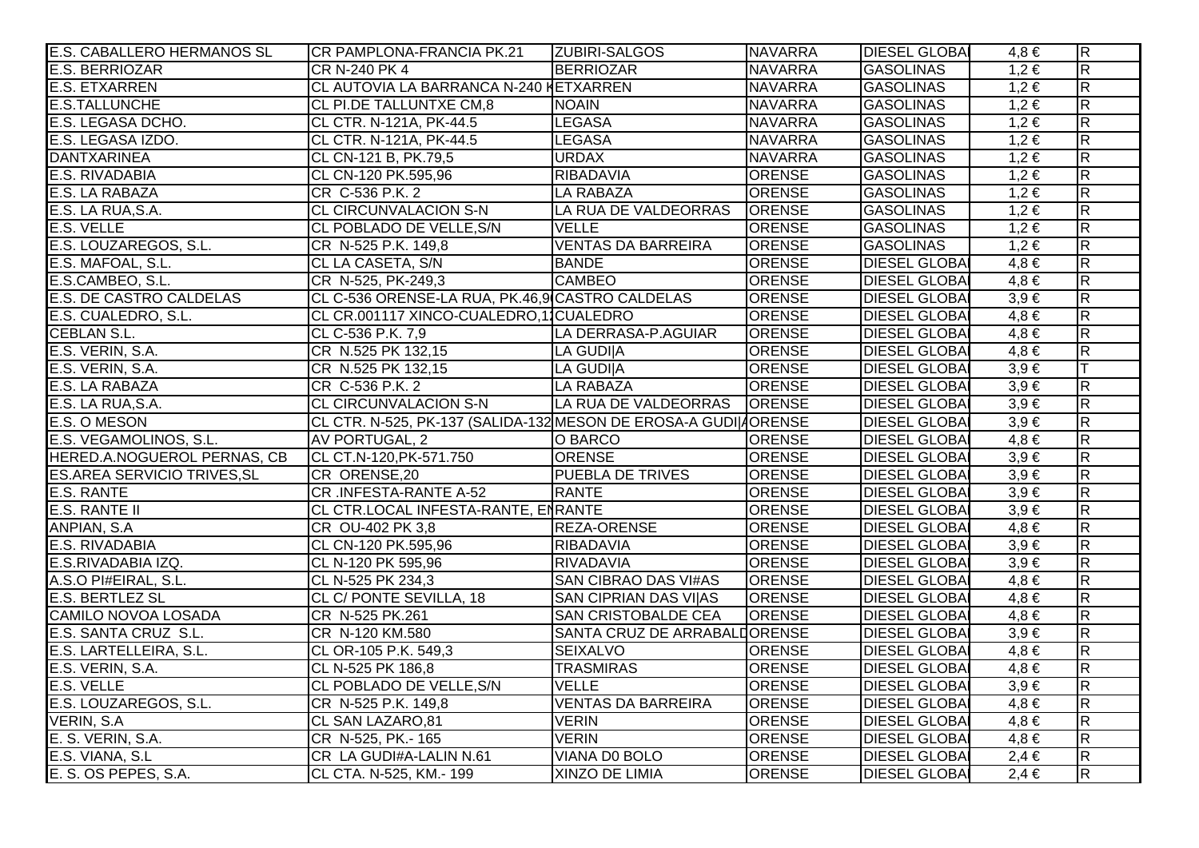| | | | | | | |
|---|---|---|---|---|---|---|
| E.S. CABALLERO HERMANOS SL | CR PAMPLONA-FRANCIA PK.21 | ZUBIRI-SALGOS | NAVARRA | DIESEL GLOBA | 4,8 € | R |
| E.S. BERRIOZAR | CR N-240 PK 4 | BERRIOZAR | NAVARRA | GASOLINAS | 1,2 € | R |
| E.S. ETXARREN | CL AUTOVIA LA BARRANCA N-240 K | ETXARREN | NAVARRA | GASOLINAS | 1,2 € | R |
| E.S.TALLUNCHE | CL PI.DE TALLUNTXE CM,8 | NOAIN | NAVARRA | GASOLINAS | 1,2 € | R |
| E.S. LEGASA DCHO. | CL CTR. N-121A, PK-44.5 | LEGASA | NAVARRA | GASOLINAS | 1,2 € | R |
| E.S. LEGASA IZDO. | CL CTR. N-121A, PK-44.5 | LEGASA | NAVARRA | GASOLINAS | 1,2 € | R |
| DANTXARINEA | CL CN-121 B, PK.79,5 | URDAX | NAVARRA | GASOLINAS | 1,2 € | R |
| E.S. RIVADABIA | CL CN-120 PK.595,96 | RIBADAVIA | ORENSE | GASOLINAS | 1,2 € | R |
| E.S. LA RABAZA | CR C-536 P.K. 2 | LA RABAZA | ORENSE | GASOLINAS | 1,2 € | R |
| E.S. LA RUA,S.A. | CL CIRCUNVALACION S-N | LA RUA DE VALDEORRAS | ORENSE | GASOLINAS | 1,2 € | R |
| E.S. VELLE | CL POBLADO DE VELLE,S/N | VELLE | ORENSE | GASOLINAS | 1,2 € | R |
| E.S. LOUZAREGOS, S.L. | CR N-525 P.K. 149,8 | VENTAS DA BARREIRA | ORENSE | GASOLINAS | 1,2 € | R |
| E.S. MAFOAL, S.L. | CL LA CASETA, S/N | BANDE | ORENSE | DIESEL GLOBA | 4,8 € | R |
| E.S.CAMBEO, S.L. | CR N-525, PK-249,3 | CAMBEO | ORENSE | DIESEL GLOBA | 4,8 € | R |
| E.S. DE CASTRO CALDELAS | CL C-536 ORENSE-LA RUA, PK.46,9 | CASTRO CALDELAS | ORENSE | DIESEL GLOBA | 3,9 € | R |
| E.S. CUALEDRO, S.L. | CL CR.001117 XINCO-CUALEDRO,1 | CUALEDRO | ORENSE | DIESEL GLOBA | 4,8 € | R |
| CEBLAN S.L. | CL C-536 P.K. 7,9 | LA DERRASA-P.AGUIAR | ORENSE | DIESEL GLOBA | 4,8 € | R |
| E.S. VERIN, S.A. | CR N.525 PK 132,15 | LA GUDI\|A | ORENSE | DIESEL GLOBA | 4,8 € | R |
| E.S. VERIN, S.A. | CR N.525 PK 132,15 | LA GUDI\|A | ORENSE | DIESEL GLOBA | 3,9 € | T |
| E.S. LA RABAZA | CR C-536 P.K. 2 | LA RABAZA | ORENSE | DIESEL GLOBA | 3,9 € | R |
| E.S. LA RUA,S.A. | CL CIRCUNVALACION S-N | LA RUA DE VALDEORRAS | ORENSE | DIESEL GLOBA | 3,9 € | R |
| E.S. O MESON | CL CTR. N-525, PK-137 (SALIDA-132 | MESON DE EROSA-A GUDI\|A | ORENSE | DIESEL GLOBA | 3,9 € | R |
| E.S. VEGAMOLINOS, S.L. | AV PORTUGAL, 2 | O BARCO | ORENSE | DIESEL GLOBA | 4,8 € | R |
| HERED.A.NOGUEROL PERNAS, CB | CL CT.N-120,PK-571.750 | ORENSE | ORENSE | DIESEL GLOBA | 3,9 € | R |
| ES.AREA SERVICIO TRIVES,SL | CR ORENSE,20 | PUEBLA DE TRIVES | ORENSE | DIESEL GLOBA | 3,9 € | R |
| E.S. RANTE | CR .INFESTA-RANTE A-52 | RANTE | ORENSE | DIESEL GLOBA | 3,9 € | R |
| E.S. RANTE II | CL CTR.LOCAL INFESTA-RANTE, EN | RANTE | ORENSE | DIESEL GLOBA | 3,9 € | R |
| ANPIAN, S.A | CR OU-402 PK 3,8 | REZA-ORENSE | ORENSE | DIESEL GLOBA | 4,8 € | R |
| E.S. RIVADABIA | CL CN-120 PK.595,96 | RIBADAVIA | ORENSE | DIESEL GLOBA | 3,9 € | R |
| E.S.RIVADABIA IZQ. | CL N-120 PK 595,96 | RIVADAVIA | ORENSE | DIESEL GLOBA | 3,9 € | R |
| A.S.O PI#EIRAL, S.L. | CL N-525 PK 234,3 | SAN CIBRAO DAS VI#AS | ORENSE | DIESEL GLOBA | 4,8 € | R |
| E.S. BERTLEZ SL | CL C/ PONTE SEVILLA, 18 | SAN CIPRIAN DAS VI\|AS | ORENSE | DIESEL GLOBA | 4,8 € | R |
| CAMILO NOVOA LOSADA | CR N-525 PK.261 | SAN CRISTOBALDE CEA | ORENSE | DIESEL GLOBA | 4,8 € | R |
| E.S. SANTA CRUZ S.L. | CR N-120 KM.580 | SANTA CRUZ DE ARRABALD | ORENSE | DIESEL GLOBA | 3,9 € | R |
| E.S. LARTELLEIRA, S.L. | CL OR-105 P.K. 549,3 | SEIXALVO | ORENSE | DIESEL GLOBA | 4,8 € | R |
| E.S. VERIN, S.A. | CL N-525 PK 186,8 | TRASMIRAS | ORENSE | DIESEL GLOBA | 4,8 € | R |
| E.S. VELLE | CL POBLADO DE VELLE,S/N | VELLE | ORENSE | DIESEL GLOBA | 3,9 € | R |
| E.S. LOUZAREGOS, S.L. | CR N-525 P.K. 149,8 | VENTAS DA BARREIRA | ORENSE | DIESEL GLOBA | 4,8 € | R |
| VERIN, S.A | CL SAN LAZARO,81 | VERIN | ORENSE | DIESEL GLOBA | 4,8 € | R |
| E. S. VERIN, S.A. | CR N-525, PK.- 165 | VERIN | ORENSE | DIESEL GLOBA | 4,8 € | R |
| E.S. VIANA, S.L | CR LA GUDI#A-LALIN N.61 | VIANA D0 BOLO | ORENSE | DIESEL GLOBA | 2,4 € | R |
| E. S. OS PEPES, S.A. | CL CTA. N-525, KM.- 199 | XINZO DE LIMIA | ORENSE | DIESEL GLOBA | 2,4 € | R |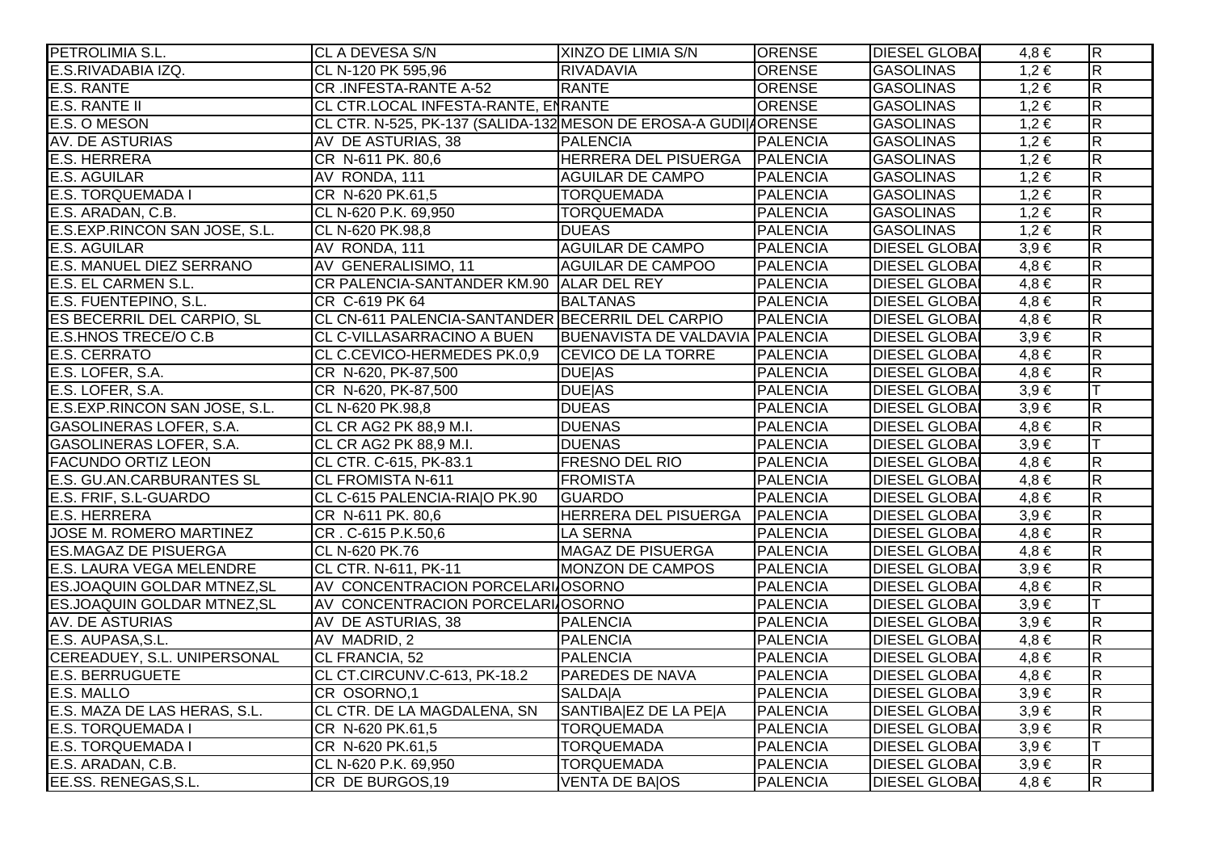| | | | | | | |
|---|---|---|---|---|---|---|
| PETROLIMIA S.L. | CL A DEVESA S/N | XINZO DE LIMIA S/N | ORENSE | DIESEL GLOBA | 4,8 € | R |
| E.S.RIVADABIA IZQ. | CL N-120 PK 595,96 | RIVADAVIA | ORENSE | GASOLINAS | 1,2 € | R |
| E.S. RANTE | CR .INFESTA-RANTE A-52 | RANTE | ORENSE | GASOLINAS | 1,2 € | R |
| E.S. RANTE II | CL CTR.LOCAL INFESTA-RANTE, EN | RANTE | ORENSE | GASOLINAS | 1,2 € | R |
| E.S. O MESON | CL CTR. N-525, PK-137 (SALIDA-132 | MESON DE EROSA-A GUDI/ | ORENSE | GASOLINAS | 1,2 € | R |
| AV. DE ASTURIAS | AV DE ASTURIAS, 38 | PALENCIA | PALENCIA | GASOLINAS | 1,2 € | R |
| E.S. HERRERA | CR N-611 PK. 80,6 | HERRERA DEL PISUERGA | PALENCIA | GASOLINAS | 1,2 € | R |
| E.S. AGUILAR | AV RONDA, 111 | AGUILAR DE CAMPO | PALENCIA | GASOLINAS | 1,2 € | R |
| E.S. TORQUEMADA I | CR N-620 PK.61,5 | TORQUEMADA | PALENCIA | GASOLINAS | 1,2 € | R |
| E.S. ARADAN, C.B. | CL N-620 P.K. 69,950 | TORQUEMADA | PALENCIA | GASOLINAS | 1,2 € | R |
| E.S.EXP.RINCON SAN JOSE, S.L. | CL N-620 PK.98,8 | DUEAS | PALENCIA | GASOLINAS | 1,2 € | R |
| E.S. AGUILAR | AV RONDA, 111 | AGUILAR DE CAMPO | PALENCIA | DIESEL GLOBA | 3,9 € | R |
| E.S. MANUEL DIEZ SERRANO | AV GENERALISIMO, 11 | AGUILAR DE CAMPOO | PALENCIA | DIESEL GLOBA | 4,8 € | R |
| E.S. EL CARMEN S.L. | CR PALENCIA-SANTANDER KM.90 | ALAR DEL REY | PALENCIA | DIESEL GLOBA | 4,8 € | R |
| E.S. FUENTEPINO, S.L. | CR C-619 PK 64 | BALTANAS | PALENCIA | DIESEL GLOBA | 4,8 € | R |
| ES BECERRIL DEL CARPIO, SL | CL CN-611 PALENCIA-SANTANDER | BECERRIL DEL CARPIO | PALENCIA | DIESEL GLOBA | 4,8 € | R |
| E.S.HNOS TRECE/O C.B | CL C-VILLASARRACINO A BUEN | BUENAVISTA DE VALDAVIA | PALENCIA | DIESEL GLOBA | 3,9 € | R |
| E.S. CERRATO | CL C.CEVICO-HERMEDES PK.0,9 | CEVICO DE LA TORRE | PALENCIA | DIESEL GLOBA | 4,8 € | R |
| E.S. LOFER, S.A. | CR N-620, PK-87,500 | DUE\|AS | PALENCIA | DIESEL GLOBA | 4,8 € | R |
| E.S. LOFER, S.A. | CR N-620, PK-87,500 | DUE\|AS | PALENCIA | DIESEL GLOBA | 3,9 € | T |
| E.S.EXP.RINCON SAN JOSE, S.L. | CL N-620 PK.98,8 | DUEAS | PALENCIA | DIESEL GLOBA | 3,9 € | R |
| GASOLINERAS LOFER, S.A. | CL CR AG2 PK 88,9 M.I. | DUENAS | PALENCIA | DIESEL GLOBA | 4,8 € | R |
| GASOLINERAS LOFER, S.A. | CL CR AG2 PK 88,9 M.I. | DUENAS | PALENCIA | DIESEL GLOBA | 3,9 € | T |
| FACUNDO ORTIZ LEON | CL CTR. C-615, PK-83.1 | FRESNO DEL RIO | PALENCIA | DIESEL GLOBA | 4,8 € | R |
| E.S. GU.AN.CARBURANTES SL | CL FROMISTA N-611 | FROMISTA | PALENCIA | DIESEL GLOBA | 4,8 € | R |
| E.S. FRIF, S.L-GUARDO | CL C-615 PALENCIA-RIA\|O PK.90 | GUARDO | PALENCIA | DIESEL GLOBA | 4,8 € | R |
| E.S. HERRERA | CR N-611 PK. 80,6 | HERRERA DEL PISUERGA | PALENCIA | DIESEL GLOBA | 3,9 € | R |
| JOSE M. ROMERO MARTINEZ | CR . C-615 P.K.50,6 | LA SERNA | PALENCIA | DIESEL GLOBA | 4,8 € | R |
| ES.MAGAZ DE PISUERGA | CL N-620 PK.76 | MAGAZ DE PISUERGA | PALENCIA | DIESEL GLOBA | 4,8 € | R |
| E.S. LAURA VEGA MELENDRE | CL CTR. N-611, PK-11 | MONZON DE CAMPOS | PALENCIA | DIESEL GLOBA | 3,9 € | R |
| ES.JOAQUIN GOLDAR MTNEZ,SL | AV CONCENTRACION PORCELARI/ | OSORNO | PALENCIA | DIESEL GLOBA | 4,8 € | R |
| ES.JOAQUIN GOLDAR MTNEZ,SL | AV CONCENTRACION PORCELARI/ | OSORNO | PALENCIA | DIESEL GLOBA | 3,9 € | T |
| AV. DE ASTURIAS | AV DE ASTURIAS, 38 | PALENCIA | PALENCIA | DIESEL GLOBA | 3,9 € | R |
| E.S. AUPASA,S.L. | AV MADRID, 2 | PALENCIA | PALENCIA | DIESEL GLOBA | 4,8 € | R |
| CEREADUEY, S.L. UNIPERSONAL | CL FRANCIA, 52 | PALENCIA | PALENCIA | DIESEL GLOBA | 4,8 € | R |
| E.S. BERRUGUETE | CL CT.CIRCUNV.C-613, PK-18.2 | PAREDES DE NAVA | PALENCIA | DIESEL GLOBA | 4,8 € | R |
| E.S. MALLO | CR OSORNO,1 | SALDA\|A | PALENCIA | DIESEL GLOBA | 3,9 € | R |
| E.S. MAZA DE LAS HERAS, S.L. | CL CTR. DE LA MAGDALENA, SN | SANTIBA\|EZ DE LA PE\|A | PALENCIA | DIESEL GLOBA | 3,9 € | R |
| E.S. TORQUEMADA I | CR N-620 PK.61,5 | TORQUEMADA | PALENCIA | DIESEL GLOBA | 3,9 € | R |
| E.S. TORQUEMADA I | CR N-620 PK.61,5 | TORQUEMADA | PALENCIA | DIESEL GLOBA | 3,9 € | T |
| E.S. ARADAN, C.B. | CL N-620 P.K. 69,950 | TORQUEMADA | PALENCIA | DIESEL GLOBA | 3,9 € | R |
| EE.SS. RENEGAS,S.L. | CR DE BURGOS,19 | VENTA DE BA\|OS | PALENCIA | DIESEL GLOBA | 4,8 € | R |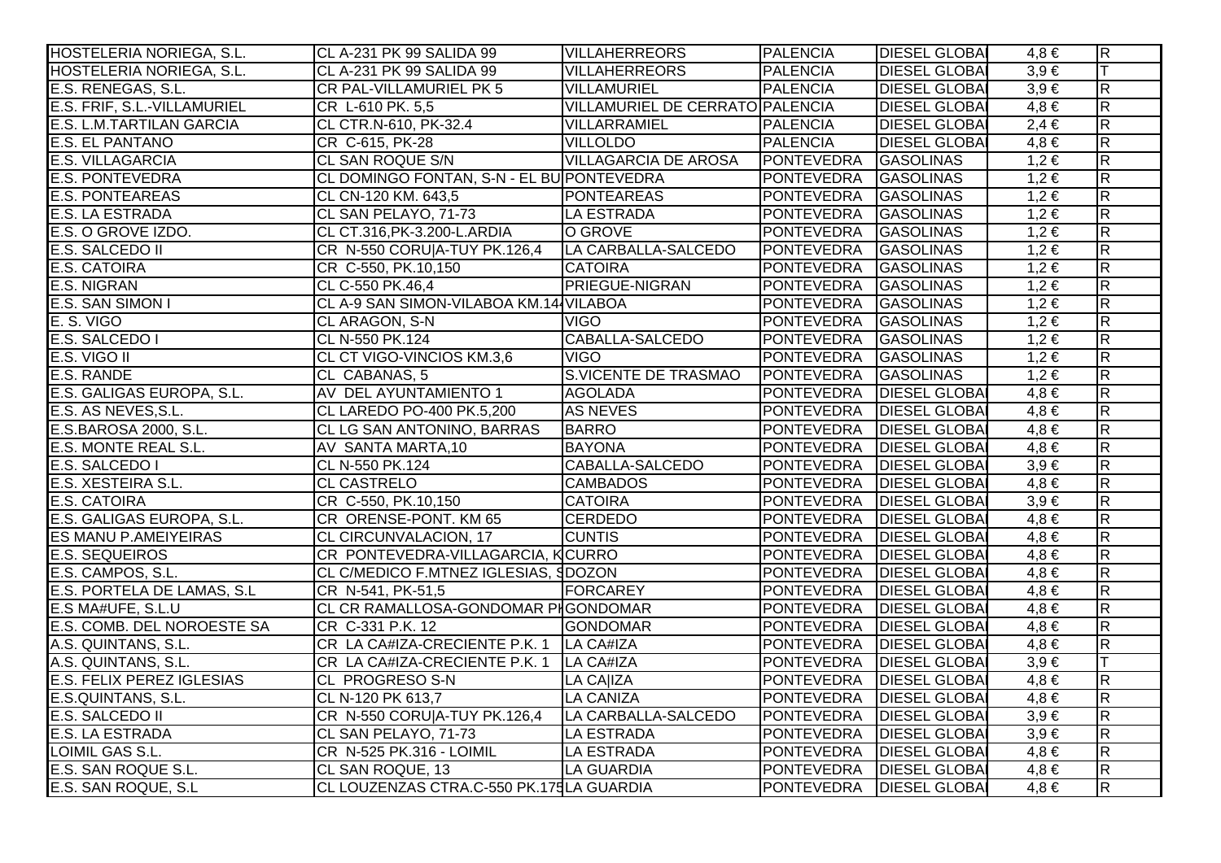| | | | | | | |
|---|---|---|---|---|---|---|
| HOSTELERIA NORIEGA, S.L. | CL A-231 PK 99 SALIDA 99 | VILLAHERREORS | PALENCIA | DIESEL GLOBAI | 4,8 € | R |
| HOSTELERIA NORIEGA, S.L. | CL A-231 PK 99 SALIDA 99 | VILLAHERREORS | PALENCIA | DIESEL GLOBAI | 3,9 € | T |
| E.S. RENEGAS, S.L. | CR PAL-VILLAMURIEL PK 5 | VILLAMURIEL | PALENCIA | DIESEL GLOBAI | 3,9 € | R |
| E.S. FRIF, S.L.-VILLAMURIEL | CR L-610 PK. 5,5 | VILLAMURIEL DE CERRATO | PALENCIA | DIESEL GLOBAI | 4,8 € | R |
| E.S. L.M.TARTILAN GARCIA | CL CTR.N-610, PK-32.4 | VILLARRAMIEL | PALENCIA | DIESEL GLOBAI | 2,4 € | R |
| E.S. EL PANTANO | CR C-615, PK-28 | VILLOLDO | PALENCIA | DIESEL GLOBAI | 4,8 € | R |
| E.S. VILLAGARCIA | CL SAN ROQUE S/N | VILLAGARCIA DE AROSA | PONTEVEDRA | GASOLINAS | 1,2 € | R |
| E.S. PONTEVEDRA | CL DOMINGO FONTAN, S-N - EL BU | PONTEVEDRA | PONTEVEDRA | GASOLINAS | 1,2 € | R |
| E.S. PONTEAREAS | CL CN-120 KM. 643,5 | PONTEAREAS | PONTEVEDRA | GASOLINAS | 1,2 € | R |
| E.S. LA ESTRADA | CL SAN PELAYO, 71-73 | LA ESTRADA | PONTEVEDRA | GASOLINAS | 1,2 € | R |
| E.S. O GROVE IZDO. | CL CT.316,PK-3.200-L.ARDIA | O GROVE | PONTEVEDRA | GASOLINAS | 1,2 € | R |
| E.S. SALCEDO II | CR N-550 CORU\|A-TUY PK.126,4 | LA CARBALLA-SALCEDO | PONTEVEDRA | GASOLINAS | 1,2 € | R |
| E.S. CATOIRA | CR C-550, PK.10,150 | CATOIRA | PONTEVEDRA | GASOLINAS | 1,2 € | R |
| E.S. NIGRAN | CL C-550 PK.46,4 | PRIEGUE-NIGRAN | PONTEVEDRA | GASOLINAS | 1,2 € | R |
| E.S. SAN SIMON I | CL A-9 SAN SIMON-VILABOA KM.14 | VILABOA | PONTEVEDRA | GASOLINAS | 1,2 € | R |
| E. S. VIGO | CL ARAGON, S-N | VIGO | PONTEVEDRA | GASOLINAS | 1,2 € | R |
| E.S. SALCEDO I | CL N-550 PK.124 | CABALLA-SALCEDO | PONTEVEDRA | GASOLINAS | 1,2 € | R |
| E.S. VIGO II | CL CT VIGO-VINCIOS KM.3,6 | VIGO | PONTEVEDRA | GASOLINAS | 1,2 € | R |
| E.S. RANDE | CL CABANAS, 5 | S.VICENTE DE TRASMAO | PONTEVEDRA | GASOLINAS | 1,2 € | R |
| E.S. GALIGAS EUROPA, S.L. | AV DEL AYUNTAMIENTO 1 | AGOLADA | PONTEVEDRA | DIESEL GLOBAI | 4,8 € | R |
| E.S. AS NEVES,S.L. | CL LAREDO PO-400 PK.5,200 | AS NEVES | PONTEVEDRA | DIESEL GLOBAI | 4,8 € | R |
| E.S.BAROSA 2000, S.L. | CL LG SAN ANTONINO, BARRAS | BARRO | PONTEVEDRA | DIESEL GLOBAI | 4,8 € | R |
| E.S. MONTE REAL S.L. | AV SANTA MARTA,10 | BAYONA | PONTEVEDRA | DIESEL GLOBAI | 4,8 € | R |
| E.S. SALCEDO I | CL N-550 PK.124 | CABALLA-SALCEDO | PONTEVEDRA | DIESEL GLOBAI | 3,9 € | R |
| E.S. XESTEIRA S.L. | CL CASTRELO | CAMBADOS | PONTEVEDRA | DIESEL GLOBAI | 4,8 € | R |
| E.S. CATOIRA | CR C-550, PK.10,150 | CATOIRA | PONTEVEDRA | DIESEL GLOBAI | 3,9 € | R |
| E.S. GALIGAS EUROPA, S.L. | CR ORENSE-PONT. KM 65 | CERDEDO | PONTEVEDRA | DIESEL GLOBAI | 4,8 € | R |
| ES MANU P.AMEIYEIRAS | CL CIRCUNVALACION, 17 | CUNTIS | PONTEVEDRA | DIESEL GLOBAI | 4,8 € | R |
| E.S. SEQUEIROS | CR PONTEVEDRA-VILLAGARCIA, K | CURRO | PONTEVEDRA | DIESEL GLOBAI | 4,8 € | R |
| E.S. CAMPOS, S.L. | CL C/MEDICO F.MTNEZ IGLESIAS, S | DOZON | PONTEVEDRA | DIESEL GLOBAI | 4,8 € | R |
| E.S. PORTELA DE LAMAS, S.L | CR N-541, PK-51,5 | FORCAREY | PONTEVEDRA | DIESEL GLOBAI | 4,8 € | R |
| E.S MA#UFE, S.L.U | CL CR RAMALLOSA-GONDOMAR PK | GONDOMAR | PONTEVEDRA | DIESEL GLOBAI | 4,8 € | R |
| E.S. COMB. DEL NOROESTE SA | CR C-331 P.K. 12 | GONDOMAR | PONTEVEDRA | DIESEL GLOBAI | 4,8 € | R |
| A.S. QUINTANS, S.L. | CR LA CA#IZA-CRECIENTE P.K. 1 | LA CA#IZA | PONTEVEDRA | DIESEL GLOBAI | 4,8 € | R |
| A.S. QUINTANS, S.L. | CR LA CA#IZA-CRECIENTE P.K. 1 | LA CA#IZA | PONTEVEDRA | DIESEL GLOBAI | 3,9 € | T |
| E.S. FELIX PEREZ IGLESIAS | CL PROGRESO S-N | LA CA\|IZA | PONTEVEDRA | DIESEL GLOBAI | 4,8 € | R |
| E.S.QUINTANS, S.L. | CL N-120 PK 613,7 | LA CANIZA | PONTEVEDRA | DIESEL GLOBAI | 4,8 € | R |
| E.S. SALCEDO II | CR N-550 CORU\|A-TUY PK.126,4 | LA CARBALLA-SALCEDO | PONTEVEDRA | DIESEL GLOBAI | 3,9 € | R |
| E.S. LA ESTRADA | CL SAN PELAYO, 71-73 | LA ESTRADA | PONTEVEDRA | DIESEL GLOBAI | 3,9 € | R |
| LOIMIL GAS S.L. | CR N-525 PK.316 - LOIMIL | LA ESTRADA | PONTEVEDRA | DIESEL GLOBAI | 4,8 € | R |
| E.S. SAN ROQUE S.L. | CL SAN ROQUE, 13 | LA GUARDIA | PONTEVEDRA | DIESEL GLOBAI | 4,8 € | R |
| E.S. SAN ROQUE, S.L | CL LOUZENZAS CTRA.C-550 PK.175 | LA GUARDIA | PONTEVEDRA | DIESEL GLOBAI | 4,8 € | R |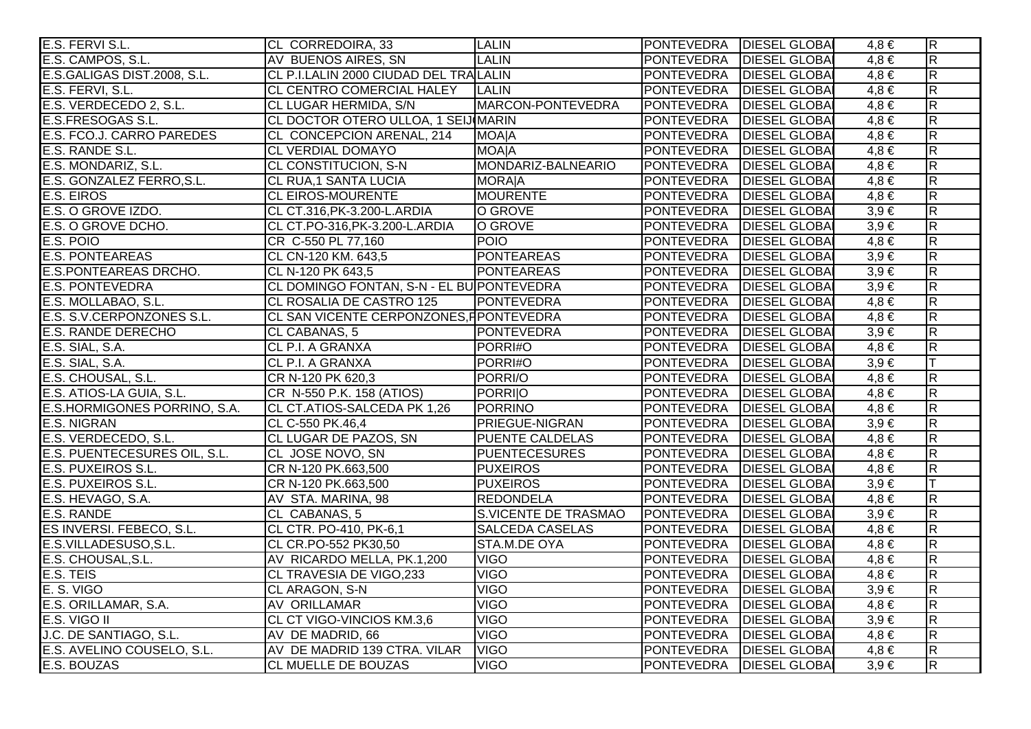| | | | | | | |
|---|---|---|---|---|---|---|
| E.S. FERVI S.L. | CL CORREDOIRA, 33 | LALIN | PONTEVEDRA | DIESEL GLOBA | 4,8 € | R |
| E.S. CAMPOS, S.L. | AV BUENOS AIRES, SN | LALIN | PONTEVEDRA | DIESEL GLOBA | 4,8 € | R |
| E.S.GALIGAS DIST.2008, S.L. | CL P.I.LALIN 2000 CIUDAD DEL TRA | LALIN | PONTEVEDRA | DIESEL GLOBA | 4,8 € | R |
| E.S. FERVI, S.L. | CL CENTRO COMERCIAL HALEY | LALIN | PONTEVEDRA | DIESEL GLOBA | 4,8 € | R |
| E.S. VERDECEDO 2, S.L. | CL LUGAR HERMIDA, S/N | MARCON-PONTEVEDRA | PONTEVEDRA | DIESEL GLOBA | 4,8 € | R |
| E.S.FRESOGAS S.L. | CL DOCTOR OTERO ULLOA, 1 SEIJ | MARIN | PONTEVEDRA | DIESEL GLOBA | 4,8 € | R |
| E.S. FCO.J. CARRO PAREDES | CL CONCEPCION ARENAL, 214 | MOA\|A | PONTEVEDRA | DIESEL GLOBA | 4,8 € | R |
| E.S. RANDE S.L. | CL VERDIAL DOMAYO | MOA\|A | PONTEVEDRA | DIESEL GLOBA | 4,8 € | R |
| E.S. MONDARIZ, S.L. | CL CONSTITUCION, S-N | MONDARIZ-BALNEARIO | PONTEVEDRA | DIESEL GLOBA | 4,8 € | R |
| E.S. GONZALEZ FERRO,S.L. | CL RUA,1 SANTA LUCIA | MORA\|A | PONTEVEDRA | DIESEL GLOBA | 4,8 € | R |
| E.S. EIROS | CL EIROS-MOURENTE | MOURENTE | PONTEVEDRA | DIESEL GLOBA | 4,8 € | R |
| E.S. O GROVE IZDO. | CL CT.316,PK-3.200-L.ARDIA | O GROVE | PONTEVEDRA | DIESEL GLOBA | 3,9 € | R |
| E.S. O GROVE DCHO. | CL CT.PO-316,PK-3.200-L.ARDIA | O GROVE | PONTEVEDRA | DIESEL GLOBA | 3,9 € | R |
| E.S. POIO | CR C-550 PL 77,160 | POIO | PONTEVEDRA | DIESEL GLOBA | 4,8 € | R |
| E.S. PONTEAREAS | CL CN-120 KM. 643,5 | PONTEAREAS | PONTEVEDRA | DIESEL GLOBA | 3,9 € | R |
| E.S.PONTEAREAS DRCHO. | CL N-120 PK 643,5 | PONTEAREAS | PONTEVEDRA | DIESEL GLOBA | 3,9 € | R |
| E.S. PONTEVEDRA | CL DOMINGO FONTAN, S-N - EL BU | PONTEVEDRA | PONTEVEDRA | DIESEL GLOBA | 3,9 € | R |
| E.S. MOLLABAO, S.L. | CL ROSALIA DE CASTRO 125 | PONTEVEDRA | PONTEVEDRA | DIESEL GLOBA | 4,8 € | R |
| E.S. S.V.CERPONZONES S.L. | CL SAN VICENTE CERPONZONES,P | PONTEVEDRA | PONTEVEDRA | DIESEL GLOBA | 4,8 € | R |
| E.S. RANDE DERECHO | CL CABANAS, 5 | PONTEVEDRA | PONTEVEDRA | DIESEL GLOBA | 3,9 € | R |
| E.S. SIAL, S.A. | CL P.I. A GRANXA | PORRI#O | PONTEVEDRA | DIESEL GLOBA | 4,8 € | R |
| E.S. SIAL, S.A. | CL P.I. A GRANXA | PORRI#O | PONTEVEDRA | DIESEL GLOBA | 3,9 € | T |
| E.S. CHOUSAL, S.L. | CR N-120 PK 620,3 | PORRI/O | PONTEVEDRA | DIESEL GLOBA | 4,8 € | R |
| E.S. ATIOS-LA GUIA, S.L. | CR N-550 P.K. 158 (ATIOS) | PORRI\|O | PONTEVEDRA | DIESEL GLOBA | 4,8 € | R |
| E.S.HORMIGONES PORRINO, S.A. | CL CT.ATIOS-SALCEDA PK 1,26 | PORRINO | PONTEVEDRA | DIESEL GLOBA | 4,8 € | R |
| E.S. NIGRAN | CL C-550 PK.46,4 | PRIEGUE-NIGRAN | PONTEVEDRA | DIESEL GLOBA | 3,9 € | R |
| E.S. VERDECEDO, S.L. | CL LUGAR DE PAZOS, SN | PUENTE CALDELAS | PONTEVEDRA | DIESEL GLOBA | 4,8 € | R |
| E.S. PUENTECESURES OIL, S.L. | CL JOSE NOVO, SN | PUENTECESURES | PONTEVEDRA | DIESEL GLOBA | 4,8 € | R |
| E.S. PUXEIROS S.L. | CR N-120 PK.663,500 | PUXEIROS | PONTEVEDRA | DIESEL GLOBA | 4,8 € | R |
| E.S. PUXEIROS S.L. | CR N-120 PK.663,500 | PUXEIROS | PONTEVEDRA | DIESEL GLOBA | 3,9 € | T |
| E.S. HEVAGO, S.A. | AV STA. MARINA, 98 | REDONDELA | PONTEVEDRA | DIESEL GLOBA | 4,8 € | R |
| E.S. RANDE | CL CABANAS, 5 | S.VICENTE DE TRASMAO | PONTEVEDRA | DIESEL GLOBA | 3,9 € | R |
| ES INVERSI. FEBECO, S.L. | CL CTR. PO-410, PK-6,1 | SALCEDA CASELAS | PONTEVEDRA | DIESEL GLOBA | 4,8 € | R |
| E.S.VILLADESUSO,S.L. | CL CR.PO-552 PK30,50 | STA.M.DE OYA | PONTEVEDRA | DIESEL GLOBA | 4,8 € | R |
| E.S. CHOUSAL,S.L. | AV RICARDO MELLA, PK.1,200 | VIGO | PONTEVEDRA | DIESEL GLOBA | 4,8 € | R |
| E.S. TEIS | CL TRAVESIA DE VIGO,233 | VIGO | PONTEVEDRA | DIESEL GLOBA | 4,8 € | R |
| E. S. VIGO | CL ARAGON, S-N | VIGO | PONTEVEDRA | DIESEL GLOBA | 3,9 € | R |
| E.S. ORILLAMAR, S.A. | AV ORILLAMAR | VIGO | PONTEVEDRA | DIESEL GLOBA | 4,8 € | R |
| E.S. VIGO II | CL CT VIGO-VINCIOS KM.3,6 | VIGO | PONTEVEDRA | DIESEL GLOBA | 3,9 € | R |
| J.C. DE SANTIAGO, S.L. | AV DE MADRID, 66 | VIGO | PONTEVEDRA | DIESEL GLOBA | 4,8 € | R |
| E.S. AVELINO COUSELO, S.L. | AV DE MADRID 139 CTRA. VILAR | VIGO | PONTEVEDRA | DIESEL GLOBA | 4,8 € | R |
| E.S. BOUZAS | CL MUELLE DE BOUZAS | VIGO | PONTEVEDRA | DIESEL GLOBA | 3,9 € | R |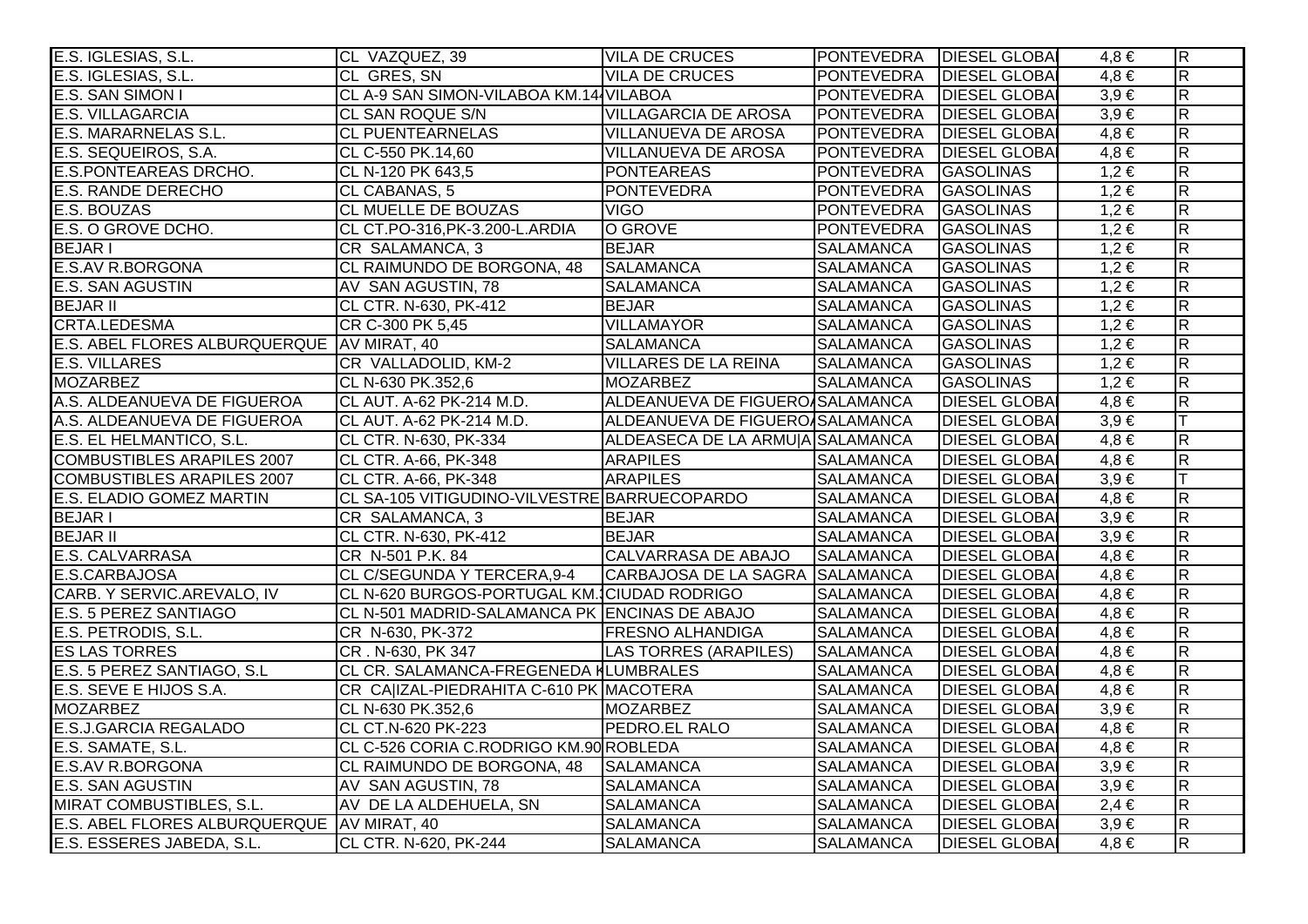| | | | | | | |
|---|---|---|---|---|---|---|
| E.S. IGLESIAS, S.L. | CL VAZQUEZ, 39 | VILA DE CRUCES | PONTEVEDRA | DIESEL GLOBA | 4,8 € | R |
| E.S. IGLESIAS, S.L. | CL GRES, SN | VILA DE CRUCES | PONTEVEDRA | DIESEL GLOBA | 4,8 € | R |
| E.S. SAN SIMON I | CL A-9 SAN SIMON-VILABOA KM.14 | VILABOA | PONTEVEDRA | DIESEL GLOBA | 3,9 € | R |
| E.S. VILLAGARCIA | CL SAN ROQUE S/N | VILLAGARCIA DE AROSA | PONTEVEDRA | DIESEL GLOBA | 3,9 € | R |
| E.S. MARARNELAS S.L. | CL PUENTEARNELAS | VILLANUEVA DE AROSA | PONTEVEDRA | DIESEL GLOBA | 4,8 € | R |
| E.S. SEQUEIROS, S.A. | CL C-550 PK.14,60 | VILLANUEVA DE AROSA | PONTEVEDRA | DIESEL GLOBA | 4,8 € | R |
| E.S.PONTEAREAS DRCHO. | CL N-120 PK 643,5 | PONTEAREAS | PONTEVEDRA | GASOLINAS | 1,2 € | R |
| E.S. RANDE DERECHO | CL CABANAS, 5 | PONTEVEDRA | PONTEVEDRA | GASOLINAS | 1,2 € | R |
| E.S. BOUZAS | CL MUELLE DE BOUZAS | VIGO | PONTEVEDRA | GASOLINAS | 1,2 € | R |
| E.S. O GROVE DCHO. | CL CT.PO-316,PK-3.200-L.ARDIA | O GROVE | PONTEVEDRA | GASOLINAS | 1,2 € | R |
| BEJAR I | CR SALAMANCA, 3 | BEJAR | SALAMANCA | GASOLINAS | 1,2 € | R |
| E.S.AV R.BORGONA | CL RAIMUNDO DE BORGONA, 48 | SALAMANCA | SALAMANCA | GASOLINAS | 1,2 € | R |
| E.S. SAN AGUSTIN | AV SAN AGUSTIN, 78 | SALAMANCA | SALAMANCA | GASOLINAS | 1,2 € | R |
| BEJAR II | CL CTR. N-630, PK-412 | BEJAR | SALAMANCA | GASOLINAS | 1,2 € | R |
| CRTA.LEDESMA | CR C-300 PK 5,45 | VILLAMAYOR | SALAMANCA | GASOLINAS | 1,2 € | R |
| E.S. ABEL FLORES ALBURQUERQUE | AV MIRAT, 40 | SALAMANCA | SALAMANCA | GASOLINAS | 1,2 € | R |
| E.S. VILLARES | CR VALLADOLID, KM-2 | VILLARES DE LA REINA | SALAMANCA | GASOLINAS | 1,2 € | R |
| MOZARBEZ | CL N-630 PK.352,6 | MOZARBEZ | SALAMANCA | GASOLINAS | 1,2 € | R |
| A.S. ALDEANUEVA DE FIGUEROA | CL AUT. A-62 PK-214 M.D. | ALDEANUEVA DE FIGUERO | SALAMANCA | DIESEL GLOBA | 4,8 € | R |
| A.S. ALDEANUEVA DE FIGUEROA | CL AUT. A-62 PK-214 M.D. | ALDEANUEVA DE FIGUERO | SALAMANCA | DIESEL GLOBA | 3,9 € | T |
| E.S. EL HELMANTICO, S.L. | CL CTR. N-630, PK-334 | ALDEASECA DE LA ARMU\|A | SALAMANCA | DIESEL GLOBA | 4,8 € | R |
| COMBUSTIBLES ARAPILES 2007 | CL CTR. A-66, PK-348 | ARAPILES | SALAMANCA | DIESEL GLOBA | 4,8 € | R |
| COMBUSTIBLES ARAPILES 2007 | CL CTR. A-66, PK-348 | ARAPILES | SALAMANCA | DIESEL GLOBA | 3,9 € | T |
| E.S. ELADIO GOMEZ MARTIN | CL SA-105 VITIGUDINO-VILVESTRE | BARRUECOPARDO | SALAMANCA | DIESEL GLOBA | 4,8 € | R |
| BEJAR I | CR SALAMANCA, 3 | BEJAR | SALAMANCA | DIESEL GLOBA | 3,9 € | R |
| BEJAR II | CL CTR. N-630, PK-412 | BEJAR | SALAMANCA | DIESEL GLOBA | 3,9 € | R |
| E.S. CALVARRASA | CR N-501 P.K. 84 | CALVARRASA DE ABAJO | SALAMANCA | DIESEL GLOBA | 4,8 € | R |
| E.S.CARBAJOSA | CL C/SEGUNDA Y TERCERA,9-4 | CARBAJOSA DE LA SAGRA | SALAMANCA | DIESEL GLOBA | 4,8 € | R |
| CARB. Y SERVIC.AREVALO, IV | CL N-620 BURGOS-PORTUGAL KM. | CIUDAD RODRIGO | SALAMANCA | DIESEL GLOBA | 4,8 € | R |
| E.S. 5 PEREZ SANTIAGO | CL N-501 MADRID-SALAMANCA PK | ENCINAS DE ABAJO | SALAMANCA | DIESEL GLOBA | 4,8 € | R |
| E.S. PETRODIS, S.L. | CR N-630, PK-372 | FRESNO ALHANDIGA | SALAMANCA | DIESEL GLOBA | 4,8 € | R |
| ES LAS TORRES | CR . N-630, PK 347 | LAS TORRES (ARAPILES) | SALAMANCA | DIESEL GLOBA | 4,8 € | R |
| E.S. 5 PEREZ SANTIAGO, S.L | CL CR. SALAMANCA-FREGENEDA K | LUMBRALES | SALAMANCA | DIESEL GLOBA | 4,8 € | R |
| E.S. SEVE E HIJOS S.A. | CR CA\|IZAL-PIEDRAHITA C-610 PK | MACOTERA | SALAMANCA | DIESEL GLOBA | 4,8 € | R |
| MOZARBEZ | CL N-630 PK.352,6 | MOZARBEZ | SALAMANCA | DIESEL GLOBA | 3,9 € | R |
| E.S.J.GARCIA REGALADO | CL CT.N-620 PK-223 | PEDRO.EL RALO | SALAMANCA | DIESEL GLOBA | 4,8 € | R |
| E.S. SAMATE, S.L. | CL C-526 CORIA C.RODRIGO KM.90 | ROBLEDA | SALAMANCA | DIESEL GLOBA | 4,8 € | R |
| E.S.AV R.BORGONA | CL RAIMUNDO DE BORGONA, 48 | SALAMANCA | SALAMANCA | DIESEL GLOBA | 3,9 € | R |
| E.S. SAN AGUSTIN | AV SAN AGUSTIN, 78 | SALAMANCA | SALAMANCA | DIESEL GLOBA | 3,9 € | R |
| MIRAT COMBUSTIBLES, S.L. | AV DE LA ALDEHUELA, SN | SALAMANCA | SALAMANCA | DIESEL GLOBA | 2,4 € | R |
| E.S. ABEL FLORES ALBURQUERQUE | AV MIRAT, 40 | SALAMANCA | SALAMANCA | DIESEL GLOBA | 3,9 € | R |
| E.S. ESSERES JABEDA, S.L. | CL CTR. N-620, PK-244 | SALAMANCA | SALAMANCA | DIESEL GLOBA | 4,8 € | R |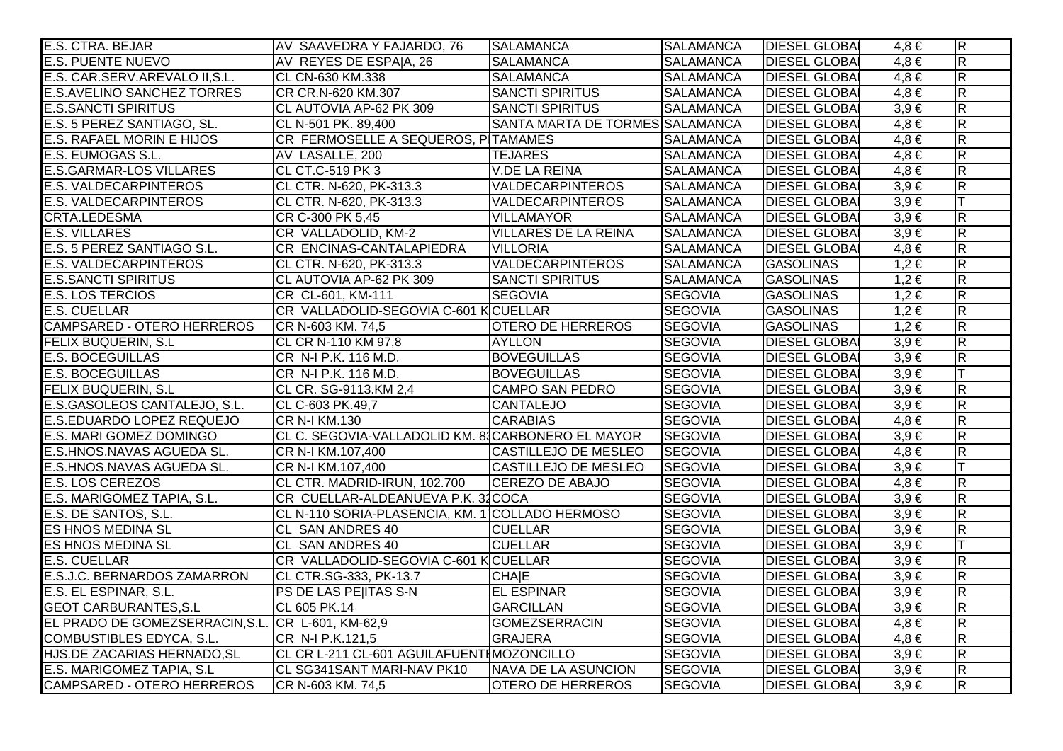| | | | | | | |
|---|---|---|---|---|---|---|
| E.S. CTRA. BEJAR | AV SAAVEDRA Y FAJARDO, 76 | SALAMANCA | SALAMANCA | DIESEL GLOBA | 4,8 € | R |
| E.S. PUENTE NUEVO | AV REYES DE ESPA\|A, 26 | SALAMANCA | SALAMANCA | DIESEL GLOBA | 4,8 € | R |
| E.S. CAR.SERV.AREVALO II,S.L. | CL CN-630 KM.338 | SALAMANCA | SALAMANCA | DIESEL GLOBA | 4,8 € | R |
| E.S.AVELINO SANCHEZ TORRES | CR CR.N-620 KM.307 | SANCTI SPIRITUS | SALAMANCA | DIESEL GLOBA | 4,8 € | R |
| E.S.SANCTI SPIRITUS | CL AUTOVIA AP-62 PK 309 | SANCTI SPIRITUS | SALAMANCA | DIESEL GLOBA | 3,9 € | R |
| E.S. 5 PEREZ SANTIAGO, SL. | CL N-501 PK. 89,400 | SANTA MARTA DE TORMES | SALAMANCA | DIESEL GLOBA | 4,8 € | R |
| E.S. RAFAEL MORIN E HIJOS | CR FERMOSELLE A SEQUEROS, P | TAMAMES | SALAMANCA | DIESEL GLOBA | 4,8 € | R |
| E.S. EUMOGAS S.L. | AV LASALLE, 200 | TEJARES | SALAMANCA | DIESEL GLOBA | 4,8 € | R |
| E.S.GARMAR-LOS VILLARES | CL CT.C-519 PK 3 | V.DE LA REINA | SALAMANCA | DIESEL GLOBA | 4,8 € | R |
| E.S. VALDECARPINTEROS | CL CTR. N-620, PK-313.3 | VALDECARPINTEROS | SALAMANCA | DIESEL GLOBA | 3,9 € | R |
| E.S. VALDECARPINTEROS | CL CTR. N-620, PK-313.3 | VALDECARPINTEROS | SALAMANCA | DIESEL GLOBA | 3,9 € | T |
| CRTA.LEDESMA | CR C-300 PK 5,45 | VILLAMAYOR | SALAMANCA | DIESEL GLOBA | 3,9 € | R |
| E.S. VILLARES | CR VALLADOLID, KM-2 | VILLARES DE LA REINA | SALAMANCA | DIESEL GLOBA | 3,9 € | R |
| E.S. 5 PEREZ SANTIAGO S.L. | CR ENCINAS-CANTALAPIEDRA | VILLORIA | SALAMANCA | DIESEL GLOBA | 4,8 € | R |
| E.S. VALDECARPINTEROS | CL CTR. N-620, PK-313.3 | VALDECARPINTEROS | SALAMANCA | GASOLINAS | 1,2 € | R |
| E.S.SANCTI SPIRITUS | CL AUTOVIA AP-62 PK 309 | SANCTI SPIRITUS | SALAMANCA | GASOLINAS | 1,2 € | R |
| E.S. LOS TERCIOS | CR CL-601, KM-111 | SEGOVIA | SEGOVIA | GASOLINAS | 1,2 € | R |
| E.S. CUELLAR | CR VALLADOLID-SEGOVIA C-601 K | CUELLAR | SEGOVIA | GASOLINAS | 1,2 € | R |
| CAMPSARED - OTERO HERREROS | CR N-603 KM. 74,5 | OTERO DE HERREROS | SEGOVIA | GASOLINAS | 1,2 € | R |
| FELIX BUQUERIN, S.L | CL CR N-110 KM 97,8 | AYLLON | SEGOVIA | DIESEL GLOBA | 3,9 € | R |
| E.S. BOCEGUILLAS | CR N-I P.K. 116 M.D. | BOVEGUILLAS | SEGOVIA | DIESEL GLOBA | 3,9 € | R |
| E.S. BOCEGUILLAS | CR N-I P.K. 116 M.D. | BOVEGUILLAS | SEGOVIA | DIESEL GLOBA | 3,9 € | T |
| FELIX BUQUERIN, S.L | CL CR. SG-9113.KM 2,4 | CAMPO SAN PEDRO | SEGOVIA | DIESEL GLOBA | 3,9 € | R |
| E.S.GASOLEOS CANTALEJO, S.L. | CL C-603 PK.49,7 | CANTALEJO | SEGOVIA | DIESEL GLOBA | 3,9 € | R |
| E.S.EDUARDO LOPEZ REQUEJO | CR N-I KM.130 | CARABIAS | SEGOVIA | DIESEL GLOBA | 4,8 € | R |
| E.S. MARI GOMEZ DOMINGO | CL C. SEGOVIA-VALLADOLID KM. 8 | CARBONERO EL MAYOR | SEGOVIA | DIESEL GLOBA | 3,9 € | R |
| E.S.HNOS.NAVAS AGUEDA SL. | CR N-I KM.107,400 | CASTILLEJO DE MESLEO | SEGOVIA | DIESEL GLOBA | 4,8 € | R |
| E.S.HNOS.NAVAS AGUEDA SL. | CR N-I KM.107,400 | CASTILLEJO DE MESLEO | SEGOVIA | DIESEL GLOBA | 3,9 € | T |
| E.S. LOS CEREZOS | CL CTR. MADRID-IRUN, 102.700 | CEREZO DE ABAJO | SEGOVIA | DIESEL GLOBA | 4,8 € | R |
| E.S. MARIGOMEZ TAPIA, S.L. | CR CUELLAR-ALDEANUEVA P.K. 3 | COCA | SEGOVIA | DIESEL GLOBA | 3,9 € | R |
| E.S. DE SANTOS, S.L. | CL N-110 SORIA-PLASENCIA, KM. 1 | COLLADO HERMOSO | SEGOVIA | DIESEL GLOBA | 3,9 € | R |
| ES HNOS MEDINA SL | CL SAN ANDRES 40 | CUELLAR | SEGOVIA | DIESEL GLOBA | 3,9 € | R |
| ES HNOS MEDINA SL | CL SAN ANDRES 40 | CUELLAR | SEGOVIA | DIESEL GLOBA | 3,9 € | T |
| E.S. CUELLAR | CR VALLADOLID-SEGOVIA C-601 K | CUELLAR | SEGOVIA | DIESEL GLOBA | 3,9 € | R |
| E.S.J.C. BERNARDOS ZAMARRON | CL CTR.SG-333, PK-13.7 | CHA\|E | SEGOVIA | DIESEL GLOBA | 3,9 € | R |
| E.S. EL ESPINAR, S.L. | PS DE LAS PE\|ITAS S-N | EL ESPINAR | SEGOVIA | DIESEL GLOBA | 3,9 € | R |
| GEOT CARBURANTES,S.L | CL 605 PK.14 | GARCILLAN | SEGOVIA | DIESEL GLOBA | 3,9 € | R |
| EL PRADO DE GOMEZSERRACIN,S.L. | CR L-601, KM-62,9 | GOMEZSERRACIN | SEGOVIA | DIESEL GLOBA | 4,8 € | R |
| COMBUSTIBLES EDYCA, S.L. | CR N-I P.K.121,5 | GRAJERA | SEGOVIA | DIESEL GLOBA | 4,8 € | R |
| HJS.DE ZACARIAS HERNADO,SL | CL CR L-211 CL-601 AGUILAFUENT | MOZONCILLO | SEGOVIA | DIESEL GLOBA | 3,9 € | R |
| E.S. MARIGOMEZ TAPIA, S.L | CL SG341SANT MARI-NAV PK10 | NAVA DE LA ASUNCION | SEGOVIA | DIESEL GLOBA | 3,9 € | R |
| CAMPSARED - OTERO HERREROS | CR N-603 KM. 74,5 | OTERO DE HERREROS | SEGOVIA | DIESEL GLOBA | 3,9 € | R |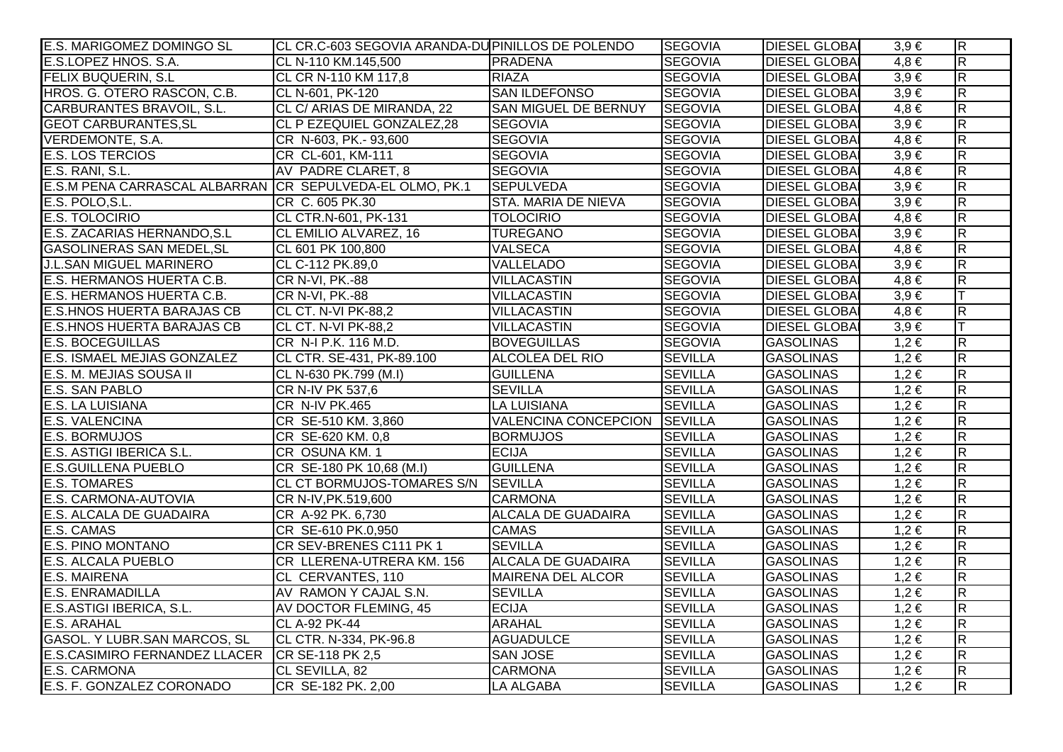| | | | | | | |
|---|---|---|---|---|---|---|
| E.S. MARIGOMEZ DOMINGO SL | CL CR.C-603 SEGOVIA ARANDA-DU | PINILLOS DE POLENDO | SEGOVIA | DIESEL GLOBA | 3,9 € | R |
| E.S.LOPEZ HNOS. S.A. | CL N-110 KM.145,500 | PRADENA | SEGOVIA | DIESEL GLOBA | 4,8 € | R |
| FELIX BUQUERIN, S.L | CL CR N-110 KM 117,8 | RIAZA | SEGOVIA | DIESEL GLOBA | 3,9 € | R |
| HROS. G. OTERO RASCON, C.B. | CL N-601, PK-120 | SAN ILDEFONSO | SEGOVIA | DIESEL GLOBA | 3,9 € | R |
| CARBURANTES BRAVOIL, S.L. | CL C/ ARIAS DE MIRANDA, 22 | SAN MIGUEL DE BERNUY | SEGOVIA | DIESEL GLOBA | 4,8 € | R |
| GEOT CARBURANTES,SL | CL P EZEQUIEL GONZALEZ,28 | SEGOVIA | SEGOVIA | DIESEL GLOBA | 3,9 € | R |
| VERDEMONTE, S.A. | CR N-603, PK.- 93,600 | SEGOVIA | SEGOVIA | DIESEL GLOBA | 4,8 € | R |
| E.S. LOS TERCIOS | CR CL-601, KM-111 | SEGOVIA | SEGOVIA | DIESEL GLOBA | 3,9 € | R |
| E.S. RANI, S.L. | AV PADRE CLARET, 8 | SEGOVIA | SEGOVIA | DIESEL GLOBA | 4,8 € | R |
| E.S.M PENA CARRASCAL ALBARRAN | CR SEPULVEDA-EL OLMO, PK.1 | SEPULVEDA | SEGOVIA | DIESEL GLOBA | 3,9 € | R |
| E.S. POLO,S.L. | CR C. 605 PK.30 | STA. MARIA DE NIEVA | SEGOVIA | DIESEL GLOBA | 3,9 € | R |
| E.S. TOLOCIRIO | CL CTR.N-601, PK-131 | TOLOCIRIO | SEGOVIA | DIESEL GLOBA | 4,8 € | R |
| E.S. ZACARIAS HERNANDO,S.L | CL EMILIO ALVAREZ, 16 | TUREGANO | SEGOVIA | DIESEL GLOBA | 3,9 € | R |
| GASOLINERAS SAN MEDEL,SL | CL 601 PK 100,800 | VALSECA | SEGOVIA | DIESEL GLOBA | 4,8 € | R |
| J.L.SAN MIGUEL MARINERO | CL C-112 PK.89,0 | VALLELADO | SEGOVIA | DIESEL GLOBA | 3,9 € | R |
| E.S. HERMANOS HUERTA C.B. | CR N-VI, PK.-88 | VILLACASTIN | SEGOVIA | DIESEL GLOBA | 4,8 € | R |
| E.S. HERMANOS HUERTA C.B. | CR N-VI, PK.-88 | VILLACASTIN | SEGOVIA | DIESEL GLOBA | 3,9 € | T |
| E.S.HNOS HUERTA BARAJAS CB | CL CT. N-VI PK-88,2 | VILLACASTIN | SEGOVIA | DIESEL GLOBA | 4,8 € | R |
| E.S.HNOS HUERTA BARAJAS CB | CL CT. N-VI PK-88,2 | VILLACASTIN | SEGOVIA | DIESEL GLOBA | 3,9 € | T |
| E.S. BOCEGUILLAS | CR N-I P.K. 116 M.D. | BOVEGUILLAS | SEGOVIA | GASOLINAS | 1,2 € | R |
| E.S. ISMAEL MEJIAS GONZALEZ | CL CTR. SE-431, PK-89.100 | ALCOLEA DEL RIO | SEVILLA | GASOLINAS | 1,2 € | R |
| E.S. M. MEJIAS SOUSA II | CL N-630 PK.799 (M.I) | GUILLENA | SEVILLA | GASOLINAS | 1,2 € | R |
| E.S. SAN PABLO | CR N-IV PK 537,6 | SEVILLA | SEVILLA | GASOLINAS | 1,2 € | R |
| E.S. LA LUISIANA | CR N-IV PK.465 | LA LUISIANA | SEVILLA | GASOLINAS | 1,2 € | R |
| E.S. VALENCINA | CR SE-510 KM. 3,860 | VALENCINA CONCEPCION | SEVILLA | GASOLINAS | 1,2 € | R |
| E.S. BORMUJOS | CR SE-620 KM. 0,8 | BORMUJOS | SEVILLA | GASOLINAS | 1,2 € | R |
| E.S. ASTIGI IBERICA S.L. | CR OSUNA KM. 1 | ECIJA | SEVILLA | GASOLINAS | 1,2 € | R |
| E.S.GUILLENA PUEBLO | CR SE-180 PK 10,68 (M.I) | GUILLENA | SEVILLA | GASOLINAS | 1,2 € | R |
| E.S. TOMARES | CL CT BORMUJOS-TOMARES S/N | SEVILLA | SEVILLA | GASOLINAS | 1,2 € | R |
| E.S. CARMONA-AUTOVIA | CR N-IV,PK.519,600 | CARMONA | SEVILLA | GASOLINAS | 1,2 € | R |
| E.S. ALCALA DE GUADAIRA | CR A-92 PK. 6,730 | ALCALA DE GUADAIRA | SEVILLA | GASOLINAS | 1,2 € | R |
| E.S. CAMAS | CR SE-610 PK.0,950 | CAMAS | SEVILLA | GASOLINAS | 1,2 € | R |
| E.S. PINO MONTANO | CR SEV-BRENES C111 PK 1 | SEVILLA | SEVILLA | GASOLINAS | 1,2 € | R |
| E.S. ALCALA PUEBLO | CR LLERENA-UTRERA KM. 156 | ALCALA DE GUADAIRA | SEVILLA | GASOLINAS | 1,2 € | R |
| E.S. MAIRENA | CL CERVANTES, 110 | MAIRENA DEL ALCOR | SEVILLA | GASOLINAS | 1,2 € | R |
| E.S. ENRAMADILLA | AV RAMON Y CAJAL S.N. | SEVILLA | SEVILLA | GASOLINAS | 1,2 € | R |
| E.S.ASTIGI IBERICA, S.L. | AV DOCTOR FLEMING, 45 | ECIJA | SEVILLA | GASOLINAS | 1,2 € | R |
| E.S. ARAHAL | CL A-92 PK-44 | ARAHAL | SEVILLA | GASOLINAS | 1,2 € | R |
| GASOL. Y LUBR.SAN MARCOS, SL | CL CTR. N-334, PK-96.8 | AGUADULCE | SEVILLA | GASOLINAS | 1,2 € | R |
| E.S.CASIMIRO FERNANDEZ LLACER | CR SE-118 PK 2,5 | SAN JOSE | SEVILLA | GASOLINAS | 1,2 € | R |
| E.S. CARMONA | CL SEVILLA, 82 | CARMONA | SEVILLA | GASOLINAS | 1,2 € | R |
| E.S. F. GONZALEZ CORONADO | CR SE-182 PK. 2,00 | LA ALGABA | SEVILLA | GASOLINAS | 1,2 € | R |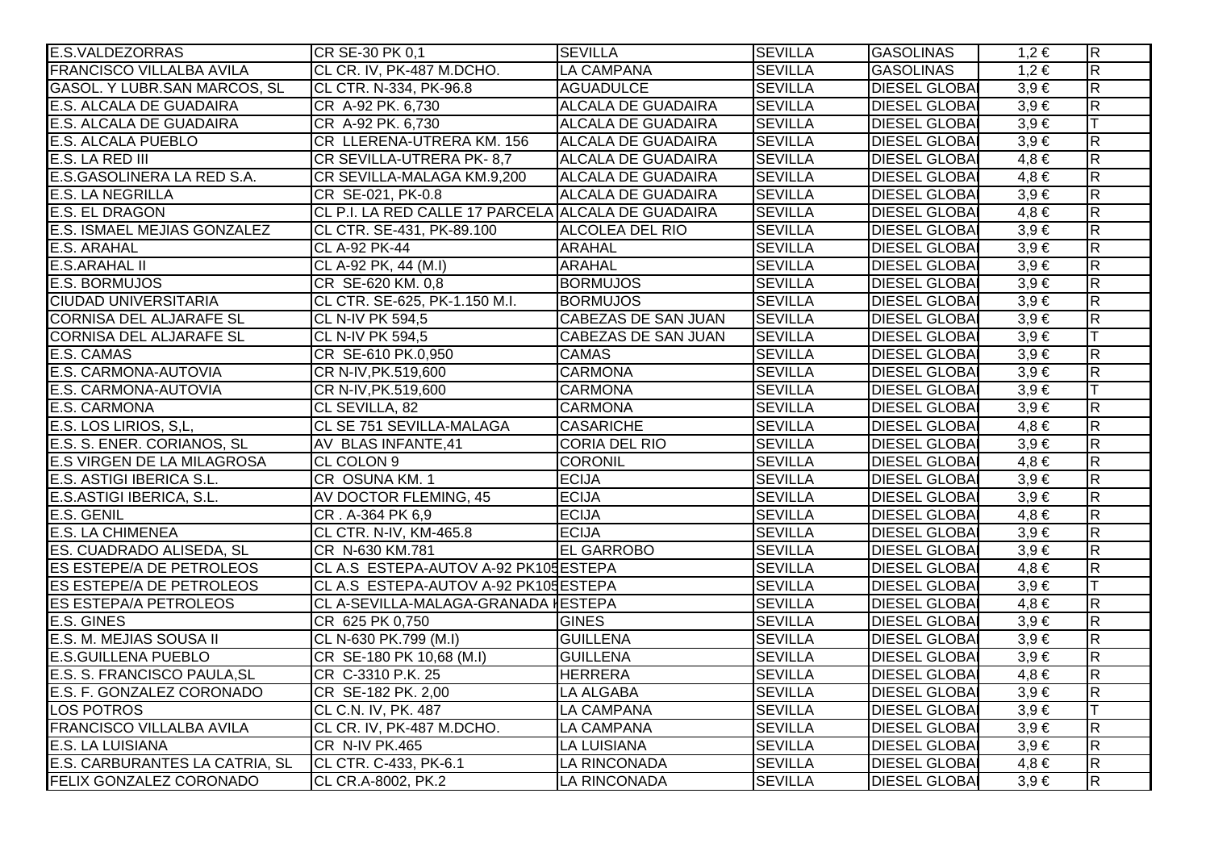| | | | | | | |
|---|---|---|---|---|---|---|
| E.S.VALDEZORRAS | CR SE-30 PK 0,1 | SEVILLA | SEVILLA | GASOLINAS | 1,2 € | R |
| FRANCISCO VILLALBA AVILA | CL CR. IV, PK-487 M.DCHO. | LA CAMPANA | SEVILLA | GASOLINAS | 1,2 € | R |
| GASOL. Y LUBR.SAN MARCOS, SL | CL CTR. N-334, PK-96.8 | AGUADULCE | SEVILLA | DIESEL GLOBAL | 3,9 € | R |
| E.S. ALCALA DE GUADAIRA | CR A-92 PK. 6,730 | ALCALA DE GUADAIRA | SEVILLA | DIESEL GLOBAL | 3,9 € | R |
| E.S. ALCALA DE GUADAIRA | CR A-92 PK. 6,730 | ALCALA DE GUADAIRA | SEVILLA | DIESEL GLOBAL | 3,9 € | T |
| E.S. ALCALA PUEBLO | CR LLERENA-UTRERA KM. 156 | ALCALA DE GUADAIRA | SEVILLA | DIESEL GLOBAL | 3,9 € | R |
| E.S. LA RED III | CR SEVILLA-UTRERA PK- 8,7 | ALCALA DE GUADAIRA | SEVILLA | DIESEL GLOBAL | 4,8 € | R |
| E.S.GASOLINERA LA RED S.A. | CR SEVILLA-MALAGA KM.9,200 | ALCALA DE GUADAIRA | SEVILLA | DIESEL GLOBAL | 4,8 € | R |
| E.S. LA NEGRILLA | CR SE-021, PK-0.8 | ALCALA DE GUADAIRA | SEVILLA | DIESEL GLOBAL | 3,9 € | R |
| E.S. EL DRAGON | CL P.I. LA RED CALLE 17 PARCELA | ALCALA DE GUADAIRA | SEVILLA | DIESEL GLOBAL | 4,8 € | R |
| E.S. ISMAEL MEJIAS GONZALEZ | CL CTR. SE-431, PK-89.100 | ALCOLEA DEL RIO | SEVILLA | DIESEL GLOBAL | 3,9 € | R |
| E.S. ARAHAL | CL A-92 PK-44 | ARAHAL | SEVILLA | DIESEL GLOBAL | 3,9 € | R |
| E.S.ARAHAL II | CL A-92 PK, 44 (M.I) | ARAHAL | SEVILLA | DIESEL GLOBAL | 3,9 € | R |
| E.S. BORMUJOS | CR SE-620 KM. 0,8 | BORMUJOS | SEVILLA | DIESEL GLOBAL | 3,9 € | R |
| CIUDAD UNIVERSITARIA | CL CTR. SE-625, PK-1.150 M.I. | BORMUJOS | SEVILLA | DIESEL GLOBAL | 3,9 € | R |
| CORNISA DEL ALJARAFE SL | CL N-IV PK 594,5 | CABEZAS DE SAN JUAN | SEVILLA | DIESEL GLOBAL | 3,9 € | R |
| CORNISA DEL ALJARAFE SL | CL N-IV PK 594,5 | CABEZAS DE SAN JUAN | SEVILLA | DIESEL GLOBAL | 3,9 € | T |
| E.S. CAMAS | CR SE-610 PK.0,950 | CAMAS | SEVILLA | DIESEL GLOBAL | 3,9 € | R |
| E.S. CARMONA-AUTOVIA | CR N-IV,PK.519,600 | CARMONA | SEVILLA | DIESEL GLOBAL | 3,9 € | R |
| E.S. CARMONA-AUTOVIA | CR N-IV,PK.519,600 | CARMONA | SEVILLA | DIESEL GLOBAL | 3,9 € | T |
| E.S. CARMONA | CL SEVILLA, 82 | CARMONA | SEVILLA | DIESEL GLOBAL | 3,9 € | R |
| E.S. LOS LIRIOS, S,L, | CL SE 751 SEVILLA-MALAGA | CASARICHE | SEVILLA | DIESEL GLOBAL | 4,8 € | R |
| E.S. S. ENER. CORIANOS, SL | AV BLAS INFANTE,41 | CORIA DEL RIO | SEVILLA | DIESEL GLOBAL | 3,9 € | R |
| E.S VIRGEN DE LA MILAGROSA | CL COLON 9 | CORONIL | SEVILLA | DIESEL GLOBAL | 4,8 € | R |
| E.S. ASTIGI IBERICA S.L. | CR OSUNA KM. 1 | ECIJA | SEVILLA | DIESEL GLOBAL | 3,9 € | R |
| E.S.ASTIGI IBERICA, S.L. | AV DOCTOR FLEMING, 45 | ECIJA | SEVILLA | DIESEL GLOBAL | 3,9 € | R |
| E.S. GENIL | CR . A-364 PK 6,9 | ECIJA | SEVILLA | DIESEL GLOBAL | 4,8 € | R |
| E.S. LA CHIMENEA | CL CTR. N-IV, KM-465.8 | ECIJA | SEVILLA | DIESEL GLOBAL | 3,9 € | R |
| ES. CUADRADO ALISEDA, SL | CR N-630 KM.781 | EL GARROBO | SEVILLA | DIESEL GLOBAL | 3,9 € | R |
| ES ESTEPE/A DE PETROLEOS | CL A.S ESTEPA-AUTOV A-92 PK105 | ESTEPA | SEVILLA | DIESEL GLOBAL | 4,8 € | R |
| ES ESTEPE/A DE PETROLEOS | CL A.S ESTEPA-AUTOV A-92 PK105 | ESTEPA | SEVILLA | DIESEL GLOBAL | 3,9 € | T |
| ES ESTEPA/A PETROLEOS | CL A-SEVILLA-MALAGA-GRANADA I | ESTEPA | SEVILLA | DIESEL GLOBAL | 4,8 € | R |
| E.S. GINES | CR 625 PK 0,750 | GINES | SEVILLA | DIESEL GLOBAL | 3,9 € | R |
| E.S. M. MEJIAS SOUSA II | CL N-630 PK.799 (M.I) | GUILLENA | SEVILLA | DIESEL GLOBAL | 3,9 € | R |
| E.S.GUILLENA PUEBLO | CR SE-180 PK 10,68 (M.I) | GUILLENA | SEVILLA | DIESEL GLOBAL | 3,9 € | R |
| E.S. S. FRANCISCO PAULA,SL | CR C-3310 P.K. 25 | HERRERA | SEVILLA | DIESEL GLOBAL | 4,8 € | R |
| E.S. F. GONZALEZ CORONADO | CR SE-182 PK. 2,00 | LA ALGABA | SEVILLA | DIESEL GLOBAL | 3,9 € | R |
| LOS POTROS | CL C.N. IV, PK. 487 | LA CAMPANA | SEVILLA | DIESEL GLOBAL | 3,9 € | T |
| FRANCISCO VILLALBA AVILA | CL CR. IV, PK-487 M.DCHO. | LA CAMPANA | SEVILLA | DIESEL GLOBAL | 3,9 € | R |
| E.S. LA LUISIANA | CR N-IV PK.465 | LA LUISIANA | SEVILLA | DIESEL GLOBAL | 3,9 € | R |
| E.S. CARBURANTES LA CATRIA, SL | CL CTR. C-433, PK-6.1 | LA RINCONADA | SEVILLA | DIESEL GLOBAL | 4,8 € | R |
| FELIX GONZALEZ CORONADO | CL CR.A-8002, PK.2 | LA RINCONADA | SEVILLA | DIESEL GLOBAL | 3,9 € | R |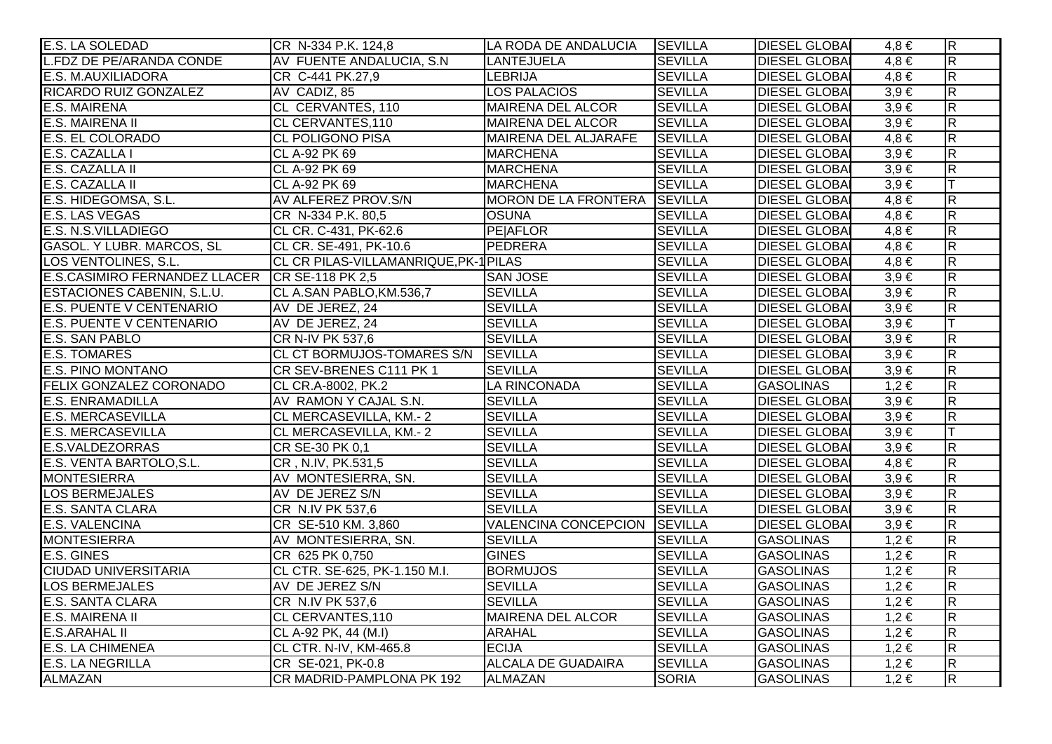| | | | | | | |
|---|---|---|---|---|---|---|
| E.S. LA SOLEDAD | CR N-334 P.K. 124,8 | LA RODA DE ANDALUCIA | SEVILLA | DIESEL GLOBA | 4,8 € | R |
| L.FDZ DE PE/ARANDA CONDE | AV FUENTE ANDALUCIA, S.N | LANTEJUELA | SEVILLA | DIESEL GLOBA | 4,8 € | R |
| E.S. M.AUXILIADORA | CR C-441 PK.27,9 | LEBRIJA | SEVILLA | DIESEL GLOBA | 4,8 € | R |
| RICARDO RUIZ GONZALEZ | AV CADIZ, 85 | LOS PALACIOS | SEVILLA | DIESEL GLOBA | 3,9 € | R |
| E.S. MAIRENA | CL CERVANTES, 110 | MAIRENA DEL ALCOR | SEVILLA | DIESEL GLOBA | 3,9 € | R |
| E.S. MAIRENA II | CL CERVANTES,110 | MAIRENA DEL ALCOR | SEVILLA | DIESEL GLOBA | 3,9 € | R |
| E.S. EL COLORADO | CL POLIGONO PISA | MAIRENA DEL ALJARAFE | SEVILLA | DIESEL GLOBA | 4,8 € | R |
| E.S. CAZALLA I | CL A-92 PK 69 | MARCHENA | SEVILLA | DIESEL GLOBA | 3,9 € | R |
| E.S. CAZALLA II | CL A-92 PK 69 | MARCHENA | SEVILLA | DIESEL GLOBA | 3,9 € | R |
| E.S. CAZALLA II | CL A-92 PK 69 | MARCHENA | SEVILLA | DIESEL GLOBA | 3,9 € | T |
| E.S. HIDEGOMSA, S.L. | AV ALFEREZ PROV.S/N | MORON DE LA FRONTERA | SEVILLA | DIESEL GLOBA | 4,8 € | R |
| E.S. LAS VEGAS | CR N-334 P.K. 80,5 | OSUNA | SEVILLA | DIESEL GLOBA | 4,8 € | R |
| E.S. N.S.VILLADIEGO | CL CR. C-431, PK-62.6 | PE\|AFLOR | SEVILLA | DIESEL GLOBA | 4,8 € | R |
| GASOL. Y LUBR. MARCOS, SL | CL CR. SE-491, PK-10.6 | PEDRERA | SEVILLA | DIESEL GLOBA | 4,8 € | R |
| LOS VENTOLINES, S.L. | CL CR PILAS-VILLAMANRIQUE,PK-1 | PILAS | SEVILLA | DIESEL GLOBA | 4,8 € | R |
| E.S.CASIMIRO FERNANDEZ LLACER | CR SE-118 PK 2,5 | SAN JOSE | SEVILLA | DIESEL GLOBA | 3,9 € | R |
| ESTACIONES CABENIN, S.L.U. | CL A.SAN PABLO,KM.536,7 | SEVILLA | SEVILLA | DIESEL GLOBA | 3,9 € | R |
| E.S. PUENTE V CENTENARIO | AV DE JEREZ, 24 | SEVILLA | SEVILLA | DIESEL GLOBA | 3,9 € | R |
| E.S. PUENTE V CENTENARIO | AV DE JEREZ, 24 | SEVILLA | SEVILLA | DIESEL GLOBA | 3,9 € | T |
| E.S. SAN PABLO | CR N-IV PK 537,6 | SEVILLA | SEVILLA | DIESEL GLOBA | 3,9 € | R |
| E.S. TOMARES | CL CT BORMUJOS-TOMARES S/N | SEVILLA | SEVILLA | DIESEL GLOBA | 3,9 € | R |
| E.S. PINO MONTANO | CR SEV-BRENES C111 PK 1 | SEVILLA | SEVILLA | DIESEL GLOBA | 3,9 € | R |
| FELIX GONZALEZ CORONADO | CL CR.A-8002, PK.2 | LA RINCONADA | SEVILLA | GASOLINAS | 1,2 € | R |
| E.S. ENRAMADILLA | AV RAMON Y CAJAL S.N. | SEVILLA | SEVILLA | DIESEL GLOBA | 3,9 € | R |
| E.S. MERCASEVILLA | CL MERCASEVILLA, KM.- 2 | SEVILLA | SEVILLA | DIESEL GLOBA | 3,9 € | R |
| E.S. MERCASEVILLA | CL MERCASEVILLA, KM.- 2 | SEVILLA | SEVILLA | DIESEL GLOBA | 3,9 € | T |
| E.S.VALDEZORRAS | CR SE-30 PK 0,1 | SEVILLA | SEVILLA | DIESEL GLOBA | 3,9 € | R |
| E.S. VENTA BARTOLO,S.L. | CR , N.IV, PK.531,5 | SEVILLA | SEVILLA | DIESEL GLOBA | 4,8 € | R |
| MONTESIERRA | AV MONTESIERRA, SN. | SEVILLA | SEVILLA | DIESEL GLOBA | 3,9 € | R |
| LOS BERMEJALES | AV DE JEREZ S/N | SEVILLA | SEVILLA | DIESEL GLOBA | 3,9 € | R |
| E.S. SANTA CLARA | CR N.IV PK 537,6 | SEVILLA | SEVILLA | DIESEL GLOBA | 3,9 € | R |
| E.S. VALENCINA | CR SE-510 KM. 3,860 | VALENCINA CONCEPCION | SEVILLA | DIESEL GLOBA | 3,9 € | R |
| MONTESIERRA | AV MONTESIERRA, SN. | SEVILLA | SEVILLA | GASOLINAS | 1,2 € | R |
| E.S. GINES | CR 625 PK 0,750 | GINES | SEVILLA | GASOLINAS | 1,2 € | R |
| CIUDAD UNIVERSITARIA | CL CTR. SE-625, PK-1.150 M.I. | BORMUJOS | SEVILLA | GASOLINAS | 1,2 € | R |
| LOS BERMEJALES | AV DE JEREZ S/N | SEVILLA | SEVILLA | GASOLINAS | 1,2 € | R |
| E.S. SANTA CLARA | CR N.IV PK 537,6 | SEVILLA | SEVILLA | GASOLINAS | 1,2 € | R |
| E.S. MAIRENA II | CL CERVANTES,110 | MAIRENA DEL ALCOR | SEVILLA | GASOLINAS | 1,2 € | R |
| E.S.ARAHAL II | CL A-92 PK, 44 (M.I) | ARAHAL | SEVILLA | GASOLINAS | 1,2 € | R |
| E.S. LA CHIMENEA | CL CTR. N-IV, KM-465.8 | ECIJA | SEVILLA | GASOLINAS | 1,2 € | R |
| E.S. LA NEGRILLA | CR SE-021, PK-0.8 | ALCALA DE GUADAIRA | SEVILLA | GASOLINAS | 1,2 € | R |
| ALMAZAN | CR MADRID-PAMPLONA PK 192 | ALMAZAN | SORIA | GASOLINAS | 1,2 € | R |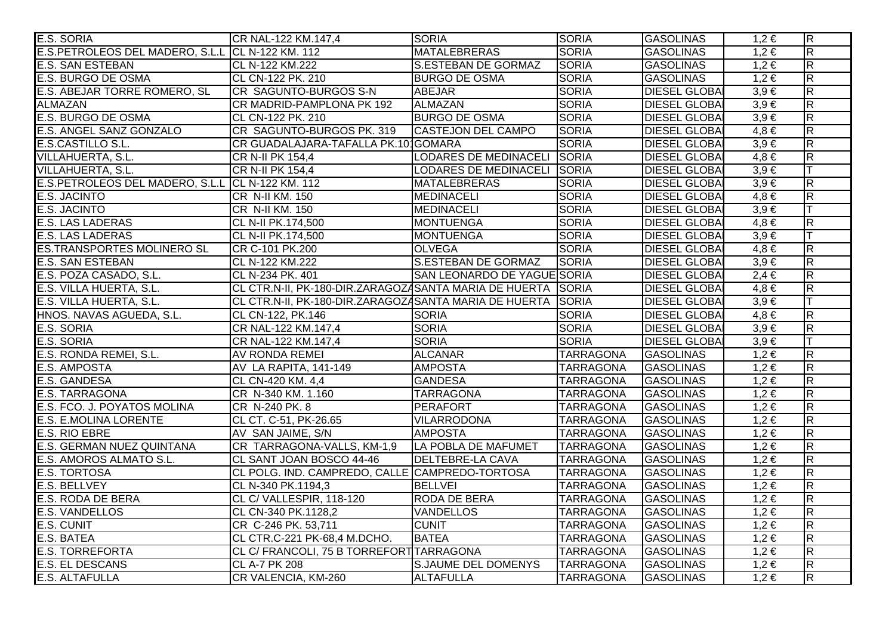| | | | | | | |
|---|---|---|---|---|---|---|
| E.S. SORIA | CR NAL-122 KM.147,4 | SORIA | SORIA | GASOLINAS | 1,2 € | R |
| E.S.PETROLEOS DEL MADERO, S.L.L | CL N-122 KM. 112 | MATALEBRERAS | SORIA | GASOLINAS | 1,2 € | R |
| E.S. SAN ESTEBAN | CL N-122 KM.222 | S.ESTEBAN DE GORMAZ | SORIA | GASOLINAS | 1,2 € | R |
| E.S. BURGO DE OSMA | CL CN-122 PK. 210 | BURGO DE OSMA | SORIA | GASOLINAS | 1,2 € | R |
| E.S. ABEJAR TORRE ROMERO, SL | CR SAGUNTO-BURGOS S-N | ABEJAR | SORIA | DIESEL GLOBAL | 3,9 € | R |
| ALMAZAN | CR MADRID-PAMPLONA PK 192 | ALMAZAN | SORIA | DIESEL GLOBAL | 3,9 € | R |
| E.S. BURGO DE OSMA | CL CN-122 PK. 210 | BURGO DE OSMA | SORIA | DIESEL GLOBAL | 3,9 € | R |
| E.S. ANGEL SANZ GONZALO | CR SAGUNTO-BURGOS PK. 319 | CASTEJON DEL CAMPO | SORIA | DIESEL GLOBAL | 4,8 € | R |
| E.S.CASTILLO S.L. | CR GUADALAJARA-TAFALLA PK.10 | GOMARA | SORIA | DIESEL GLOBAL | 3,9 € | R |
| VILLAHUERTA, S.L. | CR N-II PK 154,4 | LODARES DE MEDINACELI | SORIA | DIESEL GLOBAL | 4,8 € | R |
| VILLAHUERTA, S.L. | CR N-II PK 154,4 | LODARES DE MEDINACELI | SORIA | DIESEL GLOBAL | 3,9 € | T |
| E.S.PETROLEOS DEL MADERO, S.L.L | CL N-122 KM. 112 | MATALEBRERAS | SORIA | DIESEL GLOBAL | 3,9 € | R |
| E.S. JACINTO | CR N-II KM. 150 | MEDINACELI | SORIA | DIESEL GLOBAL | 4,8 € | R |
| E.S. JACINTO | CR N-II KM. 150 | MEDINACELI | SORIA | DIESEL GLOBAL | 3,9 € | T |
| E.S. LAS LADERAS | CL N-II PK.174,500 | MONTUENGA | SORIA | DIESEL GLOBAL | 4,8 € | R |
| E.S. LAS LADERAS | CL N-II PK.174,500 | MONTUENGA | SORIA | DIESEL GLOBAL | 3,9 € | T |
| ES.TRANSPORTES MOLINERO SL | CR C-101 PK.200 | OLVEGA | SORIA | DIESEL GLOBAL | 4,8 € | R |
| E.S. SAN ESTEBAN | CL N-122 KM.222 | S.ESTEBAN DE GORMAZ | SORIA | DIESEL GLOBAL | 3,9 € | R |
| E.S. POZA CASADO, S.L. | CL N-234 PK. 401 | SAN LEONARDO DE YAGUE | SORIA | DIESEL GLOBAL | 2,4 € | R |
| E.S. VILLA HUERTA, S.L. | CL CTR.N-II, PK-180-DIR.ZARAGOZA | SANTA MARIA DE HUERTA | SORIA | DIESEL GLOBAL | 4,8 € | R |
| E.S. VILLA HUERTA, S.L. | CL CTR.N-II, PK-180-DIR.ZARAGOZA | SANTA MARIA DE HUERTA | SORIA | DIESEL GLOBAL | 3,9 € | T |
| HNOS. NAVAS AGUEDA, S.L. | CL CN-122, PK.146 | SORIA | SORIA | DIESEL GLOBAL | 4,8 € | R |
| E.S. SORIA | CR NAL-122 KM.147,4 | SORIA | SORIA | DIESEL GLOBAL | 3,9 € | R |
| E.S. SORIA | CR NAL-122 KM.147,4 | SORIA | SORIA | DIESEL GLOBAL | 3,9 € | T |
| E.S. RONDA REMEI, S.L. | AV RONDA REMEI | ALCANAR | TARRAGONA | GASOLINAS | 1,2 € | R |
| E.S. AMPOSTA | AV LA RAPITA, 141-149 | AMPOSTA | TARRAGONA | GASOLINAS | 1,2 € | R |
| E.S. GANDESA | CL CN-420 KM. 4,4 | GANDESA | TARRAGONA | GASOLINAS | 1,2 € | R |
| E.S. TARRAGONA | CR N-340 KM. 1.160 | TARRAGONA | TARRAGONA | GASOLINAS | 1,2 € | R |
| E.S. FCO. J. POYATOS MOLINA | CR N-240 PK. 8 | PERAFORT | TARRAGONA | GASOLINAS | 1,2 € | R |
| E.S. E.MOLINA LORENTE | CL CT. C-51, PK-26.65 | VILARRODONA | TARRAGONA | GASOLINAS | 1,2 € | R |
| E.S. RIO EBRE | AV SAN JAIME, S/N | AMPOSTA | TARRAGONA | GASOLINAS | 1,2 € | R |
| E.S. GERMAN NUEZ QUINTANA | CR TARRAGONA-VALLS, KM-1,9 | LA POBLA DE MAFUMET | TARRAGONA | GASOLINAS | 1,2 € | R |
| E.S. AMOROS ALMATO S.L. | CL SANT JOAN BOSCO 44-46 | DELTEBRE-LA CAVA | TARRAGONA | GASOLINAS | 1,2 € | R |
| E.S. TORTOSA | CL POLG. IND. CAMPREDO, CALLE | CAMPREDO-TORTOSA | TARRAGONA | GASOLINAS | 1,2 € | R |
| E.S. BELLVEY | CL N-340 PK.1194,3 | BELLVEI | TARRAGONA | GASOLINAS | 1,2 € | R |
| E.S. RODA DE BERA | CL C/ VALLESPIR, 118-120 | RODA DE BERA | TARRAGONA | GASOLINAS | 1,2 € | R |
| E.S. VANDELLOS | CL CN-340 PK.1128,2 | VANDELLOS | TARRAGONA | GASOLINAS | 1,2 € | R |
| E.S. CUNIT | CR C-246 PK. 53,711 | CUNIT | TARRAGONA | GASOLINAS | 1,2 € | R |
| E.S. BATEA | CL CTR.C-221 PK-68,4 M.DCHO. | BATEA | TARRAGONA | GASOLINAS | 1,2 € | R |
| E.S. TORREFORTA | CL C/ FRANCOLI, 75 B TORREFORT | TARRAGONA | TARRAGONA | GASOLINAS | 1,2 € | R |
| E.S. EL DESCANS | CL A-7 PK 208 | S.JAUME DEL DOMENYS | TARRAGONA | GASOLINAS | 1,2 € | R |
| E.S. ALTAFULLA | CR VALENCIA, KM-260 | ALTAFULLA | TARRAGONA | GASOLINAS | 1,2 € | R |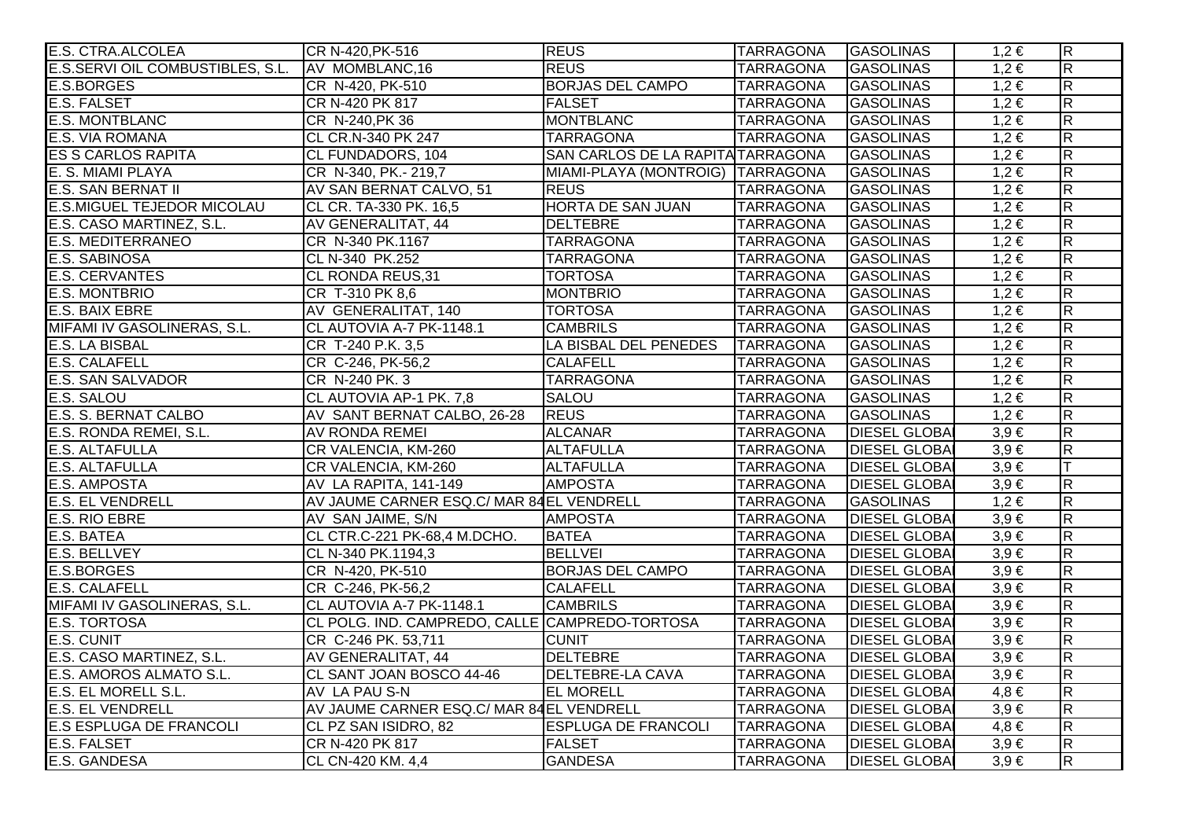| E.S. CTRA.ALCOLEA | CR N-420,PK-516 | REUS | TARRAGONA | GASOLINAS | 1,2 € | R |
|---|---|---|---|---|---|---|
| E.S.SERVI OIL COMBUSTIBLES, S.L. | AV MOMBLANC,16 | REUS | TARRAGONA | GASOLINAS | 1,2 € | R |
| E.S.BORGES | CR N-420, PK-510 | BORJAS DEL CAMPO | TARRAGONA | GASOLINAS | 1,2 € | R |
| E.S. FALSET | CR N-420 PK 817 | FALSET | TARRAGONA | GASOLINAS | 1,2 € | R |
| E.S. MONTBLANC | CR N-240,PK 36 | MONTBLANC | TARRAGONA | GASOLINAS | 1,2 € | R |
| E.S. VIA ROMANA | CL CR.N-340 PK 247 | TARRAGONA | TARRAGONA | GASOLINAS | 1,2 € | R |
| ES S CARLOS RAPITA | CL FUNDADORS, 104 | SAN CARLOS DE LA RAPITA | TARRAGONA | GASOLINAS | 1,2 € | R |
| E. S. MIAMI PLAYA | CR N-340, PK.- 219,7 | MIAMI-PLAYA (MONTROIG) | TARRAGONA | GASOLINAS | 1,2 € | R |
| E.S. SAN BERNAT II | AV SAN BERNAT CALVO, 51 | REUS | TARRAGONA | GASOLINAS | 1,2 € | R |
| E.S.MIGUEL TEJEDOR MICOLAU | CL CR. TA-330 PK. 16,5 | HORTA DE SAN JUAN | TARRAGONA | GASOLINAS | 1,2 € | R |
| E.S. CASO MARTINEZ, S.L. | AV GENERALITAT, 44 | DELTEBRE | TARRAGONA | GASOLINAS | 1,2 € | R |
| E.S. MEDITERRANEO | CR N-340 PK.1167 | TARRAGONA | TARRAGONA | GASOLINAS | 1,2 € | R |
| E.S. SABINOSA | CL N-340 PK.252 | TARRAGONA | TARRAGONA | GASOLINAS | 1,2 € | R |
| E.S. CERVANTES | CL RONDA REUS,31 | TORTOSA | TARRAGONA | GASOLINAS | 1,2 € | R |
| E.S. MONTBRIO | CR T-310 PK 8,6 | MONTBRIO | TARRAGONA | GASOLINAS | 1,2 € | R |
| E.S. BAIX EBRE | AV GENERALITAT, 140 | TORTOSA | TARRAGONA | GASOLINAS | 1,2 € | R |
| MIFAMI IV GASOLINERAS, S.L. | CL AUTOVIA A-7 PK-1148.1 | CAMBRILS | TARRAGONA | GASOLINAS | 1,2 € | R |
| E.S. LA BISBAL | CR T-240 P.K. 3,5 | LA BISBAL DEL PENEDES | TARRAGONA | GASOLINAS | 1,2 € | R |
| E.S. CALAFELL | CR C-246, PK-56,2 | CALAFELL | TARRAGONA | GASOLINAS | 1,2 € | R |
| E.S. SAN SALVADOR | CR N-240 PK. 3 | TARRAGONA | TARRAGONA | GASOLINAS | 1,2 € | R |
| E.S. SALOU | CL AUTOVIA AP-1 PK. 7,8 | SALOU | TARRAGONA | GASOLINAS | 1,2 € | R |
| E.S. S. BERNAT CALBO | AV SANT BERNAT CALBO, 26-28 | REUS | TARRAGONA | GASOLINAS | 1,2 € | R |
| E.S. RONDA REMEI, S.L. | AV RONDA REMEI | ALCANAR | TARRAGONA | DIESEL GLOBAL | 3,9 € | R |
| E.S. ALTAFULLA | CR VALENCIA, KM-260 | ALTAFULLA | TARRAGONA | DIESEL GLOBAL | 3,9 € | R |
| E.S. ALTAFULLA | CR VALENCIA, KM-260 | ALTAFULLA | TARRAGONA | DIESEL GLOBAL | 3,9 € | T |
| E.S. AMPOSTA | AV LA RAPITA, 141-149 | AMPOSTA | TARRAGONA | DIESEL GLOBAL | 3,9 € | R |
| E.S. EL VENDRELL | AV JAUME CARNER ESQ.C/ MAR 84 | EL VENDRELL | TARRAGONA | GASOLINAS | 1,2 € | R |
| E.S. RIO EBRE | AV SAN JAIME, S/N | AMPOSTA | TARRAGONA | DIESEL GLOBAL | 3,9 € | R |
| E.S. BATEA | CL CTR.C-221 PK-68,4 M.DCHO. | BATEA | TARRAGONA | DIESEL GLOBAL | 3,9 € | R |
| E.S. BELLVEY | CL N-340 PK.1194,3 | BELLVEI | TARRAGONA | DIESEL GLOBAL | 3,9 € | R |
| E.S.BORGES | CR N-420, PK-510 | BORJAS DEL CAMPO | TARRAGONA | DIESEL GLOBAL | 3,9 € | R |
| E.S. CALAFELL | CR C-246, PK-56,2 | CALAFELL | TARRAGONA | DIESEL GLOBAL | 3,9 € | R |
| MIFAMI IV GASOLINERAS, S.L. | CL AUTOVIA A-7 PK-1148.1 | CAMBRILS | TARRAGONA | DIESEL GLOBAL | 3,9 € | R |
| E.S. TORTOSA | CL POLG. IND. CAMPREDO, CALLE | CAMPREDO-TORTOSA | TARRAGONA | DIESEL GLOBAL | 3,9 € | R |
| E.S. CUNIT | CR C-246 PK. 53,711 | CUNIT | TARRAGONA | DIESEL GLOBAL | 3,9 € | R |
| E.S. CASO MARTINEZ, S.L. | AV GENERALITAT, 44 | DELTEBRE | TARRAGONA | DIESEL GLOBAL | 3,9 € | R |
| E.S. AMOROS ALMATO S.L. | CL SANT JOAN BOSCO 44-46 | DELTEBRE-LA CAVA | TARRAGONA | DIESEL GLOBAL | 3,9 € | R |
| E.S. EL MORELL S.L. | AV LA PAU S-N | EL MORELL | TARRAGONA | DIESEL GLOBAL | 4,8 € | R |
| E.S. EL VENDRELL | AV JAUME CARNER ESQ.C/ MAR 84 | EL VENDRELL | TARRAGONA | DIESEL GLOBAL | 3,9 € | R |
| E.S ESPLUGA DE FRANCOLI | CL PZ SAN ISIDRO, 82 | ESPLUGA DE FRANCOLI | TARRAGONA | DIESEL GLOBAL | 4,8 € | R |
| E.S. FALSET | CR N-420 PK 817 | FALSET | TARRAGONA | DIESEL GLOBAL | 3,9 € | R |
| E.S. GANDESA | CL CN-420 KM. 4,4 | GANDESA | TARRAGONA | DIESEL GLOBAL | 3,9 € | R |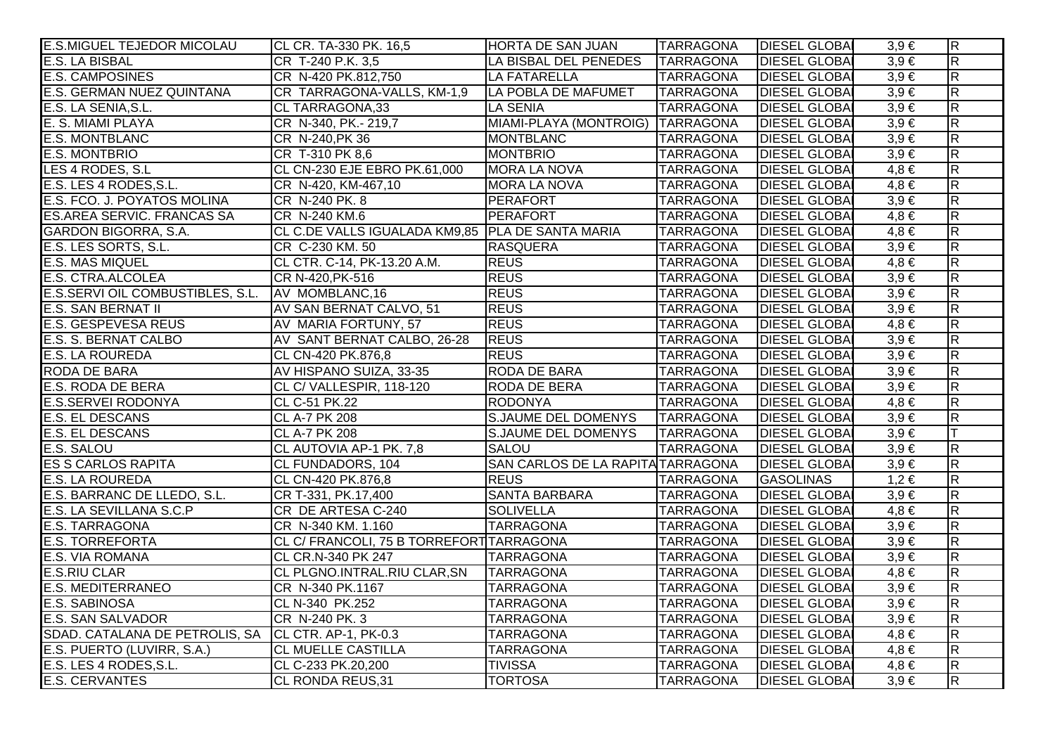| | | | | | | |
|---|---|---|---|---|---|---|
| E.S.MIGUEL TEJEDOR MICOLAU | CL CR. TA-330 PK. 16,5 | HORTA DE SAN JUAN | TARRAGONA | DIESEL GLOBAL | 3,9 € | R |
| E.S. LA BISBAL | CR T-240 P.K. 3,5 | LA BISBAL DEL PENEDES | TARRAGONA | DIESEL GLOBAL | 3,9 € | R |
| E.S. CAMPOSINES | CR N-420 PK.812,750 | LA FATARELLA | TARRAGONA | DIESEL GLOBAL | 3,9 € | R |
| E.S. GERMAN NUEZ QUINTANA | CR TARRAGONA-VALLS, KM-1,9 | LA POBLA DE MAFUMET | TARRAGONA | DIESEL GLOBAL | 3,9 € | R |
| E.S. LA SENIA,S.L. | CL TARRAGONA,33 | LA SENIA | TARRAGONA | DIESEL GLOBAL | 3,9 € | R |
| E. S. MIAMI PLAYA | CR N-340, PK.- 219,7 | MIAMI-PLAYA (MONTROIG) | TARRAGONA | DIESEL GLOBAL | 3,9 € | R |
| E.S. MONTBLANC | CR N-240,PK 36 | MONTBLANC | TARRAGONA | DIESEL GLOBAL | 3,9 € | R |
| E.S. MONTBRIO | CR T-310 PK 8,6 | MONTBRIO | TARRAGONA | DIESEL GLOBAL | 3,9 € | R |
| LES 4 RODES, S.L | CL CN-230 EJE EBRO PK.61,000 | MORA LA NOVA | TARRAGONA | DIESEL GLOBAL | 4,8 € | R |
| E.S. LES 4 RODES,S.L. | CR N-420, KM-467,10 | MORA LA NOVA | TARRAGONA | DIESEL GLOBAL | 4,8 € | R |
| E.S. FCO. J. POYATOS MOLINA | CR N-240 PK. 8 | PERAFORT | TARRAGONA | DIESEL GLOBAL | 3,9 € | R |
| ES.AREA SERVIC. FRANCAS SA | CR N-240 KM.6 | PERAFORT | TARRAGONA | DIESEL GLOBAL | 4,8 € | R |
| GARDON BIGORRA, S.A. | CL C.DE VALLS IGUALADA KM9,85 | PLA DE SANTA MARIA | TARRAGONA | DIESEL GLOBAL | 4,8 € | R |
| E.S. LES SORTS, S.L. | CR C-230 KM. 50 | RASQUERA | TARRAGONA | DIESEL GLOBAL | 3,9 € | R |
| E.S. MAS MIQUEL | CL CTR. C-14, PK-13.20 A.M. | REUS | TARRAGONA | DIESEL GLOBAL | 4,8 € | R |
| E.S. CTRA.ALCOLEA | CR N-420,PK-516 | REUS | TARRAGONA | DIESEL GLOBAL | 3,9 € | R |
| E.S.SERVI OIL COMBUSTIBLES, S.L. | AV MOMBLANC,16 | REUS | TARRAGONA | DIESEL GLOBAL | 3,9 € | R |
| E.S. SAN BERNAT II | AV SAN BERNAT CALVO, 51 | REUS | TARRAGONA | DIESEL GLOBAL | 3,9 € | R |
| E.S. GESPEVESA REUS | AV MARIA FORTUNY, 57 | REUS | TARRAGONA | DIESEL GLOBAL | 4,8 € | R |
| E.S. S. BERNAT CALBO | AV SANT BERNAT CALBO, 26-28 | REUS | TARRAGONA | DIESEL GLOBAL | 3,9 € | R |
| E.S. LA ROUREDA | CL CN-420 PK.876,8 | REUS | TARRAGONA | DIESEL GLOBAL | 3,9 € | R |
| RODA DE BARA | AV HISPANO SUIZA, 33-35 | RODA DE BARA | TARRAGONA | DIESEL GLOBAL | 3,9 € | R |
| E.S. RODA DE BERA | CL C/ VALLESPIR, 118-120 | RODA DE BERA | TARRAGONA | DIESEL GLOBAL | 3,9 € | R |
| E.S.SERVEI RODONYA | CL C-51 PK.22 | RODONYA | TARRAGONA | DIESEL GLOBAL | 4,8 € | R |
| E.S. EL DESCANS | CL A-7 PK 208 | S.JAUME DEL DOMENYS | TARRAGONA | DIESEL GLOBAL | 3,9 € | R |
| E.S. EL DESCANS | CL A-7 PK 208 | S.JAUME DEL DOMENYS | TARRAGONA | DIESEL GLOBAL | 3,9 € | T |
| E.S. SALOU | CL AUTOVIA AP-1 PK. 7,8 | SALOU | TARRAGONA | DIESEL GLOBAL | 3,9 € | R |
| ES S CARLOS RAPITA | CL FUNDADORS, 104 | SAN CARLOS DE LA RAPITA | TARRAGONA | DIESEL GLOBAL | 3,9 € | R |
| E.S. LA ROUREDA | CL CN-420 PK.876,8 | REUS | TARRAGONA | GASOLINAS | 1,2 € | R |
| E.S. BARRANC DE LLEDO, S.L. | CR T-331, PK.17,400 | SANTA BARBARA | TARRAGONA | DIESEL GLOBAL | 3,9 € | R |
| E.S. LA SEVILLANA S.C.P | CR DE ARTESA C-240 | SOLIVELLA | TARRAGONA | DIESEL GLOBAL | 4,8 € | R |
| E.S. TARRAGONA | CR N-340 KM. 1.160 | TARRAGONA | TARRAGONA | DIESEL GLOBAL | 3,9 € | R |
| E.S. TORREFORTA | CL C/ FRANCOLI, 75 B TORREFORT | TARRAGONA | TARRAGONA | DIESEL GLOBAL | 3,9 € | R |
| E.S. VIA ROMANA | CL CR.N-340 PK 247 | TARRAGONA | TARRAGONA | DIESEL GLOBAL | 3,9 € | R |
| E.S.RIU CLAR | CL PLGNO.INTRAL.RIU CLAR,SN | TARRAGONA | TARRAGONA | DIESEL GLOBAL | 4,8 € | R |
| E.S. MEDITERRANEO | CR N-340 PK.1167 | TARRAGONA | TARRAGONA | DIESEL GLOBAL | 3,9 € | R |
| E.S. SABINOSA | CL N-340 PK.252 | TARRAGONA | TARRAGONA | DIESEL GLOBAL | 3,9 € | R |
| E.S. SAN SALVADOR | CR N-240 PK. 3 | TARRAGONA | TARRAGONA | DIESEL GLOBAL | 3,9 € | R |
| SDAD. CATALANA DE PETROLIS, SA | CL CTR. AP-1, PK-0.3 | TARRAGONA | TARRAGONA | DIESEL GLOBAL | 4,8 € | R |
| E.S. PUERTO (LUVIRR, S.A.) | CL MUELLE CASTILLA | TARRAGONA | TARRAGONA | DIESEL GLOBAL | 4,8 € | R |
| E.S. LES 4 RODES,S.L. | CL C-233 PK.20,200 | TIVISSA | TARRAGONA | DIESEL GLOBAL | 4,8 € | R |
| E.S. CERVANTES | CL RONDA REUS,31 | TORTOSA | TARRAGONA | DIESEL GLOBAL | 3,9 € | R |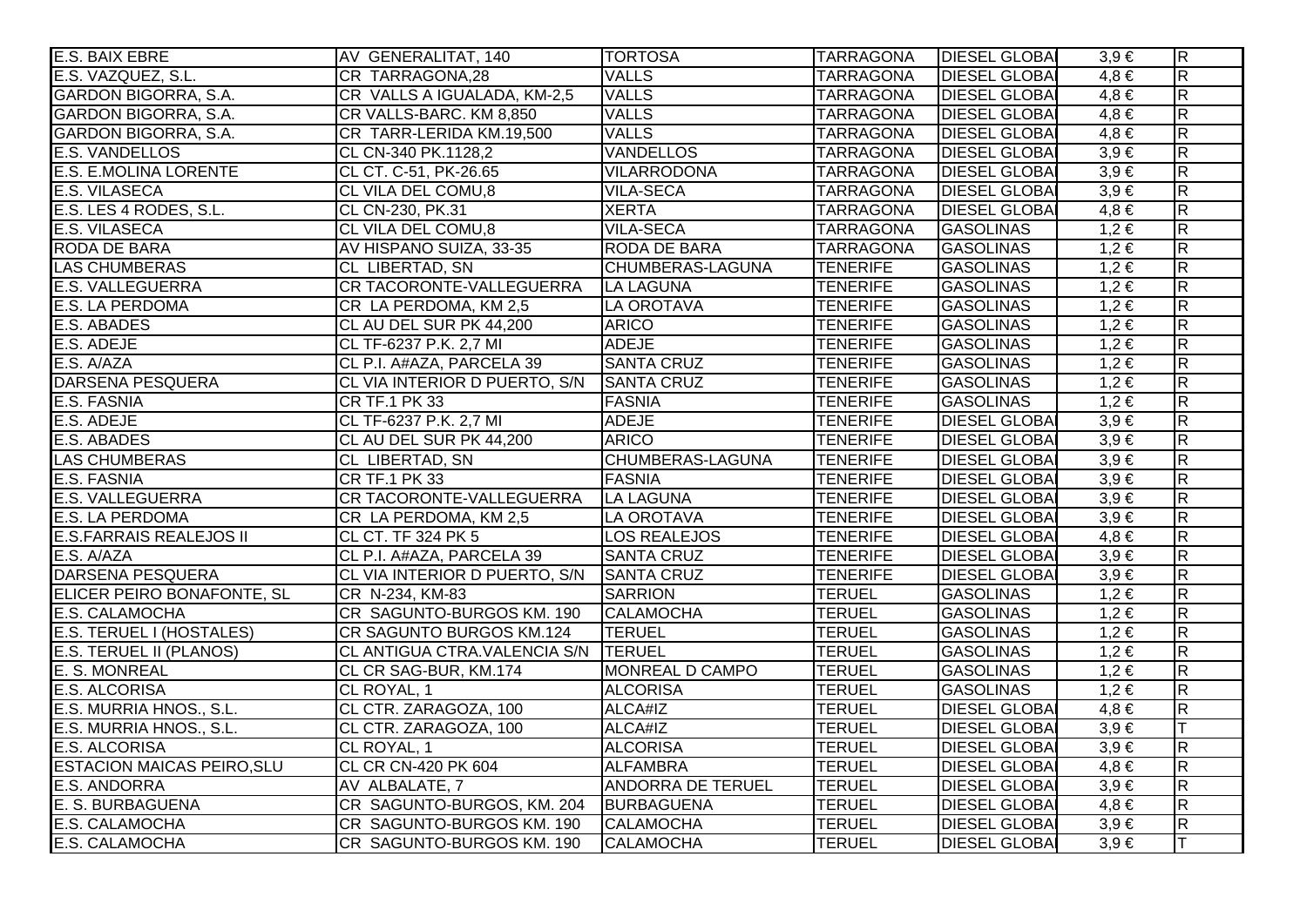| | | | | | | |
|---|---|---|---|---|---|---|
| E.S. BAIX EBRE | AV GENERALITAT, 140 | TORTOSA | TARRAGONA | DIESEL GLOBAl | 3,9 € | R |
| E.S. VAZQUEZ, S.L. | CR TARRAGONA,28 | VALLS | TARRAGONA | DIESEL GLOBAl | 4,8 € | R |
| GARDON BIGORRA, S.A. | CR VALLS A IGUALADA, KM-2,5 | VALLS | TARRAGONA | DIESEL GLOBAl | 4,8 € | R |
| GARDON BIGORRA, S.A. | CR VALLS-BARC. KM 8,850 | VALLS | TARRAGONA | DIESEL GLOBAl | 4,8 € | R |
| GARDON BIGORRA, S.A. | CR TARR-LERIDA KM.19,500 | VALLS | TARRAGONA | DIESEL GLOBAl | 4,8 € | R |
| E.S. VANDELLOS | CL CN-340 PK.1128,2 | VANDELLOS | TARRAGONA | DIESEL GLOBAl | 3,9 € | R |
| E.S. E.MOLINA LORENTE | CL CT. C-51, PK-26.65 | VILARRODONA | TARRAGONA | DIESEL GLOBAl | 3,9 € | R |
| E.S. VILASECA | CL VILA DEL COMU,8 | VILA-SECA | TARRAGONA | DIESEL GLOBAl | 3,9 € | R |
| E.S. LES 4 RODES, S.L. | CL CN-230, PK.31 | XERTA | TARRAGONA | DIESEL GLOBAl | 4,8 € | R |
| E.S. VILASECA | CL VILA DEL COMU,8 | VILA-SECA | TARRAGONA | GASOLINAS | 1,2 € | R |
| RODA DE BARA | AV HISPANO SUIZA, 33-35 | RODA DE BARA | TARRAGONA | GASOLINAS | 1,2 € | R |
| LAS CHUMBERAS | CL LIBERTAD, SN | CHUMBERAS-LAGUNA | TENERIFE | GASOLINAS | 1,2 € | R |
| E.S. VALLEGUERRA | CR TACORONTE-VALLEGUERRA | LA LAGUNA | TENERIFE | GASOLINAS | 1,2 € | R |
| E.S. LA PERDOMA | CR LA PERDOMA, KM 2,5 | LA OROTAVA | TENERIFE | GASOLINAS | 1,2 € | R |
| E.S. ABADES | CL AU DEL SUR PK 44,200 | ARICO | TENERIFE | GASOLINAS | 1,2 € | R |
| E.S. ADEJE | CL TF-6237 P.K. 2,7 MI | ADEJE | TENERIFE | GASOLINAS | 1,2 € | R |
| E.S. A/AZA | CL P.I. A#AZA, PARCELA 39 | SANTA CRUZ | TENERIFE | GASOLINAS | 1,2 € | R |
| DARSENA PESQUERA | CL VIA INTERIOR D PUERTO, S/N | SANTA CRUZ | TENERIFE | GASOLINAS | 1,2 € | R |
| E.S. FASNIA | CR TF.1 PK 33 | FASNIA | TENERIFE | GASOLINAS | 1,2 € | R |
| E.S. ADEJE | CL TF-6237 P.K. 2,7 MI | ADEJE | TENERIFE | DIESEL GLOBAl | 3,9 € | R |
| E.S. ABADES | CL AU DEL SUR PK 44,200 | ARICO | TENERIFE | DIESEL GLOBAl | 3,9 € | R |
| LAS CHUMBERAS | CL LIBERTAD, SN | CHUMBERAS-LAGUNA | TENERIFE | DIESEL GLOBAl | 3,9 € | R |
| E.S. FASNIA | CR TF.1 PK 33 | FASNIA | TENERIFE | DIESEL GLOBAl | 3,9 € | R |
| E.S. VALLEGUERRA | CR TACORONTE-VALLEGUERRA | LA LAGUNA | TENERIFE | DIESEL GLOBAl | 3,9 € | R |
| E.S. LA PERDOMA | CR LA PERDOMA, KM 2,5 | LA OROTAVA | TENERIFE | DIESEL GLOBAl | 3,9 € | R |
| E.S.FARRAIS REALEJOS II | CL CT. TF 324 PK 5 | LOS REALEJOS | TENERIFE | DIESEL GLOBAl | 4,8 € | R |
| E.S. A/AZA | CL P.I. A#AZA, PARCELA 39 | SANTA CRUZ | TENERIFE | DIESEL GLOBAl | 3,9 € | R |
| DARSENA PESQUERA | CL VIA INTERIOR D PUERTO, S/N | SANTA CRUZ | TENERIFE | DIESEL GLOBAl | 3,9 € | R |
| ELICER PEIRO BONAFONTE, SL | CR N-234, KM-83 | SARRION | TERUEL | GASOLINAS | 1,2 € | R |
| E.S. CALAMOCHA | CR SAGUNTO-BURGOS KM. 190 | CALAMOCHA | TERUEL | GASOLINAS | 1,2 € | R |
| E.S. TERUEL I (HOSTALES) | CR SAGUNTO BURGOS KM.124 | TERUEL | TERUEL | GASOLINAS | 1,2 € | R |
| E.S. TERUEL II (PLANOS) | CL ANTIGUA CTRA.VALENCIA S/N | TERUEL | TERUEL | GASOLINAS | 1,2 € | R |
| E. S. MONREAL | CL CR SAG-BUR, KM.174 | MONREAL D CAMPO | TERUEL | GASOLINAS | 1,2 € | R |
| E.S. ALCORISA | CL ROYAL, 1 | ALCORISA | TERUEL | GASOLINAS | 1,2 € | R |
| E.S. MURRIA HNOS., S.L. | CL CTR. ZARAGOZA, 100 | ALCA#IZ | TERUEL | DIESEL GLOBAl | 4,8 € | R |
| E.S. MURRIA HNOS., S.L. | CL CTR. ZARAGOZA, 100 | ALCA#IZ | TERUEL | DIESEL GLOBAl | 3,9 € | T |
| E.S. ALCORISA | CL ROYAL, 1 | ALCORISA | TERUEL | DIESEL GLOBAl | 3,9 € | R |
| ESTACION MAICAS PEIRO,SLU | CL CR CN-420 PK 604 | ALFAMBRA | TERUEL | DIESEL GLOBAl | 4,8 € | R |
| E.S. ANDORRA | AV ALBALATE, 7 | ANDORRA DE TERUEL | TERUEL | DIESEL GLOBAl | 3,9 € | R |
| E. S. BURBAGUENA | CR SAGUNTO-BURGOS, KM. 204 | BURBAGUENA | TERUEL | DIESEL GLOBAl | 4,8 € | R |
| E.S. CALAMOCHA | CR SAGUNTO-BURGOS KM. 190 | CALAMOCHA | TERUEL | DIESEL GLOBAl | 3,9 € | R |
| E.S. CALAMOCHA | CR SAGUNTO-BURGOS KM. 190 | CALAMOCHA | TERUEL | DIESEL GLOBAl | 3,9 € | T |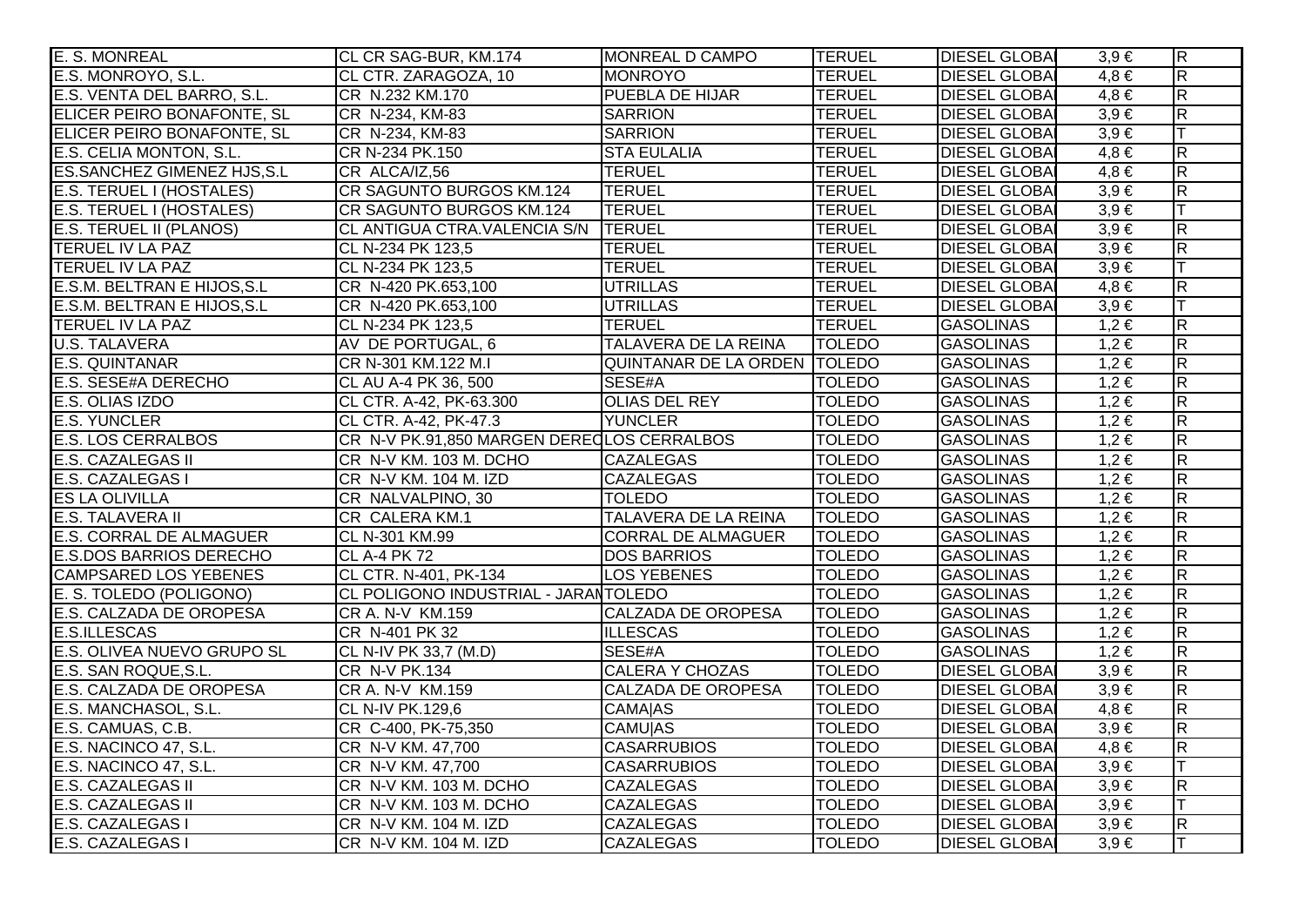| | | | | | | |
|---|---|---|---|---|---|---|
| E. S. MONREAL | CL CR SAG-BUR, KM.174 | MONREAL D CAMPO | TERUEL | DIESEL GLOBA | 3,9 € | R |
| E.S. MONROYO, S.L. | CL CTR. ZARAGOZA, 10 | MONROYO | TERUEL | DIESEL GLOBA | 4,8 € | R |
| E.S. VENTA DEL BARRO, S.L. | CR N.232 KM.170 | PUEBLA DE HIJAR | TERUEL | DIESEL GLOBA | 4,8 € | R |
| ELICER PEIRO BONAFONTE, SL | CR N-234, KM-83 | SARRION | TERUEL | DIESEL GLOBA | 3,9 € | R |
| ELICER PEIRO BONAFONTE, SL | CR N-234, KM-83 | SARRION | TERUEL | DIESEL GLOBA | 3,9 € | T |
| E.S. CELIA MONTON, S.L. | CR N-234 PK.150 | STA EULALIA | TERUEL | DIESEL GLOBA | 4,8 € | R |
| ES.SANCHEZ GIMENEZ HJS,S.L | CR ALCA/IZ,56 | TERUEL | TERUEL | DIESEL GLOBA | 4,8 € | R |
| E.S. TERUEL I (HOSTALES) | CR SAGUNTO BURGOS KM.124 | TERUEL | TERUEL | DIESEL GLOBA | 3,9 € | R |
| E.S. TERUEL I (HOSTALES) | CR SAGUNTO BURGOS KM.124 | TERUEL | TERUEL | DIESEL GLOBA | 3,9 € | T |
| E.S. TERUEL II (PLANOS) | CL ANTIGUA CTRA.VALENCIA S/N | TERUEL | TERUEL | DIESEL GLOBA | 3,9 € | R |
| TERUEL IV LA PAZ | CL N-234 PK 123,5 | TERUEL | TERUEL | DIESEL GLOBA | 3,9 € | R |
| TERUEL IV LA PAZ | CL N-234 PK 123,5 | TERUEL | TERUEL | DIESEL GLOBA | 3,9 € | T |
| E.S.M. BELTRAN E HIJOS,S.L | CR N-420 PK.653,100 | UTRILLAS | TERUEL | DIESEL GLOBA | 4,8 € | R |
| E.S.M. BELTRAN E HIJOS,S.L | CR N-420 PK.653,100 | UTRILLAS | TERUEL | DIESEL GLOBA | 3,9 € | T |
| TERUEL IV LA PAZ | CL N-234 PK 123,5 | TERUEL | TERUEL | GASOLINAS | 1,2 € | R |
| U.S. TALAVERA | AV DE PORTUGAL, 6 | TALAVERA DE LA REINA | TOLEDO | GASOLINAS | 1,2 € | R |
| E.S. QUINTANAR | CR N-301 KM.122 M.I | QUINTANAR DE LA ORDEN | TOLEDO | GASOLINAS | 1,2 € | R |
| E.S. SESE#A DERECHO | CL AU A-4 PK 36, 500 | SESE#A | TOLEDO | GASOLINAS | 1,2 € | R |
| E.S. OLIAS IZDO | CL CTR. A-42, PK-63.300 | OLIAS DEL REY | TOLEDO | GASOLINAS | 1,2 € | R |
| E.S. YUNCLER | CL CTR. A-42, PK-47.3 | YUNCLER | TOLEDO | GASOLINAS | 1,2 € | R |
| E.S. LOS CERRALBOS | CR N-V PK.91,850 MARGEN DEREC | LOS CERRALBOS | TOLEDO | GASOLINAS | 1,2 € | R |
| E.S. CAZALEGAS II | CR N-V KM. 103 M. DCHO | CAZALEGAS | TOLEDO | GASOLINAS | 1,2 € | R |
| E.S. CAZALEGAS I | CR N-V KM. 104 M. IZD | CAZALEGAS | TOLEDO | GASOLINAS | 1,2 € | R |
| ES LA OLIVILLA | CR NALVALPINO, 30 | TOLEDO | TOLEDO | GASOLINAS | 1,2 € | R |
| E.S. TALAVERA II | CR CALERA KM.1 | TALAVERA DE LA REINA | TOLEDO | GASOLINAS | 1,2 € | R |
| E.S. CORRAL DE ALMAGUER | CL N-301 KM.99 | CORRAL DE ALMAGUER | TOLEDO | GASOLINAS | 1,2 € | R |
| E.S.DOS BARRIOS DERECHO | CL A-4 PK 72 | DOS BARRIOS | TOLEDO | GASOLINAS | 1,2 € | R |
| CAMPSARED LOS YEBENES | CL CTR. N-401, PK-134 | LOS YEBENES | TOLEDO | GASOLINAS | 1,2 € | R |
| E. S. TOLEDO (POLIGONO) | CL POLIGONO INDUSTRIAL - JARAM | TOLEDO | TOLEDO | GASOLINAS | 1,2 € | R |
| E.S. CALZADA DE OROPESA | CR A. N-V KM.159 | CALZADA DE OROPESA | TOLEDO | GASOLINAS | 1,2 € | R |
| E.S.ILLESCAS | CR N-401 PK 32 | ILLESCAS | TOLEDO | GASOLINAS | 1,2 € | R |
| E.S. OLIVEA NUEVO GRUPO SL | CL N-IV PK 33,7 (M.D) | SESE#A | TOLEDO | GASOLINAS | 1,2 € | R |
| E.S. SAN ROQUE,S.L. | CR N-V PK.134 | CALERA Y CHOZAS | TOLEDO | DIESEL GLOBA | 3,9 € | R |
| E.S. CALZADA DE OROPESA | CR A. N-V KM.159 | CALZADA DE OROPESA | TOLEDO | DIESEL GLOBA | 3,9 € | R |
| E.S. MANCHASOL, S.L. | CL N-IV PK.129,6 | CAMA\|AS | TOLEDO | DIESEL GLOBA | 4,8 € | R |
| E.S. CAMUAS, C.B. | CR C-400, PK-75,350 | CAMU\|AS | TOLEDO | DIESEL GLOBA | 3,9 € | R |
| E.S. NACINCO 47, S.L. | CR N-V KM. 47,700 | CASARRUBIOS | TOLEDO | DIESEL GLOBA | 4,8 € | R |
| E.S. NACINCO 47, S.L. | CR N-V KM. 47,700 | CASARRUBIOS | TOLEDO | DIESEL GLOBA | 3,9 € | T |
| E.S. CAZALEGAS II | CR N-V KM. 103 M. DCHO | CAZALEGAS | TOLEDO | DIESEL GLOBA | 3,9 € | R |
| E.S. CAZALEGAS II | CR N-V KM. 103 M. DCHO | CAZALEGAS | TOLEDO | DIESEL GLOBA | 3,9 € | T |
| E.S. CAZALEGAS I | CR N-V KM. 104 M. IZD | CAZALEGAS | TOLEDO | DIESEL GLOBA | 3,9 € | R |
| E.S. CAZALEGAS I | CR N-V KM. 104 M. IZD | CAZALEGAS | TOLEDO | DIESEL GLOBA | 3,9 € | T |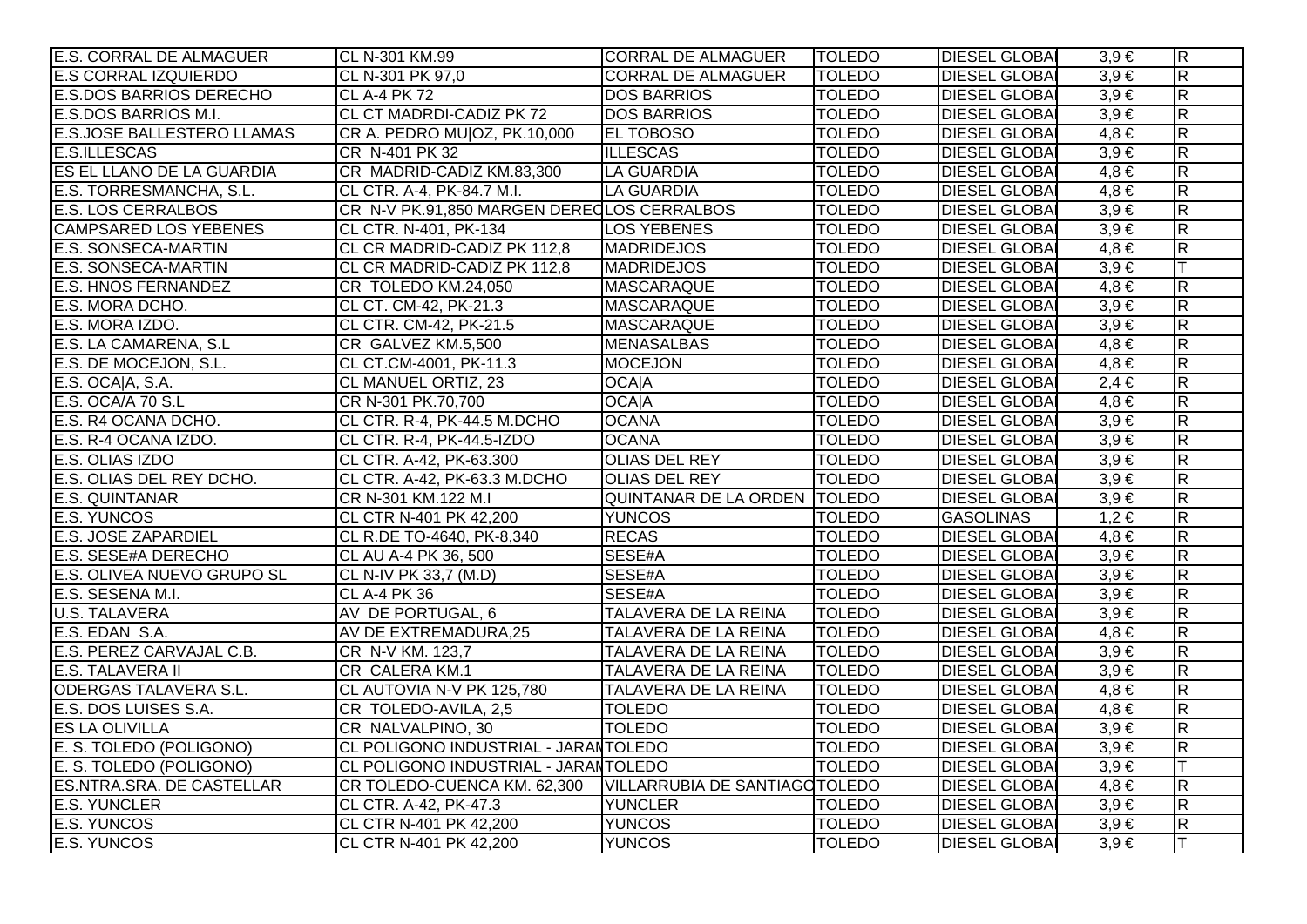| | | | | | | |
|---|---|---|---|---|---|---|
| E.S. CORRAL DE ALMAGUER | CL N-301 KM.99 | CORRAL DE ALMAGUER | TOLEDO | DIESEL GLOBA | 3,9 € | R |
| E.S CORRAL IZQUIERDO | CL N-301 PK 97,0 | CORRAL DE ALMAGUER | TOLEDO | DIESEL GLOBA | 3,9 € | R |
| E.S.DOS BARRIOS DERECHO | CL A-4 PK 72 | DOS BARRIOS | TOLEDO | DIESEL GLOBA | 3,9 € | R |
| E.S.DOS BARRIOS M.I. | CL CT MADRDI-CADIZ PK 72 | DOS BARRIOS | TOLEDO | DIESEL GLOBA | 3,9 € | R |
| E.S.JOSE BALLESTERO LLAMAS | CR A. PEDRO MU\|OZ, PK.10,000 | EL TOBOSO | TOLEDO | DIESEL GLOBA | 4,8 € | R |
| E.S.ILLESCAS | CR N-401 PK 32 | ILLESCAS | TOLEDO | DIESEL GLOBA | 3,9 € | R |
| ES EL LLANO DE LA GUARDIA | CR MADRID-CADIZ KM.83,300 | LA GUARDIA | TOLEDO | DIESEL GLOBA | 4,8 € | R |
| E.S. TORRESMANCHA, S.L. | CL CTR. A-4, PK-84.7 M.I. | LA GUARDIA | TOLEDO | DIESEL GLOBA | 4,8 € | R |
| E.S. LOS CERRALBOS | CR N-V PK.91,850 MARGEN DEREC | LOS CERRALBOS | TOLEDO | DIESEL GLOBA | 3,9 € | R |
| CAMPSARED LOS YEBENES | CL CTR. N-401, PK-134 | LOS YEBENES | TOLEDO | DIESEL GLOBA | 3,9 € | R |
| E.S. SONSECA-MARTIN | CL CR MADRID-CADIZ PK 112,8 | MADRIDEJOS | TOLEDO | DIESEL GLOBA | 4,8 € | R |
| E.S. SONSECA-MARTIN | CL CR MADRID-CADIZ PK 112,8 | MADRIDEJOS | TOLEDO | DIESEL GLOBA | 3,9 € | T |
| E.S. HNOS FERNANDEZ | CR TOLEDO KM.24,050 | MASCARAQUE | TOLEDO | DIESEL GLOBA | 4,8 € | R |
| E.S. MORA DCHO. | CL CT. CM-42, PK-21.3 | MASCARAQUE | TOLEDO | DIESEL GLOBA | 3,9 € | R |
| E.S. MORA IZDO. | CL CTR. CM-42, PK-21.5 | MASCARAQUE | TOLEDO | DIESEL GLOBA | 3,9 € | R |
| E.S. LA CAMARENA, S.L | CR GALVEZ KM.5,500 | MENASALBAS | TOLEDO | DIESEL GLOBA | 4,8 € | R |
| E.S. DE MOCEJON, S.L. | CL CT.CM-4001, PK-11.3 | MOCEJON | TOLEDO | DIESEL GLOBA | 4,8 € | R |
| E.S. OCA\|A, S.A. | CL MANUEL ORTIZ, 23 | OCA\|A | TOLEDO | DIESEL GLOBA | 2,4 € | R |
| E.S. OCA/A 70 S.L | CR N-301 PK.70,700 | OCA\|A | TOLEDO | DIESEL GLOBA | 4,8 € | R |
| E.S. R4 OCANA DCHO. | CL CTR. R-4, PK-44.5 M.DCHO | OCANA | TOLEDO | DIESEL GLOBA | 3,9 € | R |
| E.S. R-4 OCANA IZDO. | CL CTR. R-4, PK-44.5-IZDO | OCANA | TOLEDO | DIESEL GLOBA | 3,9 € | R |
| E.S. OLIAS IZDO | CL CTR. A-42, PK-63.300 | OLIAS DEL REY | TOLEDO | DIESEL GLOBA | 3,9 € | R |
| E.S. OLIAS DEL REY DCHO. | CL CTR. A-42, PK-63.3 M.DCHO | OLIAS DEL REY | TOLEDO | DIESEL GLOBA | 3,9 € | R |
| E.S. QUINTANAR | CR N-301 KM.122 M.I | QUINTANAR DE LA ORDEN | TOLEDO | DIESEL GLOBA | 3,9 € | R |
| E.S. YUNCOS | CL CTR N-401 PK 42,200 | YUNCOS | TOLEDO | GASOLINAS | 1,2 € | R |
| E.S. JOSE ZAPARDIEL | CL R.DE TO-4640, PK-8,340 | RECAS | TOLEDO | DIESEL GLOBA | 4,8 € | R |
| E.S. SESE#A DERECHO | CL AU A-4 PK 36, 500 | SESE#A | TOLEDO | DIESEL GLOBA | 3,9 € | R |
| E.S. OLIVEA NUEVO GRUPO SL | CL N-IV PK 33,7 (M.D) | SESE#A | TOLEDO | DIESEL GLOBA | 3,9 € | R |
| E.S. SESENA M.I. | CL A-4 PK 36 | SESE#A | TOLEDO | DIESEL GLOBA | 3,9 € | R |
| U.S. TALAVERA | AV DE PORTUGAL, 6 | TALAVERA DE LA REINA | TOLEDO | DIESEL GLOBA | 3,9 € | R |
| E.S. EDAN S.A. | AV DE EXTREMADURA,25 | TALAVERA DE LA REINA | TOLEDO | DIESEL GLOBA | 4,8 € | R |
| E.S. PEREZ CARVAJAL C.B. | CR N-V KM. 123,7 | TALAVERA DE LA REINA | TOLEDO | DIESEL GLOBA | 3,9 € | R |
| E.S. TALAVERA II | CR CALERA KM.1 | TALAVERA DE LA REINA | TOLEDO | DIESEL GLOBA | 3,9 € | R |
| ODERGAS TALAVERA S.L. | CL AUTOVIA N-V PK 125,780 | TALAVERA DE LA REINA | TOLEDO | DIESEL GLOBA | 4,8 € | R |
| E.S. DOS LUISES S.A. | CR TOLEDO-AVILA, 2,5 | TOLEDO | TOLEDO | DIESEL GLOBA | 4,8 € | R |
| ES LA OLIVILLA | CR NALVALPINO, 30 | TOLEDO | TOLEDO | DIESEL GLOBA | 3,9 € | R |
| E. S. TOLEDO (POLIGONO) | CL POLIGONO INDUSTRIAL - JARAN | TOLEDO | TOLEDO | DIESEL GLOBA | 3,9 € | R |
| E. S. TOLEDO (POLIGONO) | CL POLIGONO INDUSTRIAL - JARAN | TOLEDO | TOLEDO | DIESEL GLOBA | 3,9 € | T |
| ES.NTRA.SRA. DE CASTELLAR | CR TOLEDO-CUENCA KM. 62,300 | VILLARRUBIA DE SANTIAGO | TOLEDO | DIESEL GLOBA | 4,8 € | R |
| E.S. YUNCLER | CL CTR. A-42, PK-47.3 | YUNCLER | TOLEDO | DIESEL GLOBA | 3,9 € | R |
| E.S. YUNCOS | CL CTR N-401 PK 42,200 | YUNCOS | TOLEDO | DIESEL GLOBA | 3,9 € | R |
| E.S. YUNCOS | CL CTR N-401 PK 42,200 | YUNCOS | TOLEDO | DIESEL GLOBA | 3,9 € | T |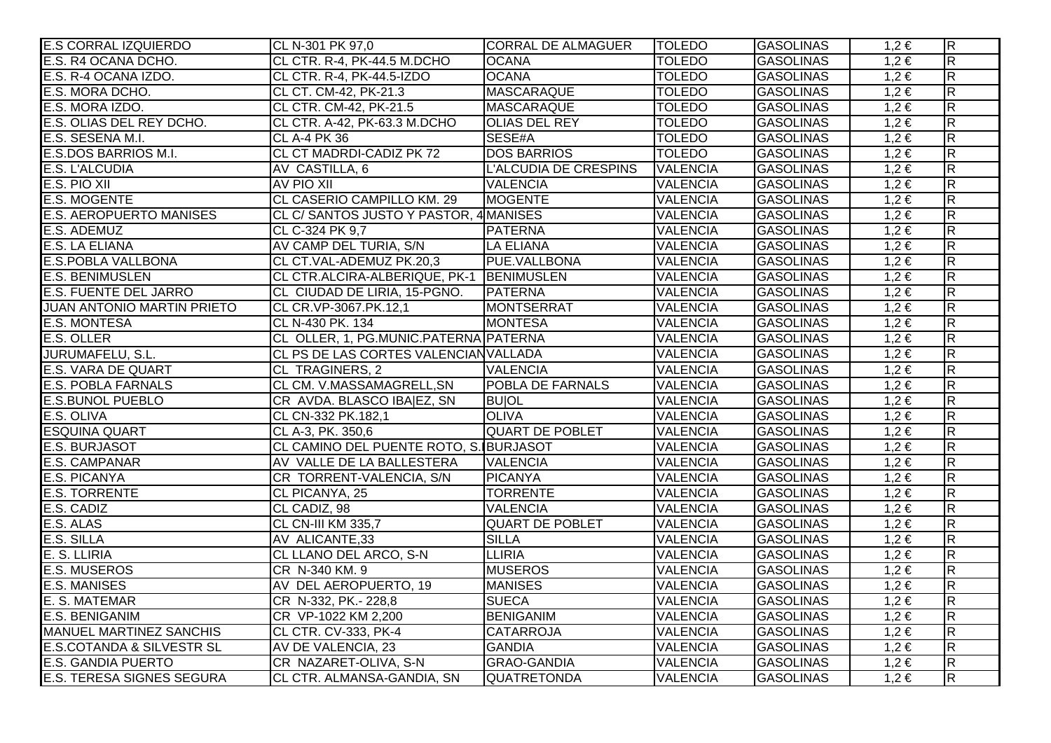| | | | | | | |
|---|---|---|---|---|---|---|
| E.S CORRAL IZQUIERDO | CL N-301 PK 97,0 | CORRAL DE ALMAGUER | TOLEDO | GASOLINAS | 1,2 € | R |
| E.S. R4 OCANA DCHO. | CL CTR. R-4, PK-44.5 M.DCHO | OCANA | TOLEDO | GASOLINAS | 1,2 € | R |
| E.S. R-4 OCANA IZDO. | CL CTR. R-4, PK-44.5-IZDO | OCANA | TOLEDO | GASOLINAS | 1,2 € | R |
| E.S. MORA DCHO. | CL CT. CM-42, PK-21.3 | MASCARAQUE | TOLEDO | GASOLINAS | 1,2 € | R |
| E.S. MORA IZDO. | CL CTR. CM-42, PK-21.5 | MASCARAQUE | TOLEDO | GASOLINAS | 1,2 € | R |
| E.S. OLIAS DEL REY DCHO. | CL CTR. A-42, PK-63.3 M.DCHO | OLIAS DEL REY | TOLEDO | GASOLINAS | 1,2 € | R |
| E.S. SESENA M.I. | CL A-4 PK 36 | SESE#A | TOLEDO | GASOLINAS | 1,2 € | R |
| E.S.DOS BARRIOS M.I. | CL CT MADRDI-CADIZ PK 72 | DOS BARRIOS | TOLEDO | GASOLINAS | 1,2 € | R |
| E.S. L'ALCUDIA | AV CASTILLA, 6 | L'ALCUDIA DE CRESPINS | VALENCIA | GASOLINAS | 1,2 € | R |
| E.S. PIO XII | AV PIO XII | VALENCIA | VALENCIA | GASOLINAS | 1,2 € | R |
| E.S. MOGENTE | CL CASERIO CAMPILLO KM. 29 | MOGENTE | VALENCIA | GASOLINAS | 1,2 € | R |
| E.S. AEROPUERTO MANISES | CL C/ SANTOS JUSTO Y PASTOR, 4 | MANISES | VALENCIA | GASOLINAS | 1,2 € | R |
| E.S. ADEMUZ | CL C-324 PK 9,7 | PATERNA | VALENCIA | GASOLINAS | 1,2 € | R |
| E.S. LA ELIANA | AV CAMP DEL TURIA, S/N | LA ELIANA | VALENCIA | GASOLINAS | 1,2 € | R |
| E.S.POBLA VALLBONA | CL CT.VAL-ADEMUZ PK.20,3 | PUE.VALLBONA | VALENCIA | GASOLINAS | 1,2 € | R |
| E.S. BENIMUSLEN | CL CTR.ALCIRA-ALBERIQUE, PK-1 | BENIMUSLEN | VALENCIA | GASOLINAS | 1,2 € | R |
| E.S. FUENTE DEL JARRO | CL CIUDAD DE LIRIA, 15-PGNO. | PATERNA | VALENCIA | GASOLINAS | 1,2 € | R |
| JUAN ANTONIO MARTIN PRIETO | CL CR.VP-3067.PK.12,1 | MONTSERRAT | VALENCIA | GASOLINAS | 1,2 € | R |
| E.S. MONTESA | CL N-430 PK. 134 | MONTESA | VALENCIA | GASOLINAS | 1,2 € | R |
| E.S. OLLER | CL OLLER, 1, PG.MUNIC.PATERNA | PATERNA | VALENCIA | GASOLINAS | 1,2 € | R |
| JURUMAFELU, S.L. | CL PS DE LAS CORTES VALENCIAN | VALLADA | VALENCIA | GASOLINAS | 1,2 € | R |
| E.S. VARA DE QUART | CL TRAGINERS, 2 | VALENCIA | VALENCIA | GASOLINAS | 1,2 € | R |
| E.S. POBLA FARNALS | CL CM. V.MASSAMAGRELL,SN | POBLA DE FARNALS | VALENCIA | GASOLINAS | 1,2 € | R |
| E.S.BUNOL PUEBLO | CR AVDA. BLASCO IBA\|EZ, SN | BU\|OL | VALENCIA | GASOLINAS | 1,2 € | R |
| E.S. OLIVA | CL CN-332 PK.182,1 | OLIVA | VALENCIA | GASOLINAS | 1,2 € | R |
| ESQUINA QUART | CL A-3, PK. 350,6 | QUART DE POBLET | VALENCIA | GASOLINAS | 1,2 € | R |
| E.S. BURJASOT | CL CAMINO DEL PUENTE ROTO, S. | BURJASOT | VALENCIA | GASOLINAS | 1,2 € | R |
| E.S. CAMPANAR | AV VALLE DE LA BALLESTERA | VALENCIA | VALENCIA | GASOLINAS | 1,2 € | R |
| E.S. PICANYA | CR TORRENT-VALENCIA, S/N | PICANYA | VALENCIA | GASOLINAS | 1,2 € | R |
| E.S. TORRENTE | CL PICANYA, 25 | TORRENTE | VALENCIA | GASOLINAS | 1,2 € | R |
| E.S. CADIZ | CL CADIZ, 98 | VALENCIA | VALENCIA | GASOLINAS | 1,2 € | R |
| E.S. ALAS | CL CN-III KM 335,7 | QUART DE POBLET | VALENCIA | GASOLINAS | 1,2 € | R |
| E.S. SILLA | AV ALICANTE,33 | SILLA | VALENCIA | GASOLINAS | 1,2 € | R |
| E. S. LLIRIA | CL LLANO DEL ARCO, S-N | LLIRIA | VALENCIA | GASOLINAS | 1,2 € | R |
| E.S. MUSEROS | CR N-340 KM. 9 | MUSEROS | VALENCIA | GASOLINAS | 1,2 € | R |
| E.S. MANISES | AV DEL AEROPUERTO, 19 | MANISES | VALENCIA | GASOLINAS | 1,2 € | R |
| E. S. MATEMAR | CR N-332, PK.- 228,8 | SUECA | VALENCIA | GASOLINAS | 1,2 € | R |
| E.S. BENIGANIM | CR VP-1022 KM 2,200 | BENIGANIM | VALENCIA | GASOLINAS | 1,2 € | R |
| MANUEL MARTINEZ SANCHIS | CL CTR. CV-333, PK-4 | CATARROJA | VALENCIA | GASOLINAS | 1,2 € | R |
| E.S.COTANDA & SILVESTR SL | AV DE VALENCIA, 23 | GANDIA | VALENCIA | GASOLINAS | 1,2 € | R |
| E.S. GANDIA PUERTO | CR NAZARET-OLIVA, S-N | GRAO-GANDIA | VALENCIA | GASOLINAS | 1,2 € | R |
| E.S. TERESA SIGNES SEGURA | CL CTR. ALMANSA-GANDIA, SN | QUATRETONDA | VALENCIA | GASOLINAS | 1,2 € | R |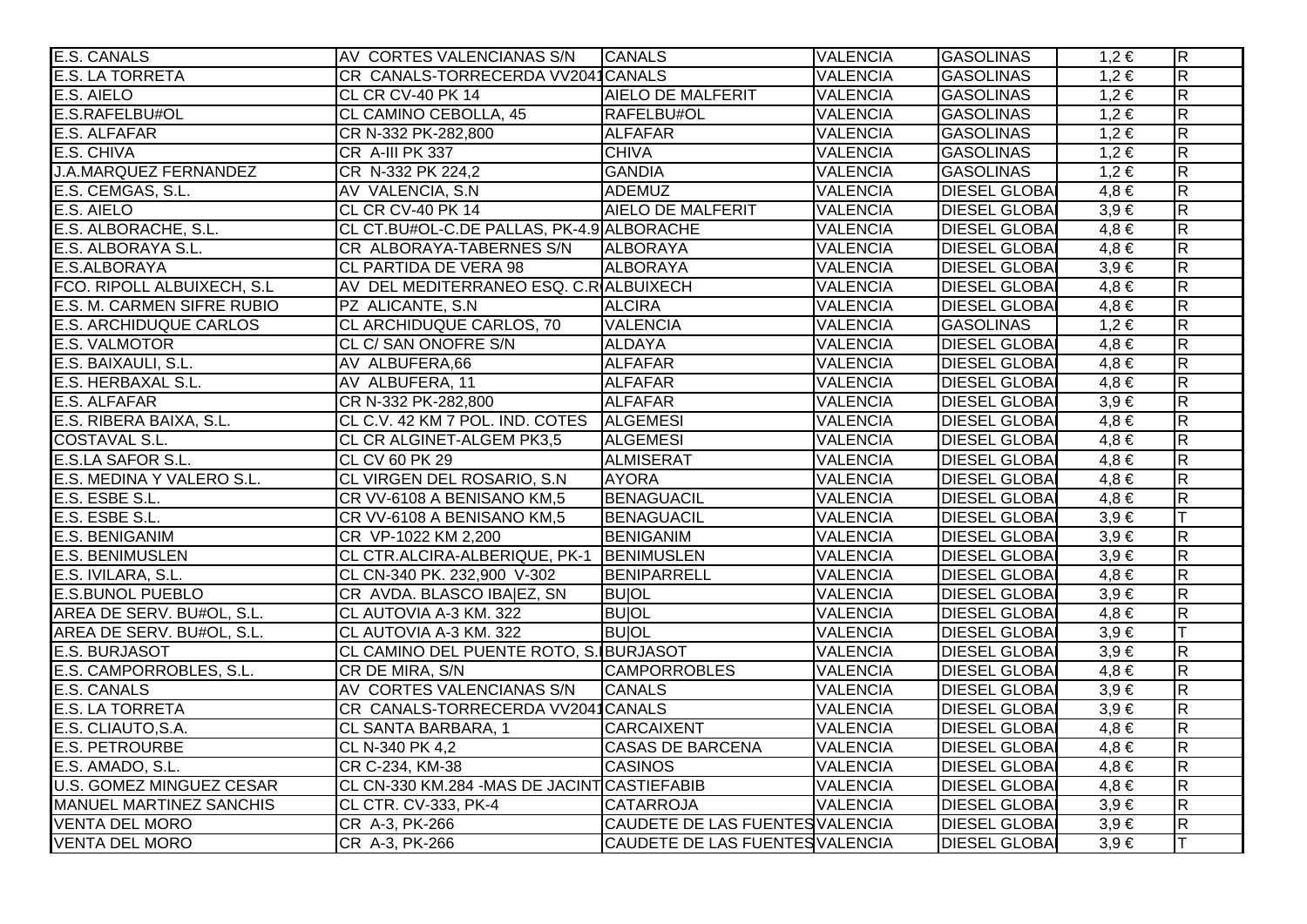| | | | | | | |
|---|---|---|---|---|---|---|
| E.S. CANALS | AV CORTES VALENCIANAS S/N | CANALS | VALENCIA | GASOLINAS | 1,2 € | R |
| E.S. LA TORRETA | CR CANALS-TORRECERDA VV2041 | CANALS | VALENCIA | GASOLINAS | 1,2 € | R |
| E.S. AIELO | CL CR CV-40 PK 14 | AIELO DE MALFERIT | VALENCIA | GASOLINAS | 1,2 € | R |
| E.S.RAFELBU#OL | CL CAMINO CEBOLLA, 45 | RAFELBU#OL | VALENCIA | GASOLINAS | 1,2 € | R |
| E.S. ALFAFAR | CR N-332 PK-282,800 | ALFAFAR | VALENCIA | GASOLINAS | 1,2 € | R |
| E.S. CHIVA | CR A-III PK 337 | CHIVA | VALENCIA | GASOLINAS | 1,2 € | R |
| J.A.MARQUEZ FERNANDEZ | CR N-332 PK 224,2 | GANDIA | VALENCIA | GASOLINAS | 1,2 € | R |
| E.S. CEMGAS, S.L. | AV VALENCIA, S.N | ADEMUZ | VALENCIA | DIESEL GLOBA | 4,8 € | R |
| E.S. AIELO | CL CR CV-40 PK 14 | AIELO DE MALFERIT | VALENCIA | DIESEL GLOBA | 3,9 € | R |
| E.S. ALBORACHE, S.L. | CL CT.BU#OL-C.DE PALLAS, PK-4.9 | ALBORACHE | VALENCIA | DIESEL GLOBA | 4,8 € | R |
| E.S. ALBORAYA S.L. | CR ALBORAYA-TABERNES S/N | ALBORAYA | VALENCIA | DIESEL GLOBA | 4,8 € | R |
| E.S.ALBORAYA | CL PARTIDA DE VERA 98 | ALBORAYA | VALENCIA | DIESEL GLOBA | 3,9 € | R |
| FCO. RIPOLL ALBUIXECH, S.L | AV DEL MEDITERRANEO ESQ. C.R | ALBUIXECH | VALENCIA | DIESEL GLOBA | 4,8 € | R |
| E.S. M. CARMEN SIFRE RUBIO | PZ ALICANTE, S.N | ALCIRA | VALENCIA | DIESEL GLOBA | 4,8 € | R |
| E.S. ARCHIDUQUE CARLOS | CL ARCHIDUQUE CARLOS, 70 | VALENCIA | VALENCIA | GASOLINAS | 1,2 € | R |
| E.S. VALMOTOR | CL C/ SAN ONOFRE S/N | ALDAYA | VALENCIA | DIESEL GLOBA | 4,8 € | R |
| E.S. BAIXAULI, S.L. | AV ALBUFERA,66 | ALFAFAR | VALENCIA | DIESEL GLOBA | 4,8 € | R |
| E.S. HERBAXAL S.L. | AV ALBUFERA, 11 | ALFAFAR | VALENCIA | DIESEL GLOBA | 4,8 € | R |
| E.S. ALFAFAR | CR N-332 PK-282,800 | ALFAFAR | VALENCIA | DIESEL GLOBA | 3,9 € | R |
| E.S. RIBERA BAIXA, S.L. | CL C.V. 42 KM 7 POL. IND. COTES | ALGEMESI | VALENCIA | DIESEL GLOBA | 4,8 € | R |
| COSTAVAL S.L. | CL CR ALGINET-ALGEM PK3,5 | ALGEMESI | VALENCIA | DIESEL GLOBA | 4,8 € | R |
| E.S.LA SAFOR S.L. | CL CV 60 PK 29 | ALMISERAT | VALENCIA | DIESEL GLOBA | 4,8 € | R |
| E.S. MEDINA Y VALERO S.L. | CL VIRGEN DEL ROSARIO, S.N | AYORA | VALENCIA | DIESEL GLOBA | 4,8 € | R |
| E.S. ESBE S.L. | CR VV-6108 A BENISANO KM,5 | BENAGUACIL | VALENCIA | DIESEL GLOBA | 4,8 € | R |
| E.S. ESBE S.L. | CR VV-6108 A BENISANO KM,5 | BENAGUACIL | VALENCIA | DIESEL GLOBA | 3,9 € | T |
| E.S. BENIGANIM | CR VP-1022 KM 2,200 | BENIGANIM | VALENCIA | DIESEL GLOBA | 3,9 € | R |
| E.S. BENIMUSLEN | CL CTR.ALCIRA-ALBERIQUE, PK-1 | BENIMUSLEN | VALENCIA | DIESEL GLOBA | 3,9 € | R |
| E.S. IVILARA, S.L. | CL CN-340 PK. 232,900 V-302 | BENIPARRELL | VALENCIA | DIESEL GLOBA | 4,8 € | R |
| E.S.BUNOL PUEBLO | CR AVDA. BLASCO IBA\|EZ, SN | BU\|OL | VALENCIA | DIESEL GLOBA | 3,9 € | R |
| AREA DE SERV. BU#OL, S.L. | CL AUTOVIA A-3 KM. 322 | BU\|OL | VALENCIA | DIESEL GLOBA | 4,8 € | R |
| AREA DE SERV. BU#OL, S.L. | CL AUTOVIA A-3 KM. 322 | BU\|OL | VALENCIA | DIESEL GLOBA | 3,9 € | T |
| E.S. BURJASOT | CL CAMINO DEL PUENTE ROTO, S. | BURJASOT | VALENCIA | DIESEL GLOBA | 3,9 € | R |
| E.S. CAMPORROBLES, S.L. | CR DE MIRA, S/N | CAMPORROBLES | VALENCIA | DIESEL GLOBA | 4,8 € | R |
| E.S. CANALS | AV CORTES VALENCIANAS S/N | CANALS | VALENCIA | DIESEL GLOBA | 3,9 € | R |
| E.S. LA TORRETA | CR CANALS-TORRECERDA VV2041 | CANALS | VALENCIA | DIESEL GLOBA | 3,9 € | R |
| E.S. CLIAUTO,S.A. | CL SANTA BARBARA, 1 | CARCAIXENT | VALENCIA | DIESEL GLOBA | 4,8 € | R |
| E.S. PETROURBE | CL N-340 PK 4,2 | CASAS DE BARCENA | VALENCIA | DIESEL GLOBA | 4,8 € | R |
| E.S. AMADO, S.L. | CR C-234, KM-38 | CASINOS | VALENCIA | DIESEL GLOBA | 4,8 € | R |
| U.S. GOMEZ MINGUEZ CESAR | CL CN-330 KM.284 -MAS DE JACINT | CASTIEFABIB | VALENCIA | DIESEL GLOBA | 4,8 € | R |
| MANUEL MARTINEZ SANCHIS | CL CTR. CV-333, PK-4 | CATARROJA | VALENCIA | DIESEL GLOBA | 3,9 € | R |
| VENTA DEL MORO | CR A-3, PK-266 | CAUDETE DE LAS FUENTES | VALENCIA | DIESEL GLOBA | 3,9 € | R |
| VENTA DEL MORO | CR A-3, PK-266 | CAUDETE DE LAS FUENTES | VALENCIA | DIESEL GLOBA | 3,9 € | T |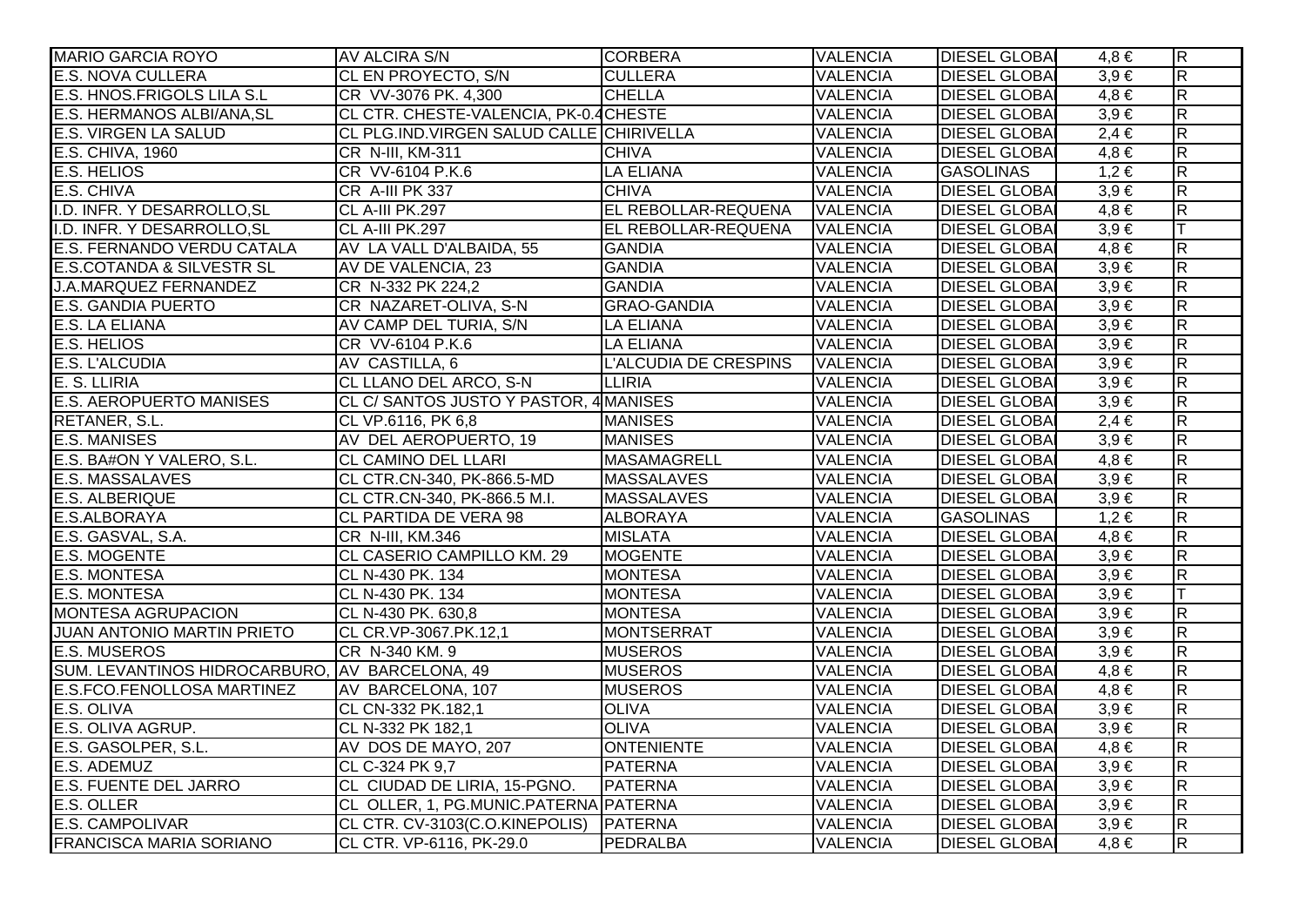| | | | | | | |
|---|---|---|---|---|---|---|
| MARIO GARCIA ROYO | AV ALCIRA S/N | CORBERA | VALENCIA | DIESEL GLOBA | 4,8 € | R |
| E.S. NOVA CULLERA | CL EN PROYECTO, S/N | CULLERA | VALENCIA | DIESEL GLOBA | 3,9 € | R |
| E.S. HNOS.FRIGOLS LILA S.L | CR VV-3076 PK. 4,300 | CHELLA | VALENCIA | DIESEL GLOBA | 4,8 € | R |
| E.S. HERMANOS ALBI/ANA,SL | CL CTR. CHESTE-VALENCIA, PK-0.4 | CHESTE | VALENCIA | DIESEL GLOBA | 3,9 € | R |
| E.S. VIRGEN LA SALUD | CL PLG.IND.VIRGEN SALUD CALLE | CHIRIVELLA | VALENCIA | DIESEL GLOBA | 2,4 € | R |
| E.S. CHIVA, 1960 | CR N-III, KM-311 | CHIVA | VALENCIA | DIESEL GLOBA | 4,8 € | R |
| E.S. HELIOS | CR VV-6104 P.K.6 | LA ELIANA | VALENCIA | GASOLINAS | 1,2 € | R |
| E.S. CHIVA | CR A-III PK 337 | CHIVA | VALENCIA | DIESEL GLOBA | 3,9 € | R |
| I.D. INFR. Y DESARROLLO,SL | CL A-III PK.297 | EL REBOLLAR-REQUENA | VALENCIA | DIESEL GLOBA | 4,8 € | R |
| I.D. INFR. Y DESARROLLO,SL | CL A-III PK.297 | EL REBOLLAR-REQUENA | VALENCIA | DIESEL GLOBA | 3,9 € | T |
| E.S. FERNANDO VERDU CATALA | AV LA VALL D'ALBAIDA, 55 | GANDIA | VALENCIA | DIESEL GLOBA | 4,8 € | R |
| E.S.COTANDA & SILVESTR SL | AV DE VALENCIA, 23 | GANDIA | VALENCIA | DIESEL GLOBA | 3,9 € | R |
| J.A.MARQUEZ FERNANDEZ | CR N-332 PK 224,2 | GANDIA | VALENCIA | DIESEL GLOBA | 3,9 € | R |
| E.S. GANDIA PUERTO | CR NAZARET-OLIVA, S-N | GRAO-GANDIA | VALENCIA | DIESEL GLOBA | 3,9 € | R |
| E.S. LA ELIANA | AV CAMP DEL TURIA, S/N | LA ELIANA | VALENCIA | DIESEL GLOBA | 3,9 € | R |
| E.S. HELIOS | CR VV-6104 P.K.6 | LA ELIANA | VALENCIA | DIESEL GLOBA | 3,9 € | R |
| E.S. L'ALCUDIA | AV CASTILLA, 6 | L'ALCUDIA DE CRESPINS | VALENCIA | DIESEL GLOBA | 3,9 € | R |
| E. S. LLIRIA | CL LLANO DEL ARCO, S-N | LLIRIA | VALENCIA | DIESEL GLOBA | 3,9 € | R |
| E.S. AEROPUERTO MANISES | CL C/ SANTOS JUSTO Y PASTOR, 4 | MANISES | VALENCIA | DIESEL GLOBA | 3,9 € | R |
| RETANER, S.L. | CL VP.6116, PK 6,8 | MANISES | VALENCIA | DIESEL GLOBA | 2,4 € | R |
| E.S. MANISES | AV DEL AEROPUERTO, 19 | MANISES | VALENCIA | DIESEL GLOBA | 3,9 € | R |
| E.S. BA#ON Y VALERO, S.L. | CL CAMINO DEL LLARI | MASAMAGRELL | VALENCIA | DIESEL GLOBA | 4,8 € | R |
| E.S. MASSALAVES | CL CTR.CN-340, PK-866.5-MD | MASSALAVES | VALENCIA | DIESEL GLOBA | 3,9 € | R |
| E.S. ALBERIQUE | CL CTR.CN-340, PK-866.5 M.I. | MASSALAVES | VALENCIA | DIESEL GLOBA | 3,9 € | R |
| E.S.ALBORAYA | CL PARTIDA DE VERA 98 | ALBORAYA | VALENCIA | GASOLINAS | 1,2 € | R |
| E.S. GASVAL, S.A. | CR N-III, KM.346 | MISLATA | VALENCIA | DIESEL GLOBA | 4,8 € | R |
| E.S. MOGENTE | CL CASERIO CAMPILLO KM. 29 | MOGENTE | VALENCIA | DIESEL GLOBA | 3,9 € | R |
| E.S. MONTESA | CL N-430 PK. 134 | MONTESA | VALENCIA | DIESEL GLOBA | 3,9 € | R |
| E.S. MONTESA | CL N-430 PK. 134 | MONTESA | VALENCIA | DIESEL GLOBA | 3,9 € | T |
| MONTESA AGRUPACION | CL N-430 PK. 630,8 | MONTESA | VALENCIA | DIESEL GLOBA | 3,9 € | R |
| JUAN ANTONIO MARTIN PRIETO | CL CR.VP-3067.PK.12,1 | MONTSERRAT | VALENCIA | DIESEL GLOBA | 3,9 € | R |
| E.S. MUSEROS | CR N-340 KM. 9 | MUSEROS | VALENCIA | DIESEL GLOBA | 3,9 € | R |
| SUM. LEVANTINOS HIDROCARBURO, | AV BARCELONA, 49 | MUSEROS | VALENCIA | DIESEL GLOBA | 4,8 € | R |
| E.S.FCO.FENOLLOSA MARTINEZ | AV BARCELONA, 107 | MUSEROS | VALENCIA | DIESEL GLOBA | 4,8 € | R |
| E.S. OLIVA | CL CN-332 PK.182,1 | OLIVA | VALENCIA | DIESEL GLOBA | 3,9 € | R |
| E.S. OLIVA AGRUP. | CL N-332 PK 182,1 | OLIVA | VALENCIA | DIESEL GLOBA | 3,9 € | R |
| E.S. GASOLPER, S.L. | AV DOS DE MAYO, 207 | ONTENIENTE | VALENCIA | DIESEL GLOBA | 4,8 € | R |
| E.S. ADEMUZ | CL C-324 PK 9,7 | PATERNA | VALENCIA | DIESEL GLOBA | 3,9 € | R |
| E.S. FUENTE DEL JARRO | CL CIUDAD DE LIRIA, 15-PGNO. | PATERNA | VALENCIA | DIESEL GLOBA | 3,9 € | R |
| E.S. OLLER | CL OLLER, 1, PG.MUNIC.PATERNA | PATERNA | VALENCIA | DIESEL GLOBA | 3,9 € | R |
| E.S. CAMPOLIVAR | CL CTR. CV-3103(C.O.KINEPOLIS) | PATERNA | VALENCIA | DIESEL GLOBA | 3,9 € | R |
| FRANCISCA MARIA SORIANO | CL CTR. VP-6116, PK-29.0 | PEDRALBA | VALENCIA | DIESEL GLOBA | 4,8 € | R |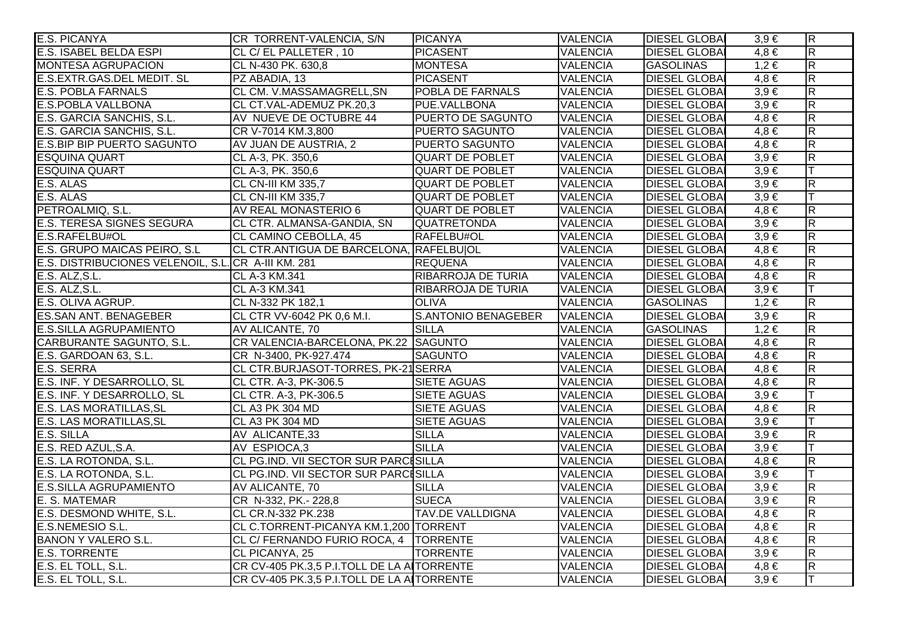| | | | | | | |
|---|---|---|---|---|---|---|
| E.S. PICANYA | CR TORRENT-VALENCIA, S/N | PICANYA | VALENCIA | DIESEL GLOBA | 3,9 € | R |
| E.S. ISABEL BELDA ESPI | CL C/ EL PALLETER , 10 | PICASENT | VALENCIA | DIESEL GLOBA | 4,8 € | R |
| MONTESA AGRUPACION | CL N-430 PK. 630,8 | MONTESA | VALENCIA | GASOLINAS | 1,2 € | R |
| E.S.EXTR.GAS.DEL MEDIT. SL | PZ ABADIA, 13 | PICASENT | VALENCIA | DIESEL GLOBA | 4,8 € | R |
| E.S. POBLA FARNALS | CL CM. V.MASSAMAGRELL,SN | POBLA DE FARNALS | VALENCIA | DIESEL GLOBA | 3,9 € | R |
| E.S.POBLA VALLBONA | CL CT.VAL-ADEMUZ PK.20,3 | PUE.VALLBONA | VALENCIA | DIESEL GLOBA | 3,9 € | R |
| E.S. GARCIA SANCHIS, S.L. | AV NUEVE DE OCTUBRE 44 | PUERTO DE SAGUNTO | VALENCIA | DIESEL GLOBA | 4,8 € | R |
| E.S. GARCIA SANCHIS, S.L. | CR V-7014 KM.3,800 | PUERTO SAGUNTO | VALENCIA | DIESEL GLOBA | 4,8 € | R |
| E.S.BIP BIP PUERTO SAGUNTO | AV JUAN DE AUSTRIA, 2 | PUERTO SAGUNTO | VALENCIA | DIESEL GLOBA | 4,8 € | R |
| ESQUINA QUART | CL A-3, PK. 350,6 | QUART DE POBLET | VALENCIA | DIESEL GLOBA | 3,9 € | R |
| ESQUINA QUART | CL A-3, PK. 350,6 | QUART DE POBLET | VALENCIA | DIESEL GLOBA | 3,9 € | T |
| E.S. ALAS | CL CN-III KM 335,7 | QUART DE POBLET | VALENCIA | DIESEL GLOBA | 3,9 € | R |
| E.S. ALAS | CL CN-III KM 335,7 | QUART DE POBLET | VALENCIA | DIESEL GLOBA | 3,9 € | T |
| PETROALMIQ, S.L. | AV REAL MONASTERIO 6 | QUART DE POBLET | VALENCIA | DIESEL GLOBA | 4,8 € | R |
| E.S. TERESA SIGNES SEGURA | CL CTR. ALMANSA-GANDIA, SN | QUATRETONDA | VALENCIA | DIESEL GLOBA | 3,9 € | R |
| E.S.RAFELBU#OL | CL CAMINO CEBOLLA, 45 | RAFELBU#OL | VALENCIA | DIESEL GLOBA | 3,9 € | R |
| E.S. GRUPO MAICAS PEIRO, S.L | CL CTR.ANTIGUA DE BARCELONA, | RAFELBU\|OL | VALENCIA | DIESEL GLOBA | 4,8 € | R |
| E.S. DISTRIBUCIONES VELENOIL, S.L. | CR A-III KM. 281 | REQUENA | VALENCIA | DIESEL GLOBA | 4,8 € | R |
| E.S. ALZ,S.L. | CL A-3 KM.341 | RIBARROJA DE TURIA | VALENCIA | DIESEL GLOBA | 4,8 € | R |
| E.S. ALZ,S.L. | CL A-3 KM.341 | RIBARROJA DE TURIA | VALENCIA | DIESEL GLOBA | 3,9 € | T |
| E.S. OLIVA AGRUP. | CL N-332 PK 182,1 | OLIVA | VALENCIA | GASOLINAS | 1,2 € | R |
| ES.SAN ANT. BENAGEBER | CL CTR VV-6042 PK 0,6 M.I. | S.ANTONIO BENAGEBER | VALENCIA | DIESEL GLOBA | 3,9 € | R |
| E.S.SILLA AGRUPAMIENTO | AV ALICANTE, 70 | SILLA | VALENCIA | GASOLINAS | 1,2 € | R |
| CARBURANTE SAGUNTO, S.L. | CR VALENCIA-BARCELONA, PK.22 | SAGUNTO | VALENCIA | DIESEL GLOBA | 4,8 € | R |
| E.S. GARDOAN 63, S.L. | CR N-3400, PK-927.474 | SAGUNTO | VALENCIA | DIESEL GLOBA | 4,8 € | R |
| E.S. SERRA | CL CTR.BURJASOT-TORRES, PK-21 | SERRA | VALENCIA | DIESEL GLOBA | 4,8 € | R |
| E.S. INF. Y DESARROLLO, SL | CL CTR. A-3, PK-306.5 | SIETE AGUAS | VALENCIA | DIESEL GLOBA | 4,8 € | R |
| E.S. INF. Y DESARROLLO, SL | CL CTR. A-3, PK-306.5 | SIETE AGUAS | VALENCIA | DIESEL GLOBA | 3,9 € | T |
| E.S. LAS MORATILLAS,SL | CL A3 PK 304 MD | SIETE AGUAS | VALENCIA | DIESEL GLOBA | 4,8 € | R |
| E.S. LAS MORATILLAS,SL | CL A3 PK 304 MD | SIETE AGUAS | VALENCIA | DIESEL GLOBA | 3,9 € | T |
| E.S. SILLA | AV ALICANTE,33 | SILLA | VALENCIA | DIESEL GLOBA | 3,9 € | R |
| E.S. RED AZUL,S.A. | AV ESPIOCA,3 | SILLA | VALENCIA | DIESEL GLOBA | 3,9 € | T |
| E.S. LA ROTONDA, S.L. | CL PG.IND. VII SECTOR SUR PARCE | SILLA | VALENCIA | DIESEL GLOBA | 4,8 € | R |
| E.S. LA ROTONDA, S.L. | CL PG.IND. VII SECTOR SUR PARCE | SILLA | VALENCIA | DIESEL GLOBA | 3,9 € | T |
| E.S.SILLA AGRUPAMIENTO | AV ALICANTE, 70 | SILLA | VALENCIA | DIESEL GLOBA | 3,9 € | R |
| E. S. MATEMAR | CR N-332, PK.- 228,8 | SUECA | VALENCIA | DIESEL GLOBA | 3,9 € | R |
| E.S. DESMOND WHITE, S.L. | CL CR.N-332 PK.238 | TAV.DE VALLDIGNA | VALENCIA | DIESEL GLOBA | 4,8 € | R |
| E.S.NEMESIO S.L. | CL C.TORRENT-PICANYA KM.1,200 | TORRENT | VALENCIA | DIESEL GLOBA | 4,8 € | R |
| BANON Y VALERO S.L. | CL C/ FERNANDO FURIO ROCA, 4 | TORRENTE | VALENCIA | DIESEL GLOBA | 4,8 € | R |
| E.S. TORRENTE | CL PICANYA, 25 | TORRENTE | VALENCIA | DIESEL GLOBA | 3,9 € | R |
| E.S. EL TOLL, S.L. | CR CV-405 PK.3,5 P.I.TOLL DE LA A | TORRENTE | VALENCIA | DIESEL GLOBA | 4,8 € | R |
| E.S. EL TOLL, S.L. | CR CV-405 PK.3,5 P.I.TOLL DE LA A | TORRENTE | VALENCIA | DIESEL GLOBA | 3,9 € | T |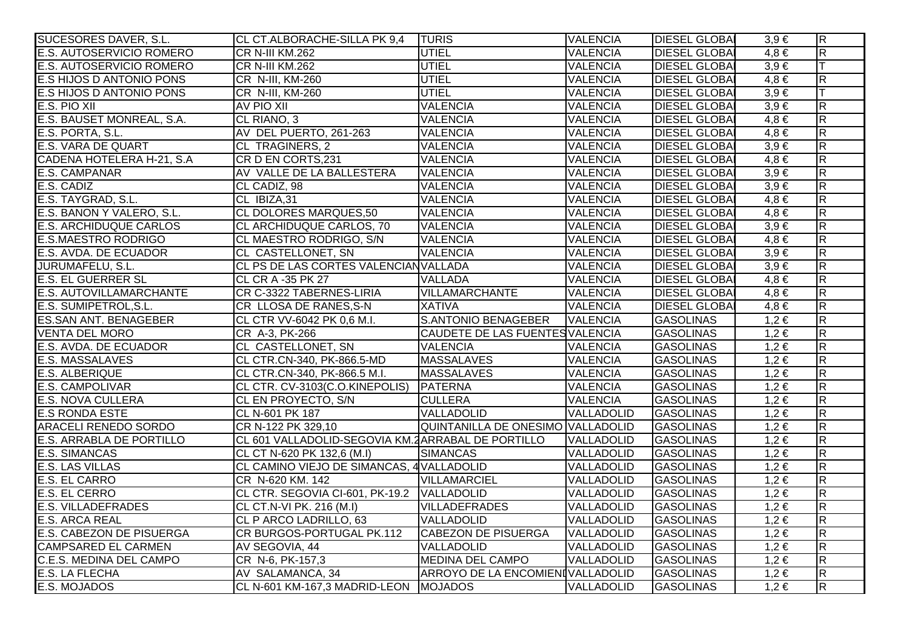| SUCESORES DAVER, S.L. | CL CT.ALBORACHE-SILLA PK 9,4 | TURIS | VALENCIA | DIESEL GLOBA | 3,9 € | R |
|---|---|---|---|---|---|---|
| E.S. AUTOSERVICIO ROMERO | CR N-III KM.262 | UTIEL | VALENCIA | DIESEL GLOBA | 4,8 € | R |
| E.S. AUTOSERVICIO ROMERO | CR N-III KM.262 | UTIEL | VALENCIA | DIESEL GLOBA | 3,9 € | T |
| E.S HIJOS D ANTONIO PONS | CR N-III, KM-260 | UTIEL | VALENCIA | DIESEL GLOBA | 4,8 € | R |
| E.S HIJOS D ANTONIO PONS | CR N-III, KM-260 | UTIEL | VALENCIA | DIESEL GLOBA | 3,9 € | T |
| E.S. PIO XII | AV PIO XII | VALENCIA | VALENCIA | DIESEL GLOBA | 3,9 € | R |
| E.S. BAUSET MONREAL, S.A. | CL RIANO, 3 | VALENCIA | VALENCIA | DIESEL GLOBA | 4,8 € | R |
| E.S. PORTA, S.L. | AV DEL PUERTO, 261-263 | VALENCIA | VALENCIA | DIESEL GLOBA | 4,8 € | R |
| E.S. VARA DE QUART | CL TRAGINERS, 2 | VALENCIA | VALENCIA | DIESEL GLOBA | 3,9 € | R |
| CADENA HOTELERA H-21, S.A | CR D EN CORTS,231 | VALENCIA | VALENCIA | DIESEL GLOBA | 4,8 € | R |
| E.S. CAMPANAR | AV VALLE DE LA BALLESTERA | VALENCIA | VALENCIA | DIESEL GLOBA | 3,9 € | R |
| E.S. CADIZ | CL CADIZ, 98 | VALENCIA | VALENCIA | DIESEL GLOBA | 3,9 € | R |
| E.S. TAYGRAD, S.L. | CL IBIZA,31 | VALENCIA | VALENCIA | DIESEL GLOBA | 4,8 € | R |
| E.S. BANON Y VALERO, S.L. | CL DOLORES MARQUES,50 | VALENCIA | VALENCIA | DIESEL GLOBA | 4,8 € | R |
| E.S. ARCHIDUQUE CARLOS | CL ARCHIDUQUE CARLOS, 70 | VALENCIA | VALENCIA | DIESEL GLOBA | 3,9 € | R |
| E.S.MAESTRO RODRIGO | CL MAESTRO RODRIGO, S/N | VALENCIA | VALENCIA | DIESEL GLOBA | 4,8 € | R |
| E.S. AVDA. DE ECUADOR | CL CASTELLONET, SN | VALENCIA | VALENCIA | DIESEL GLOBA | 3,9 € | R |
| JURUMAFELU, S.L. | CL PS DE LAS CORTES VALENCIAN | VALLADA | VALENCIA | DIESEL GLOBA | 3,9 € | R |
| E.S. EL GUERRER SL | CL CR A -35 PK 27 | VALLADA | VALENCIA | DIESEL GLOBA | 4,8 € | R |
| E.S. AUTOVILLAMARCHANTE | CR C-3322 TABERNES-LIRIA | VILLAMARCHANTE | VALENCIA | DIESEL GLOBA | 4,8 € | R |
| E.S. SUMIPETROL,S.L. | CR LLOSA DE RANES,S-N | XATIVA | VALENCIA | DIESEL GLOBA | 4,8 € | R |
| ES.SAN ANT. BENAGEBER | CL CTR VV-6042 PK 0,6 M.I. | S.ANTONIO BENAGEBER | VALENCIA | GASOLINAS | 1,2 € | R |
| VENTA DEL MORO | CR A-3, PK-266 | CAUDETE DE LAS FUENTES | VALENCIA | GASOLINAS | 1,2 € | R |
| E.S. AVDA. DE ECUADOR | CL CASTELLONET, SN | VALENCIA | VALENCIA | GASOLINAS | 1,2 € | R |
| E.S. MASSALAVES | CL CTR.CN-340, PK-866.5-MD | MASSALAVES | VALENCIA | GASOLINAS | 1,2 € | R |
| E.S. ALBERIQUE | CL CTR.CN-340, PK-866.5 M.I. | MASSALAVES | VALENCIA | GASOLINAS | 1,2 € | R |
| E.S. CAMPOLIVAR | CL CTR. CV-3103(C.O.KINEPOLIS) | PATERNA | VALENCIA | GASOLINAS | 1,2 € | R |
| E.S. NOVA CULLERA | CL EN PROYECTO, S/N | CULLERA | VALENCIA | GASOLINAS | 1,2 € | R |
| E.S RONDA ESTE | CL N-601 PK 187 | VALLADOLID | VALLADOLID | GASOLINAS | 1,2 € | R |
| ARACELI RENEDO SORDO | CR N-122 PK 329,10 | QUINTANILLA DE ONESIMO | VALLADOLID | GASOLINAS | 1,2 € | R |
| E.S. ARRABLA DE PORTILLO | CL 601 VALLADOLID-SEGOVIA KM.2 | ARRABAL DE PORTILLO | VALLADOLID | GASOLINAS | 1,2 € | R |
| E.S. SIMANCAS | CL CT N-620 PK 132,6 (M.I) | SIMANCAS | VALLADOLID | GASOLINAS | 1,2 € | R |
| E.S. LAS VILLAS | CL CAMINO VIEJO DE SIMANCAS, 4 | VALLADOLID | VALLADOLID | GASOLINAS | 1,2 € | R |
| E.S. EL CARRO | CR N-620 KM. 142 | VILLAMARCIEL | VALLADOLID | GASOLINAS | 1,2 € | R |
| E.S. EL CERRO | CL CTR. SEGOVIA CI-601, PK-19.2 | VALLADOLID | VALLADOLID | GASOLINAS | 1,2 € | R |
| E.S. VILLADEFRADES | CL CT.N-VI PK. 216 (M.I) | VILLADEFRADES | VALLADOLID | GASOLINAS | 1,2 € | R |
| E.S. ARCA REAL | CL P ARCO LADRILLO, 63 | VALLADOLID | VALLADOLID | GASOLINAS | 1,2 € | R |
| E.S. CABEZON DE PISUERGA | CR BURGOS-PORTUGAL PK.112 | CABEZON DE PISUERGA | VALLADOLID | GASOLINAS | 1,2 € | R |
| CAMPSARED EL CARMEN | AV SEGOVIA, 44 | VALLADOLID | VALLADOLID | GASOLINAS | 1,2 € | R |
| C.E.S. MEDINA DEL CAMPO | CR N-6, PK-157,3 | MEDINA DEL CAMPO | VALLADOLID | GASOLINAS | 1,2 € | R |
| E.S. LA FLECHA | AV SALAMANCA, 34 | ARROYO DE LA ENCOMIEND | VALLADOLID | GASOLINAS | 1,2 € | R |
| E.S. MOJADOS | CL N-601 KM-167,3 MADRID-LEON | MOJADOS | VALLADOLID | GASOLINAS | 1,2 € | R |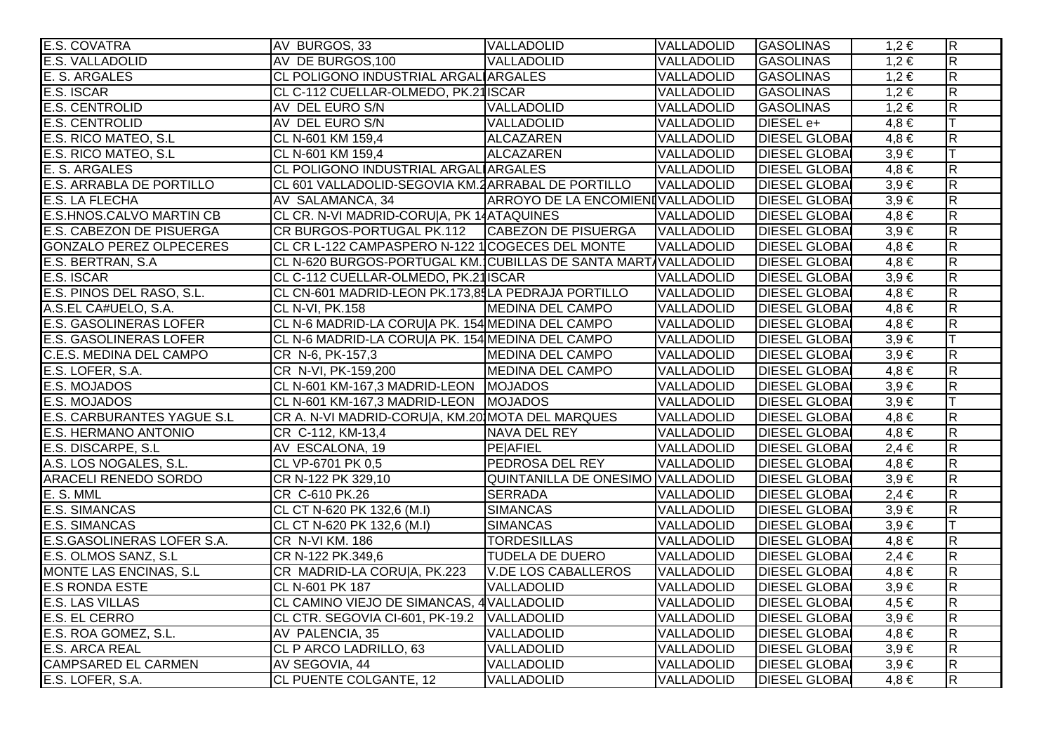| | | | | | | |
|---|---|---|---|---|---|---|
| E.S. COVATRA | AV BURGOS, 33 | VALLADOLID | VALLADOLID | GASOLINAS | 1,2 € | R |
| E.S. VALLADOLID | AV DE BURGOS,100 | VALLADOLID | VALLADOLID | GASOLINAS | 1,2 € | R |
| E. S. ARGALES | CL POLIGONO INDUSTRIAL ARGALI | ARGALES | VALLADOLID | GASOLINAS | 1,2 € | R |
| E.S. ISCAR | CL C-112 CUELLAR-OLMEDO, PK.21 | ISCAR | VALLADOLID | GASOLINAS | 1,2 € | R |
| E.S. CENTROLID | AV DEL EURO S/N | VALLADOLID | VALLADOLID | GASOLINAS | 1,2 € | R |
| E.S. CENTROLID | AV DEL EURO S/N | VALLADOLID | VALLADOLID | DIESEL e+ | 4,8 € | T |
| E.S. RICO MATEO, S.L | CL N-601 KM 159,4 | ALCAZAREN | VALLADOLID | DIESEL GLOBA | 4,8 € | R |
| E.S. RICO MATEO, S.L | CL N-601 KM 159,4 | ALCAZAREN | VALLADOLID | DIESEL GLOBA | 3,9 € | T |
| E. S. ARGALES | CL POLIGONO INDUSTRIAL ARGALI | ARGALES | VALLADOLID | DIESEL GLOBA | 4,8 € | R |
| E.S. ARRABLA DE PORTILLO | CL 601 VALLADOLID-SEGOVIA KM.2 | ARRABAL DE PORTILLO | VALLADOLID | DIESEL GLOBA | 3,9 € | R |
| E.S. LA FLECHA | AV SALAMANCA, 34 | ARROYO DE LA ENCOMIEND | VALLADOLID | DIESEL GLOBA | 3,9 € | R |
| E.S.HNOS.CALVO MARTIN CB | CL CR. N-VI MADRID-CORU\|A, PK 14 | ATAQUINES | VALLADOLID | DIESEL GLOBA | 4,8 € | R |
| E.S. CABEZON DE PISUERGA | CR BURGOS-PORTUGAL PK.112 | CABEZON DE PISUERGA | VALLADOLID | DIESEL GLOBA | 3,9 € | R |
| GONZALO PEREZ OLPECERES | CL CR L-122 CAMPASPERO N-122 1 | COGECES DEL MONTE | VALLADOLID | DIESEL GLOBA | 4,8 € | R |
| E.S. BERTRAN, S.A | CL N-620 BURGOS-PORTUGAL KM.1 | CUBILLAS DE SANTA MARTA | VALLADOLID | DIESEL GLOBA | 4,8 € | R |
| E.S. ISCAR | CL C-112 CUELLAR-OLMEDO, PK.21 | ISCAR | VALLADOLID | DIESEL GLOBA | 3,9 € | R |
| E.S. PINOS DEL RASO, S.L. | CL CN-601 MADRID-LEON PK.173,85 | LA PEDRAJA PORTILLO | VALLADOLID | DIESEL GLOBA | 4,8 € | R |
| A.S.EL CA#UELO, S.A. | CL N-VI, PK.158 | MEDINA DEL CAMPO | VALLADOLID | DIESEL GLOBA | 4,8 € | R |
| E.S. GASOLINERAS LOFER | CL N-6 MADRID-LA CORU\|A PK. 154 | MEDINA DEL CAMPO | VALLADOLID | DIESEL GLOBA | 4,8 € | R |
| E.S. GASOLINERAS LOFER | CL N-6 MADRID-LA CORU\|A PK. 154 | MEDINA DEL CAMPO | VALLADOLID | DIESEL GLOBA | 3,9 € | T |
| C.E.S. MEDINA DEL CAMPO | CR N-6, PK-157,3 | MEDINA DEL CAMPO | VALLADOLID | DIESEL GLOBA | 3,9 € | R |
| E.S. LOFER, S.A. | CR N-VI, PK-159,200 | MEDINA DEL CAMPO | VALLADOLID | DIESEL GLOBA | 4,8 € | R |
| E.S. MOJADOS | CL N-601 KM-167,3 MADRID-LEON | MOJADOS | VALLADOLID | DIESEL GLOBA | 3,9 € | R |
| E.S. MOJADOS | CL N-601 KM-167,3 MADRID-LEON | MOJADOS | VALLADOLID | DIESEL GLOBA | 3,9 € | T |
| E.S. CARBURANTES YAGUE S.L | CR A. N-VI MADRID-CORU\|A, KM.20 | MOTA DEL MARQUES | VALLADOLID | DIESEL GLOBA | 4,8 € | R |
| E.S. HERMANO ANTONIO | CR C-112, KM-13,4 | NAVA DEL REY | VALLADOLID | DIESEL GLOBA | 4,8 € | R |
| E.S. DISCARPE, S.L | AV ESCALONA, 19 | PE\|AFIEL | VALLADOLID | DIESEL GLOBA | 2,4 € | R |
| A.S. LOS NOGALES, S.L. | CL VP-6701 PK 0,5 | PEDROSA DEL REY | VALLADOLID | DIESEL GLOBA | 4,8 € | R |
| ARACELI RENEDO SORDO | CR N-122 PK 329,10 | QUINTANILLA DE ONESIMO | VALLADOLID | DIESEL GLOBA | 3,9 € | R |
| E. S. MML | CR C-610 PK.26 | SERRADA | VALLADOLID | DIESEL GLOBA | 2,4 € | R |
| E.S. SIMANCAS | CL CT N-620 PK 132,6 (M.I) | SIMANCAS | VALLADOLID | DIESEL GLOBA | 3,9 € | R |
| E.S. SIMANCAS | CL CT N-620 PK 132,6 (M.I) | SIMANCAS | VALLADOLID | DIESEL GLOBA | 3,9 € | T |
| E.S.GASOLINERAS LOFER S.A. | CR N-VI KM. 186 | TORDESILLAS | VALLADOLID | DIESEL GLOBA | 4,8 € | R |
| E.S. OLMOS SANZ, S.L | CR N-122 PK.349,6 | TUDELA DE DUERO | VALLADOLID | DIESEL GLOBA | 2,4 € | R |
| MONTE LAS ENCINAS, S.L | CR MADRID-LA CORU\|A, PK.223 | V.DE LOS CABALLEROS | VALLADOLID | DIESEL GLOBA | 4,8 € | R |
| E.S RONDA ESTE | CL N-601 PK 187 | VALLADOLID | VALLADOLID | DIESEL GLOBA | 3,9 € | R |
| E.S. LAS VILLAS | CL CAMINO VIEJO DE SIMANCAS, 4 | VALLADOLID | VALLADOLID | DIESEL GLOBA | 4,5 € | R |
| E.S. EL CERRO | CL CTR. SEGOVIA CI-601, PK-19.2 | VALLADOLID | VALLADOLID | DIESEL GLOBA | 3,9 € | R |
| E.S. ROA GOMEZ, S.L. | AV PALENCIA, 35 | VALLADOLID | VALLADOLID | DIESEL GLOBA | 4,8 € | R |
| E.S. ARCA REAL | CL P ARCO LADRILLO, 63 | VALLADOLID | VALLADOLID | DIESEL GLOBA | 3,9 € | R |
| CAMPSARED EL CARMEN | AV SEGOVIA, 44 | VALLADOLID | VALLADOLID | DIESEL GLOBA | 3,9 € | R |
| E.S. LOFER, S.A. | CL PUENTE COLGANTE, 12 | VALLADOLID | VALLADOLID | DIESEL GLOBA | 4,8 € | R |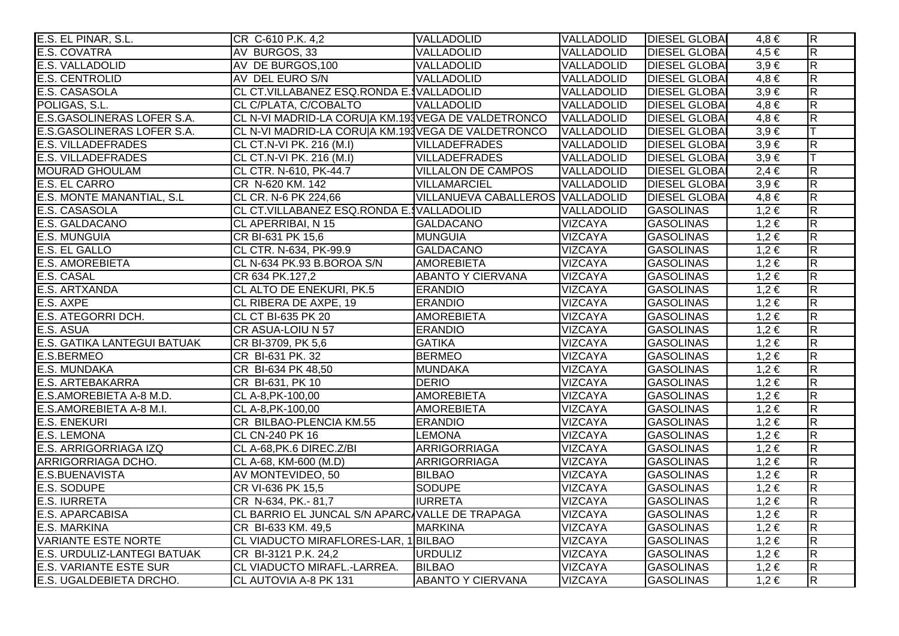| | | | | | | |
|---|---|---|---|---|---|---|
| E.S. EL PINAR, S.L. | CR C-610 P.K. 4,2 | VALLADOLID | VALLADOLID | DIESEL GLOBA | 4,8 € | R |
| E.S. COVATRA | AV BURGOS, 33 | VALLADOLID | VALLADOLID | DIESEL GLOBA | 4,5 € | R |
| E.S. VALLADOLID | AV DE BURGOS,100 | VALLADOLID | VALLADOLID | DIESEL GLOBA | 3,9 € | R |
| E.S. CENTROLID | AV DEL EURO S/N | VALLADOLID | VALLADOLID | DIESEL GLOBA | 4,8 € | R |
| E.S. CASASOLA | CL CT.VILLABANEZ ESQ.RONDA E.S | VALLADOLID | VALLADOLID | DIESEL GLOBA | 3,9 € | R |
| POLIGAS, S.L. | CL C/PLATA, C/COBALTO | VALLADOLID | VALLADOLID | DIESEL GLOBA | 4,8 € | R |
| E.S.GASOLINERAS LOFER S.A. | CL N-VI MADRID-LA CORU\|A KM.193 | VEGA DE VALDETRONCO | VALLADOLID | DIESEL GLOBA | 4,8 € | R |
| E.S.GASOLINERAS LOFER S.A. | CL N-VI MADRID-LA CORU\|A KM.193 | VEGA DE VALDETRONCO | VALLADOLID | DIESEL GLOBA | 3,9 € | T |
| E.S. VILLADEFRADES | CL CT.N-VI PK. 216 (M.I) | VILLADEFRADES | VALLADOLID | DIESEL GLOBA | 3,9 € | R |
| E.S. VILLADEFRADES | CL CT.N-VI PK. 216 (M.I) | VILLADEFRADES | VALLADOLID | DIESEL GLOBA | 3,9 € | T |
| MOURAD GHOULAM | CL CTR. N-610, PK-44.7 | VILLALON DE CAMPOS | VALLADOLID | DIESEL GLOBA | 2,4 € | R |
| E.S. EL CARRO | CR N-620 KM. 142 | VILLAMARCIEL | VALLADOLID | DIESEL GLOBA | 3,9 € | R |
| E.S. MONTE MANANTIAL, S.L | CL CR. N-6 PK 224,66 | VILLANUEVA CABALLEROS | VALLADOLID | DIESEL GLOBA | 4,8 € | R |
| E.S. CASASOLA | CL CT.VILLABANEZ ESQ.RONDA E.S | VALLADOLID | VALLADOLID | GASOLINAS | 1,2 € | R |
| E.S. GALDACANO | CL APERRIBAI, N 15 | GALDACANO | VIZCAYA | GASOLINAS | 1,2 € | R |
| E.S. MUNGUIA | CR BI-631 PK 15,6 | MUNGUIA | VIZCAYA | GASOLINAS | 1,2 € | R |
| E.S. EL GALLO | CL CTR. N-634, PK-99.9 | GALDACANO | VIZCAYA | GASOLINAS | 1,2 € | R |
| E.S. AMOREBIETA | CL N-634 PK.93 B.BOROA S/N | AMOREBIETA | VIZCAYA | GASOLINAS | 1,2 € | R |
| E.S. CASAL | CR 634 PK.127,2 | ABANTO Y CIERVANA | VIZCAYA | GASOLINAS | 1,2 € | R |
| E.S. ARTXANDA | CL ALTO DE ENEKURI, PK.5 | ERANDIO | VIZCAYA | GASOLINAS | 1,2 € | R |
| E.S. AXPE | CL RIBERA DE AXPE, 19 | ERANDIO | VIZCAYA | GASOLINAS | 1,2 € | R |
| E.S. ATEGORRI DCH. | CL CT BI-635 PK 20 | AMOREBIETA | VIZCAYA | GASOLINAS | 1,2 € | R |
| E.S. ASUA | CR ASUA-LOIU N 57 | ERANDIO | VIZCAYA | GASOLINAS | 1,2 € | R |
| E.S. GATIKA LANTEGUI BATUAK | CR BI-3709, PK 5,6 | GATIKA | VIZCAYA | GASOLINAS | 1,2 € | R |
| E.S.BERMEO | CR BI-631 PK. 32 | BERMEO | VIZCAYA | GASOLINAS | 1,2 € | R |
| E.S. MUNDAKA | CR BI-634 PK 48,50 | MUNDAKA | VIZCAYA | GASOLINAS | 1,2 € | R |
| E.S. ARTEBAKARRA | CR BI-631, PK 10 | DERIO | VIZCAYA | GASOLINAS | 1,2 € | R |
| E.S.AMOREBIETA A-8 M.D. | CL A-8,PK-100,00 | AMOREBIETA | VIZCAYA | GASOLINAS | 1,2 € | R |
| E.S.AMOREBIETA A-8 M.I. | CL A-8,PK-100,00 | AMOREBIETA | VIZCAYA | GASOLINAS | 1,2 € | R |
| E.S. ENEKURI | CR BILBAO-PLENCIA KM.55 | ERANDIO | VIZCAYA | GASOLINAS | 1,2 € | R |
| E.S. LEMONA | CL CN-240 PK 16 | LEMONA | VIZCAYA | GASOLINAS | 1,2 € | R |
| E.S. ARRIGORRIAGA IZQ | CL A-68,PK.6 DIREC.Z/BI | ARRIGORRIAGA | VIZCAYA | GASOLINAS | 1,2 € | R |
| ARRIGORRIAGA DCHO. | CL A-68, KM-600 (M.D) | ARRIGORRIAGA | VIZCAYA | GASOLINAS | 1,2 € | R |
| E.S.BUENAVISTA | AV MONTEVIDEO, 50 | BILBAO | VIZCAYA | GASOLINAS | 1,2 € | R |
| E.S. SODUPE | CR VI-636 PK 15,5 | SODUPE | VIZCAYA | GASOLINAS | 1,2 € | R |
| E.S. IURRETA | CR N-634, PK.- 81,7 | IURRETA | VIZCAYA | GASOLINAS | 1,2 € | R |
| E.S. APARCABISA | CL BARRIO EL JUNCAL S/N APARCA | VALLE DE TRAPAGA | VIZCAYA | GASOLINAS | 1,2 € | R |
| E.S. MARKINA | CR BI-633 KM. 49,5 | MARKINA | VIZCAYA | GASOLINAS | 1,2 € | R |
| VARIANTE ESTE NORTE | CL VIADUCTO MIRAFLORES-LAR, 1 | BILBAO | VIZCAYA | GASOLINAS | 1,2 € | R |
| E.S. URDULIZ-LANTEGI BATUAK | CR BI-3121 P.K. 24,2 | URDULIZ | VIZCAYA | GASOLINAS | 1,2 € | R |
| E.S. VARIANTE ESTE SUR | CL VIADUCTO MIRAFL.-LARREA. | BILBAO | VIZCAYA | GASOLINAS | 1,2 € | R |
| E.S. UGALDEBIETA DRCHO. | CL AUTOVIA A-8 PK 131 | ABANTO Y CIERVANA | VIZCAYA | GASOLINAS | 1,2 € | R |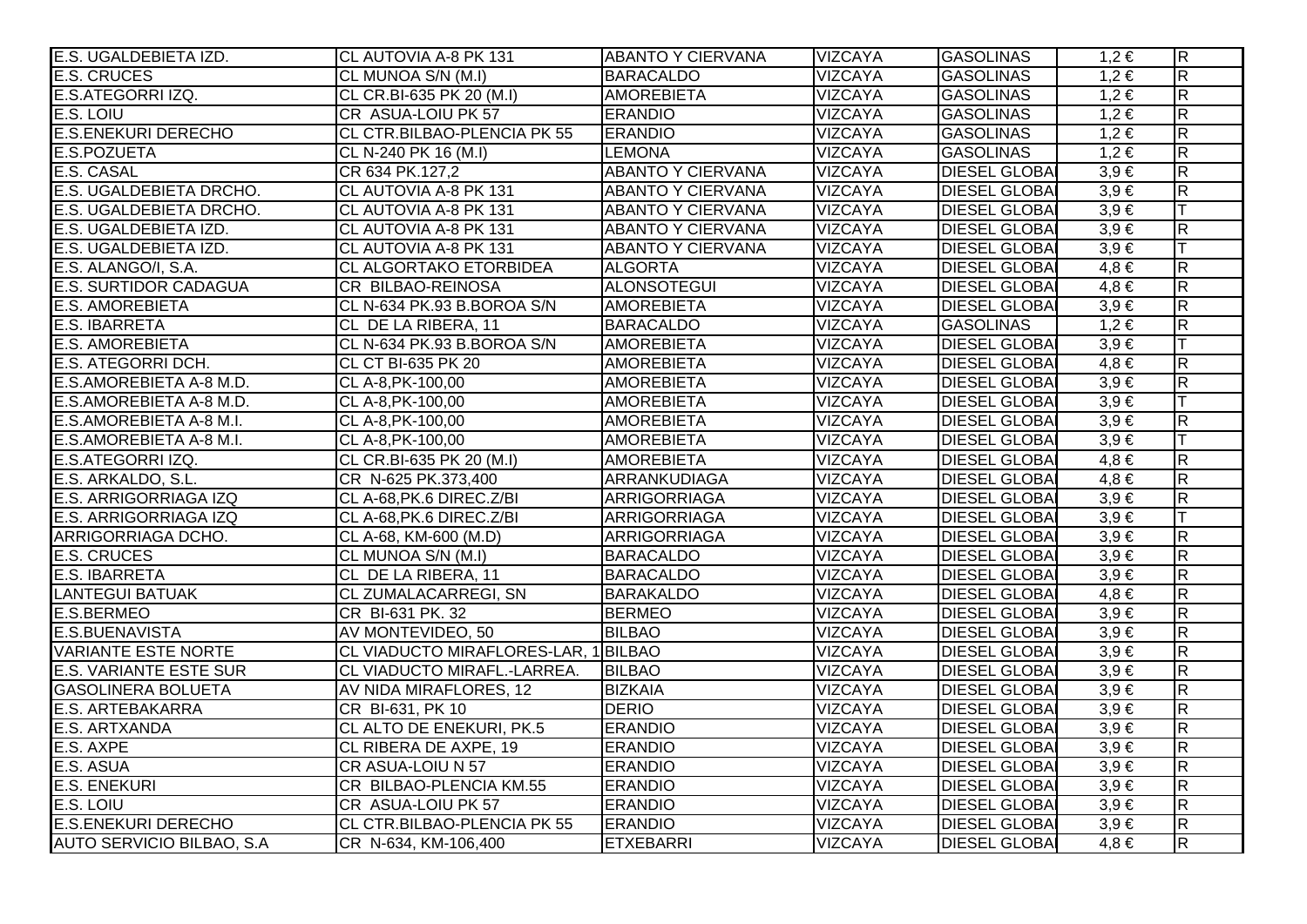| | | | | | | |
|---|---|---|---|---|---|---|
| E.S. UGALDEBIETA IZD. | CL AUTOVIA A-8 PK 131 | ABANTO Y CIERVANA | VIZCAYA | GASOLINAS | 1,2 € | R |
| E.S. CRUCES | CL MUNOA S/N (M.I) | BARACALDO | VIZCAYA | GASOLINAS | 1,2 € | R |
| E.S.ATEGORRI IZQ. | CL CR.BI-635 PK 20 (M.I) | AMOREBIETA | VIZCAYA | GASOLINAS | 1,2 € | R |
| E.S. LOIU | CR ASUA-LOIU PK 57 | ERANDIO | VIZCAYA | GASOLINAS | 1,2 € | R |
| E.S.ENEKURI DERECHO | CL CTR.BILBAO-PLENCIA PK 55 | ERANDIO | VIZCAYA | GASOLINAS | 1,2 € | R |
| E.S.POZUETA | CL N-240 PK 16 (M.I) | LEMONA | VIZCAYA | GASOLINAS | 1,2 € | R |
| E.S. CASAL | CR 634 PK.127,2 | ABANTO Y CIERVANA | VIZCAYA | DIESEL GLOBAL | 3,9 € | R |
| E.S. UGALDEBIETA DRCHO. | CL AUTOVIA A-8 PK 131 | ABANTO Y CIERVANA | VIZCAYA | DIESEL GLOBAL | 3,9 € | R |
| E.S. UGALDEBIETA DRCHO. | CL AUTOVIA A-8 PK 131 | ABANTO Y CIERVANA | VIZCAYA | DIESEL GLOBAL | 3,9 € | T |
| E.S. UGALDEBIETA IZD. | CL AUTOVIA A-8 PK 131 | ABANTO Y CIERVANA | VIZCAYA | DIESEL GLOBAL | 3,9 € | R |
| E.S. UGALDEBIETA IZD. | CL AUTOVIA A-8 PK 131 | ABANTO Y CIERVANA | VIZCAYA | DIESEL GLOBAL | 3,9 € | T |
| E.S. ALANGO/I, S.A. | CL ALGORTAKO ETORBIDEA | ALGORTA | VIZCAYA | DIESEL GLOBAL | 4,8 € | R |
| E.S. SURTIDOR CADAGUA | CR BILBAO-REINOSA | ALONSOTEGUI | VIZCAYA | DIESEL GLOBAL | 4,8 € | R |
| E.S. AMOREBIETA | CL N-634 PK.93 B.BOROA S/N | AMOREBIETA | VIZCAYA | DIESEL GLOBAL | 3,9 € | R |
| E.S. IBARRETA | CL DE LA RIBERA, 11 | BARACALDO | VIZCAYA | GASOLINAS | 1,2 € | R |
| E.S. AMOREBIETA | CL N-634 PK.93 B.BOROA S/N | AMOREBIETA | VIZCAYA | DIESEL GLOBAL | 3,9 € | T |
| E.S. ATEGORRI DCH. | CL CT BI-635 PK 20 | AMOREBIETA | VIZCAYA | DIESEL GLOBAL | 4,8 € | R |
| E.S.AMOREBIETA A-8 M.D. | CL A-8,PK-100,00 | AMOREBIETA | VIZCAYA | DIESEL GLOBAL | 3,9 € | R |
| E.S.AMOREBIETA A-8 M.D. | CL A-8,PK-100,00 | AMOREBIETA | VIZCAYA | DIESEL GLOBAL | 3,9 € | T |
| E.S.AMOREBIETA A-8 M.I. | CL A-8,PK-100,00 | AMOREBIETA | VIZCAYA | DIESEL GLOBAL | 3,9 € | R |
| E.S.AMOREBIETA A-8 M.I. | CL A-8,PK-100,00 | AMOREBIETA | VIZCAYA | DIESEL GLOBAL | 3,9 € | T |
| E.S.ATEGORRI IZQ. | CL CR.BI-635 PK 20 (M.I) | AMOREBIETA | VIZCAYA | DIESEL GLOBAL | 4,8 € | R |
| E.S. ARKALDO, S.L. | CR N-625 PK.373,400 | ARRANKUDIAGA | VIZCAYA | DIESEL GLOBAL | 4,8 € | R |
| E.S. ARRIGORRIAGA IZQ | CL A-68,PK.6 DIREC.Z/BI | ARRIGORRIAGA | VIZCAYA | DIESEL GLOBAL | 3,9 € | R |
| E.S. ARRIGORRIAGA IZQ | CL A-68,PK.6 DIREC.Z/BI | ARRIGORRIAGA | VIZCAYA | DIESEL GLOBAL | 3,9 € | T |
| ARRIGORRIAGA DCHO. | CL A-68, KM-600 (M.D) | ARRIGORRIAGA | VIZCAYA | DIESEL GLOBAL | 3,9 € | R |
| E.S. CRUCES | CL MUNOA S/N (M.I) | BARACALDO | VIZCAYA | DIESEL GLOBAL | 3,9 € | R |
| E.S. IBARRETA | CL DE LA RIBERA, 11 | BARACALDO | VIZCAYA | DIESEL GLOBAL | 3,9 € | R |
| LANTEGUI BATUAK | CL ZUMALACARREGI, SN | BARAKALDO | VIZCAYA | DIESEL GLOBAL | 4,8 € | R |
| E.S.BERMEO | CR BI-631 PK. 32 | BERMEO | VIZCAYA | DIESEL GLOBAL | 3,9 € | R |
| E.S.BUENAVISTA | AV MONTEVIDEO, 50 | BILBAO | VIZCAYA | DIESEL GLOBAL | 3,9 € | R |
| VARIANTE ESTE NORTE | CL VIADUCTO MIRAFLORES-LAR, 1 | BILBAO | VIZCAYA | DIESEL GLOBAL | 3,9 € | R |
| E.S. VARIANTE ESTE SUR | CL VIADUCTO MIRAFL.-LARREA. | BILBAO | VIZCAYA | DIESEL GLOBAL | 3,9 € | R |
| GASOLINERA BOLUETA | AV NIDA MIRAFLORES, 12 | BIZKAIA | VIZCAYA | DIESEL GLOBAL | 3,9 € | R |
| E.S. ARTEBAKARRA | CR BI-631, PK 10 | DERIO | VIZCAYA | DIESEL GLOBAL | 3,9 € | R |
| E.S. ARTXANDA | CL ALTO DE ENEKURI, PK.5 | ERANDIO | VIZCAYA | DIESEL GLOBAL | 3,9 € | R |
| E.S. AXPE | CL RIBERA DE AXPE, 19 | ERANDIO | VIZCAYA | DIESEL GLOBAL | 3,9 € | R |
| E.S. ASUA | CR ASUA-LOIU N 57 | ERANDIO | VIZCAYA | DIESEL GLOBAL | 3,9 € | R |
| E.S. ENEKURI | CR BILBAO-PLENCIA KM.55 | ERANDIO | VIZCAYA | DIESEL GLOBAL | 3,9 € | R |
| E.S. LOIU | CR ASUA-LOIU PK 57 | ERANDIO | VIZCAYA | DIESEL GLOBAL | 3,9 € | R |
| E.S.ENEKURI DERECHO | CL CTR.BILBAO-PLENCIA PK 55 | ERANDIO | VIZCAYA | DIESEL GLOBAL | 3,9 € | R |
| AUTO SERVICIO BILBAO, S.A | CR N-634, KM-106,400 | ETXEBARRI | VIZCAYA | DIESEL GLOBAL | 4,8 € | R |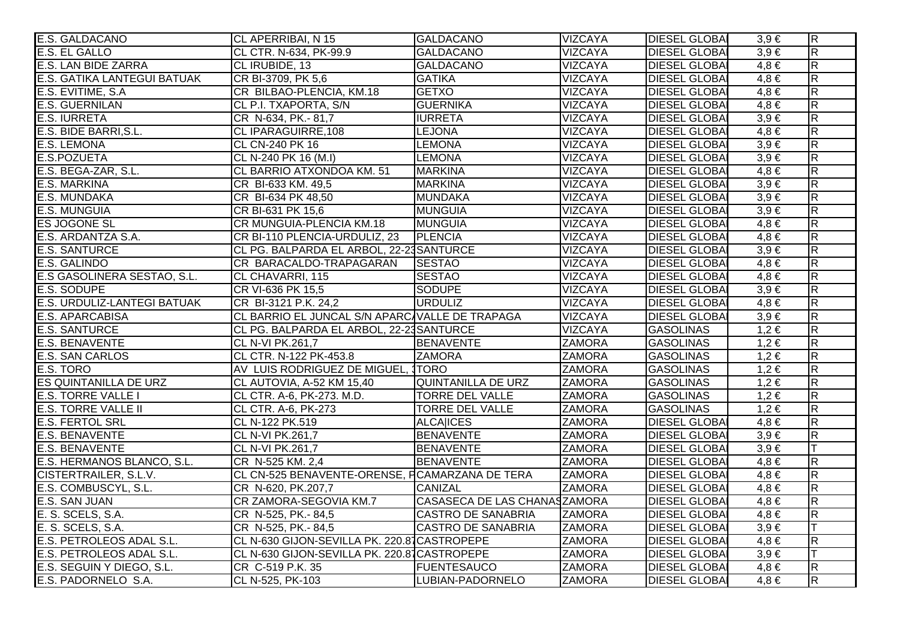| | | | | | | |
|---|---|---|---|---|---|---|
| E.S. GALDACANO | CL APERRIBAI, N 15 | GALDACANO | VIZCAYA | DIESEL GLOBAL | 3,9 € | R |
| E.S. EL GALLO | CL CTR. N-634, PK-99.9 | GALDACANO | VIZCAYA | DIESEL GLOBAL | 3,9 € | R |
| E.S. LAN BIDE ZARRA | CL IRUBIDE, 13 | GALDACANO | VIZCAYA | DIESEL GLOBAL | 4,8 € | R |
| E.S. GATIKA LANTEGUI BATUAK | CR BI-3709, PK 5,6 | GATIKA | VIZCAYA | DIESEL GLOBAL | 4,8 € | R |
| E.S. EVITIME, S.A | CR BILBAO-PLENCIA, KM.18 | GETXO | VIZCAYA | DIESEL GLOBAL | 4,8 € | R |
| E.S. GUERNILAN | CL P.I. TXAPORTA, S/N | GUERNIKA | VIZCAYA | DIESEL GLOBAL | 4,8 € | R |
| E.S. IURRETA | CR N-634, PK.- 81,7 | IURRETA | VIZCAYA | DIESEL GLOBAL | 3,9 € | R |
| E.S. BIDE BARRI,S.L. | CL IPARAGUIRRE,108 | LEJONA | VIZCAYA | DIESEL GLOBAL | 4,8 € | R |
| E.S. LEMONA | CL CN-240 PK 16 | LEMONA | VIZCAYA | DIESEL GLOBAL | 3,9 € | R |
| E.S.POZUETA | CL N-240 PK 16 (M.I) | LEMONA | VIZCAYA | DIESEL GLOBAL | 3,9 € | R |
| E.S. BEGA-ZAR, S.L. | CL BARRIO ATXONDOA KM. 51 | MARKINA | VIZCAYA | DIESEL GLOBAL | 4,8 € | R |
| E.S. MARKINA | CR BI-633 KM. 49,5 | MARKINA | VIZCAYA | DIESEL GLOBAL | 3,9 € | R |
| E.S. MUNDAKA | CR BI-634 PK 48,50 | MUNDAKA | VIZCAYA | DIESEL GLOBAL | 3,9 € | R |
| E.S. MUNGUIA | CR BI-631 PK 15,6 | MUNGUIA | VIZCAYA | DIESEL GLOBAL | 3,9 € | R |
| ES JOGONE SL | CR MUNGUIA-PLENCIA KM.18 | MUNGUIA | VIZCAYA | DIESEL GLOBAL | 4,8 € | R |
| E.S. ARDANTZA S.A. | CR BI-110 PLENCIA-URDULIZ, 23 | PLENCIA | VIZCAYA | DIESEL GLOBAL | 4,8 € | R |
| E.S. SANTURCE | CL PG. BALPARDA EL ARBOL, 22-23 | SANTURCE | VIZCAYA | DIESEL GLOBAL | 3,9 € | R |
| E.S. GALINDO | CR BARACALDO-TRAPAGARAN | SESTAO | VIZCAYA | DIESEL GLOBAL | 4,8 € | R |
| E.S GASOLINERA SESTAO, S.L. | CL CHAVARRI, 115 | SESTAO | VIZCAYA | DIESEL GLOBAL | 4,8 € | R |
| E.S. SODUPE | CR VI-636 PK 15,5 | SODUPE | VIZCAYA | DIESEL GLOBAL | 3,9 € | R |
| E.S. URDULIZ-LANTEGI BATUAK | CR BI-3121 P.K. 24,2 | URDULIZ | VIZCAYA | DIESEL GLOBAL | 4,8 € | R |
| E.S. APARCABISA | CL BARRIO EL JUNCAL S/N APARCA | VALLE DE TRAPAGA | VIZCAYA | DIESEL GLOBAL | 3,9 € | R |
| E.S. SANTURCE | CL PG. BALPARDA EL ARBOL, 22-23 | SANTURCE | VIZCAYA | GASOLINAS | 1,2 € | R |
| E.S. BENAVENTE | CL N-VI PK.261,7 | BENAVENTE | ZAMORA | GASOLINAS | 1,2 € | R |
| E.S. SAN CARLOS | CL CTR. N-122 PK-453.8 | ZAMORA | ZAMORA | GASOLINAS | 1,2 € | R |
| E.S. TORO | AV LUIS RODRIGUEZ DE MIGUEL, 1 | TORO | ZAMORA | GASOLINAS | 1,2 € | R |
| ES QUINTANILLA DE URZ | CL AUTOVIA, A-52 KM 15,40 | QUINTANILLA DE URZ | ZAMORA | GASOLINAS | 1,2 € | R |
| E.S. TORRE VALLE I | CL CTR. A-6, PK-273. M.D. | TORRE DEL VALLE | ZAMORA | GASOLINAS | 1,2 € | R |
| E.S. TORRE VALLE II | CL CTR. A-6, PK-273 | TORRE DEL VALLE | ZAMORA | GASOLINAS | 1,2 € | R |
| E.S. FERTOL SRL | CL N-122 PK.519 | ALCA\|ICES | ZAMORA | DIESEL GLOBAL | 4,8 € | R |
| E.S. BENAVENTE | CL N-VI PK.261,7 | BENAVENTE | ZAMORA | DIESEL GLOBAL | 3,9 € | R |
| E.S. BENAVENTE | CL N-VI PK.261,7 | BENAVENTE | ZAMORA | DIESEL GLOBAL | 3,9 € | T |
| E.S. HERMANOS BLANCO, S.L. | CR N-525 KM. 2,4 | BENAVENTE | ZAMORA | DIESEL GLOBAL | 4,8 € | R |
| CISTERTRAILER, S.L.V. | CL CN-525 BENAVENTE-ORENSE, P | CAMARZANA DE TERA | ZAMORA | DIESEL GLOBAL | 4,8 € | R |
| E.S. COMBUSCYL, S.L. | CR N-620, PK.207,7 | CANIZAL | ZAMORA | DIESEL GLOBAL | 4,8 € | R |
| E.S. SAN JUAN | CR ZAMORA-SEGOVIA KM.7 | CASASECA DE LAS CHANAS | ZAMORA | DIESEL GLOBAL | 4,8 € | R |
| E. S. SCELS, S.A. | CR N-525, PK.- 84,5 | CASTRO DE SANABRIA | ZAMORA | DIESEL GLOBAL | 4,8 € | R |
| E. S. SCELS, S.A. | CR N-525, PK.- 84,5 | CASTRO DE SANABRIA | ZAMORA | DIESEL GLOBAL | 3,9 € | T |
| E.S. PETROLEOS ADAL S.L. | CL N-630 GIJON-SEVILLA PK. 220.87 | CASTROPEPE | ZAMORA | DIESEL GLOBAL | 4,8 € | R |
| E.S. PETROLEOS ADAL S.L. | CL N-630 GIJON-SEVILLA PK. 220.87 | CASTROPEPE | ZAMORA | DIESEL GLOBAL | 3,9 € | T |
| E.S. SEGUIN Y DIEGO, S.L. | CR C-519 P.K. 35 | FUENTESAUCO | ZAMORA | DIESEL GLOBAL | 4,8 € | R |
| E.S. PADORNELO S.A. | CL N-525, PK-103 | LUBIAN-PADORNELO | ZAMORA | DIESEL GLOBAL | 4,8 € | R |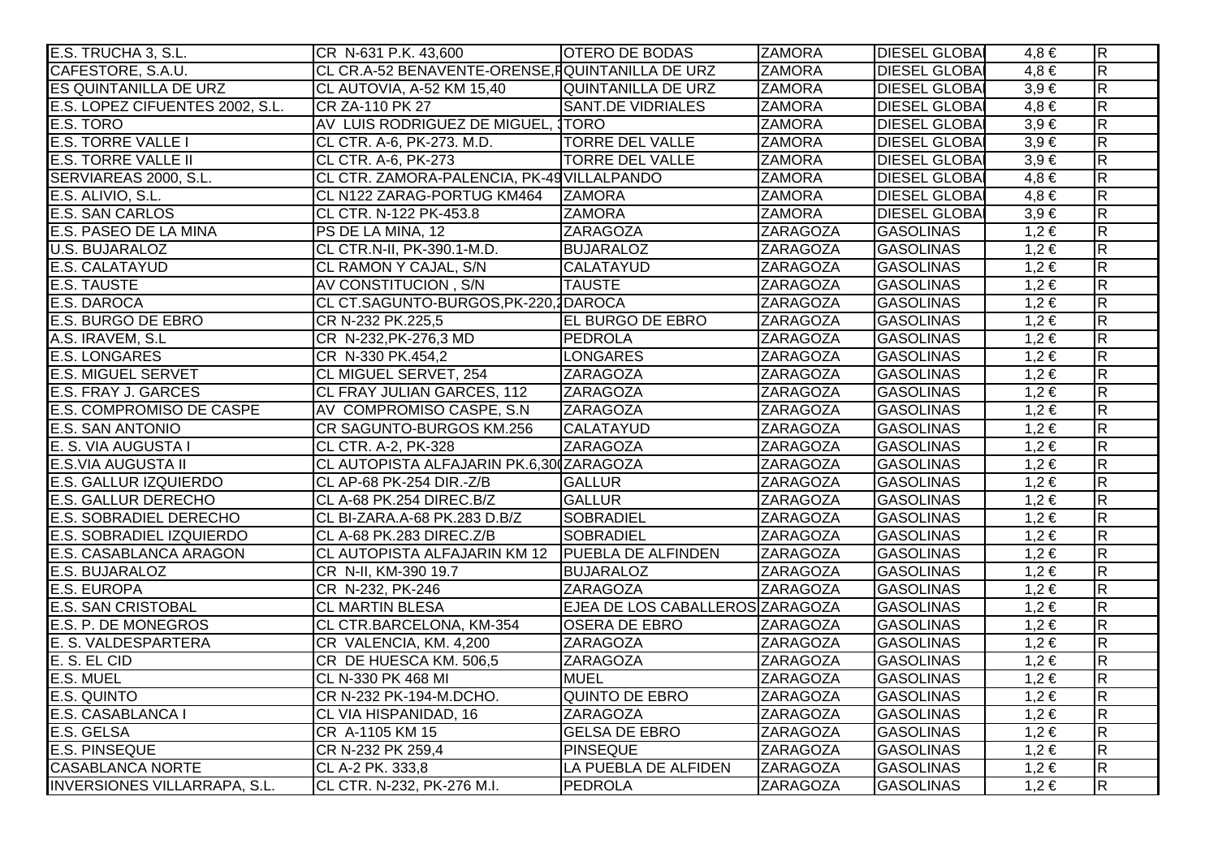| | | | | | | |
|---|---|---|---|---|---|---|
| E.S. TRUCHA 3, S.L. | CR N-631 P.K. 43,600 | OTERO DE BODAS | ZAMORA | DIESEL GLOBA | 4,8 € | R |
| CAFESTORE, S.A.U. | CL CR.A-52 BENAVENTE-ORENSE,F | QUINTANILLA DE URZ | ZAMORA | DIESEL GLOBA | 4,8 € | R |
| ES QUINTANILLA DE URZ | CL AUTOVIA, A-52 KM 15,40 | QUINTANILLA DE URZ | ZAMORA | DIESEL GLOBA | 3,9 € | R |
| E.S. LOPEZ CIFUENTES 2002, S.L. | CR ZA-110 PK 27 | SANT.DE VIDRIALES | ZAMORA | DIESEL GLOBA | 4,8 € | R |
| E.S. TORO | AV LUIS RODRIGUEZ DE MIGUEL, | TORO | ZAMORA | DIESEL GLOBA | 3,9 € | R |
| E.S. TORRE VALLE I | CL CTR. A-6, PK-273. M.D. | TORRE DEL VALLE | ZAMORA | DIESEL GLOBA | 3,9 € | R |
| E.S. TORRE VALLE II | CL CTR. A-6, PK-273 | TORRE DEL VALLE | ZAMORA | DIESEL GLOBA | 3,9 € | R |
| SERVIAREAS 2000, S.L. | CL CTR. ZAMORA-PALENCIA, PK-49 | VILLALPANDO | ZAMORA | DIESEL GLOBA | 4,8 € | R |
| E.S. ALIVIO, S.L. | CL N122 ZARAG-PORTUG KM464 | ZAMORA | ZAMORA | DIESEL GLOBA | 4,8 € | R |
| E.S. SAN CARLOS | CL CTR. N-122 PK-453.8 | ZAMORA | ZAMORA | DIESEL GLOBA | 3,9 € | R |
| E.S. PASEO DE LA MINA | PS DE LA MINA, 12 | ZARAGOZA | ZARAGOZA | GASOLINAS | 1,2 € | R |
| U.S. BUJARALOZ | CL CTR.N-II, PK-390.1-M.D. | BUJARALOZ | ZARAGOZA | GASOLINAS | 1,2 € | R |
| E.S. CALATAYUD | CL RAMON Y CAJAL, S/N | CALATAYUD | ZARAGOZA | GASOLINAS | 1,2 € | R |
| E.S. TAUSTE | AV CONSTITUCION , S/N | TAUSTE | ZARAGOZA | GASOLINAS | 1,2 € | R |
| E.S. DAROCA | CL CT.SAGUNTO-BURGOS,PK-220,2 | DAROCA | ZARAGOZA | GASOLINAS | 1,2 € | R |
| E.S. BURGO DE EBRO | CR N-232 PK.225,5 | EL BURGO DE EBRO | ZARAGOZA | GASOLINAS | 1,2 € | R |
| A.S. IRAVEM, S.L | CR N-232,PK-276,3 MD | PEDROLA | ZARAGOZA | GASOLINAS | 1,2 € | R |
| E.S. LONGARES | CR N-330 PK.454,2 | LONGARES | ZARAGOZA | GASOLINAS | 1,2 € | R |
| E.S. MIGUEL SERVET | CL MIGUEL SERVET, 254 | ZARAGOZA | ZARAGOZA | GASOLINAS | 1,2 € | R |
| E.S. FRAY J. GARCES | CL FRAY JULIAN GARCES, 112 | ZARAGOZA | ZARAGOZA | GASOLINAS | 1,2 € | R |
| E.S. COMPROMISO DE CASPE | AV COMPROMISO CASPE, S.N | ZARAGOZA | ZARAGOZA | GASOLINAS | 1,2 € | R |
| E.S. SAN ANTONIO | CR SAGUNTO-BURGOS KM.256 | CALATAYUD | ZARAGOZA | GASOLINAS | 1,2 € | R |
| E. S. VIA AUGUSTA I | CL CTR. A-2, PK-328 | ZARAGOZA | ZARAGOZA | GASOLINAS | 1,2 € | R |
| E.S.VIA AUGUSTA II | CL AUTOPISTA ALFAJARIN PK.6,30 | ZARAGOZA | ZARAGOZA | GASOLINAS | 1,2 € | R |
| E.S. GALLUR IZQUIERDO | CL AP-68 PK-254 DIR.-Z/B | GALLUR | ZARAGOZA | GASOLINAS | 1,2 € | R |
| E.S. GALLUR DERECHO | CL A-68 PK.254 DIREC.B/Z | GALLUR | ZARAGOZA | GASOLINAS | 1,2 € | R |
| E.S. SOBRADIEL DERECHO | CL BI-ZARA.A-68 PK.283 D.B/Z | SOBRADIEL | ZARAGOZA | GASOLINAS | 1,2 € | R |
| E.S. SOBRADIEL IZQUIERDO | CL A-68 PK.283 DIREC.Z/B | SOBRADIEL | ZARAGOZA | GASOLINAS | 1,2 € | R |
| E.S. CASABLANCA ARAGON | CL AUTOPISTA ALFAJARIN KM 12 | PUEBLA DE ALFINDEN | ZARAGOZA | GASOLINAS | 1,2 € | R |
| E.S. BUJARALOZ | CR N-II, KM-390 19.7 | BUJARALOZ | ZARAGOZA | GASOLINAS | 1,2 € | R |
| E.S. EUROPA | CR N-232, PK-246 | ZARAGOZA | ZARAGOZA | GASOLINAS | 1,2 € | R |
| E.S. SAN CRISTOBAL | CL MARTIN BLESA | EJEA DE LOS CABALLEROS | ZARAGOZA | GASOLINAS | 1,2 € | R |
| E.S. P. DE MONEGROS | CL CTR.BARCELONA, KM-354 | OSERA DE EBRO | ZARAGOZA | GASOLINAS | 1,2 € | R |
| E. S. VALDESPARTERA | CR VALENCIA, KM. 4,200 | ZARAGOZA | ZARAGOZA | GASOLINAS | 1,2 € | R |
| E. S. EL CID | CR DE HUESCA KM. 506,5 | ZARAGOZA | ZARAGOZA | GASOLINAS | 1,2 € | R |
| E.S. MUEL | CL N-330 PK 468 MI | MUEL | ZARAGOZA | GASOLINAS | 1,2 € | R |
| E.S. QUINTO | CR N-232 PK-194-M.DCHO. | QUINTO DE EBRO | ZARAGOZA | GASOLINAS | 1,2 € | R |
| E.S. CASABLANCA I | CL VIA HISPANIDAD, 16 | ZARAGOZA | ZARAGOZA | GASOLINAS | 1,2 € | R |
| E.S. GELSA | CR A-1105 KM 15 | GELSA DE EBRO | ZARAGOZA | GASOLINAS | 1,2 € | R |
| E.S. PINSEQUE | CR N-232 PK 259,4 | PINSEQUE | ZARAGOZA | GASOLINAS | 1,2 € | R |
| CASABLANCA NORTE | CL A-2 PK. 333,8 | LA PUEBLA DE ALFIDEN | ZARAGOZA | GASOLINAS | 1,2 € | R |
| INVERSIONES VILLARRAPA, S.L. | CL CTR. N-232, PK-276 M.I. | PEDROLA | ZARAGOZA | GASOLINAS | 1,2 € | R |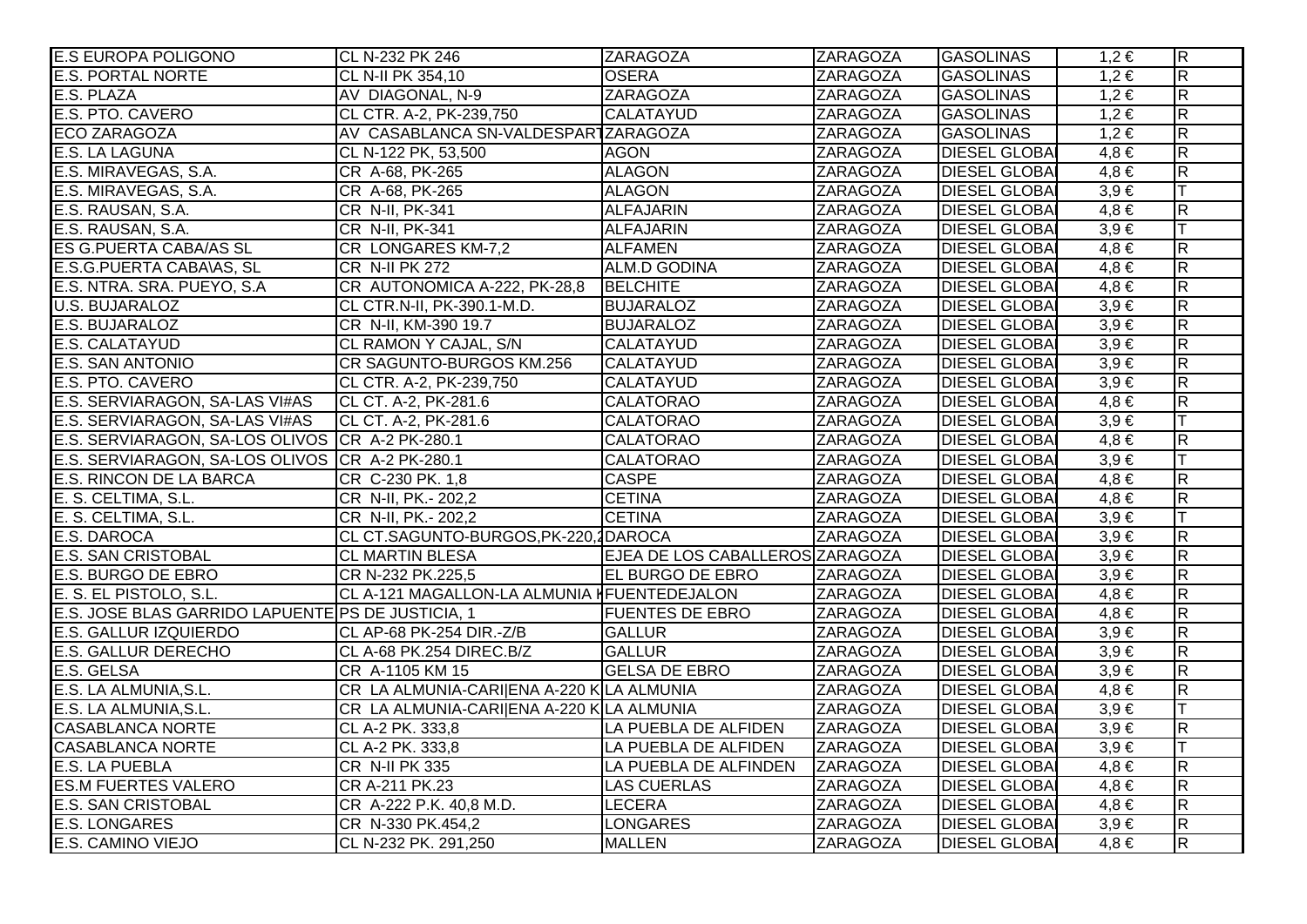| | | | | | | |
|---|---|---|---|---|---|---|
| E.S EUROPA POLIGONO | CL N-232 PK 246 | ZARAGOZA | ZARAGOZA | GASOLINAS | 1,2 € | R |
| E.S. PORTAL NORTE | CL N-II PK 354,10 | OSERA | ZARAGOZA | GASOLINAS | 1,2 € | R |
| E.S. PLAZA | AV DIAGONAL, N-9 | ZARAGOZA | ZARAGOZA | GASOLINAS | 1,2 € | R |
| E.S. PTO. CAVERO | CL CTR. A-2, PK-239,750 | CALATAYUD | ZARAGOZA | GASOLINAS | 1,2 € | R |
| ECO ZARAGOZA | AV CASABLANCA SN-VALDESPART | ZARAGOZA | ZARAGOZA | GASOLINAS | 1,2 € | R |
| E.S. LA LAGUNA | CL N-122 PK, 53,500 | AGON | ZARAGOZA | DIESEL GLOBA | 4,8 € | R |
| E.S. MIRAVEGAS, S.A. | CR A-68, PK-265 | ALAGON | ZARAGOZA | DIESEL GLOBA | 4,8 € | R |
| E.S. MIRAVEGAS, S.A. | CR A-68, PK-265 | ALAGON | ZARAGOZA | DIESEL GLOBA | 3,9 € | T |
| E.S. RAUSAN, S.A. | CR N-II, PK-341 | ALFAJARIN | ZARAGOZA | DIESEL GLOBA | 4,8 € | R |
| E.S. RAUSAN, S.A. | CR N-II, PK-341 | ALFAJARIN | ZARAGOZA | DIESEL GLOBA | 3,9 € | T |
| ES G.PUERTA CABA\AS SL | CR LONGARES KM-7,2 | ALFAMEN | ZARAGOZA | DIESEL GLOBA | 4,8 € | R |
| E.S.G.PUERTA CABA\AS, SL | CR N-II PK 272 | ALM.D GODINA | ZARAGOZA | DIESEL GLOBA | 4,8 € | R |
| E.S. NTRA. SRA. PUEYO, S.A | CR AUTONOMICA A-222, PK-28,8 | BELCHITE | ZARAGOZA | DIESEL GLOBA | 4,8 € | R |
| U.S. BUJARALOZ | CL CTR.N-II, PK-390.1-M.D. | BUJARALOZ | ZARAGOZA | DIESEL GLOBA | 3,9 € | R |
| E.S. BUJARALOZ | CR N-II, KM-390 19.7 | BUJARALOZ | ZARAGOZA | DIESEL GLOBA | 3,9 € | R |
| E.S. CALATAYUD | CL RAMON Y CAJAL, S/N | CALATAYUD | ZARAGOZA | DIESEL GLOBA | 3,9 € | R |
| E.S. SAN ANTONIO | CR SAGUNTO-BURGOS KM.256 | CALATAYUD | ZARAGOZA | DIESEL GLOBA | 3,9 € | R |
| E.S. PTO. CAVERO | CL CTR. A-2, PK-239,750 | CALATAYUD | ZARAGOZA | DIESEL GLOBA | 3,9 € | R |
| E.S. SERVIARAGON, SA-LAS VI#AS | CL CT. A-2, PK-281.6 | CALATORAO | ZARAGOZA | DIESEL GLOBA | 4,8 € | R |
| E.S. SERVIARAGON, SA-LAS VI#AS | CL CT. A-2, PK-281.6 | CALATORAO | ZARAGOZA | DIESEL GLOBA | 3,9 € | T |
| E.S. SERVIARAGON, SA-LOS OLIVOS | CR A-2 PK-280.1 | CALATORAO | ZARAGOZA | DIESEL GLOBA | 4,8 € | R |
| E.S. SERVIARAGON, SA-LOS OLIVOS | CR A-2 PK-280.1 | CALATORAO | ZARAGOZA | DIESEL GLOBA | 3,9 € | T |
| E.S. RINCON DE LA BARCA | CR C-230 PK. 1,8 | CASPE | ZARAGOZA | DIESEL GLOBA | 4,8 € | R |
| E. S. CELTIMA, S.L. | CR N-II, PK.- 202,2 | CETINA | ZARAGOZA | DIESEL GLOBA | 4,8 € | R |
| E. S. CELTIMA, S.L. | CR N-II, PK.- 202,2 | CETINA | ZARAGOZA | DIESEL GLOBA | 3,9 € | T |
| E.S. DAROCA | CL CT.SAGUNTO-BURGOS,PK-220,2 | DAROCA | ZARAGOZA | DIESEL GLOBA | 3,9 € | R |
| E.S. SAN CRISTOBAL | CL MARTIN BLESA | EJEA DE LOS CABALLEROS | ZARAGOZA | DIESEL GLOBA | 3,9 € | R |
| E.S. BURGO DE EBRO | CR N-232 PK.225,5 | EL BURGO DE EBRO | ZARAGOZA | DIESEL GLOBA | 3,9 € | R |
| E. S. EL PISTOLO, S.L. | CL A-121 MAGALLON-LA ALMUNIA K | FUENTEDEJALON | ZARAGOZA | DIESEL GLOBA | 4,8 € | R |
| E.S. JOSE BLAS GARRIDO LAPUENTE | PS DE JUSTICIA, 1 | FUENTES DE EBRO | ZARAGOZA | DIESEL GLOBA | 4,8 € | R |
| E.S. GALLUR IZQUIERDO | CL AP-68 PK-254 DIR.-Z/B | GALLUR | ZARAGOZA | DIESEL GLOBA | 3,9 € | R |
| E.S. GALLUR DERECHO | CL A-68 PK.254 DIREC.B/Z | GALLUR | ZARAGOZA | DIESEL GLOBA | 3,9 € | R |
| E.S. GELSA | CR A-1105 KM 15 | GELSA DE EBRO | ZARAGOZA | DIESEL GLOBA | 3,9 € | R |
| E.S. LA ALMUNIA,S.L. | CR LA ALMUNIA-CARI\|ENA A-220 K | LA ALMUNIA | ZARAGOZA | DIESEL GLOBA | 4,8 € | R |
| E.S. LA ALMUNIA,S.L. | CR LA ALMUNIA-CARI\|ENA A-220 K | LA ALMUNIA | ZARAGOZA | DIESEL GLOBA | 3,9 € | T |
| CASABLANCA NORTE | CL A-2 PK. 333,8 | LA PUEBLA DE ALFIDEN | ZARAGOZA | DIESEL GLOBA | 3,9 € | R |
| CASABLANCA NORTE | CL A-2 PK. 333,8 | LA PUEBLA DE ALFIDEN | ZARAGOZA | DIESEL GLOBA | 3,9 € | T |
| E.S. LA PUEBLA | CR N-II PK 335 | LA PUEBLA DE ALFINDEN | ZARAGOZA | DIESEL GLOBA | 4,8 € | R |
| ES.M FUERTES VALERO | CR A-211 PK.23 | LAS CUERLAS | ZARAGOZA | DIESEL GLOBA | 4,8 € | R |
| E.S. SAN CRISTOBAL | CR A-222 P.K. 40,8 M.D. | LECERA | ZARAGOZA | DIESEL GLOBA | 4,8 € | R |
| E.S. LONGARES | CR N-330 PK.454,2 | LONGARES | ZARAGOZA | DIESEL GLOBA | 3,9 € | R |
| E.S. CAMINO VIEJO | CL N-232 PK. 291,250 | MALLEN | ZARAGOZA | DIESEL GLOBA | 4,8 € | R |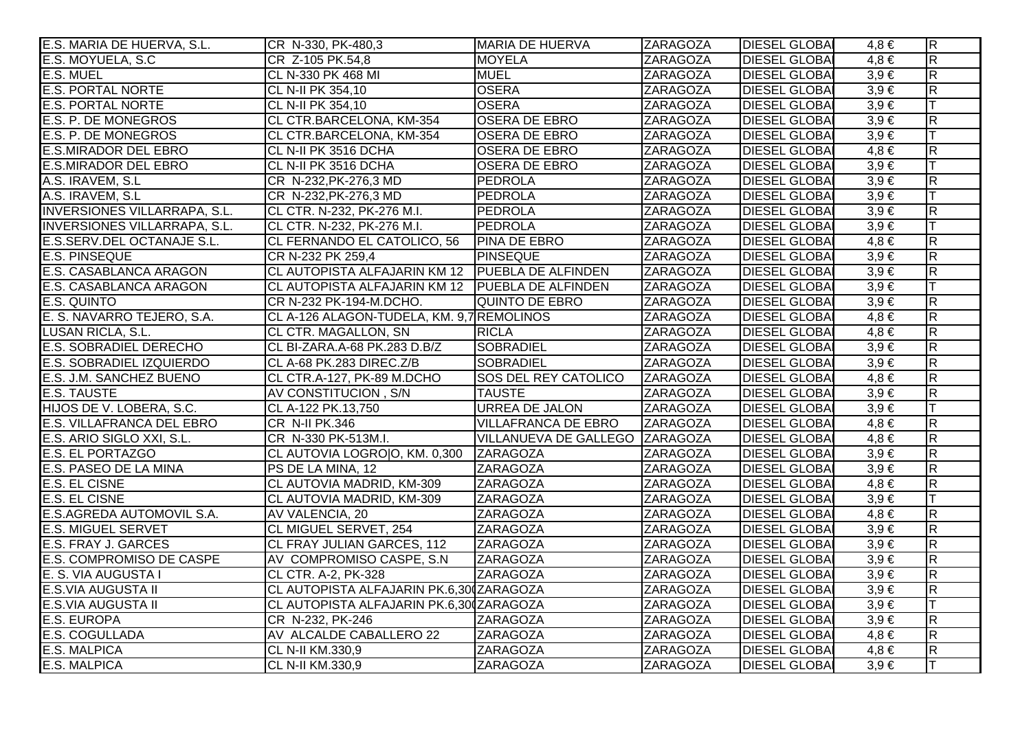| | | | | | | |
|---|---|---|---|---|---|---|
| E.S. MARIA DE HUERVA, S.L. | CR N-330, PK-480,3 | MARIA DE HUERVA | ZARAGOZA | DIESEL GLOBA | 4,8 € | R |
| E.S. MOYUELA, S.C | CR Z-105 PK.54,8 | MOYELA | ZARAGOZA | DIESEL GLOBA | 4,8 € | R |
| E.S. MUEL | CL N-330 PK 468 MI | MUEL | ZARAGOZA | DIESEL GLOBA | 3,9 € | R |
| E.S. PORTAL NORTE | CL N-II PK 354,10 | OSERA | ZARAGOZA | DIESEL GLOBA | 3,9 € | R |
| E.S. PORTAL NORTE | CL N-II PK 354,10 | OSERA | ZARAGOZA | DIESEL GLOBA | 3,9 € | T |
| E.S. P. DE MONEGROS | CL CTR.BARCELONA, KM-354 | OSERA DE EBRO | ZARAGOZA | DIESEL GLOBA | 3,9 € | R |
| E.S. P. DE MONEGROS | CL CTR.BARCELONA, KM-354 | OSERA DE EBRO | ZARAGOZA | DIESEL GLOBA | 3,9 € | T |
| E.S.MIRADOR DEL EBRO | CL N-II PK 3516 DCHA | OSERA DE EBRO | ZARAGOZA | DIESEL GLOBA | 4,8 € | R |
| E.S.MIRADOR DEL EBRO | CL N-II PK 3516 DCHA | OSERA DE EBRO | ZARAGOZA | DIESEL GLOBA | 3,9 € | T |
| A.S. IRAVEM, S.L | CR N-232,PK-276,3 MD | PEDROLA | ZARAGOZA | DIESEL GLOBA | 3,9 € | R |
| A.S. IRAVEM, S.L | CR N-232,PK-276,3 MD | PEDROLA | ZARAGOZA | DIESEL GLOBA | 3,9 € | T |
| INVERSIONES VILLARRAPA, S.L. | CL CTR. N-232, PK-276 M.I. | PEDROLA | ZARAGOZA | DIESEL GLOBA | 3,9 € | R |
| INVERSIONES VILLARRAPA, S.L. | CL CTR. N-232, PK-276 M.I. | PEDROLA | ZARAGOZA | DIESEL GLOBA | 3,9 € | T |
| E.S.SERV.DEL OCTANAJE S.L. | CL FERNANDO EL CATOLICO, 56 | PINA DE EBRO | ZARAGOZA | DIESEL GLOBA | 4,8 € | R |
| E.S. PINSEQUE | CR N-232 PK 259,4 | PINSEQUE | ZARAGOZA | DIESEL GLOBA | 3,9 € | R |
| E.S. CASABLANCA ARAGON | CL AUTOPISTA ALFAJARIN KM 12 | PUEBLA DE ALFINDEN | ZARAGOZA | DIESEL GLOBA | 3,9 € | R |
| E.S. CASABLANCA ARAGON | CL AUTOPISTA ALFAJARIN KM 12 | PUEBLA DE ALFINDEN | ZARAGOZA | DIESEL GLOBA | 3,9 € | T |
| E.S. QUINTO | CR N-232 PK-194-M.DCHO. | QUINTO DE EBRO | ZARAGOZA | DIESEL GLOBA | 3,9 € | R |
| E. S. NAVARRO TEJERO, S.A. | CL A-126 ALAGON-TUDELA, KM. 9,7 | REMOLINOS | ZARAGOZA | DIESEL GLOBA | 4,8 € | R |
| LUSAN RICLA, S.L. | CL CTR. MAGALLON, SN | RICLA | ZARAGOZA | DIESEL GLOBA | 4,8 € | R |
| E.S. SOBRADIEL DERECHO | CL BI-ZARA.A-68 PK.283 D.B/Z | SOBRADIEL | ZARAGOZA | DIESEL GLOBA | 3,9 € | R |
| E.S. SOBRADIEL IZQUIERDO | CL A-68 PK.283 DIREC.Z/B | SOBRADIEL | ZARAGOZA | DIESEL GLOBA | 3,9 € | R |
| E.S. J.M. SANCHEZ BUENO | CL CTR.A-127, PK-89 M.DCHO | SOS DEL REY CATOLICO | ZARAGOZA | DIESEL GLOBA | 4,8 € | R |
| E.S. TAUSTE | AV CONSTITUCION , S/N | TAUSTE | ZARAGOZA | DIESEL GLOBA | 3,9 € | R |
| HIJOS DE V. LOBERA, S.C. | CL A-122 PK.13,750 | URREA DE JALON | ZARAGOZA | DIESEL GLOBA | 3,9 € | T |
| E.S. VILLAFRANCA DEL EBRO | CR N-II PK.346 | VILLAFRANCA DE EBRO | ZARAGOZA | DIESEL GLOBA | 4,8 € | R |
| E.S. ARIO SIGLO XXI, S.L. | CR N-330 PK-513M.I. | VILLANUEVA DE GALLEGO | ZARAGOZA | DIESEL GLOBA | 4,8 € | R |
| E.S. EL PORTAZGO | CL AUTOVIA LOGRO\|O, KM. 0,300 | ZARAGOZA | ZARAGOZA | DIESEL GLOBA | 3,9 € | R |
| E.S. PASEO DE LA MINA | PS DE LA MINA, 12 | ZARAGOZA | ZARAGOZA | DIESEL GLOBA | 3,9 € | R |
| E.S. EL CISNE | CL AUTOVIA MADRID, KM-309 | ZARAGOZA | ZARAGOZA | DIESEL GLOBA | 4,8 € | R |
| E.S. EL CISNE | CL AUTOVIA MADRID, KM-309 | ZARAGOZA | ZARAGOZA | DIESEL GLOBA | 3,9 € | T |
| E.S.AGREDA AUTOMOVIL S.A. | AV VALENCIA, 20 | ZARAGOZA | ZARAGOZA | DIESEL GLOBA | 4,8 € | R |
| E.S. MIGUEL SERVET | CL MIGUEL SERVET, 254 | ZARAGOZA | ZARAGOZA | DIESEL GLOBA | 3,9 € | R |
| E.S. FRAY J. GARCES | CL FRAY JULIAN GARCES, 112 | ZARAGOZA | ZARAGOZA | DIESEL GLOBA | 3,9 € | R |
| E.S. COMPROMISO DE CASPE | AV COMPROMISO CASPE, S.N | ZARAGOZA | ZARAGOZA | DIESEL GLOBA | 3,9 € | R |
| E. S. VIA AUGUSTA I | CL CTR. A-2, PK-328 | ZARAGOZA | ZARAGOZA | DIESEL GLOBA | 3,9 € | R |
| E.S.VIA AUGUSTA II | CL AUTOPISTA ALFAJARIN PK.6,30 | ZARAGOZA | ZARAGOZA | DIESEL GLOBA | 3,9 € | R |
| E.S.VIA AUGUSTA II | CL AUTOPISTA ALFAJARIN PK.6,30 | ZARAGOZA | ZARAGOZA | DIESEL GLOBA | 3,9 € | T |
| E.S. EUROPA | CR N-232, PK-246 | ZARAGOZA | ZARAGOZA | DIESEL GLOBA | 3,9 € | R |
| E.S. COGULLADA | AV ALCALDE CABALLERO 22 | ZARAGOZA | ZARAGOZA | DIESEL GLOBA | 4,8 € | R |
| E.S. MALPICA | CL N-II KM.330,9 | ZARAGOZA | ZARAGOZA | DIESEL GLOBA | 4,8 € | R |
| E.S. MALPICA | CL N-II KM.330,9 | ZARAGOZA | ZARAGOZA | DIESEL GLOBA | 3,9 € | T |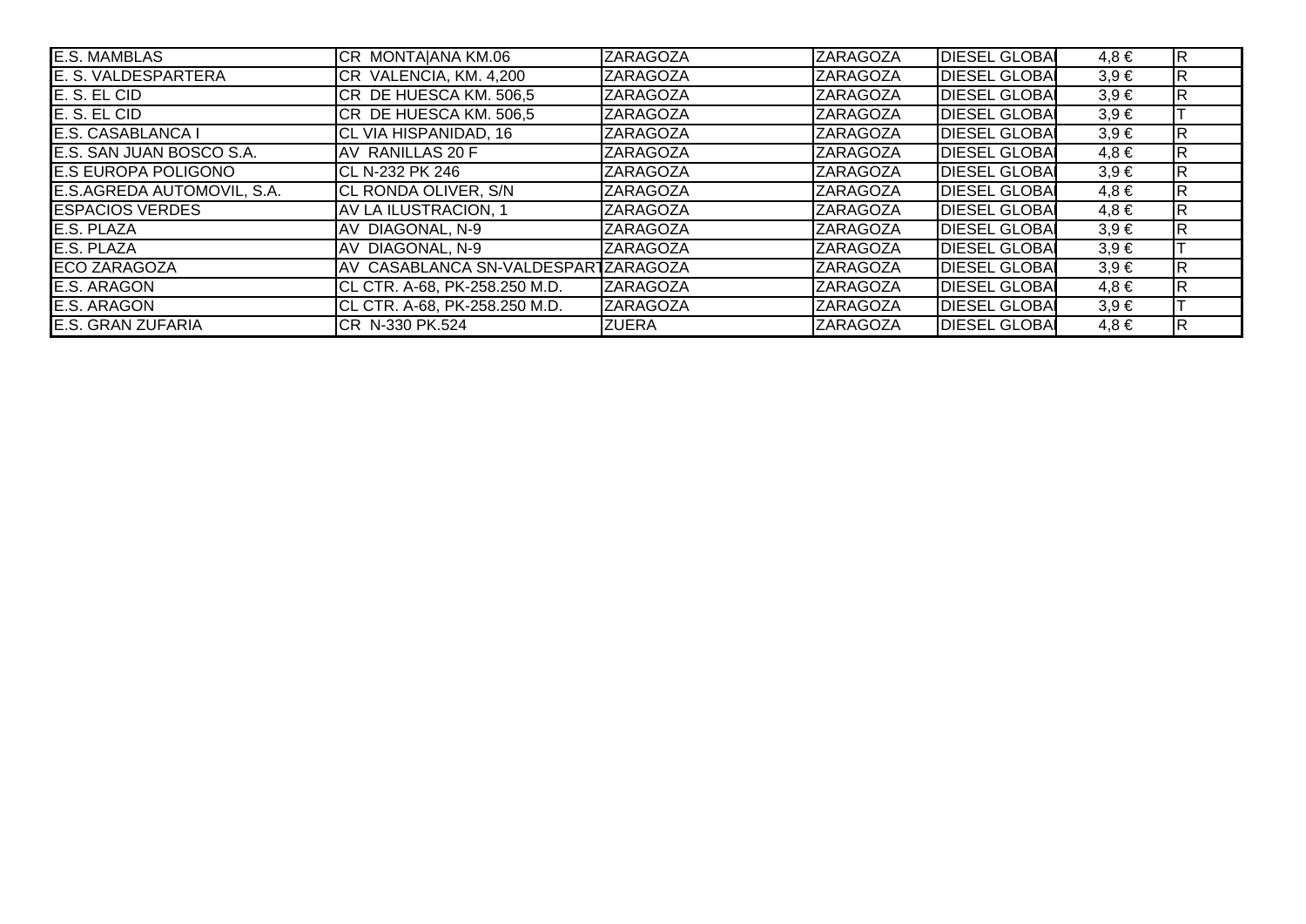| | | | | | | |
|---|---|---|---|---|---|---|
| E.S. MAMBLAS | CR MONTA\|ANA KM.06 | ZARAGOZA | ZARAGOZA | DIESEL GLOBAL | 4,8 € | R |
| E. S. VALDESPARTERA | CR VALENCIA, KM. 4,200 | ZARAGOZA | ZARAGOZA | DIESEL GLOBAL | 3,9 € | R |
| E. S. EL CID | CR DE HUESCA KM. 506,5 | ZARAGOZA | ZARAGOZA | DIESEL GLOBAL | 3,9 € | R |
| E. S. EL CID | CR DE HUESCA KM. 506,5 | ZARAGOZA | ZARAGOZA | DIESEL GLOBAL | 3,9 € | T |
| E.S. CASABLANCA I | CL VIA HISPANIDAD, 16 | ZARAGOZA | ZARAGOZA | DIESEL GLOBAL | 3,9 € | R |
| E.S. SAN JUAN BOSCO S.A. | AV RANILLAS 20 F | ZARAGOZA | ZARAGOZA | DIESEL GLOBAL | 4,8 € | R |
| E.S EUROPA POLIGONO | CL N-232 PK 246 | ZARAGOZA | ZARAGOZA | DIESEL GLOBAL | 3,9 € | R |
| E.S.AGREDA AUTOMOVIL, S.A. | CL RONDA OLIVER, S/N | ZARAGOZA | ZARAGOZA | DIESEL GLOBAL | 4,8 € | R |
| ESPACIOS VERDES | AV LA ILUSTRACION, 1 | ZARAGOZA | ZARAGOZA | DIESEL GLOBAL | 4,8 € | R |
| E.S. PLAZA | AV DIAGONAL, N-9 | ZARAGOZA | ZARAGOZA | DIESEL GLOBAL | 3,9 € | R |
| E.S. PLAZA | AV DIAGONAL, N-9 | ZARAGOZA | ZARAGOZA | DIESEL GLOBAL | 3,9 € | T |
| ECO ZARAGOZA | AV CASABLANCA SN-VALDESPART | ZARAGOZA | ZARAGOZA | DIESEL GLOBAL | 3,9 € | R |
| E.S. ARAGON | CL CTR. A-68, PK-258.250 M.D. | ZARAGOZA | ZARAGOZA | DIESEL GLOBAL | 4,8 € | R |
| E.S. ARAGON | CL CTR. A-68, PK-258.250 M.D. | ZARAGOZA | ZARAGOZA | DIESEL GLOBAL | 3,9 € | T |
| E.S. GRAN ZUFARIA | CR N-330 PK.524 | ZUERA | ZARAGOZA | DIESEL GLOBAL | 4,8 € | R |